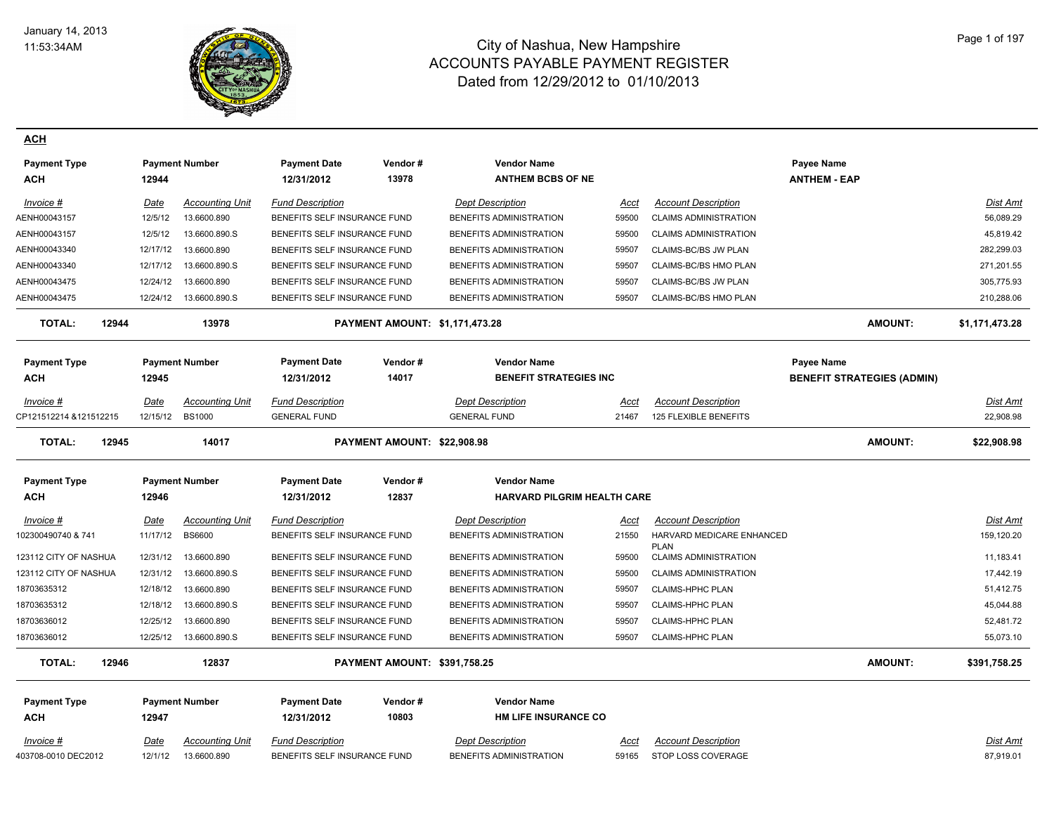# City of Nashua, New Hampshire
## ACCOUNTS PAYABLE PAYMENT REGISTER
### Dated from 12/29/2012 to 01/10/2013

January 14, 2013
11:53:34AM

**ACH**

| Payment Type | Payment Number | Payment Date | Vendor # | Vendor Name | Payee Name |
|---|---|---|---|---|---|
| **ACH** | **12944** | **12/31/2012** | **13978** | **ANTHEM BCBS OF NE** | **ANTHEM - EAP** |

| Invoice # | Date | Accounting Unit | Fund Description | Dept Description | Acct | Account Description | Dist Amt |
|---|---|---|---|---|---|---|---|
| AENH00043157 | 12/5/12 | 13.6600.890 | BENEFITS SELF INSURANCE FUND | BENEFITS ADMINISTRATION | 59500 | CLAIMS ADMINISTRATION | 56,089.29 |
| AENH00043157 | 12/5/12 | 13.6600.890.S | BENEFITS SELF INSURANCE FUND | BENEFITS ADMINISTRATION | 59500 | CLAIMS ADMINISTRATION | 45,819.42 |
| AENH00043340 | 12/17/12 | 13.6600.890 | BENEFITS SELF INSURANCE FUND | BENEFITS ADMINISTRATION | 59507 | CLAIMS-BC/BS JW PLAN | 282,299.03 |
| AENH00043340 | 12/17/12 | 13.6600.890.S | BENEFITS SELF INSURANCE FUND | BENEFITS ADMINISTRATION | 59507 | CLAIMS-BC/BS HMO PLAN | 271,201.55 |
| AENH00043475 | 12/24/12 | 13.6600.890 | BENEFITS SELF INSURANCE FUND | BENEFITS ADMINISTRATION | 59507 | CLAIMS-BC/BS JW PLAN | 305,775.93 |
| AENH00043475 | 12/24/12 | 13.6600.890.S | BENEFITS SELF INSURANCE FUND | BENEFITS ADMINISTRATION | 59507 | CLAIMS-BC/BS HMO PLAN | 210,288.06 |

**TOTAL: 12944 13978 PAYMENT AMOUNT: $1,171,473.28 AMOUNT: $1,171,473.28**

| Payment Type | Payment Number | Payment Date | Vendor # | Vendor Name | Payee Name |
|---|---|---|---|---|---|
| **ACH** | **12945** | **12/31/2012** | **14017** | **BENEFIT STRATEGIES INC** | **BENEFIT STRATEGIES (ADMIN)** |

| Invoice # | Date | Accounting Unit | Fund Description | Dept Description | Acct | Account Description | Dist Amt |
|---|---|---|---|---|---|---|---|
| CP121512214 &121512215 | 12/15/12 | BS1000 | GENERAL FUND | GENERAL FUND | 21467 | 125 FLEXIBLE BENEFITS | 22,908.98 |

**TOTAL: 12945 14017 PAYMENT AMOUNT: $22,908.98 AMOUNT: $22,908.98**

| Payment Type | Payment Number | Payment Date | Vendor # | Vendor Name |
|---|---|---|---|---|
| **ACH** | **12946** | **12/31/2012** | **12837** | **HARVARD PILGRIM HEALTH CARE** |

| Invoice # | Date | Accounting Unit | Fund Description | Dept Description | Acct | Account Description | Dist Amt |
|---|---|---|---|---|---|---|---|
| 102300490740 & 741 | 11/17/12 | BS6600 | BENEFITS SELF INSURANCE FUND | BENEFITS ADMINISTRATION | 21550 | HARVARD MEDICARE ENHANCED PLAN | 159,120.20 |
| 123112 CITY OF NASHUA | 12/31/12 | 13.6600.890 | BENEFITS SELF INSURANCE FUND | BENEFITS ADMINISTRATION | 59500 | CLAIMS ADMINISTRATION | 11,183.41 |
| 123112 CITY OF NASHUA | 12/31/12 | 13.6600.890.S | BENEFITS SELF INSURANCE FUND | BENEFITS ADMINISTRATION | 59500 | CLAIMS ADMINISTRATION | 17,442.19 |
| 18703635312 | 12/18/12 | 13.6600.890 | BENEFITS SELF INSURANCE FUND | BENEFITS ADMINISTRATION | 59507 | CLAIMS-HPHC PLAN | 51,412.75 |
| 18703635312 | 12/18/12 | 13.6600.890.S | BENEFITS SELF INSURANCE FUND | BENEFITS ADMINISTRATION | 59507 | CLAIMS-HPHC PLAN | 45,044.88 |
| 18703636012 | 12/25/12 | 13.6600.890 | BENEFITS SELF INSURANCE FUND | BENEFITS ADMINISTRATION | 59507 | CLAIMS-HPHC PLAN | 52,481.72 |
| 18703636012 | 12/25/12 | 13.6600.890.S | BENEFITS SELF INSURANCE FUND | BENEFITS ADMINISTRATION | 59507 | CLAIMS-HPHC PLAN | 55,073.10 |

**TOTAL: 12946 12837 PAYMENT AMOUNT: $391,758.25 AMOUNT: $391,758.25**

| Payment Type | Payment Number | Payment Date | Vendor # | Vendor Name |
|---|---|---|---|---|
| **ACH** | **12947** | **12/31/2012** | **10803** | **HM LIFE INSURANCE CO** |

| Invoice # | Date | Accounting Unit | Fund Description | Dept Description | Acct | Account Description | Dist Amt |
|---|---|---|---|---|---|---|---|
| 403708-0010 DEC2012 | 12/1/12 | 13.6600.890 | BENEFITS SELF INSURANCE FUND | BENEFITS ADMINISTRATION | 59165 | STOP LOSS COVERAGE | 87,919.01 |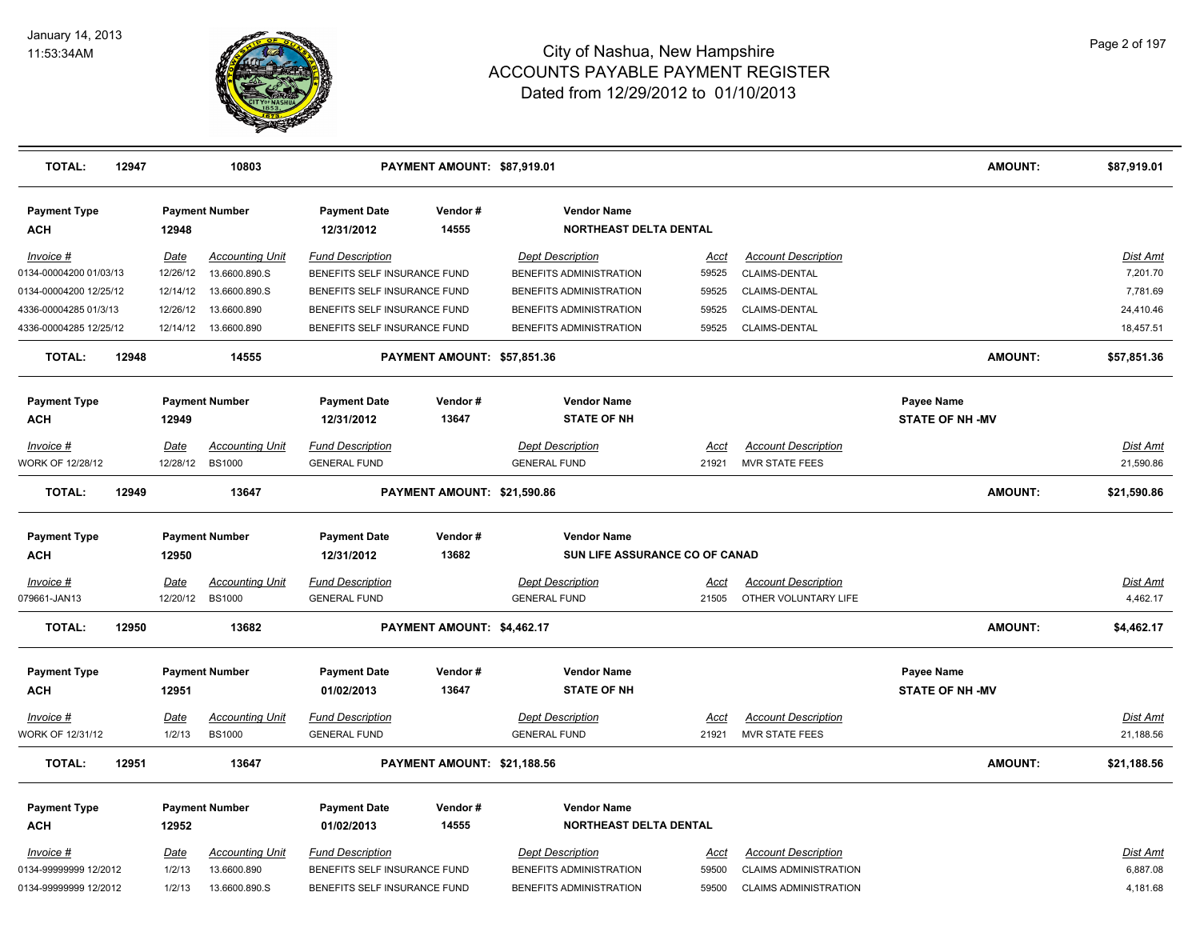| TOTAL: | 12947 | 10803 | PAYMENT AMOUNT: $87,919.01 | | | | AMOUNT: | $87,919.01 |
|---|---|---|---|---|---|---|---|---|

**Payment Type:** ACH | **Payment Number:** 12948 | **Payment Date:** 12/31/2012 | **Vendor #:** 14555 | **Vendor Name:** NORTHEAST DELTA DENTAL

| Invoice # | Date | Accounting Unit | Fund Description | Dept Description | Acct | Account Description | Dist Amt |
|---|---|---|---|---|---|---|---|
| 0134-00004200 01/03/13 | 12/26/12 | 13.6600.890.S | BENEFITS SELF INSURANCE FUND | BENEFITS ADMINISTRATION | 59525 | CLAIMS-DENTAL | 7,201.70 |
| 0134-00004200 12/25/12 | 12/14/12 | 13.6600.890.S | BENEFITS SELF INSURANCE FUND | BENEFITS ADMINISTRATION | 59525 | CLAIMS-DENTAL | 7,781.69 |
| 4336-00004285 01/3/13 | 12/26/12 | 13.6600.890 | BENEFITS SELF INSURANCE FUND | BENEFITS ADMINISTRATION | 59525 | CLAIMS-DENTAL | 24,410.46 |
| 4336-00004285 12/25/12 | 12/14/12 | 13.6600.890 | BENEFITS SELF INSURANCE FUND | BENEFITS ADMINISTRATION | 59525 | CLAIMS-DENTAL | 18,457.51 |

| TOTAL: | 12948 | 14555 | PAYMENT AMOUNT: $57,851.36 | AMOUNT: | $57,851.36 |
|---|---|---|---|---|---|

**Payment Type:** ACH | **Payment Number:** 12949 | **Payment Date:** 12/31/2012 | **Vendor #:** 13647 | **Vendor Name:** STATE OF NH | **Payee Name:** STATE OF NH -MV

| Invoice # | Date | Accounting Unit | Fund Description | Dept Description | Acct | Account Description | Dist Amt |
|---|---|---|---|---|---|---|---|
| WORK OF 12/28/12 | 12/28/12 | BS1000 | GENERAL FUND | GENERAL FUND | 21921 | MVR STATE FEES | 21,590.86 |

| TOTAL: | 12949 | 13647 | PAYMENT AMOUNT: $21,590.86 | AMOUNT: | $21,590.86 |
|---|---|---|---|---|---|

**Payment Type:** ACH | **Payment Number:** 12950 | **Payment Date:** 12/31/2012 | **Vendor #:** 13682 | **Vendor Name:** SUN LIFE ASSURANCE CO OF CANAD

| Invoice # | Date | Accounting Unit | Fund Description | Dept Description | Acct | Account Description | Dist Amt |
|---|---|---|---|---|---|---|---|
| 079661-JAN13 | 12/20/12 | BS1000 | GENERAL FUND | GENERAL FUND | 21505 | OTHER VOLUNTARY LIFE | 4,462.17 |

| TOTAL: | 12950 | 13682 | PAYMENT AMOUNT: $4,462.17 | AMOUNT: | $4,462.17 |
|---|---|---|---|---|---|

**Payment Type:** ACH | **Payment Number:** 12951 | **Payment Date:** 01/02/2013 | **Vendor #:** 13647 | **Vendor Name:** STATE OF NH | **Payee Name:** STATE OF NH -MV

| Invoice # | Date | Accounting Unit | Fund Description | Dept Description | Acct | Account Description | Dist Amt |
|---|---|---|---|---|---|---|---|
| WORK OF 12/31/12 | 1/2/13 | BS1000 | GENERAL FUND | GENERAL FUND | 21921 | MVR STATE FEES | 21,188.56 |

| TOTAL: | 12951 | 13647 | PAYMENT AMOUNT: $21,188.56 | AMOUNT: | $21,188.56 |
|---|---|---|---|---|---|

**Payment Type:** ACH | **Payment Number:** 12952 | **Payment Date:** 01/02/2013 | **Vendor #:** 14555 | **Vendor Name:** NORTHEAST DELTA DENTAL

| Invoice # | Date | Accounting Unit | Fund Description | Dept Description | Acct | Account Description | Dist Amt |
|---|---|---|---|---|---|---|---|
| 0134-99999999 12/2012 | 1/2/13 | 13.6600.890 | BENEFITS SELF INSURANCE FUND | BENEFITS ADMINISTRATION | 59500 | CLAIMS ADMINISTRATION | 6,887.08 |
| 0134-99999999 12/2012 | 1/2/13 | 13.6600.890.S | BENEFITS SELF INSURANCE FUND | BENEFITS ADMINISTRATION | 59500 | CLAIMS ADMINISTRATION | 4,181.68 |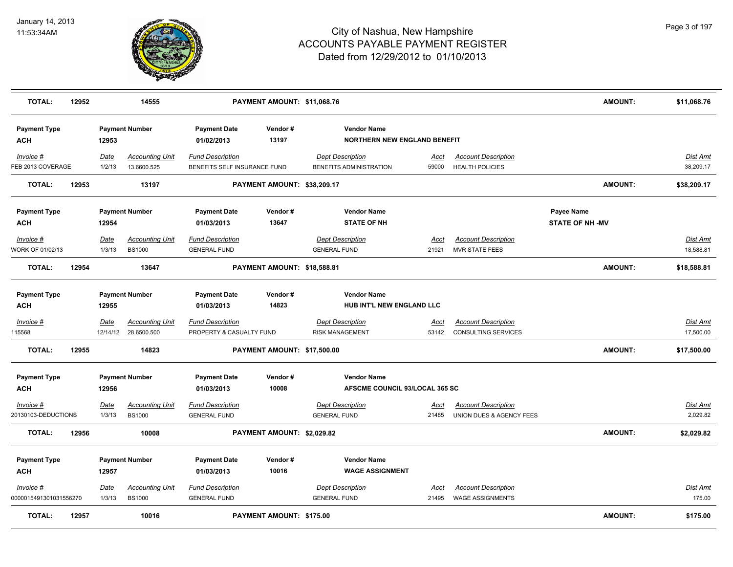# City of Nashua, New Hampshire
## ACCOUNTS PAYABLE PAYMENT REGISTER
### Dated from 12/29/2012 to 01/10/2013

January 14, 2013
11:53:34AM

| **TOTAL:** | **12952** | **14555** | **PAYMENT AMOUNT: $11,068.76** | **AMOUNT:** | **$11,068.76** |
|---|---|---|---|---|---|

| Payment Type | Payment Number | Payment Date | Vendor # | Vendor Name |
|---|---|---|---|---|
| **ACH** | **12953** | **01/02/2013** | **13197** | **NORTHERN NEW ENGLAND BENEFIT** |

| Invoice # | Date | Accounting Unit | Fund Description | Dept Description | Acct | Account Description | Dist Amt |
|---|---|---|---|---|---|---|---|
| FEB 2013 COVERAGE | 1/2/13 | 13.6600.525 | BENEFITS SELF INSURANCE FUND | BENEFITS ADMINISTRATION | 59000 | HEALTH POLICIES | 38,209.17 |

| **TOTAL:** | **12953** | **13197** | **PAYMENT AMOUNT: $38,209.17** | **AMOUNT:** | **$38,209.17** |
|---|---|---|---|---|---|

| Payment Type | Payment Number | Payment Date | Vendor # | Vendor Name | Payee Name |
|---|---|---|---|---|---|
| **ACH** | **12954** | **01/03/2013** | **13647** | **STATE OF NH** | **STATE OF NH -MV** |

| Invoice # | Date | Accounting Unit | Fund Description | Dept Description | Acct | Account Description | Dist Amt |
|---|---|---|---|---|---|---|---|
| WORK OF 01/02/13 | 1/3/13 | BS1000 | GENERAL FUND | GENERAL FUND | 21921 | MVR STATE FEES | 18,588.81 |

| **TOTAL:** | **12954** | **13647** | **PAYMENT AMOUNT: $18,588.81** | **AMOUNT:** | **$18,588.81** |
|---|---|---|---|---|---|

| Payment Type | Payment Number | Payment Date | Vendor # | Vendor Name |
|---|---|---|---|---|
| **ACH** | **12955** | **01/03/2013** | **14823** | **HUB INT'L NEW ENGLAND LLC** |

| Invoice # | Date | Accounting Unit | Fund Description | Dept Description | Acct | Account Description | Dist Amt |
|---|---|---|---|---|---|---|---|
| 115568 | 12/14/12 | 28.6500.500 | PROPERTY & CASUALTY FUND | RISK MANAGEMENT | 53142 | CONSULTING SERVICES | 17,500.00 |

| **TOTAL:** | **12955** | **14823** | **PAYMENT AMOUNT: $17,500.00** | **AMOUNT:** | **$17,500.00** |
|---|---|---|---|---|---|

| Payment Type | Payment Number | Payment Date | Vendor # | Vendor Name |
|---|---|---|---|---|
| **ACH** | **12956** | **01/03/2013** | **10008** | **AFSCME COUNCIL 93/LOCAL 365 SC** |

| Invoice # | Date | Accounting Unit | Fund Description | Dept Description | Acct | Account Description | Dist Amt |
|---|---|---|---|---|---|---|---|
| 20130103-DEDUCTIONS | 1/3/13 | BS1000 | GENERAL FUND | GENERAL FUND | 21485 | UNION DUES & AGENCY FEES | 2,029.82 |

| **TOTAL:** | **12956** | **10008** | **PAYMENT AMOUNT: $2,029.82** | **AMOUNT:** | **$2,029.82** |
|---|---|---|---|---|---|

| Payment Type | Payment Number | Payment Date | Vendor # | Vendor Name |
|---|---|---|---|---|
| **ACH** | **12957** | **01/03/2013** | **10016** | **WAGE ASSIGNMENT** |

| Invoice # | Date | Accounting Unit | Fund Description | Dept Description | Acct | Account Description | Dist Amt |
|---|---|---|---|---|---|---|---|
| 0000015491301031556270 | 1/3/13 | BS1000 | GENERAL FUND | GENERAL FUND | 21495 | WAGE ASSIGNMENTS | 175.00 |

| **TOTAL:** | **12957** | **10016** | **PAYMENT AMOUNT: $175.00** | **AMOUNT:** | **$175.00** |
|---|---|---|---|---|---|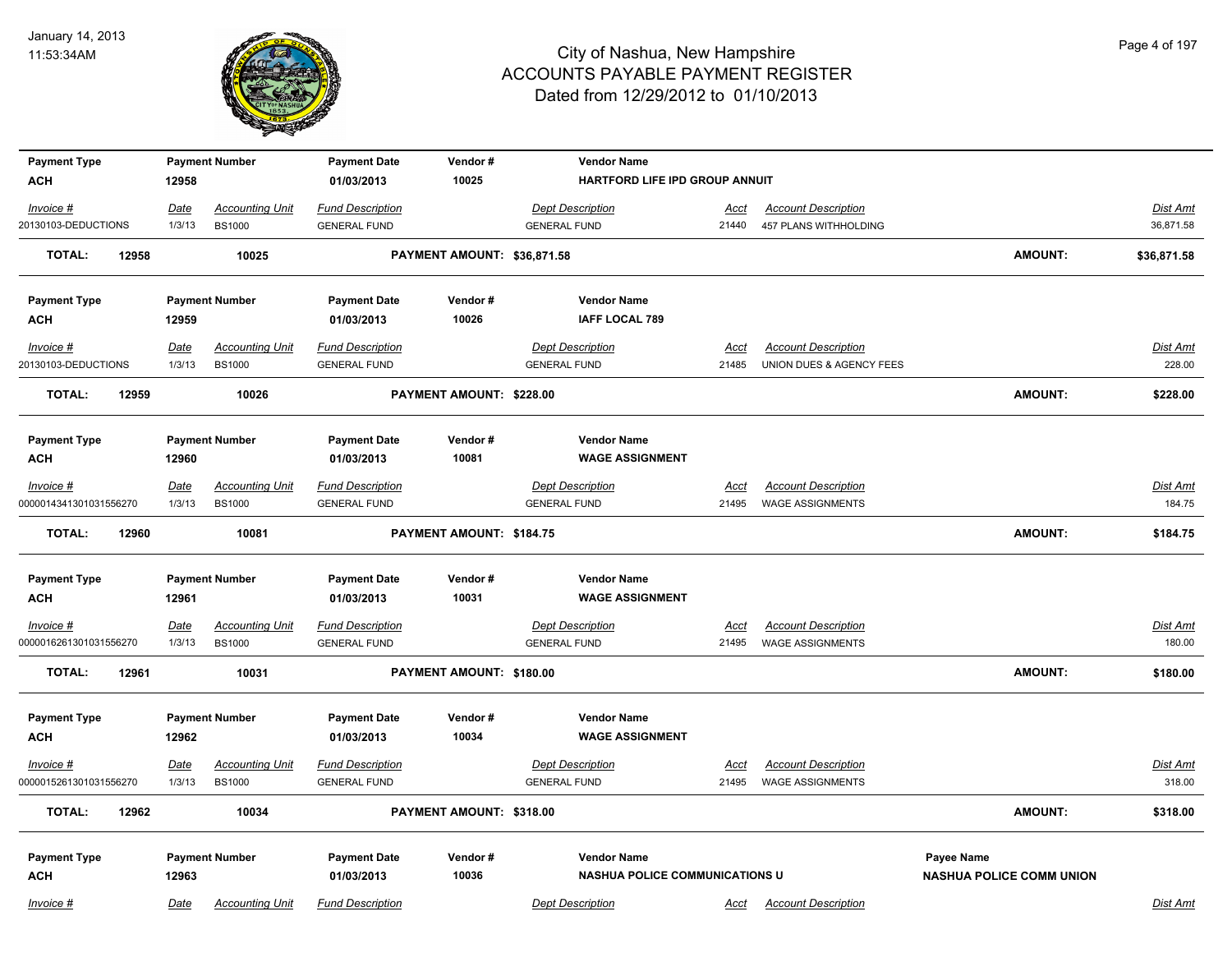# City of Nashua, New Hampshire
## ACCOUNTS PAYABLE PAYMENT REGISTER
### Dated from 12/29/2012 to 01/10/2013

January 14, 2013
11:53:34AM

| Payment Type | Payment Number | Payment Date | Vendor # | Vendor Name |
|---|---|---|---|---|
| ACH | 12958 | 01/03/2013 | 10025 | HARTFORD LIFE IPD GROUP ANNUIT |

| Invoice # | Date | Accounting Unit | Fund Description | Dept Description | Acct | Account Description | Dist Amt |
|---|---|---|---|---|---|---|---|
| 20130103-DEDUCTIONS | 1/3/13 | BS1000 | GENERAL FUND | GENERAL FUND | 21440 | 457 PLANS WITHHOLDING | 36,871.58 |

**TOTAL: 12958 10025 PAYMENT AMOUNT: $36,871.58 AMOUNT: $36,871.58**

| Payment Type | Payment Number | Payment Date | Vendor # | Vendor Name |
|---|---|---|---|---|
| ACH | 12959 | 01/03/2013 | 10026 | IAFF LOCAL 789 |

| Invoice # | Date | Accounting Unit | Fund Description | Dept Description | Acct | Account Description | Dist Amt |
|---|---|---|---|---|---|---|---|
| 20130103-DEDUCTIONS | 1/3/13 | BS1000 | GENERAL FUND | GENERAL FUND | 21485 | UNION DUES & AGENCY FEES | 228.00 |

**TOTAL: 12959 10026 PAYMENT AMOUNT: $228.00 AMOUNT: $228.00**

| Payment Type | Payment Number | Payment Date | Vendor # | Vendor Name |
|---|---|---|---|---|
| ACH | 12960 | 01/03/2013 | 10081 | WAGE ASSIGNMENT |

| Invoice # | Date | Accounting Unit | Fund Description | Dept Description | Acct | Account Description | Dist Amt |
|---|---|---|---|---|---|---|---|
| 0000014341301031556270 | 1/3/13 | BS1000 | GENERAL FUND | GENERAL FUND | 21495 | WAGE ASSIGNMENTS | 184.75 |

**TOTAL: 12960 10081 PAYMENT AMOUNT: $184.75 AMOUNT: $184.75**

| Payment Type | Payment Number | Payment Date | Vendor # | Vendor Name |
|---|---|---|---|---|
| ACH | 12961 | 01/03/2013 | 10031 | WAGE ASSIGNMENT |

| Invoice # | Date | Accounting Unit | Fund Description | Dept Description | Acct | Account Description | Dist Amt |
|---|---|---|---|---|---|---|---|
| 0000016261301031556270 | 1/3/13 | BS1000 | GENERAL FUND | GENERAL FUND | 21495 | WAGE ASSIGNMENTS | 180.00 |

**TOTAL: 12961 10031 PAYMENT AMOUNT: $180.00 AMOUNT: $180.00**

| Payment Type | Payment Number | Payment Date | Vendor # | Vendor Name |
|---|---|---|---|---|
| ACH | 12962 | 01/03/2013 | 10034 | WAGE ASSIGNMENT |

| Invoice # | Date | Accounting Unit | Fund Description | Dept Description | Acct | Account Description | Dist Amt |
|---|---|---|---|---|---|---|---|
| 0000015261301031556270 | 1/3/13 | BS1000 | GENERAL FUND | GENERAL FUND | 21495 | WAGE ASSIGNMENTS | 318.00 |

**TOTAL: 12962 10034 PAYMENT AMOUNT: $318.00 AMOUNT: $318.00**

| Payment Type | Payment Number | Payment Date | Vendor # | Vendor Name | Payee Name |
|---|---|---|---|---|---|
| ACH | 12963 | 01/03/2013 | 10036 | NASHUA POLICE COMMUNICATIONS U | NASHUA POLICE COMM UNION |

| Invoice # | Date | Accounting Unit | Fund Description | Dept Description | Acct | Account Description | Dist Amt |
|---|---|---|---|---|---|---|---|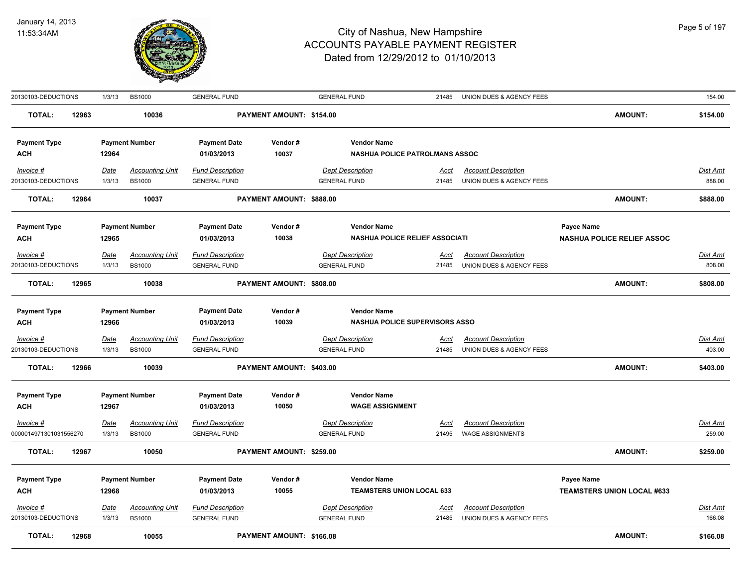# City of Nashua, New Hampshire
## ACCOUNTS PAYABLE PAYMENT REGISTER
### Dated from 12/29/2012 to 01/10/2013

January 14, 2013
11:53:34AM

| Invoice # | Date | Accounting Unit | Fund Description | Dept Description | Acct | Account Description | Dist Amt |
|---|---|---|---|---|---|---|---|
| 20130103-DEDUCTIONS | 1/3/13 | BS1000 | GENERAL FUND | GENERAL FUND | 21485 | UNION DUES & AGENCY FEES | 154.00 |

**TOTAL: 12963** | **10036** | **PAYMENT AMOUNT: $154.00** | **AMOUNT: $154.00**

---

| Payment Type | Payment Number | Payment Date | Vendor # | Vendor Name |
|---|---|---|---|---|
| ACH | 12964 | 01/03/2013 | 10037 | NASHUA POLICE PATROLMANS ASSOC |

| Invoice # | Date | Accounting Unit | Fund Description | Dept Description | Acct | Account Description | Dist Amt |
|---|---|---|---|---|---|---|---|
| 20130103-DEDUCTIONS | 1/3/13 | BS1000 | GENERAL FUND | GENERAL FUND | 21485 | UNION DUES & AGENCY FEES | 888.00 |

**TOTAL: 12964** | **10037** | **PAYMENT AMOUNT: $888.00** | **AMOUNT: $888.00**

---

| Payment Type | Payment Number | Payment Date | Vendor # | Vendor Name | Payee Name |
|---|---|---|---|---|---|
| ACH | 12965 | 01/03/2013 | 10038 | NASHUA POLICE RELIEF ASSOCIATI | NASHUA POLICE RELIEF ASSOC |

| Invoice # | Date | Accounting Unit | Fund Description | Dept Description | Acct | Account Description | Dist Amt |
|---|---|---|---|---|---|---|---|
| 20130103-DEDUCTIONS | 1/3/13 | BS1000 | GENERAL FUND | GENERAL FUND | 21485 | UNION DUES & AGENCY FEES | 808.00 |

**TOTAL: 12965** | **10038** | **PAYMENT AMOUNT: $808.00** | **AMOUNT: $808.00**

---

| Payment Type | Payment Number | Payment Date | Vendor # | Vendor Name |
|---|---|---|---|---|
| ACH | 12966 | 01/03/2013 | 10039 | NASHUA POLICE SUPERVISORS ASSO |

| Invoice # | Date | Accounting Unit | Fund Description | Dept Description | Acct | Account Description | Dist Amt |
|---|---|---|---|---|---|---|---|
| 20130103-DEDUCTIONS | 1/3/13 | BS1000 | GENERAL FUND | GENERAL FUND | 21485 | UNION DUES & AGENCY FEES | 403.00 |

**TOTAL: 12966** | **10039** | **PAYMENT AMOUNT: $403.00** | **AMOUNT: $403.00**

---

| Payment Type | Payment Number | Payment Date | Vendor # | Vendor Name |
|---|---|---|---|---|
| ACH | 12967 | 01/03/2013 | 10050 | WAGE ASSIGNMENT |

| Invoice # | Date | Accounting Unit | Fund Description | Dept Description | Acct | Account Description | Dist Amt |
|---|---|---|---|---|---|---|---|
| 0000014971301031556270 | 1/3/13 | BS1000 | GENERAL FUND | GENERAL FUND | 21495 | WAGE ASSIGNMENTS | 259.00 |

**TOTAL: 12967** | **10050** | **PAYMENT AMOUNT: $259.00** | **AMOUNT: $259.00**

---

| Payment Type | Payment Number | Payment Date | Vendor # | Vendor Name | Payee Name |
|---|---|---|---|---|---|
| ACH | 12968 | 01/03/2013 | 10055 | TEAMSTERS UNION LOCAL 633 | TEAMSTERS UNION LOCAL #633 |

| Invoice # | Date | Accounting Unit | Fund Description | Dept Description | Acct | Account Description | Dist Amt |
|---|---|---|---|---|---|---|---|
| 20130103-DEDUCTIONS | 1/3/13 | BS1000 | GENERAL FUND | GENERAL FUND | 21485 | UNION DUES & AGENCY FEES | 166.08 |

**TOTAL: 12968** | **10055** | **PAYMENT AMOUNT: $166.08** | **AMOUNT: $166.08**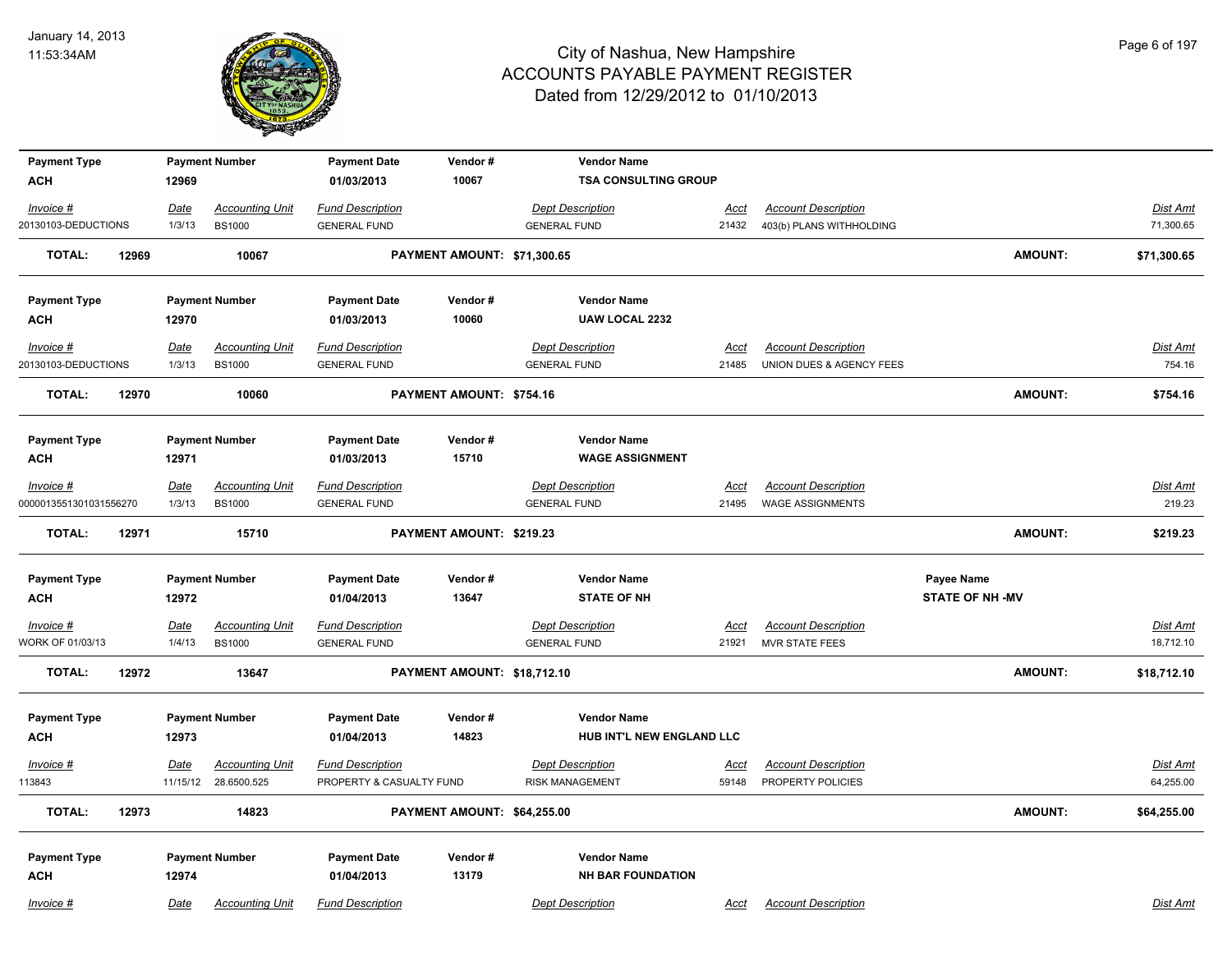# City of Nashua, New Hampshire
## ACCOUNTS PAYABLE PAYMENT REGISTER
### Dated from 12/29/2012 to 01/10/2013

January 14, 2013
11:53:34AM

| Payment Type | Payment Number | Payment Date | Vendor # | Vendor Name |
|---|---|---|---|---|
| ACH | 12969 | 01/03/2013 | 10067 | TSA CONSULTING GROUP |

| Invoice # | Date | Accounting Unit | Fund Description | Dept Description | Acct | Account Description | Dist Amt |
|---|---|---|---|---|---|---|---|
| 20130103-DEDUCTIONS | 1/3/13 | BS1000 | GENERAL FUND | GENERAL FUND | 21432 | 403(b) PLANS WITHHOLDING | 71,300.65 |

**TOTAL: 12969 10067 PAYMENT AMOUNT: $71,300.65 AMOUNT: $71,300.65**

| Payment Type | Payment Number | Payment Date | Vendor # | Vendor Name |
|---|---|---|---|---|
| ACH | 12970 | 01/03/2013 | 10060 | UAW LOCAL 2232 |

| Invoice # | Date | Accounting Unit | Fund Description | Dept Description | Acct | Account Description | Dist Amt |
|---|---|---|---|---|---|---|---|
| 20130103-DEDUCTIONS | 1/3/13 | BS1000 | GENERAL FUND | GENERAL FUND | 21485 | UNION DUES & AGENCY FEES | 754.16 |

**TOTAL: 12970 10060 PAYMENT AMOUNT: $754.16 AMOUNT: $754.16**

| Payment Type | Payment Number | Payment Date | Vendor # | Vendor Name |
|---|---|---|---|---|
| ACH | 12971 | 01/03/2013 | 15710 | WAGE ASSIGNMENT |

| Invoice # | Date | Accounting Unit | Fund Description | Dept Description | Acct | Account Description | Dist Amt |
|---|---|---|---|---|---|---|---|
| 0000013551301031556270 | 1/3/13 | BS1000 | GENERAL FUND | GENERAL FUND | 21495 | WAGE ASSIGNMENTS | 219.23 |

**TOTAL: 12971 15710 PAYMENT AMOUNT: $219.23 AMOUNT: $219.23**

| Payment Type | Payment Number | Payment Date | Vendor # | Vendor Name | Payee Name |
|---|---|---|---|---|---|
| ACH | 12972 | 01/04/2013 | 13647 | STATE OF NH | STATE OF NH -MV |

| Invoice # | Date | Accounting Unit | Fund Description | Dept Description | Acct | Account Description | Dist Amt |
|---|---|---|---|---|---|---|---|
| WORK OF 01/03/13 | 1/4/13 | BS1000 | GENERAL FUND | GENERAL FUND | 21921 | MVR STATE FEES | 18,712.10 |

**TOTAL: 12972 13647 PAYMENT AMOUNT: $18,712.10 AMOUNT: $18,712.10**

| Payment Type | Payment Number | Payment Date | Vendor # | Vendor Name |
|---|---|---|---|---|
| ACH | 12973 | 01/04/2013 | 14823 | HUB INT'L NEW ENGLAND LLC |

| Invoice # | Date | Accounting Unit | Fund Description | Dept Description | Acct | Account Description | Dist Amt |
|---|---|---|---|---|---|---|---|
| 113843 | 11/15/12 | 28.6500.525 | PROPERTY & CASUALTY FUND | RISK MANAGEMENT | 59148 | PROPERTY POLICIES | 64,255.00 |

**TOTAL: 12973 14823 PAYMENT AMOUNT: $64,255.00 AMOUNT: $64,255.00**

| Payment Type | Payment Number | Payment Date | Vendor # | Vendor Name |
|---|---|---|---|---|
| ACH | 12974 | 01/04/2013 | 13179 | NH BAR FOUNDATION |

| Invoice # | Date | Accounting Unit | Fund Description | Dept Description | Acct | Account Description | Dist Amt |
|---|---|---|---|---|---|---|---|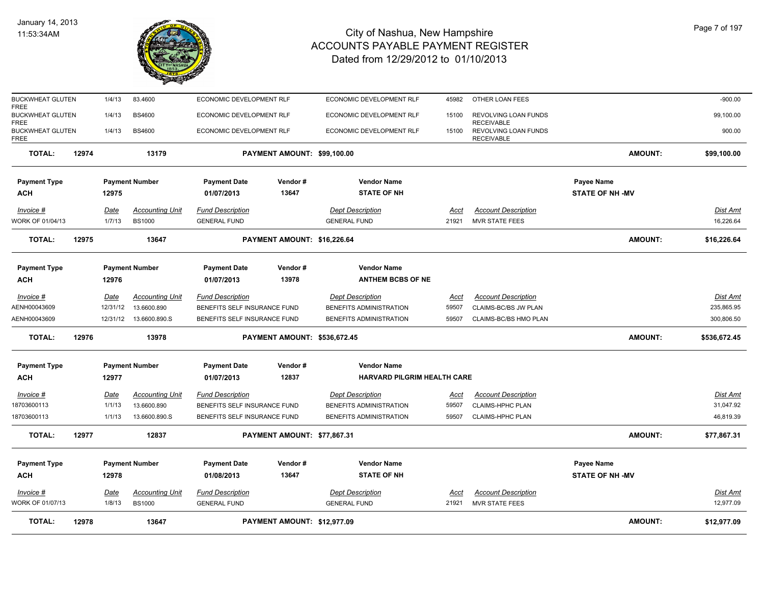| Invoice # | Date | Accounting Unit | Fund Description | Dept Description | Acct | Account Description | Dist Amt |
|---|---|---|---|---|---|---|---|
| BUCKWHEAT GLUTEN FREE | 1/4/13 | 83.4600 | ECONOMIC DEVELOPMENT RLF | ECONOMIC DEVELOPMENT RLF | 45982 | OTHER LOAN FEES | -900.00 |
| BUCKWHEAT GLUTEN FREE | 1/4/13 | BS4600 | ECONOMIC DEVELOPMENT RLF | ECONOMIC DEVELOPMENT RLF | 15100 | REVOLVING LOAN FUNDS RECEIVABLE | 99,100.00 |
| BUCKWHEAT GLUTEN FREE | 1/4/13 | BS4600 | ECONOMIC DEVELOPMENT RLF | ECONOMIC DEVELOPMENT RLF | 15100 | REVOLVING LOAN FUNDS RECEIVABLE | 900.00 |

**TOTAL: 12974 13179 PAYMENT AMOUNT: $99,100.00 AMOUNT: $99,100.00**

| Payment Type | Payment Number | Payment Date | Vendor # | Vendor Name | Payee Name |
|---|---|---|---|---|---|
| ACH | 12975 | 01/07/2013 | 13647 | STATE OF NH | STATE OF NH -MV |

| Invoice # | Date | Accounting Unit | Fund Description | Dept Description | Acct | Account Description | Dist Amt |
|---|---|---|---|---|---|---|---|
| WORK OF 01/04/13 | 1/7/13 | BS1000 | GENERAL FUND | GENERAL FUND | 21921 | MVR STATE FEES | 16,226.64 |

**TOTAL: 12975 13647 PAYMENT AMOUNT: $16,226.64 AMOUNT: $16,226.64**

| Payment Type | Payment Number | Payment Date | Vendor # | Vendor Name |
|---|---|---|---|---|
| ACH | 12976 | 01/07/2013 | 13978 | ANTHEM BCBS OF NE |

| Invoice # | Date | Accounting Unit | Fund Description | Dept Description | Acct | Account Description | Dist Amt |
|---|---|---|---|---|---|---|---|
| AENH00043609 | 12/31/12 | 13.6600.890 | BENEFITS SELF INSURANCE FUND | BENEFITS ADMINISTRATION | 59507 | CLAIMS-BC/BS JW PLAN | 235,865.95 |
| AENH00043609 | 12/31/12 | 13.6600.890.S | BENEFITS SELF INSURANCE FUND | BENEFITS ADMINISTRATION | 59507 | CLAIMS-BC/BS HMO PLAN | 300,806.50 |

**TOTAL: 12976 13978 PAYMENT AMOUNT: $536,672.45 AMOUNT: $536,672.45**

| Payment Type | Payment Number | Payment Date | Vendor # | Vendor Name |
|---|---|---|---|---|
| ACH | 12977 | 01/07/2013 | 12837 | HARVARD PILGRIM HEALTH CARE |

| Invoice # | Date | Accounting Unit | Fund Description | Dept Description | Acct | Account Description | Dist Amt |
|---|---|---|---|---|---|---|---|
| 18703600113 | 1/1/13 | 13.6600.890 | BENEFITS SELF INSURANCE FUND | BENEFITS ADMINISTRATION | 59507 | CLAIMS-HPHC PLAN | 31,047.92 |
| 18703600113 | 1/1/13 | 13.6600.890.S | BENEFITS SELF INSURANCE FUND | BENEFITS ADMINISTRATION | 59507 | CLAIMS-HPHC PLAN | 46,819.39 |

**TOTAL: 12977 12837 PAYMENT AMOUNT: $77,867.31 AMOUNT: $77,867.31**

| Payment Type | Payment Number | Payment Date | Vendor # | Vendor Name | Payee Name |
|---|---|---|---|---|---|
| ACH | 12978 | 01/08/2013 | 13647 | STATE OF NH | STATE OF NH -MV |

| Invoice # | Date | Accounting Unit | Fund Description | Dept Description | Acct | Account Description | Dist Amt |
|---|---|---|---|---|---|---|---|
| WORK OF 01/07/13 | 1/8/13 | BS1000 | GENERAL FUND | GENERAL FUND | 21921 | MVR STATE FEES | 12,977.09 |

**TOTAL: 12978 13647 PAYMENT AMOUNT: $12,977.09 AMOUNT: $12,977.09**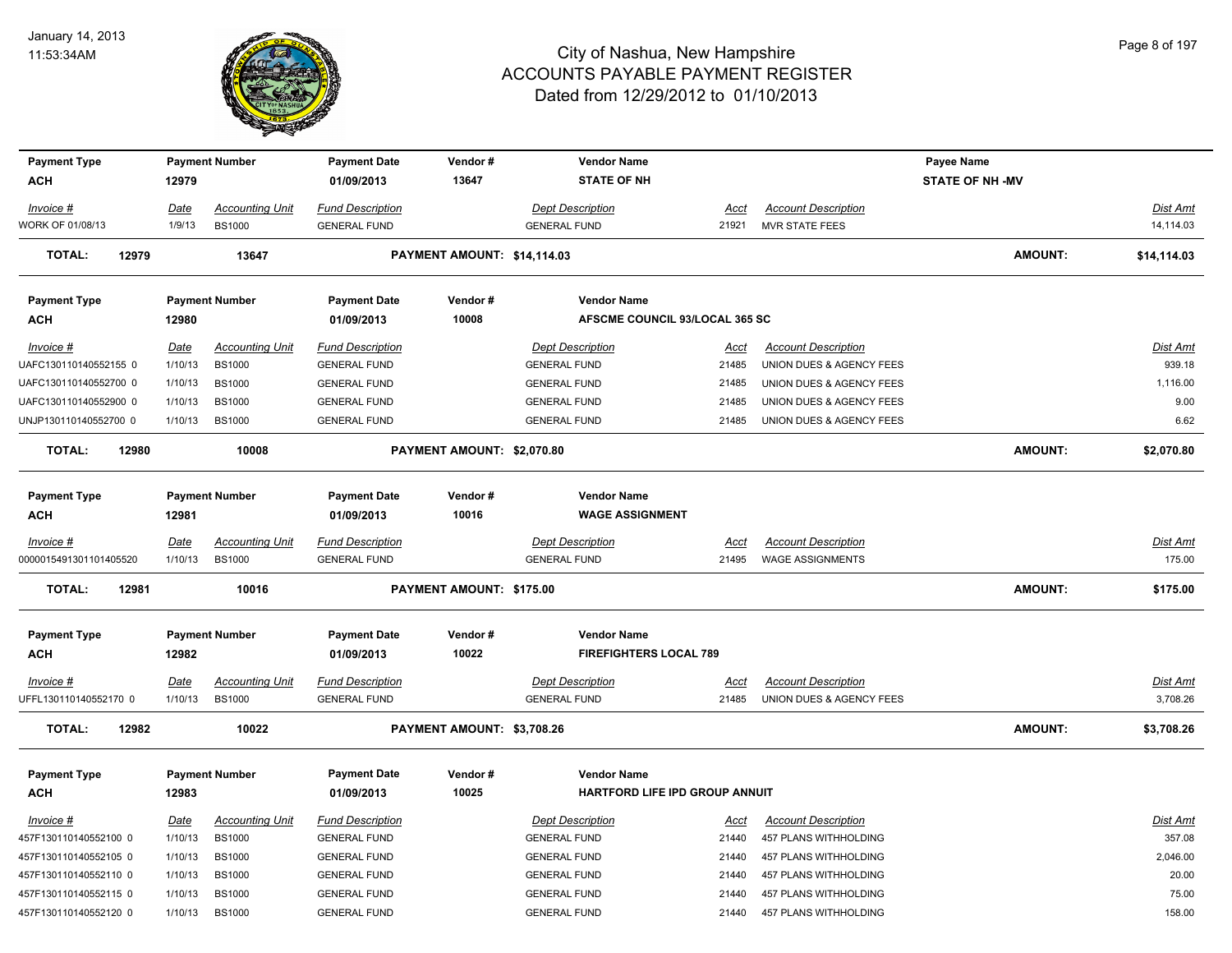# City of Nashua, New Hampshire
## ACCOUNTS PAYABLE PAYMENT REGISTER
### Dated from 12/29/2012 to 01/10/2013

January 14, 2013
11:53:34AM

| Payment Type | Payment Number | Payment Date | Vendor # | Vendor Name | | | Payee Name |
|---|---|---|---|---|---|---|---|
| ACH | 12979 | 01/09/2013 | 13647 | STATE OF NH | | | STATE OF NH -MV |

| Invoice # | Date | Accounting Unit | Fund Description | Dept Description | Acct | Account Description | Dist Amt |
|---|---|---|---|---|---|---|---|
| WORK OF 01/08/13 | 1/9/13 | BS1000 | GENERAL FUND | GENERAL FUND | 21921 | MVR STATE FEES | 14,114.03 |

**TOTAL: 12979 13647 PAYMENT AMOUNT: $14,114.03 AMOUNT: $14,114.03**

| Payment Type | Payment Number | Payment Date | Vendor # | Vendor Name |
|---|---|---|---|---|
| ACH | 12980 | 01/09/2013 | 10008 | AFSCME COUNCIL 93/LOCAL 365 SC |

| Invoice # | Date | Accounting Unit | Fund Description | Dept Description | Acct | Account Description | Dist Amt |
|---|---|---|---|---|---|---|---|
| UAFC130110140552155 0 | 1/10/13 | BS1000 | GENERAL FUND | GENERAL FUND | 21485 | UNION DUES & AGENCY FEES | 939.18 |
| UAFC130110140552700 0 | 1/10/13 | BS1000 | GENERAL FUND | GENERAL FUND | 21485 | UNION DUES & AGENCY FEES | 1,116.00 |
| UAFC130110140552900 0 | 1/10/13 | BS1000 | GENERAL FUND | GENERAL FUND | 21485 | UNION DUES & AGENCY FEES | 9.00 |
| UNJP130110140552700 0 | 1/10/13 | BS1000 | GENERAL FUND | GENERAL FUND | 21485 | UNION DUES & AGENCY FEES | 6.62 |

**TOTAL: 12980 10008 PAYMENT AMOUNT: $2,070.80 AMOUNT: $2,070.80**

| Payment Type | Payment Number | Payment Date | Vendor # | Vendor Name |
|---|---|---|---|---|
| ACH | 12981 | 01/09/2013 | 10016 | WAGE ASSIGNMENT |

| Invoice # | Date | Accounting Unit | Fund Description | Dept Description | Acct | Account Description | Dist Amt |
|---|---|---|---|---|---|---|---|
| 0000015491301101405520 | 1/10/13 | BS1000 | GENERAL FUND | GENERAL FUND | 21495 | WAGE ASSIGNMENTS | 175.00 |

**TOTAL: 12981 10016 PAYMENT AMOUNT: $175.00 AMOUNT: $175.00**

| Payment Type | Payment Number | Payment Date | Vendor # | Vendor Name |
|---|---|---|---|---|
| ACH | 12982 | 01/09/2013 | 10022 | FIREFIGHTERS LOCAL 789 |

| Invoice # | Date | Accounting Unit | Fund Description | Dept Description | Acct | Account Description | Dist Amt |
|---|---|---|---|---|---|---|---|
| UFFL130110140552170 0 | 1/10/13 | BS1000 | GENERAL FUND | GENERAL FUND | 21485 | UNION DUES & AGENCY FEES | 3,708.26 |

**TOTAL: 12982 10022 PAYMENT AMOUNT: $3,708.26 AMOUNT: $3,708.26**

| Payment Type | Payment Number | Payment Date | Vendor # | Vendor Name |
|---|---|---|---|---|
| ACH | 12983 | 01/09/2013 | 10025 | HARTFORD LIFE IPD GROUP ANNUIT |

| Invoice # | Date | Accounting Unit | Fund Description | Dept Description | Acct | Account Description | Dist Amt |
|---|---|---|---|---|---|---|---|
| 457F130110140552100 0 | 1/10/13 | BS1000 | GENERAL FUND | GENERAL FUND | 21440 | 457 PLANS WITHHOLDING | 357.08 |
| 457F130110140552105 0 | 1/10/13 | BS1000 | GENERAL FUND | GENERAL FUND | 21440 | 457 PLANS WITHHOLDING | 2,046.00 |
| 457F130110140552110 0 | 1/10/13 | BS1000 | GENERAL FUND | GENERAL FUND | 21440 | 457 PLANS WITHHOLDING | 20.00 |
| 457F130110140552115 0 | 1/10/13 | BS1000 | GENERAL FUND | GENERAL FUND | 21440 | 457 PLANS WITHHOLDING | 75.00 |
| 457F130110140552120 0 | 1/10/13 | BS1000 | GENERAL FUND | GENERAL FUND | 21440 | 457 PLANS WITHHOLDING | 158.00 |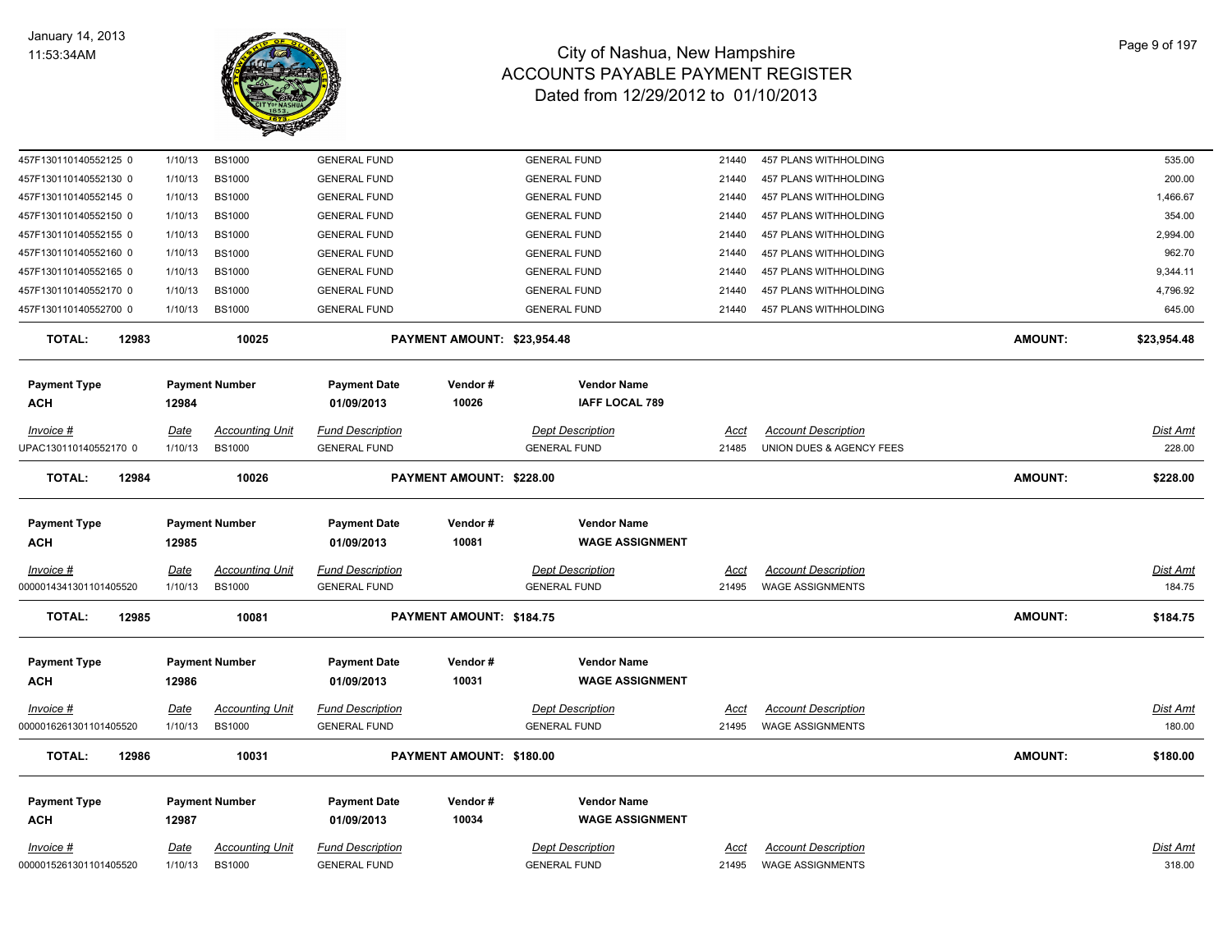| Invoice # | Date | Accounting Unit | Fund Description | Dept Description | Acct | Account Description | Dist Amt |
|---|---|---|---|---|---|---|---|
| 457F130110140552125 0 | 1/10/13 | BS1000 | GENERAL FUND | GENERAL FUND | 21440 | 457 PLANS WITHHOLDING | 535.00 |
| 457F130110140552130 0 | 1/10/13 | BS1000 | GENERAL FUND | GENERAL FUND | 21440 | 457 PLANS WITHHOLDING | 200.00 |
| 457F130110140552145 0 | 1/10/13 | BS1000 | GENERAL FUND | GENERAL FUND | 21440 | 457 PLANS WITHHOLDING | 1,466.67 |
| 457F130110140552150 0 | 1/10/13 | BS1000 | GENERAL FUND | GENERAL FUND | 21440 | 457 PLANS WITHHOLDING | 354.00 |
| 457F130110140552155 0 | 1/10/13 | BS1000 | GENERAL FUND | GENERAL FUND | 21440 | 457 PLANS WITHHOLDING | 2,994.00 |
| 457F130110140552160 0 | 1/10/13 | BS1000 | GENERAL FUND | GENERAL FUND | 21440 | 457 PLANS WITHHOLDING | 962.70 |
| 457F130110140552165 0 | 1/10/13 | BS1000 | GENERAL FUND | GENERAL FUND | 21440 | 457 PLANS WITHHOLDING | 9,344.11 |
| 457F130110140552170 0 | 1/10/13 | BS1000 | GENERAL FUND | GENERAL FUND | 21440 | 457 PLANS WITHHOLDING | 4,796.92 |
| 457F130110140552700 0 | 1/10/13 | BS1000 | GENERAL FUND | GENERAL FUND | 21440 | 457 PLANS WITHHOLDING | 645.00 |

**TOTAL: 12983 — 10025 — PAYMENT AMOUNT: $23,954.48 — AMOUNT: $23,954.48**

| Payment Type | Payment Number | Payment Date | Vendor # | Vendor Name |
|---|---|---|---|---|
| ACH | 12984 | 01/09/2013 | 10026 | IAFF LOCAL 789 |

| Invoice # | Date | Accounting Unit | Fund Description | Dept Description | Acct | Account Description | Dist Amt |
|---|---|---|---|---|---|---|---|
| UPAC130110140552170 0 | 1/10/13 | BS1000 | GENERAL FUND | GENERAL FUND | 21485 | UNION DUES & AGENCY FEES | 228.00 |

**TOTAL: 12984 — 10026 — PAYMENT AMOUNT: $228.00 — AMOUNT: $228.00**

| Payment Type | Payment Number | Payment Date | Vendor # | Vendor Name |
|---|---|---|---|---|
| ACH | 12985 | 01/09/2013 | 10081 | WAGE ASSIGNMENT |

| Invoice # | Date | Accounting Unit | Fund Description | Dept Description | Acct | Account Description | Dist Amt |
|---|---|---|---|---|---|---|---|
| 0000014341301101405520 | 1/10/13 | BS1000 | GENERAL FUND | GENERAL FUND | 21495 | WAGE ASSIGNMENTS | 184.75 |

**TOTAL: 12985 — 10081 — PAYMENT AMOUNT: $184.75 — AMOUNT: $184.75**

| Payment Type | Payment Number | Payment Date | Vendor # | Vendor Name |
|---|---|---|---|---|
| ACH | 12986 | 01/09/2013 | 10031 | WAGE ASSIGNMENT |

| Invoice # | Date | Accounting Unit | Fund Description | Dept Description | Acct | Account Description | Dist Amt |
|---|---|---|---|---|---|---|---|
| 0000016261301101405520 | 1/10/13 | BS1000 | GENERAL FUND | GENERAL FUND | 21495 | WAGE ASSIGNMENTS | 180.00 |

**TOTAL: 12986 — 10031 — PAYMENT AMOUNT: $180.00 — AMOUNT: $180.00**

| Payment Type | Payment Number | Payment Date | Vendor # | Vendor Name |
|---|---|---|---|---|
| ACH | 12987 | 01/09/2013 | 10034 | WAGE ASSIGNMENT |

| Invoice # | Date | Accounting Unit | Fund Description | Dept Description | Acct | Account Description | Dist Amt |
|---|---|---|---|---|---|---|---|
| 0000015261301101405520 | 1/10/13 | BS1000 | GENERAL FUND | GENERAL FUND | 21495 | WAGE ASSIGNMENTS | 318.00 |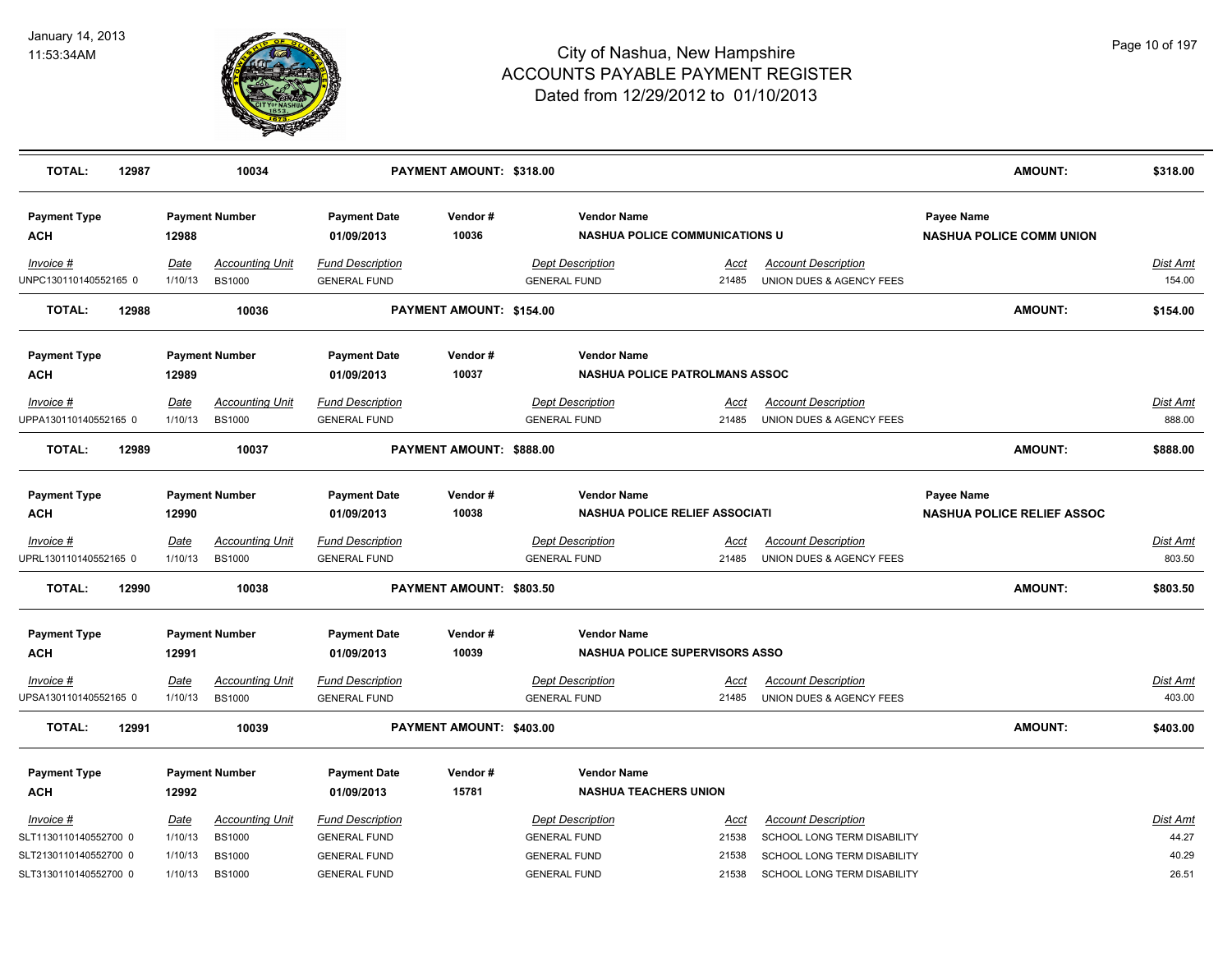# City of Nashua, New Hampshire
## ACCOUNTS PAYABLE PAYMENT REGISTER
### Dated from 12/29/2012 to 01/10/2013

January 14, 2013
11:53:34AM

**TOTAL: 12987 — 10034 — PAYMENT AMOUNT: $318.00 — AMOUNT: $318.00**

| Payment Type | Payment Number | Payment Date | Vendor # | Vendor Name | Payee Name |
|---|---|---|---|---|---|
| **ACH** | **12988** | **01/09/2013** | **10036** | **NASHUA POLICE COMMUNICATIONS U** | **NASHUA POLICE COMM UNION** |

| Invoice # | Date | Accounting Unit | Fund Description | Dept Description | Acct | Account Description | Dist Amt |
|---|---|---|---|---|---|---|---|
| UNPC130110140552165 0 | 1/10/13 | BS1000 | GENERAL FUND | GENERAL FUND | 21485 | UNION DUES & AGENCY FEES | 154.00 |

**TOTAL: 12988 — 10036 — PAYMENT AMOUNT: $154.00 — AMOUNT: $154.00**

| Payment Type | Payment Number | Payment Date | Vendor # | Vendor Name |
|---|---|---|---|---|
| **ACH** | **12989** | **01/09/2013** | **10037** | **NASHUA POLICE PATROLMANS ASSOC** |

| Invoice # | Date | Accounting Unit | Fund Description | Dept Description | Acct | Account Description | Dist Amt |
|---|---|---|---|---|---|---|---|
| UPPA130110140552165 0 | 1/10/13 | BS1000 | GENERAL FUND | GENERAL FUND | 21485 | UNION DUES & AGENCY FEES | 888.00 |

**TOTAL: 12989 — 10037 — PAYMENT AMOUNT: $888.00 — AMOUNT: $888.00**

| Payment Type | Payment Number | Payment Date | Vendor # | Vendor Name | Payee Name |
|---|---|---|---|---|---|
| **ACH** | **12990** | **01/09/2013** | **10038** | **NASHUA POLICE RELIEF ASSOCIATI** | **NASHUA POLICE RELIEF ASSOC** |

| Invoice # | Date | Accounting Unit | Fund Description | Dept Description | Acct | Account Description | Dist Amt |
|---|---|---|---|---|---|---|---|
| UPRL130110140552165 0 | 1/10/13 | BS1000 | GENERAL FUND | GENERAL FUND | 21485 | UNION DUES & AGENCY FEES | 803.50 |

**TOTAL: 12990 — 10038 — PAYMENT AMOUNT: $803.50 — AMOUNT: $803.50**

| Payment Type | Payment Number | Payment Date | Vendor # | Vendor Name |
|---|---|---|---|---|
| **ACH** | **12991** | **01/09/2013** | **10039** | **NASHUA POLICE SUPERVISORS ASSO** |

| Invoice # | Date | Accounting Unit | Fund Description | Dept Description | Acct | Account Description | Dist Amt |
|---|---|---|---|---|---|---|---|
| UPSA130110140552165 0 | 1/10/13 | BS1000 | GENERAL FUND | GENERAL FUND | 21485 | UNION DUES & AGENCY FEES | 403.00 |

**TOTAL: 12991 — 10039 — PAYMENT AMOUNT: $403.00 — AMOUNT: $403.00**

| Payment Type | Payment Number | Payment Date | Vendor # | Vendor Name |
|---|---|---|---|---|
| **ACH** | **12992** | **01/09/2013** | **15781** | **NASHUA TEACHERS UNION** |

| Invoice # | Date | Accounting Unit | Fund Description | Dept Description | Acct | Account Description | Dist Amt |
|---|---|---|---|---|---|---|---|
| SLT1130110140552700 0 | 1/10/13 | BS1000 | GENERAL FUND | GENERAL FUND | 21538 | SCHOOL LONG TERM DISABILITY | 44.27 |
| SLT2130110140552700 0 | 1/10/13 | BS1000 | GENERAL FUND | GENERAL FUND | 21538 | SCHOOL LONG TERM DISABILITY | 40.29 |
| SLT3130110140552700 0 | 1/10/13 | BS1000 | GENERAL FUND | GENERAL FUND | 21538 | SCHOOL LONG TERM DISABILITY | 26.51 |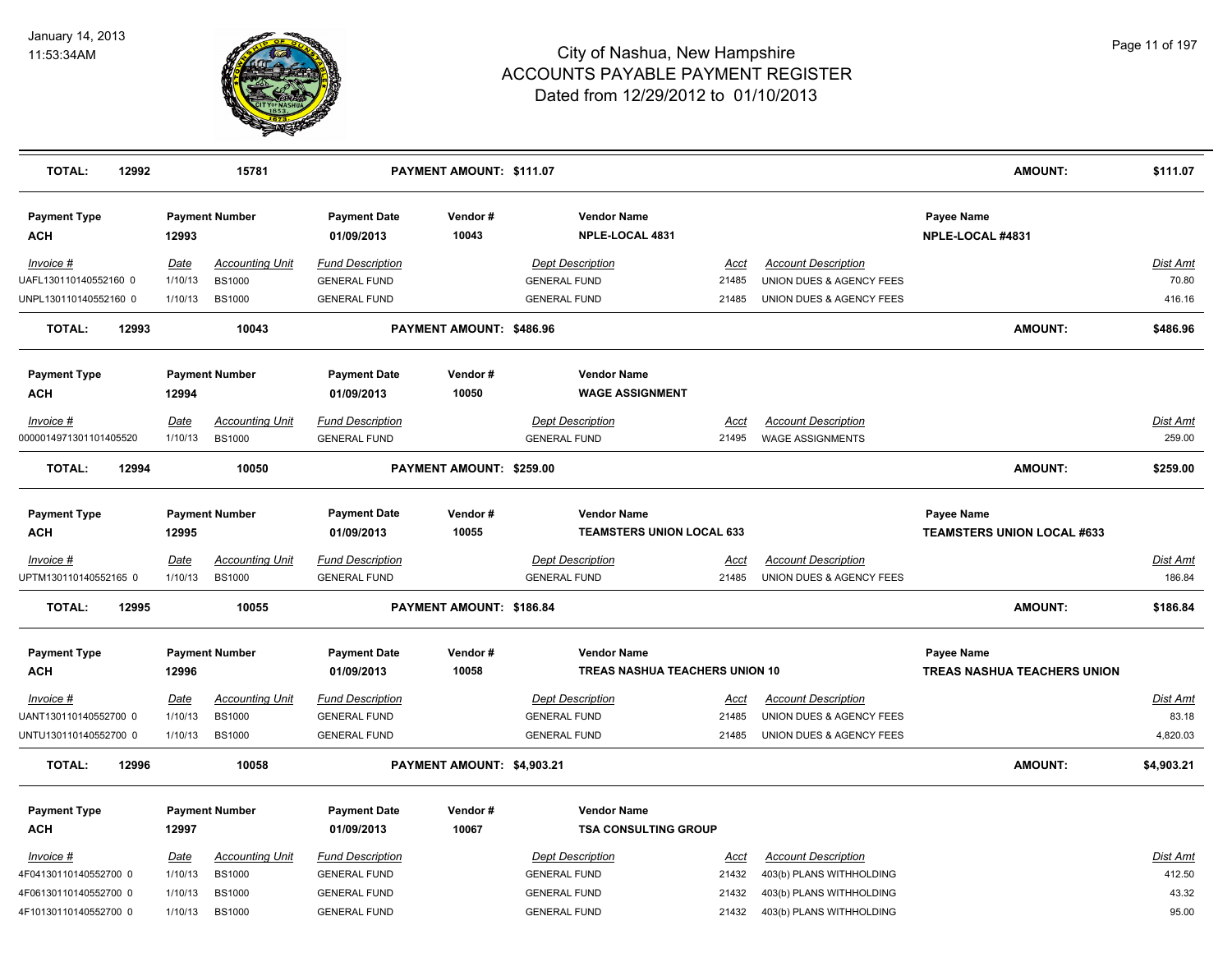# City of Nashua, New Hampshire
## ACCOUNTS PAYABLE PAYMENT REGISTER
### Dated from 12/29/2012 to 01/10/2013

January 14, 2013
11:53:34AM

| **TOTAL:** | **12992** | **15781** | **PAYMENT AMOUNT: $111.07** | **AMOUNT:** | **$111.07** |
|---|---|---|---|---|---|

| Payment Type | Payment Number | Payment Date | Vendor # | Vendor Name | Payee Name |
|---|---|---|---|---|---|
| **ACH** | **12993** | **01/09/2013** | **10043** | **NPLE-LOCAL 4831** | **NPLE-LOCAL #4831** |

| Invoice # | Date | Accounting Unit | Fund Description | Dept Description | Acct | Account Description | Dist Amt |
|---|---|---|---|---|---|---|---|
| UAFL130110140552160 0 | 1/10/13 | BS1000 | GENERAL FUND | GENERAL FUND | 21485 | UNION DUES & AGENCY FEES | 70.80 |
| UNPL130110140552160 0 | 1/10/13 | BS1000 | GENERAL FUND | GENERAL FUND | 21485 | UNION DUES & AGENCY FEES | 416.16 |

| **TOTAL:** | **12993** | **10043** | **PAYMENT AMOUNT: $486.96** | **AMOUNT:** | **$486.96** |
|---|---|---|---|---|---|

| Payment Type | Payment Number | Payment Date | Vendor # | Vendor Name |
|---|---|---|---|---|
| **ACH** | **12994** | **01/09/2013** | **10050** | **WAGE ASSIGNMENT** |

| Invoice # | Date | Accounting Unit | Fund Description | Dept Description | Acct | Account Description | Dist Amt |
|---|---|---|---|---|---|---|---|
| 0000014971301101405520 | 1/10/13 | BS1000 | GENERAL FUND | GENERAL FUND | 21495 | WAGE ASSIGNMENTS | 259.00 |

| **TOTAL:** | **12994** | **10050** | **PAYMENT AMOUNT: $259.00** | **AMOUNT:** | **$259.00** |
|---|---|---|---|---|---|

| Payment Type | Payment Number | Payment Date | Vendor # | Vendor Name | Payee Name |
|---|---|---|---|---|---|
| **ACH** | **12995** | **01/09/2013** | **10055** | **TEAMSTERS UNION LOCAL 633** | **TEAMSTERS UNION LOCAL #633** |

| Invoice # | Date | Accounting Unit | Fund Description | Dept Description | Acct | Account Description | Dist Amt |
|---|---|---|---|---|---|---|---|
| UPTM130110140552165 0 | 1/10/13 | BS1000 | GENERAL FUND | GENERAL FUND | 21485 | UNION DUES & AGENCY FEES | 186.84 |

| **TOTAL:** | **12995** | **10055** | **PAYMENT AMOUNT: $186.84** | **AMOUNT:** | **$186.84** |
|---|---|---|---|---|---|

| Payment Type | Payment Number | Payment Date | Vendor # | Vendor Name | Payee Name |
|---|---|---|---|---|---|
| **ACH** | **12996** | **01/09/2013** | **10058** | **TREAS NASHUA TEACHERS UNION 10** | **TREAS NASHUA TEACHERS UNION** |

| Invoice # | Date | Accounting Unit | Fund Description | Dept Description | Acct | Account Description | Dist Amt |
|---|---|---|---|---|---|---|---|
| UANT130110140552700 0 | 1/10/13 | BS1000 | GENERAL FUND | GENERAL FUND | 21485 | UNION DUES & AGENCY FEES | 83.18 |
| UNTU130110140552700 0 | 1/10/13 | BS1000 | GENERAL FUND | GENERAL FUND | 21485 | UNION DUES & AGENCY FEES | 4,820.03 |

| **TOTAL:** | **12996** | **10058** | **PAYMENT AMOUNT: $4,903.21** | **AMOUNT:** | **$4,903.21** |
|---|---|---|---|---|---|

| Payment Type | Payment Number | Payment Date | Vendor # | Vendor Name |
|---|---|---|---|---|
| **ACH** | **12997** | **01/09/2013** | **10067** | **TSA CONSULTING GROUP** |

| Invoice # | Date | Accounting Unit | Fund Description | Dept Description | Acct | Account Description | Dist Amt |
|---|---|---|---|---|---|---|---|
| 4F04130110140552700 0 | 1/10/13 | BS1000 | GENERAL FUND | GENERAL FUND | 21432 | 403(b) PLANS WITHHOLDING | 412.50 |
| 4F06130110140552700 0 | 1/10/13 | BS1000 | GENERAL FUND | GENERAL FUND | 21432 | 403(b) PLANS WITHHOLDING | 43.32 |
| 4F10130110140552700 0 | 1/10/13 | BS1000 | GENERAL FUND | GENERAL FUND | 21432 | 403(b) PLANS WITHHOLDING | 95.00 |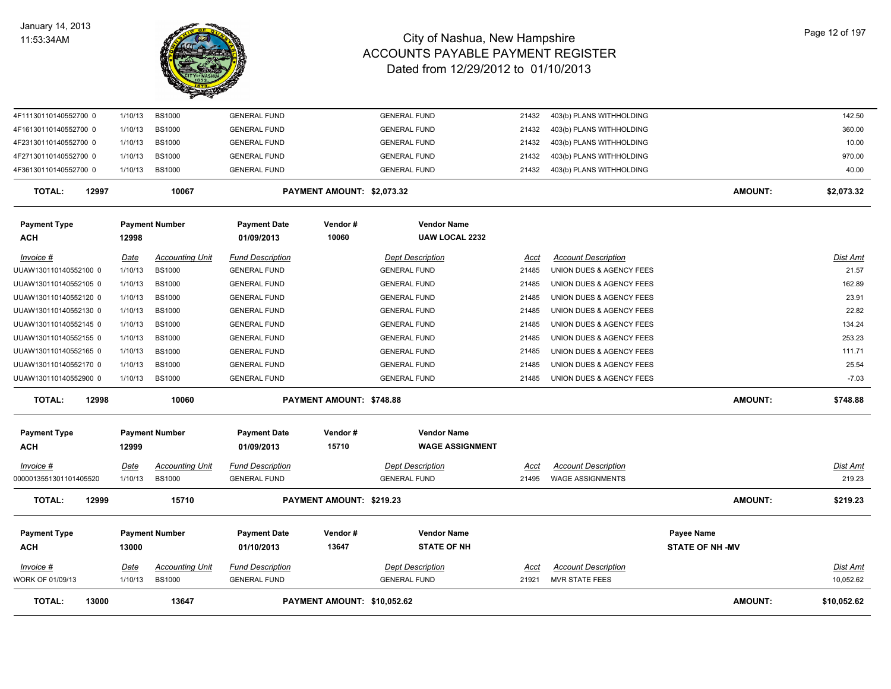# City of Nashua, New Hampshire
## ACCOUNTS PAYABLE PAYMENT REGISTER
### Dated from 12/29/2012 to 01/10/2013

January 14, 2013
11:53:34AM

| Invoice # | Date | Accounting Unit | Fund Description | Dept Description | Acct | Account Description | Dist Amt |
|---|---|---|---|---|---|---|---|
| 4F11130110140552700 0 | 1/10/13 | BS1000 | GENERAL FUND | GENERAL FUND | 21432 | 403(b) PLANS WITHHOLDING | 142.50 |
| 4F16130110140552700 0 | 1/10/13 | BS1000 | GENERAL FUND | GENERAL FUND | 21432 | 403(b) PLANS WITHHOLDING | 360.00 |
| 4F23130110140552700 0 | 1/10/13 | BS1000 | GENERAL FUND | GENERAL FUND | 21432 | 403(b) PLANS WITHHOLDING | 10.00 |
| 4F27130110140552700 0 | 1/10/13 | BS1000 | GENERAL FUND | GENERAL FUND | 21432 | 403(b) PLANS WITHHOLDING | 970.00 |
| 4F36130110140552700 0 | 1/10/13 | BS1000 | GENERAL FUND | GENERAL FUND | 21432 | 403(b) PLANS WITHHOLDING | 40.00 |

**TOTAL: 12997 10067 PAYMENT AMOUNT: $2,073.32 AMOUNT: $2,073.32**

| Payment Type | Payment Number | Payment Date | Vendor # | Vendor Name |
|---|---|---|---|---|
| ACH | 12998 | 01/09/2013 | 10060 | UAW LOCAL 2232 |

| Invoice # | Date | Accounting Unit | Fund Description | Dept Description | Acct | Account Description | Dist Amt |
|---|---|---|---|---|---|---|---|
| UUAW130110140552100 0 | 1/10/13 | BS1000 | GENERAL FUND | GENERAL FUND | 21485 | UNION DUES & AGENCY FEES | 21.57 |
| UUAW130110140552105 0 | 1/10/13 | BS1000 | GENERAL FUND | GENERAL FUND | 21485 | UNION DUES & AGENCY FEES | 162.89 |
| UUAW130110140552120 0 | 1/10/13 | BS1000 | GENERAL FUND | GENERAL FUND | 21485 | UNION DUES & AGENCY FEES | 23.91 |
| UUAW130110140552130 0 | 1/10/13 | BS1000 | GENERAL FUND | GENERAL FUND | 21485 | UNION DUES & AGENCY FEES | 22.82 |
| UUAW130110140552145 0 | 1/10/13 | BS1000 | GENERAL FUND | GENERAL FUND | 21485 | UNION DUES & AGENCY FEES | 134.24 |
| UUAW130110140552155 0 | 1/10/13 | BS1000 | GENERAL FUND | GENERAL FUND | 21485 | UNION DUES & AGENCY FEES | 253.23 |
| UUAW130110140552165 0 | 1/10/13 | BS1000 | GENERAL FUND | GENERAL FUND | 21485 | UNION DUES & AGENCY FEES | 111.71 |
| UUAW130110140552170 0 | 1/10/13 | BS1000 | GENERAL FUND | GENERAL FUND | 21485 | UNION DUES & AGENCY FEES | 25.54 |
| UUAW130110140552900 0 | 1/10/13 | BS1000 | GENERAL FUND | GENERAL FUND | 21485 | UNION DUES & AGENCY FEES | -7.03 |

**TOTAL: 12998 10060 PAYMENT AMOUNT: $748.88 AMOUNT: $748.88**

| Payment Type | Payment Number | Payment Date | Vendor # | Vendor Name |
|---|---|---|---|---|
| ACH | 12999 | 01/09/2013 | 15710 | WAGE ASSIGNMENT |

| Invoice # | Date | Accounting Unit | Fund Description | Dept Description | Acct | Account Description | Dist Amt |
|---|---|---|---|---|---|---|---|
| 0000013551301101405520 | 1/10/13 | BS1000 | GENERAL FUND | GENERAL FUND | 21495 | WAGE ASSIGNMENTS | 219.23 |

**TOTAL: 12999 15710 PAYMENT AMOUNT: $219.23 AMOUNT: $219.23**

| Payment Type | Payment Number | Payment Date | Vendor # | Vendor Name | Payee Name |
|---|---|---|---|---|---|
| ACH | 13000 | 01/10/2013 | 13647 | STATE OF NH | STATE OF NH -MV |

| Invoice # | Date | Accounting Unit | Fund Description | Dept Description | Acct | Account Description | Dist Amt |
|---|---|---|---|---|---|---|---|
| WORK OF 01/09/13 | 1/10/13 | BS1000 | GENERAL FUND | GENERAL FUND | 21921 | MVR STATE FEES | 10,052.62 |

**TOTAL: 13000 13647 PAYMENT AMOUNT: $10,052.62 AMOUNT: $10,052.62**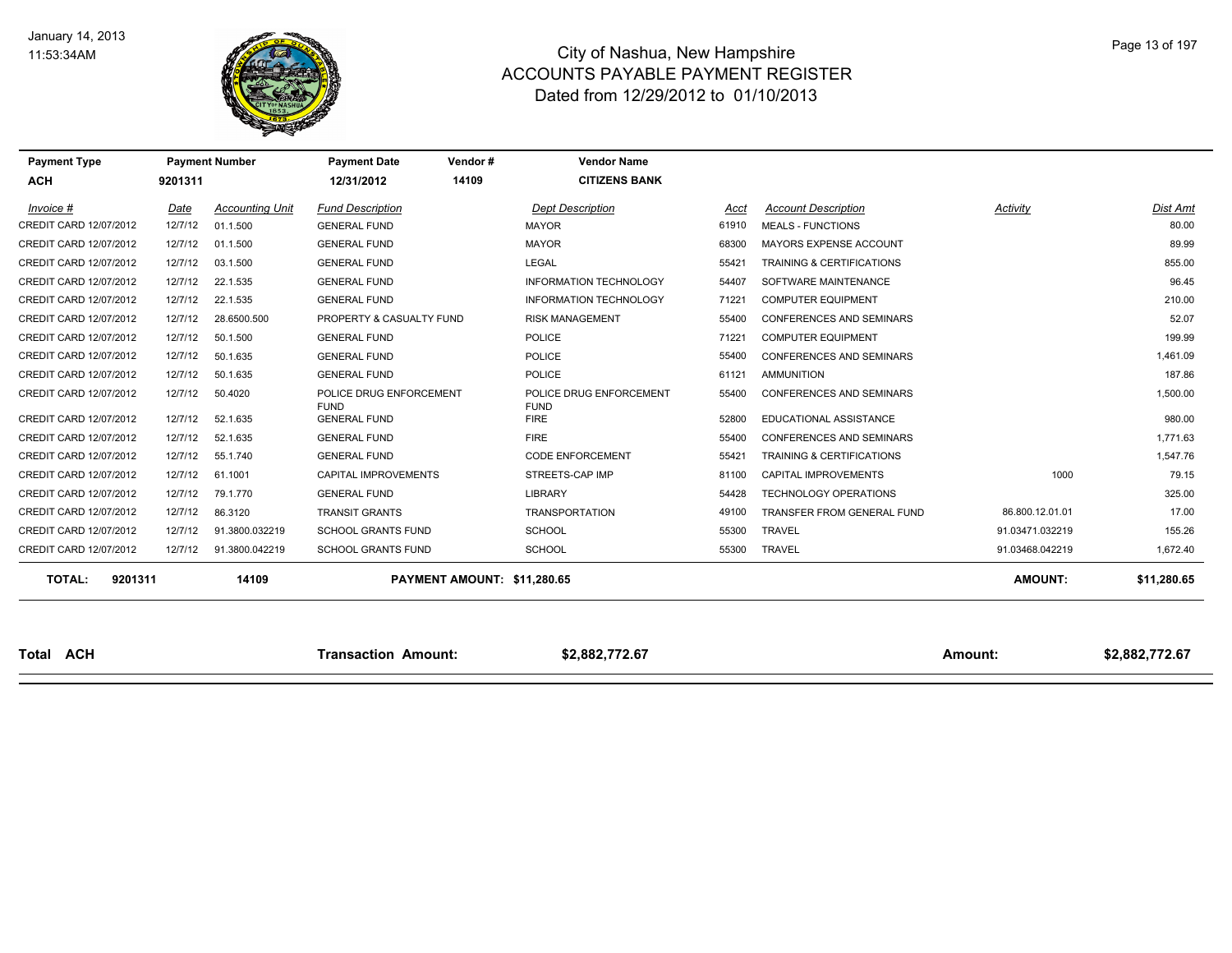# City of Nashua, New Hampshire
## ACCOUNTS PAYABLE PAYMENT REGISTER
### Dated from 12/29/2012 to 01/10/2013

January 14, 2013
11:53:34AM

| Payment Type | Payment Number | Payment Date | Vendor # | Vendor Name |
|---|---|---|---|---|
| ACH | 9201311 | 12/31/2012 | 14109 | CITIZENS BANK |

| Invoice # | Date | Accounting Unit | Fund Description | Dept Description | Acct | Account Description | Activity | Dist Amt |
|---|---|---|---|---|---|---|---|---|
| CREDIT CARD 12/07/2012 | 12/7/12 | 01.1.500 | GENERAL FUND | MAYOR | 61910 | MEALS - FUNCTIONS | | 80.00 |
| CREDIT CARD 12/07/2012 | 12/7/12 | 01.1.500 | GENERAL FUND | MAYOR | 68300 | MAYORS EXPENSE ACCOUNT | | 89.99 |
| CREDIT CARD 12/07/2012 | 12/7/12 | 03.1.500 | GENERAL FUND | LEGAL | 55421 | TRAINING & CERTIFICATIONS | | 855.00 |
| CREDIT CARD 12/07/2012 | 12/7/12 | 22.1.535 | GENERAL FUND | INFORMATION TECHNOLOGY | 54407 | SOFTWARE MAINTENANCE | | 96.45 |
| CREDIT CARD 12/07/2012 | 12/7/12 | 22.1.535 | GENERAL FUND | INFORMATION TECHNOLOGY | 71221 | COMPUTER EQUIPMENT | | 210.00 |
| CREDIT CARD 12/07/2012 | 12/7/12 | 28.6500.500 | PROPERTY & CASUALTY FUND | RISK MANAGEMENT | 55400 | CONFERENCES AND SEMINARS | | 52.07 |
| CREDIT CARD 12/07/2012 | 12/7/12 | 50.1.500 | GENERAL FUND | POLICE | 71221 | COMPUTER EQUIPMENT | | 199.99 |
| CREDIT CARD 12/07/2012 | 12/7/12 | 50.1.635 | GENERAL FUND | POLICE | 55400 | CONFERENCES AND SEMINARS | | 1,461.09 |
| CREDIT CARD 12/07/2012 | 12/7/12 | 50.1.635 | GENERAL FUND | POLICE | 61121 | AMMUNITION | | 187.86 |
| CREDIT CARD 12/07/2012 | 12/7/12 | 50.4020 | POLICE DRUG ENFORCEMENT FUND | POLICE DRUG ENFORCEMENT FUND | 55400 | CONFERENCES AND SEMINARS | | 1,500.00 |
| CREDIT CARD 12/07/2012 | 12/7/12 | 52.1.635 | GENERAL FUND | FIRE | 52800 | EDUCATIONAL ASSISTANCE | | 980.00 |
| CREDIT CARD 12/07/2012 | 12/7/12 | 52.1.635 | GENERAL FUND | FIRE | 55400 | CONFERENCES AND SEMINARS | | 1,771.63 |
| CREDIT CARD 12/07/2012 | 12/7/12 | 55.1.740 | GENERAL FUND | CODE ENFORCEMENT | 55421 | TRAINING & CERTIFICATIONS | | 1,547.76 |
| CREDIT CARD 12/07/2012 | 12/7/12 | 61.1001 | CAPITAL IMPROVEMENTS | STREETS-CAP IMP | 81100 | CAPITAL IMPROVEMENTS | 1000 | 79.15 |
| CREDIT CARD 12/07/2012 | 12/7/12 | 79.1.770 | GENERAL FUND | LIBRARY | 54428 | TECHNOLOGY OPERATIONS | | 325.00 |
| CREDIT CARD 12/07/2012 | 12/7/12 | 86.3120 | TRANSIT GRANTS | TRANSPORTATION | 49100 | TRANSFER FROM GENERAL FUND | 86.800.12.01.01 | 17.00 |
| CREDIT CARD 12/07/2012 | 12/7/12 | 91.3800.032219 | SCHOOL GRANTS FUND | SCHOOL | 55300 | TRAVEL | 91.03471.032219 | 155.26 |
| CREDIT CARD 12/07/2012 | 12/7/12 | 91.3800.042219 | SCHOOL GRANTS FUND | SCHOOL | 55300 | TRAVEL | 91.03468.042219 | 1,672.40 |
| **TOTAL: 9201311** | | **14109** | **PAYMENT AMOUNT: $11,280.65** | | | | **AMOUNT:** | **$11,280.65** |

| **Total ACH** | **Transaction Amount:** | **$2,882,772.67** | **Amount:** | **$2,882,772.67** |
|---|---|---|---|---|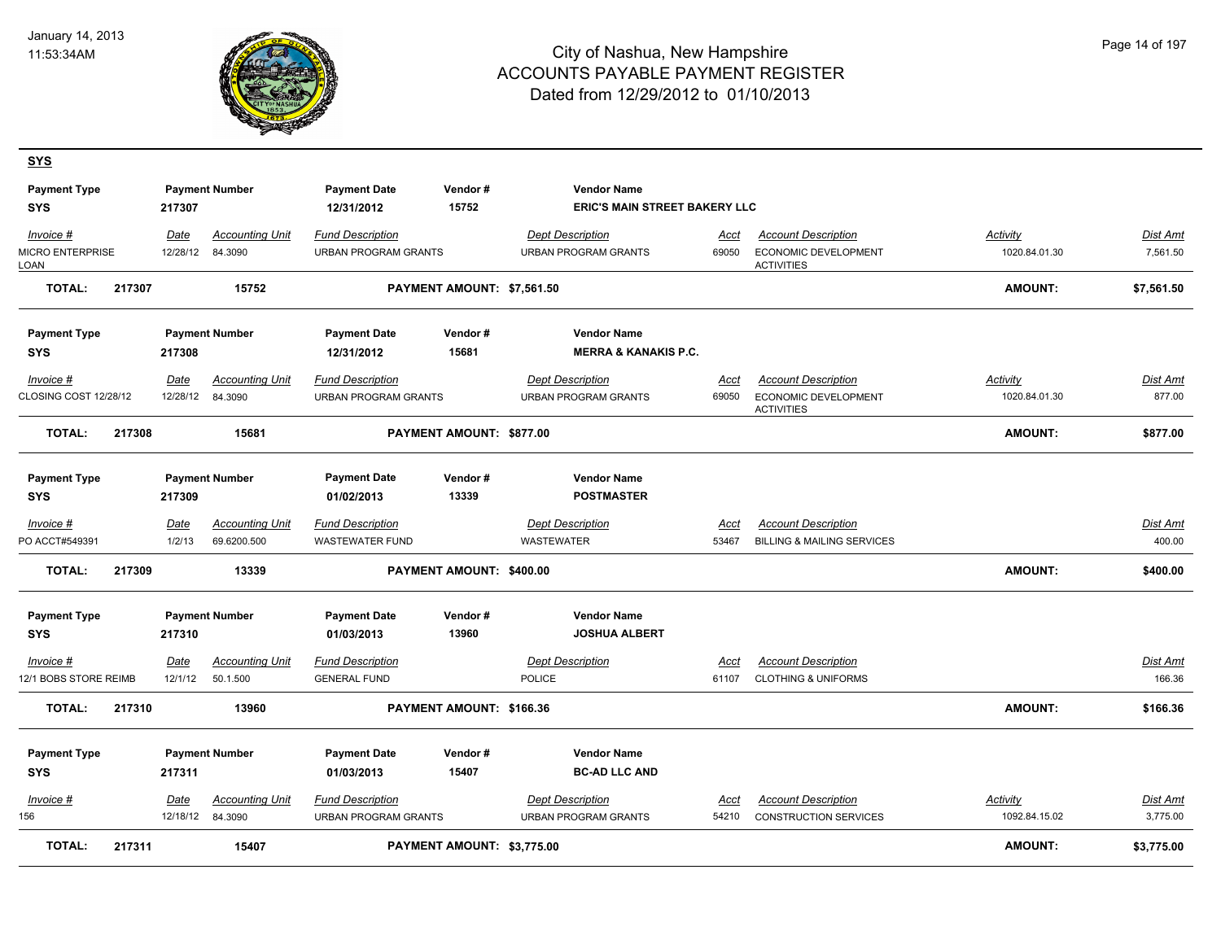# City of Nashua, New Hampshire
## ACCOUNTS PAYABLE PAYMENT REGISTER
### Dated from 12/29/2012 to 01/10/2013

**SYS**

| Payment Type | Payment Number | Payment Date | Vendor # | Vendor Name |
|---|---|---|---|---|
| SYS | 217307 | 12/31/2012 | 15752 | ERIC'S MAIN STREET BAKERY LLC |

| Invoice # | Date | Accounting Unit | Fund Description | Dept Description | Acct | Account Description | Activity | Dist Amt |
|---|---|---|---|---|---|---|---|---|
| MICRO ENTERPRISE LOAN | 12/28/12 | 84.3090 | URBAN PROGRAM GRANTS | URBAN PROGRAM GRANTS | 69050 | ECONOMIC DEVELOPMENT ACTIVITIES | 1020.84.01.30 | 7,561.50 |

**TOTAL: 217307 15752 PAYMENT AMOUNT: $7,561.50 AMOUNT: $7,561.50**

| Payment Type | Payment Number | Payment Date | Vendor # | Vendor Name |
|---|---|---|---|---|
| SYS | 217308 | 12/31/2012 | 15681 | MERRA & KANAKIS P.C. |

| Invoice # | Date | Accounting Unit | Fund Description | Dept Description | Acct | Account Description | Activity | Dist Amt |
|---|---|---|---|---|---|---|---|---|
| CLOSING COST 12/28/12 | 12/28/12 | 84.3090 | URBAN PROGRAM GRANTS | URBAN PROGRAM GRANTS | 69050 | ECONOMIC DEVELOPMENT ACTIVITIES | 1020.84.01.30 | 877.00 |

**TOTAL: 217308 15681 PAYMENT AMOUNT: $877.00 AMOUNT: $877.00**

| Payment Type | Payment Number | Payment Date | Vendor # | Vendor Name |
|---|---|---|---|---|
| SYS | 217309 | 01/02/2013 | 13339 | POSTMASTER |

| Invoice # | Date | Accounting Unit | Fund Description | Dept Description | Acct | Account Description | Dist Amt |
|---|---|---|---|---|---|---|---|
| PO ACCT#549391 | 1/2/13 | 69.6200.500 | WASTEWATER FUND | WASTEWATER | 53467 | BILLING & MAILING SERVICES | 400.00 |

**TOTAL: 217309 13339 PAYMENT AMOUNT: $400.00 AMOUNT: $400.00**

| Payment Type | Payment Number | Payment Date | Vendor # | Vendor Name |
|---|---|---|---|---|
| SYS | 217310 | 01/03/2013 | 13960 | JOSHUA ALBERT |

| Invoice # | Date | Accounting Unit | Fund Description | Dept Description | Acct | Account Description | Dist Amt |
|---|---|---|---|---|---|---|---|
| 12/1 BOBS STORE REIMB | 12/1/12 | 50.1.500 | GENERAL FUND | POLICE | 61107 | CLOTHING & UNIFORMS | 166.36 |

**TOTAL: 217310 13960 PAYMENT AMOUNT: $166.36 AMOUNT: $166.36**

| Payment Type | Payment Number | Payment Date | Vendor # | Vendor Name |
|---|---|---|---|---|
| SYS | 217311 | 01/03/2013 | 15407 | BC-AD LLC AND |

| Invoice # | Date | Accounting Unit | Fund Description | Dept Description | Acct | Account Description | Activity | Dist Amt |
|---|---|---|---|---|---|---|---|---|
| 156 | 12/18/12 | 84.3090 | URBAN PROGRAM GRANTS | URBAN PROGRAM GRANTS | 54210 | CONSTRUCTION SERVICES | 1092.84.15.02 | 3,775.00 |

**TOTAL: 217311 15407 PAYMENT AMOUNT: $3,775.00 AMOUNT: $3,775.00**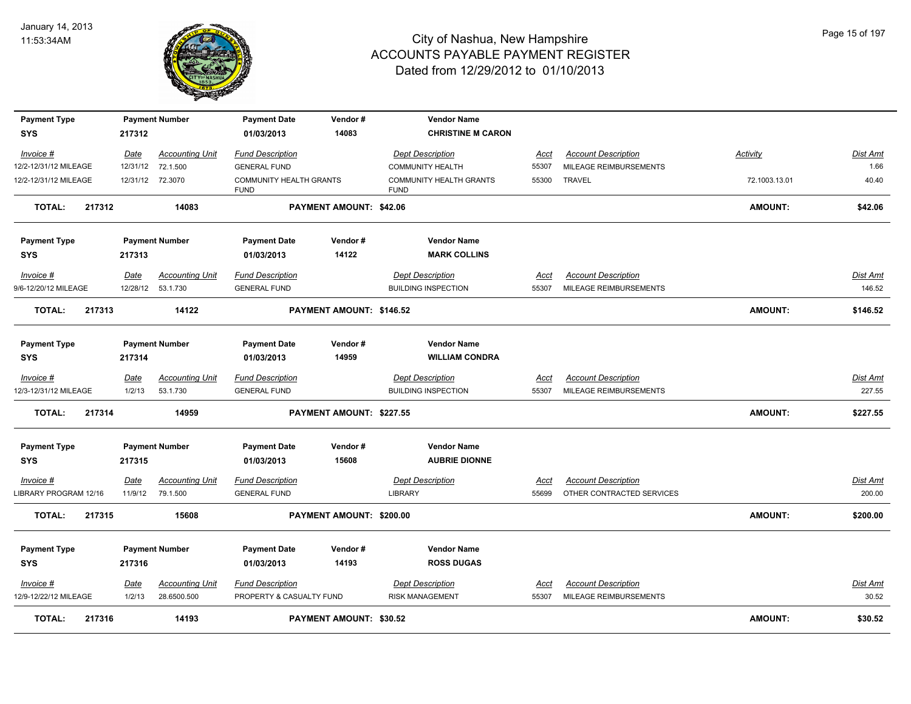# City of Nashua, New Hampshire
## ACCOUNTS PAYABLE PAYMENT REGISTER
### Dated from 12/29/2012 to 01/10/2013

January 14, 2013
11:53:34AM

| Payment Type | Payment Number | Payment Date | Vendor # | Vendor Name |
|---|---|---|---|---|
| SYS | 217312 | 01/03/2013 | 14083 | CHRISTINE M CARON |

| Invoice # | Date | Accounting Unit | Fund Description | Dept Description | Acct | Account Description | Activity | Dist Amt |
|---|---|---|---|---|---|---|---|---|
| 12/2-12/31/12 MILEAGE | 12/31/12 | 72.1.500 | GENERAL FUND | COMMUNITY HEALTH | 55307 | MILEAGE REIMBURSEMENTS | | 1.66 |
| 12/2-12/31/12 MILEAGE | 12/31/12 | 72.3070 | COMMUNITY HEALTH GRANTS FUND | COMMUNITY HEALTH GRANTS FUND | 55300 | TRAVEL | 72.1003.13.01 | 40.40 |

**TOTAL: 217312 14083 PAYMENT AMOUNT: $42.06 AMOUNT: $42.06**

| Payment Type | Payment Number | Payment Date | Vendor # | Vendor Name |
|---|---|---|---|---|
| SYS | 217313 | 01/03/2013 | 14122 | MARK COLLINS |

| Invoice # | Date | Accounting Unit | Fund Description | Dept Description | Acct | Account Description | Dist Amt |
|---|---|---|---|---|---|---|---|
| 9/6-12/20/12 MILEAGE | 12/28/12 | 53.1.730 | GENERAL FUND | BUILDING INSPECTION | 55307 | MILEAGE REIMBURSEMENTS | 146.52 |

**TOTAL: 217313 14122 PAYMENT AMOUNT: $146.52 AMOUNT: $146.52**

| Payment Type | Payment Number | Payment Date | Vendor # | Vendor Name |
|---|---|---|---|---|
| SYS | 217314 | 01/03/2013 | 14959 | WILLIAM CONDRA |

| Invoice # | Date | Accounting Unit | Fund Description | Dept Description | Acct | Account Description | Dist Amt |
|---|---|---|---|---|---|---|---|
| 12/3-12/31/12 MILEAGE | 1/2/13 | 53.1.730 | GENERAL FUND | BUILDING INSPECTION | 55307 | MILEAGE REIMBURSEMENTS | 227.55 |

**TOTAL: 217314 14959 PAYMENT AMOUNT: $227.55 AMOUNT: $227.55**

| Payment Type | Payment Number | Payment Date | Vendor # | Vendor Name |
|---|---|---|---|---|
| SYS | 217315 | 01/03/2013 | 15608 | AUBRIE DIONNE |

| Invoice # | Date | Accounting Unit | Fund Description | Dept Description | Acct | Account Description | Dist Amt |
|---|---|---|---|---|---|---|---|
| LIBRARY PROGRAM 12/16 | 11/9/12 | 79.1.500 | GENERAL FUND | LIBRARY | 55699 | OTHER CONTRACTED SERVICES | 200.00 |

**TOTAL: 217315 15608 PAYMENT AMOUNT: $200.00 AMOUNT: $200.00**

| Payment Type | Payment Number | Payment Date | Vendor # | Vendor Name |
|---|---|---|---|---|
| SYS | 217316 | 01/03/2013 | 14193 | ROSS DUGAS |

| Invoice # | Date | Accounting Unit | Fund Description | Dept Description | Acct | Account Description | Dist Amt |
|---|---|---|---|---|---|---|---|
| 12/9-12/22/12 MILEAGE | 1/2/13 | 28.6500.500 | PROPERTY & CASUALTY FUND | RISK MANAGEMENT | 55307 | MILEAGE REIMBURSEMENTS | 30.52 |

**TOTAL: 217316 14193 PAYMENT AMOUNT: $30.52 AMOUNT: $30.52**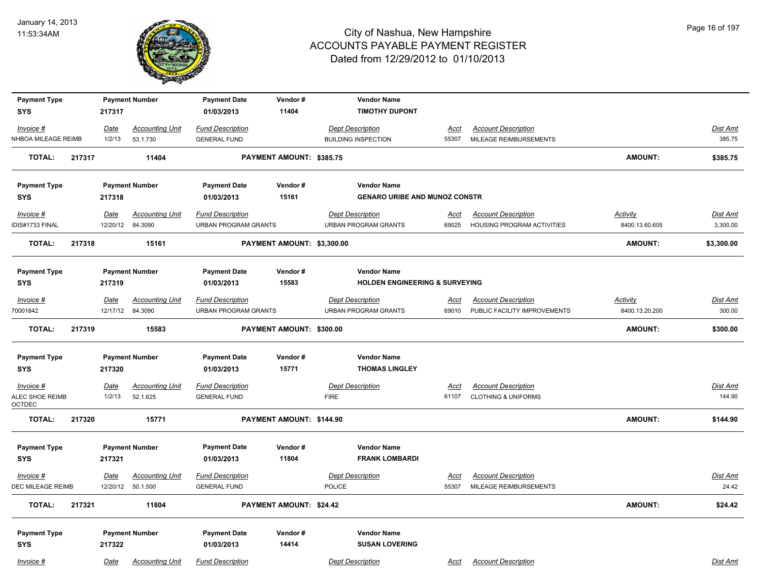# City of Nashua, New Hampshire
## ACCOUNTS PAYABLE PAYMENT REGISTER
### Dated from 12/29/2012 to 01/10/2013

January 14, 2013
11:53:34AM

| Payment Type | Payment Number | Payment Date | Vendor # | Vendor Name |
|---|---|---|---|---|
| SYS | 217317 | 01/03/2013 | 11404 | TIMOTHY DUPONT |

| Invoice # | Date | Accounting Unit | Fund Description | Dept Description | Acct | Account Description | Dist Amt |
|---|---|---|---|---|---|---|---|
| NHBOA MILEAGE REIMB | 1/2/13 | 53.1.730 | GENERAL FUND | BUILDING INSPECTION | 55307 | MILEAGE REIMBURSEMENTS | 385.75 |

**TOTAL: 217317 11404 PAYMENT AMOUNT: $385.75 AMOUNT: $385.75**

| Payment Type | Payment Number | Payment Date | Vendor # | Vendor Name |
|---|---|---|---|---|
| SYS | 217318 | 01/03/2013 | 15161 | GENARO URIBE AND MUNOZ CONSTR |

| Invoice # | Date | Accounting Unit | Fund Description | Dept Description | Acct | Account Description | Activity | Dist Amt |
|---|---|---|---|---|---|---|---|---|
| IDIS#1733 FINAL | 12/20/12 | 84.3090 | URBAN PROGRAM GRANTS | URBAN PROGRAM GRANTS | 69025 | HOUSING PROGRAM ACTIVITIES | 8400.13.60.605 | 3,300.00 |

**TOTAL: 217318 15161 PAYMENT AMOUNT: $3,300.00 AMOUNT: $3,300.00**

| Payment Type | Payment Number | Payment Date | Vendor # | Vendor Name |
|---|---|---|---|---|
| SYS | 217319 | 01/03/2013 | 15583 | HOLDEN ENGINEERING & SURVEYING |

| Invoice # | Date | Accounting Unit | Fund Description | Dept Description | Acct | Account Description | Activity | Dist Amt |
|---|---|---|---|---|---|---|---|---|
| 70001842 | 12/17/12 | 84.3090 | URBAN PROGRAM GRANTS | URBAN PROGRAM GRANTS | 69010 | PUBLIC FACILITY IMPROVEMENTS | 8400.13.20.200 | 300.00 |

**TOTAL: 217319 15583 PAYMENT AMOUNT: $300.00 AMOUNT: $300.00**

| Payment Type | Payment Number | Payment Date | Vendor # | Vendor Name |
|---|---|---|---|---|
| SYS | 217320 | 01/03/2013 | 15771 | THOMAS LINGLEY |

| Invoice # | Date | Accounting Unit | Fund Description | Dept Description | Acct | Account Description | Dist Amt |
|---|---|---|---|---|---|---|---|
| ALEC SHOE REIMB OCTDEC | 1/2/13 | 52.1.625 | GENERAL FUND | FIRE | 61107 | CLOTHING & UNIFORMS | 144.90 |

**TOTAL: 217320 15771 PAYMENT AMOUNT: $144.90 AMOUNT: $144.90**

| Payment Type | Payment Number | Payment Date | Vendor # | Vendor Name |
|---|---|---|---|---|
| SYS | 217321 | 01/03/2013 | 11804 | FRANK LOMBARDI |

| Invoice # | Date | Accounting Unit | Fund Description | Dept Description | Acct | Account Description | Dist Amt |
|---|---|---|---|---|---|---|---|
| DEC MILEAGE REIMB | 12/20/12 | 50.1.500 | GENERAL FUND | POLICE | 55307 | MILEAGE REIMBURSEMENTS | 24.42 |

**TOTAL: 217321 11804 PAYMENT AMOUNT: $24.42 AMOUNT: $24.42**

| Payment Type | Payment Number | Payment Date | Vendor # | Vendor Name |
|---|---|---|---|---|
| SYS | 217322 | 01/03/2013 | 14414 | SUSAN LOVERING |

| Invoice # | Date | Accounting Unit | Fund Description | Dept Description | Acct | Account Description | Dist Amt |
|---|---|---|---|---|---|---|---|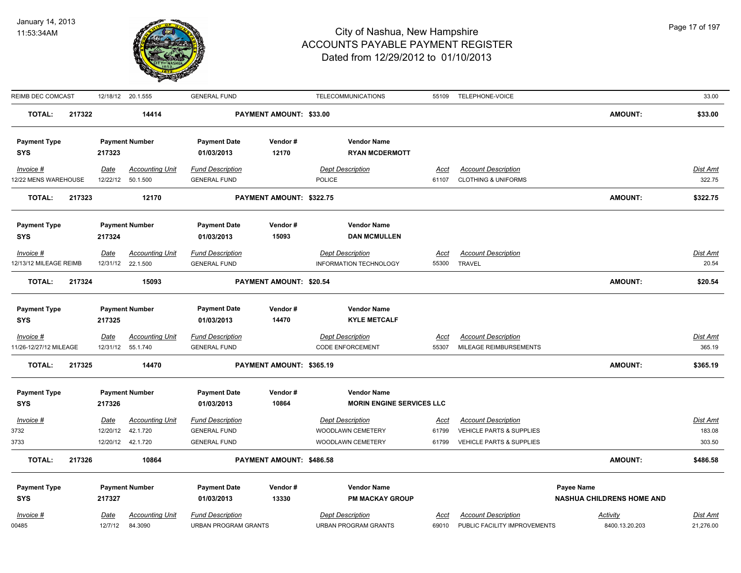| REIMB DEC COMCAST | 12/18/12 | 20.1.555 | GENERAL FUND | | TELECOMMUNICATIONS | 55109 | TELEPHONE-VOICE | | 33.00 |
|---|---|---|---|---|---|---|---|---|---|
| **TOTAL: 217322** | | **14414** | | **PAYMENT AMOUNT: $33.00** | | | | **AMOUNT:** | **$33.00** |

| Payment Type | Payment Number | | Payment Date | Vendor # | Vendor Name | | | | |
|---|---|---|---|---|---|---|---|---|---|
| SYS | 217323 | | 01/03/2013 | 12170 | RYAN MCDERMOTT | | | | |
| *Invoice #* | *Date* | *Accounting Unit* | *Fund Description* | | *Dept Description* | *Acct* | *Account Description* | | *Dist Amt* |
| 12/22 MENS WAREHOUSE | 12/22/12 | 50.1.500 | GENERAL FUND | | POLICE | 61107 | CLOTHING & UNIFORMS | | 322.75 |
| **TOTAL: 217323** | | **12170** | | **PAYMENT AMOUNT: $322.75** | | | | **AMOUNT:** | **$322.75** |

| Payment Type | Payment Number | | Payment Date | Vendor # | Vendor Name | | | | |
|---|---|---|---|---|---|---|---|---|---|
| SYS | 217324 | | 01/03/2013 | 15093 | DAN MCMULLEN | | | | |
| *Invoice #* | *Date* | *Accounting Unit* | *Fund Description* | | *Dept Description* | *Acct* | *Account Description* | | *Dist Amt* |
| 12/13/12 MILEAGE REIMB | 12/31/12 | 22.1.500 | GENERAL FUND | | INFORMATION TECHNOLOGY | 55300 | TRAVEL | | 20.54 |
| **TOTAL: 217324** | | **15093** | | **PAYMENT AMOUNT: $20.54** | | | | **AMOUNT:** | **$20.54** |

| Payment Type | Payment Number | | Payment Date | Vendor # | Vendor Name | | | | |
|---|---|---|---|---|---|---|---|---|---|
| SYS | 217325 | | 01/03/2013 | 14470 | KYLE METCALF | | | | |
| *Invoice #* | *Date* | *Accounting Unit* | *Fund Description* | | *Dept Description* | *Acct* | *Account Description* | | *Dist Amt* |
| 11/26-12/27/12 MILEAGE | 12/31/12 | 55.1.740 | GENERAL FUND | | CODE ENFORCEMENT | 55307 | MILEAGE REIMBURSEMENTS | | 365.19 |
| **TOTAL: 217325** | | **14470** | | **PAYMENT AMOUNT: $365.19** | | | | **AMOUNT:** | **$365.19** |

| Payment Type | Payment Number | | Payment Date | Vendor # | Vendor Name | | | | |
|---|---|---|---|---|---|---|---|---|---|
| SYS | 217326 | | 01/03/2013 | 10864 | MORIN ENGINE SERVICES LLC | | | | |
| *Invoice #* | *Date* | *Accounting Unit* | *Fund Description* | | *Dept Description* | *Acct* | *Account Description* | | *Dist Amt* |
| 3732 | 12/20/12 | 42.1.720 | GENERAL FUND | | WOODLAWN CEMETERY | 61799 | VEHICLE PARTS & SUPPLIES | | 183.08 |
| 3733 | 12/20/12 | 42.1.720 | GENERAL FUND | | WOODLAWN CEMETERY | 61799 | VEHICLE PARTS & SUPPLIES | | 303.50 |
| **TOTAL: 217326** | | **10864** | | **PAYMENT AMOUNT: $486.58** | | | | **AMOUNT:** | **$486.58** |

| Payment Type | Payment Number | | Payment Date | Vendor # | Vendor Name | | | Payee Name | |
|---|---|---|---|---|---|---|---|---|---|
| SYS | 217327 | | 01/03/2013 | 13330 | PM MACKAY GROUP | | | NASHUA CHILDRENS HOME AND | |
| *Invoice #* | *Date* | *Accounting Unit* | *Fund Description* | | *Dept Description* | *Acct* | *Account Description* | *Activity* | *Dist Amt* |
| 00485 | 12/7/12 | 84.3090 | URBAN PROGRAM GRANTS | | URBAN PROGRAM GRANTS | 69010 | PUBLIC FACILITY IMPROVEMENTS | 8400.13.20.203 | 21,276.00 |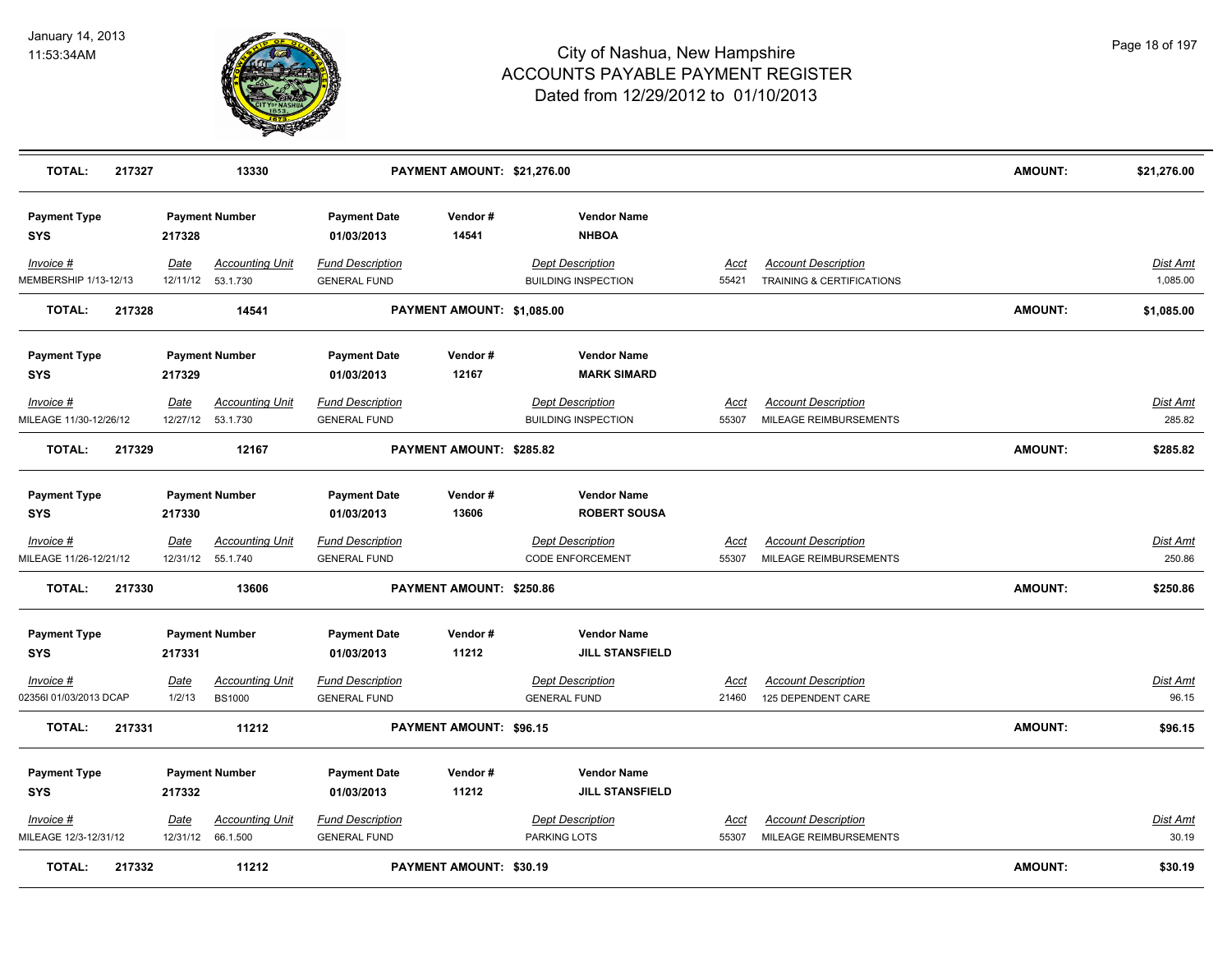# City of Nashua, New Hampshire
## ACCOUNTS PAYABLE PAYMENT REGISTER
### Dated from 12/29/2012 to 01/10/2013

January 14, 2013
11:53:34AM

| | | | | | | | | |
|---|---|---|---|---|---|---|---|---|
| **TOTAL: 217327** | **13330** | | **PAYMENT AMOUNT: $21,276.00** | | | | **AMOUNT:** | **$21,276.00** |

| Payment Type | Payment Number | | Payment Date | Vendor # | Vendor Name | | | |
|---|---|---|---|---|---|---|---|---|
| SYS | 217328 | | 01/03/2013 | 14541 | NHBOA | | | |
| *Invoice #* | *Date* | *Accounting Unit* | *Fund Description* | | *Dept Description* | *Acct* | *Account Description* | *Dist Amt* |
| MEMBERSHIP 1/13-12/13 | 12/11/12 | 53.1.730 | GENERAL FUND | | BUILDING INSPECTION | 55421 | TRAINING & CERTIFICATIONS | 1,085.00 |
| **TOTAL: 217328** | | **14541** | **PAYMENT AMOUNT: $1,085.00** | | | | **AMOUNT:** | **$1,085.00** |

| Payment Type | Payment Number | | Payment Date | Vendor # | Vendor Name | | | |
|---|---|---|---|---|---|---|---|---|
| SYS | 217329 | | 01/03/2013 | 12167 | MARK SIMARD | | | |
| *Invoice #* | *Date* | *Accounting Unit* | *Fund Description* | | *Dept Description* | *Acct* | *Account Description* | *Dist Amt* |
| MILEAGE 11/30-12/26/12 | 12/27/12 | 53.1.730 | GENERAL FUND | | BUILDING INSPECTION | 55307 | MILEAGE REIMBURSEMENTS | 285.82 |
| **TOTAL: 217329** | | **12167** | **PAYMENT AMOUNT: $285.82** | | | | **AMOUNT:** | **$285.82** |

| Payment Type | Payment Number | | Payment Date | Vendor # | Vendor Name | | | |
|---|---|---|---|---|---|---|---|---|
| SYS | 217330 | | 01/03/2013 | 13606 | ROBERT SOUSA | | | |
| *Invoice #* | *Date* | *Accounting Unit* | *Fund Description* | | *Dept Description* | *Acct* | *Account Description* | *Dist Amt* |
| MILEAGE 11/26-12/21/12 | 12/31/12 | 55.1.740 | GENERAL FUND | | CODE ENFORCEMENT | 55307 | MILEAGE REIMBURSEMENTS | 250.86 |
| **TOTAL: 217330** | | **13606** | **PAYMENT AMOUNT: $250.86** | | | | **AMOUNT:** | **$250.86** |

| Payment Type | Payment Number | | Payment Date | Vendor # | Vendor Name | | | |
|---|---|---|---|---|---|---|---|---|
| SYS | 217331 | | 01/03/2013 | 11212 | JILL STANSFIELD | | | |
| *Invoice #* | *Date* | *Accounting Unit* | *Fund Description* | | *Dept Description* | *Acct* | *Account Description* | *Dist Amt* |
| 02356I 01/03/2013 DCAP | 1/2/13 | BS1000 | GENERAL FUND | | GENERAL FUND | 21460 | 125 DEPENDENT CARE | 96.15 |
| **TOTAL: 217331** | | **11212** | **PAYMENT AMOUNT: $96.15** | | | | **AMOUNT:** | **$96.15** |

| Payment Type | Payment Number | | Payment Date | Vendor # | Vendor Name | | | |
|---|---|---|---|---|---|---|---|---|
| SYS | 217332 | | 01/03/2013 | 11212 | JILL STANSFIELD | | | |
| *Invoice #* | *Date* | *Accounting Unit* | *Fund Description* | | *Dept Description* | *Acct* | *Account Description* | *Dist Amt* |
| MILEAGE 12/3-12/31/12 | 12/31/12 | 66.1.500 | GENERAL FUND | | PARKING LOTS | 55307 | MILEAGE REIMBURSEMENTS | 30.19 |
| **TOTAL: 217332** | | **11212** | **PAYMENT AMOUNT: $30.19** | | | | **AMOUNT:** | **$30.19** |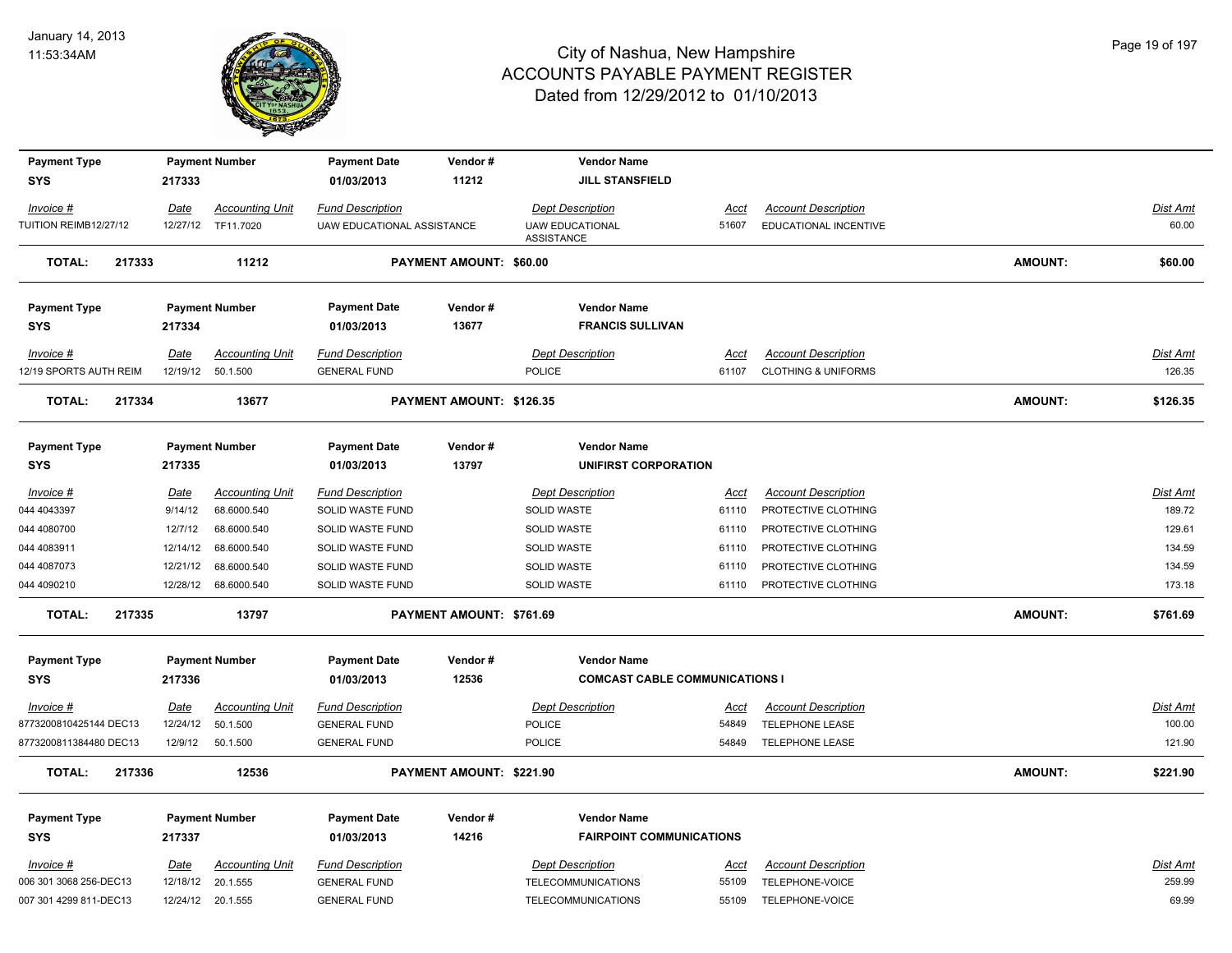# City of Nashua, New Hampshire
## ACCOUNTS PAYABLE PAYMENT REGISTER
### Dated from 12/29/2012 to 01/10/2013

January 14, 2013
11:53:34AM

| Payment Type | Payment Number | Payment Date | Vendor # | Vendor Name |
|---|---|---|---|---|
| SYS | 217333 | 01/03/2013 | 11212 | JILL STANSFIELD |

| Invoice # | Date | Accounting Unit | Fund Description | Dept Description | Acct | Account Description | Dist Amt |
|---|---|---|---|---|---|---|---|
| TUITION REIMB12/27/12 | 12/27/12 | TF11.7020 | UAW EDUCATIONAL ASSISTANCE | UAW EDUCATIONAL ASSISTANCE | 51607 | EDUCATIONAL INCENTIVE | 60.00 |

**TOTAL: 217333 11212 PAYMENT AMOUNT: $60.00 AMOUNT: $60.00**

| Payment Type | Payment Number | Payment Date | Vendor # | Vendor Name |
|---|---|---|---|---|
| SYS | 217334 | 01/03/2013 | 13677 | FRANCIS SULLIVAN |

| Invoice # | Date | Accounting Unit | Fund Description | Dept Description | Acct | Account Description | Dist Amt |
|---|---|---|---|---|---|---|---|
| 12/19 SPORTS AUTH REIM | 12/19/12 | 50.1.500 | GENERAL FUND | POLICE | 61107 | CLOTHING & UNIFORMS | 126.35 |

**TOTAL: 217334 13677 PAYMENT AMOUNT: $126.35 AMOUNT: $126.35**

| Payment Type | Payment Number | Payment Date | Vendor # | Vendor Name |
|---|---|---|---|---|
| SYS | 217335 | 01/03/2013 | 13797 | UNIFIRST CORPORATION |

| Invoice # | Date | Accounting Unit | Fund Description | Dept Description | Acct | Account Description | Dist Amt |
|---|---|---|---|---|---|---|---|
| 044 4043397 | 9/14/12 | 68.6000.540 | SOLID WASTE FUND | SOLID WASTE | 61110 | PROTECTIVE CLOTHING | 189.72 |
| 044 4080700 | 12/7/12 | 68.6000.540 | SOLID WASTE FUND | SOLID WASTE | 61110 | PROTECTIVE CLOTHING | 129.61 |
| 044 4083911 | 12/14/12 | 68.6000.540 | SOLID WASTE FUND | SOLID WASTE | 61110 | PROTECTIVE CLOTHING | 134.59 |
| 044 4087073 | 12/21/12 | 68.6000.540 | SOLID WASTE FUND | SOLID WASTE | 61110 | PROTECTIVE CLOTHING | 134.59 |
| 044 4090210 | 12/28/12 | 68.6000.540 | SOLID WASTE FUND | SOLID WASTE | 61110 | PROTECTIVE CLOTHING | 173.18 |

**TOTAL: 217335 13797 PAYMENT AMOUNT: $761.69 AMOUNT: $761.69**

| Payment Type | Payment Number | Payment Date | Vendor # | Vendor Name |
|---|---|---|---|---|
| SYS | 217336 | 01/03/2013 | 12536 | COMCAST CABLE COMMUNICATIONS I |

| Invoice # | Date | Accounting Unit | Fund Description | Dept Description | Acct | Account Description | Dist Amt |
|---|---|---|---|---|---|---|---|
| 8773200810425144 DEC13 | 12/24/12 | 50.1.500 | GENERAL FUND | POLICE | 54849 | TELEPHONE LEASE | 100.00 |
| 8773200811384480 DEC13 | 12/9/12 | 50.1.500 | GENERAL FUND | POLICE | 54849 | TELEPHONE LEASE | 121.90 |

**TOTAL: 217336 12536 PAYMENT AMOUNT: $221.90 AMOUNT: $221.90**

| Payment Type | Payment Number | Payment Date | Vendor # | Vendor Name |
|---|---|---|---|---|
| SYS | 217337 | 01/03/2013 | 14216 | FAIRPOINT COMMUNICATIONS |

| Invoice # | Date | Accounting Unit | Fund Description | Dept Description | Acct | Account Description | Dist Amt |
|---|---|---|---|---|---|---|---|
| 006 301 3068 256-DEC13 | 12/18/12 | 20.1.555 | GENERAL FUND | TELECOMMUNICATIONS | 55109 | TELEPHONE-VOICE | 259.99 |
| 007 301 4299 811-DEC13 | 12/24/12 | 20.1.555 | GENERAL FUND | TELECOMMUNICATIONS | 55109 | TELEPHONE-VOICE | 69.99 |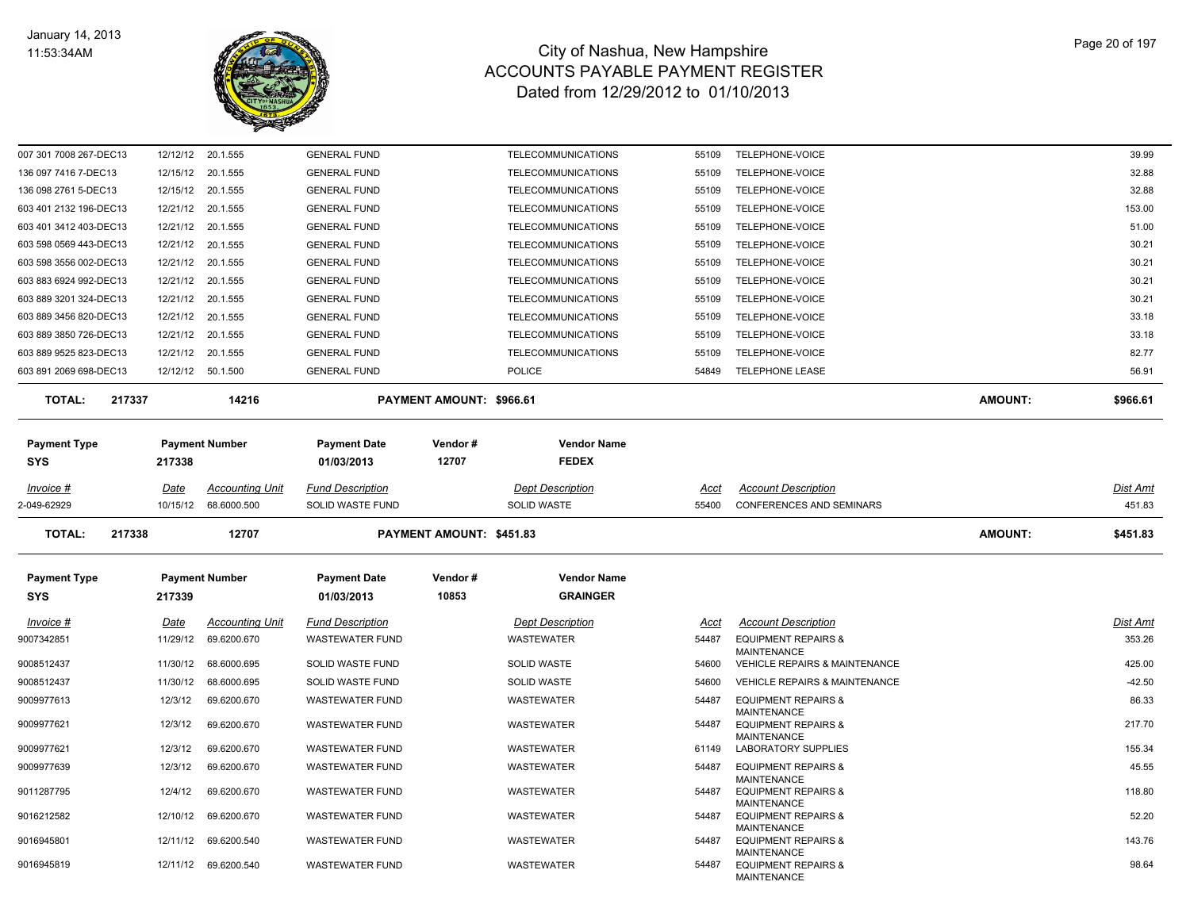# City of Nashua, New Hampshire
## ACCOUNTS PAYABLE PAYMENT REGISTER
### Dated from 12/29/2012 to 01/10/2013

| Invoice # | Date | Accounting Unit | Fund Description | Dept Description | Acct | Account Description | Dist Amt |
|---|---|---|---|---|---|---|---|
| 007 301 7008 267-DEC13 | 12/12/12 | 20.1.555 | GENERAL FUND | TELECOMMUNICATIONS | 55109 | TELEPHONE-VOICE | 39.99 |
| 136 097 7416 7-DEC13 | 12/15/12 | 20.1.555 | GENERAL FUND | TELECOMMUNICATIONS | 55109 | TELEPHONE-VOICE | 32.88 |
| 136 098 2761 5-DEC13 | 12/15/12 | 20.1.555 | GENERAL FUND | TELECOMMUNICATIONS | 55109 | TELEPHONE-VOICE | 32.88 |
| 603 401 2132 196-DEC13 | 12/21/12 | 20.1.555 | GENERAL FUND | TELECOMMUNICATIONS | 55109 | TELEPHONE-VOICE | 153.00 |
| 603 401 3412 403-DEC13 | 12/21/12 | 20.1.555 | GENERAL FUND | TELECOMMUNICATIONS | 55109 | TELEPHONE-VOICE | 51.00 |
| 603 598 0569 443-DEC13 | 12/21/12 | 20.1.555 | GENERAL FUND | TELECOMMUNICATIONS | 55109 | TELEPHONE-VOICE | 30.21 |
| 603 598 3556 002-DEC13 | 12/21/12 | 20.1.555 | GENERAL FUND | TELECOMMUNICATIONS | 55109 | TELEPHONE-VOICE | 30.21 |
| 603 883 6924 992-DEC13 | 12/21/12 | 20.1.555 | GENERAL FUND | TELECOMMUNICATIONS | 55109 | TELEPHONE-VOICE | 30.21 |
| 603 889 3201 324-DEC13 | 12/21/12 | 20.1.555 | GENERAL FUND | TELECOMMUNICATIONS | 55109 | TELEPHONE-VOICE | 30.21 |
| 603 889 3456 820-DEC13 | 12/21/12 | 20.1.555 | GENERAL FUND | TELECOMMUNICATIONS | 55109 | TELEPHONE-VOICE | 33.18 |
| 603 889 3850 726-DEC13 | 12/21/12 | 20.1.555 | GENERAL FUND | TELECOMMUNICATIONS | 55109 | TELEPHONE-VOICE | 33.18 |
| 603 889 9525 823-DEC13 | 12/21/12 | 20.1.555 | GENERAL FUND | TELECOMMUNICATIONS | 55109 | TELEPHONE-VOICE | 82.77 |
| 603 891 2069 698-DEC13 | 12/12/12 | 50.1.500 | GENERAL FUND | POLICE | 54849 | TELEPHONE LEASE | 56.91 |

**TOTAL: 217337 — 14216 — PAYMENT AMOUNT: $966.61 — AMOUNT: $966.61**

| Payment Type | Payment Number | Payment Date | Vendor # | Vendor Name |
|---|---|---|---|---|
| SYS | 217338 | 01/03/2013 | 12707 | FEDEX |

| Invoice # | Date | Accounting Unit | Fund Description | Dept Description | Acct | Account Description | Dist Amt |
|---|---|---|---|---|---|---|---|
| 2-049-62929 | 10/15/12 | 68.6000.500 | SOLID WASTE FUND | SOLID WASTE | 55400 | CONFERENCES AND SEMINARS | 451.83 |

**TOTAL: 217338 — 12707 — PAYMENT AMOUNT: $451.83 — AMOUNT: $451.83**

| Payment Type | Payment Number | Payment Date | Vendor # | Vendor Name |
|---|---|---|---|---|
| SYS | 217339 | 01/03/2013 | 10853 | GRAINGER |

| Invoice # | Date | Accounting Unit | Fund Description | Dept Description | Acct | Account Description | Dist Amt |
|---|---|---|---|---|---|---|---|
| 9007342851 | 11/29/12 | 69.6200.670 | WASTEWATER FUND | WASTEWATER | 54487 | EQUIPMENT REPAIRS & MAINTENANCE | 353.26 |
| 9008512437 | 11/30/12 | 68.6000.695 | SOLID WASTE FUND | SOLID WASTE | 54600 | VEHICLE REPAIRS & MAINTENANCE | 425.00 |
| 9008512437 | 11/30/12 | 68.6000.695 | SOLID WASTE FUND | SOLID WASTE | 54600 | VEHICLE REPAIRS & MAINTENANCE | -42.50 |
| 9009977613 | 12/3/12 | 69.6200.670 | WASTEWATER FUND | WASTEWATER | 54487 | EQUIPMENT REPAIRS & MAINTENANCE | 86.33 |
| 9009977621 | 12/3/12 | 69.6200.670 | WASTEWATER FUND | WASTEWATER | 54487 | EQUIPMENT REPAIRS & MAINTENANCE | 217.70 |
| 9009977621 | 12/3/12 | 69.6200.670 | WASTEWATER FUND | WASTEWATER | 61149 | LABORATORY SUPPLIES | 155.34 |
| 9009977639 | 12/3/12 | 69.6200.670 | WASTEWATER FUND | WASTEWATER | 54487 | EQUIPMENT REPAIRS & MAINTENANCE | 45.55 |
| 9011287795 | 12/4/12 | 69.6200.670 | WASTEWATER FUND | WASTEWATER | 54487 | EQUIPMENT REPAIRS & MAINTENANCE | 118.80 |
| 9016212582 | 12/10/12 | 69.6200.670 | WASTEWATER FUND | WASTEWATER | 54487 | EQUIPMENT REPAIRS & MAINTENANCE | 52.20 |
| 9016945801 | 12/11/12 | 69.6200.540 | WASTEWATER FUND | WASTEWATER | 54487 | EQUIPMENT REPAIRS & MAINTENANCE | 143.76 |
| 9016945819 | 12/11/12 | 69.6200.540 | WASTEWATER FUND | WASTEWATER | 54487 | EQUIPMENT REPAIRS & MAINTENANCE | 98.64 |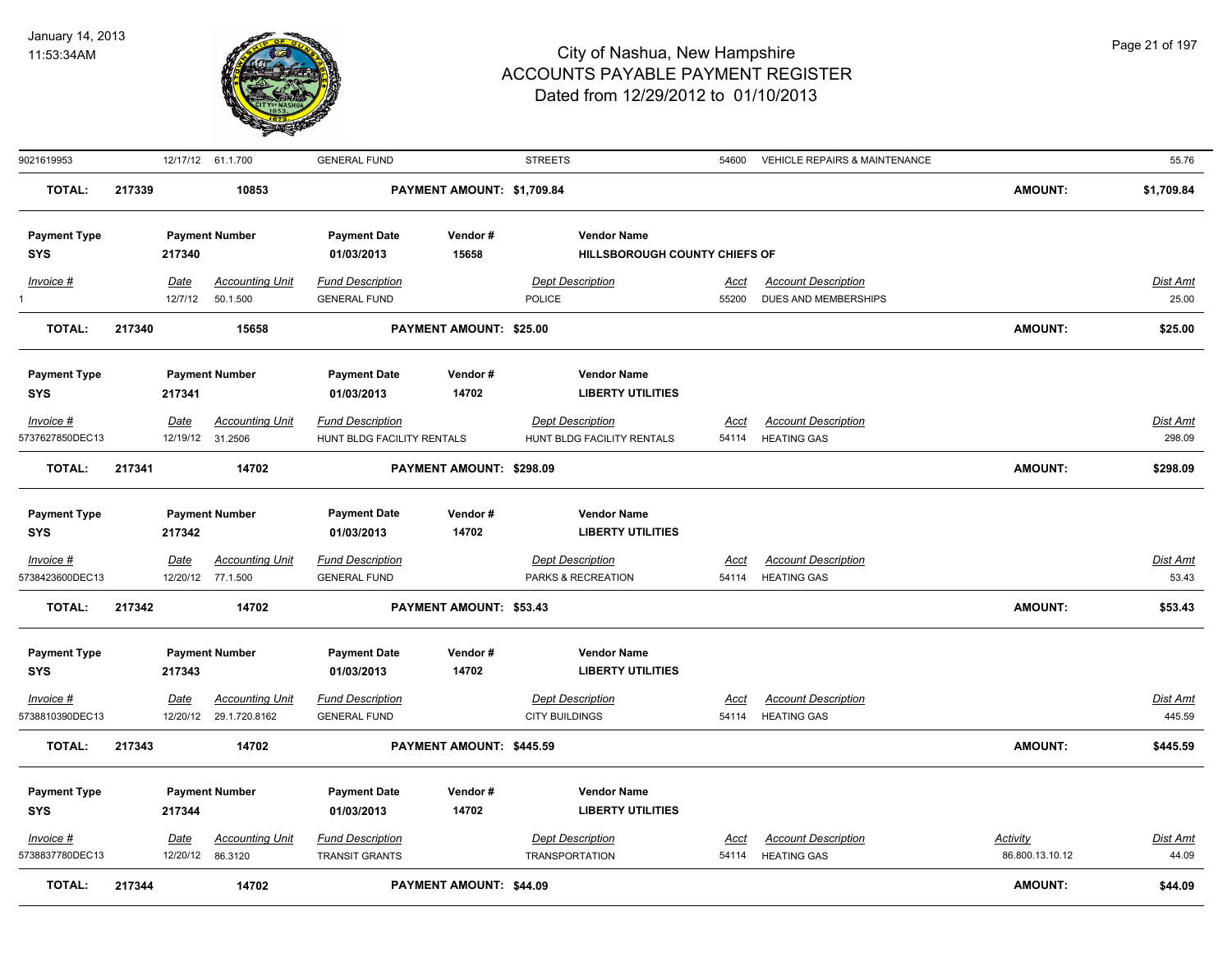# City of Nashua, New Hampshire
## ACCOUNTS PAYABLE PAYMENT REGISTER
### Dated from 12/29/2012 to 01/10/2013

January 14, 2013
11:53:34AM

| 9021619953 | 12/17/12 | 61.1.700 | GENERAL FUND | STREETS | 54600 | VEHICLE REPAIRS & MAINTENANCE | | 55.76 |
|---|---|---|---|---|---|---|---|---|
| **TOTAL:** | **217339** | **10853** | **PAYMENT AMOUNT: $1,709.84** | | | | **AMOUNT:** | **$1,709.84** |

| Payment Type | Payment Number | Payment Date | Vendor # | Vendor Name |
|---|---|---|---|---|
| SYS | 217340 | 01/03/2013 | 15658 | HILLSBOROUGH COUNTY CHIEFS OF |

| Invoice # | Date | Accounting Unit | Fund Description | Dept Description | Acct | Account Description | Dist Amt |
|---|---|---|---|---|---|---|---|
| 1 | 12/7/12 | 50.1.500 | GENERAL FUND | POLICE | 55200 | DUES AND MEMBERSHIPS | 25.00 |
| **TOTAL:** | **217340** | **15658** | **PAYMENT AMOUNT: $25.00** | | | **AMOUNT:** | **$25.00** |

| Payment Type | Payment Number | Payment Date | Vendor # | Vendor Name |
|---|---|---|---|---|
| SYS | 217341 | 01/03/2013 | 14702 | LIBERTY UTILITIES |

| Invoice # | Date | Accounting Unit | Fund Description | Dept Description | Acct | Account Description | Dist Amt |
|---|---|---|---|---|---|---|---|
| 5737627850DEC13 | 12/19/12 | 31.2506 | HUNT BLDG FACILITY RENTALS | HUNT BLDG FACILITY RENTALS | 54114 | HEATING GAS | 298.09 |
| **TOTAL:** | **217341** | **14702** | **PAYMENT AMOUNT: $298.09** | | | **AMOUNT:** | **$298.09** |

| Payment Type | Payment Number | Payment Date | Vendor # | Vendor Name |
|---|---|---|---|---|
| SYS | 217342 | 01/03/2013 | 14702 | LIBERTY UTILITIES |

| Invoice # | Date | Accounting Unit | Fund Description | Dept Description | Acct | Account Description | Dist Amt |
|---|---|---|---|---|---|---|---|
| 5738423600DEC13 | 12/20/12 | 77.1.500 | GENERAL FUND | PARKS & RECREATION | 54114 | HEATING GAS | 53.43 |
| **TOTAL:** | **217342** | **14702** | **PAYMENT AMOUNT: $53.43** | | | **AMOUNT:** | **$53.43** |

| Payment Type | Payment Number | Payment Date | Vendor # | Vendor Name |
|---|---|---|---|---|
| SYS | 217343 | 01/03/2013 | 14702 | LIBERTY UTILITIES |

| Invoice # | Date | Accounting Unit | Fund Description | Dept Description | Acct | Account Description | Dist Amt |
|---|---|---|---|---|---|---|---|
| 5738810390DEC13 | 12/20/12 | 29.1.720.8162 | GENERAL FUND | CITY BUILDINGS | 54114 | HEATING GAS | 445.59 |
| **TOTAL:** | **217343** | **14702** | **PAYMENT AMOUNT: $445.59** | | | **AMOUNT:** | **$445.59** |

| Payment Type | Payment Number | Payment Date | Vendor # | Vendor Name |
|---|---|---|---|---|
| SYS | 217344 | 01/03/2013 | 14702 | LIBERTY UTILITIES |

| Invoice # | Date | Accounting Unit | Fund Description | Dept Description | Acct | Account Description | Activity | Dist Amt |
|---|---|---|---|---|---|---|---|---|
| 5738837780DEC13 | 12/20/12 | 86.3120 | TRANSIT GRANTS | TRANSPORTATION | 54114 | HEATING GAS | 86.800.13.10.12 | 44.09 |
| **TOTAL:** | **217344** | **14702** | **PAYMENT AMOUNT: $44.09** | | | | **AMOUNT:** | **$44.09** |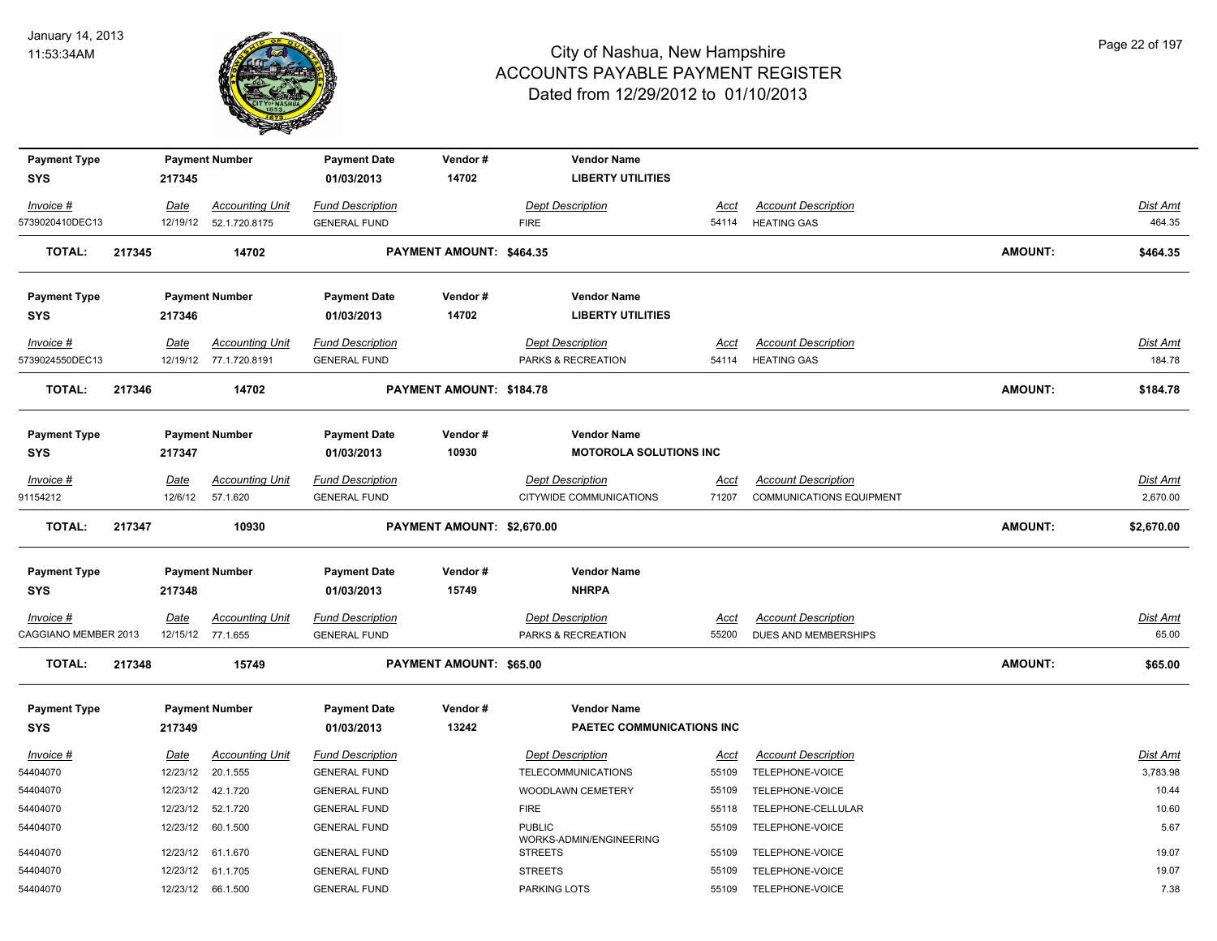# City of Nashua, New Hampshire
## ACCOUNTS PAYABLE PAYMENT REGISTER
### Dated from 12/29/2012 to 01/10/2013

January 14, 2013
11:53:34AM

| Payment Type | Payment Number | Payment Date | Vendor # | Vendor Name |
|---|---|---|---|---|
| SYS | 217345 | 01/03/2013 | 14702 | LIBERTY UTILITIES |

| Invoice # | Date | Accounting Unit | Fund Description | Dept Description | Acct | Account Description | Dist Amt |
|---|---|---|---|---|---|---|---|
| 5739020410DEC13 | 12/19/12 | 52.1.720.8175 | GENERAL FUND | FIRE | 54114 | HEATING GAS | 464.35 |

**TOTAL: 217345 14702 PAYMENT AMOUNT: $464.35 AMOUNT: $464.35**

| Payment Type | Payment Number | Payment Date | Vendor # | Vendor Name |
|---|---|---|---|---|
| SYS | 217346 | 01/03/2013 | 14702 | LIBERTY UTILITIES |

| Invoice # | Date | Accounting Unit | Fund Description | Dept Description | Acct | Account Description | Dist Amt |
|---|---|---|---|---|---|---|---|
| 5739024550DEC13 | 12/19/12 | 77.1.720.8191 | GENERAL FUND | PARKS & RECREATION | 54114 | HEATING GAS | 184.78 |

**TOTAL: 217346 14702 PAYMENT AMOUNT: $184.78 AMOUNT: $184.78**

| Payment Type | Payment Number | Payment Date | Vendor # | Vendor Name |
|---|---|---|---|---|
| SYS | 217347 | 01/03/2013 | 10930 | MOTOROLA SOLUTIONS INC |

| Invoice # | Date | Accounting Unit | Fund Description | Dept Description | Acct | Account Description | Dist Amt |
|---|---|---|---|---|---|---|---|
| 91154212 | 12/6/12 | 57.1.620 | GENERAL FUND | CITYWIDE COMMUNICATIONS | 71207 | COMMUNICATIONS EQUIPMENT | 2,670.00 |

**TOTAL: 217347 10930 PAYMENT AMOUNT: $2,670.00 AMOUNT: $2,670.00**

| Payment Type | Payment Number | Payment Date | Vendor # | Vendor Name |
|---|---|---|---|---|
| SYS | 217348 | 01/03/2013 | 15749 | NHRPA |

| Invoice # | Date | Accounting Unit | Fund Description | Dept Description | Acct | Account Description | Dist Amt |
|---|---|---|---|---|---|---|---|
| CAGGIANO MEMBER 2013 | 12/15/12 | 77.1.655 | GENERAL FUND | PARKS & RECREATION | 55200 | DUES AND MEMBERSHIPS | 65.00 |

**TOTAL: 217348 15749 PAYMENT AMOUNT: $65.00 AMOUNT: $65.00**

| Payment Type | Payment Number | Payment Date | Vendor # | Vendor Name |
|---|---|---|---|---|
| SYS | 217349 | 01/03/2013 | 13242 | PAETEC COMMUNICATIONS INC |

| Invoice # | Date | Accounting Unit | Fund Description | Dept Description | Acct | Account Description | Dist Amt |
|---|---|---|---|---|---|---|---|
| 54404070 | 12/23/12 | 20.1.555 | GENERAL FUND | TELECOMMUNICATIONS | 55109 | TELEPHONE-VOICE | 3,783.98 |
| 54404070 | 12/23/12 | 42.1.720 | GENERAL FUND | WOODLAWN CEMETERY | 55109 | TELEPHONE-VOICE | 10.44 |
| 54404070 | 12/23/12 | 52.1.720 | GENERAL FUND | FIRE | 55118 | TELEPHONE-CELLULAR | 10.60 |
| 54404070 | 12/23/12 | 60.1.500 | GENERAL FUND | PUBLIC WORKS-ADMIN/ENGINEERING | 55109 | TELEPHONE-VOICE | 5.67 |
| 54404070 | 12/23/12 | 61.1.670 | GENERAL FUND | STREETS | 55109 | TELEPHONE-VOICE | 19.07 |
| 54404070 | 12/23/12 | 61.1.705 | GENERAL FUND | STREETS | 55109 | TELEPHONE-VOICE | 19.07 |
| 54404070 | 12/23/12 | 66.1.500 | GENERAL FUND | PARKING LOTS | 55109 | TELEPHONE-VOICE | 7.38 |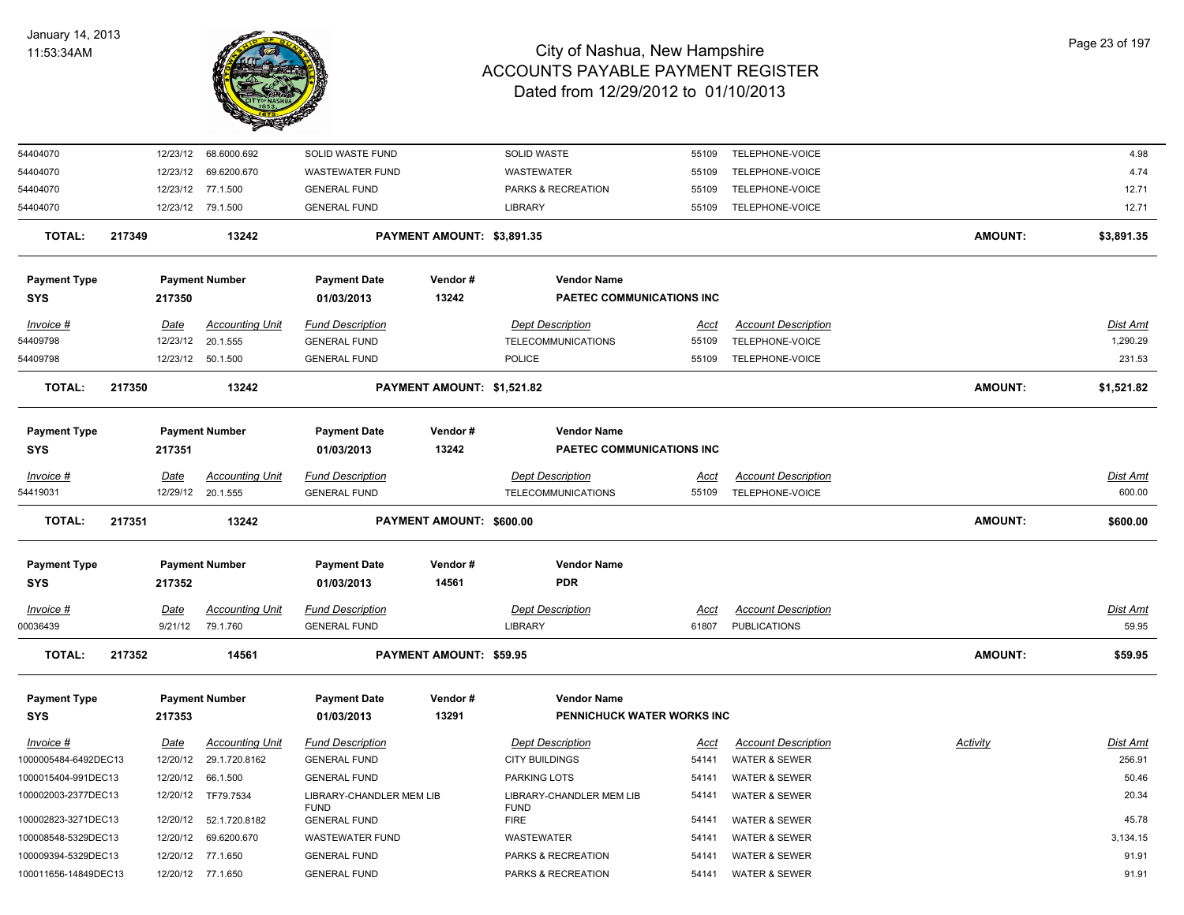| Invoice # | Date | Accounting Unit | Fund Description | Dept Description | Acct | Account Description | Dist Amt |
|---|---|---|---|---|---|---|---|
| 54404070 | 12/23/12 | 68.6000.692 | SOLID WASTE FUND | SOLID WASTE | 55109 | TELEPHONE-VOICE | 4.98 |
| 54404070 | 12/23/12 | 69.6200.670 | WASTEWATER FUND | WASTEWATER | 55109 | TELEPHONE-VOICE | 4.74 |
| 54404070 | 12/23/12 | 77.1.500 | GENERAL FUND | PARKS & RECREATION | 55109 | TELEPHONE-VOICE | 12.71 |
| 54404070 | 12/23/12 | 79.1.500 | GENERAL FUND | LIBRARY | 55109 | TELEPHONE-VOICE | 12.71 |

**TOTAL:** 217349 | 13242 | **PAYMENT AMOUNT: $3,891.35** | **AMOUNT: $3,891.35**

| Payment Type | Payment Number | Payment Date | Vendor # | Vendor Name |
|---|---|---|---|---|
| SYS | 217350 | 01/03/2013 | 13242 | PAETEC COMMUNICATIONS INC |

| Invoice # | Date | Accounting Unit | Fund Description | Dept Description | Acct | Account Description | Dist Amt |
|---|---|---|---|---|---|---|---|
| 54409798 | 12/23/12 | 20.1.555 | GENERAL FUND | TELECOMMUNICATIONS | 55109 | TELEPHONE-VOICE | 1,290.29 |
| 54409798 | 12/23/12 | 50.1.500 | GENERAL FUND | POLICE | 55109 | TELEPHONE-VOICE | 231.53 |

**TOTAL:** 217350 | 13242 | **PAYMENT AMOUNT: $1,521.82** | **AMOUNT: $1,521.82**

| Payment Type | Payment Number | Payment Date | Vendor # | Vendor Name |
|---|---|---|---|---|
| SYS | 217351 | 01/03/2013 | 13242 | PAETEC COMMUNICATIONS INC |

| Invoice # | Date | Accounting Unit | Fund Description | Dept Description | Acct | Account Description | Dist Amt |
|---|---|---|---|---|---|---|---|
| 54419031 | 12/29/12 | 20.1.555 | GENERAL FUND | TELECOMMUNICATIONS | 55109 | TELEPHONE-VOICE | 600.00 |

**TOTAL:** 217351 | 13242 | **PAYMENT AMOUNT: $600.00** | **AMOUNT: $600.00**

| Payment Type | Payment Number | Payment Date | Vendor # | Vendor Name |
|---|---|---|---|---|
| SYS | 217352 | 01/03/2013 | 14561 | PDR |

| Invoice # | Date | Accounting Unit | Fund Description | Dept Description | Acct | Account Description | Dist Amt |
|---|---|---|---|---|---|---|---|
| 00036439 | 9/21/12 | 79.1.760 | GENERAL FUND | LIBRARY | 61807 | PUBLICATIONS | 59.95 |

**TOTAL:** 217352 | 14561 | **PAYMENT AMOUNT: $59.95** | **AMOUNT: $59.95**

| Payment Type | Payment Number | Payment Date | Vendor # | Vendor Name |
|---|---|---|---|---|
| SYS | 217353 | 01/03/2013 | 13291 | PENNICHUCK WATER WORKS INC |

| Invoice # | Date | Accounting Unit | Fund Description | Dept Description | Acct | Account Description | Activity | Dist Amt |
|---|---|---|---|---|---|---|---|---|
| 1000005484-6492DEC13 | 12/20/12 | 29.1.720.8162 | GENERAL FUND | CITY BUILDINGS | 54141 | WATER & SEWER | | 256.91 |
| 1000015404-991DEC13 | 12/20/12 | 66.1.500 | GENERAL FUND | PARKING LOTS | 54141 | WATER & SEWER | | 50.46 |
| 100002003-2377DEC13 | 12/20/12 | TF79.7534 | LIBRARY-CHANDLER MEM LIB FUND | LIBRARY-CHANDLER MEM LIB FUND | 54141 | WATER & SEWER | | 20.34 |
| 100002823-3271DEC13 | 12/20/12 | 52.1.720.8182 | GENERAL FUND | FIRE | 54141 | WATER & SEWER | | 45.78 |
| 100008548-5329DEC13 | 12/20/12 | 69.6200.670 | WASTEWATER FUND | WASTEWATER | 54141 | WATER & SEWER | | 3,134.15 |
| 100009394-5329DEC13 | 12/20/12 | 77.1.650 | GENERAL FUND | PARKS & RECREATION | 54141 | WATER & SEWER | | 91.91 |
| 100011656-14849DEC13 | 12/20/12 | 77.1.650 | GENERAL FUND | PARKS & RECREATION | 54141 | WATER & SEWER | | 91.91 |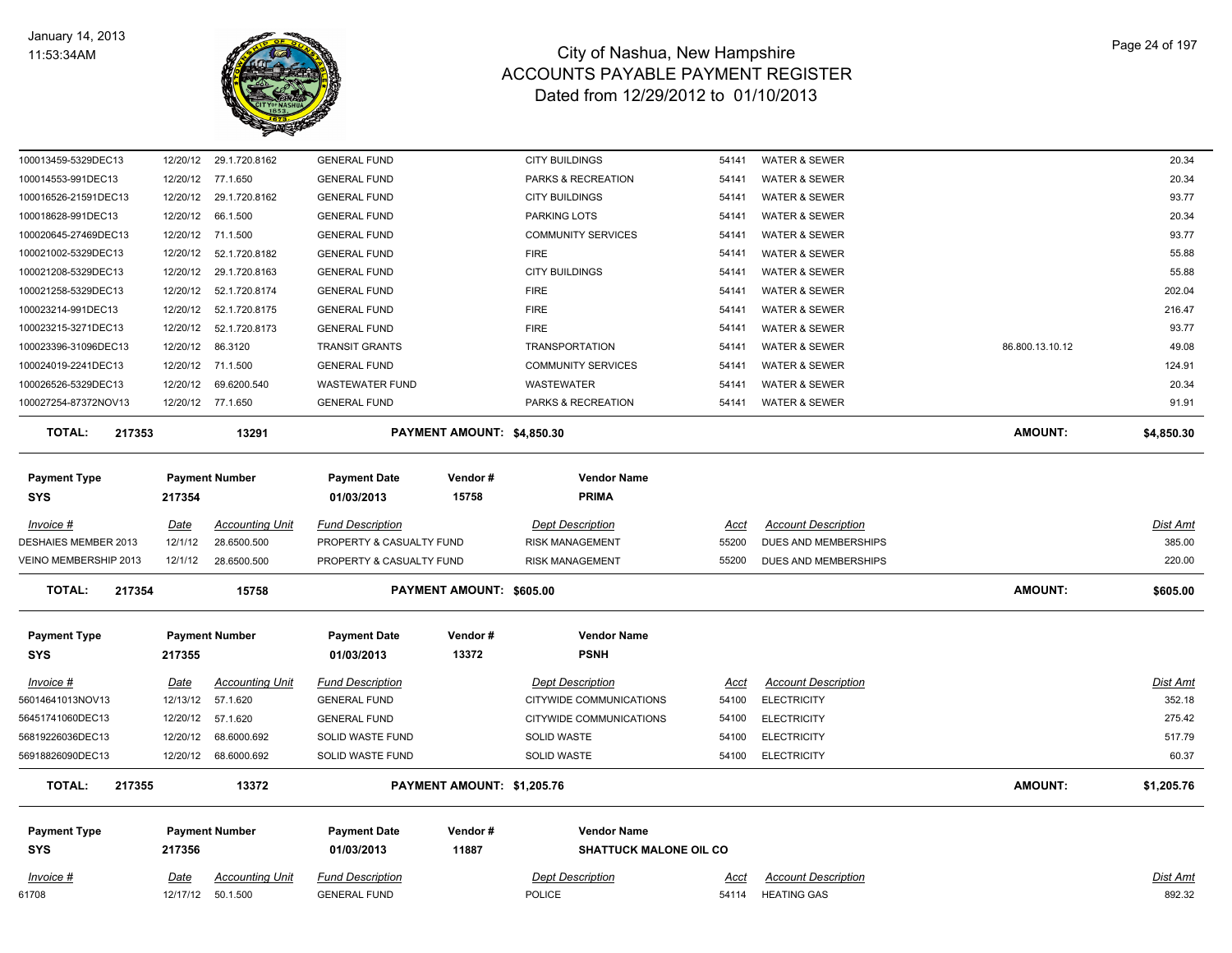# City of Nashua, New Hampshire
## ACCOUNTS PAYABLE PAYMENT REGISTER
### Dated from 12/29/2012 to 01/10/2013

January 14, 2013
11:53:34AM

| Invoice # | Date | Accounting Unit | Fund Description | Dept Description | Acct | Account Description | | Dist Amt |
|---|---|---|---|---|---|---|---|---|
| 100013459-5329DEC13 | 12/20/12 | 29.1.720.8162 | GENERAL FUND | CITY BUILDINGS | 54141 | WATER & SEWER | | 20.34 |
| 100014553-991DEC13 | 12/20/12 | 77.1.650 | GENERAL FUND | PARKS & RECREATION | 54141 | WATER & SEWER | | 20.34 |
| 100016526-21591DEC13 | 12/20/12 | 29.1.720.8162 | GENERAL FUND | CITY BUILDINGS | 54141 | WATER & SEWER | | 93.77 |
| 100018628-991DEC13 | 12/20/12 | 66.1.500 | GENERAL FUND | PARKING LOTS | 54141 | WATER & SEWER | | 20.34 |
| 100020645-27469DEC13 | 12/20/12 | 71.1.500 | GENERAL FUND | COMMUNITY SERVICES | 54141 | WATER & SEWER | | 93.77 |
| 100021002-5329DEC13 | 12/20/12 | 52.1.720.8182 | GENERAL FUND | FIRE | 54141 | WATER & SEWER | | 55.88 |
| 100021208-5329DEC13 | 12/20/12 | 29.1.720.8163 | GENERAL FUND | CITY BUILDINGS | 54141 | WATER & SEWER | | 55.88 |
| 100021258-5329DEC13 | 12/20/12 | 52.1.720.8174 | GENERAL FUND | FIRE | 54141 | WATER & SEWER | | 202.04 |
| 100023214-991DEC13 | 12/20/12 | 52.1.720.8175 | GENERAL FUND | FIRE | 54141 | WATER & SEWER | | 216.47 |
| 100023215-3271DEC13 | 12/20/12 | 52.1.720.8173 | GENERAL FUND | FIRE | 54141 | WATER & SEWER | | 93.77 |
| 100023396-31096DEC13 | 12/20/12 | 86.3120 | TRANSIT GRANTS | TRANSPORTATION | 54141 | WATER & SEWER | 86.800.13.10.12 | 49.08 |
| 100024019-2241DEC13 | 12/20/12 | 71.1.500 | GENERAL FUND | COMMUNITY SERVICES | 54141 | WATER & SEWER | | 124.91 |
| 100026526-5329DEC13 | 12/20/12 | 69.6200.540 | WASTEWATER FUND | WASTEWATER | 54141 | WATER & SEWER | | 20.34 |
| 100027254-87372NOV13 | 12/20/12 | 77.1.650 | GENERAL FUND | PARKS & RECREATION | 54141 | WATER & SEWER | | 91.91 |

**TOTAL: 217353 — 13291 — PAYMENT AMOUNT: $4,850.30 — AMOUNT: $4,850.30**

| Payment Type | Payment Number | Payment Date | Vendor # | Vendor Name |
|---|---|---|---|---|
| SYS | 217354 | 01/03/2013 | 15758 | PRIMA |

| Invoice # | Date | Accounting Unit | Fund Description | Dept Description | Acct | Account Description | Dist Amt |
|---|---|---|---|---|---|---|---|
| DESHAIES MEMBER 2013 | 12/1/12 | 28.6500.500 | PROPERTY & CASUALTY FUND | RISK MANAGEMENT | 55200 | DUES AND MEMBERSHIPS | 385.00 |
| VEINO MEMBERSHIP 2013 | 12/1/12 | 28.6500.500 | PROPERTY & CASUALTY FUND | RISK MANAGEMENT | 55200 | DUES AND MEMBERSHIPS | 220.00 |

**TOTAL: 217354 — 15758 — PAYMENT AMOUNT: $605.00 — AMOUNT: $605.00**

| Payment Type | Payment Number | Payment Date | Vendor # | Vendor Name |
|---|---|---|---|---|
| SYS | 217355 | 01/03/2013 | 13372 | PSNH |

| Invoice # | Date | Accounting Unit | Fund Description | Dept Description | Acct | Account Description | Dist Amt |
|---|---|---|---|---|---|---|---|
| 56014641013NOV13 | 12/13/12 | 57.1.620 | GENERAL FUND | CITYWIDE COMMUNICATIONS | 54100 | ELECTRICITY | 352.18 |
| 56451741060DEC13 | 12/20/12 | 57.1.620 | GENERAL FUND | CITYWIDE COMMUNICATIONS | 54100 | ELECTRICITY | 275.42 |
| 56819226036DEC13 | 12/20/12 | 68.6000.692 | SOLID WASTE FUND | SOLID WASTE | 54100 | ELECTRICITY | 517.79 |
| 56918826090DEC13 | 12/20/12 | 68.6000.692 | SOLID WASTE FUND | SOLID WASTE | 54100 | ELECTRICITY | 60.37 |

**TOTAL: 217355 — 13372 — PAYMENT AMOUNT: $1,205.76 — AMOUNT: $1,205.76**

| Payment Type | Payment Number | Payment Date | Vendor # | Vendor Name |
|---|---|---|---|---|
| SYS | 217356 | 01/03/2013 | 11887 | SHATTUCK MALONE OIL CO |

| Invoice # | Date | Accounting Unit | Fund Description | Dept Description | Acct | Account Description | Dist Amt |
|---|---|---|---|---|---|---|---|
| 61708 | 12/17/12 | 50.1.500 | GENERAL FUND | POLICE | 54114 | HEATING GAS | 892.32 |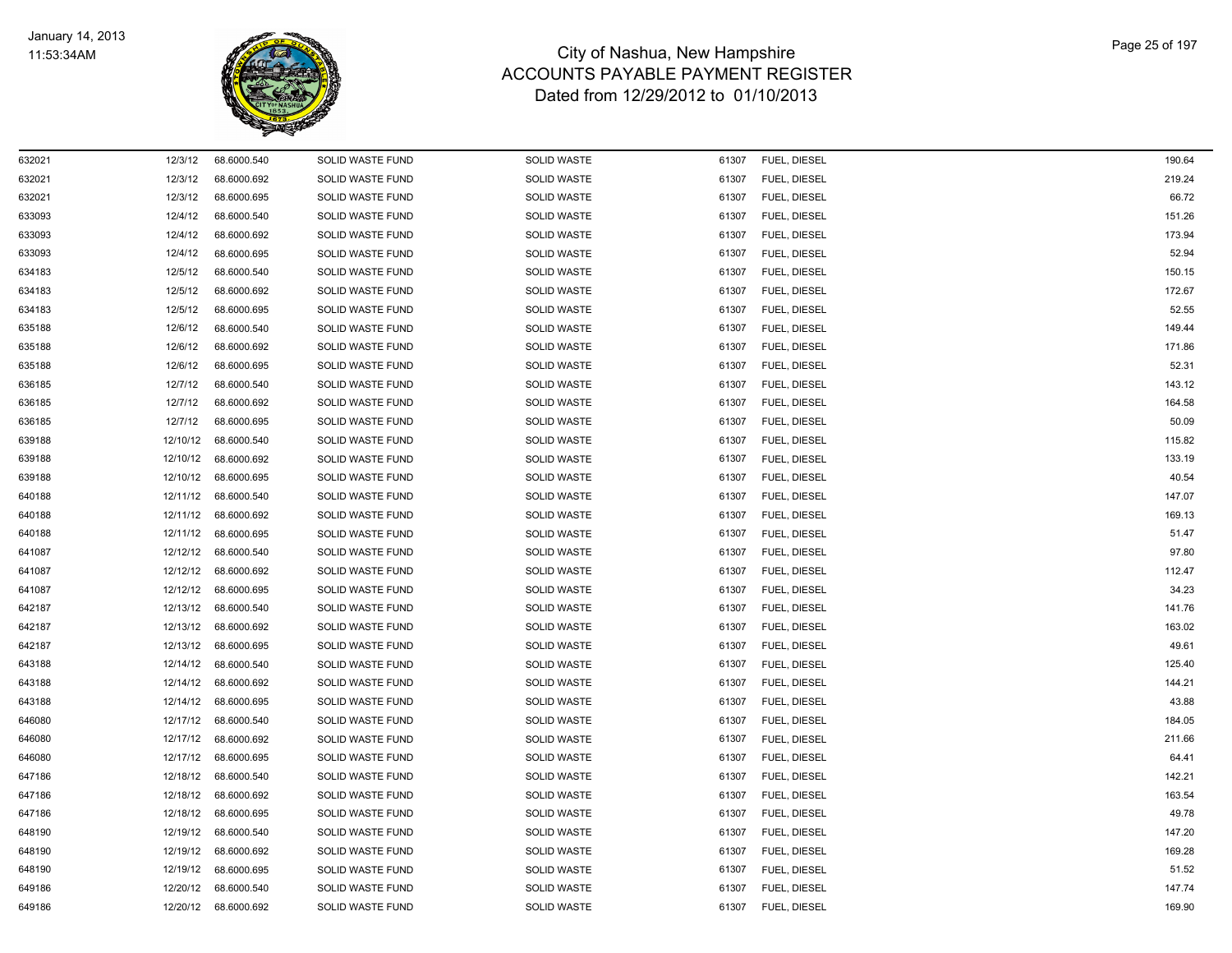# City of Nashua, New Hampshire
## ACCOUNTS PAYABLE PAYMENT REGISTER
### Dated from 12/29/2012 to 01/10/2013

| | | | | | | | |
|---|---|---|---|---|---|---|---|
| 632021 | 12/3/12 | 68.6000.540 | SOLID WASTE FUND | SOLID WASTE | 61307 | FUEL, DIESEL | 190.64 |
| 632021 | 12/3/12 | 68.6000.692 | SOLID WASTE FUND | SOLID WASTE | 61307 | FUEL, DIESEL | 219.24 |
| 632021 | 12/3/12 | 68.6000.695 | SOLID WASTE FUND | SOLID WASTE | 61307 | FUEL, DIESEL | 66.72 |
| 633093 | 12/4/12 | 68.6000.540 | SOLID WASTE FUND | SOLID WASTE | 61307 | FUEL, DIESEL | 151.26 |
| 633093 | 12/4/12 | 68.6000.692 | SOLID WASTE FUND | SOLID WASTE | 61307 | FUEL, DIESEL | 173.94 |
| 633093 | 12/4/12 | 68.6000.695 | SOLID WASTE FUND | SOLID WASTE | 61307 | FUEL, DIESEL | 52.94 |
| 634183 | 12/5/12 | 68.6000.540 | SOLID WASTE FUND | SOLID WASTE | 61307 | FUEL, DIESEL | 150.15 |
| 634183 | 12/5/12 | 68.6000.692 | SOLID WASTE FUND | SOLID WASTE | 61307 | FUEL, DIESEL | 172.67 |
| 634183 | 12/5/12 | 68.6000.695 | SOLID WASTE FUND | SOLID WASTE | 61307 | FUEL, DIESEL | 52.55 |
| 635188 | 12/6/12 | 68.6000.540 | SOLID WASTE FUND | SOLID WASTE | 61307 | FUEL, DIESEL | 149.44 |
| 635188 | 12/6/12 | 68.6000.692 | SOLID WASTE FUND | SOLID WASTE | 61307 | FUEL, DIESEL | 171.86 |
| 635188 | 12/6/12 | 68.6000.695 | SOLID WASTE FUND | SOLID WASTE | 61307 | FUEL, DIESEL | 52.31 |
| 636185 | 12/7/12 | 68.6000.540 | SOLID WASTE FUND | SOLID WASTE | 61307 | FUEL, DIESEL | 143.12 |
| 636185 | 12/7/12 | 68.6000.692 | SOLID WASTE FUND | SOLID WASTE | 61307 | FUEL, DIESEL | 164.58 |
| 636185 | 12/7/12 | 68.6000.695 | SOLID WASTE FUND | SOLID WASTE | 61307 | FUEL, DIESEL | 50.09 |
| 639188 | 12/10/12 | 68.6000.540 | SOLID WASTE FUND | SOLID WASTE | 61307 | FUEL, DIESEL | 115.82 |
| 639188 | 12/10/12 | 68.6000.692 | SOLID WASTE FUND | SOLID WASTE | 61307 | FUEL, DIESEL | 133.19 |
| 639188 | 12/10/12 | 68.6000.695 | SOLID WASTE FUND | SOLID WASTE | 61307 | FUEL, DIESEL | 40.54 |
| 640188 | 12/11/12 | 68.6000.540 | SOLID WASTE FUND | SOLID WASTE | 61307 | FUEL, DIESEL | 147.07 |
| 640188 | 12/11/12 | 68.6000.692 | SOLID WASTE FUND | SOLID WASTE | 61307 | FUEL, DIESEL | 169.13 |
| 640188 | 12/11/12 | 68.6000.695 | SOLID WASTE FUND | SOLID WASTE | 61307 | FUEL, DIESEL | 51.47 |
| 641087 | 12/12/12 | 68.6000.540 | SOLID WASTE FUND | SOLID WASTE | 61307 | FUEL, DIESEL | 97.80 |
| 641087 | 12/12/12 | 68.6000.692 | SOLID WASTE FUND | SOLID WASTE | 61307 | FUEL, DIESEL | 112.47 |
| 641087 | 12/12/12 | 68.6000.695 | SOLID WASTE FUND | SOLID WASTE | 61307 | FUEL, DIESEL | 34.23 |
| 642187 | 12/13/12 | 68.6000.540 | SOLID WASTE FUND | SOLID WASTE | 61307 | FUEL, DIESEL | 141.76 |
| 642187 | 12/13/12 | 68.6000.692 | SOLID WASTE FUND | SOLID WASTE | 61307 | FUEL, DIESEL | 163.02 |
| 642187 | 12/13/12 | 68.6000.695 | SOLID WASTE FUND | SOLID WASTE | 61307 | FUEL, DIESEL | 49.61 |
| 643188 | 12/14/12 | 68.6000.540 | SOLID WASTE FUND | SOLID WASTE | 61307 | FUEL, DIESEL | 125.40 |
| 643188 | 12/14/12 | 68.6000.692 | SOLID WASTE FUND | SOLID WASTE | 61307 | FUEL, DIESEL | 144.21 |
| 643188 | 12/14/12 | 68.6000.695 | SOLID WASTE FUND | SOLID WASTE | 61307 | FUEL, DIESEL | 43.88 |
| 646080 | 12/17/12 | 68.6000.540 | SOLID WASTE FUND | SOLID WASTE | 61307 | FUEL, DIESEL | 184.05 |
| 646080 | 12/17/12 | 68.6000.692 | SOLID WASTE FUND | SOLID WASTE | 61307 | FUEL, DIESEL | 211.66 |
| 646080 | 12/17/12 | 68.6000.695 | SOLID WASTE FUND | SOLID WASTE | 61307 | FUEL, DIESEL | 64.41 |
| 647186 | 12/18/12 | 68.6000.540 | SOLID WASTE FUND | SOLID WASTE | 61307 | FUEL, DIESEL | 142.21 |
| 647186 | 12/18/12 | 68.6000.692 | SOLID WASTE FUND | SOLID WASTE | 61307 | FUEL, DIESEL | 163.54 |
| 647186 | 12/18/12 | 68.6000.695 | SOLID WASTE FUND | SOLID WASTE | 61307 | FUEL, DIESEL | 49.78 |
| 648190 | 12/19/12 | 68.6000.540 | SOLID WASTE FUND | SOLID WASTE | 61307 | FUEL, DIESEL | 147.20 |
| 648190 | 12/19/12 | 68.6000.692 | SOLID WASTE FUND | SOLID WASTE | 61307 | FUEL, DIESEL | 169.28 |
| 648190 | 12/19/12 | 68.6000.695 | SOLID WASTE FUND | SOLID WASTE | 61307 | FUEL, DIESEL | 51.52 |
| 649186 | 12/20/12 | 68.6000.540 | SOLID WASTE FUND | SOLID WASTE | 61307 | FUEL, DIESEL | 147.74 |
| 649186 | 12/20/12 | 68.6000.692 | SOLID WASTE FUND | SOLID WASTE | 61307 | FUEL, DIESEL | 169.90 |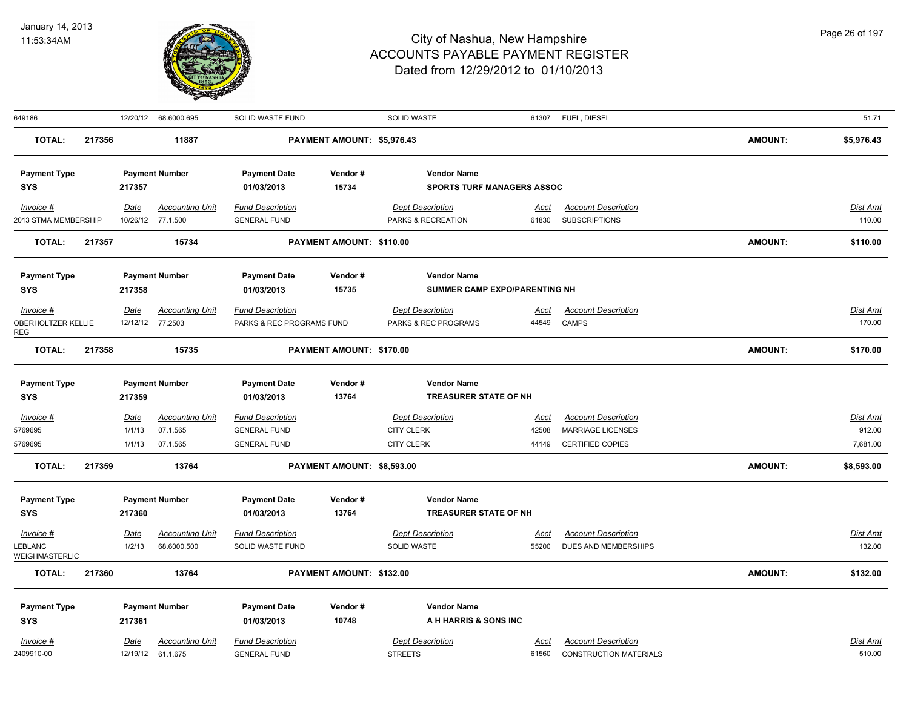# City of Nashua, New Hampshire
## ACCOUNTS PAYABLE PAYMENT REGISTER
### Dated from 12/29/2012 to 01/10/2013

| Invoice # | Date | Accounting Unit | Fund Description | Dept Description | Acct | Account Description | Dist Amt |
|---|---|---|---|---|---|---|---|
| 649186 | 12/20/12 | 68.6000.695 | SOLID WASTE FUND | SOLID WASTE | 61307 | FUEL, DIESEL | 51.71 |

**TOTAL: 217356 — 11887 — PAYMENT AMOUNT: $5,976.43 — AMOUNT: $5,976.43**

| Payment Type | Payment Number | Payment Date | Vendor # | Vendor Name |
|---|---|---|---|---|
| SYS | 217357 | 01/03/2013 | 15734 | SPORTS TURF MANAGERS ASSOC |

| Invoice # | Date | Accounting Unit | Fund Description | Dept Description | Acct | Account Description | Dist Amt |
|---|---|---|---|---|---|---|---|
| 2013 STMA MEMBERSHIP | 10/26/12 | 77.1.500 | GENERAL FUND | PARKS & RECREATION | 61830 | SUBSCRIPTIONS | 110.00 |

**TOTAL: 217357 — 15734 — PAYMENT AMOUNT: $110.00 — AMOUNT: $110.00**

| Payment Type | Payment Number | Payment Date | Vendor # | Vendor Name |
|---|---|---|---|---|
| SYS | 217358 | 01/03/2013 | 15735 | SUMMER CAMP EXPO/PARENTING NH |

| Invoice # | Date | Accounting Unit | Fund Description | Dept Description | Acct | Account Description | Dist Amt |
|---|---|---|---|---|---|---|---|
| OBERHOLTZER KELLIE REG | 12/12/12 | 77.2503 | PARKS & REC PROGRAMS FUND | PARKS & REC PROGRAMS | 44549 | CAMPS | 170.00 |

**TOTAL: 217358 — 15735 — PAYMENT AMOUNT: $170.00 — AMOUNT: $170.00**

| Payment Type | Payment Number | Payment Date | Vendor # | Vendor Name |
|---|---|---|---|---|
| SYS | 217359 | 01/03/2013 | 13764 | TREASURER STATE OF NH |

| Invoice # | Date | Accounting Unit | Fund Description | Dept Description | Acct | Account Description | Dist Amt |
|---|---|---|---|---|---|---|---|
| 5769695 | 1/1/13 | 07.1.565 | GENERAL FUND | CITY CLERK | 42508 | MARRIAGE LICENSES | 912.00 |
| 5769695 | 1/1/13 | 07.1.565 | GENERAL FUND | CITY CLERK | 44149 | CERTIFIED COPIES | 7,681.00 |

**TOTAL: 217359 — 13764 — PAYMENT AMOUNT: $8,593.00 — AMOUNT: $8,593.00**

| Payment Type | Payment Number | Payment Date | Vendor # | Vendor Name |
|---|---|---|---|---|
| SYS | 217360 | 01/03/2013 | 13764 | TREASURER STATE OF NH |

| Invoice # | Date | Accounting Unit | Fund Description | Dept Description | Acct | Account Description | Dist Amt |
|---|---|---|---|---|---|---|---|
| LEBLANC WEIGHMASTERLIC | 1/2/13 | 68.6000.500 | SOLID WASTE FUND | SOLID WASTE | 55200 | DUES AND MEMBERSHIPS | 132.00 |

**TOTAL: 217360 — 13764 — PAYMENT AMOUNT: $132.00 — AMOUNT: $132.00**

| Payment Type | Payment Number | Payment Date | Vendor # | Vendor Name |
|---|---|---|---|---|
| SYS | 217361 | 01/03/2013 | 10748 | A H HARRIS & SONS INC |

| Invoice # | Date | Accounting Unit | Fund Description | Dept Description | Acct | Account Description | Dist Amt |
|---|---|---|---|---|---|---|---|
| 2409910-00 | 12/19/12 | 61.1.675 | GENERAL FUND | STREETS | 61560 | CONSTRUCTION MATERIALS | 510.00 |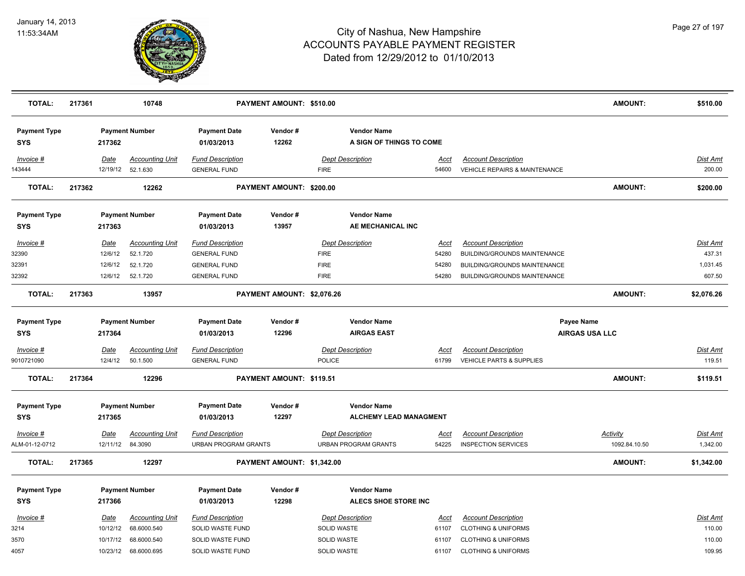| TOTAL: | 217361 | 10748 | PAYMENT AMOUNT: $510.00 | | | AMOUNT: | $510.00 |
|---|---|---|---|---|---|---|---|

**Payment Type** SYS | **Payment Number** 217362 | **Payment Date** 01/03/2013 | **Vendor #** 12262 | **Vendor Name** A SIGN OF THINGS TO COME

| Invoice # | Date | Accounting Unit | Fund Description | Dept Description | Acct | Account Description | Dist Amt |
|---|---|---|---|---|---|---|---|
| 143444 | 12/19/12 | 52.1.630 | GENERAL FUND | FIRE | 54600 | VEHICLE REPAIRS & MAINTENANCE | 200.00 |

**TOTAL:** 217362 | 12262 | **PAYMENT AMOUNT: $200.00** | **AMOUNT:** $200.00

**Payment Type** SYS | **Payment Number** 217363 | **Payment Date** 01/03/2013 | **Vendor #** 13957 | **Vendor Name** AE MECHANICAL INC

| Invoice # | Date | Accounting Unit | Fund Description | Dept Description | Acct | Account Description | Dist Amt |
|---|---|---|---|---|---|---|---|
| 32390 | 12/6/12 | 52.1.720 | GENERAL FUND | FIRE | 54280 | BUILDING/GROUNDS MAINTENANCE | 437.31 |
| 32391 | 12/6/12 | 52.1.720 | GENERAL FUND | FIRE | 54280 | BUILDING/GROUNDS MAINTENANCE | 1,031.45 |
| 32392 | 12/6/12 | 52.1.720 | GENERAL FUND | FIRE | 54280 | BUILDING/GROUNDS MAINTENANCE | 607.50 |

**TOTAL:** 217363 | 13957 | **PAYMENT AMOUNT: $2,076.26** | **AMOUNT:** $2,076.26

**Payment Type** SYS | **Payment Number** 217364 | **Payment Date** 01/03/2013 | **Vendor #** 12296 | **Vendor Name** AIRGAS EAST | **Payee Name** AIRGAS USA LLC

| Invoice # | Date | Accounting Unit | Fund Description | Dept Description | Acct | Account Description | Dist Amt |
|---|---|---|---|---|---|---|---|
| 9010721090 | 12/4/12 | 50.1.500 | GENERAL FUND | POLICE | 61799 | VEHICLE PARTS & SUPPLIES | 119.51 |

**TOTAL:** 217364 | 12296 | **PAYMENT AMOUNT: $119.51** | **AMOUNT:** $119.51

**Payment Type** SYS | **Payment Number** 217365 | **Payment Date** 01/03/2013 | **Vendor #** 12297 | **Vendor Name** ALCHEMY LEAD MANAGMENT

| Invoice # | Date | Accounting Unit | Fund Description | Dept Description | Acct | Account Description | Activity | Dist Amt |
|---|---|---|---|---|---|---|---|---|
| ALM-01-12-0712 | 12/11/12 | 84.3090 | URBAN PROGRAM GRANTS | URBAN PROGRAM GRANTS | 54225 | INSPECTION SERVICES | 1092.84.10.50 | 1,342.00 |

**TOTAL:** 217365 | 12297 | **PAYMENT AMOUNT: $1,342.00** | **AMOUNT:** $1,342.00

**Payment Type** SYS | **Payment Number** 217366 | **Payment Date** 01/03/2013 | **Vendor #** 12298 | **Vendor Name** ALECS SHOE STORE INC

| Invoice # | Date | Accounting Unit | Fund Description | Dept Description | Acct | Account Description | Dist Amt |
|---|---|---|---|---|---|---|---|
| 3214 | 10/12/12 | 68.6000.540 | SOLID WASTE FUND | SOLID WASTE | 61107 | CLOTHING & UNIFORMS | 110.00 |
| 3570 | 10/17/12 | 68.6000.540 | SOLID WASTE FUND | SOLID WASTE | 61107 | CLOTHING & UNIFORMS | 110.00 |
| 4057 | 10/23/12 | 68.6000.695 | SOLID WASTE FUND | SOLID WASTE | 61107 | CLOTHING & UNIFORMS | 109.95 |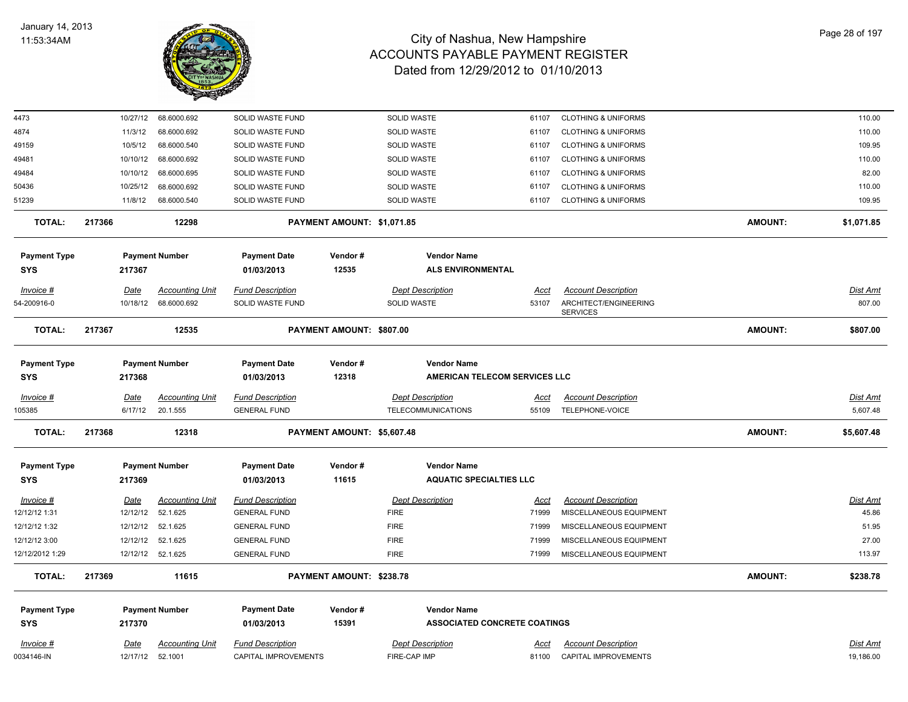# City of Nashua, New Hampshire
## ACCOUNTS PAYABLE PAYMENT REGISTER
### Dated from 12/29/2012 to 01/10/2013

January 14, 2013
11:53:34AM

| Invoice # | Date | Accounting Unit | Fund Description | Dept Description | Acct | Account Description | Dist Amt |
|---|---|---|---|---|---|---|---|
| 4473 | 10/27/12 | 68.6000.692 | SOLID WASTE FUND | SOLID WASTE | 61107 | CLOTHING & UNIFORMS | 110.00 |
| 4874 | 11/3/12 | 68.6000.692 | SOLID WASTE FUND | SOLID WASTE | 61107 | CLOTHING & UNIFORMS | 110.00 |
| 49159 | 10/5/12 | 68.6000.540 | SOLID WASTE FUND | SOLID WASTE | 61107 | CLOTHING & UNIFORMS | 109.95 |
| 49481 | 10/10/12 | 68.6000.692 | SOLID WASTE FUND | SOLID WASTE | 61107 | CLOTHING & UNIFORMS | 110.00 |
| 49484 | 10/10/12 | 68.6000.695 | SOLID WASTE FUND | SOLID WASTE | 61107 | CLOTHING & UNIFORMS | 82.00 |
| 50436 | 10/25/12 | 68.6000.692 | SOLID WASTE FUND | SOLID WASTE | 61107 | CLOTHING & UNIFORMS | 110.00 |
| 51239 | 11/8/12 | 68.6000.540 | SOLID WASTE FUND | SOLID WASTE | 61107 | CLOTHING & UNIFORMS | 109.95 |

**TOTAL: 217366 12298 PAYMENT AMOUNT: $1,071.85 AMOUNT: $1,071.85**

| Payment Type | Payment Number | Payment Date | Vendor # | Vendor Name |
|---|---|---|---|---|
| SYS | 217367 | 01/03/2013 | 12535 | ALS ENVIRONMENTAL |

| Invoice # | Date | Accounting Unit | Fund Description | Dept Description | Acct | Account Description | Dist Amt |
|---|---|---|---|---|---|---|---|
| 54-200916-0 | 10/18/12 | 68.6000.692 | SOLID WASTE FUND | SOLID WASTE | 53107 | ARCHITECT/ENGINEERING SERVICES | 807.00 |

**TOTAL: 217367 12535 PAYMENT AMOUNT: $807.00 AMOUNT: $807.00**

| Payment Type | Payment Number | Payment Date | Vendor # | Vendor Name |
|---|---|---|---|---|
| SYS | 217368 | 01/03/2013 | 12318 | AMERICAN TELECOM SERVICES LLC |

| Invoice # | Date | Accounting Unit | Fund Description | Dept Description | Acct | Account Description | Dist Amt |
|---|---|---|---|---|---|---|---|
| 105385 | 6/17/12 | 20.1.555 | GENERAL FUND | TELECOMMUNICATIONS | 55109 | TELEPHONE-VOICE | 5,607.48 |

**TOTAL: 217368 12318 PAYMENT AMOUNT: $5,607.48 AMOUNT: $5,607.48**

| Payment Type | Payment Number | Payment Date | Vendor # | Vendor Name |
|---|---|---|---|---|
| SYS | 217369 | 01/03/2013 | 11615 | AQUATIC SPECIALTIES LLC |

| Invoice # | Date | Accounting Unit | Fund Description | Dept Description | Acct | Account Description | Dist Amt |
|---|---|---|---|---|---|---|---|
| 12/12/12 1:31 | 12/12/12 | 52.1.625 | GENERAL FUND | FIRE | 71999 | MISCELLANEOUS EQUIPMENT | 45.86 |
| 12/12/12 1:32 | 12/12/12 | 52.1.625 | GENERAL FUND | FIRE | 71999 | MISCELLANEOUS EQUIPMENT | 51.95 |
| 12/12/12 3:00 | 12/12/12 | 52.1.625 | GENERAL FUND | FIRE | 71999 | MISCELLANEOUS EQUIPMENT | 27.00 |
| 12/12/2012 1:29 | 12/12/12 | 52.1.625 | GENERAL FUND | FIRE | 71999 | MISCELLANEOUS EQUIPMENT | 113.97 |

**TOTAL: 217369 11615 PAYMENT AMOUNT: $238.78 AMOUNT: $238.78**

| Payment Type | Payment Number | Payment Date | Vendor # | Vendor Name |
|---|---|---|---|---|
| SYS | 217370 | 01/03/2013 | 15391 | ASSOCIATED CONCRETE COATINGS |

| Invoice # | Date | Accounting Unit | Fund Description | Dept Description | Acct | Account Description | Dist Amt |
|---|---|---|---|---|---|---|---|
| 0034146-IN | 12/17/12 | 52.1001 | CAPITAL IMPROVEMENTS | FIRE-CAP IMP | 81100 | CAPITAL IMPROVEMENTS | 19,186.00 |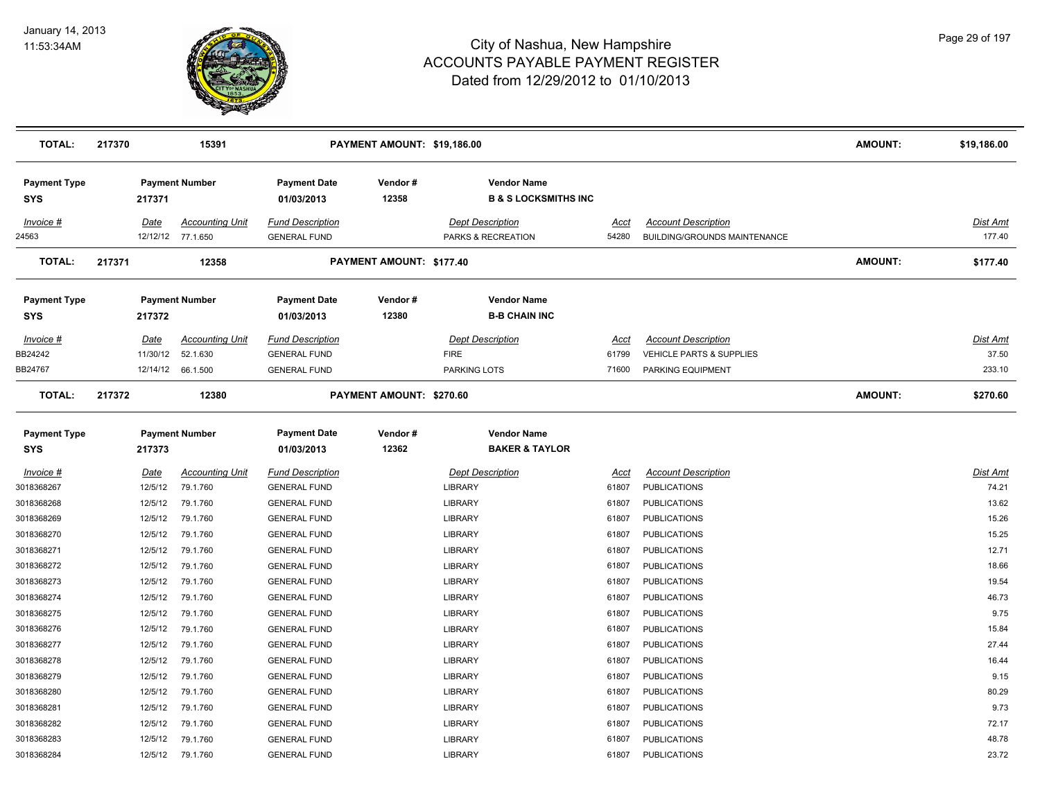# City of Nashua, New Hampshire
## ACCOUNTS PAYABLE PAYMENT REGISTER
### Dated from 12/29/2012 to 01/10/2013

January 14, 2013
11:53:34AM

| TOTAL: | 217370 | 15391 | PAYMENT AMOUNT: $19,186.00 | AMOUNT: | $19,186.00 |
|---|---|---|---|---|---|

| Payment Type | Payment Number | Payment Date | Vendor # | Vendor Name |
|---|---|---|---|---|
| SYS | 217371 | 01/03/2013 | 12358 | B & S LOCKSMITHS INC |

| Invoice # | Date | Accounting Unit | Fund Description | Dept Description | Acct | Account Description | Dist Amt |
|---|---|---|---|---|---|---|---|
| 24563 | 12/12/12 | 77.1.650 | GENERAL FUND | PARKS & RECREATION | 54280 | BUILDING/GROUNDS MAINTENANCE | 177.40 |

| TOTAL: | 217371 | 12358 | PAYMENT AMOUNT: $177.40 | AMOUNT: | $177.40 |
|---|---|---|---|---|---|

| Payment Type | Payment Number | Payment Date | Vendor # | Vendor Name |
|---|---|---|---|---|
| SYS | 217372 | 01/03/2013 | 12380 | B-B CHAIN INC |

| Invoice # | Date | Accounting Unit | Fund Description | Dept Description | Acct | Account Description | Dist Amt |
|---|---|---|---|---|---|---|---|
| BB24242 | 11/30/12 | 52.1.630 | GENERAL FUND | FIRE | 61799 | VEHICLE PARTS & SUPPLIES | 37.50 |
| BB24767 | 12/14/12 | 66.1.500 | GENERAL FUND | PARKING LOTS | 71600 | PARKING EQUIPMENT | 233.10 |

| TOTAL: | 217372 | 12380 | PAYMENT AMOUNT: $270.60 | AMOUNT: | $270.60 |
|---|---|---|---|---|---|

| Payment Type | Payment Number | Payment Date | Vendor # | Vendor Name |
|---|---|---|---|---|
| SYS | 217373 | 01/03/2013 | 12362 | BAKER & TAYLOR |

| Invoice # | Date | Accounting Unit | Fund Description | Dept Description | Acct | Account Description | Dist Amt |
|---|---|---|---|---|---|---|---|
| 3018368267 | 12/5/12 | 79.1.760 | GENERAL FUND | LIBRARY | 61807 | PUBLICATIONS | 74.21 |
| 3018368268 | 12/5/12 | 79.1.760 | GENERAL FUND | LIBRARY | 61807 | PUBLICATIONS | 13.62 |
| 3018368269 | 12/5/12 | 79.1.760 | GENERAL FUND | LIBRARY | 61807 | PUBLICATIONS | 15.26 |
| 3018368270 | 12/5/12 | 79.1.760 | GENERAL FUND | LIBRARY | 61807 | PUBLICATIONS | 15.25 |
| 3018368271 | 12/5/12 | 79.1.760 | GENERAL FUND | LIBRARY | 61807 | PUBLICATIONS | 12.71 |
| 3018368272 | 12/5/12 | 79.1.760 | GENERAL FUND | LIBRARY | 61807 | PUBLICATIONS | 18.66 |
| 3018368273 | 12/5/12 | 79.1.760 | GENERAL FUND | LIBRARY | 61807 | PUBLICATIONS | 19.54 |
| 3018368274 | 12/5/12 | 79.1.760 | GENERAL FUND | LIBRARY | 61807 | PUBLICATIONS | 46.73 |
| 3018368275 | 12/5/12 | 79.1.760 | GENERAL FUND | LIBRARY | 61807 | PUBLICATIONS | 9.75 |
| 3018368276 | 12/5/12 | 79.1.760 | GENERAL FUND | LIBRARY | 61807 | PUBLICATIONS | 15.84 |
| 3018368277 | 12/5/12 | 79.1.760 | GENERAL FUND | LIBRARY | 61807 | PUBLICATIONS | 27.44 |
| 3018368278 | 12/5/12 | 79.1.760 | GENERAL FUND | LIBRARY | 61807 | PUBLICATIONS | 16.44 |
| 3018368279 | 12/5/12 | 79.1.760 | GENERAL FUND | LIBRARY | 61807 | PUBLICATIONS | 9.15 |
| 3018368280 | 12/5/12 | 79.1.760 | GENERAL FUND | LIBRARY | 61807 | PUBLICATIONS | 80.29 |
| 3018368281 | 12/5/12 | 79.1.760 | GENERAL FUND | LIBRARY | 61807 | PUBLICATIONS | 9.73 |
| 3018368282 | 12/5/12 | 79.1.760 | GENERAL FUND | LIBRARY | 61807 | PUBLICATIONS | 72.17 |
| 3018368283 | 12/5/12 | 79.1.760 | GENERAL FUND | LIBRARY | 61807 | PUBLICATIONS | 48.78 |
| 3018368284 | 12/5/12 | 79.1.760 | GENERAL FUND | LIBRARY | 61807 | PUBLICATIONS | 23.72 |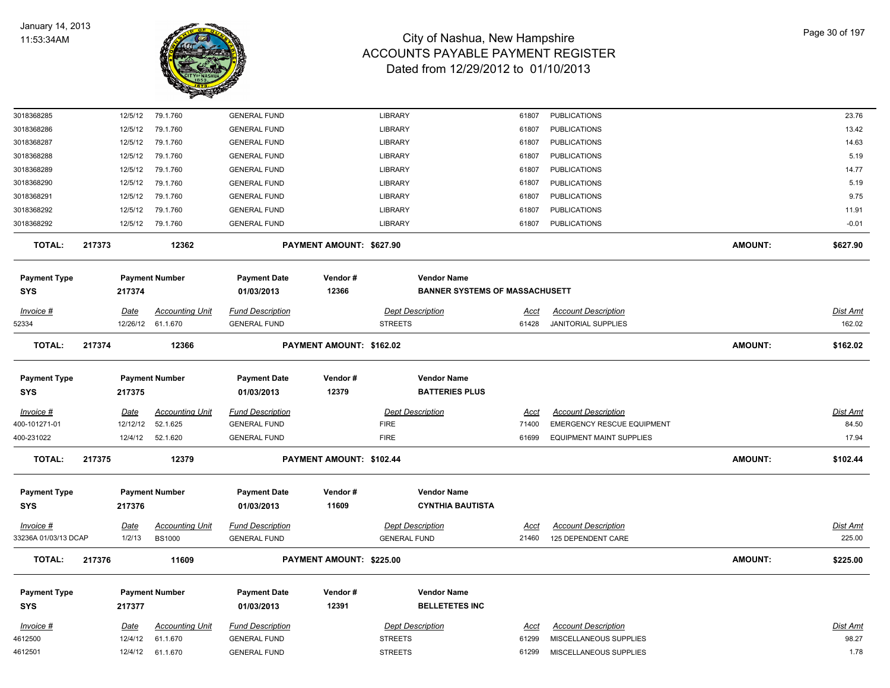# City of Nashua, New Hampshire
## ACCOUNTS PAYABLE PAYMENT REGISTER
### Dated from 12/29/2012 to 01/10/2013

| Invoice # | Date | Accounting Unit | Fund Description | Dept Description | Acct | Account Description | Dist Amt |
|---|---|---|---|---|---|---|---|
| 3018368285 | 12/5/12 | 79.1.760 | GENERAL FUND | LIBRARY | 61807 | PUBLICATIONS | 23.76 |
| 3018368286 | 12/5/12 | 79.1.760 | GENERAL FUND | LIBRARY | 61807 | PUBLICATIONS | 13.42 |
| 3018368287 | 12/5/12 | 79.1.760 | GENERAL FUND | LIBRARY | 61807 | PUBLICATIONS | 14.63 |
| 3018368288 | 12/5/12 | 79.1.760 | GENERAL FUND | LIBRARY | 61807 | PUBLICATIONS | 5.19 |
| 3018368289 | 12/5/12 | 79.1.760 | GENERAL FUND | LIBRARY | 61807 | PUBLICATIONS | 14.77 |
| 3018368290 | 12/5/12 | 79.1.760 | GENERAL FUND | LIBRARY | 61807 | PUBLICATIONS | 5.19 |
| 3018368291 | 12/5/12 | 79.1.760 | GENERAL FUND | LIBRARY | 61807 | PUBLICATIONS | 9.75 |
| 3018368292 | 12/5/12 | 79.1.760 | GENERAL FUND | LIBRARY | 61807 | PUBLICATIONS | 11.91 |
| 3018368292 | 12/5/12 | 79.1.760 | GENERAL FUND | LIBRARY | 61807 | PUBLICATIONS | -0.01 |

**TOTAL: 217373 — 12362 — PAYMENT AMOUNT: $627.90 — AMOUNT: $627.90**

| Payment Type | Payment Number | Payment Date | Vendor # | Vendor Name |
|---|---|---|---|---|
| SYS | 217374 | 01/03/2013 | 12366 | BANNER SYSTEMS OF MASSACHUSETT |

| Invoice # | Date | Accounting Unit | Fund Description | Dept Description | Acct | Account Description | Dist Amt |
|---|---|---|---|---|---|---|---|
| 52334 | 12/26/12 | 61.1.670 | GENERAL FUND | STREETS | 61428 | JANITORIAL SUPPLIES | 162.02 |

**TOTAL: 217374 — 12366 — PAYMENT AMOUNT: $162.02 — AMOUNT: $162.02**

| Payment Type | Payment Number | Payment Date | Vendor # | Vendor Name |
|---|---|---|---|---|
| SYS | 217375 | 01/03/2013 | 12379 | BATTERIES PLUS |

| Invoice # | Date | Accounting Unit | Fund Description | Dept Description | Acct | Account Description | Dist Amt |
|---|---|---|---|---|---|---|---|
| 400-101271-01 | 12/12/12 | 52.1.625 | GENERAL FUND | FIRE | 71400 | EMERGENCY RESCUE EQUIPMENT | 84.50 |
| 400-231022 | 12/4/12 | 52.1.620 | GENERAL FUND | FIRE | 61699 | EQUIPMENT MAINT SUPPLIES | 17.94 |

**TOTAL: 217375 — 12379 — PAYMENT AMOUNT: $102.44 — AMOUNT: $102.44**

| Payment Type | Payment Number | Payment Date | Vendor # | Vendor Name |
|---|---|---|---|---|
| SYS | 217376 | 01/03/2013 | 11609 | CYNTHIA BAUTISTA |

| Invoice # | Date | Accounting Unit | Fund Description | Dept Description | Acct | Account Description | Dist Amt |
|---|---|---|---|---|---|---|---|
| 33236A 01/03/13 DCAP | 1/2/13 | BS1000 | GENERAL FUND | GENERAL FUND | 21460 | 125 DEPENDENT CARE | 225.00 |

**TOTAL: 217376 — 11609 — PAYMENT AMOUNT: $225.00 — AMOUNT: $225.00**

| Payment Type | Payment Number | Payment Date | Vendor # | Vendor Name |
|---|---|---|---|---|
| SYS | 217377 | 01/03/2013 | 12391 | BELLETETES INC |

| Invoice # | Date | Accounting Unit | Fund Description | Dept Description | Acct | Account Description | Dist Amt |
|---|---|---|---|---|---|---|---|
| 4612500 | 12/4/12 | 61.1.670 | GENERAL FUND | STREETS | 61299 | MISCELLANEOUS SUPPLIES | 98.27 |
| 4612501 | 12/4/12 | 61.1.670 | GENERAL FUND | STREETS | 61299 | MISCELLANEOUS SUPPLIES | 1.78 |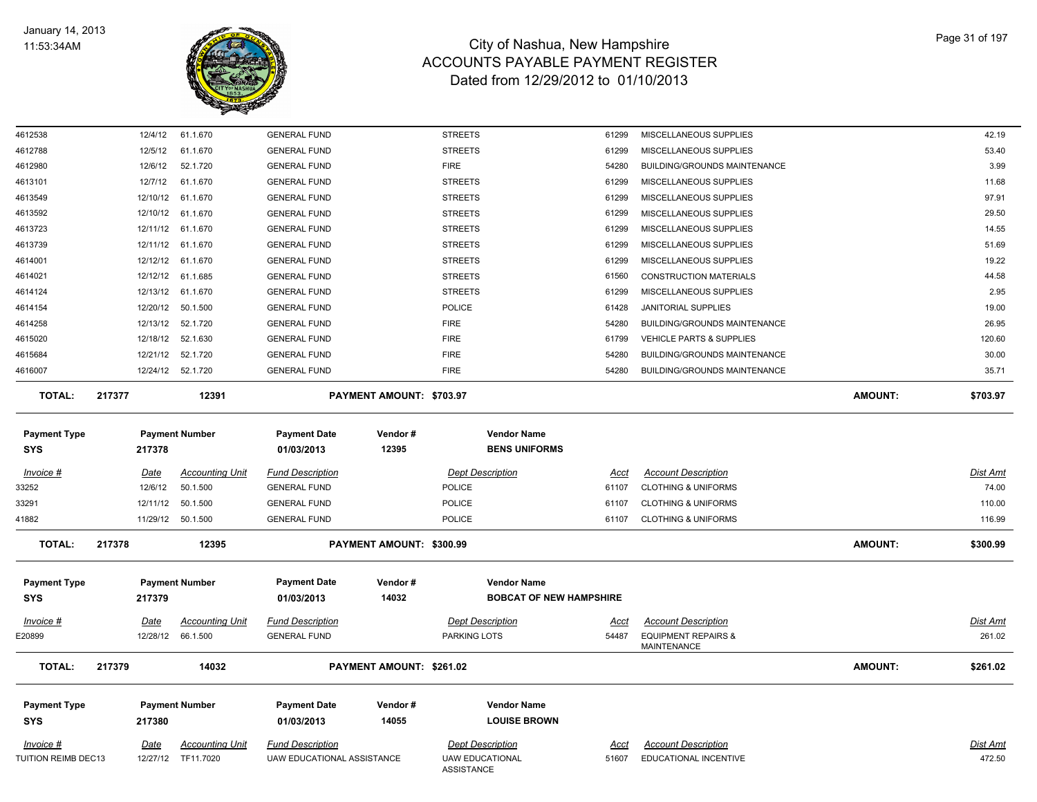| | | | | | | | |
|---|---|---|---|---|---|---|---|
| 4612538 | 12/4/12 | 61.1.670 | GENERAL FUND | STREETS | 61299 | MISCELLANEOUS SUPPLIES | 42.19 |
| 4612788 | 12/5/12 | 61.1.670 | GENERAL FUND | STREETS | 61299 | MISCELLANEOUS SUPPLIES | 53.40 |
| 4612980 | 12/6/12 | 52.1.720 | GENERAL FUND | FIRE | 54280 | BUILDING/GROUNDS MAINTENANCE | 3.99 |
| 4613101 | 12/7/12 | 61.1.670 | GENERAL FUND | STREETS | 61299 | MISCELLANEOUS SUPPLIES | 11.68 |
| 4613549 | 12/10/12 | 61.1.670 | GENERAL FUND | STREETS | 61299 | MISCELLANEOUS SUPPLIES | 97.91 |
| 4613592 | 12/10/12 | 61.1.670 | GENERAL FUND | STREETS | 61299 | MISCELLANEOUS SUPPLIES | 29.50 |
| 4613723 | 12/11/12 | 61.1.670 | GENERAL FUND | STREETS | 61299 | MISCELLANEOUS SUPPLIES | 14.55 |
| 4613739 | 12/11/12 | 61.1.670 | GENERAL FUND | STREETS | 61299 | MISCELLANEOUS SUPPLIES | 51.69 |
| 4614001 | 12/12/12 | 61.1.670 | GENERAL FUND | STREETS | 61299 | MISCELLANEOUS SUPPLIES | 19.22 |
| 4614021 | 12/12/12 | 61.1.685 | GENERAL FUND | STREETS | 61560 | CONSTRUCTION MATERIALS | 44.58 |
| 4614124 | 12/13/12 | 61.1.670 | GENERAL FUND | STREETS | 61299 | MISCELLANEOUS SUPPLIES | 2.95 |
| 4614154 | 12/20/12 | 50.1.500 | GENERAL FUND | POLICE | 61428 | JANITORIAL SUPPLIES | 19.00 |
| 4614258 | 12/13/12 | 52.1.720 | GENERAL FUND | FIRE | 54280 | BUILDING/GROUNDS MAINTENANCE | 26.95 |
| 4615020 | 12/18/12 | 52.1.630 | GENERAL FUND | FIRE | 61799 | VEHICLE PARTS & SUPPLIES | 120.60 |
| 4615684 | 12/21/12 | 52.1.720 | GENERAL FUND | FIRE | 54280 | BUILDING/GROUNDS MAINTENANCE | 30.00 |
| 4616007 | 12/24/12 | 52.1.720 | GENERAL FUND | FIRE | 54280 | BUILDING/GROUNDS MAINTENANCE | 35.71 |

**TOTAL:** 217377 | 12391 | **PAYMENT AMOUNT: $703.97** | **AMOUNT: $703.97**

| Payment Type | Payment Number | Payment Date | Vendor # | Vendor Name |
|---|---|---|---|---|
| SYS | 217378 | 01/03/2013 | 12395 | BENS UNIFORMS |

| Invoice # | Date | Accounting Unit | Fund Description | Dept Description | Acct | Account Description | Dist Amt |
|---|---|---|---|---|---|---|---|
| 33252 | 12/6/12 | 50.1.500 | GENERAL FUND | POLICE | 61107 | CLOTHING & UNIFORMS | 74.00 |
| 33291 | 12/11/12 | 50.1.500 | GENERAL FUND | POLICE | 61107 | CLOTHING & UNIFORMS | 110.00 |
| 41882 | 11/29/12 | 50.1.500 | GENERAL FUND | POLICE | 61107 | CLOTHING & UNIFORMS | 116.99 |

**TOTAL:** 217378 | 12395 | **PAYMENT AMOUNT: $300.99** | **AMOUNT: $300.99**

| Payment Type | Payment Number | Payment Date | Vendor # | Vendor Name |
|---|---|---|---|---|
| SYS | 217379 | 01/03/2013 | 14032 | BOBCAT OF NEW HAMPSHIRE |

| Invoice # | Date | Accounting Unit | Fund Description | Dept Description | Acct | Account Description | Dist Amt |
|---|---|---|---|---|---|---|---|
| E20899 | 12/28/12 | 66.1.500 | GENERAL FUND | PARKING LOTS | 54487 | EQUIPMENT REPAIRS & MAINTENANCE | 261.02 |

**TOTAL:** 217379 | 14032 | **PAYMENT AMOUNT: $261.02** | **AMOUNT: $261.02**

| Payment Type | Payment Number | Payment Date | Vendor # | Vendor Name |
|---|---|---|---|---|
| SYS | 217380 | 01/03/2013 | 14055 | LOUISE BROWN |

| Invoice # | Date | Accounting Unit | Fund Description | Dept Description | Acct | Account Description | Dist Amt |
|---|---|---|---|---|---|---|---|
| TUITION REIMB DEC13 | 12/27/12 | TF11.7020 | UAW EDUCATIONAL ASSISTANCE | UAW EDUCATIONAL ASSISTANCE | 51607 | EDUCATIONAL INCENTIVE | 472.50 |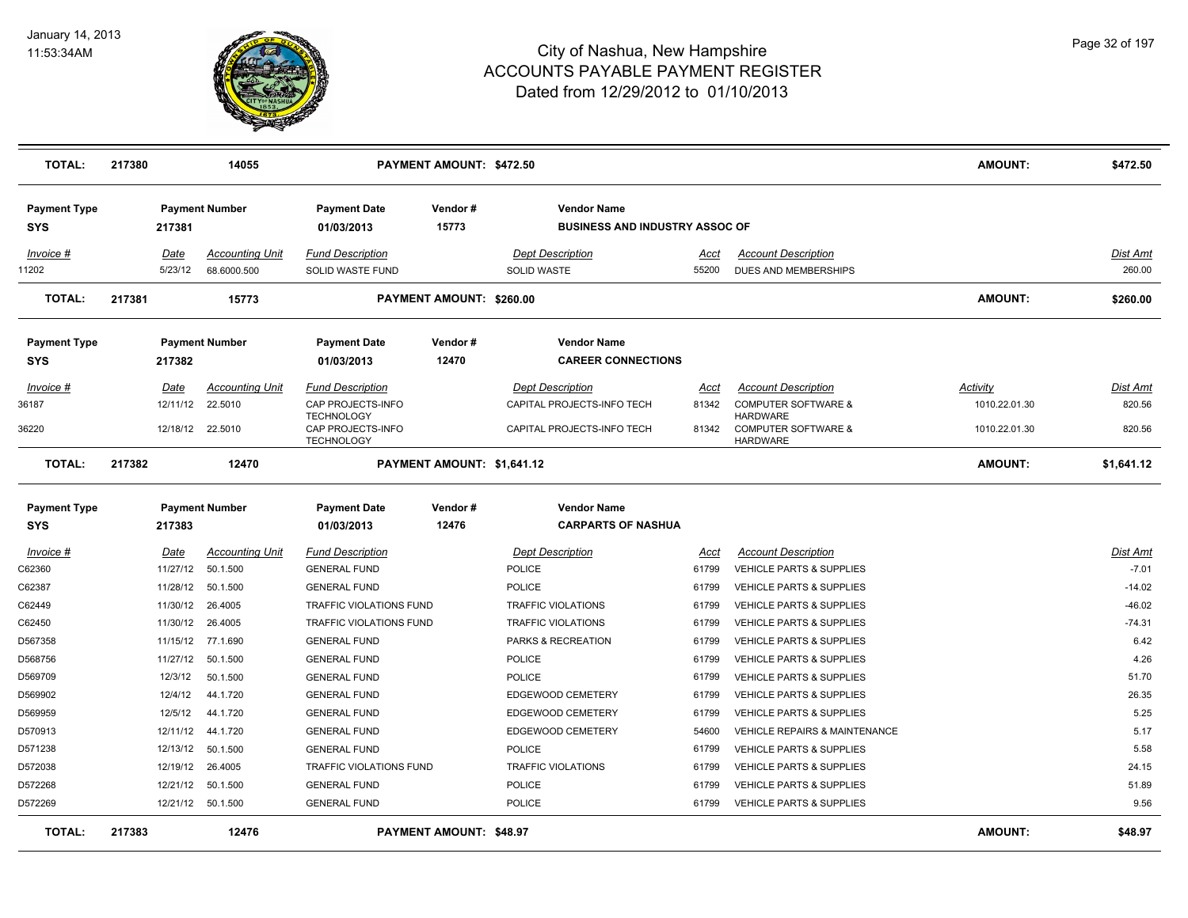# City of Nashua, New Hampshire
# ACCOUNTS PAYABLE PAYMENT REGISTER
## Dated from 12/29/2012 to 01/10/2013

January 14, 2013
11:53:34AM

| **TOTAL:** | **217380** | | **14055** | | **PAYMENT AMOUNT: $472.50** | | | | | **AMOUNT:** | **$472.50** |
|---|---|---|---|---|---|---|---|---|---|---|---|

| Payment Type | Payment Number | | Payment Date | Vendor # | Vendor Name | | | | |
|---|---|---|---|---|---|---|---|---|---|
| **SYS** | **217381** | | **01/03/2013** | **15773** | **BUSINESS AND INDUSTRY ASSOC OF** | | | | |
| *Invoice #* | *Date* | *Accounting Unit* | *Fund Description* | | *Dept Description* | *Acct* | *Account Description* | | *Dist Amt* |
| 11202 | 5/23/12 | 68.6000.500 | SOLID WASTE FUND | | SOLID WASTE | 55200 | DUES AND MEMBERSHIPS | | 260.00 |
| **TOTAL:** | **217381** | **15773** | **PAYMENT AMOUNT: $260.00** | | | | | **AMOUNT:** | **$260.00** |

| Payment Type | Payment Number | | Payment Date | Vendor # | Vendor Name | | | | |
|---|---|---|---|---|---|---|---|---|---|
| **SYS** | **217382** | | **01/03/2013** | **12470** | **CAREER CONNECTIONS** | | | | |
| *Invoice #* | *Date* | *Accounting Unit* | *Fund Description* | | *Dept Description* | *Acct* | *Account Description* | *Activity* | *Dist Amt* |
| 36187 | 12/11/12 | 22.5010 | CAP PROJECTS-INFO TECHNOLOGY | | CAPITAL PROJECTS-INFO TECH | 81342 | COMPUTER SOFTWARE & HARDWARE | 1010.22.01.30 | 820.56 |
| 36220 | 12/18/12 | 22.5010 | CAP PROJECTS-INFO TECHNOLOGY | | CAPITAL PROJECTS-INFO TECH | 81342 | COMPUTER SOFTWARE & HARDWARE | 1010.22.01.30 | 820.56 |
| **TOTAL:** | **217382** | **12470** | **PAYMENT AMOUNT: $1,641.12** | | | | | **AMOUNT:** | **$1,641.12** |

| Payment Type | Payment Number | | Payment Date | Vendor # | Vendor Name | | | |
|---|---|---|---|---|---|---|---|---|
| **SYS** | **217383** | | **01/03/2013** | **12476** | **CARPARTS OF NASHUA** | | | |
| *Invoice #* | *Date* | *Accounting Unit* | *Fund Description* | | *Dept Description* | *Acct* | *Account Description* | *Dist Amt* |
| C62360 | 11/27/12 | 50.1.500 | GENERAL FUND | | POLICE | 61799 | VEHICLE PARTS & SUPPLIES | -7.01 |
| C62387 | 11/28/12 | 50.1.500 | GENERAL FUND | | POLICE | 61799 | VEHICLE PARTS & SUPPLIES | -14.02 |
| C62449 | 11/30/12 | 26.4005 | TRAFFIC VIOLATIONS FUND | | TRAFFIC VIOLATIONS | 61799 | VEHICLE PARTS & SUPPLIES | -46.02 |
| C62450 | 11/30/12 | 26.4005 | TRAFFIC VIOLATIONS FUND | | TRAFFIC VIOLATIONS | 61799 | VEHICLE PARTS & SUPPLIES | -74.31 |
| D567358 | 11/15/12 | 77.1.690 | GENERAL FUND | | PARKS & RECREATION | 61799 | VEHICLE PARTS & SUPPLIES | 6.42 |
| D568756 | 11/27/12 | 50.1.500 | GENERAL FUND | | POLICE | 61799 | VEHICLE PARTS & SUPPLIES | 4.26 |
| D569709 | 12/3/12 | 50.1.500 | GENERAL FUND | | POLICE | 61799 | VEHICLE PARTS & SUPPLIES | 51.70 |
| D569902 | 12/4/12 | 44.1.720 | GENERAL FUND | | EDGEWOOD CEMETERY | 61799 | VEHICLE PARTS & SUPPLIES | 26.35 |
| D569959 | 12/5/12 | 44.1.720 | GENERAL FUND | | EDGEWOOD CEMETERY | 61799 | VEHICLE PARTS & SUPPLIES | 5.25 |
| D570913 | 12/11/12 | 44.1.720 | GENERAL FUND | | EDGEWOOD CEMETERY | 54600 | VEHICLE REPAIRS & MAINTENANCE | 5.17 |
| D571238 | 12/13/12 | 50.1.500 | GENERAL FUND | | POLICE | 61799 | VEHICLE PARTS & SUPPLIES | 5.58 |
| D572038 | 12/19/12 | 26.4005 | TRAFFIC VIOLATIONS FUND | | TRAFFIC VIOLATIONS | 61799 | VEHICLE PARTS & SUPPLIES | 24.15 |
| D572268 | 12/21/12 | 50.1.500 | GENERAL FUND | | POLICE | 61799 | VEHICLE PARTS & SUPPLIES | 51.89 |
| D572269 | 12/21/12 | 50.1.500 | GENERAL FUND | | POLICE | 61799 | VEHICLE PARTS & SUPPLIES | 9.56 |
| **TOTAL:** | **217383** | **12476** | **PAYMENT AMOUNT: $48.97** | | | | **AMOUNT:** | **$48.97** |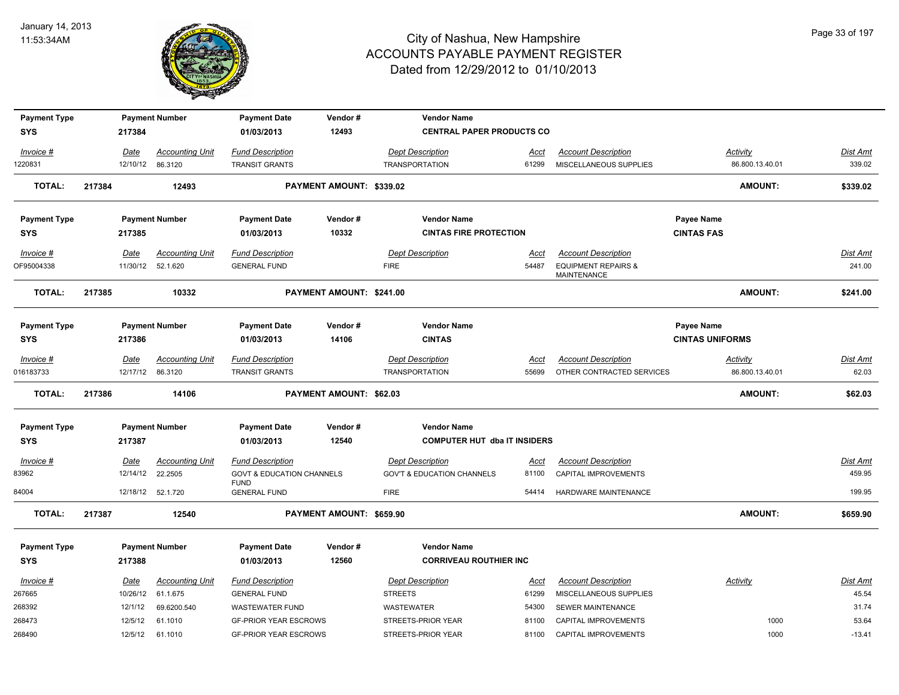# City of Nashua, New Hampshire
## ACCOUNTS PAYABLE PAYMENT REGISTER
### Dated from 12/29/2012 to 01/10/2013

January 14, 2013
11:53:34AM

| Payment Type | Payment Number | Payment Date | Vendor # | Vendor Name |
|---|---|---|---|---|
| SYS | 217384 | 01/03/2013 | 12493 | CENTRAL PAPER PRODUCTS CO |

| Invoice # | Date | Accounting Unit | Fund Description | Dept Description | Acct | Account Description | Activity | Dist Amt |
|---|---|---|---|---|---|---|---|---|
| 1220831 | 12/10/12 | 86.3120 | TRANSIT GRANTS | TRANSPORTATION | 61299 | MISCELLANEOUS SUPPLIES | 86.800.13.40.01 | 339.02 |

**TOTAL: 217384 12493 PAYMENT AMOUNT: $339.02 AMOUNT: $339.02**

| Payment Type | Payment Number | Payment Date | Vendor # | Vendor Name | Payee Name |
|---|---|---|---|---|---|
| SYS | 217385 | 01/03/2013 | 10332 | CINTAS FIRE PROTECTION | CINTAS FAS |

| Invoice # | Date | Accounting Unit | Fund Description | Dept Description | Acct | Account Description | Dist Amt |
|---|---|---|---|---|---|---|---|
| OF95004338 | 11/30/12 | 52.1.620 | GENERAL FUND | FIRE | 54487 | EQUIPMENT REPAIRS & MAINTENANCE | 241.00 |

**TOTAL: 217385 10332 PAYMENT AMOUNT: $241.00 AMOUNT: $241.00**

| Payment Type | Payment Number | Payment Date | Vendor # | Vendor Name | Payee Name |
|---|---|---|---|---|---|
| SYS | 217386 | 01/03/2013 | 14106 | CINTAS | CINTAS UNIFORMS |

| Invoice # | Date | Accounting Unit | Fund Description | Dept Description | Acct | Account Description | Activity | Dist Amt |
|---|---|---|---|---|---|---|---|---|
| 016183733 | 12/17/12 | 86.3120 | TRANSIT GRANTS | TRANSPORTATION | 55699 | OTHER CONTRACTED SERVICES | 86.800.13.40.01 | 62.03 |

**TOTAL: 217386 14106 PAYMENT AMOUNT: $62.03 AMOUNT: $62.03**

| Payment Type | Payment Number | Payment Date | Vendor # | Vendor Name |
|---|---|---|---|---|
| SYS | 217387 | 01/03/2013 | 12540 | COMPUTER HUT dba IT INSIDERS |

| Invoice # | Date | Accounting Unit | Fund Description | Dept Description | Acct | Account Description | Dist Amt |
|---|---|---|---|---|---|---|---|
| 83962 | 12/14/12 | 22.2505 | GOVT & EDUCATION CHANNELS FUND | GOV'T & EDUCATION CHANNELS | 81100 | CAPITAL IMPROVEMENTS | 459.95 |
| 84004 | 12/18/12 | 52.1.720 | GENERAL FUND | FIRE | 54414 | HARDWARE MAINTENANCE | 199.95 |

**TOTAL: 217387 12540 PAYMENT AMOUNT: $659.90 AMOUNT: $659.90**

| Payment Type | Payment Number | Payment Date | Vendor # | Vendor Name |
|---|---|---|---|---|
| SYS | 217388 | 01/03/2013 | 12560 | CORRIVEAU ROUTHIER INC |

| Invoice # | Date | Accounting Unit | Fund Description | Dept Description | Acct | Account Description | Activity | Dist Amt |
|---|---|---|---|---|---|---|---|---|
| 267665 | 10/26/12 | 61.1.675 | GENERAL FUND | STREETS | 61299 | MISCELLANEOUS SUPPLIES | | 45.54 |
| 268392 | 12/1/12 | 69.6200.540 | WASTEWATER FUND | WASTEWATER | 54300 | SEWER MAINTENANCE | | 31.74 |
| 268473 | 12/5/12 | 61.1010 | GF-PRIOR YEAR ESCROWS | STREETS-PRIOR YEAR | 81100 | CAPITAL IMPROVEMENTS | 1000 | 53.64 |
| 268490 | 12/5/12 | 61.1010 | GF-PRIOR YEAR ESCROWS | STREETS-PRIOR YEAR | 81100 | CAPITAL IMPROVEMENTS | 1000 | -13.41 |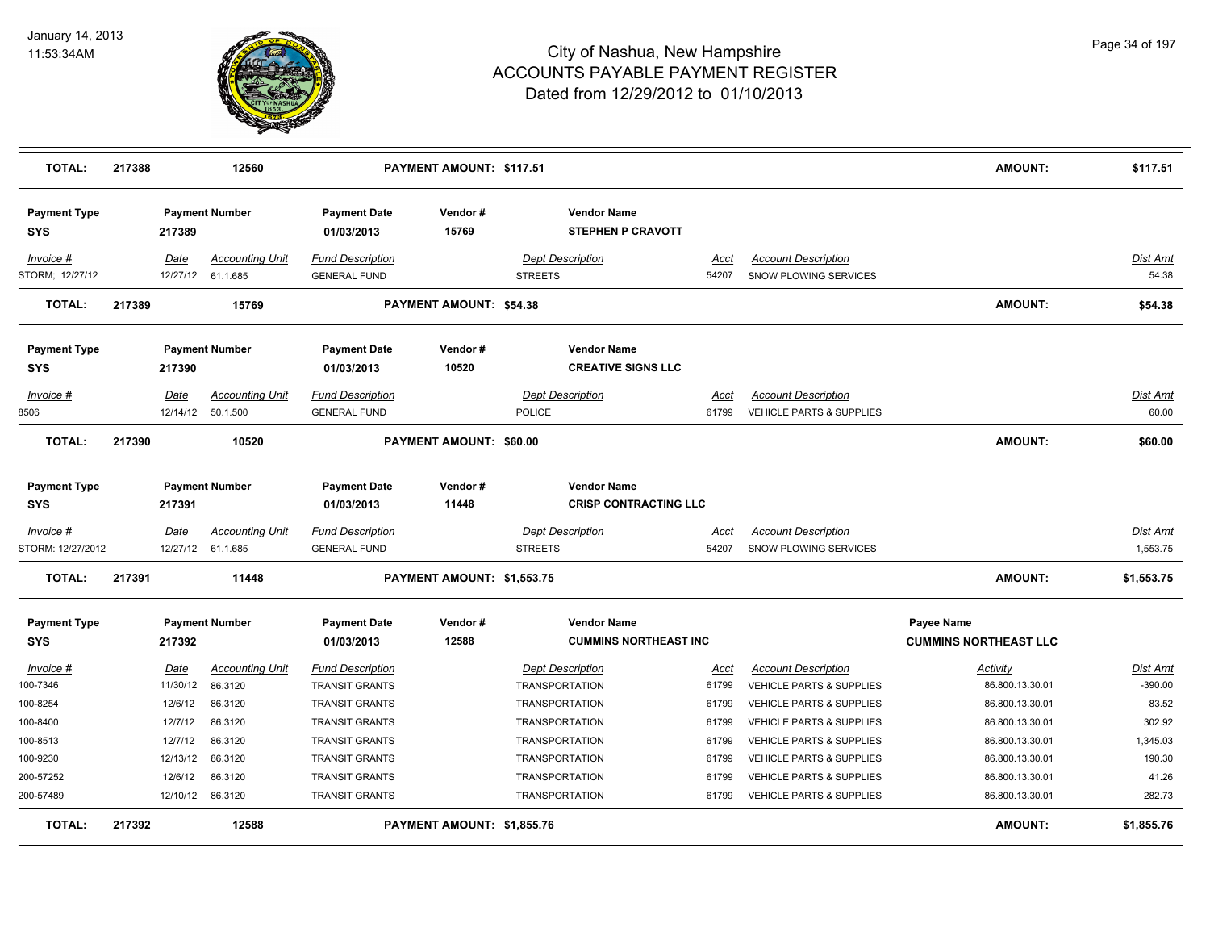# City of Nashua, New Hampshire
## ACCOUNTS PAYABLE PAYMENT REGISTER
### Dated from 12/29/2012 to 01/10/2013

January 14, 2013
11:53:34AM

| TOTAL: | 217388 | 12560 | PAYMENT AMOUNT: $117.51 | AMOUNT: | $117.51 |
|---|---|---|---|---|---|

| Payment Type | Payment Number | Payment Date | Vendor # | Vendor Name |
|---|---|---|---|---|
| SYS | 217389 | 01/03/2013 | 15769 | STEPHEN P CRAVOTT |

| Invoice # | Date | Accounting Unit | Fund Description | Dept Description | Acct | Account Description | Dist Amt |
|---|---|---|---|---|---|---|---|
| STORM; 12/27/12 | 12/27/12 | 61.1.685 | GENERAL FUND | STREETS | 54207 | SNOW PLOWING SERVICES | 54.38 |

| TOTAL: | 217389 | 15769 | PAYMENT AMOUNT: $54.38 | AMOUNT: | $54.38 |
|---|---|---|---|---|---|

| Payment Type | Payment Number | Payment Date | Vendor # | Vendor Name |
|---|---|---|---|---|
| SYS | 217390 | 01/03/2013 | 10520 | CREATIVE SIGNS LLC |

| Invoice # | Date | Accounting Unit | Fund Description | Dept Description | Acct | Account Description | Dist Amt |
|---|---|---|---|---|---|---|---|
| 8506 | 12/14/12 | 50.1.500 | GENERAL FUND | POLICE | 61799 | VEHICLE PARTS & SUPPLIES | 60.00 |

| TOTAL: | 217390 | 10520 | PAYMENT AMOUNT: $60.00 | AMOUNT: | $60.00 |
|---|---|---|---|---|---|

| Payment Type | Payment Number | Payment Date | Vendor # | Vendor Name |
|---|---|---|---|---|
| SYS | 217391 | 01/03/2013 | 11448 | CRISP CONTRACTING LLC |

| Invoice # | Date | Accounting Unit | Fund Description | Dept Description | Acct | Account Description | Dist Amt |
|---|---|---|---|---|---|---|---|
| STORM: 12/27/2012 | 12/27/12 | 61.1.685 | GENERAL FUND | STREETS | 54207 | SNOW PLOWING SERVICES | 1,553.75 |

| TOTAL: | 217391 | 11448 | PAYMENT AMOUNT: $1,553.75 | AMOUNT: | $1,553.75 |
|---|---|---|---|---|---|

| Payment Type | Payment Number | Payment Date | Vendor # | Vendor Name | Payee Name |
|---|---|---|---|---|---|
| SYS | 217392 | 01/03/2013 | 12588 | CUMMINS NORTHEAST INC | CUMMINS NORTHEAST LLC |

| Invoice # | Date | Accounting Unit | Fund Description | Dept Description | Acct | Account Description | Activity | Dist Amt |
|---|---|---|---|---|---|---|---|---|
| 100-7346 | 11/30/12 | 86.3120 | TRANSIT GRANTS | TRANSPORTATION | 61799 | VEHICLE PARTS & SUPPLIES | 86.800.13.30.01 | -390.00 |
| 100-8254 | 12/6/12 | 86.3120 | TRANSIT GRANTS | TRANSPORTATION | 61799 | VEHICLE PARTS & SUPPLIES | 86.800.13.30.01 | 83.52 |
| 100-8400 | 12/7/12 | 86.3120 | TRANSIT GRANTS | TRANSPORTATION | 61799 | VEHICLE PARTS & SUPPLIES | 86.800.13.30.01 | 302.92 |
| 100-8513 | 12/7/12 | 86.3120 | TRANSIT GRANTS | TRANSPORTATION | 61799 | VEHICLE PARTS & SUPPLIES | 86.800.13.30.01 | 1,345.03 |
| 100-9230 | 12/13/12 | 86.3120 | TRANSIT GRANTS | TRANSPORTATION | 61799 | VEHICLE PARTS & SUPPLIES | 86.800.13.30.01 | 190.30 |
| 200-57252 | 12/6/12 | 86.3120 | TRANSIT GRANTS | TRANSPORTATION | 61799 | VEHICLE PARTS & SUPPLIES | 86.800.13.30.01 | 41.26 |
| 200-57489 | 12/10/12 | 86.3120 | TRANSIT GRANTS | TRANSPORTATION | 61799 | VEHICLE PARTS & SUPPLIES | 86.800.13.30.01 | 282.73 |

| TOTAL: | 217392 | 12588 | PAYMENT AMOUNT: $1,855.76 | AMOUNT: | $1,855.76 |
|---|---|---|---|---|---|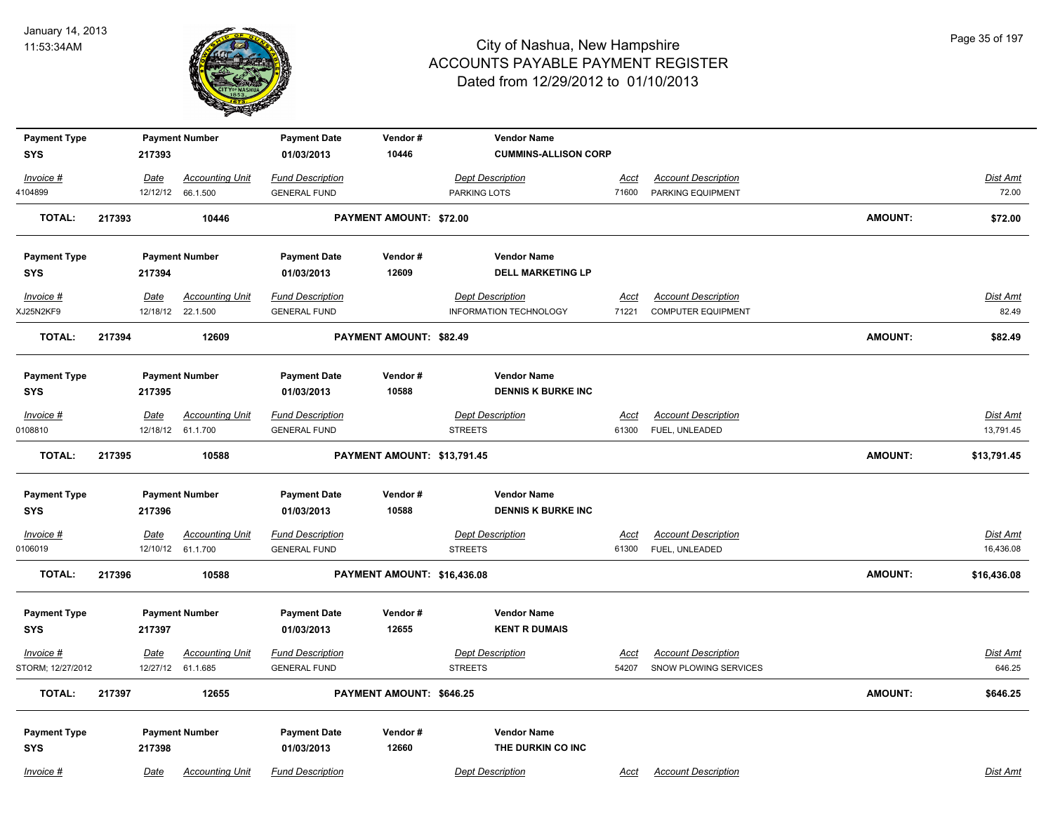# City of Nashua, New Hampshire
## ACCOUNTS PAYABLE PAYMENT REGISTER
### Dated from 12/29/2012 to 01/10/2013

| Payment Type | Payment Number | Payment Date | Vendor # | Vendor Name |
|---|---|---|---|---|
| SYS | 217393 | 01/03/2013 | 10446 | CUMMINS-ALLISON CORP |

| Invoice # | Date | Accounting Unit | Fund Description | Dept Description | Acct | Account Description | Dist Amt |
|---|---|---|---|---|---|---|---|
| 4104899 | 12/12/12 | 66.1.500 | GENERAL FUND | PARKING LOTS | 71600 | PARKING EQUIPMENT | 72.00 |

**TOTAL: 217393 10446 PAYMENT AMOUNT: $72.00 AMOUNT: $72.00**

| Payment Type | Payment Number | Payment Date | Vendor # | Vendor Name |
|---|---|---|---|---|
| SYS | 217394 | 01/03/2013 | 12609 | DELL MARKETING LP |

| Invoice # | Date | Accounting Unit | Fund Description | Dept Description | Acct | Account Description | Dist Amt |
|---|---|---|---|---|---|---|---|
| XJ25N2KF9 | 12/18/12 | 22.1.500 | GENERAL FUND | INFORMATION TECHNOLOGY | 71221 | COMPUTER EQUIPMENT | 82.49 |

**TOTAL: 217394 12609 PAYMENT AMOUNT: $82.49 AMOUNT: $82.49**

| Payment Type | Payment Number | Payment Date | Vendor # | Vendor Name |
|---|---|---|---|---|
| SYS | 217395 | 01/03/2013 | 10588 | DENNIS K BURKE INC |

| Invoice # | Date | Accounting Unit | Fund Description | Dept Description | Acct | Account Description | Dist Amt |
|---|---|---|---|---|---|---|---|
| 0108810 | 12/18/12 | 61.1.700 | GENERAL FUND | STREETS | 61300 | FUEL, UNLEADED | 13,791.45 |

**TOTAL: 217395 10588 PAYMENT AMOUNT: $13,791.45 AMOUNT: $13,791.45**

| Payment Type | Payment Number | Payment Date | Vendor # | Vendor Name |
|---|---|---|---|---|
| SYS | 217396 | 01/03/2013 | 10588 | DENNIS K BURKE INC |

| Invoice # | Date | Accounting Unit | Fund Description | Dept Description | Acct | Account Description | Dist Amt |
|---|---|---|---|---|---|---|---|
| 0106019 | 12/10/12 | 61.1.700 | GENERAL FUND | STREETS | 61300 | FUEL, UNLEADED | 16,436.08 |

**TOTAL: 217396 10588 PAYMENT AMOUNT: $16,436.08 AMOUNT: $16,436.08**

| Payment Type | Payment Number | Payment Date | Vendor # | Vendor Name |
|---|---|---|---|---|
| SYS | 217397 | 01/03/2013 | 12655 | KENT R DUMAIS |

| Invoice # | Date | Accounting Unit | Fund Description | Dept Description | Acct | Account Description | Dist Amt |
|---|---|---|---|---|---|---|---|
| STORM; 12/27/2012 | 12/27/12 | 61.1.685 | GENERAL FUND | STREETS | 54207 | SNOW PLOWING SERVICES | 646.25 |

**TOTAL: 217397 12655 PAYMENT AMOUNT: $646.25 AMOUNT: $646.25**

| Payment Type | Payment Number | Payment Date | Vendor # | Vendor Name |
|---|---|---|---|---|
| SYS | 217398 | 01/03/2013 | 12660 | THE DURKIN CO INC |

| Invoice # | Date | Accounting Unit | Fund Description | Dept Description | Acct | Account Description | Dist Amt |
|---|---|---|---|---|---|---|---|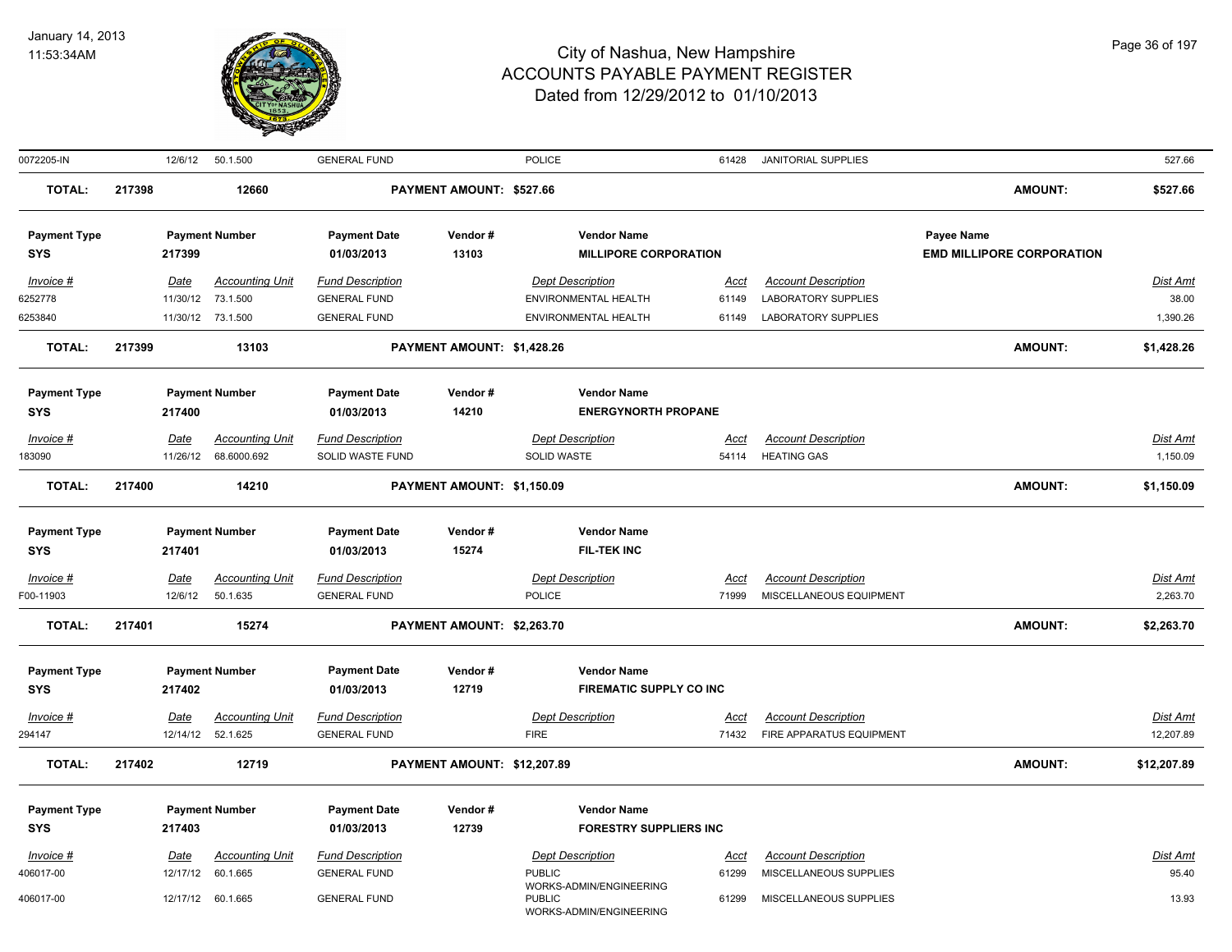| Invoice # | Date | Accounting Unit | Fund Description | Dept Description | Acct | Account Description | Dist Amt |
|---|---|---|---|---|---|---|---|
| 0072205-IN | 12/6/12 | 50.1.500 | GENERAL FUND | POLICE | 61428 | JANITORIAL SUPPLIES | 527.66 |

**TOTAL: 217398 12660 PAYMENT AMOUNT: $527.66 AMOUNT: $527.66**

| Payment Type | Payment Number | Payment Date | Vendor # | Vendor Name | Payee Name |
|---|---|---|---|---|---|
| SYS | 217399 | 01/03/2013 | 13103 | MILLIPORE CORPORATION | EMD MILLIPORE CORPORATION |

| Invoice # | Date | Accounting Unit | Fund Description | Dept Description | Acct | Account Description | Dist Amt |
|---|---|---|---|---|---|---|---|
| 6252778 | 11/30/12 | 73.1.500 | GENERAL FUND | ENVIRONMENTAL HEALTH | 61149 | LABORATORY SUPPLIES | 38.00 |
| 6253840 | 11/30/12 | 73.1.500 | GENERAL FUND | ENVIRONMENTAL HEALTH | 61149 | LABORATORY SUPPLIES | 1,390.26 |

**TOTAL: 217399 13103 PAYMENT AMOUNT: $1,428.26 AMOUNT: $1,428.26**

| Payment Type | Payment Number | Payment Date | Vendor # | Vendor Name |
|---|---|---|---|---|
| SYS | 217400 | 01/03/2013 | 14210 | ENERGYNORTH PROPANE |

| Invoice # | Date | Accounting Unit | Fund Description | Dept Description | Acct | Account Description | Dist Amt |
|---|---|---|---|---|---|---|---|
| 183090 | 11/26/12 | 68.6000.692 | SOLID WASTE FUND | SOLID WASTE | 54114 | HEATING GAS | 1,150.09 |

**TOTAL: 217400 14210 PAYMENT AMOUNT: $1,150.09 AMOUNT: $1,150.09**

| Payment Type | Payment Number | Payment Date | Vendor # | Vendor Name |
|---|---|---|---|---|
| SYS | 217401 | 01/03/2013 | 15274 | FIL-TEK INC |

| Invoice # | Date | Accounting Unit | Fund Description | Dept Description | Acct | Account Description | Dist Amt |
|---|---|---|---|---|---|---|---|
| F00-11903 | 12/6/12 | 50.1.635 | GENERAL FUND | POLICE | 71999 | MISCELLANEOUS EQUIPMENT | 2,263.70 |

**TOTAL: 217401 15274 PAYMENT AMOUNT: $2,263.70 AMOUNT: $2,263.70**

| Payment Type | Payment Number | Payment Date | Vendor # | Vendor Name |
|---|---|---|---|---|
| SYS | 217402 | 01/03/2013 | 12719 | FIREMATIC SUPPLY CO INC |

| Invoice # | Date | Accounting Unit | Fund Description | Dept Description | Acct | Account Description | Dist Amt |
|---|---|---|---|---|---|---|---|
| 294147 | 12/14/12 | 52.1.625 | GENERAL FUND | FIRE | 71432 | FIRE APPARATUS EQUIPMENT | 12,207.89 |

**TOTAL: 217402 12719 PAYMENT AMOUNT: $12,207.89 AMOUNT: $12,207.89**

| Payment Type | Payment Number | Payment Date | Vendor # | Vendor Name |
|---|---|---|---|---|
| SYS | 217403 | 01/03/2013 | 12739 | FORESTRY SUPPLIERS INC |

| Invoice # | Date | Accounting Unit | Fund Description | Dept Description | Acct | Account Description | Dist Amt |
|---|---|---|---|---|---|---|---|
| 406017-00 | 12/17/12 | 60.1.665 | GENERAL FUND | PUBLIC WORKS-ADMIN/ENGINEERING | 61299 | MISCELLANEOUS SUPPLIES | 95.40 |
| 406017-00 | 12/17/12 | 60.1.665 | GENERAL FUND | PUBLIC WORKS-ADMIN/ENGINEERING | 61299 | MISCELLANEOUS SUPPLIES | 13.93 |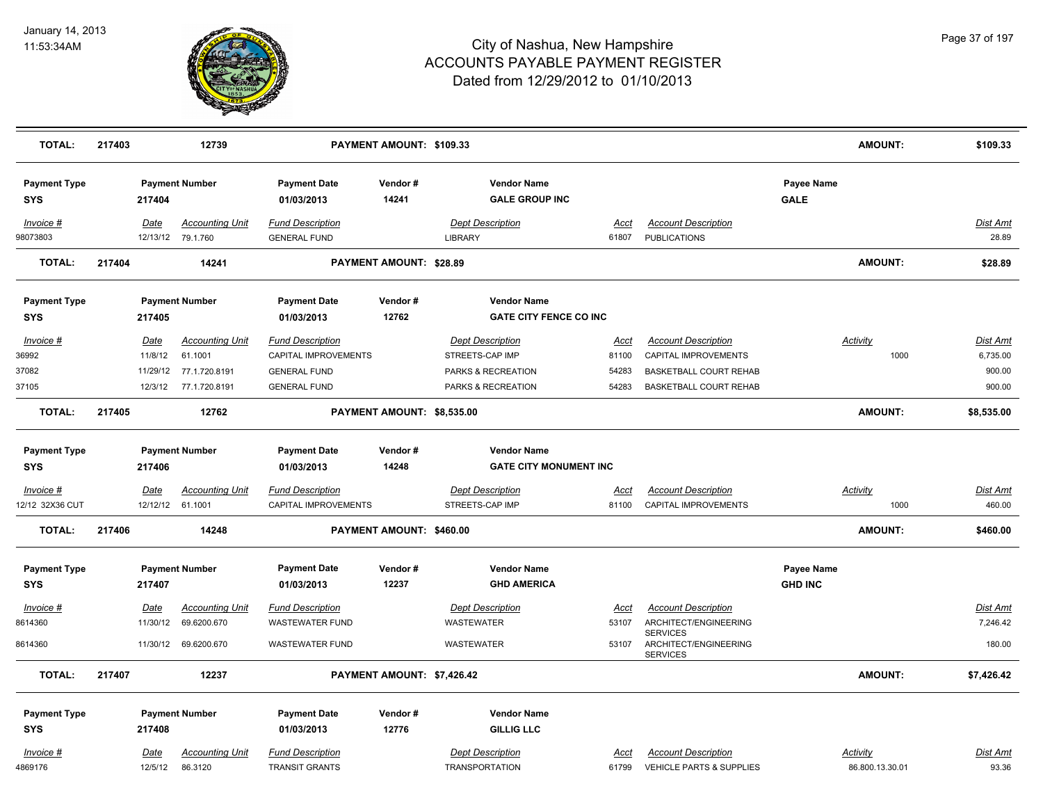# City of Nashua, New Hampshire
## ACCOUNTS PAYABLE PAYMENT REGISTER
### Dated from 12/29/2012 to 01/10/2013

January 14, 2013
11:53:34AM

| **TOTAL:** | **217403** | **12739** | | **PAYMENT AMOUNT: $109.33** | | | | | **AMOUNT:** | **$109.33** |
|---|---|---|---|---|---|---|---|---|---|---|

| **Payment Type** | **Payment Number** | | **Payment Date** | **Vendor #** | **Vendor Name** | | | **Payee Name** | | |
|---|---|---|---|---|---|---|---|---|---|---|
| **SYS** | **217404** | | **01/03/2013** | **14241** | **GALE GROUP INC** | | | **GALE** | | |
| *Invoice #* | *Date* | *Accounting Unit* | *Fund Description* | | *Dept Description* | *Acct* | *Account Description* | | | *Dist Amt* |
| 98073803 | 12/13/12 | 79.1.760 | GENERAL FUND | | LIBRARY | 61807 | PUBLICATIONS | | | 28.89 |
| **TOTAL:** | **217404** | **14241** | | **PAYMENT AMOUNT: $28.89** | | | | | **AMOUNT:** | **$28.89** |

| **Payment Type** | **Payment Number** | | **Payment Date** | **Vendor #** | **Vendor Name** | | | | | |
|---|---|---|---|---|---|---|---|---|---|---|
| **SYS** | **217405** | | **01/03/2013** | **12762** | **GATE CITY FENCE CO INC** | | | | | |
| *Invoice #* | *Date* | *Accounting Unit* | *Fund Description* | | *Dept Description* | *Acct* | *Account Description* | *Activity* | | *Dist Amt* |
| 36992 | 11/8/12 | 61.1001 | CAPITAL IMPROVEMENTS | | STREETS-CAP IMP | 81100 | CAPITAL IMPROVEMENTS | 1000 | | 6,735.00 |
| 37082 | 11/29/12 | 77.1.720.8191 | GENERAL FUND | | PARKS & RECREATION | 54283 | BASKETBALL COURT REHAB | | | 900.00 |
| 37105 | 12/3/12 | 77.1.720.8191 | GENERAL FUND | | PARKS & RECREATION | 54283 | BASKETBALL COURT REHAB | | | 900.00 |
| **TOTAL:** | **217405** | **12762** | | **PAYMENT AMOUNT: $8,535.00** | | | | | **AMOUNT:** | **$8,535.00** |

| **Payment Type** | **Payment Number** | | **Payment Date** | **Vendor #** | **Vendor Name** | | | | | |
|---|---|---|---|---|---|---|---|---|---|---|
| **SYS** | **217406** | | **01/03/2013** | **14248** | **GATE CITY MONUMENT INC** | | | | | |
| *Invoice #* | *Date* | *Accounting Unit* | *Fund Description* | | *Dept Description* | *Acct* | *Account Description* | *Activity* | | *Dist Amt* |
| 12/12 32X36 CUT | 12/12/12 | 61.1001 | CAPITAL IMPROVEMENTS | | STREETS-CAP IMP | 81100 | CAPITAL IMPROVEMENTS | 1000 | | 460.00 |
| **TOTAL:** | **217406** | **14248** | | **PAYMENT AMOUNT: $460.00** | | | | | **AMOUNT:** | **$460.00** |

| **Payment Type** | **Payment Number** | | **Payment Date** | **Vendor #** | **Vendor Name** | | | **Payee Name** | | |
|---|---|---|---|---|---|---|---|---|---|---|
| **SYS** | **217407** | | **01/03/2013** | **12237** | **GHD AMERICA** | | | **GHD INC** | | |
| *Invoice #* | *Date* | *Accounting Unit* | *Fund Description* | | *Dept Description* | *Acct* | *Account Description* | | | *Dist Amt* |
| 8614360 | 11/30/12 | 69.6200.670 | WASTEWATER FUND | | WASTEWATER | 53107 | ARCHITECT/ENGINEERING SERVICES | | | 7,246.42 |
| 8614360 | 11/30/12 | 69.6200.670 | WASTEWATER FUND | | WASTEWATER | 53107 | ARCHITECT/ENGINEERING SERVICES | | | 180.00 |
| **TOTAL:** | **217407** | **12237** | | **PAYMENT AMOUNT: $7,426.42** | | | | | **AMOUNT:** | **$7,426.42** |

| **Payment Type** | **Payment Number** | | **Payment Date** | **Vendor #** | **Vendor Name** | | | | | |
|---|---|---|---|---|---|---|---|---|---|---|
| **SYS** | **217408** | | **01/03/2013** | **12776** | **GILLIG LLC** | | | | | |
| *Invoice #* | *Date* | *Accounting Unit* | *Fund Description* | | *Dept Description* | *Acct* | *Account Description* | *Activity* | | *Dist Amt* |
| 4869176 | 12/5/12 | 86.3120 | TRANSIT GRANTS | | TRANSPORTATION | 61799 | VEHICLE PARTS & SUPPLIES | 86.800.13.30.01 | | 93.36 |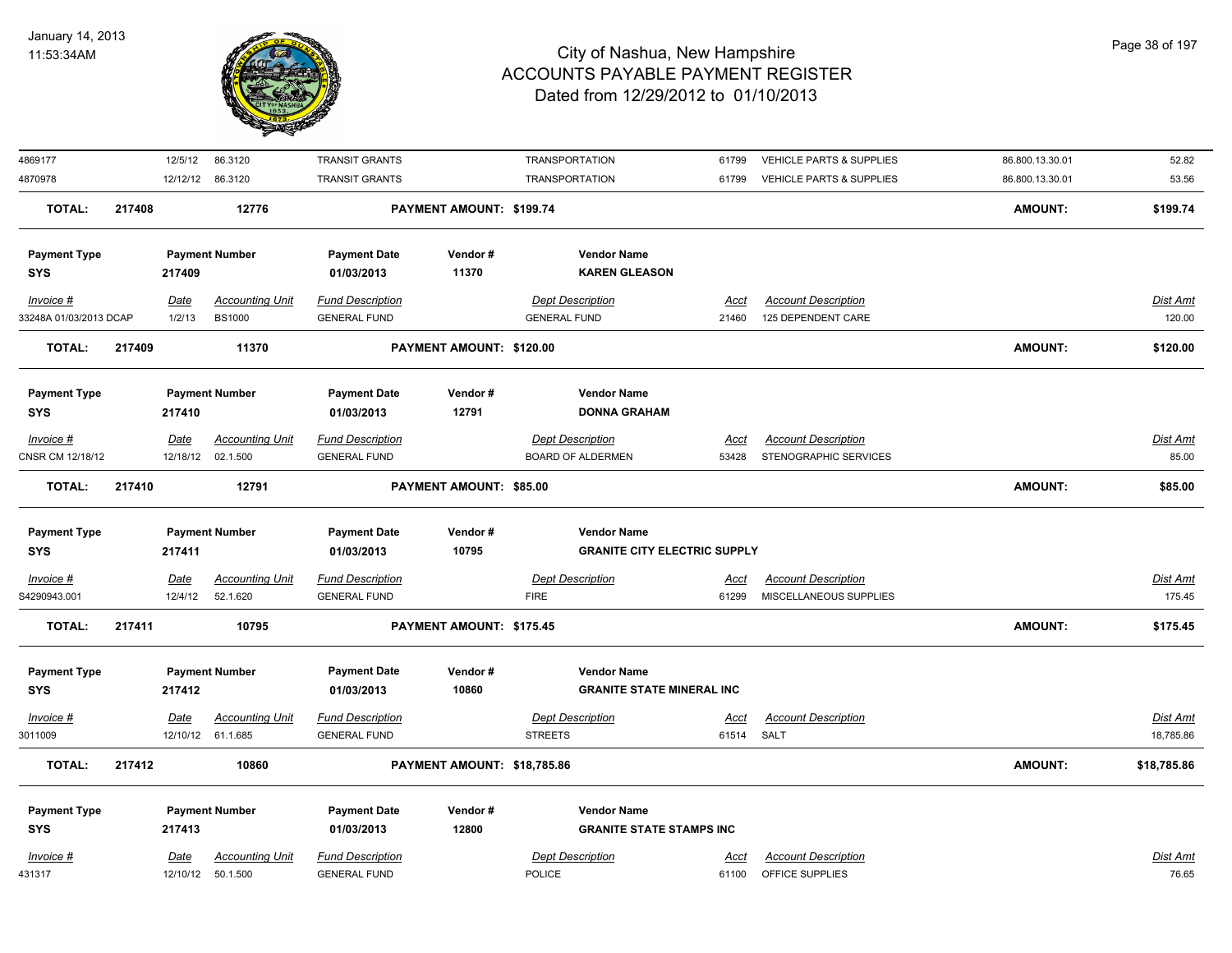# City of Nashua, New Hampshire
## ACCOUNTS PAYABLE PAYMENT REGISTER
### Dated from 12/29/2012 to 01/10/2013

January 14, 2013
11:53:34AM

| Invoice # | Date | Accounting Unit | Fund Description | Dept Description | Acct | Account Description | | Dist Amt |
|---|---|---|---|---|---|---|---|---|
| 4869177 | 12/5/12 | 86.3120 | TRANSIT GRANTS | TRANSPORTATION | 61799 | VEHICLE PARTS & SUPPLIES | 86.800.13.30.01 | 52.82 |
| 4870978 | 12/12/12 | 86.3120 | TRANSIT GRANTS | TRANSPORTATION | 61799 | VEHICLE PARTS & SUPPLIES | 86.800.13.30.01 | 53.56 |

**TOTAL: 217408 — 12776 — PAYMENT AMOUNT: $199.74 — AMOUNT: $199.74**

| Payment Type | Payment Number | Payment Date | Vendor # | Vendor Name |
|---|---|---|---|---|
| SYS | 217409 | 01/03/2013 | 11370 | KAREN GLEASON |

| Invoice # | Date | Accounting Unit | Fund Description | Dept Description | Acct | Account Description | Dist Amt |
|---|---|---|---|---|---|---|---|
| 33248A 01/03/2013 DCAP | 1/2/13 | BS1000 | GENERAL FUND | GENERAL FUND | 21460 | 125 DEPENDENT CARE | 120.00 |

**TOTAL: 217409 — 11370 — PAYMENT AMOUNT: $120.00 — AMOUNT: $120.00**

| Payment Type | Payment Number | Payment Date | Vendor # | Vendor Name |
|---|---|---|---|---|
| SYS | 217410 | 01/03/2013 | 12791 | DONNA GRAHAM |

| Invoice # | Date | Accounting Unit | Fund Description | Dept Description | Acct | Account Description | Dist Amt |
|---|---|---|---|---|---|---|---|
| CNSR CM 12/18/12 | 12/18/12 | 02.1.500 | GENERAL FUND | BOARD OF ALDERMEN | 53428 | STENOGRAPHIC SERVICES | 85.00 |

**TOTAL: 217410 — 12791 — PAYMENT AMOUNT: $85.00 — AMOUNT: $85.00**

| Payment Type | Payment Number | Payment Date | Vendor # | Vendor Name |
|---|---|---|---|---|
| SYS | 217411 | 01/03/2013 | 10795 | GRANITE CITY ELECTRIC SUPPLY |

| Invoice # | Date | Accounting Unit | Fund Description | Dept Description | Acct | Account Description | Dist Amt |
|---|---|---|---|---|---|---|---|
| S4290943.001 | 12/4/12 | 52.1.620 | GENERAL FUND | FIRE | 61299 | MISCELLANEOUS SUPPLIES | 175.45 |

**TOTAL: 217411 — 10795 — PAYMENT AMOUNT: $175.45 — AMOUNT: $175.45**

| Payment Type | Payment Number | Payment Date | Vendor # | Vendor Name |
|---|---|---|---|---|
| SYS | 217412 | 01/03/2013 | 10860 | GRANITE STATE MINERAL INC |

| Invoice # | Date | Accounting Unit | Fund Description | Dept Description | Acct | Account Description | Dist Amt |
|---|---|---|---|---|---|---|---|
| 3011009 | 12/10/12 | 61.1.685 | GENERAL FUND | STREETS | 61514 | SALT | 18,785.86 |

**TOTAL: 217412 — 10860 — PAYMENT AMOUNT: $18,785.86 — AMOUNT: $18,785.86**

| Payment Type | Payment Number | Payment Date | Vendor # | Vendor Name |
|---|---|---|---|---|
| SYS | 217413 | 01/03/2013 | 12800 | GRANITE STATE STAMPS INC |

| Invoice # | Date | Accounting Unit | Fund Description | Dept Description | Acct | Account Description | Dist Amt |
|---|---|---|---|---|---|---|---|
| 431317 | 12/10/12 | 50.1.500 | GENERAL FUND | POLICE | 61100 | OFFICE SUPPLIES | 76.65 |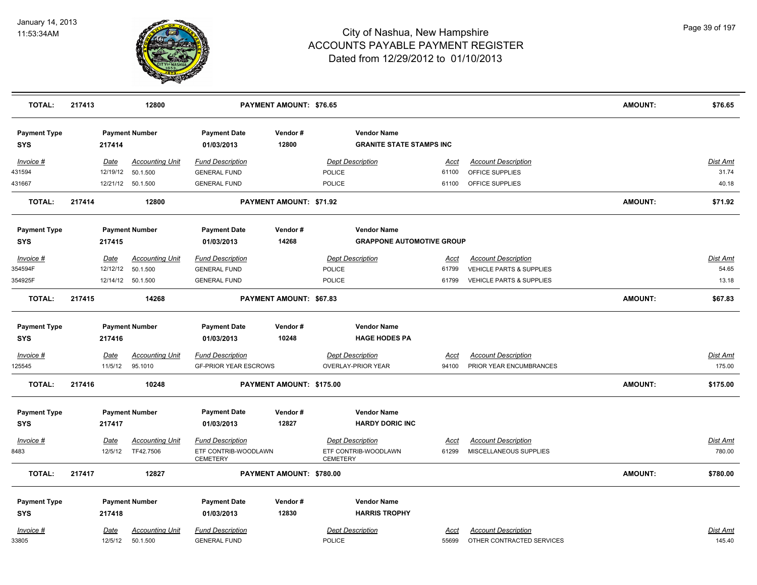| TOTAL: | 217413 | 12800 | PAYMENT AMOUNT: $76.65 | | | | AMOUNT: | $76.65 |
|---|---|---|---|---|---|---|---|---|

| Payment Type | Payment Number | | Payment Date | Vendor # | Vendor Name | | | |
|---|---|---|---|---|---|---|---|---|
| SYS | 217414 | | 01/03/2013 | 12800 | GRANITE STATE STAMPS INC | | | |
| *Invoice #* | *Date* | *Accounting Unit* | *Fund Description* | *Dept Description* | | *Acct* | *Account Description* | *Dist Amt* |
| 431594 | 12/19/12 | 50.1.500 | GENERAL FUND | POLICE | | 61100 | OFFICE SUPPLIES | 31.74 |
| 431667 | 12/21/12 | 50.1.500 | GENERAL FUND | POLICE | | 61100 | OFFICE SUPPLIES | 40.18 |
| **TOTAL:** | **217414** | **12800** | **PAYMENT AMOUNT: $71.92** | | | | **AMOUNT:** | **$71.92** |

| Payment Type | Payment Number | | Payment Date | Vendor # | Vendor Name | | | |
|---|---|---|---|---|---|---|---|---|
| SYS | 217415 | | 01/03/2013 | 14268 | GRAPPONE AUTOMOTIVE GROUP | | | |
| *Invoice #* | *Date* | *Accounting Unit* | *Fund Description* | *Dept Description* | | *Acct* | *Account Description* | *Dist Amt* |
| 354594F | 12/12/12 | 50.1.500 | GENERAL FUND | POLICE | | 61799 | VEHICLE PARTS & SUPPLIES | 54.65 |
| 354925F | 12/14/12 | 50.1.500 | GENERAL FUND | POLICE | | 61799 | VEHICLE PARTS & SUPPLIES | 13.18 |
| **TOTAL:** | **217415** | **14268** | **PAYMENT AMOUNT: $67.83** | | | | **AMOUNT:** | **$67.83** |

| Payment Type | Payment Number | | Payment Date | Vendor # | Vendor Name | | | |
|---|---|---|---|---|---|---|---|---|
| SYS | 217416 | | 01/03/2013 | 10248 | HAGE HODES PA | | | |
| *Invoice #* | *Date* | *Accounting Unit* | *Fund Description* | *Dept Description* | | *Acct* | *Account Description* | *Dist Amt* |
| 125545 | 11/5/12 | 95.1010 | GF-PRIOR YEAR ESCROWS | OVERLAY-PRIOR YEAR | | 94100 | PRIOR YEAR ENCUMBRANCES | 175.00 |
| **TOTAL:** | **217416** | **10248** | **PAYMENT AMOUNT: $175.00** | | | | **AMOUNT:** | **$175.00** |

| Payment Type | Payment Number | | Payment Date | Vendor # | Vendor Name | | | |
|---|---|---|---|---|---|---|---|---|
| SYS | 217417 | | 01/03/2013 | 12827 | HARDY DORIC INC | | | |
| *Invoice #* | *Date* | *Accounting Unit* | *Fund Description* | *Dept Description* | | *Acct* | *Account Description* | *Dist Amt* |
| 8483 | 12/5/12 | TF42.7506 | ETF CONTRIB-WOODLAWN CEMETERY | ETF CONTRIB-WOODLAWN CEMETERY | | 61299 | MISCELLANEOUS SUPPLIES | 780.00 |
| **TOTAL:** | **217417** | **12827** | **PAYMENT AMOUNT: $780.00** | | | | **AMOUNT:** | **$780.00** |

| Payment Type | Payment Number | | Payment Date | Vendor # | Vendor Name | | | |
|---|---|---|---|---|---|---|---|---|
| SYS | 217418 | | 01/03/2013 | 12830 | HARRIS TROPHY | | | |
| *Invoice #* | *Date* | *Accounting Unit* | *Fund Description* | *Dept Description* | | *Acct* | *Account Description* | *Dist Amt* |
| 33805 | 12/5/12 | 50.1.500 | GENERAL FUND | POLICE | | 55699 | OTHER CONTRACTED SERVICES | 145.40 |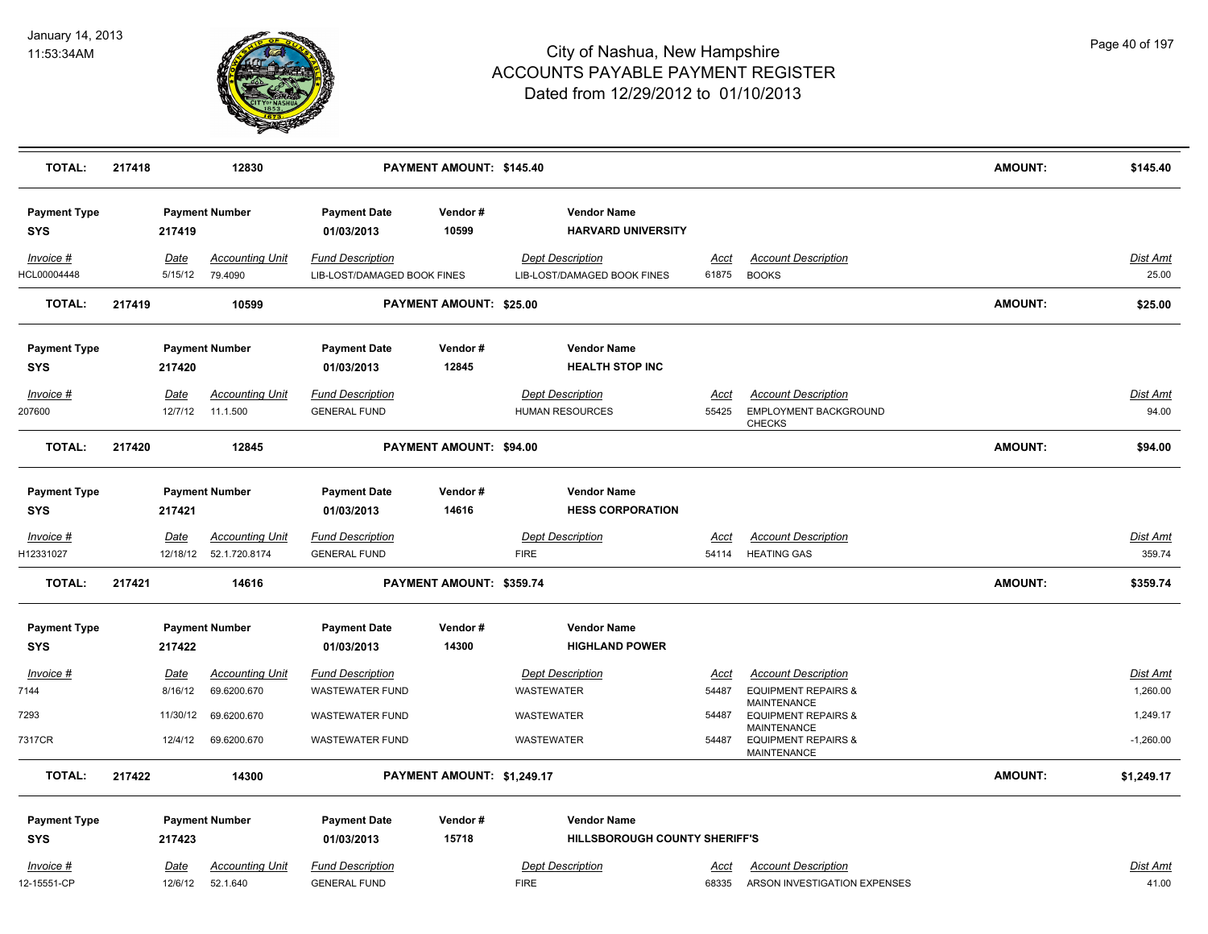| TOTAL: | 217418 | 12830 | PAYMENT AMOUNT: $145.40 | AMOUNT: | $145.40 |
|---|---|---|---|---|---|

| Payment Type | Payment Number | Payment Date | Vendor # | Vendor Name |
|---|---|---|---|---|
| SYS | 217419 | 01/03/2013 | 10599 | HARVARD UNIVERSITY |

| Invoice # | Date | Accounting Unit | Fund Description | Dept Description | Acct | Account Description | Dist Amt |
|---|---|---|---|---|---|---|---|
| HCL00004448 | 5/15/12 | 79.4090 | LIB-LOST/DAMAGED BOOK FINES | LIB-LOST/DAMAGED BOOK FINES | 61875 | BOOKS | 25.00 |

| TOTAL: | 217419 | 10599 | PAYMENT AMOUNT: $25.00 | AMOUNT: | $25.00 |
|---|---|---|---|---|---|

| Payment Type | Payment Number | Payment Date | Vendor # | Vendor Name |
|---|---|---|---|---|
| SYS | 217420 | 01/03/2013 | 12845 | HEALTH STOP INC |

| Invoice # | Date | Accounting Unit | Fund Description | Dept Description | Acct | Account Description | Dist Amt |
|---|---|---|---|---|---|---|---|
| 207600 | 12/7/12 | 11.1.500 | GENERAL FUND | HUMAN RESOURCES | 55425 | EMPLOYMENT BACKGROUND CHECKS | 94.00 |

| TOTAL: | 217420 | 12845 | PAYMENT AMOUNT: $94.00 | AMOUNT: | $94.00 |
|---|---|---|---|---|---|

| Payment Type | Payment Number | Payment Date | Vendor # | Vendor Name |
|---|---|---|---|---|
| SYS | 217421 | 01/03/2013 | 14616 | HESS CORPORATION |

| Invoice # | Date | Accounting Unit | Fund Description | Dept Description | Acct | Account Description | Dist Amt |
|---|---|---|---|---|---|---|---|
| H12331027 | 12/18/12 | 52.1.720.8174 | GENERAL FUND | FIRE | 54114 | HEATING GAS | 359.74 |

| TOTAL: | 217421 | 14616 | PAYMENT AMOUNT: $359.74 | AMOUNT: | $359.74 |
|---|---|---|---|---|---|

| Payment Type | Payment Number | Payment Date | Vendor # | Vendor Name |
|---|---|---|---|---|
| SYS | 217422 | 01/03/2013 | 14300 | HIGHLAND POWER |

| Invoice # | Date | Accounting Unit | Fund Description | Dept Description | Acct | Account Description | Dist Amt |
|---|---|---|---|---|---|---|---|
| 7144 | 8/16/12 | 69.6200.670 | WASTEWATER FUND | WASTEWATER | 54487 | EQUIPMENT REPAIRS & MAINTENANCE | 1,260.00 |
| 7293 | 11/30/12 | 69.6200.670 | WASTEWATER FUND | WASTEWATER | 54487 | EQUIPMENT REPAIRS & MAINTENANCE | 1,249.17 |
| 7317CR | 12/4/12 | 69.6200.670 | WASTEWATER FUND | WASTEWATER | 54487 | EQUIPMENT REPAIRS & MAINTENANCE | -1,260.00 |

| TOTAL: | 217422 | 14300 | PAYMENT AMOUNT: $1,249.17 | AMOUNT: | $1,249.17 |
|---|---|---|---|---|---|

| Payment Type | Payment Number | Payment Date | Vendor # | Vendor Name |
|---|---|---|---|---|
| SYS | 217423 | 01/03/2013 | 15718 | HILLSBOROUGH COUNTY SHERIFF'S |

| Invoice # | Date | Accounting Unit | Fund Description | Dept Description | Acct | Account Description | Dist Amt |
|---|---|---|---|---|---|---|---|
| 12-15551-CP | 12/6/12 | 52.1.640 | GENERAL FUND | FIRE | 68335 | ARSON INVESTIGATION EXPENSES | 41.00 |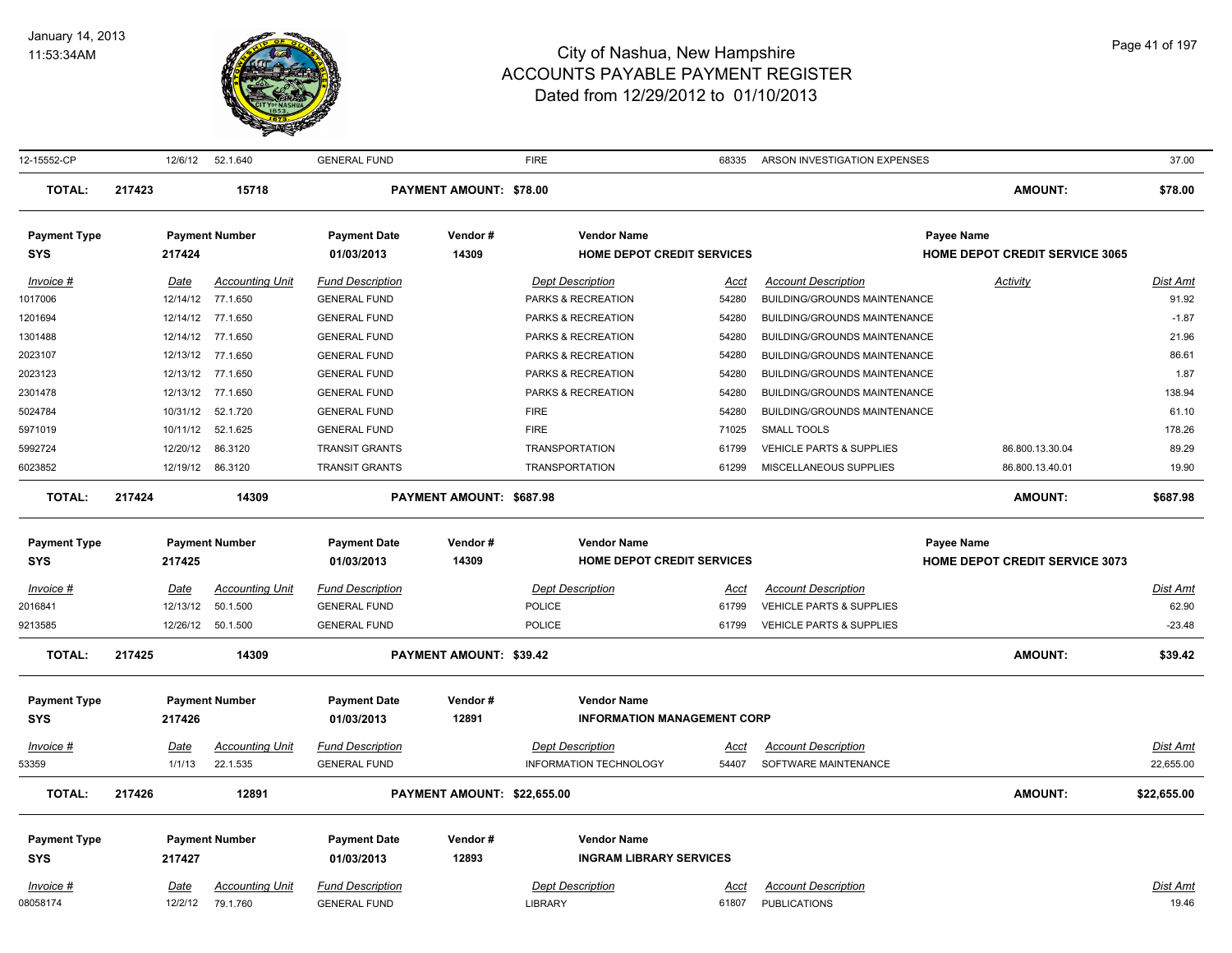# City of Nashua, New Hampshire
## ACCOUNTS PAYABLE PAYMENT REGISTER
### Dated from 12/29/2012 to 01/10/2013

| Invoice # | Date | Accounting Unit | Fund Description | Dept Description | Acct | Account Description | Activity | Dist Amt |
|---|---|---|---|---|---|---|---|---|
| 12-15552-CP | 12/6/12 | 52.1.640 | GENERAL FUND | FIRE | 68335 | ARSON INVESTIGATION EXPENSES | | 37.00 |

**TOTAL:** 217423 | 15718 | **PAYMENT AMOUNT: $78.00** | **AMOUNT: $78.00**

| Payment Type | Payment Number | Payment Date | Vendor # | Vendor Name | Payee Name |
|---|---|---|---|---|---|
| SYS | 217424 | 01/03/2013 | 14309 | HOME DEPOT CREDIT SERVICES | HOME DEPOT CREDIT SERVICE 3065 |

| Invoice # | Date | Accounting Unit | Fund Description | Dept Description | Acct | Account Description | Activity | Dist Amt |
|---|---|---|---|---|---|---|---|---|
| 1017006 | 12/14/12 | 77.1.650 | GENERAL FUND | PARKS & RECREATION | 54280 | BUILDING/GROUNDS MAINTENANCE | | 91.92 |
| 1201694 | 12/14/12 | 77.1.650 | GENERAL FUND | PARKS & RECREATION | 54280 | BUILDING/GROUNDS MAINTENANCE | | -1.87 |
| 1301488 | 12/14/12 | 77.1.650 | GENERAL FUND | PARKS & RECREATION | 54280 | BUILDING/GROUNDS MAINTENANCE | | 21.96 |
| 2023107 | 12/13/12 | 77.1.650 | GENERAL FUND | PARKS & RECREATION | 54280 | BUILDING/GROUNDS MAINTENANCE | | 86.61 |
| 2023123 | 12/13/12 | 77.1.650 | GENERAL FUND | PARKS & RECREATION | 54280 | BUILDING/GROUNDS MAINTENANCE | | 1.87 |
| 2301478 | 12/13/12 | 77.1.650 | GENERAL FUND | PARKS & RECREATION | 54280 | BUILDING/GROUNDS MAINTENANCE | | 138.94 |
| 5024784 | 10/31/12 | 52.1.720 | GENERAL FUND | FIRE | 54280 | BUILDING/GROUNDS MAINTENANCE | | 61.10 |
| 5971019 | 10/11/12 | 52.1.625 | GENERAL FUND | FIRE | 71025 | SMALL TOOLS | | 178.26 |
| 5992724 | 12/20/12 | 86.3120 | TRANSIT GRANTS | TRANSPORTATION | 61799 | VEHICLE PARTS & SUPPLIES | 86.800.13.30.04 | 89.29 |
| 6023852 | 12/19/12 | 86.3120 | TRANSIT GRANTS | TRANSPORTATION | 61299 | MISCELLANEOUS SUPPLIES | 86.800.13.40.01 | 19.90 |

**TOTAL:** 217424 | 14309 | **PAYMENT AMOUNT: $687.98** | **AMOUNT: $687.98**

| Payment Type | Payment Number | Payment Date | Vendor # | Vendor Name | Payee Name |
|---|---|---|---|---|---|
| SYS | 217425 | 01/03/2013 | 14309 | HOME DEPOT CREDIT SERVICES | HOME DEPOT CREDIT SERVICE 3073 |

| Invoice # | Date | Accounting Unit | Fund Description | Dept Description | Acct | Account Description | Dist Amt |
|---|---|---|---|---|---|---|---|
| 2016841 | 12/13/12 | 50.1.500 | GENERAL FUND | POLICE | 61799 | VEHICLE PARTS & SUPPLIES | 62.90 |
| 9213585 | 12/26/12 | 50.1.500 | GENERAL FUND | POLICE | 61799 | VEHICLE PARTS & SUPPLIES | -23.48 |

**TOTAL:** 217425 | 14309 | **PAYMENT AMOUNT: $39.42** | **AMOUNT: $39.42**

| Payment Type | Payment Number | Payment Date | Vendor # | Vendor Name |
|---|---|---|---|---|
| SYS | 217426 | 01/03/2013 | 12891 | INFORMATION MANAGEMENT CORP |

| Invoice # | Date | Accounting Unit | Fund Description | Dept Description | Acct | Account Description | Dist Amt |
|---|---|---|---|---|---|---|---|
| 53359 | 1/1/13 | 22.1.535 | GENERAL FUND | INFORMATION TECHNOLOGY | 54407 | SOFTWARE MAINTENANCE | 22,655.00 |

**TOTAL:** 217426 | 12891 | **PAYMENT AMOUNT: $22,655.00** | **AMOUNT: $22,655.00**

| Payment Type | Payment Number | Payment Date | Vendor # | Vendor Name |
|---|---|---|---|---|
| SYS | 217427 | 01/03/2013 | 12893 | INGRAM LIBRARY SERVICES |

| Invoice # | Date | Accounting Unit | Fund Description | Dept Description | Acct | Account Description | Dist Amt |
|---|---|---|---|---|---|---|---|
| 08058174 | 12/2/12 | 79.1.760 | GENERAL FUND | LIBRARY | 61807 | PUBLICATIONS | 19.46 |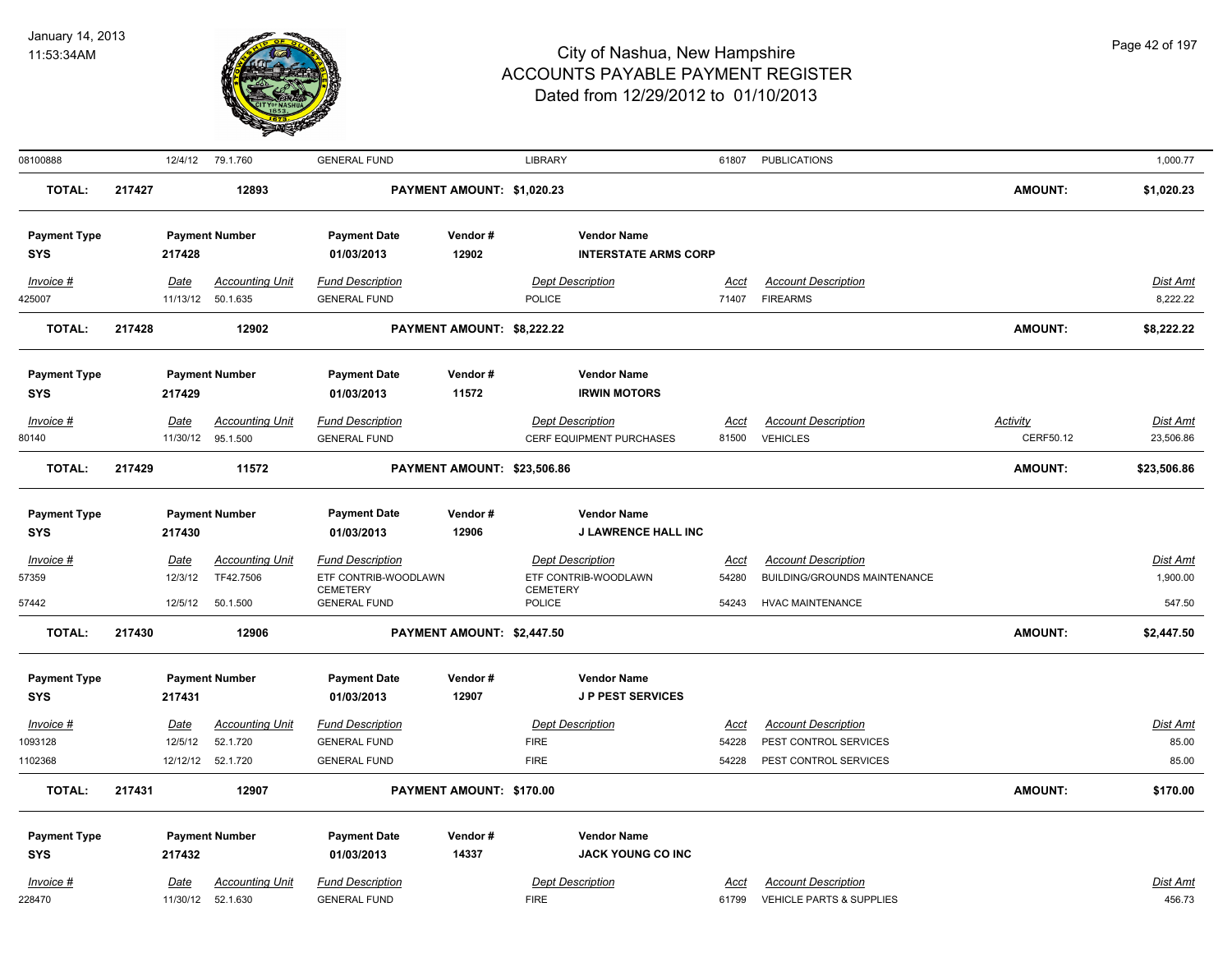# City of Nashua, New Hampshire
# ACCOUNTS PAYABLE PAYMENT REGISTER
## Dated from 12/29/2012 to 01/10/2013

January 14, 2013
11:53:34AM

| 08100888 | 12/4/12 | 79.1.760 | GENERAL FUND | LIBRARY | 61807 | PUBLICATIONS | | 1,000.77 |
|---|---|---|---|---|---|---|---|---|
| **TOTAL:** | **217427** | **12893** | **PAYMENT AMOUNT: $1,020.23** | | | | **AMOUNT:** | **$1,020.23** |

| Payment Type | Payment Number | Payment Date | Vendor # | Vendor Name |
|---|---|---|---|---|
| **SYS** | **217428** | **01/03/2013** | **12902** | **INTERSTATE ARMS CORP** |

| Invoice # | Date | Accounting Unit | Fund Description | Dept Description | Acct | Account Description | | Dist Amt |
|---|---|---|---|---|---|---|---|---|
| 425007 | 11/13/12 | 50.1.635 | GENERAL FUND | POLICE | 71407 | FIREARMS | | 8,222.22 |
| **TOTAL:** | **217428** | **12902** | **PAYMENT AMOUNT: $8,222.22** | | | | **AMOUNT:** | **$8,222.22** |

| Payment Type | Payment Number | Payment Date | Vendor # | Vendor Name |
|---|---|---|---|---|
| **SYS** | **217429** | **01/03/2013** | **11572** | **IRWIN MOTORS** |

| Invoice # | Date | Accounting Unit | Fund Description | Dept Description | Acct | Account Description | Activity | Dist Amt |
|---|---|---|---|---|---|---|---|---|
| 80140 | 11/30/12 | 95.1.500 | GENERAL FUND | CERF EQUIPMENT PURCHASES | 81500 | VEHICLES | CERF50.12 | 23,506.86 |
| **TOTAL:** | **217429** | **11572** | **PAYMENT AMOUNT: $23,506.86** | | | | **AMOUNT:** | **$23,506.86** |

| Payment Type | Payment Number | Payment Date | Vendor # | Vendor Name |
|---|---|---|---|---|
| **SYS** | **217430** | **01/03/2013** | **12906** | **J LAWRENCE HALL INC** |

| Invoice # | Date | Accounting Unit | Fund Description | Dept Description | Acct | Account Description | | Dist Amt |
|---|---|---|---|---|---|---|---|---|
| 57359 | 12/3/12 | TF42.7506 | ETF CONTRIB-WOODLAWN CEMETERY | ETF CONTRIB-WOODLAWN CEMETERY | 54280 | BUILDING/GROUNDS MAINTENANCE | | 1,900.00 |
| 57442 | 12/5/12 | 50.1.500 | GENERAL FUND | POLICE | 54243 | HVAC MAINTENANCE | | 547.50 |
| **TOTAL:** | **217430** | **12906** | **PAYMENT AMOUNT: $2,447.50** | | | | **AMOUNT:** | **$2,447.50** |

| Payment Type | Payment Number | Payment Date | Vendor # | Vendor Name |
|---|---|---|---|---|
| **SYS** | **217431** | **01/03/2013** | **12907** | **J P PEST SERVICES** |

| Invoice # | Date | Accounting Unit | Fund Description | Dept Description | Acct | Account Description | | Dist Amt |
|---|---|---|---|---|---|---|---|---|
| 1093128 | 12/5/12 | 52.1.720 | GENERAL FUND | FIRE | 54228 | PEST CONTROL SERVICES | | 85.00 |
| 1102368 | 12/12/12 | 52.1.720 | GENERAL FUND | FIRE | 54228 | PEST CONTROL SERVICES | | 85.00 |
| **TOTAL:** | **217431** | **12907** | **PAYMENT AMOUNT: $170.00** | | | | **AMOUNT:** | **$170.00** |

| Payment Type | Payment Number | Payment Date | Vendor # | Vendor Name |
|---|---|---|---|---|
| **SYS** | **217432** | **01/03/2013** | **14337** | **JACK YOUNG CO INC** |

| Invoice # | Date | Accounting Unit | Fund Description | Dept Description | Acct | Account Description | | Dist Amt |
|---|---|---|---|---|---|---|---|---|
| 228470 | 11/30/12 | 52.1.630 | GENERAL FUND | FIRE | 61799 | VEHICLE PARTS & SUPPLIES | | 456.73 |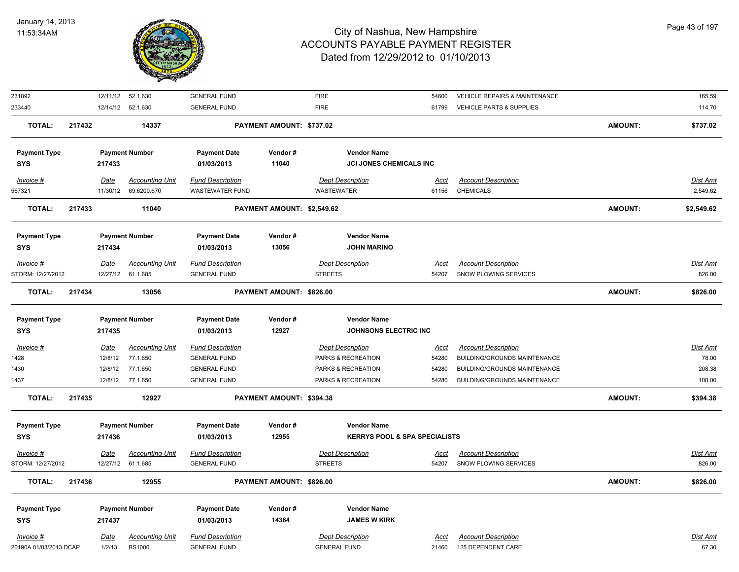| Invoice # | Date | Accounting Unit | Fund Description | Dept Description | Acct | Account Description | Dist Amt |
|---|---|---|---|---|---|---|---|
| 231892 | 12/11/12 | 52.1.630 | GENERAL FUND | FIRE | 54600 | VEHICLE REPAIRS & MAINTENANCE | 165.59 |
| 233440 | 12/14/12 | 52.1.630 | GENERAL FUND | FIRE | 61799 | VEHICLE PARTS & SUPPLIES | 114.70 |

**TOTAL:** 217432 | 14337 | **PAYMENT AMOUNT: $737.02** | **AMOUNT:** **$737.02**

| Payment Type | Payment Number | Payment Date | Vendor # | Vendor Name |
|---|---|---|---|---|
| SYS | 217433 | 01/03/2013 | 11040 | JCI JONES CHEMICALS INC |

| Invoice # | Date | Accounting Unit | Fund Description | Dept Description | Acct | Account Description | Dist Amt |
|---|---|---|---|---|---|---|---|
| 567321 | 11/30/12 | 69.6200.670 | WASTEWATER FUND | WASTEWATER | 61156 | CHEMICALS | 2,549.62 |

**TOTAL:** 217433 | 11040 | **PAYMENT AMOUNT: $2,549.62** | **AMOUNT:** **$2,549.62**

| Payment Type | Payment Number | Payment Date | Vendor # | Vendor Name |
|---|---|---|---|---|
| SYS | 217434 | 01/03/2013 | 13056 | JOHN MARINO |

| Invoice # | Date | Accounting Unit | Fund Description | Dept Description | Acct | Account Description | Dist Amt |
|---|---|---|---|---|---|---|---|
| STORM: 12/27/2012 | 12/27/12 | 61.1.685 | GENERAL FUND | STREETS | 54207 | SNOW PLOWING SERVICES | 826.00 |

**TOTAL:** 217434 | 13056 | **PAYMENT AMOUNT: $826.00** | **AMOUNT:** **$826.00**

| Payment Type | Payment Number | Payment Date | Vendor # | Vendor Name |
|---|---|---|---|---|
| SYS | 217435 | 01/03/2013 | 12927 | JOHNSONS ELECTRIC INC |

| Invoice # | Date | Accounting Unit | Fund Description | Dept Description | Acct | Account Description | Dist Amt |
|---|---|---|---|---|---|---|---|
| 1428 | 12/8/12 | 77.1.650 | GENERAL FUND | PARKS & RECREATION | 54280 | BUILDING/GROUNDS MAINTENANCE | 78.00 |
| 1430 | 12/8/12 | 77.1.650 | GENERAL FUND | PARKS & RECREATION | 54280 | BUILDING/GROUNDS MAINTENANCE | 208.38 |
| 1437 | 12/8/12 | 77.1.650 | GENERAL FUND | PARKS & RECREATION | 54280 | BUILDING/GROUNDS MAINTENANCE | 108.00 |

**TOTAL:** 217435 | 12927 | **PAYMENT AMOUNT: $394.38** | **AMOUNT:** **$394.38**

| Payment Type | Payment Number | Payment Date | Vendor # | Vendor Name |
|---|---|---|---|---|
| SYS | 217436 | 01/03/2013 | 12955 | KERRYS POOL & SPA SPECIALISTS |

| Invoice # | Date | Accounting Unit | Fund Description | Dept Description | Acct | Account Description | Dist Amt |
|---|---|---|---|---|---|---|---|
| STORM: 12/27/2012 | 12/27/12 | 61.1.685 | GENERAL FUND | STREETS | 54207 | SNOW PLOWING SERVICES | 826.00 |

**TOTAL:** 217436 | 12955 | **PAYMENT AMOUNT: $826.00** | **AMOUNT:** **$826.00**

| Payment Type | Payment Number | Payment Date | Vendor # | Vendor Name |
|---|---|---|---|---|
| SYS | 217437 | 01/03/2013 | 14364 | JAMES W KIRK |

| Invoice # | Date | Accounting Unit | Fund Description | Dept Description | Acct | Account Description | Dist Amt |
|---|---|---|---|---|---|---|---|
| 20190A 01/03/2013 DCAP | 1/2/13 | BS1000 | GENERAL FUND | GENERAL FUND | 21460 | 125 DEPENDENT CARE | 67.30 |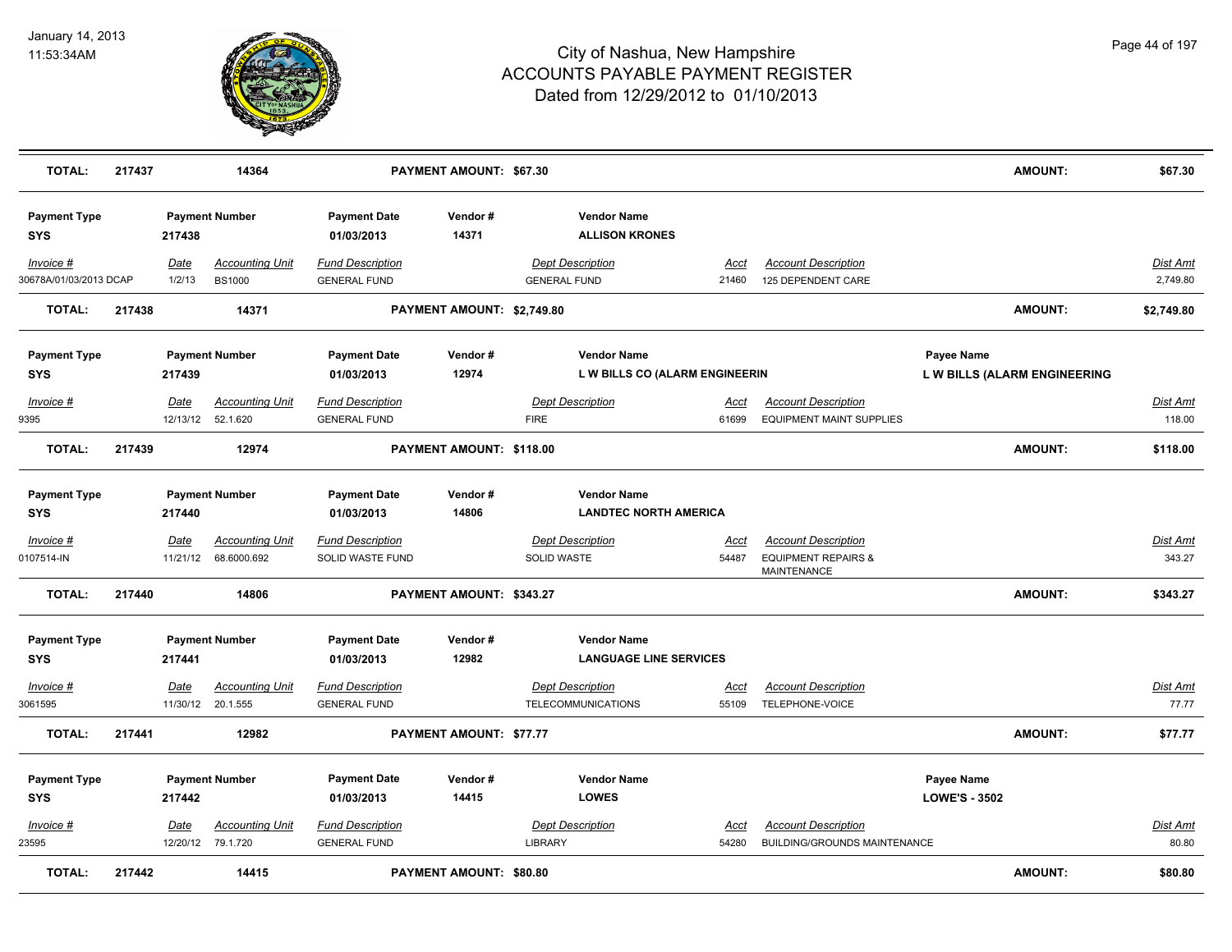| TOTAL: | 217437 | 14364 | PAYMENT AMOUNT: $67.30 | AMOUNT: | $67.30 |
|---|---|---|---|---|---|

| Payment Type | Payment Number | Payment Date | Vendor # | Vendor Name |
|---|---|---|---|---|
| SYS | 217438 | 01/03/2013 | 14371 | ALLISON KRONES |

| Invoice # | Date | Accounting Unit | Fund Description | Dept Description | Acct | Account Description | Dist Amt |
|---|---|---|---|---|---|---|---|
| 30678A/01/03/2013 DCAP | 1/2/13 | BS1000 | GENERAL FUND | GENERAL FUND | 21460 | 125 DEPENDENT CARE | 2,749.80 |

| TOTAL: | 217438 | 14371 | PAYMENT AMOUNT: $2,749.80 | AMOUNT: | $2,749.80 |
|---|---|---|---|---|---|

| Payment Type | Payment Number | Payment Date | Vendor # | Vendor Name | Payee Name |
|---|---|---|---|---|---|
| SYS | 217439 | 01/03/2013 | 12974 | L W BILLS CO (ALARM ENGINEERIN | L W BILLS (ALARM ENGINEERING |

| Invoice # | Date | Accounting Unit | Fund Description | Dept Description | Acct | Account Description | Dist Amt |
|---|---|---|---|---|---|---|---|
| 9395 | 12/13/12 | 52.1.620 | GENERAL FUND | FIRE | 61699 | EQUIPMENT MAINT SUPPLIES | 118.00 |

| TOTAL: | 217439 | 12974 | PAYMENT AMOUNT: $118.00 | AMOUNT: | $118.00 |
|---|---|---|---|---|---|

| Payment Type | Payment Number | Payment Date | Vendor # | Vendor Name |
|---|---|---|---|---|
| SYS | 217440 | 01/03/2013 | 14806 | LANDTEC NORTH AMERICA |

| Invoice # | Date | Accounting Unit | Fund Description | Dept Description | Acct | Account Description | Dist Amt |
|---|---|---|---|---|---|---|---|
| 0107514-IN | 11/21/12 | 68.6000.692 | SOLID WASTE FUND | SOLID WASTE | 54487 | EQUIPMENT REPAIRS & MAINTENANCE | 343.27 |

| TOTAL: | 217440 | 14806 | PAYMENT AMOUNT: $343.27 | AMOUNT: | $343.27 |
|---|---|---|---|---|---|

| Payment Type | Payment Number | Payment Date | Vendor # | Vendor Name |
|---|---|---|---|---|
| SYS | 217441 | 01/03/2013 | 12982 | LANGUAGE LINE SERVICES |

| Invoice # | Date | Accounting Unit | Fund Description | Dept Description | Acct | Account Description | Dist Amt |
|---|---|---|---|---|---|---|---|
| 3061595 | 11/30/12 | 20.1.555 | GENERAL FUND | TELECOMMUNICATIONS | 55109 | TELEPHONE-VOICE | 77.77 |

| TOTAL: | 217441 | 12982 | PAYMENT AMOUNT: $77.77 | AMOUNT: | $77.77 |
|---|---|---|---|---|---|

| Payment Type | Payment Number | Payment Date | Vendor # | Vendor Name | Payee Name |
|---|---|---|---|---|---|
| SYS | 217442 | 01/03/2013 | 14415 | LOWES | LOWE'S - 3502 |

| Invoice # | Date | Accounting Unit | Fund Description | Dept Description | Acct | Account Description | Dist Amt |
|---|---|---|---|---|---|---|---|
| 23595 | 12/20/12 | 79.1.720 | GENERAL FUND | LIBRARY | 54280 | BUILDING/GROUNDS MAINTENANCE | 80.80 |

| TOTAL: | 217442 | 14415 | PAYMENT AMOUNT: $80.80 | AMOUNT: | $80.80 |
|---|---|---|---|---|---|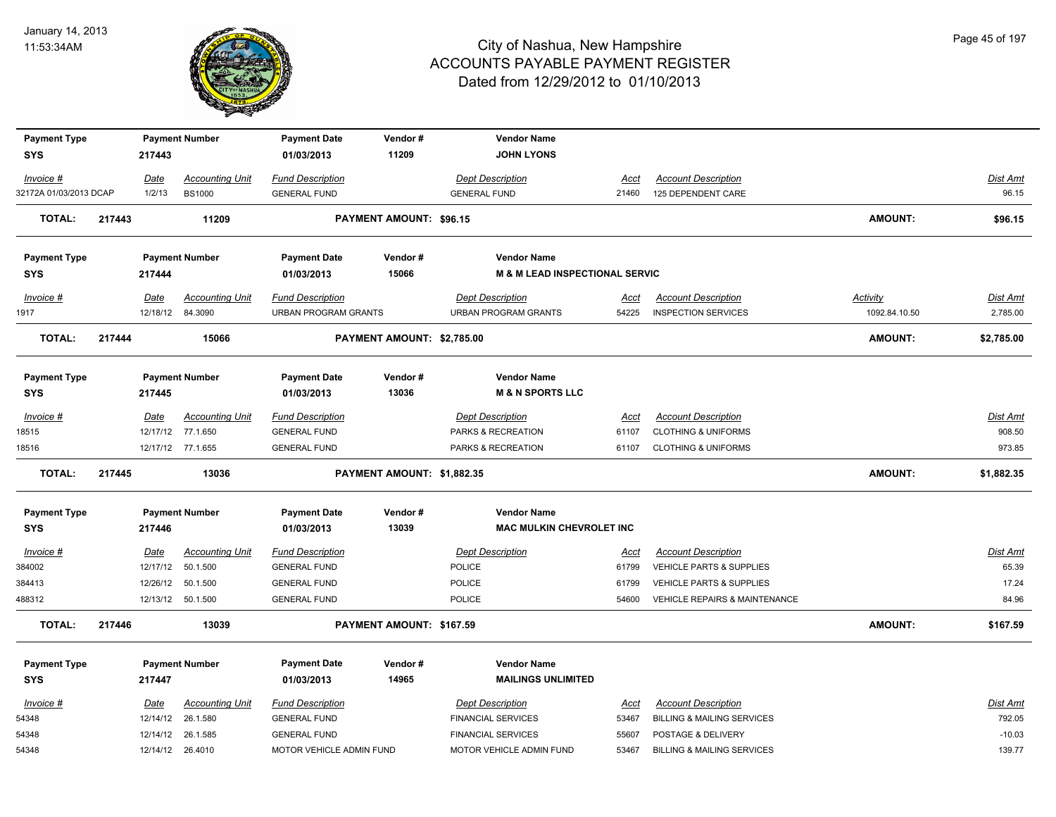# City of Nashua, New Hampshire
## ACCOUNTS PAYABLE PAYMENT REGISTER
### Dated from 12/29/2012 to 01/10/2013

January 14, 2013
11:53:34AM

| Payment Type | Payment Number | Payment Date | Vendor # | Vendor Name |
|---|---|---|---|---|
| SYS | 217443 | 01/03/2013 | 11209 | JOHN LYONS |

| Invoice # | Date | Accounting Unit | Fund Description | Dept Description | Acct | Account Description | Dist Amt |
|---|---|---|---|---|---|---|---|
| 32172A 01/03/2013 DCAP | 1/2/13 | BS1000 | GENERAL FUND | GENERAL FUND | 21460 | 125 DEPENDENT CARE | 96.15 |

**TOTAL: 217443 — 11209 — PAYMENT AMOUNT: $96.15 — AMOUNT: $96.15**

| Payment Type | Payment Number | Payment Date | Vendor # | Vendor Name |
|---|---|---|---|---|
| SYS | 217444 | 01/03/2013 | 15066 | M & M LEAD INSPECTIONAL SERVIC |

| Invoice # | Date | Accounting Unit | Fund Description | Dept Description | Acct | Account Description | Activity | Dist Amt |
|---|---|---|---|---|---|---|---|---|
| 1917 | 12/18/12 | 84.3090 | URBAN PROGRAM GRANTS | URBAN PROGRAM GRANTS | 54225 | INSPECTION SERVICES | 1092.84.10.50 | 2,785.00 |

**TOTAL: 217444 — 15066 — PAYMENT AMOUNT: $2,785.00 — AMOUNT: $2,785.00**

| Payment Type | Payment Number | Payment Date | Vendor # | Vendor Name |
|---|---|---|---|---|
| SYS | 217445 | 01/03/2013 | 13036 | M & N SPORTS LLC |

| Invoice # | Date | Accounting Unit | Fund Description | Dept Description | Acct | Account Description | Dist Amt |
|---|---|---|---|---|---|---|---|
| 18515 | 12/17/12 | 77.1.650 | GENERAL FUND | PARKS & RECREATION | 61107 | CLOTHING & UNIFORMS | 908.50 |
| 18516 | 12/17/12 | 77.1.655 | GENERAL FUND | PARKS & RECREATION | 61107 | CLOTHING & UNIFORMS | 973.85 |

**TOTAL: 217445 — 13036 — PAYMENT AMOUNT: $1,882.35 — AMOUNT: $1,882.35**

| Payment Type | Payment Number | Payment Date | Vendor # | Vendor Name |
|---|---|---|---|---|
| SYS | 217446 | 01/03/2013 | 13039 | MAC MULKIN CHEVROLET INC |

| Invoice # | Date | Accounting Unit | Fund Description | Dept Description | Acct | Account Description | Dist Amt |
|---|---|---|---|---|---|---|---|
| 384002 | 12/17/12 | 50.1.500 | GENERAL FUND | POLICE | 61799 | VEHICLE PARTS & SUPPLIES | 65.39 |
| 384413 | 12/26/12 | 50.1.500 | GENERAL FUND | POLICE | 61799 | VEHICLE PARTS & SUPPLIES | 17.24 |
| 488312 | 12/13/12 | 50.1.500 | GENERAL FUND | POLICE | 54600 | VEHICLE REPAIRS & MAINTENANCE | 84.96 |

**TOTAL: 217446 — 13039 — PAYMENT AMOUNT: $167.59 — AMOUNT: $167.59**

| Payment Type | Payment Number | Payment Date | Vendor # | Vendor Name |
|---|---|---|---|---|
| SYS | 217447 | 01/03/2013 | 14965 | MAILINGS UNLIMITED |

| Invoice # | Date | Accounting Unit | Fund Description | Dept Description | Acct | Account Description | Dist Amt |
|---|---|---|---|---|---|---|---|
| 54348 | 12/14/12 | 26.1.580 | GENERAL FUND | FINANCIAL SERVICES | 53467 | BILLING & MAILING SERVICES | 792.05 |
| 54348 | 12/14/12 | 26.1.585 | GENERAL FUND | FINANCIAL SERVICES | 55607 | POSTAGE & DELIVERY | -10.03 |
| 54348 | 12/14/12 | 26.4010 | MOTOR VEHICLE ADMIN FUND | MOTOR VEHICLE ADMIN FUND | 53467 | BILLING & MAILING SERVICES | 139.77 |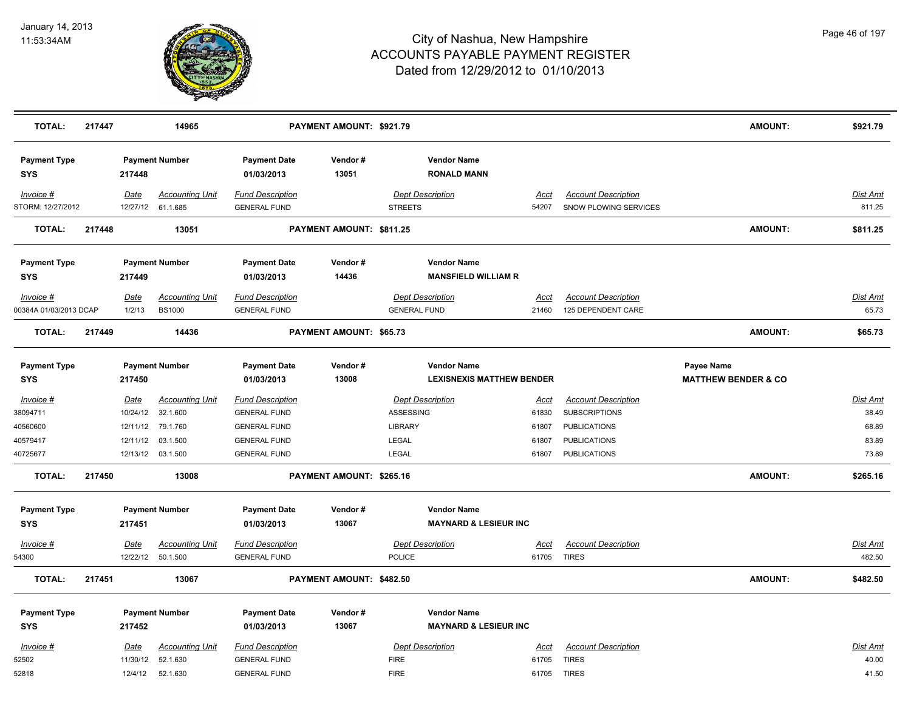# City of Nashua, New Hampshire
## ACCOUNTS PAYABLE PAYMENT REGISTER
### Dated from 12/29/2012 to 01/10/2013

January 14, 2013
11:53:34AM

**TOTAL: 217447 | 14965 | PAYMENT AMOUNT: $921.79 | AMOUNT: $921.79**

| Payment Type | Payment Number | Payment Date | Vendor # | Vendor Name |
|---|---|---|---|---|
| SYS | 217448 | 01/03/2013 | 13051 | RONALD MANN |

| Invoice # | Date | Accounting Unit | Fund Description | Dept Description | Acct | Account Description | Dist Amt |
|---|---|---|---|---|---|---|---|
| STORM: 12/27/2012 | 12/27/12 | 61.1.685 | GENERAL FUND | STREETS | 54207 | SNOW PLOWING SERVICES | 811.25 |

**TOTAL: 217448 | 13051 | PAYMENT AMOUNT: $811.25 | AMOUNT: $811.25**

| Payment Type | Payment Number | Payment Date | Vendor # | Vendor Name |
|---|---|---|---|---|
| SYS | 217449 | 01/03/2013 | 14436 | MANSFIELD WILLIAM R |

| Invoice # | Date | Accounting Unit | Fund Description | Dept Description | Acct | Account Description | Dist Amt |
|---|---|---|---|---|---|---|---|
| 00384A 01/03/2013 DCAP | 1/2/13 | BS1000 | GENERAL FUND | GENERAL FUND | 21460 | 125 DEPENDENT CARE | 65.73 |

**TOTAL: 217449 | 14436 | PAYMENT AMOUNT: $65.73 | AMOUNT: $65.73**

| Payment Type | Payment Number | Payment Date | Vendor # | Vendor Name | Payee Name |
|---|---|---|---|---|---|
| SYS | 217450 | 01/03/2013 | 13008 | LEXISNEXIS MATTHEW BENDER | MATTHEW BENDER & CO |

| Invoice # | Date | Accounting Unit | Fund Description | Dept Description | Acct | Account Description | Dist Amt |
|---|---|---|---|---|---|---|---|
| 38094711 | 10/24/12 | 32.1.600 | GENERAL FUND | ASSESSING | 61830 | SUBSCRIPTIONS | 38.49 |
| 40560600 | 12/11/12 | 79.1.760 | GENERAL FUND | LIBRARY | 61807 | PUBLICATIONS | 68.89 |
| 40579417 | 12/11/12 | 03.1.500 | GENERAL FUND | LEGAL | 61807 | PUBLICATIONS | 83.89 |
| 40725677 | 12/13/12 | 03.1.500 | GENERAL FUND | LEGAL | 61807 | PUBLICATIONS | 73.89 |

**TOTAL: 217450 | 13008 | PAYMENT AMOUNT: $265.16 | AMOUNT: $265.16**

| Payment Type | Payment Number | Payment Date | Vendor # | Vendor Name |
|---|---|---|---|---|
| SYS | 217451 | 01/03/2013 | 13067 | MAYNARD & LESIEUR INC |

| Invoice # | Date | Accounting Unit | Fund Description | Dept Description | Acct | Account Description | Dist Amt |
|---|---|---|---|---|---|---|---|
| 54300 | 12/22/12 | 50.1.500 | GENERAL FUND | POLICE | 61705 | TIRES | 482.50 |

**TOTAL: 217451 | 13067 | PAYMENT AMOUNT: $482.50 | AMOUNT: $482.50**

| Payment Type | Payment Number | Payment Date | Vendor # | Vendor Name |
|---|---|---|---|---|
| SYS | 217452 | 01/03/2013 | 13067 | MAYNARD & LESIEUR INC |

| Invoice # | Date | Accounting Unit | Fund Description | Dept Description | Acct | Account Description | Dist Amt |
|---|---|---|---|---|---|---|---|
| 52502 | 11/30/12 | 52.1.630 | GENERAL FUND | FIRE | 61705 | TIRES | 40.00 |
| 52818 | 12/4/12 | 52.1.630 | GENERAL FUND | FIRE | 61705 | TIRES | 41.50 |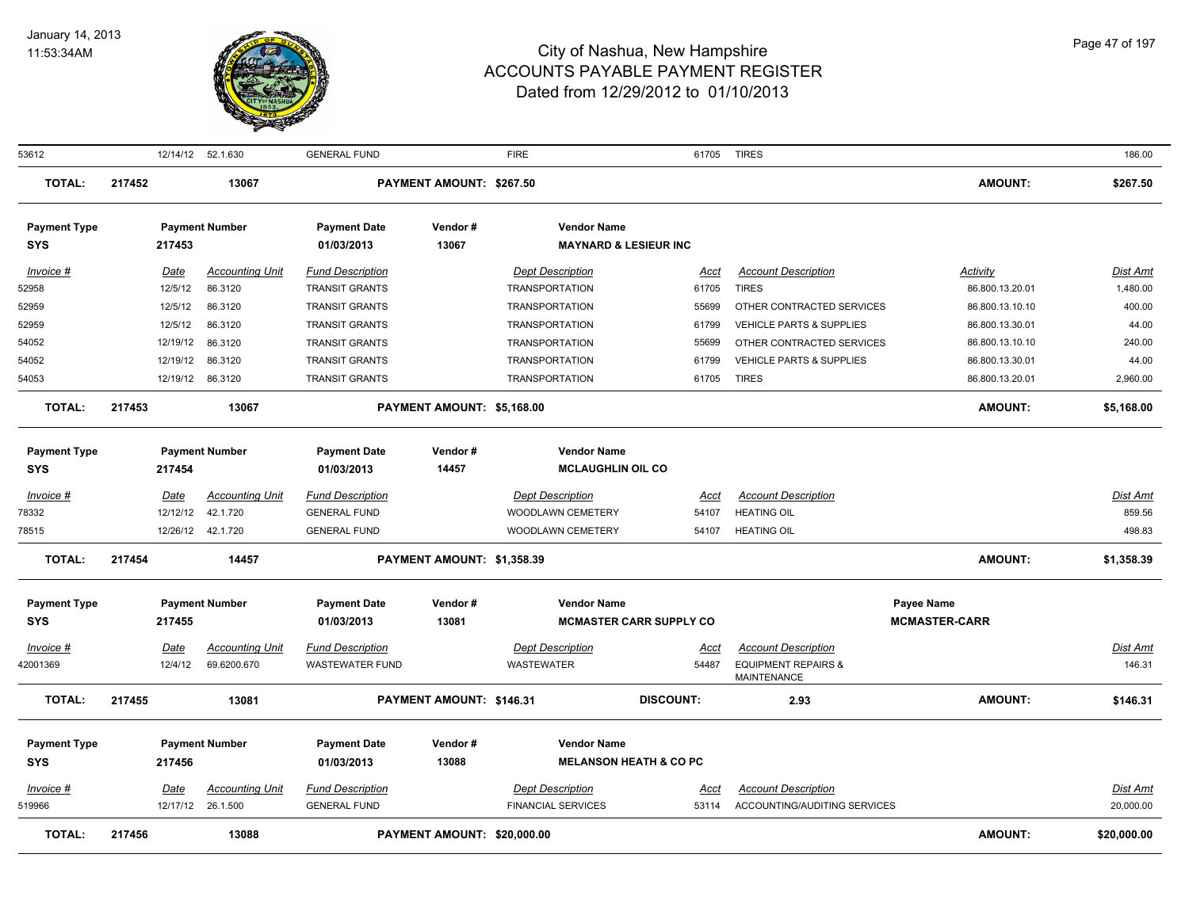| 53612 | 12/14/12 | 52.1.630 | GENERAL FUND | | FIRE | 61705 | TIRES | | 186.00 |
|---|---|---|---|---|---|---|---|---|---|
| **TOTAL:** | **217452** | **13067** | **PAYMENT AMOUNT: $267.50** | | | | | **AMOUNT:** | **$267.50** |

| **Payment Type** | **Payment Number** | **Payment Date** | **Vendor #** | **Vendor Name** |
|---|---|---|---|---|
| **SYS** | **217453** | **01/03/2013** | **13067** | **MAYNARD & LESIEUR INC** |

| *Invoice #* | *Date* | *Accounting Unit* | *Fund Description* | *Dept Description* | *Acct* | *Account Description* | *Activity* | *Dist Amt* |
|---|---|---|---|---|---|---|---|---|
| 52958 | 12/5/12 | 86.3120 | TRANSIT GRANTS | TRANSPORTATION | 61705 | TIRES | 86.800.13.20.01 | 1,480.00 |
| 52959 | 12/5/12 | 86.3120 | TRANSIT GRANTS | TRANSPORTATION | 55699 | OTHER CONTRACTED SERVICES | 86.800.13.10.10 | 400.00 |
| 52959 | 12/5/12 | 86.3120 | TRANSIT GRANTS | TRANSPORTATION | 61799 | VEHICLE PARTS & SUPPLIES | 86.800.13.30.01 | 44.00 |
| 54052 | 12/19/12 | 86.3120 | TRANSIT GRANTS | TRANSPORTATION | 55699 | OTHER CONTRACTED SERVICES | 86.800.13.10.10 | 240.00 |
| 54052 | 12/19/12 | 86.3120 | TRANSIT GRANTS | TRANSPORTATION | 61799 | VEHICLE PARTS & SUPPLIES | 86.800.13.30.01 | 44.00 |
| 54053 | 12/19/12 | 86.3120 | TRANSIT GRANTS | TRANSPORTATION | 61705 | TIRES | 86.800.13.20.01 | 2,960.00 |
| **TOTAL:** | **217453** | **13067** | **PAYMENT AMOUNT: $5,168.00** | | | | **AMOUNT:** | **$5,168.00** |

| **Payment Type** | **Payment Number** | **Payment Date** | **Vendor #** | **Vendor Name** |
|---|---|---|---|---|
| **SYS** | **217454** | **01/03/2013** | **14457** | **MCLAUGHLIN OIL CO** |

| *Invoice #* | *Date* | *Accounting Unit* | *Fund Description* | *Dept Description* | *Acct* | *Account Description* | *Dist Amt* |
|---|---|---|---|---|---|---|---|
| 78332 | 12/12/12 | 42.1.720 | GENERAL FUND | WOODLAWN CEMETERY | 54107 | HEATING OIL | 859.56 |
| 78515 | 12/26/12 | 42.1.720 | GENERAL FUND | WOODLAWN CEMETERY | 54107 | HEATING OIL | 498.83 |
| **TOTAL:** | **217454** | **14457** | **PAYMENT AMOUNT: $1,358.39** | | | **AMOUNT:** | **$1,358.39** |

| **Payment Type** | **Payment Number** | **Payment Date** | **Vendor #** | **Vendor Name** | **Payee Name** |
|---|---|---|---|---|---|
| **SYS** | **217455** | **01/03/2013** | **13081** | **MCMASTER CARR SUPPLY CO** | **MCMASTER-CARR** |

| *Invoice #* | *Date* | *Accounting Unit* | *Fund Description* | *Dept Description* | *Acct* | *Account Description* | *Dist Amt* |
|---|---|---|---|---|---|---|---|
| 42001369 | 12/4/12 | 69.6200.670 | WASTEWATER FUND | WASTEWATER | 54487 | EQUIPMENT REPAIRS & MAINTENANCE | 146.31 |
| **TOTAL:** | **217455** | **13081** | **PAYMENT AMOUNT: $146.31** | **DISCOUNT:** | | **2.93** **AMOUNT:** | **$146.31** |

| **Payment Type** | **Payment Number** | **Payment Date** | **Vendor #** | **Vendor Name** |
|---|---|---|---|---|
| **SYS** | **217456** | **01/03/2013** | **13088** | **MELANSON HEATH & CO PC** |

| *Invoice #* | *Date* | *Accounting Unit* | *Fund Description* | *Dept Description* | *Acct* | *Account Description* | *Dist Amt* |
|---|---|---|---|---|---|---|---|
| 519966 | 12/17/12 | 26.1.500 | GENERAL FUND | FINANCIAL SERVICES | 53114 | ACCOUNTING/AUDITING SERVICES | 20,000.00 |
| **TOTAL:** | **217456** | **13088** | **PAYMENT AMOUNT: $20,000.00** | | | **AMOUNT:** | **$20,000.00** |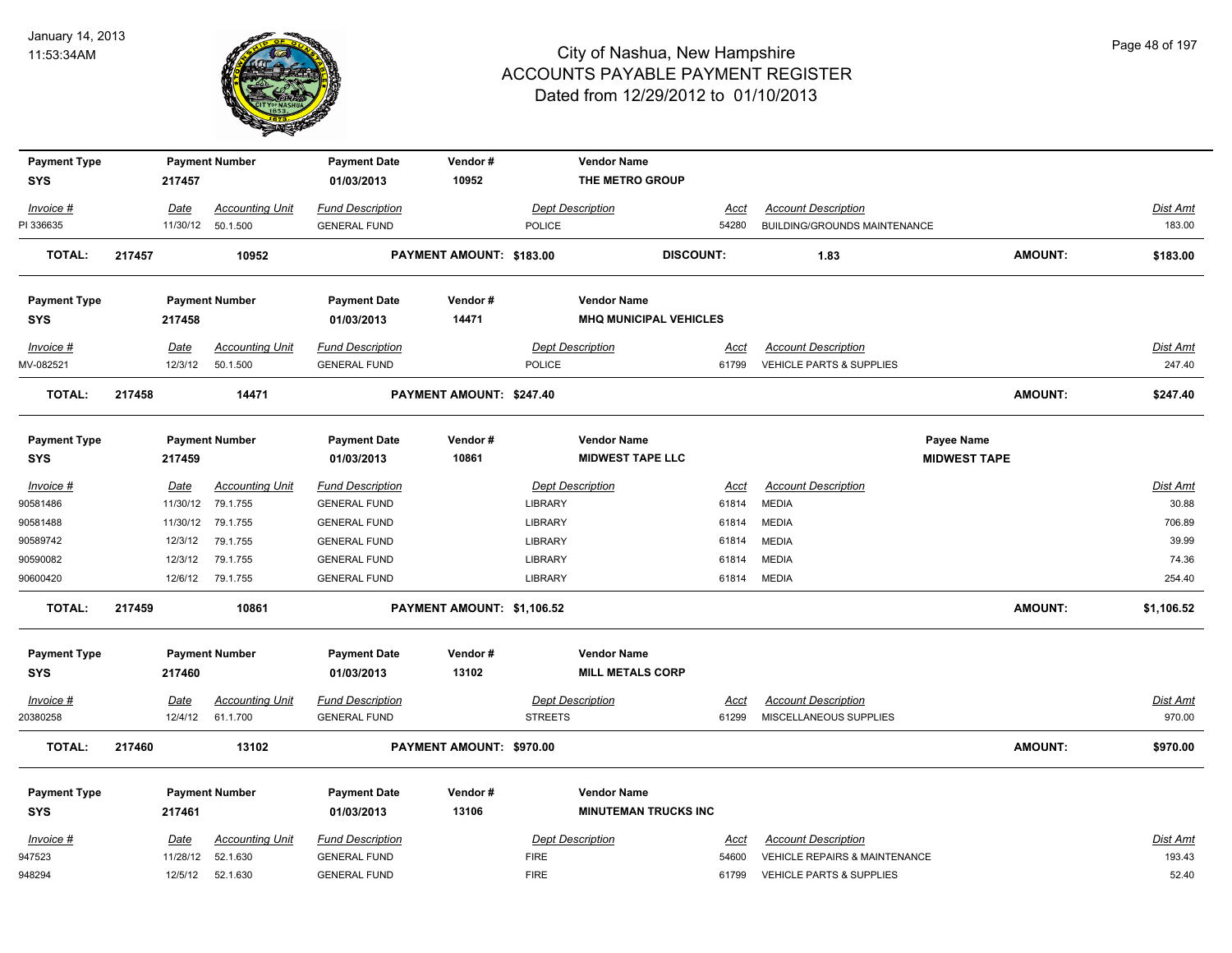# City of Nashua, New Hampshire
## ACCOUNTS PAYABLE PAYMENT REGISTER
### Dated from 12/29/2012 to 01/10/2013

January 14, 2013
11:53:34AM

| Payment Type | Payment Number | Payment Date | Vendor # | Vendor Name |
|---|---|---|---|---|
| SYS | 217457 | 01/03/2013 | 10952 | THE METRO GROUP |

| Invoice # | Date | Accounting Unit | Fund Description | Dept Description | Acct | Account Description | Dist Amt |
|---|---|---|---|---|---|---|---|
| PI 336635 | 11/30/12 | 50.1.500 | GENERAL FUND | POLICE | 54280 | BUILDING/GROUNDS MAINTENANCE | 183.00 |

**TOTAL: 217457 10952 PAYMENT AMOUNT: $183.00 DISCOUNT: 1.83 AMOUNT: $183.00**

| Payment Type | Payment Number | Payment Date | Vendor # | Vendor Name |
|---|---|---|---|---|
| SYS | 217458 | 01/03/2013 | 14471 | MHQ MUNICIPAL VEHICLES |

| Invoice # | Date | Accounting Unit | Fund Description | Dept Description | Acct | Account Description | Dist Amt |
|---|---|---|---|---|---|---|---|
| MV-082521 | 12/3/12 | 50.1.500 | GENERAL FUND | POLICE | 61799 | VEHICLE PARTS & SUPPLIES | 247.40 |

**TOTAL: 217458 14471 PAYMENT AMOUNT: $247.40 AMOUNT: $247.40**

| Payment Type | Payment Number | Payment Date | Vendor # | Vendor Name | Payee Name |
|---|---|---|---|---|---|
| SYS | 217459 | 01/03/2013 | 10861 | MIDWEST TAPE LLC | MIDWEST TAPE |

| Invoice # | Date | Accounting Unit | Fund Description | Dept Description | Acct | Account Description | Dist Amt |
|---|---|---|---|---|---|---|---|
| 90581486 | 11/30/12 | 79.1.755 | GENERAL FUND | LIBRARY | 61814 | MEDIA | 30.88 |
| 90581488 | 11/30/12 | 79.1.755 | GENERAL FUND | LIBRARY | 61814 | MEDIA | 706.89 |
| 90589742 | 12/3/12 | 79.1.755 | GENERAL FUND | LIBRARY | 61814 | MEDIA | 39.99 |
| 90590082 | 12/3/12 | 79.1.755 | GENERAL FUND | LIBRARY | 61814 | MEDIA | 74.36 |
| 90600420 | 12/6/12 | 79.1.755 | GENERAL FUND | LIBRARY | 61814 | MEDIA | 254.40 |

**TOTAL: 217459 10861 PAYMENT AMOUNT: $1,106.52 AMOUNT: $1,106.52**

| Payment Type | Payment Number | Payment Date | Vendor # | Vendor Name |
|---|---|---|---|---|
| SYS | 217460 | 01/03/2013 | 13102 | MILL METALS CORP |

| Invoice # | Date | Accounting Unit | Fund Description | Dept Description | Acct | Account Description | Dist Amt |
|---|---|---|---|---|---|---|---|
| 20380258 | 12/4/12 | 61.1.700 | GENERAL FUND | STREETS | 61299 | MISCELLANEOUS SUPPLIES | 970.00 |

**TOTAL: 217460 13102 PAYMENT AMOUNT: $970.00 AMOUNT: $970.00**

| Payment Type | Payment Number | Payment Date | Vendor # | Vendor Name |
|---|---|---|---|---|
| SYS | 217461 | 01/03/2013 | 13106 | MINUTEMAN TRUCKS INC |

| Invoice # | Date | Accounting Unit | Fund Description | Dept Description | Acct | Account Description | Dist Amt |
|---|---|---|---|---|---|---|---|
| 947523 | 11/28/12 | 52.1.630 | GENERAL FUND | FIRE | 54600 | VEHICLE REPAIRS & MAINTENANCE | 193.43 |
| 948294 | 12/5/12 | 52.1.630 | GENERAL FUND | FIRE | 61799 | VEHICLE PARTS & SUPPLIES | 52.40 |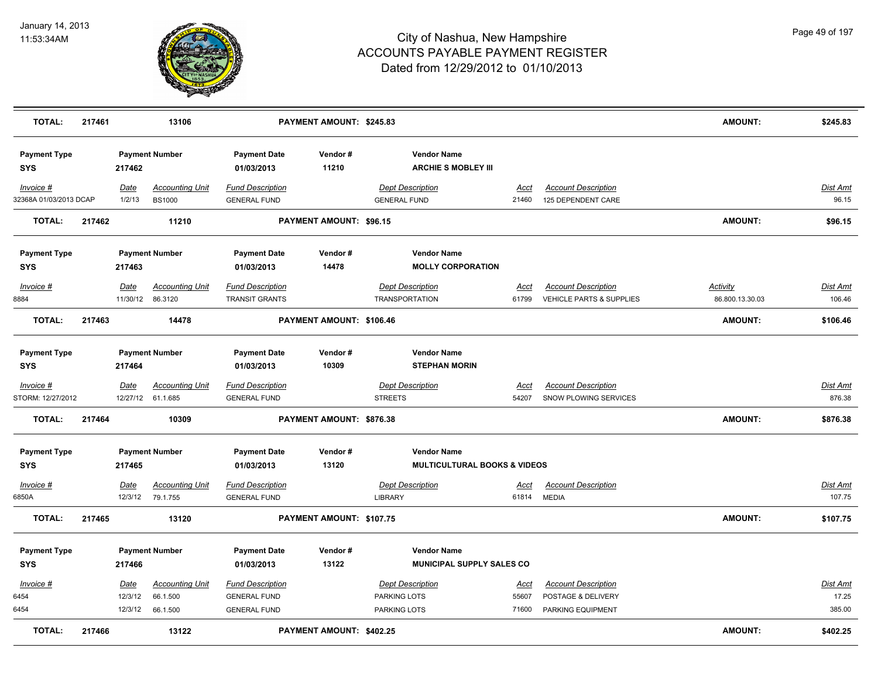# City of Nashua, New Hampshire
## ACCOUNTS PAYABLE PAYMENT REGISTER
### Dated from 12/29/2012 to 01/10/2013

January 14, 2013
11:53:34AM

| **TOTAL:** | **217461** | **13106** | | **PAYMENT AMOUNT: $245.83** | | | | **AMOUNT:** | **$245.83** |
|---|---|---|---|---|---|---|---|---|---|

| Payment Type | Payment Number | Payment Date | Vendor # | Vendor Name |
|---|---|---|---|---|
| **SYS** | **217462** | **01/03/2013** | **11210** | **ARCHIE S MOBLEY III** |

| Invoice # | Date | Accounting Unit | Fund Description | Dept Description | Acct | Account Description | Dist Amt |
|---|---|---|---|---|---|---|---|
| 32368A 01/03/2013 DCAP | 1/2/13 | BS1000 | GENERAL FUND | GENERAL FUND | 21460 | 125 DEPENDENT CARE | 96.15 |

**TOTAL:** **217462** **11210** **PAYMENT AMOUNT: $96.15** **AMOUNT:** **$96.15**

| Payment Type | Payment Number | Payment Date | Vendor # | Vendor Name |
|---|---|---|---|---|
| **SYS** | **217463** | **01/03/2013** | **14478** | **MOLLY CORPORATION** |

| Invoice # | Date | Accounting Unit | Fund Description | Dept Description | Acct | Account Description | Activity | Dist Amt |
|---|---|---|---|---|---|---|---|---|
| 8884 | 11/30/12 | 86.3120 | TRANSIT GRANTS | TRANSPORTATION | 61799 | VEHICLE PARTS & SUPPLIES | 86.800.13.30.03 | 106.46 |

**TOTAL:** **217463** **14478** **PAYMENT AMOUNT: $106.46** **AMOUNT:** **$106.46**

| Payment Type | Payment Number | Payment Date | Vendor # | Vendor Name |
|---|---|---|---|---|
| **SYS** | **217464** | **01/03/2013** | **10309** | **STEPHAN MORIN** |

| Invoice # | Date | Accounting Unit | Fund Description | Dept Description | Acct | Account Description | Dist Amt |
|---|---|---|---|---|---|---|---|
| STORM: 12/27/2012 | 12/27/12 | 61.1.685 | GENERAL FUND | STREETS | 54207 | SNOW PLOWING SERVICES | 876.38 |

**TOTAL:** **217464** **10309** **PAYMENT AMOUNT: $876.38** **AMOUNT:** **$876.38**

| Payment Type | Payment Number | Payment Date | Vendor # | Vendor Name |
|---|---|---|---|---|
| **SYS** | **217465** | **01/03/2013** | **13120** | **MULTICULTURAL BOOKS & VIDEOS** |

| Invoice # | Date | Accounting Unit | Fund Description | Dept Description | Acct | Account Description | Dist Amt |
|---|---|---|---|---|---|---|---|
| 6850A | 12/3/12 | 79.1.755 | GENERAL FUND | LIBRARY | 61814 | MEDIA | 107.75 |

**TOTAL:** **217465** **13120** **PAYMENT AMOUNT: $107.75** **AMOUNT:** **$107.75**

| Payment Type | Payment Number | Payment Date | Vendor # | Vendor Name |
|---|---|---|---|---|
| **SYS** | **217466** | **01/03/2013** | **13122** | **MUNICIPAL SUPPLY SALES CO** |

| Invoice # | Date | Accounting Unit | Fund Description | Dept Description | Acct | Account Description | Dist Amt |
|---|---|---|---|---|---|---|---|
| 6454 | 12/3/12 | 66.1.500 | GENERAL FUND | PARKING LOTS | 55607 | POSTAGE & DELIVERY | 17.25 |
| 6454 | 12/3/12 | 66.1.500 | GENERAL FUND | PARKING LOTS | 71600 | PARKING EQUIPMENT | 385.00 |

**TOTAL:** **217466** **13122** **PAYMENT AMOUNT: $402.25** **AMOUNT:** **$402.25**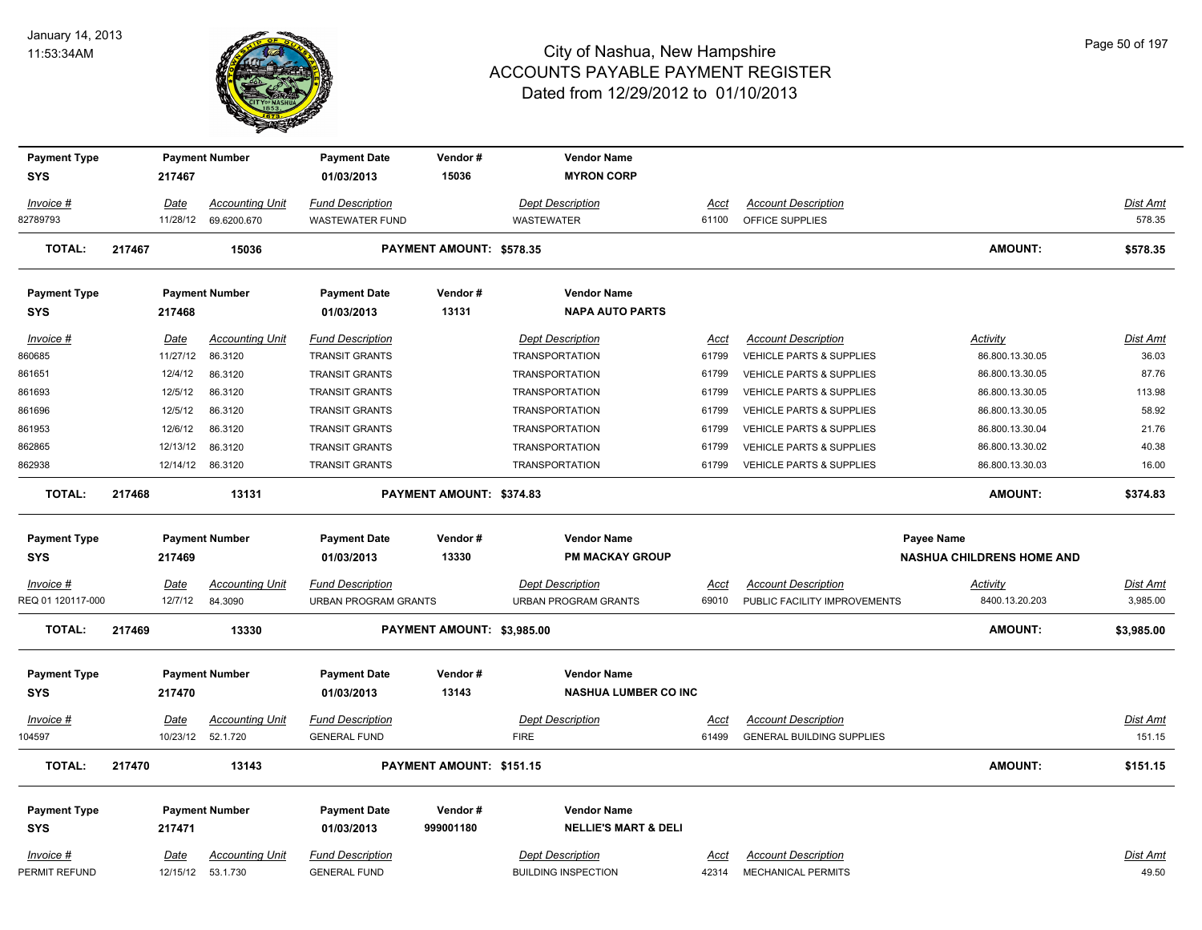# City of Nashua, New Hampshire
## ACCOUNTS PAYABLE PAYMENT REGISTER
### Dated from 12/29/2012 to 01/10/2013

January 14, 2013
11:53:34AM

| Payment Type | Payment Number | Payment Date | Vendor # | Vendor Name |
|---|---|---|---|---|
| SYS | 217467 | 01/03/2013 | 15036 | MYRON CORP |

| Invoice # | Date | Accounting Unit | Fund Description | Dept Description | Acct | Account Description | Dist Amt |
|---|---|---|---|---|---|---|---|
| 82789793 | 11/28/12 | 69.6200.670 | WASTEWATER FUND | WASTEWATER | 61100 | OFFICE SUPPLIES | 578.35 |

**TOTAL: 217467 15036 PAYMENT AMOUNT: $578.35 AMOUNT: $578.35**

| Payment Type | Payment Number | Payment Date | Vendor # | Vendor Name |
|---|---|---|---|---|
| SYS | 217468 | 01/03/2013 | 13131 | NAPA AUTO PARTS |

| Invoice # | Date | Accounting Unit | Fund Description | Dept Description | Acct | Account Description | Activity | Dist Amt |
|---|---|---|---|---|---|---|---|---|
| 860685 | 11/27/12 | 86.3120 | TRANSIT GRANTS | TRANSPORTATION | 61799 | VEHICLE PARTS & SUPPLIES | 86.800.13.30.05 | 36.03 |
| 861651 | 12/4/12 | 86.3120 | TRANSIT GRANTS | TRANSPORTATION | 61799 | VEHICLE PARTS & SUPPLIES | 86.800.13.30.05 | 87.76 |
| 861693 | 12/5/12 | 86.3120 | TRANSIT GRANTS | TRANSPORTATION | 61799 | VEHICLE PARTS & SUPPLIES | 86.800.13.30.05 | 113.98 |
| 861696 | 12/5/12 | 86.3120 | TRANSIT GRANTS | TRANSPORTATION | 61799 | VEHICLE PARTS & SUPPLIES | 86.800.13.30.05 | 58.92 |
| 861953 | 12/6/12 | 86.3120 | TRANSIT GRANTS | TRANSPORTATION | 61799 | VEHICLE PARTS & SUPPLIES | 86.800.13.30.04 | 21.76 |
| 862865 | 12/13/12 | 86.3120 | TRANSIT GRANTS | TRANSPORTATION | 61799 | VEHICLE PARTS & SUPPLIES | 86.800.13.30.02 | 40.38 |
| 862938 | 12/14/12 | 86.3120 | TRANSIT GRANTS | TRANSPORTATION | 61799 | VEHICLE PARTS & SUPPLIES | 86.800.13.30.03 | 16.00 |

**TOTAL: 217468 13131 PAYMENT AMOUNT: $374.83 AMOUNT: $374.83**

| Payment Type | Payment Number | Payment Date | Vendor # | Vendor Name | Payee Name |
|---|---|---|---|---|---|
| SYS | 217469 | 01/03/2013 | 13330 | PM MACKAY GROUP | NASHUA CHILDRENS HOME AND |

| Invoice # | Date | Accounting Unit | Fund Description | Dept Description | Acct | Account Description | Activity | Dist Amt |
|---|---|---|---|---|---|---|---|---|
| REQ 01 120117-000 | 12/7/12 | 84.3090 | URBAN PROGRAM GRANTS | URBAN PROGRAM GRANTS | 69010 | PUBLIC FACILITY IMPROVEMENTS | 8400.13.20.203 | 3,985.00 |

**TOTAL: 217469 13330 PAYMENT AMOUNT: $3,985.00 AMOUNT: $3,985.00**

| Payment Type | Payment Number | Payment Date | Vendor # | Vendor Name |
|---|---|---|---|---|
| SYS | 217470 | 01/03/2013 | 13143 | NASHUA LUMBER CO INC |

| Invoice # | Date | Accounting Unit | Fund Description | Dept Description | Acct | Account Description | Dist Amt |
|---|---|---|---|---|---|---|---|
| 104597 | 10/23/12 | 52.1.720 | GENERAL FUND | FIRE | 61499 | GENERAL BUILDING SUPPLIES | 151.15 |

**TOTAL: 217470 13143 PAYMENT AMOUNT: $151.15 AMOUNT: $151.15**

| Payment Type | Payment Number | Payment Date | Vendor # | Vendor Name |
|---|---|---|---|---|
| SYS | 217471 | 01/03/2013 | 999001180 | NELLIE'S MART & DELI |

| Invoice # | Date | Accounting Unit | Fund Description | Dept Description | Acct | Account Description | Dist Amt |
|---|---|---|---|---|---|---|---|
| PERMIT REFUND | 12/15/12 | 53.1.730 | GENERAL FUND | BUILDING INSPECTION | 42314 | MECHANICAL PERMITS | 49.50 |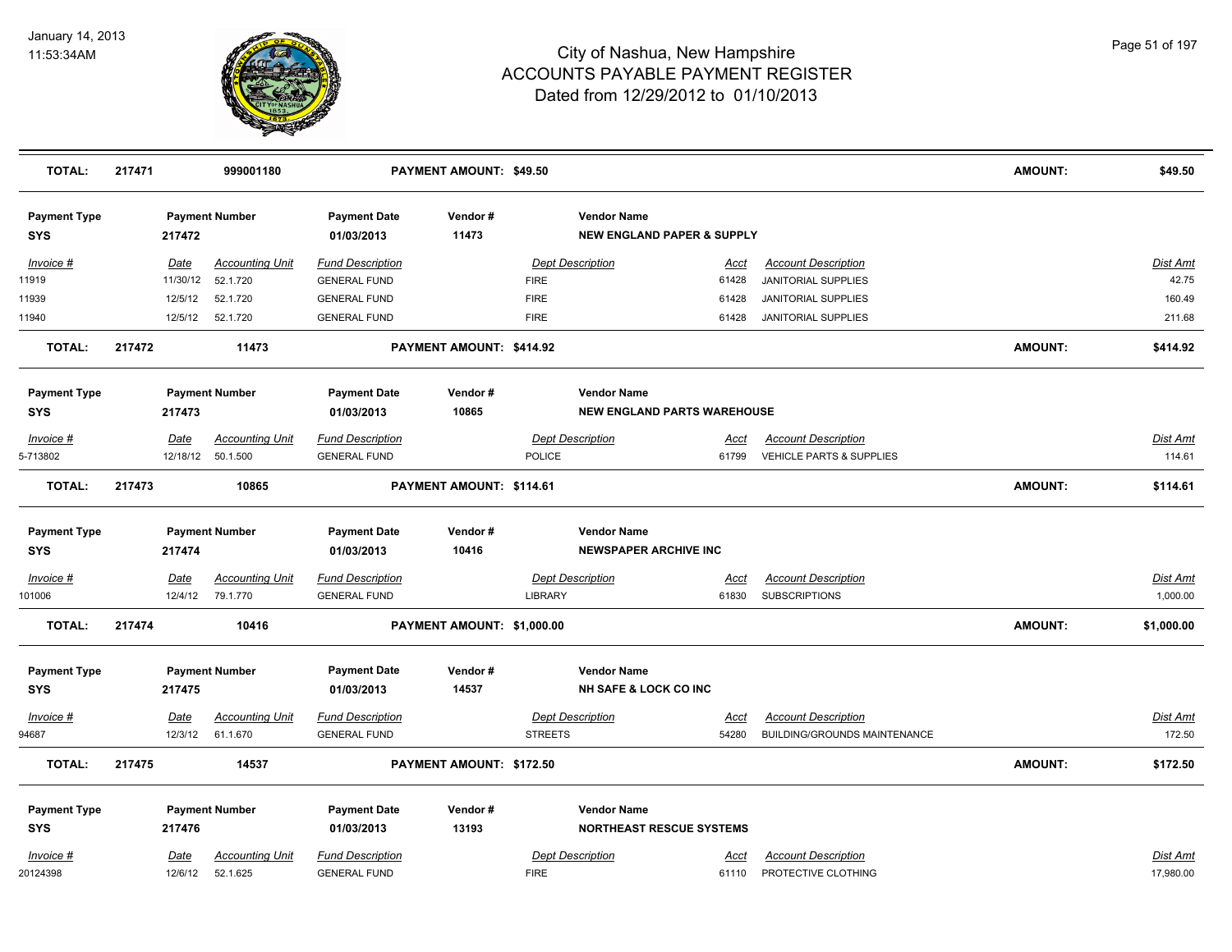| TOTAL: | 217471 | 999001180 | PAYMENT AMOUNT: $49.50 | | AMOUNT: | $49.50 |
|---|---|---|---|---|---|---|

**Payment Type:** SYS | **Payment Number:** 217472 | **Payment Date:** 01/03/2013 | **Vendor #:** 11473 | **Vendor Name:** NEW ENGLAND PAPER & SUPPLY

| Invoice # | Date | Accounting Unit | Fund Description | Dept Description | Acct | Account Description | Dist Amt |
|---|---|---|---|---|---|---|---|
| 11919 | 11/30/12 | 52.1.720 | GENERAL FUND | FIRE | 61428 | JANITORIAL SUPPLIES | 42.75 |
| 11939 | 12/5/12 | 52.1.720 | GENERAL FUND | FIRE | 61428 | JANITORIAL SUPPLIES | 160.49 |
| 11940 | 12/5/12 | 52.1.720 | GENERAL FUND | FIRE | 61428 | JANITORIAL SUPPLIES | 211.68 |

**TOTAL:** 217472 | 11473 | **PAYMENT AMOUNT:** $414.92 | **AMOUNT:** $414.92

**Payment Type:** SYS | **Payment Number:** 217473 | **Payment Date:** 01/03/2013 | **Vendor #:** 10865 | **Vendor Name:** NEW ENGLAND PARTS WAREHOUSE

| Invoice # | Date | Accounting Unit | Fund Description | Dept Description | Acct | Account Description | Dist Amt |
|---|---|---|---|---|---|---|---|
| 5-713802 | 12/18/12 | 50.1.500 | GENERAL FUND | POLICE | 61799 | VEHICLE PARTS & SUPPLIES | 114.61 |

**TOTAL:** 217473 | 10865 | **PAYMENT AMOUNT:** $114.61 | **AMOUNT:** $114.61

**Payment Type:** SYS | **Payment Number:** 217474 | **Payment Date:** 01/03/2013 | **Vendor #:** 10416 | **Vendor Name:** NEWSPAPER ARCHIVE INC

| Invoice # | Date | Accounting Unit | Fund Description | Dept Description | Acct | Account Description | Dist Amt |
|---|---|---|---|---|---|---|---|
| 101006 | 12/4/12 | 79.1.770 | GENERAL FUND | LIBRARY | 61830 | SUBSCRIPTIONS | 1,000.00 |

**TOTAL:** 217474 | 10416 | **PAYMENT AMOUNT:** $1,000.00 | **AMOUNT:** $1,000.00

**Payment Type:** SYS | **Payment Number:** 217475 | **Payment Date:** 01/03/2013 | **Vendor #:** 14537 | **Vendor Name:** NH SAFE & LOCK CO INC

| Invoice # | Date | Accounting Unit | Fund Description | Dept Description | Acct | Account Description | Dist Amt |
|---|---|---|---|---|---|---|---|
| 94687 | 12/3/12 | 61.1.670 | GENERAL FUND | STREETS | 54280 | BUILDING/GROUNDS MAINTENANCE | 172.50 |

**TOTAL:** 217475 | 14537 | **PAYMENT AMOUNT:** $172.50 | **AMOUNT:** $172.50

**Payment Type:** SYS | **Payment Number:** 217476 | **Payment Date:** 01/03/2013 | **Vendor #:** 13193 | **Vendor Name:** NORTHEAST RESCUE SYSTEMS

| Invoice # | Date | Accounting Unit | Fund Description | Dept Description | Acct | Account Description | Dist Amt |
|---|---|---|---|---|---|---|---|
| 20124398 | 12/6/12 | 52.1.625 | GENERAL FUND | FIRE | 61110 | PROTECTIVE CLOTHING | 17,980.00 |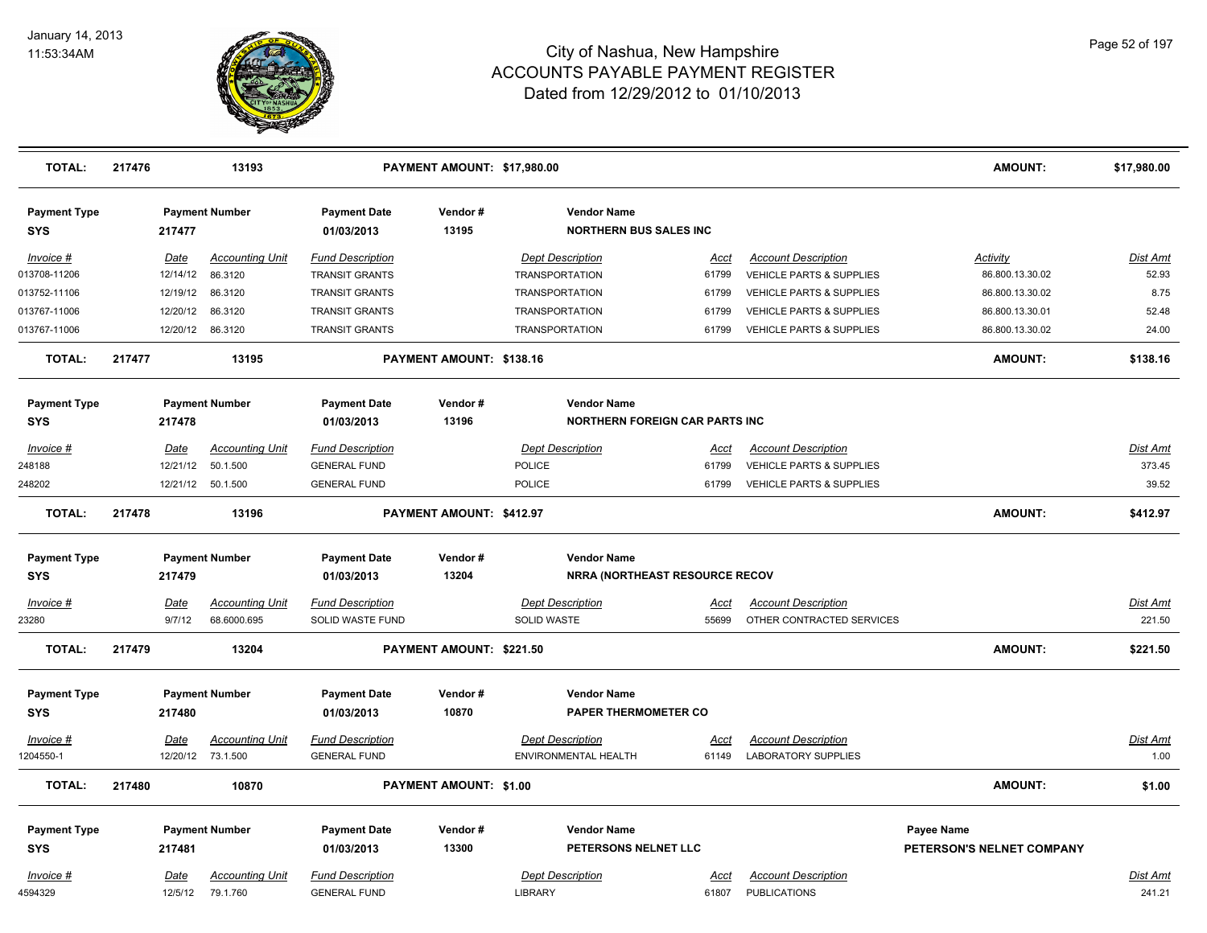# City of Nashua, New Hampshire
## ACCOUNTS PAYABLE PAYMENT REGISTER
### Dated from 12/29/2012 to 01/10/2013

January 14, 2013
11:53:34AM

| TOTAL: | 217476 | 13193 | PAYMENT AMOUNT: $17,980.00 | AMOUNT: | $17,980.00 |
|---|---|---|---|---|---|

**Payment Type:** SYS | **Payment Number:** 217477 | **Payment Date:** 01/03/2013 | **Vendor #:** 13195 | **Vendor Name:** NORTHERN BUS SALES INC

| Invoice # | Date | Accounting Unit | Fund Description | Dept Description | Acct | Account Description | Activity | Dist Amt |
|---|---|---|---|---|---|---|---|---|
| 013708-11206 | 12/14/12 | 86.3120 | TRANSIT GRANTS | TRANSPORTATION | 61799 | VEHICLE PARTS & SUPPLIES | 86.800.13.30.02 | 52.93 |
| 013752-11106 | 12/19/12 | 86.3120 | TRANSIT GRANTS | TRANSPORTATION | 61799 | VEHICLE PARTS & SUPPLIES | 86.800.13.30.02 | 8.75 |
| 013767-11006 | 12/20/12 | 86.3120 | TRANSIT GRANTS | TRANSPORTATION | 61799 | VEHICLE PARTS & SUPPLIES | 86.800.13.30.01 | 52.48 |
| 013767-11006 | 12/20/12 | 86.3120 | TRANSIT GRANTS | TRANSPORTATION | 61799 | VEHICLE PARTS & SUPPLIES | 86.800.13.30.02 | 24.00 |

| TOTAL: | 217477 | 13195 | PAYMENT AMOUNT: $138.16 | AMOUNT: | $138.16 |
|---|---|---|---|---|---|

**Payment Type:** SYS | **Payment Number:** 217478 | **Payment Date:** 01/03/2013 | **Vendor #:** 13196 | **Vendor Name:** NORTHERN FOREIGN CAR PARTS INC

| Invoice # | Date | Accounting Unit | Fund Description | Dept Description | Acct | Account Description | Dist Amt |
|---|---|---|---|---|---|---|---|
| 248188 | 12/21/12 | 50.1.500 | GENERAL FUND | POLICE | 61799 | VEHICLE PARTS & SUPPLIES | 373.45 |
| 248202 | 12/21/12 | 50.1.500 | GENERAL FUND | POLICE | 61799 | VEHICLE PARTS & SUPPLIES | 39.52 |

| TOTAL: | 217478 | 13196 | PAYMENT AMOUNT: $412.97 | AMOUNT: | $412.97 |
|---|---|---|---|---|---|

**Payment Type:** SYS | **Payment Number:** 217479 | **Payment Date:** 01/03/2013 | **Vendor #:** 13204 | **Vendor Name:** NRRA (NORTHEAST RESOURCE RECOV

| Invoice # | Date | Accounting Unit | Fund Description | Dept Description | Acct | Account Description | Dist Amt |
|---|---|---|---|---|---|---|---|
| 23280 | 9/7/12 | 68.6000.695 | SOLID WASTE FUND | SOLID WASTE | 55699 | OTHER CONTRACTED SERVICES | 221.50 |

| TOTAL: | 217479 | 13204 | PAYMENT AMOUNT: $221.50 | AMOUNT: | $221.50 |
|---|---|---|---|---|---|

**Payment Type:** SYS | **Payment Number:** 217480 | **Payment Date:** 01/03/2013 | **Vendor #:** 10870 | **Vendor Name:** PAPER THERMOMETER CO

| Invoice # | Date | Accounting Unit | Fund Description | Dept Description | Acct | Account Description | Dist Amt |
|---|---|---|---|---|---|---|---|
| 1204550-1 | 12/20/12 | 73.1.500 | GENERAL FUND | ENVIRONMENTAL HEALTH | 61149 | LABORATORY SUPPLIES | 1.00 |

| TOTAL: | 217480 | 10870 | PAYMENT AMOUNT: $1.00 | AMOUNT: | $1.00 |
|---|---|---|---|---|---|

**Payment Type:** SYS | **Payment Number:** 217481 | **Payment Date:** 01/03/2013 | **Vendor #:** 13300 | **Vendor Name:** PETERSONS NELNET LLC | **Payee Name:** PETERSON'S NELNET COMPANY

| Invoice # | Date | Accounting Unit | Fund Description | Dept Description | Acct | Account Description | Dist Amt |
|---|---|---|---|---|---|---|---|
| 4594329 | 12/5/12 | 79.1.760 | GENERAL FUND | LIBRARY | 61807 | PUBLICATIONS | 241.21 |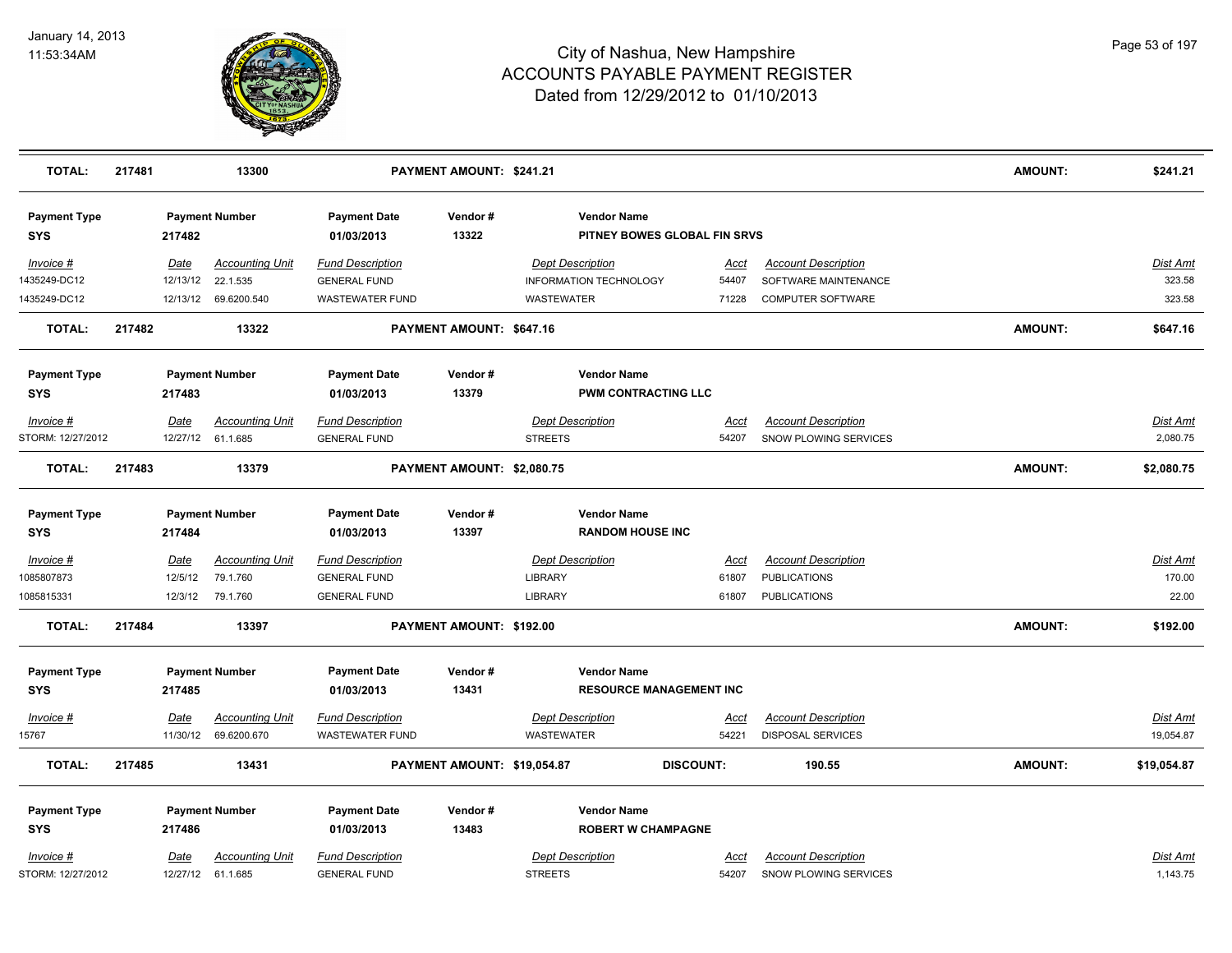# City of Nashua, New Hampshire
## ACCOUNTS PAYABLE PAYMENT REGISTER
### Dated from 12/29/2012 to 01/10/2013

January 14, 2013
11:53:34AM

| **TOTAL:** | **217481** | **13300** | **PAYMENT AMOUNT: $241.21** | **AMOUNT:** | **$241.21** |
|---|---|---|---|---|---|

| **Payment Type** | **Payment Number** | **Payment Date** | **Vendor #** | **Vendor Name** |
|---|---|---|---|---|
| **SYS** | **217482** | **01/03/2013** | **13322** | **PITNEY BOWES GLOBAL FIN SRVS** |

| *Invoice #* | *Date* | *Accounting Unit* | *Fund Description* | *Dept Description* | *Acct* | *Account Description* | *Dist Amt* |
|---|---|---|---|---|---|---|---|
| 1435249-DC12 | 12/13/12 | 22.1.535 | GENERAL FUND | INFORMATION TECHNOLOGY | 54407 | SOFTWARE MAINTENANCE | 323.58 |
| 1435249-DC12 | 12/13/12 | 69.6200.540 | WASTEWATER FUND | WASTEWATER | 71228 | COMPUTER SOFTWARE | 323.58 |

| **TOTAL:** | **217482** | **13322** | **PAYMENT AMOUNT: $647.16** | **AMOUNT:** | **$647.16** |
|---|---|---|---|---|---|

| **Payment Type** | **Payment Number** | **Payment Date** | **Vendor #** | **Vendor Name** |
|---|---|---|---|---|
| **SYS** | **217483** | **01/03/2013** | **13379** | **PWM CONTRACTING LLC** |

| *Invoice #* | *Date* | *Accounting Unit* | *Fund Description* | *Dept Description* | *Acct* | *Account Description* | *Dist Amt* |
|---|---|---|---|---|---|---|---|
| STORM: 12/27/2012 | 12/27/12 | 61.1.685 | GENERAL FUND | STREETS | 54207 | SNOW PLOWING SERVICES | 2,080.75 |

| **TOTAL:** | **217483** | **13379** | **PAYMENT AMOUNT: $2,080.75** | **AMOUNT:** | **$2,080.75** |
|---|---|---|---|---|---|

| **Payment Type** | **Payment Number** | **Payment Date** | **Vendor #** | **Vendor Name** |
|---|---|---|---|---|
| **SYS** | **217484** | **01/03/2013** | **13397** | **RANDOM HOUSE INC** |

| *Invoice #* | *Date* | *Accounting Unit* | *Fund Description* | *Dept Description* | *Acct* | *Account Description* | *Dist Amt* |
|---|---|---|---|---|---|---|---|
| 1085807873 | 12/5/12 | 79.1.760 | GENERAL FUND | LIBRARY | 61807 | PUBLICATIONS | 170.00 |
| 1085815331 | 12/3/12 | 79.1.760 | GENERAL FUND | LIBRARY | 61807 | PUBLICATIONS | 22.00 |

| **TOTAL:** | **217484** | **13397** | **PAYMENT AMOUNT: $192.00** | **AMOUNT:** | **$192.00** |
|---|---|---|---|---|---|

| **Payment Type** | **Payment Number** | **Payment Date** | **Vendor #** | **Vendor Name** |
|---|---|---|---|---|
| **SYS** | **217485** | **01/03/2013** | **13431** | **RESOURCE MANAGEMENT INC** |

| *Invoice #* | *Date* | *Accounting Unit* | *Fund Description* | *Dept Description* | *Acct* | *Account Description* | *Dist Amt* |
|---|---|---|---|---|---|---|---|
| 15767 | 11/30/12 | 69.6200.670 | WASTEWATER FUND | WASTEWATER | 54221 | DISPOSAL SERVICES | 19,054.87 |

| **TOTAL:** | **217485** | **13431** | **PAYMENT AMOUNT: $19,054.87** | **DISCOUNT:** | **190.55** | **AMOUNT:** | **$19,054.87** |
|---|---|---|---|---|---|---|---|

| **Payment Type** | **Payment Number** | **Payment Date** | **Vendor #** | **Vendor Name** |
|---|---|---|---|---|
| **SYS** | **217486** | **01/03/2013** | **13483** | **ROBERT W CHAMPAGNE** |

| *Invoice #* | *Date* | *Accounting Unit* | *Fund Description* | *Dept Description* | *Acct* | *Account Description* | *Dist Amt* |
|---|---|---|---|---|---|---|---|
| STORM: 12/27/2012 | 12/27/12 | 61.1.685 | GENERAL FUND | STREETS | 54207 | SNOW PLOWING SERVICES | 1,143.75 |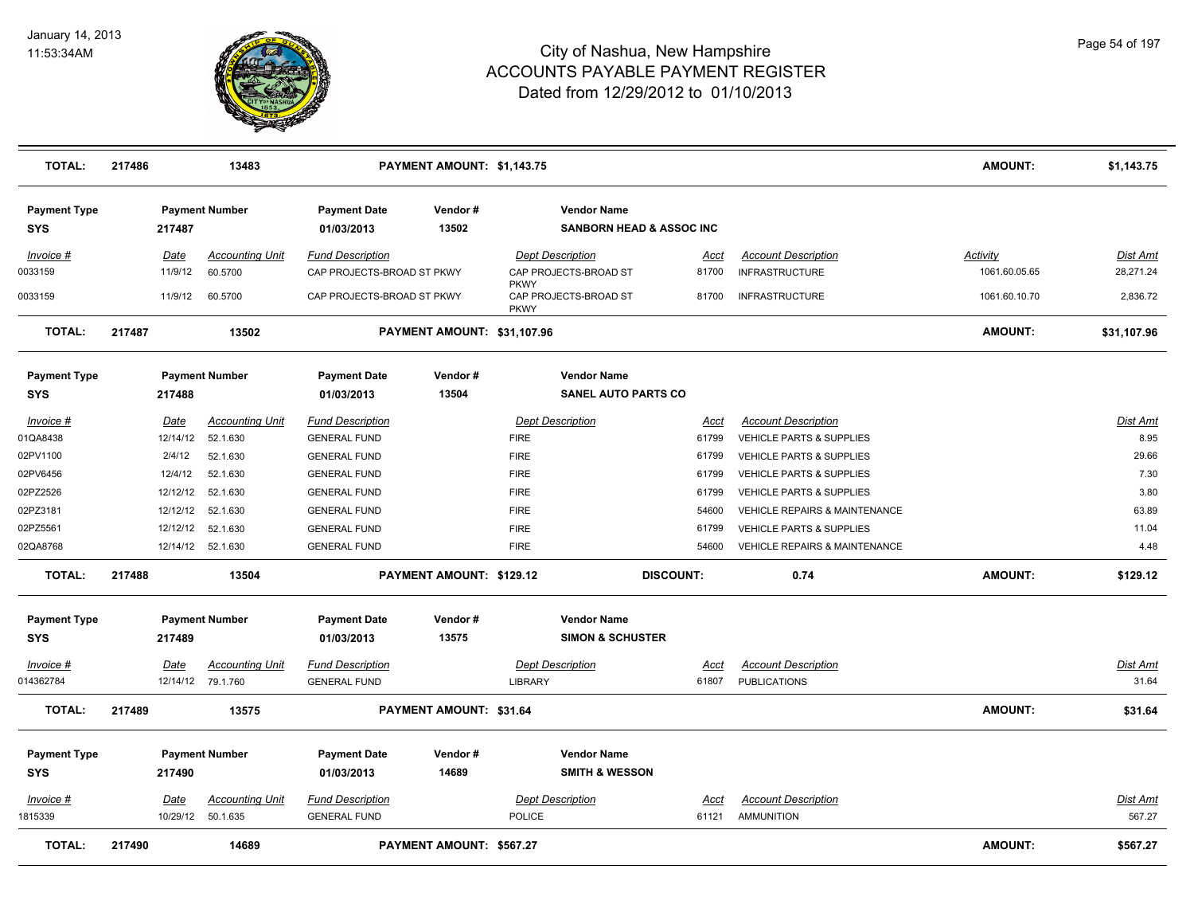# City of Nashua, New Hampshire
# ACCOUNTS PAYABLE PAYMENT REGISTER
## Dated from 12/29/2012 to 01/10/2013

| TOTAL: | 217486 | 13483 | PAYMENT AMOUNT: $1,143.75 | AMOUNT: | $1,143.75 |
|---|---|---|---|---|---|

**Payment Type:** SYS | **Payment Number:** 217487 | **Payment Date:** 01/03/2013 | **Vendor #:** 13502 | **Vendor Name:** SANBORN HEAD & ASSOC INC

| Invoice # | Date | Accounting Unit | Fund Description | Dept Description | Acct | Account Description | Activity | Dist Amt |
|---|---|---|---|---|---|---|---|---|
| 0033159 | 11/9/12 | 60.5700 | CAP PROJECTS-BROAD ST PKWY | CAP PROJECTS-BROAD ST PKWY | 81700 | INFRASTRUCTURE | 1061.60.05.65 | 28,271.24 |
| 0033159 | 11/9/12 | 60.5700 | CAP PROJECTS-BROAD ST PKWY | CAP PROJECTS-BROAD ST PKWY | 81700 | INFRASTRUCTURE | 1061.60.10.70 | 2,836.72 |

| TOTAL: | 217487 | 13502 | PAYMENT AMOUNT: $31,107.96 | AMOUNT: | $31,107.96 |
|---|---|---|---|---|---|

**Payment Type:** SYS | **Payment Number:** 217488 | **Payment Date:** 01/03/2013 | **Vendor #:** 13504 | **Vendor Name:** SANEL AUTO PARTS CO

| Invoice # | Date | Accounting Unit | Fund Description | Dept Description | Acct | Account Description | Dist Amt |
|---|---|---|---|---|---|---|---|
| 01QA8438 | 12/14/12 | 52.1.630 | GENERAL FUND | FIRE | 61799 | VEHICLE PARTS & SUPPLIES | 8.95 |
| 02PV1100 | 2/4/12 | 52.1.630 | GENERAL FUND | FIRE | 61799 | VEHICLE PARTS & SUPPLIES | 29.66 |
| 02PV6456 | 12/4/12 | 52.1.630 | GENERAL FUND | FIRE | 61799 | VEHICLE PARTS & SUPPLIES | 7.30 |
| 02PZ2526 | 12/12/12 | 52.1.630 | GENERAL FUND | FIRE | 61799 | VEHICLE PARTS & SUPPLIES | 3.80 |
| 02PZ3181 | 12/12/12 | 52.1.630 | GENERAL FUND | FIRE | 54600 | VEHICLE REPAIRS & MAINTENANCE | 63.89 |
| 02PZ5561 | 12/12/12 | 52.1.630 | GENERAL FUND | FIRE | 61799 | VEHICLE PARTS & SUPPLIES | 11.04 |
| 02QA8768 | 12/14/12 | 52.1.630 | GENERAL FUND | FIRE | 54600 | VEHICLE REPAIRS & MAINTENANCE | 4.48 |

| TOTAL: | 217488 | 13504 | PAYMENT AMOUNT: $129.12 | DISCOUNT: 0.74 | AMOUNT: | $129.12 |
|---|---|---|---|---|---|---|

**Payment Type:** SYS | **Payment Number:** 217489 | **Payment Date:** 01/03/2013 | **Vendor #:** 13575 | **Vendor Name:** SIMON & SCHUSTER

| Invoice # | Date | Accounting Unit | Fund Description | Dept Description | Acct | Account Description | Dist Amt |
|---|---|---|---|---|---|---|---|
| 014362784 | 12/14/12 | 79.1.760 | GENERAL FUND | LIBRARY | 61807 | PUBLICATIONS | 31.64 |

| TOTAL: | 217489 | 13575 | PAYMENT AMOUNT: $31.64 | AMOUNT: | $31.64 |
|---|---|---|---|---|---|

**Payment Type:** SYS | **Payment Number:** 217490 | **Payment Date:** 01/03/2013 | **Vendor #:** 14689 | **Vendor Name:** SMITH & WESSON

| Invoice # | Date | Accounting Unit | Fund Description | Dept Description | Acct | Account Description | Dist Amt |
|---|---|---|---|---|---|---|---|
| 1815339 | 10/29/12 | 50.1.635 | GENERAL FUND | POLICE | 61121 | AMMUNITION | 567.27 |

| TOTAL: | 217490 | 14689 | PAYMENT AMOUNT: $567.27 | AMOUNT: | $567.27 |
|---|---|---|---|---|---|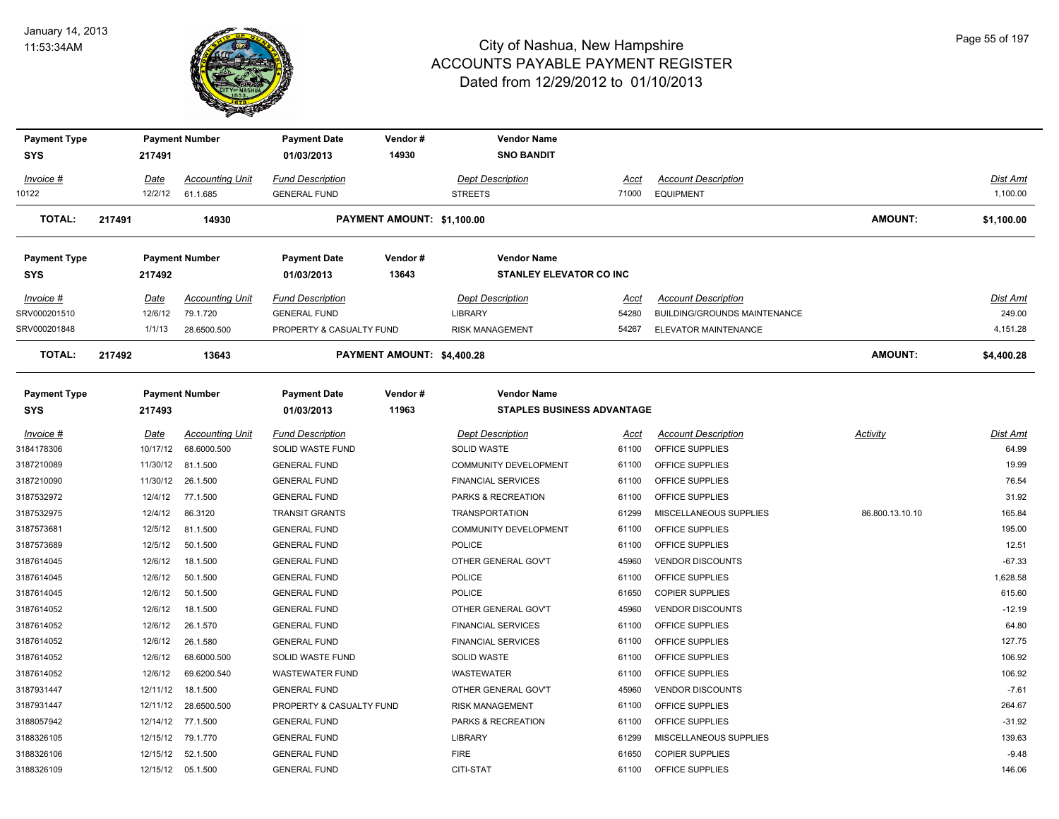# City of Nashua, New Hampshire
## ACCOUNTS PAYABLE PAYMENT REGISTER
### Dated from 12/29/2012 to 01/10/2013

January 14, 2013
11:53:34AM

| Payment Type | Payment Number | Payment Date | Vendor # | Vendor Name |
|---|---|---|---|---|
| SYS | 217491 | 01/03/2013 | 14930 | SNO BANDIT |

| Invoice # | Date | Accounting Unit | Fund Description | Dept Description | Acct | Account Description | Dist Amt |
|---|---|---|---|---|---|---|---|
| 10122 | 12/2/12 | 61.1.685 | GENERAL FUND | STREETS | 71000 | EQUIPMENT | 1,100.00 |

**TOTAL: 217491 14930 PAYMENT AMOUNT: $1,100.00 AMOUNT: $1,100.00**

| Payment Type | Payment Number | Payment Date | Vendor # | Vendor Name |
|---|---|---|---|---|
| SYS | 217492 | 01/03/2013 | 13643 | STANLEY ELEVATOR CO INC |

| Invoice # | Date | Accounting Unit | Fund Description | Dept Description | Acct | Account Description | Dist Amt |
|---|---|---|---|---|---|---|---|
| SRV000201510 | 12/6/12 | 79.1.720 | GENERAL FUND | LIBRARY | 54280 | BUILDING/GROUNDS MAINTENANCE | 249.00 |
| SRV000201848 | 1/1/13 | 28.6500.500 | PROPERTY & CASUALTY FUND | RISK MANAGEMENT | 54267 | ELEVATOR MAINTENANCE | 4,151.28 |

**TOTAL: 217492 13643 PAYMENT AMOUNT: $4,400.28 AMOUNT: $4,400.28**

| Payment Type | Payment Number | Payment Date | Vendor # | Vendor Name |
|---|---|---|---|---|
| SYS | 217493 | 01/03/2013 | 11963 | STAPLES BUSINESS ADVANTAGE |

| Invoice # | Date | Accounting Unit | Fund Description | Dept Description | Acct | Account Description | Activity | Dist Amt |
|---|---|---|---|---|---|---|---|---|
| 3184178306 | 10/17/12 | 68.6000.500 | SOLID WASTE FUND | SOLID WASTE | 61100 | OFFICE SUPPLIES | | 64.99 |
| 3187210089 | 11/30/12 | 81.1.500 | GENERAL FUND | COMMUNITY DEVELOPMENT | 61100 | OFFICE SUPPLIES | | 19.99 |
| 3187210090 | 11/30/12 | 26.1.500 | GENERAL FUND | FINANCIAL SERVICES | 61100 | OFFICE SUPPLIES | | 76.54 |
| 3187532972 | 12/4/12 | 77.1.500 | GENERAL FUND | PARKS & RECREATION | 61100 | OFFICE SUPPLIES | | 31.92 |
| 3187532975 | 12/4/12 | 86.3120 | TRANSIT GRANTS | TRANSPORTATION | 61299 | MISCELLANEOUS SUPPLIES | 86.800.13.10.10 | 165.84 |
| 3187573681 | 12/5/12 | 81.1.500 | GENERAL FUND | COMMUNITY DEVELOPMENT | 61100 | OFFICE SUPPLIES | | 195.00 |
| 3187573689 | 12/5/12 | 50.1.500 | GENERAL FUND | POLICE | 61100 | OFFICE SUPPLIES | | 12.51 |
| 3187614045 | 12/6/12 | 18.1.500 | GENERAL FUND | OTHER GENERAL GOV'T | 45960 | VENDOR DISCOUNTS | | -67.33 |
| 3187614045 | 12/6/12 | 50.1.500 | GENERAL FUND | POLICE | 61100 | OFFICE SUPPLIES | | 1,628.58 |
| 3187614045 | 12/6/12 | 50.1.500 | GENERAL FUND | POLICE | 61650 | COPIER SUPPLIES | | 615.60 |
| 3187614052 | 12/6/12 | 18.1.500 | GENERAL FUND | OTHER GENERAL GOV'T | 45960 | VENDOR DISCOUNTS | | -12.19 |
| 3187614052 | 12/6/12 | 26.1.570 | GENERAL FUND | FINANCIAL SERVICES | 61100 | OFFICE SUPPLIES | | 64.80 |
| 3187614052 | 12/6/12 | 26.1.580 | GENERAL FUND | FINANCIAL SERVICES | 61100 | OFFICE SUPPLIES | | 127.75 |
| 3187614052 | 12/6/12 | 68.6000.500 | SOLID WASTE FUND | SOLID WASTE | 61100 | OFFICE SUPPLIES | | 106.92 |
| 3187614052 | 12/6/12 | 69.6200.540 | WASTEWATER FUND | WASTEWATER | 61100 | OFFICE SUPPLIES | | 106.92 |
| 3187931447 | 12/11/12 | 18.1.500 | GENERAL FUND | OTHER GENERAL GOV'T | 45960 | VENDOR DISCOUNTS | | -7.61 |
| 3187931447 | 12/11/12 | 28.6500.500 | PROPERTY & CASUALTY FUND | RISK MANAGEMENT | 61100 | OFFICE SUPPLIES | | 264.67 |
| 3188057942 | 12/14/12 | 77.1.500 | GENERAL FUND | PARKS & RECREATION | 61100 | OFFICE SUPPLIES | | -31.92 |
| 3188326105 | 12/15/12 | 79.1.770 | GENERAL FUND | LIBRARY | 61299 | MISCELLANEOUS SUPPLIES | | 139.63 |
| 3188326106 | 12/15/12 | 52.1.500 | GENERAL FUND | FIRE | 61650 | COPIER SUPPLIES | | -9.48 |
| 3188326109 | 12/15/12 | 05.1.500 | GENERAL FUND | CITI-STAT | 61100 | OFFICE SUPPLIES | | 146.06 |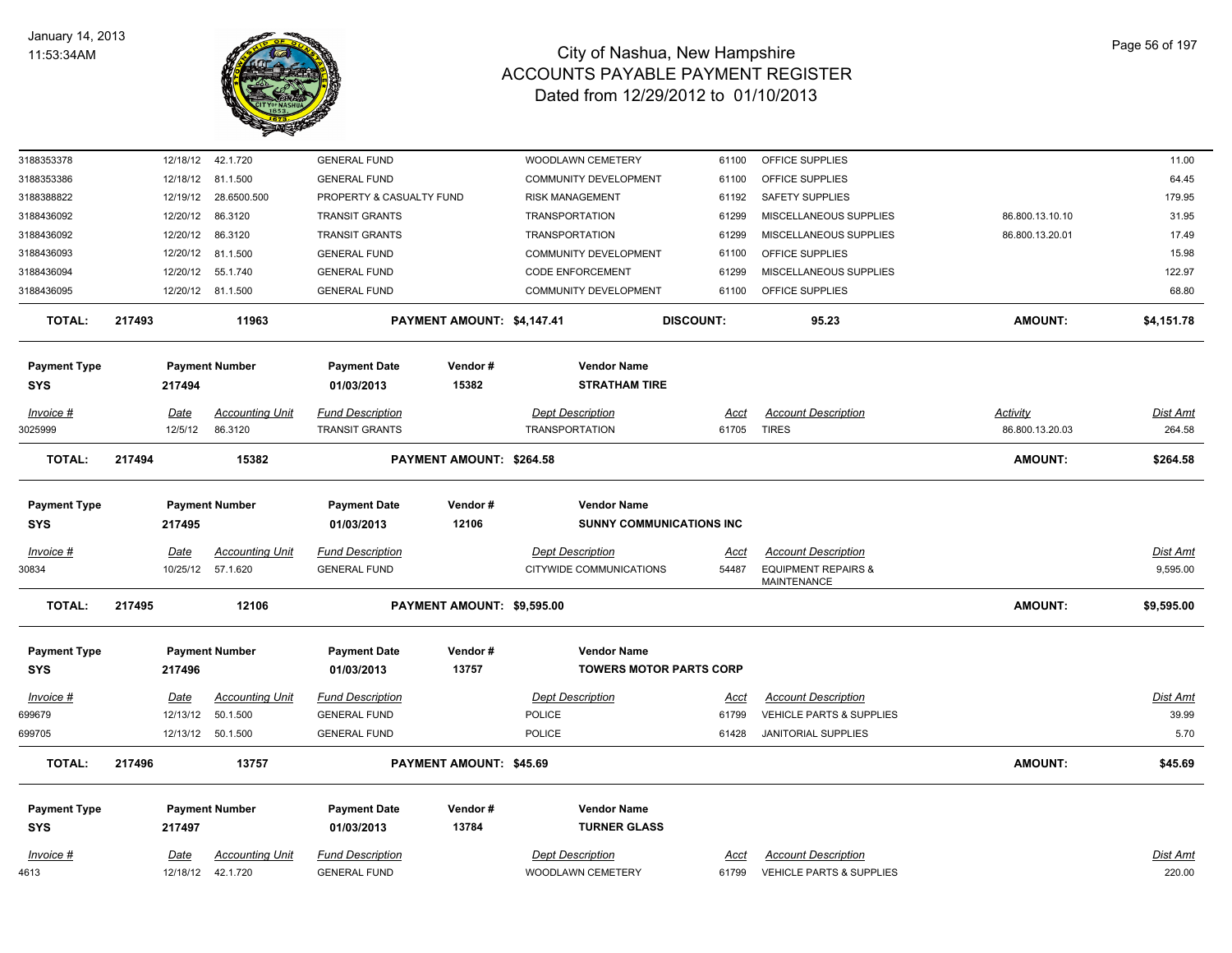# City of Nashua, New Hampshire
## ACCOUNTS PAYABLE PAYMENT REGISTER
### Dated from 12/29/2012 to 01/10/2013

January 14, 2013
11:53:34AM

| Invoice # | Date | Accounting Unit | Fund Description | Dept Description | Acct | Account Description | Activity | Dist Amt |
|---|---|---|---|---|---|---|---|---|
| 3188353378 | 12/18/12 | 42.1.720 | GENERAL FUND | WOODLAWN CEMETERY | 61100 | OFFICE SUPPLIES | | 11.00 |
| 3188353386 | 12/18/12 | 81.1.500 | GENERAL FUND | COMMUNITY DEVELOPMENT | 61100 | OFFICE SUPPLIES | | 64.45 |
| 3188388822 | 12/19/12 | 28.6500.500 | PROPERTY & CASUALTY FUND | RISK MANAGEMENT | 61192 | SAFETY SUPPLIES | | 179.95 |
| 3188436092 | 12/20/12 | 86.3120 | TRANSIT GRANTS | TRANSPORTATION | 61299 | MISCELLANEOUS SUPPLIES | 86.800.13.10.10 | 31.95 |
| 3188436092 | 12/20/12 | 86.3120 | TRANSIT GRANTS | TRANSPORTATION | 61299 | MISCELLANEOUS SUPPLIES | 86.800.13.20.01 | 17.49 |
| 3188436093 | 12/20/12 | 81.1.500 | GENERAL FUND | COMMUNITY DEVELOPMENT | 61100 | OFFICE SUPPLIES | | 15.98 |
| 3188436094 | 12/20/12 | 55.1.740 | GENERAL FUND | CODE ENFORCEMENT | 61299 | MISCELLANEOUS SUPPLIES | | 122.97 |
| 3188436095 | 12/20/12 | 81.1.500 | GENERAL FUND | COMMUNITY DEVELOPMENT | 61100 | OFFICE SUPPLIES | | 68.80 |

**TOTAL: 217493 — 11963 — PAYMENT AMOUNT: $4,147.41 — DISCOUNT: 95.23 — AMOUNT: $4,151.78**

| Payment Type | Payment Number | Payment Date | Vendor # | Vendor Name |
|---|---|---|---|---|
| SYS | 217494 | 01/03/2013 | 15382 | STRATHAM TIRE |

| Invoice # | Date | Accounting Unit | Fund Description | Dept Description | Acct | Account Description | Activity | Dist Amt |
|---|---|---|---|---|---|---|---|---|
| 3025999 | 12/5/12 | 86.3120 | TRANSIT GRANTS | TRANSPORTATION | 61705 | TIRES | 86.800.13.20.03 | 264.58 |

**TOTAL: 217494 — 15382 — PAYMENT AMOUNT: $264.58 — AMOUNT: $264.58**

| Payment Type | Payment Number | Payment Date | Vendor # | Vendor Name |
|---|---|---|---|---|
| SYS | 217495 | 01/03/2013 | 12106 | SUNNY COMMUNICATIONS INC |

| Invoice # | Date | Accounting Unit | Fund Description | Dept Description | Acct | Account Description | Dist Amt |
|---|---|---|---|---|---|---|---|
| 30834 | 10/25/12 | 57.1.620 | GENERAL FUND | CITYWIDE COMMUNICATIONS | 54487 | EQUIPMENT REPAIRS & MAINTENANCE | 9,595.00 |

**TOTAL: 217495 — 12106 — PAYMENT AMOUNT: $9,595.00 — AMOUNT: $9,595.00**

| Payment Type | Payment Number | Payment Date | Vendor # | Vendor Name |
|---|---|---|---|---|
| SYS | 217496 | 01/03/2013 | 13757 | TOWERS MOTOR PARTS CORP |

| Invoice # | Date | Accounting Unit | Fund Description | Dept Description | Acct | Account Description | Dist Amt |
|---|---|---|---|---|---|---|---|
| 699679 | 12/13/12 | 50.1.500 | GENERAL FUND | POLICE | 61799 | VEHICLE PARTS & SUPPLIES | 39.99 |
| 699705 | 12/13/12 | 50.1.500 | GENERAL FUND | POLICE | 61428 | JANITORIAL SUPPLIES | 5.70 |

**TOTAL: 217496 — 13757 — PAYMENT AMOUNT: $45.69 — AMOUNT: $45.69**

| Payment Type | Payment Number | Payment Date | Vendor # | Vendor Name |
|---|---|---|---|---|
| SYS | 217497 | 01/03/2013 | 13784 | TURNER GLASS |

| Invoice # | Date | Accounting Unit | Fund Description | Dept Description | Acct | Account Description | Dist Amt |
|---|---|---|---|---|---|---|---|
| 4613 | 12/18/12 | 42.1.720 | GENERAL FUND | WOODLAWN CEMETERY | 61799 | VEHICLE PARTS & SUPPLIES | 220.00 |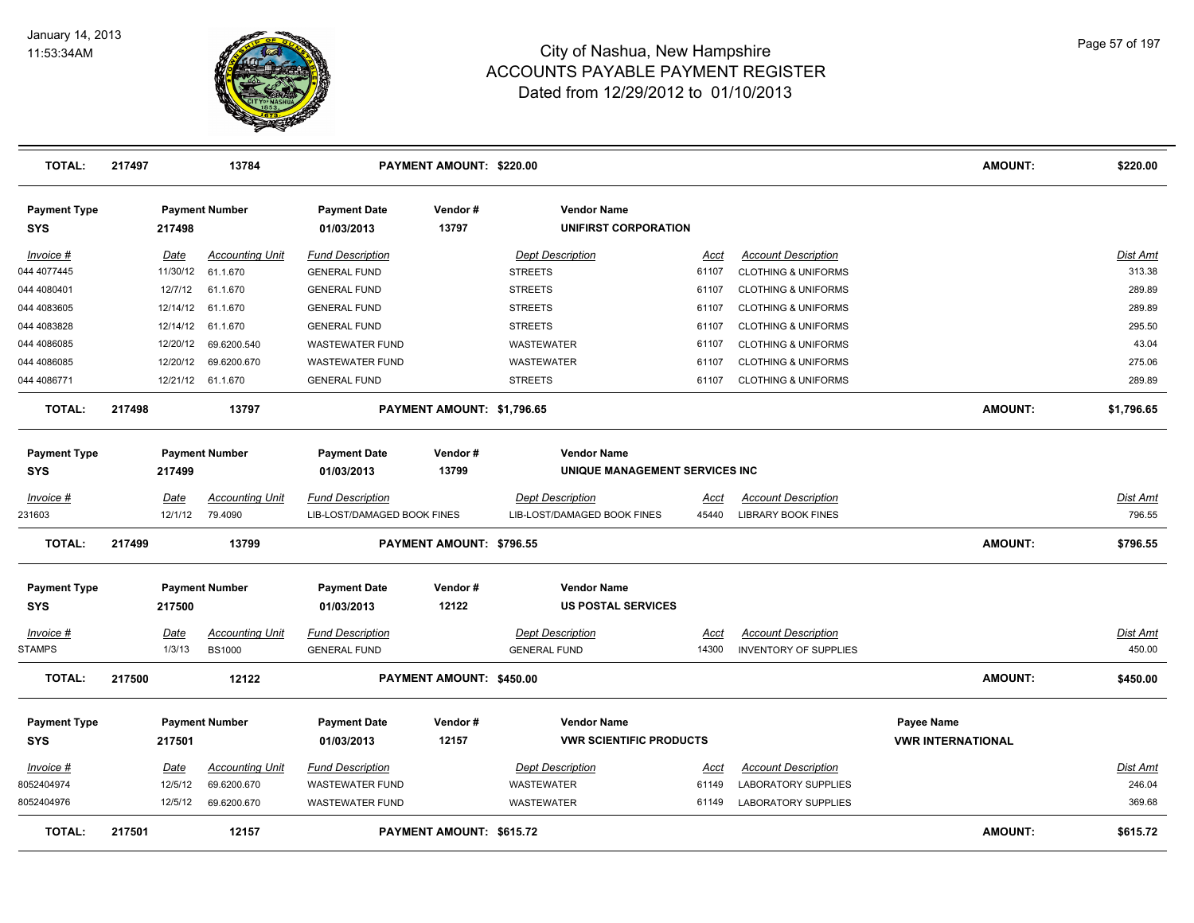| TOTAL: | 217497 | 13784 | | PAYMENT AMOUNT: $220.00 | | | | AMOUNT: | $220.00 |
|---|---|---|---|---|---|---|---|---|---|

| Payment Type | Payment Number | | Payment Date | Vendor # | Vendor Name | | | | |
|---|---|---|---|---|---|---|---|---|---|
| SYS | 217498 | | 01/03/2013 | 13797 | UNIFIRST CORPORATION | | | | |
| *Invoice #* | *Date* | *Accounting Unit* | *Fund Description* | | *Dept Description* | *Acct* | *Account Description* | | *Dist Amt* |
| 044 4077445 | 11/30/12 | 61.1.670 | GENERAL FUND | | STREETS | 61107 | CLOTHING & UNIFORMS | | 313.38 |
| 044 4080401 | 12/7/12 | 61.1.670 | GENERAL FUND | | STREETS | 61107 | CLOTHING & UNIFORMS | | 289.89 |
| 044 4083605 | 12/14/12 | 61.1.670 | GENERAL FUND | | STREETS | 61107 | CLOTHING & UNIFORMS | | 289.89 |
| 044 4083828 | 12/14/12 | 61.1.670 | GENERAL FUND | | STREETS | 61107 | CLOTHING & UNIFORMS | | 295.50 |
| 044 4086085 | 12/20/12 | 69.6200.540 | WASTEWATER FUND | | WASTEWATER | 61107 | CLOTHING & UNIFORMS | | 43.04 |
| 044 4086085 | 12/20/12 | 69.6200.670 | WASTEWATER FUND | | WASTEWATER | 61107 | CLOTHING & UNIFORMS | | 275.06 |
| 044 4086771 | 12/21/12 | 61.1.670 | GENERAL FUND | | STREETS | 61107 | CLOTHING & UNIFORMS | | 289.89 |
| **TOTAL:** | **217498** | **13797** | | **PAYMENT AMOUNT: $1,796.65** | | | | **AMOUNT:** | **$1,796.65** |

| Payment Type | Payment Number | | Payment Date | Vendor # | Vendor Name | | | | |
|---|---|---|---|---|---|---|---|---|---|
| SYS | 217499 | | 01/03/2013 | 13799 | UNIQUE MANAGEMENT SERVICES INC | | | | |
| *Invoice #* | *Date* | *Accounting Unit* | *Fund Description* | | *Dept Description* | *Acct* | *Account Description* | | *Dist Amt* |
| 231603 | 12/1/12 | 79.4090 | LIB-LOST/DAMAGED BOOK FINES | | LIB-LOST/DAMAGED BOOK FINES | 45440 | LIBRARY BOOK FINES | | 796.55 |
| **TOTAL:** | **217499** | **13799** | | **PAYMENT AMOUNT: $796.55** | | | | **AMOUNT:** | **$796.55** |

| Payment Type | Payment Number | | Payment Date | Vendor # | Vendor Name | | | | |
|---|---|---|---|---|---|---|---|---|---|
| SYS | 217500 | | 01/03/2013 | 12122 | US POSTAL SERVICES | | | | |
| *Invoice #* | *Date* | *Accounting Unit* | *Fund Description* | | *Dept Description* | *Acct* | *Account Description* | | *Dist Amt* |
| STAMPS | 1/3/13 | BS1000 | GENERAL FUND | | GENERAL FUND | 14300 | INVENTORY OF SUPPLIES | | 450.00 |
| **TOTAL:** | **217500** | **12122** | | **PAYMENT AMOUNT: $450.00** | | | | **AMOUNT:** | **$450.00** |

| Payment Type | Payment Number | | Payment Date | Vendor # | Vendor Name | | | Payee Name | |
|---|---|---|---|---|---|---|---|---|---|
| SYS | 217501 | | 01/03/2013 | 12157 | VWR SCIENTIFIC PRODUCTS | | | VWR INTERNATIONAL | |
| *Invoice #* | *Date* | *Accounting Unit* | *Fund Description* | | *Dept Description* | *Acct* | *Account Description* | | *Dist Amt* |
| 8052404974 | 12/5/12 | 69.6200.670 | WASTEWATER FUND | | WASTEWATER | 61149 | LABORATORY SUPPLIES | | 246.04 |
| 8052404976 | 12/5/12 | 69.6200.670 | WASTEWATER FUND | | WASTEWATER | 61149 | LABORATORY SUPPLIES | | 369.68 |
| **TOTAL:** | **217501** | **12157** | | **PAYMENT AMOUNT: $615.72** | | | | **AMOUNT:** | **$615.72** |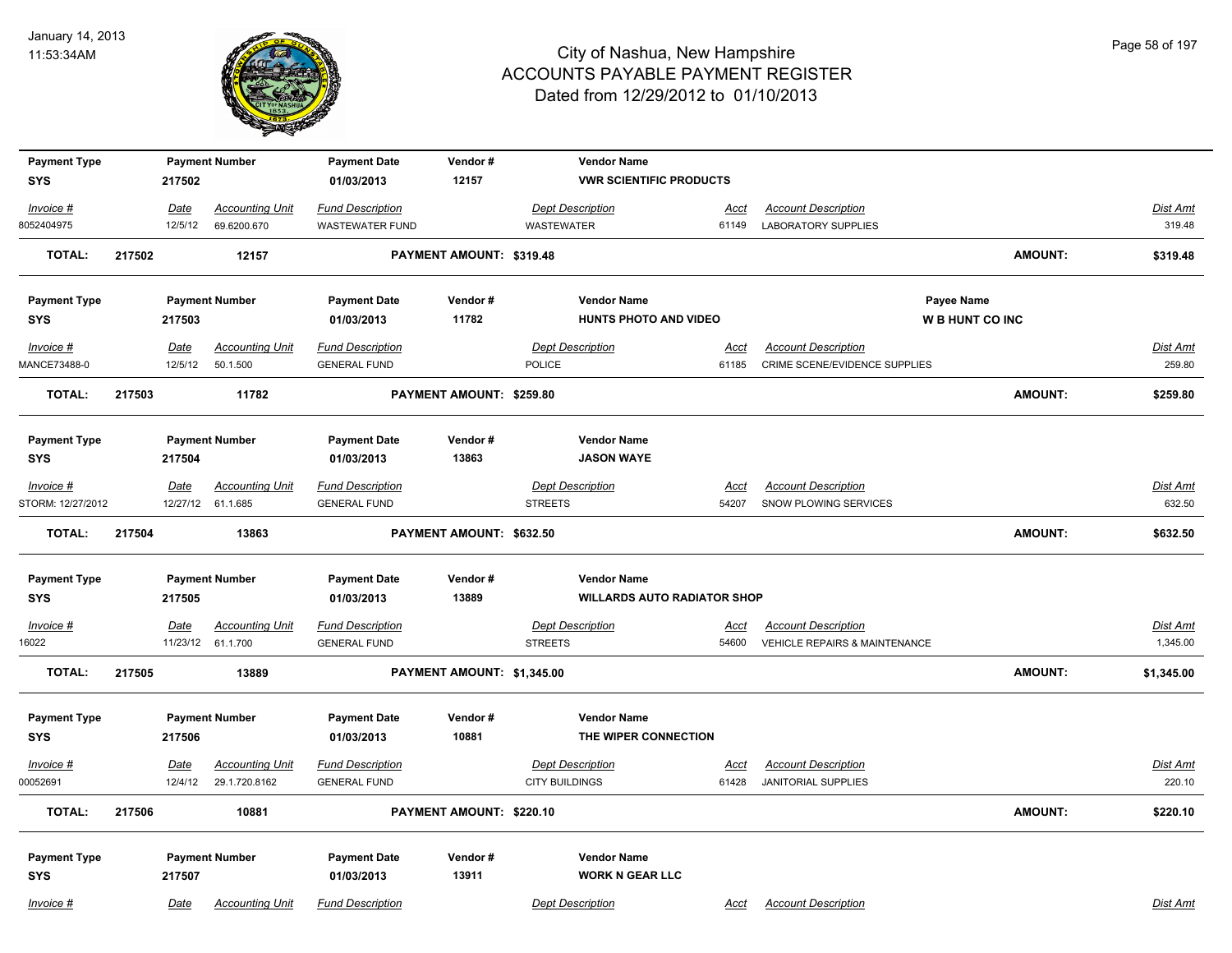# City of Nashua, New Hampshire
## ACCOUNTS PAYABLE PAYMENT REGISTER
### Dated from 12/29/2012 to 01/10/2013

January 14, 2013
11:53:34AM

| Payment Type | Payment Number | Payment Date | Vendor # | Vendor Name |
|---|---|---|---|---|
| SYS | 217502 | 01/03/2013 | 12157 | VWR SCIENTIFIC PRODUCTS |

| Invoice # | Date | Accounting Unit | Fund Description | Dept Description | Acct | Account Description | Dist Amt |
|---|---|---|---|---|---|---|---|
| 8052404975 | 12/5/12 | 69.6200.670 | WASTEWATER FUND | WASTEWATER | 61149 | LABORATORY SUPPLIES | 319.48 |

**TOTAL: 217502 12157 PAYMENT AMOUNT: $319.48 AMOUNT: $319.48**

| Payment Type | Payment Number | Payment Date | Vendor # | Vendor Name | Payee Name |
|---|---|---|---|---|---|
| SYS | 217503 | 01/03/2013 | 11782 | HUNTS PHOTO AND VIDEO | W B HUNT CO INC |

| Invoice # | Date | Accounting Unit | Fund Description | Dept Description | Acct | Account Description | Dist Amt |
|---|---|---|---|---|---|---|---|
| MANCE73488-0 | 12/5/12 | 50.1.500 | GENERAL FUND | POLICE | 61185 | CRIME SCENE/EVIDENCE SUPPLIES | 259.80 |

**TOTAL: 217503 11782 PAYMENT AMOUNT: $259.80 AMOUNT: $259.80**

| Payment Type | Payment Number | Payment Date | Vendor # | Vendor Name |
|---|---|---|---|---|
| SYS | 217504 | 01/03/2013 | 13863 | JASON WAYE |

| Invoice # | Date | Accounting Unit | Fund Description | Dept Description | Acct | Account Description | Dist Amt |
|---|---|---|---|---|---|---|---|
| STORM: 12/27/2012 | 12/27/12 | 61.1.685 | GENERAL FUND | STREETS | 54207 | SNOW PLOWING SERVICES | 632.50 |

**TOTAL: 217504 13863 PAYMENT AMOUNT: $632.50 AMOUNT: $632.50**

| Payment Type | Payment Number | Payment Date | Vendor # | Vendor Name |
|---|---|---|---|---|
| SYS | 217505 | 01/03/2013 | 13889 | WILLARDS AUTO RADIATOR SHOP |

| Invoice # | Date | Accounting Unit | Fund Description | Dept Description | Acct | Account Description | Dist Amt |
|---|---|---|---|---|---|---|---|
| 16022 | 11/23/12 | 61.1.700 | GENERAL FUND | STREETS | 54600 | VEHICLE REPAIRS & MAINTENANCE | 1,345.00 |

**TOTAL: 217505 13889 PAYMENT AMOUNT: $1,345.00 AMOUNT: $1,345.00**

| Payment Type | Payment Number | Payment Date | Vendor # | Vendor Name |
|---|---|---|---|---|
| SYS | 217506 | 01/03/2013 | 10881 | THE WIPER CONNECTION |

| Invoice # | Date | Accounting Unit | Fund Description | Dept Description | Acct | Account Description | Dist Amt |
|---|---|---|---|---|---|---|---|
| 00052691 | 12/4/12 | 29.1.720.8162 | GENERAL FUND | CITY BUILDINGS | 61428 | JANITORIAL SUPPLIES | 220.10 |

**TOTAL: 217506 10881 PAYMENT AMOUNT: $220.10 AMOUNT: $220.10**

| Payment Type | Payment Number | Payment Date | Vendor # | Vendor Name |
|---|---|---|---|---|
| SYS | 217507 | 01/03/2013 | 13911 | WORK N GEAR LLC |

| Invoice # | Date | Accounting Unit | Fund Description | Dept Description | Acct | Account Description | Dist Amt |
|---|---|---|---|---|---|---|---|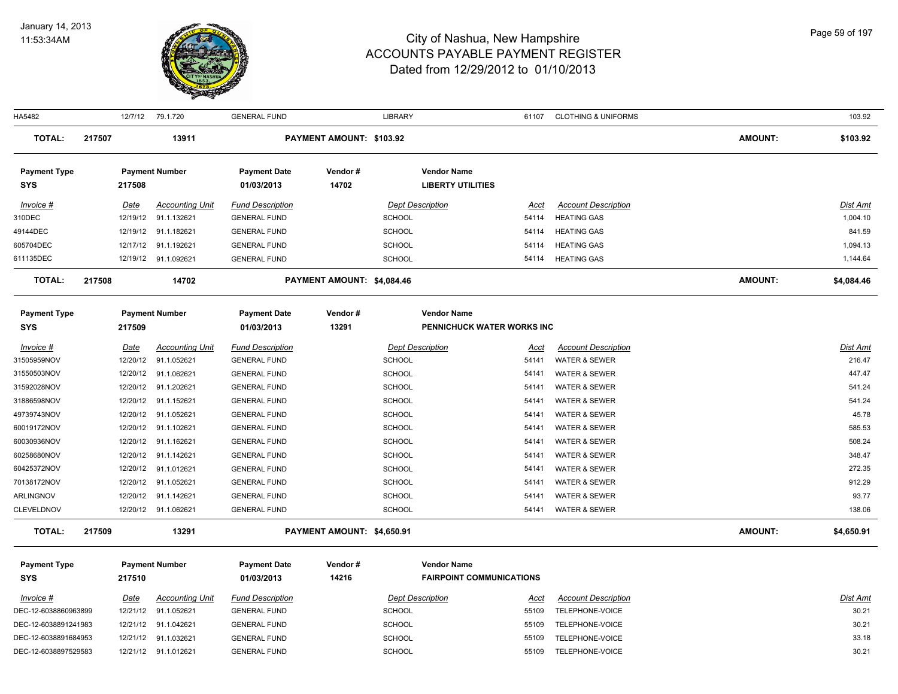| HA5482 | 12/7/12 | 79.1.720 | GENERAL FUND | | LIBRARY | 61107 | CLOTHING & UNIFORMS | | 103.92 |
|---|---|---|---|---|---|---|---|---|---|
| **TOTAL:** | **217507** | **13911** | | **PAYMENT AMOUNT: $103.92** | | | | **AMOUNT:** | **$103.92** |

| **Payment Type** | **Payment Number** | | **Payment Date** | **Vendor #** | **Vendor Name** | | | | |
|---|---|---|---|---|---|---|---|---|---|
| **SYS** | **217508** | | **01/03/2013** | **14702** | **LIBERTY UTILITIES** | | | | |
| *Invoice #* | *Date* | *Accounting Unit* | *Fund Description* | | *Dept Description* | *Acct* | *Account Description* | | *Dist Amt* |
| 310DEC | 12/19/12 | 91.1.132621 | GENERAL FUND | | SCHOOL | 54114 | HEATING GAS | | 1,004.10 |
| 49144DEC | 12/19/12 | 91.1.182621 | GENERAL FUND | | SCHOOL | 54114 | HEATING GAS | | 841.59 |
| 605704DEC | 12/17/12 | 91.1.192621 | GENERAL FUND | | SCHOOL | 54114 | HEATING GAS | | 1,094.13 |
| 611135DEC | 12/19/12 | 91.1.092621 | GENERAL FUND | | SCHOOL | 54114 | HEATING GAS | | 1,144.64 |
| **TOTAL:** | **217508** | **14702** | | **PAYMENT AMOUNT: $4,084.46** | | | | **AMOUNT:** | **$4,084.46** |

| **Payment Type** | **Payment Number** | | **Payment Date** | **Vendor #** | **Vendor Name** | | | | |
|---|---|---|---|---|---|---|---|---|---|
| **SYS** | **217509** | | **01/03/2013** | **13291** | **PENNICHUCK WATER WORKS INC** | | | | |
| *Invoice #* | *Date* | *Accounting Unit* | *Fund Description* | | *Dept Description* | *Acct* | *Account Description* | | *Dist Amt* |
| 31505959NOV | 12/20/12 | 91.1.052621 | GENERAL FUND | | SCHOOL | 54141 | WATER & SEWER | | 216.47 |
| 31550503NOV | 12/20/12 | 91.1.062621 | GENERAL FUND | | SCHOOL | 54141 | WATER & SEWER | | 447.47 |
| 31592028NOV | 12/20/12 | 91.1.202621 | GENERAL FUND | | SCHOOL | 54141 | WATER & SEWER | | 541.24 |
| 31886598NOV | 12/20/12 | 91.1.152621 | GENERAL FUND | | SCHOOL | 54141 | WATER & SEWER | | 541.24 |
| 49739743NOV | 12/20/12 | 91.1.052621 | GENERAL FUND | | SCHOOL | 54141 | WATER & SEWER | | 45.78 |
| 60019172NOV | 12/20/12 | 91.1.102621 | GENERAL FUND | | SCHOOL | 54141 | WATER & SEWER | | 585.53 |
| 60030936NOV | 12/20/12 | 91.1.162621 | GENERAL FUND | | SCHOOL | 54141 | WATER & SEWER | | 508.24 |
| 60258680NOV | 12/20/12 | 91.1.142621 | GENERAL FUND | | SCHOOL | 54141 | WATER & SEWER | | 348.47 |
| 60425372NOV | 12/20/12 | 91.1.012621 | GENERAL FUND | | SCHOOL | 54141 | WATER & SEWER | | 272.35 |
| 70138172NOV | 12/20/12 | 91.1.052621 | GENERAL FUND | | SCHOOL | 54141 | WATER & SEWER | | 912.29 |
| ARLINGNOV | 12/20/12 | 91.1.142621 | GENERAL FUND | | SCHOOL | 54141 | WATER & SEWER | | 93.77 |
| CLEVELDNOV | 12/20/12 | 91.1.062621 | GENERAL FUND | | SCHOOL | 54141 | WATER & SEWER | | 138.06 |
| **TOTAL:** | **217509** | **13291** | | **PAYMENT AMOUNT: $4,650.91** | | | | **AMOUNT:** | **$4,650.91** |

| **Payment Type** | **Payment Number** | | **Payment Date** | **Vendor #** | **Vendor Name** | | | | |
|---|---|---|---|---|---|---|---|---|---|
| **SYS** | **217510** | | **01/03/2013** | **14216** | **FAIRPOINT COMMUNICATIONS** | | | | |
| *Invoice #* | *Date* | *Accounting Unit* | *Fund Description* | | *Dept Description* | *Acct* | *Account Description* | | *Dist Amt* |
| DEC-12-6038860963899 | 12/21/12 | 91.1.052621 | GENERAL FUND | | SCHOOL | 55109 | TELEPHONE-VOICE | | 30.21 |
| DEC-12-6038891241983 | 12/21/12 | 91.1.042621 | GENERAL FUND | | SCHOOL | 55109 | TELEPHONE-VOICE | | 30.21 |
| DEC-12-6038891684953 | 12/21/12 | 91.1.032621 | GENERAL FUND | | SCHOOL | 55109 | TELEPHONE-VOICE | | 33.18 |
| DEC-12-6038897529583 | 12/21/12 | 91.1.012621 | GENERAL FUND | | SCHOOL | 55109 | TELEPHONE-VOICE | | 30.21 |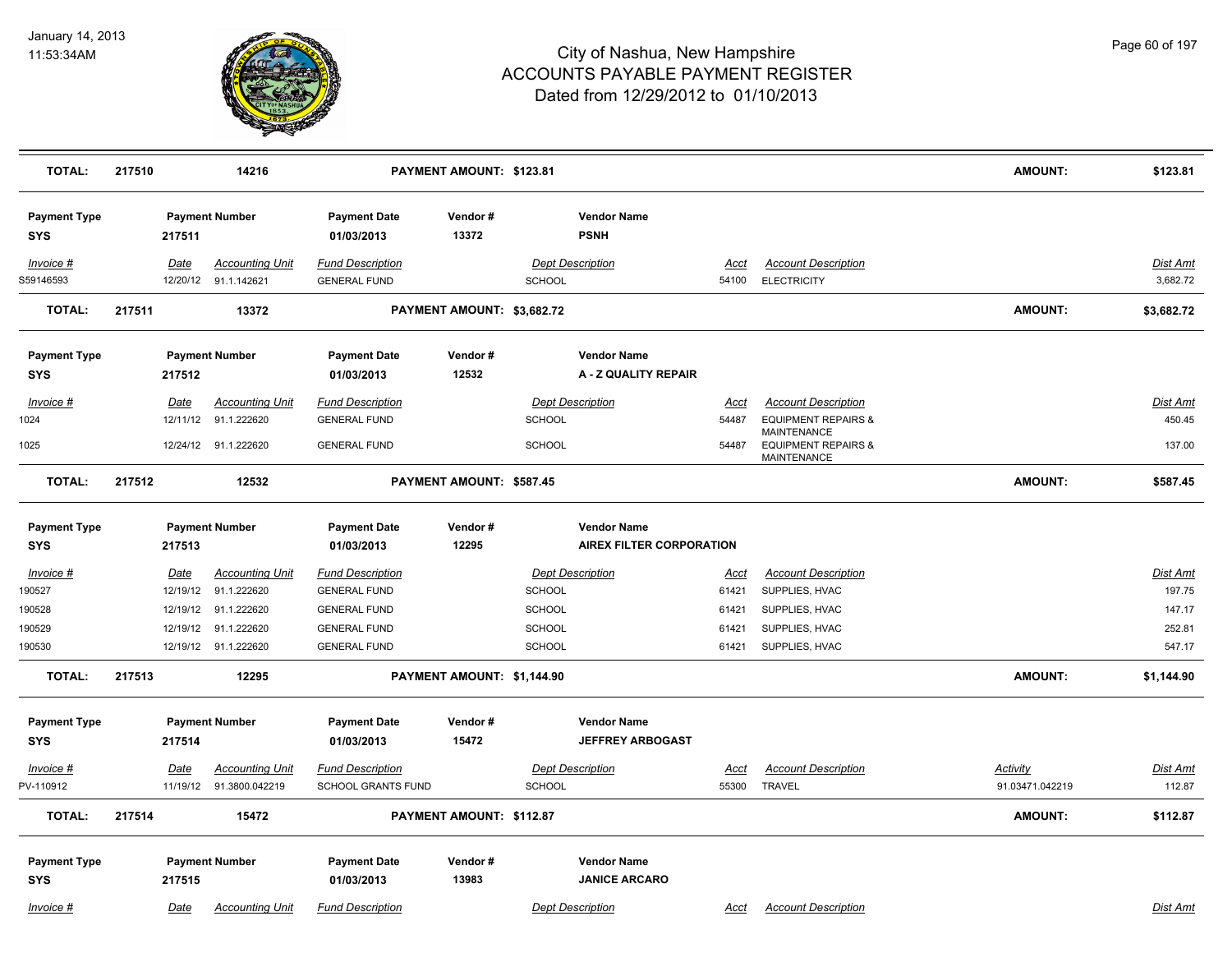# City of Nashua, New Hampshire
## ACCOUNTS PAYABLE PAYMENT REGISTER
### Dated from 12/29/2012 to 01/10/2013

January 14, 2013
11:53:34AM

| **TOTAL:** | **217510** | **14216** | **PAYMENT AMOUNT: $123.81** | | | | **AMOUNT:** | **$123.81** |
|---|---|---|---|---|---|---|---|---|

| **Payment Type** | **Payment Number** | **Payment Date** | **Vendor #** | **Vendor Name** |
|---|---|---|---|---|
| **SYS** | **217511** | **01/03/2013** | **13372** | **PSNH** |

| *Invoice #* | *Date* | *Accounting Unit* | *Fund Description* | *Dept Description* | *Acct* | *Account Description* | *Dist Amt* |
|---|---|---|---|---|---|---|---|
| S59146593 | 12/20/12 | 91.1.142621 | GENERAL FUND | SCHOOL | 54100 | ELECTRICITY | 3,682.72 |

| **TOTAL:** | **217511** | **13372** | **PAYMENT AMOUNT: $3,682.72** | **AMOUNT:** | **$3,682.72** |
|---|---|---|---|---|---|

| **Payment Type** | **Payment Number** | **Payment Date** | **Vendor #** | **Vendor Name** |
|---|---|---|---|---|
| **SYS** | **217512** | **01/03/2013** | **12532** | **A - Z QUALITY REPAIR** |

| *Invoice #* | *Date* | *Accounting Unit* | *Fund Description* | *Dept Description* | *Acct* | *Account Description* | *Dist Amt* |
|---|---|---|---|---|---|---|---|
| 1024 | 12/11/12 | 91.1.222620 | GENERAL FUND | SCHOOL | 54487 | EQUIPMENT REPAIRS & MAINTENANCE | 450.45 |
| 1025 | 12/24/12 | 91.1.222620 | GENERAL FUND | SCHOOL | 54487 | EQUIPMENT REPAIRS & MAINTENANCE | 137.00 |

| **TOTAL:** | **217512** | **12532** | **PAYMENT AMOUNT: $587.45** | **AMOUNT:** | **$587.45** |
|---|---|---|---|---|---|

| **Payment Type** | **Payment Number** | **Payment Date** | **Vendor #** | **Vendor Name** |
|---|---|---|---|---|
| **SYS** | **217513** | **01/03/2013** | **12295** | **AIREX FILTER CORPORATION** |

| *Invoice #* | *Date* | *Accounting Unit* | *Fund Description* | *Dept Description* | *Acct* | *Account Description* | *Dist Amt* |
|---|---|---|---|---|---|---|---|
| 190527 | 12/19/12 | 91.1.222620 | GENERAL FUND | SCHOOL | 61421 | SUPPLIES, HVAC | 197.75 |
| 190528 | 12/19/12 | 91.1.222620 | GENERAL FUND | SCHOOL | 61421 | SUPPLIES, HVAC | 147.17 |
| 190529 | 12/19/12 | 91.1.222620 | GENERAL FUND | SCHOOL | 61421 | SUPPLIES, HVAC | 252.81 |
| 190530 | 12/19/12 | 91.1.222620 | GENERAL FUND | SCHOOL | 61421 | SUPPLIES, HVAC | 547.17 |

| **TOTAL:** | **217513** | **12295** | **PAYMENT AMOUNT: $1,144.90** | **AMOUNT:** | **$1,144.90** |
|---|---|---|---|---|---|

| **Payment Type** | **Payment Number** | **Payment Date** | **Vendor #** | **Vendor Name** |
|---|---|---|---|---|
| **SYS** | **217514** | **01/03/2013** | **15472** | **JEFFREY ARBOGAST** |

| *Invoice #* | *Date* | *Accounting Unit* | *Fund Description* | *Dept Description* | *Acct* | *Account Description* | *Activity* | *Dist Amt* |
|---|---|---|---|---|---|---|---|---|
| PV-110912 | 11/19/12 | 91.3800.042219 | SCHOOL GRANTS FUND | SCHOOL | 55300 | TRAVEL | 91.03471.042219 | 112.87 |

| **TOTAL:** | **217514** | **15472** | **PAYMENT AMOUNT: $112.87** | **AMOUNT:** | **$112.87** |
|---|---|---|---|---|---|

| **Payment Type** | **Payment Number** | **Payment Date** | **Vendor #** | **Vendor Name** |
|---|---|---|---|---|
| **SYS** | **217515** | **01/03/2013** | **13983** | **JANICE ARCARO** |

| *Invoice #* | *Date* | *Accounting Unit* | *Fund Description* | *Dept Description* | *Acct* | *Account Description* | *Dist Amt* |
|---|---|---|---|---|---|---|---|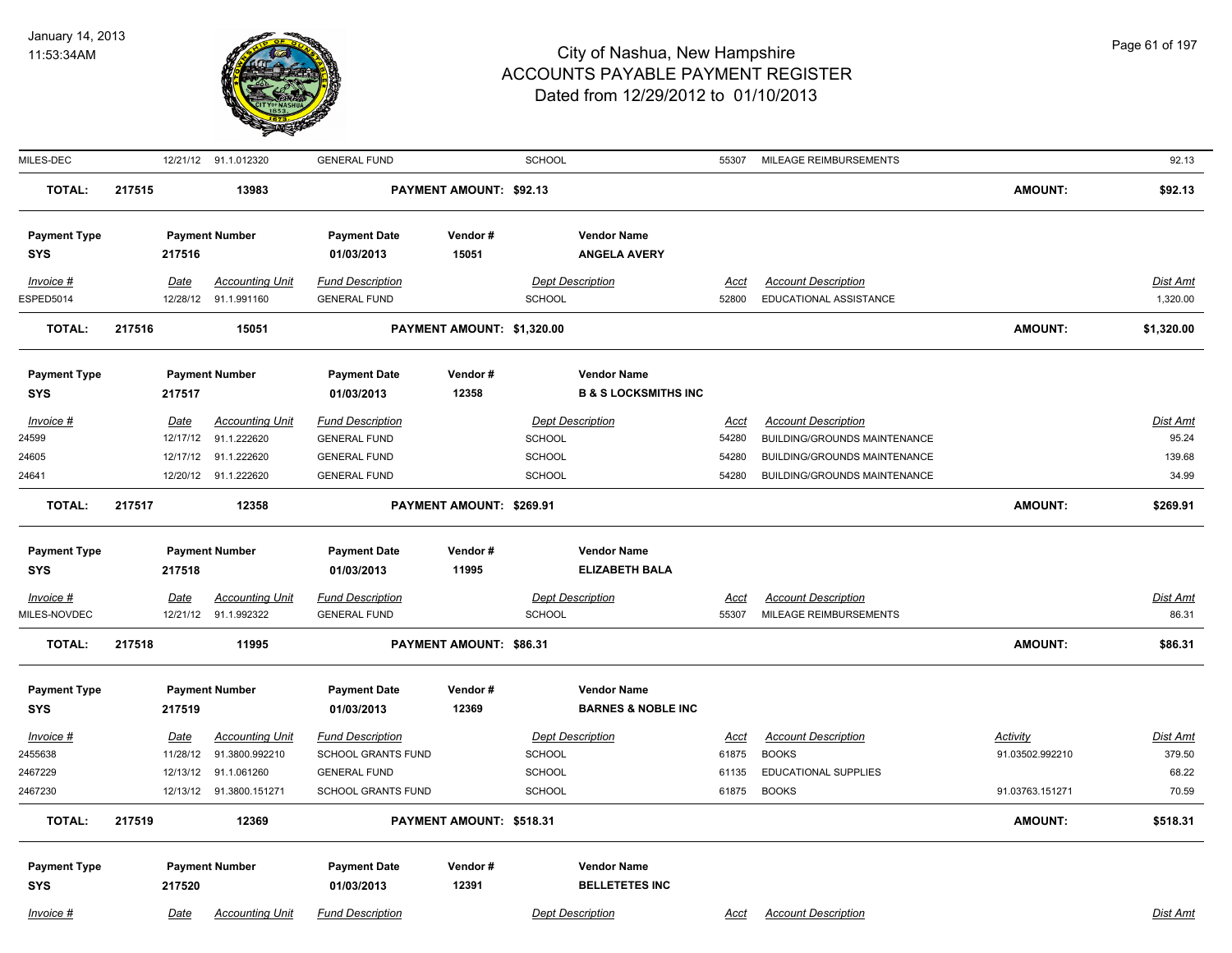| Invoice # | Date | Accounting Unit | Fund Description | Dept Description | Acct | Account Description | Activity | Dist Amt |
|---|---|---|---|---|---|---|---|---|
| MILES-DEC | 12/21/12 | 91.1.012320 | GENERAL FUND | SCHOOL | 55307 | MILEAGE REIMBURSEMENTS | | 92.13 |

**TOTAL:** 217515 | 13983 | **PAYMENT AMOUNT: $92.13** | **AMOUNT: $92.13**

| Payment Type | Payment Number | Payment Date | Vendor # | Vendor Name |
|---|---|---|---|---|
| SYS | 217516 | 01/03/2013 | 15051 | ANGELA AVERY |

| Invoice # | Date | Accounting Unit | Fund Description | Dept Description | Acct | Account Description | Dist Amt |
|---|---|---|---|---|---|---|---|
| ESPED5014 | 12/28/12 | 91.1.991160 | GENERAL FUND | SCHOOL | 52800 | EDUCATIONAL ASSISTANCE | 1,320.00 |

**TOTAL:** 217516 | 15051 | **PAYMENT AMOUNT: $1,320.00** | **AMOUNT: $1,320.00**

| Payment Type | Payment Number | Payment Date | Vendor # | Vendor Name |
|---|---|---|---|---|
| SYS | 217517 | 01/03/2013 | 12358 | B & S LOCKSMITHS INC |

| Invoice # | Date | Accounting Unit | Fund Description | Dept Description | Acct | Account Description | Dist Amt |
|---|---|---|---|---|---|---|---|
| 24599 | 12/17/12 | 91.1.222620 | GENERAL FUND | SCHOOL | 54280 | BUILDING/GROUNDS MAINTENANCE | 95.24 |
| 24605 | 12/17/12 | 91.1.222620 | GENERAL FUND | SCHOOL | 54280 | BUILDING/GROUNDS MAINTENANCE | 139.68 |
| 24641 | 12/20/12 | 91.1.222620 | GENERAL FUND | SCHOOL | 54280 | BUILDING/GROUNDS MAINTENANCE | 34.99 |

**TOTAL:** 217517 | 12358 | **PAYMENT AMOUNT: $269.91** | **AMOUNT: $269.91**

| Payment Type | Payment Number | Payment Date | Vendor # | Vendor Name |
|---|---|---|---|---|
| SYS | 217518 | 01/03/2013 | 11995 | ELIZABETH BALA |

| Invoice # | Date | Accounting Unit | Fund Description | Dept Description | Acct | Account Description | Dist Amt |
|---|---|---|---|---|---|---|---|
| MILES-NOVDEC | 12/21/12 | 91.1.992322 | GENERAL FUND | SCHOOL | 55307 | MILEAGE REIMBURSEMENTS | 86.31 |

**TOTAL:** 217518 | 11995 | **PAYMENT AMOUNT: $86.31** | **AMOUNT: $86.31**

| Payment Type | Payment Number | Payment Date | Vendor # | Vendor Name |
|---|---|---|---|---|
| SYS | 217519 | 01/03/2013 | 12369 | BARNES & NOBLE INC |

| Invoice # | Date | Accounting Unit | Fund Description | Dept Description | Acct | Account Description | Activity | Dist Amt |
|---|---|---|---|---|---|---|---|---|
| 2455638 | 11/28/12 | 91.3800.992210 | SCHOOL GRANTS FUND | SCHOOL | 61875 | BOOKS | 91.03502.992210 | 379.50 |
| 2467229 | 12/13/12 | 91.1.061260 | GENERAL FUND | SCHOOL | 61135 | EDUCATIONAL SUPPLIES | | 68.22 |
| 2467230 | 12/13/12 | 91.3800.151271 | SCHOOL GRANTS FUND | SCHOOL | 61875 | BOOKS | 91.03763.151271 | 70.59 |

**TOTAL:** 217519 | 12369 | **PAYMENT AMOUNT: $518.31** | **AMOUNT: $518.31**

| Payment Type | Payment Number | Payment Date | Vendor # | Vendor Name |
|---|---|---|---|---|
| SYS | 217520 | 01/03/2013 | 12391 | BELLETETES INC |

| Invoice # | Date | Accounting Unit | Fund Description | Dept Description | Acct | Account Description | Dist Amt |
|---|---|---|---|---|---|---|---|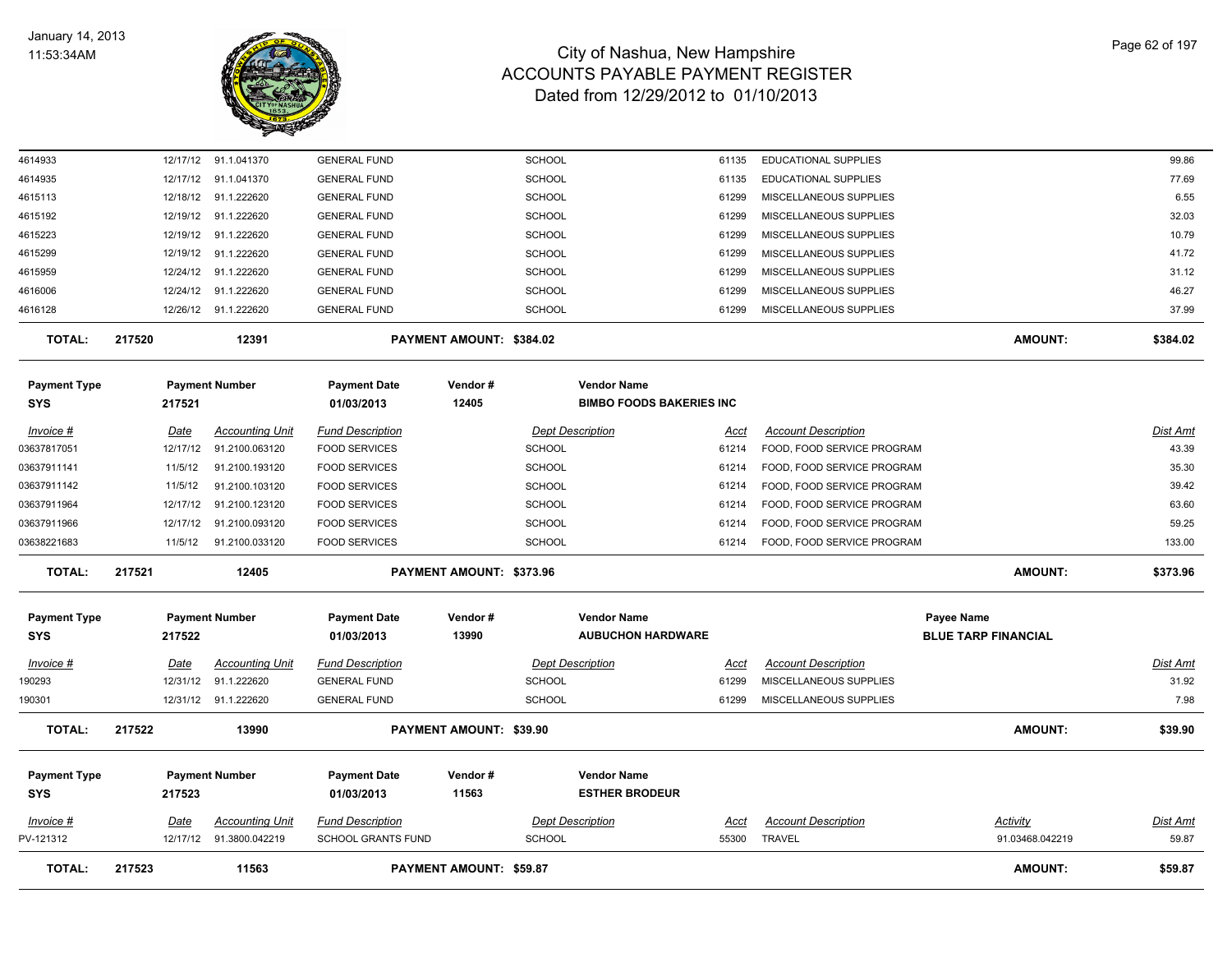| Invoice # | Date | Accounting Unit | Fund Description | Dept Description | Acct | Account Description | Dist Amt |
|---|---|---|---|---|---|---|---|
| 4614933 | 12/17/12 | 91.1.041370 | GENERAL FUND | SCHOOL | 61135 | EDUCATIONAL SUPPLIES | 99.86 |
| 4614935 | 12/17/12 | 91.1.041370 | GENERAL FUND | SCHOOL | 61135 | EDUCATIONAL SUPPLIES | 77.69 |
| 4615113 | 12/18/12 | 91.1.222620 | GENERAL FUND | SCHOOL | 61299 | MISCELLANEOUS SUPPLIES | 6.55 |
| 4615192 | 12/19/12 | 91.1.222620 | GENERAL FUND | SCHOOL | 61299 | MISCELLANEOUS SUPPLIES | 32.03 |
| 4615223 | 12/19/12 | 91.1.222620 | GENERAL FUND | SCHOOL | 61299 | MISCELLANEOUS SUPPLIES | 10.79 |
| 4615299 | 12/19/12 | 91.1.222620 | GENERAL FUND | SCHOOL | 61299 | MISCELLANEOUS SUPPLIES | 41.72 |
| 4615959 | 12/24/12 | 91.1.222620 | GENERAL FUND | SCHOOL | 61299 | MISCELLANEOUS SUPPLIES | 31.12 |
| 4616006 | 12/24/12 | 91.1.222620 | GENERAL FUND | SCHOOL | 61299 | MISCELLANEOUS SUPPLIES | 46.27 |
| 4616128 | 12/26/12 | 91.1.222620 | GENERAL FUND | SCHOOL | 61299 | MISCELLANEOUS SUPPLIES | 37.99 |

**TOTAL: 217520 12391 PAYMENT AMOUNT: $384.02 AMOUNT: $384.02**

| Payment Type | Payment Number | Payment Date | Vendor # | Vendor Name |
|---|---|---|---|---|
| SYS | 217521 | 01/03/2013 | 12405 | BIMBO FOODS BAKERIES INC |

| Invoice # | Date | Accounting Unit | Fund Description | Dept Description | Acct | Account Description | Dist Amt |
|---|---|---|---|---|---|---|---|
| 03637817051 | 12/17/12 | 91.2100.063120 | FOOD SERVICES | SCHOOL | 61214 | FOOD, FOOD SERVICE PROGRAM | 43.39 |
| 03637911141 | 11/5/12 | 91.2100.193120 | FOOD SERVICES | SCHOOL | 61214 | FOOD, FOOD SERVICE PROGRAM | 35.30 |
| 03637911142 | 11/5/12 | 91.2100.103120 | FOOD SERVICES | SCHOOL | 61214 | FOOD, FOOD SERVICE PROGRAM | 39.42 |
| 03637911964 | 12/17/12 | 91.2100.123120 | FOOD SERVICES | SCHOOL | 61214 | FOOD, FOOD SERVICE PROGRAM | 63.60 |
| 03637911966 | 12/17/12 | 91.2100.093120 | FOOD SERVICES | SCHOOL | 61214 | FOOD, FOOD SERVICE PROGRAM | 59.25 |
| 03638221683 | 11/5/12 | 91.2100.033120 | FOOD SERVICES | SCHOOL | 61214 | FOOD, FOOD SERVICE PROGRAM | 133.00 |

**TOTAL: 217521 12405 PAYMENT AMOUNT: $373.96 AMOUNT: $373.96**

| Payment Type | Payment Number | Payment Date | Vendor # | Vendor Name | Payee Name |
|---|---|---|---|---|---|
| SYS | 217522 | 01/03/2013 | 13990 | AUBUCHON HARDWARE | BLUE TARP FINANCIAL |

| Invoice # | Date | Accounting Unit | Fund Description | Dept Description | Acct | Account Description | Dist Amt |
|---|---|---|---|---|---|---|---|
| 190293 | 12/31/12 | 91.1.222620 | GENERAL FUND | SCHOOL | 61299 | MISCELLANEOUS SUPPLIES | 31.92 |
| 190301 | 12/31/12 | 91.1.222620 | GENERAL FUND | SCHOOL | 61299 | MISCELLANEOUS SUPPLIES | 7.98 |

**TOTAL: 217522 13990 PAYMENT AMOUNT: $39.90 AMOUNT: $39.90**

| Payment Type | Payment Number | Payment Date | Vendor # | Vendor Name |
|---|---|---|---|---|
| SYS | 217523 | 01/03/2013 | 11563 | ESTHER BRODEUR |

| Invoice # | Date | Accounting Unit | Fund Description | Dept Description | Acct | Account Description | Activity | Dist Amt |
|---|---|---|---|---|---|---|---|---|
| PV-121312 | 12/17/12 | 91.3800.042219 | SCHOOL GRANTS FUND | SCHOOL | 55300 | TRAVEL | 91.03468.042219 | 59.87 |

**TOTAL: 217523 11563 PAYMENT AMOUNT: $59.87 AMOUNT: $59.87**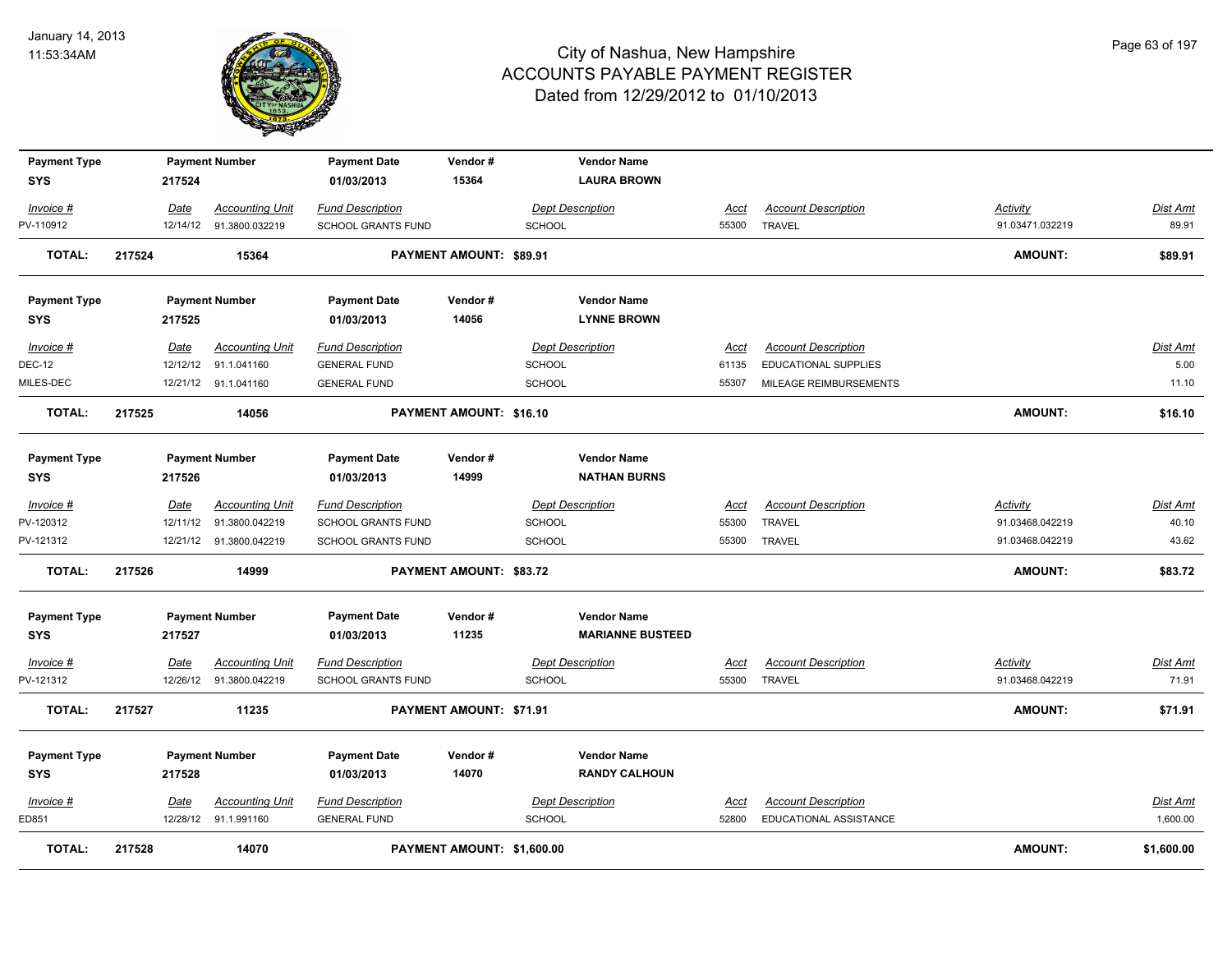# City of Nashua, New Hampshire
## ACCOUNTS PAYABLE PAYMENT REGISTER
### Dated from 12/29/2012 to 01/10/2013

January 14, 2013
11:53:34AM

| Payment Type | Payment Number | Payment Date | Vendor # | Vendor Name |
|---|---|---|---|---|
| SYS | 217524 | 01/03/2013 | 15364 | LAURA BROWN |

| Invoice # | Date | Accounting Unit | Fund Description | Dept Description | Acct | Account Description | Activity | Dist Amt |
|---|---|---|---|---|---|---|---|---|
| PV-110912 | 12/14/12 | 91.3800.032219 | SCHOOL GRANTS FUND | SCHOOL | 55300 | TRAVEL | 91.03471.032219 | 89.91 |

**TOTAL: 217524 15364 PAYMENT AMOUNT: $89.91 AMOUNT: $89.91**

| Payment Type | Payment Number | Payment Date | Vendor # | Vendor Name |
|---|---|---|---|---|
| SYS | 217525 | 01/03/2013 | 14056 | LYNNE BROWN |

| Invoice # | Date | Accounting Unit | Fund Description | Dept Description | Acct | Account Description | Activity | Dist Amt |
|---|---|---|---|---|---|---|---|---|
| DEC-12 | 12/12/12 | 91.1.041160 | GENERAL FUND | SCHOOL | 61135 | EDUCATIONAL SUPPLIES | | 5.00 |
| MILES-DEC | 12/21/12 | 91.1.041160 | GENERAL FUND | SCHOOL | 55307 | MILEAGE REIMBURSEMENTS | | 11.10 |

**TOTAL: 217525 14056 PAYMENT AMOUNT: $16.10 AMOUNT: $16.10**

| Payment Type | Payment Number | Payment Date | Vendor # | Vendor Name |
|---|---|---|---|---|
| SYS | 217526 | 01/03/2013 | 14999 | NATHAN BURNS |

| Invoice # | Date | Accounting Unit | Fund Description | Dept Description | Acct | Account Description | Activity | Dist Amt |
|---|---|---|---|---|---|---|---|---|
| PV-120312 | 12/11/12 | 91.3800.042219 | SCHOOL GRANTS FUND | SCHOOL | 55300 | TRAVEL | 91.03468.042219 | 40.10 |
| PV-121312 | 12/21/12 | 91.3800.042219 | SCHOOL GRANTS FUND | SCHOOL | 55300 | TRAVEL | 91.03468.042219 | 43.62 |

**TOTAL: 217526 14999 PAYMENT AMOUNT: $83.72 AMOUNT: $83.72**

| Payment Type | Payment Number | Payment Date | Vendor # | Vendor Name |
|---|---|---|---|---|
| SYS | 217527 | 01/03/2013 | 11235 | MARIANNE BUSTEED |

| Invoice # | Date | Accounting Unit | Fund Description | Dept Description | Acct | Account Description | Activity | Dist Amt |
|---|---|---|---|---|---|---|---|---|
| PV-121312 | 12/26/12 | 91.3800.042219 | SCHOOL GRANTS FUND | SCHOOL | 55300 | TRAVEL | 91.03468.042219 | 71.91 |

**TOTAL: 217527 11235 PAYMENT AMOUNT: $71.91 AMOUNT: $71.91**

| Payment Type | Payment Number | Payment Date | Vendor # | Vendor Name |
|---|---|---|---|---|
| SYS | 217528 | 01/03/2013 | 14070 | RANDY CALHOUN |

| Invoice # | Date | Accounting Unit | Fund Description | Dept Description | Acct | Account Description | Activity | Dist Amt |
|---|---|---|---|---|---|---|---|---|
| ED851 | 12/28/12 | 91.1.991160 | GENERAL FUND | SCHOOL | 52800 | EDUCATIONAL ASSISTANCE | | 1,600.00 |

**TOTAL: 217528 14070 PAYMENT AMOUNT: $1,600.00 AMOUNT: $1,600.00**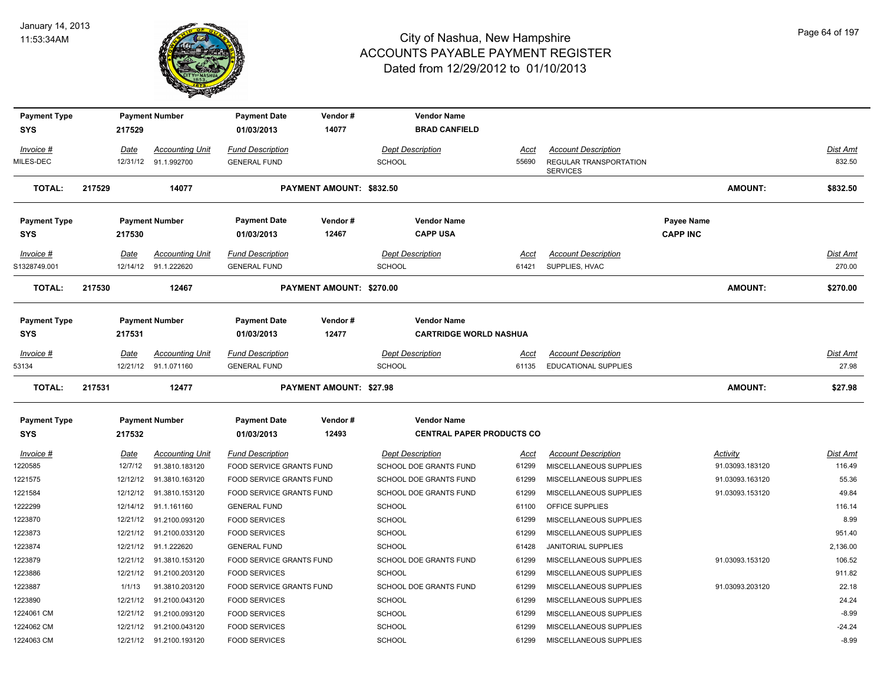# City of Nashua, New Hampshire
## ACCOUNTS PAYABLE PAYMENT REGISTER
### Dated from 12/29/2012 to 01/10/2013

January 14, 2013
11:53:34AM

| Payment Type | Payment Number | Payment Date | Vendor # | Vendor Name |
|---|---|---|---|---|
| SYS | 217529 | 01/03/2013 | 14077 | BRAD CANFIELD |

| Invoice # | Date | Accounting Unit | Fund Description | Dept Description | Acct | Account Description | Dist Amt |
|---|---|---|---|---|---|---|---|
| MILES-DEC | 12/31/12 | 91.1.992700 | GENERAL FUND | SCHOOL | 55690 | REGULAR TRANSPORTATION SERVICES | 832.50 |

**TOTAL: 217529 14077 PAYMENT AMOUNT: $832.50 AMOUNT: $832.50**

| Payment Type | Payment Number | Payment Date | Vendor # | Vendor Name | Payee Name |
|---|---|---|---|---|---|
| SYS | 217530 | 01/03/2013 | 12467 | CAPP USA | CAPP INC |

| Invoice # | Date | Accounting Unit | Fund Description | Dept Description | Acct | Account Description | Dist Amt |
|---|---|---|---|---|---|---|---|
| S1328749.001 | 12/14/12 | 91.1.222620 | GENERAL FUND | SCHOOL | 61421 | SUPPLIES, HVAC | 270.00 |

**TOTAL: 217530 12467 PAYMENT AMOUNT: $270.00 AMOUNT: $270.00**

| Payment Type | Payment Number | Payment Date | Vendor # | Vendor Name |
|---|---|---|---|---|
| SYS | 217531 | 01/03/2013 | 12477 | CARTRIDGE WORLD NASHUA |

| Invoice # | Date | Accounting Unit | Fund Description | Dept Description | Acct | Account Description | Dist Amt |
|---|---|---|---|---|---|---|---|
| 53134 | 12/21/12 | 91.1.071160 | GENERAL FUND | SCHOOL | 61135 | EDUCATIONAL SUPPLIES | 27.98 |

**TOTAL: 217531 12477 PAYMENT AMOUNT: $27.98 AMOUNT: $27.98**

| Payment Type | Payment Number | Payment Date | Vendor # | Vendor Name |
|---|---|---|---|---|
| SYS | 217532 | 01/03/2013 | 12493 | CENTRAL PAPER PRODUCTS CO |

| Invoice # | Date | Accounting Unit | Fund Description | Dept Description | Acct | Account Description | Activity | Dist Amt |
|---|---|---|---|---|---|---|---|---|
| 1220585 | 12/7/12 | 91.3810.183120 | FOOD SERVICE GRANTS FUND | SCHOOL DOE GRANTS FUND | 61299 | MISCELLANEOUS SUPPLIES | 91.03093.183120 | 116.49 |
| 1221575 | 12/12/12 | 91.3810.163120 | FOOD SERVICE GRANTS FUND | SCHOOL DOE GRANTS FUND | 61299 | MISCELLANEOUS SUPPLIES | 91.03093.163120 | 55.36 |
| 1221584 | 12/12/12 | 91.3810.153120 | FOOD SERVICE GRANTS FUND | SCHOOL DOE GRANTS FUND | 61299 | MISCELLANEOUS SUPPLIES | 91.03093.153120 | 49.84 |
| 1222299 | 12/14/12 | 91.1.161160 | GENERAL FUND | SCHOOL | 61100 | OFFICE SUPPLIES | | 116.14 |
| 1223870 | 12/21/12 | 91.2100.093120 | FOOD SERVICES | SCHOOL | 61299 | MISCELLANEOUS SUPPLIES | | 8.99 |
| 1223873 | 12/21/12 | 91.2100.033120 | FOOD SERVICES | SCHOOL | 61299 | MISCELLANEOUS SUPPLIES | | 951.40 |
| 1223874 | 12/21/12 | 91.1.222620 | GENERAL FUND | SCHOOL | 61428 | JANITORIAL SUPPLIES | | 2,136.00 |
| 1223879 | 12/21/12 | 91.3810.153120 | FOOD SERVICE GRANTS FUND | SCHOOL DOE GRANTS FUND | 61299 | MISCELLANEOUS SUPPLIES | 91.03093.153120 | 106.52 |
| 1223886 | 12/21/12 | 91.2100.203120 | FOOD SERVICES | SCHOOL | 61299 | MISCELLANEOUS SUPPLIES | | 911.82 |
| 1223887 | 1/1/13 | 91.3810.203120 | FOOD SERVICE GRANTS FUND | SCHOOL DOE GRANTS FUND | 61299 | MISCELLANEOUS SUPPLIES | 91.03093.203120 | 22.18 |
| 1223890 | 12/21/12 | 91.2100.043120 | FOOD SERVICES | SCHOOL | 61299 | MISCELLANEOUS SUPPLIES | | 24.24 |
| 1224061 CM | 12/21/12 | 91.2100.093120 | FOOD SERVICES | SCHOOL | 61299 | MISCELLANEOUS SUPPLIES | | -8.99 |
| 1224062 CM | 12/21/12 | 91.2100.043120 | FOOD SERVICES | SCHOOL | 61299 | MISCELLANEOUS SUPPLIES | | -24.24 |
| 1224063 CM | 12/21/12 | 91.2100.193120 | FOOD SERVICES | SCHOOL | 61299 | MISCELLANEOUS SUPPLIES | | -8.99 |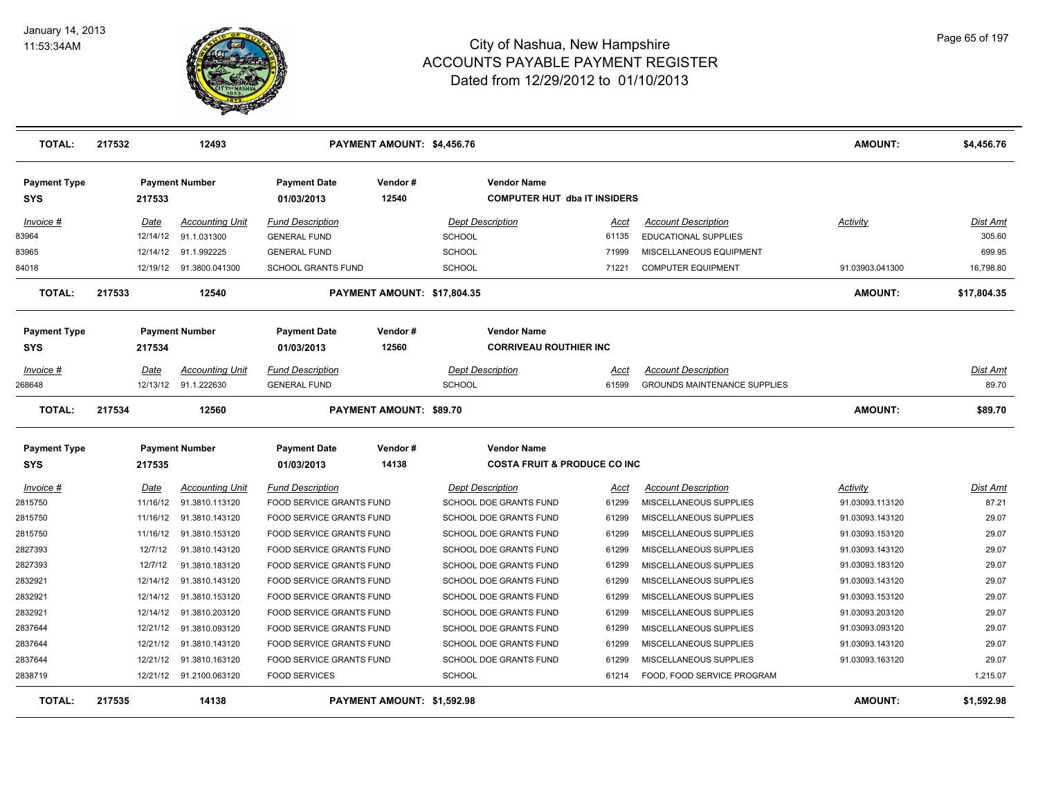# City of Nashua, New Hampshire
## ACCOUNTS PAYABLE PAYMENT REGISTER
### Dated from 12/29/2012 to 01/10/2013

January 14, 2013
11:53:34AM

| TOTAL: | 217532 | 12493 | PAYMENT AMOUNT: $4,456.76 | AMOUNT: | $4,456.76 |
|---|---|---|---|---|---|

| Payment Type | Payment Number | Payment Date | Vendor # | Vendor Name |
|---|---|---|---|---|
| SYS | 217533 | 01/03/2013 | 12540 | COMPUTER HUT dba IT INSIDERS |

| Invoice # | Date | Accounting Unit | Fund Description | Dept Description | Acct | Account Description | Activity | Dist Amt |
|---|---|---|---|---|---|---|---|---|
| 83964 | 12/14/12 | 91.1.031300 | GENERAL FUND | SCHOOL | 61135 | EDUCATIONAL SUPPLIES | | 305.60 |
| 83965 | 12/14/12 | 91.1.992225 | GENERAL FUND | SCHOOL | 71999 | MISCELLANEOUS EQUIPMENT | | 699.95 |
| 84018 | 12/19/12 | 91.3800.041300 | SCHOOL GRANTS FUND | SCHOOL | 71221 | COMPUTER EQUIPMENT | 91.03903.041300 | 16,798.80 |

| TOTAL: | 217533 | 12540 | PAYMENT AMOUNT: $17,804.35 | AMOUNT: | $17,804.35 |
|---|---|---|---|---|---|

| Payment Type | Payment Number | Payment Date | Vendor # | Vendor Name |
|---|---|---|---|---|
| SYS | 217534 | 01/03/2013 | 12560 | CORRIVEAU ROUTHIER INC |

| Invoice # | Date | Accounting Unit | Fund Description | Dept Description | Acct | Account Description | Dist Amt |
|---|---|---|---|---|---|---|---|
| 268648 | 12/13/12 | 91.1.222630 | GENERAL FUND | SCHOOL | 61599 | GROUNDS MAINTENANCE SUPPLIES | 89.70 |

| TOTAL: | 217534 | 12560 | PAYMENT AMOUNT: $89.70 | AMOUNT: | $89.70 |
|---|---|---|---|---|---|

| Payment Type | Payment Number | Payment Date | Vendor # | Vendor Name |
|---|---|---|---|---|
| SYS | 217535 | 01/03/2013 | 14138 | COSTA FRUIT & PRODUCE CO INC |

| Invoice # | Date | Accounting Unit | Fund Description | Dept Description | Acct | Account Description | Activity | Dist Amt |
|---|---|---|---|---|---|---|---|---|
| 2815750 | 11/16/12 | 91.3810.113120 | FOOD SERVICE GRANTS FUND | SCHOOL DOE GRANTS FUND | 61299 | MISCELLANEOUS SUPPLIES | 91.03093.113120 | 87.21 |
| 2815750 | 11/16/12 | 91.3810.143120 | FOOD SERVICE GRANTS FUND | SCHOOL DOE GRANTS FUND | 61299 | MISCELLANEOUS SUPPLIES | 91.03093.143120 | 29.07 |
| 2815750 | 11/16/12 | 91.3810.153120 | FOOD SERVICE GRANTS FUND | SCHOOL DOE GRANTS FUND | 61299 | MISCELLANEOUS SUPPLIES | 91.03093.153120 | 29.07 |
| 2827393 | 12/7/12 | 91.3810.143120 | FOOD SERVICE GRANTS FUND | SCHOOL DOE GRANTS FUND | 61299 | MISCELLANEOUS SUPPLIES | 91.03093.143120 | 29.07 |
| 2827393 | 12/7/12 | 91.3810.183120 | FOOD SERVICE GRANTS FUND | SCHOOL DOE GRANTS FUND | 61299 | MISCELLANEOUS SUPPLIES | 91.03093.183120 | 29.07 |
| 2832921 | 12/14/12 | 91.3810.143120 | FOOD SERVICE GRANTS FUND | SCHOOL DOE GRANTS FUND | 61299 | MISCELLANEOUS SUPPLIES | 91.03093.143120 | 29.07 |
| 2832921 | 12/14/12 | 91.3810.153120 | FOOD SERVICE GRANTS FUND | SCHOOL DOE GRANTS FUND | 61299 | MISCELLANEOUS SUPPLIES | 91.03093.153120 | 29.07 |
| 2832921 | 12/14/12 | 91.3810.203120 | FOOD SERVICE GRANTS FUND | SCHOOL DOE GRANTS FUND | 61299 | MISCELLANEOUS SUPPLIES | 91.03093.203120 | 29.07 |
| 2837644 | 12/21/12 | 91.3810.093120 | FOOD SERVICE GRANTS FUND | SCHOOL DOE GRANTS FUND | 61299 | MISCELLANEOUS SUPPLIES | 91.03093.093120 | 29.07 |
| 2837644 | 12/21/12 | 91.3810.143120 | FOOD SERVICE GRANTS FUND | SCHOOL DOE GRANTS FUND | 61299 | MISCELLANEOUS SUPPLIES | 91.03093.143120 | 29.07 |
| 2837644 | 12/21/12 | 91.3810.163120 | FOOD SERVICE GRANTS FUND | SCHOOL DOE GRANTS FUND | 61299 | MISCELLANEOUS SUPPLIES | 91.03093.163120 | 29.07 |
| 2838719 | 12/21/12 | 91.2100.063120 | FOOD SERVICES | SCHOOL | 61214 | FOOD, FOOD SERVICE PROGRAM | | 1,215.07 |

| TOTAL: | 217535 | 14138 | PAYMENT AMOUNT: $1,592.98 | AMOUNT: | $1,592.98 |
|---|---|---|---|---|---|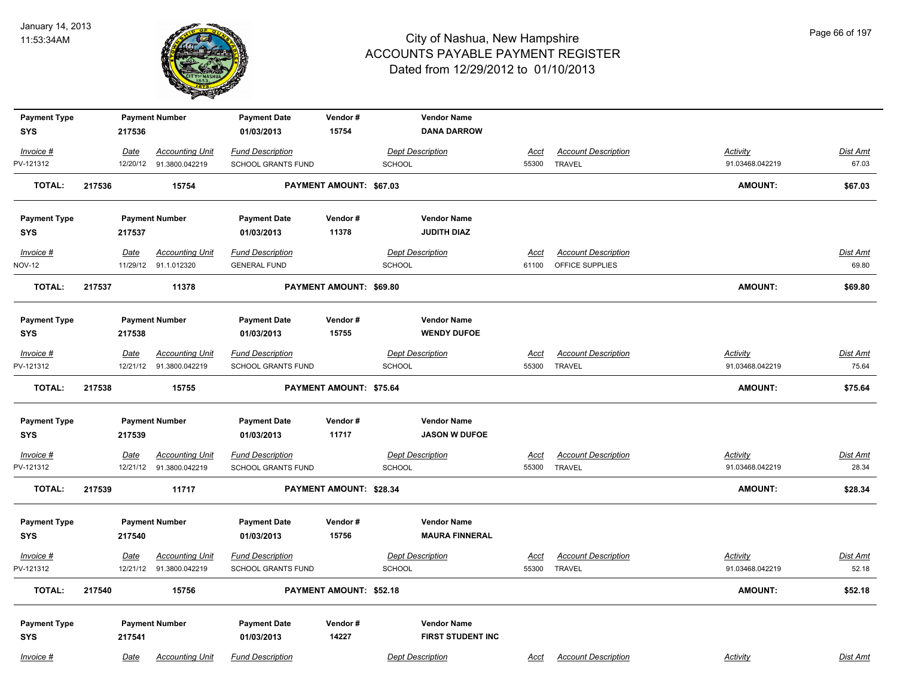# City of Nashua, New Hampshire
## ACCOUNTS PAYABLE PAYMENT REGISTER
### Dated from 12/29/2012 to 01/10/2013

January 14, 2013
11:53:34AM

| Payment Type | Payment Number | Payment Date | Vendor # | Vendor Name |
|---|---|---|---|---|
| SYS | 217536 | 01/03/2013 | 15754 | DANA DARROW |

| Invoice # | Date | Accounting Unit | Fund Description | Dept Description | Acct | Account Description | Activity | Dist Amt |
|---|---|---|---|---|---|---|---|---|
| PV-121312 | 12/20/12 | 91.3800.042219 | SCHOOL GRANTS FUND | SCHOOL | 55300 | TRAVEL | 91.03468.042219 | 67.03 |

**TOTAL: 217536 15754 PAYMENT AMOUNT: $67.03 AMOUNT: $67.03**

| Payment Type | Payment Number | Payment Date | Vendor # | Vendor Name |
|---|---|---|---|---|
| SYS | 217537 | 01/03/2013 | 11378 | JUDITH DIAZ |

| Invoice # | Date | Accounting Unit | Fund Description | Dept Description | Acct | Account Description | Activity | Dist Amt |
|---|---|---|---|---|---|---|---|---|
| NOV-12 | 11/29/12 | 91.1.012320 | GENERAL FUND | SCHOOL | 61100 | OFFICE SUPPLIES | | 69.80 |

**TOTAL: 217537 11378 PAYMENT AMOUNT: $69.80 AMOUNT: $69.80**

| Payment Type | Payment Number | Payment Date | Vendor # | Vendor Name |
|---|---|---|---|---|
| SYS | 217538 | 01/03/2013 | 15755 | WENDY DUFOE |

| Invoice # | Date | Accounting Unit | Fund Description | Dept Description | Acct | Account Description | Activity | Dist Amt |
|---|---|---|---|---|---|---|---|---|
| PV-121312 | 12/21/12 | 91.3800.042219 | SCHOOL GRANTS FUND | SCHOOL | 55300 | TRAVEL | 91.03468.042219 | 75.64 |

**TOTAL: 217538 15755 PAYMENT AMOUNT: $75.64 AMOUNT: $75.64**

| Payment Type | Payment Number | Payment Date | Vendor # | Vendor Name |
|---|---|---|---|---|
| SYS | 217539 | 01/03/2013 | 11717 | JASON W DUFOE |

| Invoice # | Date | Accounting Unit | Fund Description | Dept Description | Acct | Account Description | Activity | Dist Amt |
|---|---|---|---|---|---|---|---|---|
| PV-121312 | 12/21/12 | 91.3800.042219 | SCHOOL GRANTS FUND | SCHOOL | 55300 | TRAVEL | 91.03468.042219 | 28.34 |

**TOTAL: 217539 11717 PAYMENT AMOUNT: $28.34 AMOUNT: $28.34**

| Payment Type | Payment Number | Payment Date | Vendor # | Vendor Name |
|---|---|---|---|---|
| SYS | 217540 | 01/03/2013 | 15756 | MAURA FINNERAL |

| Invoice # | Date | Accounting Unit | Fund Description | Dept Description | Acct | Account Description | Activity | Dist Amt |
|---|---|---|---|---|---|---|---|---|
| PV-121312 | 12/21/12 | 91.3800.042219 | SCHOOL GRANTS FUND | SCHOOL | 55300 | TRAVEL | 91.03468.042219 | 52.18 |

**TOTAL: 217540 15756 PAYMENT AMOUNT: $52.18 AMOUNT: $52.18**

| Payment Type | Payment Number | Payment Date | Vendor # | Vendor Name |
|---|---|---|---|---|
| SYS | 217541 | 01/03/2013 | 14227 | FIRST STUDENT INC |

| Invoice # | Date | Accounting Unit | Fund Description | Dept Description | Acct | Account Description | Activity | Dist Amt |
|---|---|---|---|---|---|---|---|---|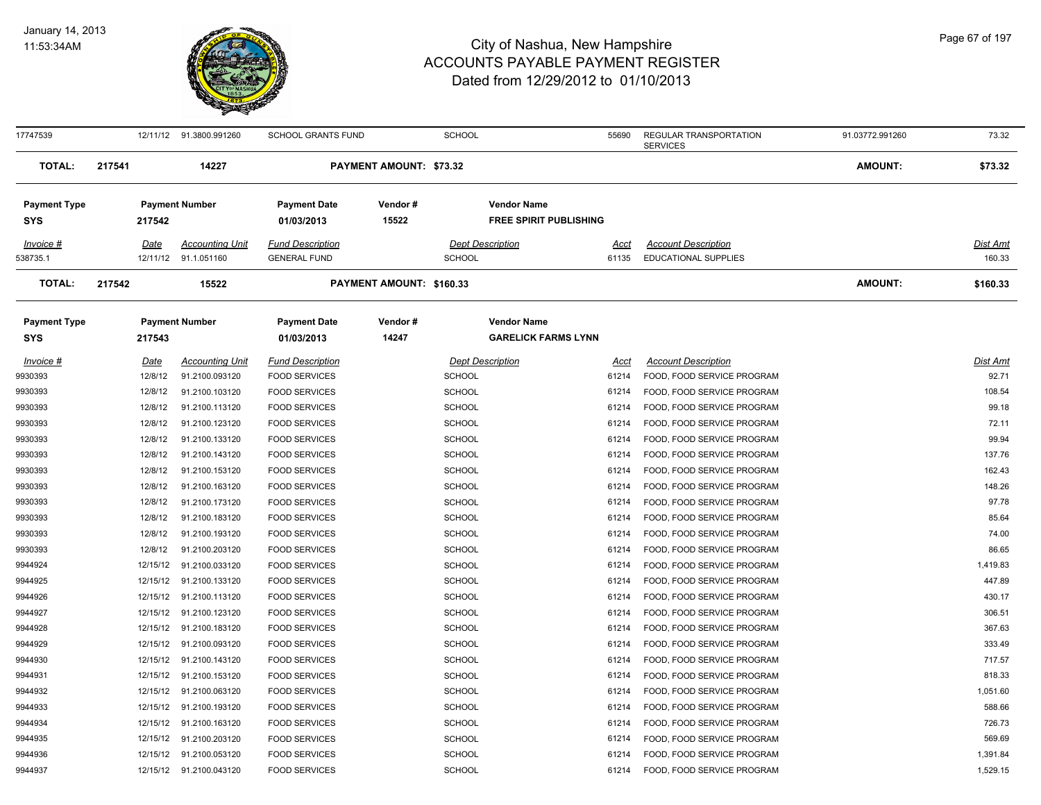| 17747539 | 12/11/12 | 91.3800.991260 | SCHOOL GRANTS FUND | SCHOOL | 55690 | REGULAR TRANSPORTATION SERVICES | 91.03772.991260 | 73.32 |
|---|---|---|---|---|---|---|---|---|
| **TOTAL:** | **217541** | **14227** | **PAYMENT AMOUNT: $73.32** | | | | **AMOUNT:** | **$73.32** |

| **Payment Type** | **Payment Number** | **Payment Date** | **Vendor #** | **Vendor Name** |
|---|---|---|---|---|
| **SYS** | **217542** | **01/03/2013** | **15522** | **FREE SPIRIT PUBLISHING** |

| *Invoice #* | *Date* | *Accounting Unit* | *Fund Description* | *Dept Description* | *Acct* | *Account Description* | *Dist Amt* |
|---|---|---|---|---|---|---|---|
| 538735.1 | 12/11/12 | 91.1.051160 | GENERAL FUND | SCHOOL | 61135 | EDUCATIONAL SUPPLIES | 160.33 |
| **TOTAL:** | **217542** | **15522** | **PAYMENT AMOUNT: $160.33** | | | **AMOUNT:** | **$160.33** |

| **Payment Type** | **Payment Number** | **Payment Date** | **Vendor #** | **Vendor Name** |
|---|---|---|---|---|
| **SYS** | **217543** | **01/03/2013** | **14247** | **GARELICK FARMS LYNN** |

| *Invoice #* | *Date* | *Accounting Unit* | *Fund Description* | *Dept Description* | *Acct* | *Account Description* | *Dist Amt* |
|---|---|---|---|---|---|---|---|
| 9930393 | 12/8/12 | 91.2100.093120 | FOOD SERVICES | SCHOOL | 61214 | FOOD, FOOD SERVICE PROGRAM | 92.71 |
| 9930393 | 12/8/12 | 91.2100.103120 | FOOD SERVICES | SCHOOL | 61214 | FOOD, FOOD SERVICE PROGRAM | 108.54 |
| 9930393 | 12/8/12 | 91.2100.113120 | FOOD SERVICES | SCHOOL | 61214 | FOOD, FOOD SERVICE PROGRAM | 99.18 |
| 9930393 | 12/8/12 | 91.2100.123120 | FOOD SERVICES | SCHOOL | 61214 | FOOD, FOOD SERVICE PROGRAM | 72.11 |
| 9930393 | 12/8/12 | 91.2100.133120 | FOOD SERVICES | SCHOOL | 61214 | FOOD, FOOD SERVICE PROGRAM | 99.94 |
| 9930393 | 12/8/12 | 91.2100.143120 | FOOD SERVICES | SCHOOL | 61214 | FOOD, FOOD SERVICE PROGRAM | 137.76 |
| 9930393 | 12/8/12 | 91.2100.153120 | FOOD SERVICES | SCHOOL | 61214 | FOOD, FOOD SERVICE PROGRAM | 162.43 |
| 9930393 | 12/8/12 | 91.2100.163120 | FOOD SERVICES | SCHOOL | 61214 | FOOD, FOOD SERVICE PROGRAM | 148.26 |
| 9930393 | 12/8/12 | 91.2100.173120 | FOOD SERVICES | SCHOOL | 61214 | FOOD, FOOD SERVICE PROGRAM | 97.78 |
| 9930393 | 12/8/12 | 91.2100.183120 | FOOD SERVICES | SCHOOL | 61214 | FOOD, FOOD SERVICE PROGRAM | 85.64 |
| 9930393 | 12/8/12 | 91.2100.193120 | FOOD SERVICES | SCHOOL | 61214 | FOOD, FOOD SERVICE PROGRAM | 74.00 |
| 9930393 | 12/8/12 | 91.2100.203120 | FOOD SERVICES | SCHOOL | 61214 | FOOD, FOOD SERVICE PROGRAM | 86.65 |
| 9944924 | 12/15/12 | 91.2100.033120 | FOOD SERVICES | SCHOOL | 61214 | FOOD, FOOD SERVICE PROGRAM | 1,419.83 |
| 9944925 | 12/15/12 | 91.2100.133120 | FOOD SERVICES | SCHOOL | 61214 | FOOD, FOOD SERVICE PROGRAM | 447.89 |
| 9944926 | 12/15/12 | 91.2100.113120 | FOOD SERVICES | SCHOOL | 61214 | FOOD, FOOD SERVICE PROGRAM | 430.17 |
| 9944927 | 12/15/12 | 91.2100.123120 | FOOD SERVICES | SCHOOL | 61214 | FOOD, FOOD SERVICE PROGRAM | 306.51 |
| 9944928 | 12/15/12 | 91.2100.183120 | FOOD SERVICES | SCHOOL | 61214 | FOOD, FOOD SERVICE PROGRAM | 367.63 |
| 9944929 | 12/15/12 | 91.2100.093120 | FOOD SERVICES | SCHOOL | 61214 | FOOD, FOOD SERVICE PROGRAM | 333.49 |
| 9944930 | 12/15/12 | 91.2100.143120 | FOOD SERVICES | SCHOOL | 61214 | FOOD, FOOD SERVICE PROGRAM | 717.57 |
| 9944931 | 12/15/12 | 91.2100.153120 | FOOD SERVICES | SCHOOL | 61214 | FOOD, FOOD SERVICE PROGRAM | 818.33 |
| 9944932 | 12/15/12 | 91.2100.063120 | FOOD SERVICES | SCHOOL | 61214 | FOOD, FOOD SERVICE PROGRAM | 1,051.60 |
| 9944933 | 12/15/12 | 91.2100.193120 | FOOD SERVICES | SCHOOL | 61214 | FOOD, FOOD SERVICE PROGRAM | 588.66 |
| 9944934 | 12/15/12 | 91.2100.163120 | FOOD SERVICES | SCHOOL | 61214 | FOOD, FOOD SERVICE PROGRAM | 726.73 |
| 9944935 | 12/15/12 | 91.2100.203120 | FOOD SERVICES | SCHOOL | 61214 | FOOD, FOOD SERVICE PROGRAM | 569.69 |
| 9944936 | 12/15/12 | 91.2100.053120 | FOOD SERVICES | SCHOOL | 61214 | FOOD, FOOD SERVICE PROGRAM | 1,391.84 |
| 9944937 | 12/15/12 | 91.2100.043120 | FOOD SERVICES | SCHOOL | 61214 | FOOD, FOOD SERVICE PROGRAM | 1,529.15 |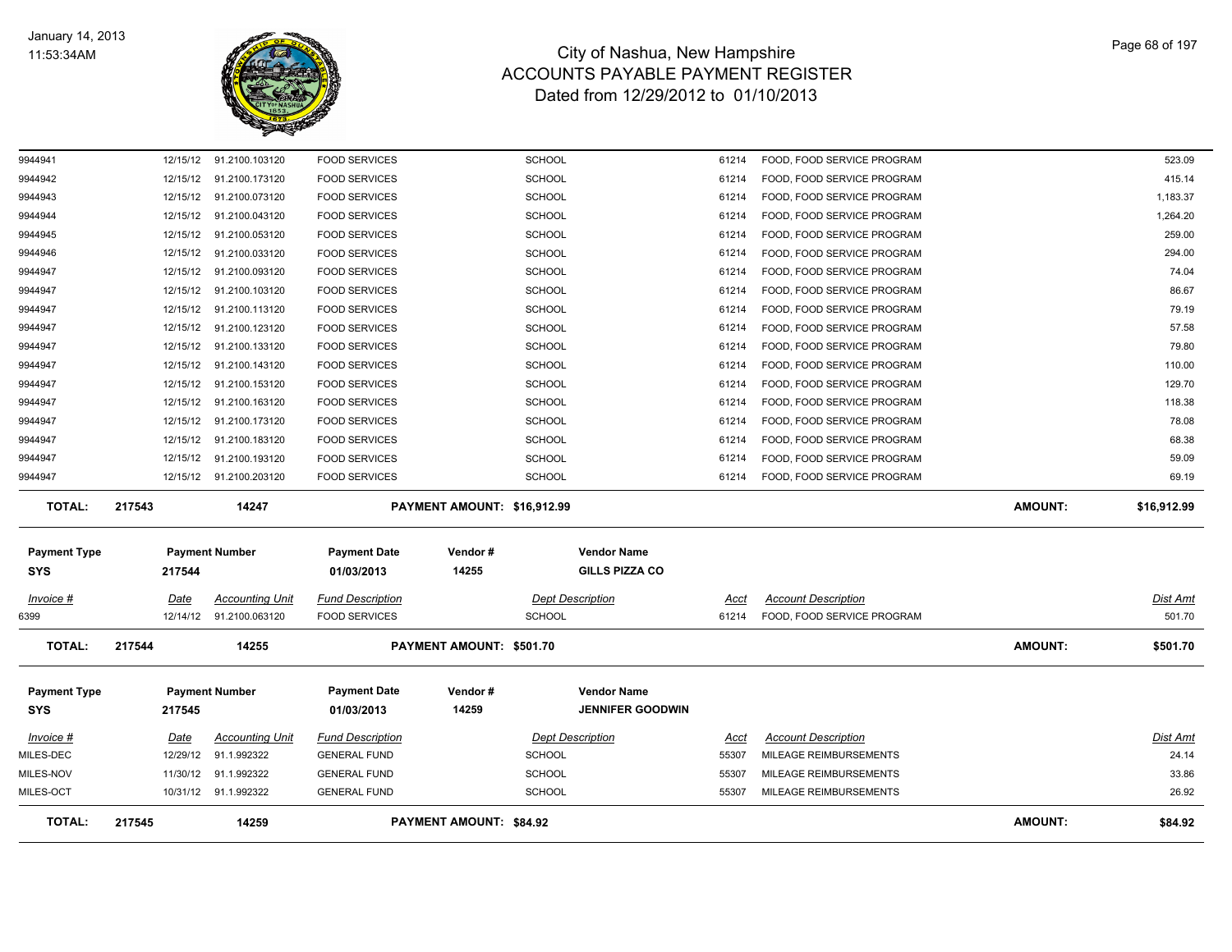# City of Nashua, New Hampshire
# ACCOUNTS PAYABLE PAYMENT REGISTER
## Dated from 12/29/2012 to 01/10/2013

January 14, 2013
11:53:34AM

| | | | | | | | | |
|---|---|---|---|---|---|---|---|---|
| 9944941 | 12/15/12 | 91.2100.103120 | FOOD SERVICES | SCHOOL | 61214 | FOOD, FOOD SERVICE PROGRAM | | 523.09 |
| 9944942 | 12/15/12 | 91.2100.173120 | FOOD SERVICES | SCHOOL | 61214 | FOOD, FOOD SERVICE PROGRAM | | 415.14 |
| 9944943 | 12/15/12 | 91.2100.073120 | FOOD SERVICES | SCHOOL | 61214 | FOOD, FOOD SERVICE PROGRAM | | 1,183.37 |
| 9944944 | 12/15/12 | 91.2100.043120 | FOOD SERVICES | SCHOOL | 61214 | FOOD, FOOD SERVICE PROGRAM | | 1,264.20 |
| 9944945 | 12/15/12 | 91.2100.053120 | FOOD SERVICES | SCHOOL | 61214 | FOOD, FOOD SERVICE PROGRAM | | 259.00 |
| 9944946 | 12/15/12 | 91.2100.033120 | FOOD SERVICES | SCHOOL | 61214 | FOOD, FOOD SERVICE PROGRAM | | 294.00 |
| 9944947 | 12/15/12 | 91.2100.093120 | FOOD SERVICES | SCHOOL | 61214 | FOOD, FOOD SERVICE PROGRAM | | 74.04 |
| 9944947 | 12/15/12 | 91.2100.103120 | FOOD SERVICES | SCHOOL | 61214 | FOOD, FOOD SERVICE PROGRAM | | 86.67 |
| 9944947 | 12/15/12 | 91.2100.113120 | FOOD SERVICES | SCHOOL | 61214 | FOOD, FOOD SERVICE PROGRAM | | 79.19 |
| 9944947 | 12/15/12 | 91.2100.123120 | FOOD SERVICES | SCHOOL | 61214 | FOOD, FOOD SERVICE PROGRAM | | 57.58 |
| 9944947 | 12/15/12 | 91.2100.133120 | FOOD SERVICES | SCHOOL | 61214 | FOOD, FOOD SERVICE PROGRAM | | 79.80 |
| 9944947 | 12/15/12 | 91.2100.143120 | FOOD SERVICES | SCHOOL | 61214 | FOOD, FOOD SERVICE PROGRAM | | 110.00 |
| 9944947 | 12/15/12 | 91.2100.153120 | FOOD SERVICES | SCHOOL | 61214 | FOOD, FOOD SERVICE PROGRAM | | 129.70 |
| 9944947 | 12/15/12 | 91.2100.163120 | FOOD SERVICES | SCHOOL | 61214 | FOOD, FOOD SERVICE PROGRAM | | 118.38 |
| 9944947 | 12/15/12 | 91.2100.173120 | FOOD SERVICES | SCHOOL | 61214 | FOOD, FOOD SERVICE PROGRAM | | 78.08 |
| 9944947 | 12/15/12 | 91.2100.183120 | FOOD SERVICES | SCHOOL | 61214 | FOOD, FOOD SERVICE PROGRAM | | 68.38 |
| 9944947 | 12/15/12 | 91.2100.193120 | FOOD SERVICES | SCHOOL | 61214 | FOOD, FOOD SERVICE PROGRAM | | 59.09 |
| 9944947 | 12/15/12 | 91.2100.203120 | FOOD SERVICES | SCHOOL | 61214 | FOOD, FOOD SERVICE PROGRAM | | 69.19 |
| **TOTAL:** 217543 | | 14247 | **PAYMENT AMOUNT: $16,912.99** | | | | **AMOUNT:** | **$16,912.99** |

| Payment Type | Payment Number | Payment Date | Vendor # | Vendor Name |
|---|---|---|---|---|
| SYS | 217544 | 01/03/2013 | 14255 | GILLS PIZZA CO |

| Invoice # | Date | Accounting Unit | Fund Description | Dept Description | Acct | Account Description | | Dist Amt |
|---|---|---|---|---|---|---|---|---|
| 6399 | 12/14/12 | 91.2100.063120 | FOOD SERVICES | SCHOOL | 61214 | FOOD, FOOD SERVICE PROGRAM | | 501.70 |
| **TOTAL:** 217544 | | 14255 | **PAYMENT AMOUNT: $501.70** | | | | **AMOUNT:** | **$501.70** |

| Payment Type | Payment Number | Payment Date | Vendor # | Vendor Name |
|---|---|---|---|---|
| SYS | 217545 | 01/03/2013 | 14259 | JENNIFER GOODWIN |

| Invoice # | Date | Accounting Unit | Fund Description | Dept Description | Acct | Account Description | | Dist Amt |
|---|---|---|---|---|---|---|---|---|
| MILES-DEC | 12/29/12 | 91.1.992322 | GENERAL FUND | SCHOOL | 55307 | MILEAGE REIMBURSEMENTS | | 24.14 |
| MILES-NOV | 11/30/12 | 91.1.992322 | GENERAL FUND | SCHOOL | 55307 | MILEAGE REIMBURSEMENTS | | 33.86 |
| MILES-OCT | 10/31/12 | 91.1.992322 | GENERAL FUND | SCHOOL | 55307 | MILEAGE REIMBURSEMENTS | | 26.92 |
| **TOTAL:** 217545 | | 14259 | **PAYMENT AMOUNT: $84.92** | | | | **AMOUNT:** | **$84.92** |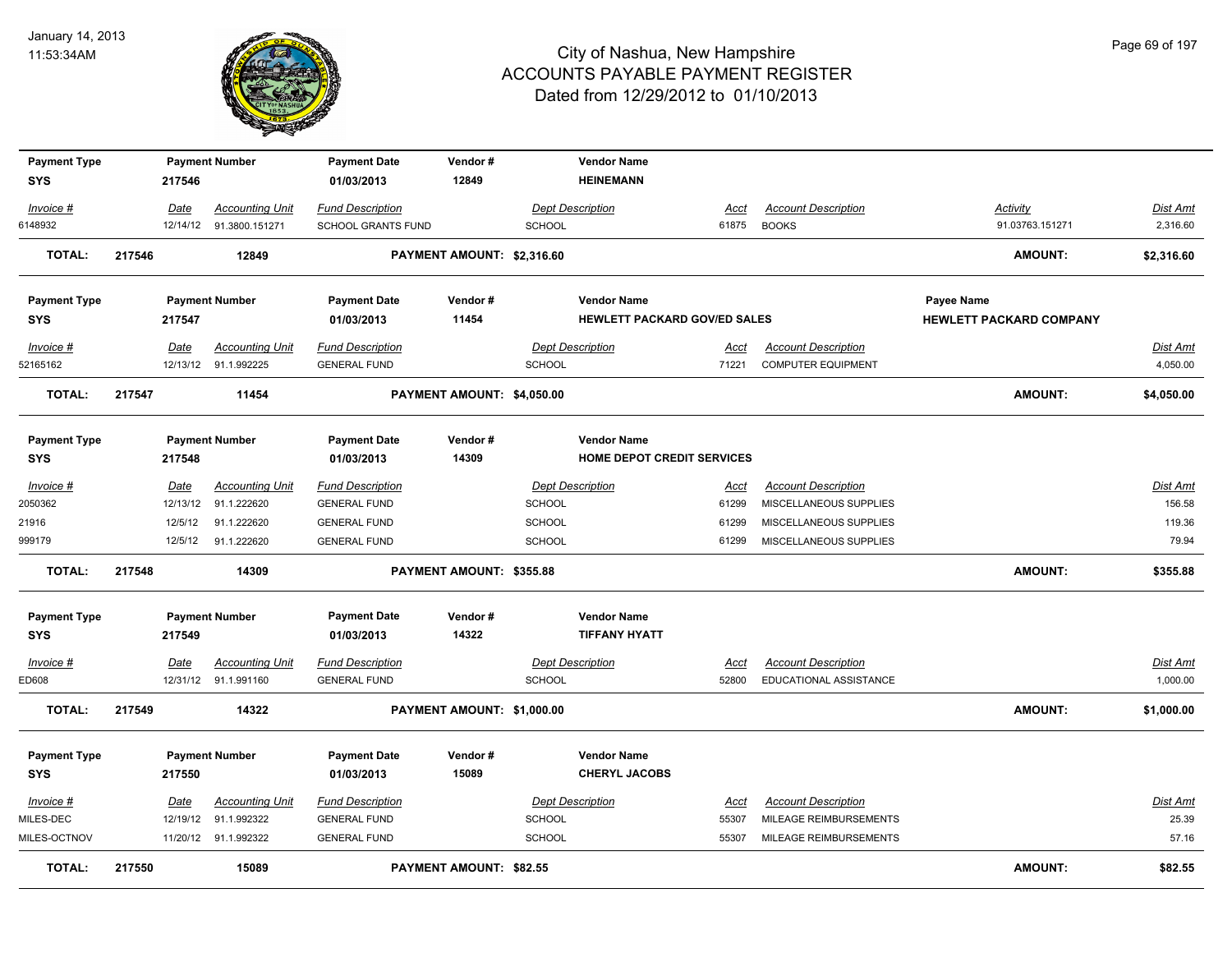# City of Nashua, New Hampshire
## ACCOUNTS PAYABLE PAYMENT REGISTER
### Dated from 12/29/2012 to 01/10/2013

| Payment Type | Payment Number | Payment Date | Vendor # | Vendor Name | | | |
|---|---|---|---|---|---|---|---|
| SYS | 217546 | 01/03/2013 | 12849 | HEINEMANN | | | |

| Invoice # | Date | Accounting Unit | Fund Description | Dept Description | Acct | Account Description | Activity | Dist Amt |
|---|---|---|---|---|---|---|---|---|
| 6148932 | 12/14/12 | 91.3800.151271 | SCHOOL GRANTS FUND | SCHOOL | 61875 | BOOKS | 91.03763.151271 | 2,316.60 |

**TOTAL: 217546 12849 PAYMENT AMOUNT: $2,316.60 AMOUNT: $2,316.60**

| Payment Type | Payment Number | Payment Date | Vendor # | Vendor Name | Payee Name |
|---|---|---|---|---|---|
| SYS | 217547 | 01/03/2013 | 11454 | HEWLETT PACKARD GOV/ED SALES | HEWLETT PACKARD COMPANY |

| Invoice # | Date | Accounting Unit | Fund Description | Dept Description | Acct | Account Description | Dist Amt |
|---|---|---|---|---|---|---|---|
| 52165162 | 12/13/12 | 91.1.992225 | GENERAL FUND | SCHOOL | 71221 | COMPUTER EQUIPMENT | 4,050.00 |

**TOTAL: 217547 11454 PAYMENT AMOUNT: $4,050.00 AMOUNT: $4,050.00**

| Payment Type | Payment Number | Payment Date | Vendor # | Vendor Name |
|---|---|---|---|---|
| SYS | 217548 | 01/03/2013 | 14309 | HOME DEPOT CREDIT SERVICES |

| Invoice # | Date | Accounting Unit | Fund Description | Dept Description | Acct | Account Description | Dist Amt |
|---|---|---|---|---|---|---|---|
| 2050362 | 12/13/12 | 91.1.222620 | GENERAL FUND | SCHOOL | 61299 | MISCELLANEOUS SUPPLIES | 156.58 |
| 21916 | 12/5/12 | 91.1.222620 | GENERAL FUND | SCHOOL | 61299 | MISCELLANEOUS SUPPLIES | 119.36 |
| 999179 | 12/5/12 | 91.1.222620 | GENERAL FUND | SCHOOL | 61299 | MISCELLANEOUS SUPPLIES | 79.94 |

**TOTAL: 217548 14309 PAYMENT AMOUNT: $355.88 AMOUNT: $355.88**

| Payment Type | Payment Number | Payment Date | Vendor # | Vendor Name |
|---|---|---|---|---|
| SYS | 217549 | 01/03/2013 | 14322 | TIFFANY HYATT |

| Invoice # | Date | Accounting Unit | Fund Description | Dept Description | Acct | Account Description | Dist Amt |
|---|---|---|---|---|---|---|---|
| ED608 | 12/31/12 | 91.1.991160 | GENERAL FUND | SCHOOL | 52800 | EDUCATIONAL ASSISTANCE | 1,000.00 |

**TOTAL: 217549 14322 PAYMENT AMOUNT: $1,000.00 AMOUNT: $1,000.00**

| Payment Type | Payment Number | Payment Date | Vendor # | Vendor Name |
|---|---|---|---|---|
| SYS | 217550 | 01/03/2013 | 15089 | CHERYL JACOBS |

| Invoice # | Date | Accounting Unit | Fund Description | Dept Description | Acct | Account Description | Dist Amt |
|---|---|---|---|---|---|---|---|
| MILES-DEC | 12/19/12 | 91.1.992322 | GENERAL FUND | SCHOOL | 55307 | MILEAGE REIMBURSEMENTS | 25.39 |
| MILES-OCTNOV | 11/20/12 | 91.1.992322 | GENERAL FUND | SCHOOL | 55307 | MILEAGE REIMBURSEMENTS | 57.16 |

**TOTAL: 217550 15089 PAYMENT AMOUNT: $82.55 AMOUNT: $82.55**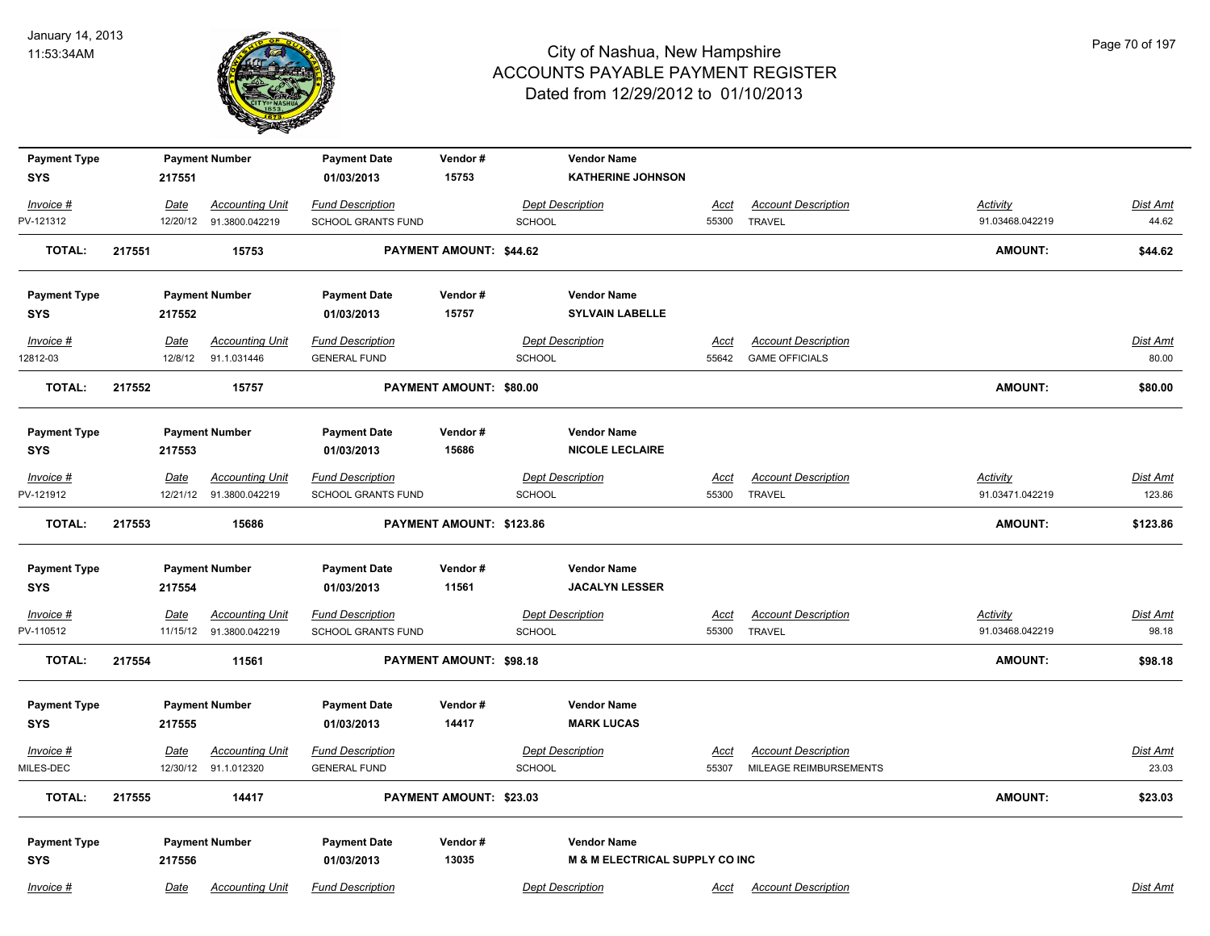# City of Nashua, New Hampshire
## ACCOUNTS PAYABLE PAYMENT REGISTER
### Dated from 12/29/2012 to 01/10/2013

January 14, 2013
11:53:34AM

| Payment Type | Payment Number | Payment Date | Vendor # | Vendor Name |
|---|---|---|---|---|
| SYS | 217551 | 01/03/2013 | 15753 | KATHERINE JOHNSON |

| Invoice # | Date | Accounting Unit | Fund Description | Dept Description | Acct | Account Description | Activity | Dist Amt |
|---|---|---|---|---|---|---|---|---|
| PV-121312 | 12/20/12 | 91.3800.042219 | SCHOOL GRANTS FUND | SCHOOL | 55300 | TRAVEL | 91.03468.042219 | 44.62 |

**TOTAL: 217551 15753 PAYMENT AMOUNT: $44.62 AMOUNT: $44.62**

| Payment Type | Payment Number | Payment Date | Vendor # | Vendor Name |
|---|---|---|---|---|
| SYS | 217552 | 01/03/2013 | 15757 | SYLVAIN LABELLE |

| Invoice # | Date | Accounting Unit | Fund Description | Dept Description | Acct | Account Description | Dist Amt |
|---|---|---|---|---|---|---|---|
| 12812-03 | 12/8/12 | 91.1.031446 | GENERAL FUND | SCHOOL | 55642 | GAME OFFICIALS | 80.00 |

**TOTAL: 217552 15757 PAYMENT AMOUNT: $80.00 AMOUNT: $80.00**

| Payment Type | Payment Number | Payment Date | Vendor # | Vendor Name |
|---|---|---|---|---|
| SYS | 217553 | 01/03/2013 | 15686 | NICOLE LECLAIRE |

| Invoice # | Date | Accounting Unit | Fund Description | Dept Description | Acct | Account Description | Activity | Dist Amt |
|---|---|---|---|---|---|---|---|---|
| PV-121912 | 12/21/12 | 91.3800.042219 | SCHOOL GRANTS FUND | SCHOOL | 55300 | TRAVEL | 91.03471.042219 | 123.86 |

**TOTAL: 217553 15686 PAYMENT AMOUNT: $123.86 AMOUNT: $123.86**

| Payment Type | Payment Number | Payment Date | Vendor # | Vendor Name |
|---|---|---|---|---|
| SYS | 217554 | 01/03/2013 | 11561 | JACALYN LESSER |

| Invoice # | Date | Accounting Unit | Fund Description | Dept Description | Acct | Account Description | Activity | Dist Amt |
|---|---|---|---|---|---|---|---|---|
| PV-110512 | 11/15/12 | 91.3800.042219 | SCHOOL GRANTS FUND | SCHOOL | 55300 | TRAVEL | 91.03468.042219 | 98.18 |

**TOTAL: 217554 11561 PAYMENT AMOUNT: $98.18 AMOUNT: $98.18**

| Payment Type | Payment Number | Payment Date | Vendor # | Vendor Name |
|---|---|---|---|---|
| SYS | 217555 | 01/03/2013 | 14417 | MARK LUCAS |

| Invoice # | Date | Accounting Unit | Fund Description | Dept Description | Acct | Account Description | Dist Amt |
|---|---|---|---|---|---|---|---|
| MILES-DEC | 12/30/12 | 91.1.012320 | GENERAL FUND | SCHOOL | 55307 | MILEAGE REIMBURSEMENTS | 23.03 |

**TOTAL: 217555 14417 PAYMENT AMOUNT: $23.03 AMOUNT: $23.03**

| Payment Type | Payment Number | Payment Date | Vendor # | Vendor Name |
|---|---|---|---|---|
| SYS | 217556 | 01/03/2013 | 13035 | M & M ELECTRICAL SUPPLY CO INC |

| Invoice # | Date | Accounting Unit | Fund Description | Dept Description | Acct | Account Description | Dist Amt |
|---|---|---|---|---|---|---|---|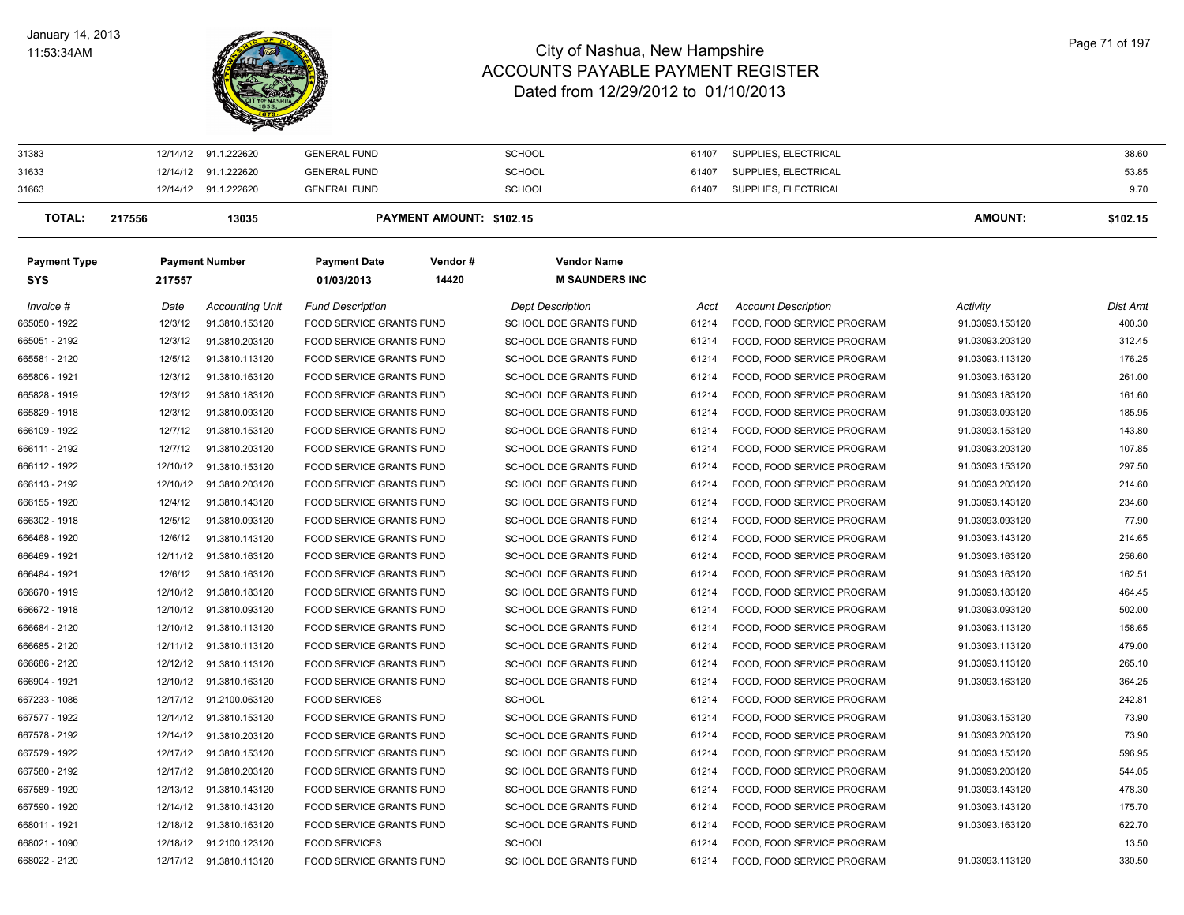# City of Nashua, New Hampshire
## ACCOUNTS PAYABLE PAYMENT REGISTER
### Dated from 12/29/2012 to 01/10/2013

| | | | | | | | | |
|---|---|---|---|---|---|---|---|---|
| 31383 | 12/14/12 | 91.1.222620 | GENERAL FUND | SCHOOL | 61407 | SUPPLIES, ELECTRICAL | | 38.60 |
| 31633 | 12/14/12 | 91.1.222620 | GENERAL FUND | SCHOOL | 61407 | SUPPLIES, ELECTRICAL | | 53.85 |
| 31663 | 12/14/12 | 91.1.222620 | GENERAL FUND | SCHOOL | 61407 | SUPPLIES, ELECTRICAL | | 9.70 |
| **TOTAL:** | **217556** | **13035** | **PAYMENT AMOUNT: $102.15** | | | | **AMOUNT:** | **$102.15** |

| Payment Type | Payment Number | Payment Date | Vendor # | Vendor Name |
|---|---|---|---|---|
| SYS | 217557 | 01/03/2013 | 14420 | M SAUNDERS INC |

| Invoice # | Date | Accounting Unit | Fund Description | Dept Description | Acct | Account Description | Activity | Dist Amt |
|---|---|---|---|---|---|---|---|---|
| 665050 - 1922 | 12/3/12 | 91.3810.153120 | FOOD SERVICE GRANTS FUND | SCHOOL DOE GRANTS FUND | 61214 | FOOD, FOOD SERVICE PROGRAM | 91.03093.153120 | 400.30 |
| 665051 - 2192 | 12/3/12 | 91.3810.203120 | FOOD SERVICE GRANTS FUND | SCHOOL DOE GRANTS FUND | 61214 | FOOD, FOOD SERVICE PROGRAM | 91.03093.203120 | 312.45 |
| 665581 - 2120 | 12/5/12 | 91.3810.113120 | FOOD SERVICE GRANTS FUND | SCHOOL DOE GRANTS FUND | 61214 | FOOD, FOOD SERVICE PROGRAM | 91.03093.113120 | 176.25 |
| 665806 - 1921 | 12/3/12 | 91.3810.163120 | FOOD SERVICE GRANTS FUND | SCHOOL DOE GRANTS FUND | 61214 | FOOD, FOOD SERVICE PROGRAM | 91.03093.163120 | 261.00 |
| 665828 - 1919 | 12/3/12 | 91.3810.183120 | FOOD SERVICE GRANTS FUND | SCHOOL DOE GRANTS FUND | 61214 | FOOD, FOOD SERVICE PROGRAM | 91.03093.183120 | 161.60 |
| 665829 - 1918 | 12/3/12 | 91.3810.093120 | FOOD SERVICE GRANTS FUND | SCHOOL DOE GRANTS FUND | 61214 | FOOD, FOOD SERVICE PROGRAM | 91.03093.093120 | 185.95 |
| 666109 - 1922 | 12/7/12 | 91.3810.153120 | FOOD SERVICE GRANTS FUND | SCHOOL DOE GRANTS FUND | 61214 | FOOD, FOOD SERVICE PROGRAM | 91.03093.153120 | 143.80 |
| 666111 - 2192 | 12/7/12 | 91.3810.203120 | FOOD SERVICE GRANTS FUND | SCHOOL DOE GRANTS FUND | 61214 | FOOD, FOOD SERVICE PROGRAM | 91.03093.203120 | 107.85 |
| 666112 - 1922 | 12/10/12 | 91.3810.153120 | FOOD SERVICE GRANTS FUND | SCHOOL DOE GRANTS FUND | 61214 | FOOD, FOOD SERVICE PROGRAM | 91.03093.153120 | 297.50 |
| 666113 - 2192 | 12/10/12 | 91.3810.203120 | FOOD SERVICE GRANTS FUND | SCHOOL DOE GRANTS FUND | 61214 | FOOD, FOOD SERVICE PROGRAM | 91.03093.203120 | 214.60 |
| 666155 - 1920 | 12/4/12 | 91.3810.143120 | FOOD SERVICE GRANTS FUND | SCHOOL DOE GRANTS FUND | 61214 | FOOD, FOOD SERVICE PROGRAM | 91.03093.143120 | 234.60 |
| 666302 - 1918 | 12/5/12 | 91.3810.093120 | FOOD SERVICE GRANTS FUND | SCHOOL DOE GRANTS FUND | 61214 | FOOD, FOOD SERVICE PROGRAM | 91.03093.093120 | 77.90 |
| 666468 - 1920 | 12/6/12 | 91.3810.143120 | FOOD SERVICE GRANTS FUND | SCHOOL DOE GRANTS FUND | 61214 | FOOD, FOOD SERVICE PROGRAM | 91.03093.143120 | 214.65 |
| 666469 - 1921 | 12/11/12 | 91.3810.163120 | FOOD SERVICE GRANTS FUND | SCHOOL DOE GRANTS FUND | 61214 | FOOD, FOOD SERVICE PROGRAM | 91.03093.163120 | 256.60 |
| 666484 - 1921 | 12/6/12 | 91.3810.163120 | FOOD SERVICE GRANTS FUND | SCHOOL DOE GRANTS FUND | 61214 | FOOD, FOOD SERVICE PROGRAM | 91.03093.163120 | 162.51 |
| 666670 - 1919 | 12/10/12 | 91.3810.183120 | FOOD SERVICE GRANTS FUND | SCHOOL DOE GRANTS FUND | 61214 | FOOD, FOOD SERVICE PROGRAM | 91.03093.183120 | 464.45 |
| 666672 - 1918 | 12/10/12 | 91.3810.093120 | FOOD SERVICE GRANTS FUND | SCHOOL DOE GRANTS FUND | 61214 | FOOD, FOOD SERVICE PROGRAM | 91.03093.093120 | 502.00 |
| 666684 - 2120 | 12/10/12 | 91.3810.113120 | FOOD SERVICE GRANTS FUND | SCHOOL DOE GRANTS FUND | 61214 | FOOD, FOOD SERVICE PROGRAM | 91.03093.113120 | 158.65 |
| 666685 - 2120 | 12/11/12 | 91.3810.113120 | FOOD SERVICE GRANTS FUND | SCHOOL DOE GRANTS FUND | 61214 | FOOD, FOOD SERVICE PROGRAM | 91.03093.113120 | 479.00 |
| 666686 - 2120 | 12/12/12 | 91.3810.113120 | FOOD SERVICE GRANTS FUND | SCHOOL DOE GRANTS FUND | 61214 | FOOD, FOOD SERVICE PROGRAM | 91.03093.113120 | 265.10 |
| 666904 - 1921 | 12/10/12 | 91.3810.163120 | FOOD SERVICE GRANTS FUND | SCHOOL DOE GRANTS FUND | 61214 | FOOD, FOOD SERVICE PROGRAM | 91.03093.163120 | 364.25 |
| 667233 - 1086 | 12/17/12 | 91.2100.063120 | FOOD SERVICES | SCHOOL | 61214 | FOOD, FOOD SERVICE PROGRAM | | 242.81 |
| 667577 - 1922 | 12/14/12 | 91.3810.153120 | FOOD SERVICE GRANTS FUND | SCHOOL DOE GRANTS FUND | 61214 | FOOD, FOOD SERVICE PROGRAM | 91.03093.153120 | 73.90 |
| 667578 - 2192 | 12/14/12 | 91.3810.203120 | FOOD SERVICE GRANTS FUND | SCHOOL DOE GRANTS FUND | 61214 | FOOD, FOOD SERVICE PROGRAM | 91.03093.203120 | 73.90 |
| 667579 - 1922 | 12/17/12 | 91.3810.153120 | FOOD SERVICE GRANTS FUND | SCHOOL DOE GRANTS FUND | 61214 | FOOD, FOOD SERVICE PROGRAM | 91.03093.153120 | 596.95 |
| 667580 - 2192 | 12/17/12 | 91.3810.203120 | FOOD SERVICE GRANTS FUND | SCHOOL DOE GRANTS FUND | 61214 | FOOD, FOOD SERVICE PROGRAM | 91.03093.203120 | 544.05 |
| 667589 - 1920 | 12/13/12 | 91.3810.143120 | FOOD SERVICE GRANTS FUND | SCHOOL DOE GRANTS FUND | 61214 | FOOD, FOOD SERVICE PROGRAM | 91.03093.143120 | 478.30 |
| 667590 - 1920 | 12/14/12 | 91.3810.143120 | FOOD SERVICE GRANTS FUND | SCHOOL DOE GRANTS FUND | 61214 | FOOD, FOOD SERVICE PROGRAM | 91.03093.143120 | 175.70 |
| 668011 - 1921 | 12/18/12 | 91.3810.163120 | FOOD SERVICE GRANTS FUND | SCHOOL DOE GRANTS FUND | 61214 | FOOD, FOOD SERVICE PROGRAM | 91.03093.163120 | 622.70 |
| 668021 - 1090 | 12/18/12 | 91.2100.123120 | FOOD SERVICES | SCHOOL | 61214 | FOOD, FOOD SERVICE PROGRAM | | 13.50 |
| 668022 - 2120 | 12/17/12 | 91.3810.113120 | FOOD SERVICE GRANTS FUND | SCHOOL DOE GRANTS FUND | 61214 | FOOD, FOOD SERVICE PROGRAM | 91.03093.113120 | 330.50 |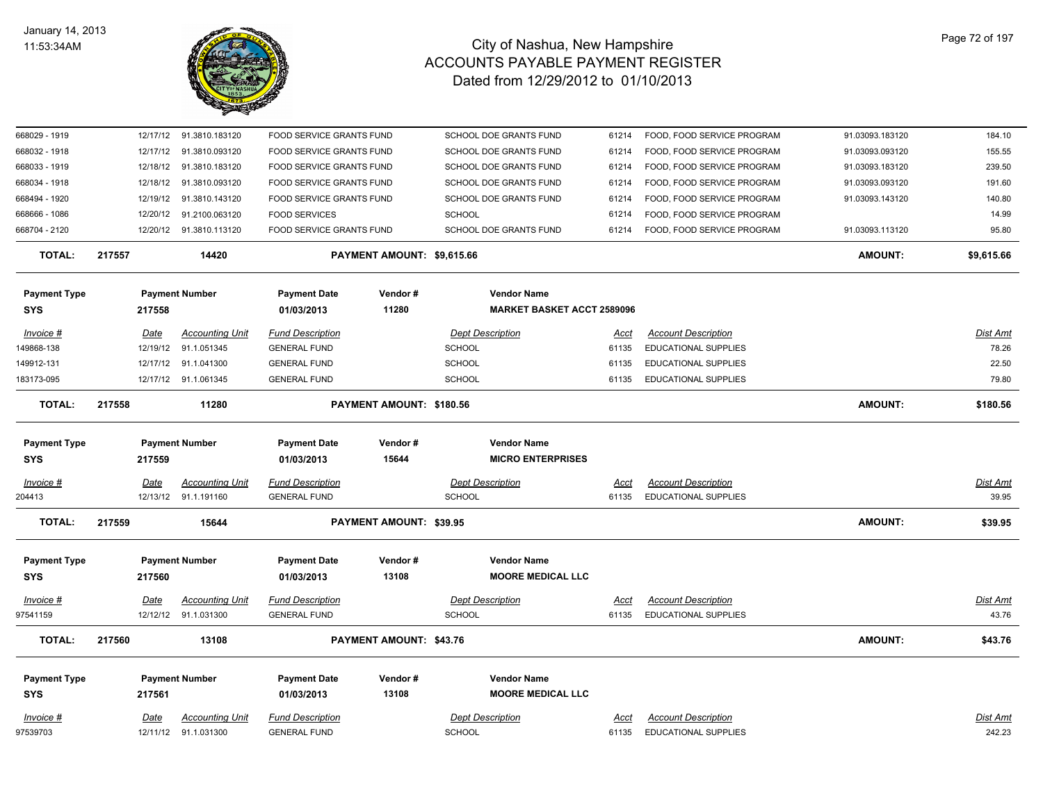| Invoice # | Date | Accounting Unit | Fund Description | Dept Description | Acct | Account Description | | Dist Amt |
|---|---|---|---|---|---|---|---|---|
| 668029 - 1919 | 12/17/12 | 91.3810.183120 | FOOD SERVICE GRANTS FUND | SCHOOL DOE GRANTS FUND | 61214 | FOOD, FOOD SERVICE PROGRAM | 91.03093.183120 | 184.10 |
| 668032 - 1918 | 12/17/12 | 91.3810.093120 | FOOD SERVICE GRANTS FUND | SCHOOL DOE GRANTS FUND | 61214 | FOOD, FOOD SERVICE PROGRAM | 91.03093.093120 | 155.55 |
| 668033 - 1919 | 12/18/12 | 91.3810.183120 | FOOD SERVICE GRANTS FUND | SCHOOL DOE GRANTS FUND | 61214 | FOOD, FOOD SERVICE PROGRAM | 91.03093.183120 | 239.50 |
| 668034 - 1918 | 12/18/12 | 91.3810.093120 | FOOD SERVICE GRANTS FUND | SCHOOL DOE GRANTS FUND | 61214 | FOOD, FOOD SERVICE PROGRAM | 91.03093.093120 | 191.60 |
| 668494 - 1920 | 12/19/12 | 91.3810.143120 | FOOD SERVICE GRANTS FUND | SCHOOL DOE GRANTS FUND | 61214 | FOOD, FOOD SERVICE PROGRAM | 91.03093.143120 | 140.80 |
| 668666 - 1086 | 12/20/12 | 91.2100.063120 | FOOD SERVICES | SCHOOL | 61214 | FOOD, FOOD SERVICE PROGRAM | | 14.99 |
| 668704 - 2120 | 12/20/12 | 91.3810.113120 | FOOD SERVICE GRANTS FUND | SCHOOL DOE GRANTS FUND | 61214 | FOOD, FOOD SERVICE PROGRAM | 91.03093.113120 | 95.80 |

**TOTAL:** 217557 &nbsp; 14420 &nbsp; **PAYMENT AMOUNT: $9,615.66** &nbsp; **AMOUNT: $9,615.66**

| Payment Type | Payment Number | Payment Date | Vendor # | Vendor Name |
|---|---|---|---|---|
| SYS | 217558 | 01/03/2013 | 11280 | MARKET BASKET ACCT 2589096 |

| Invoice # | Date | Accounting Unit | Fund Description | Dept Description | Acct | Account Description | Dist Amt |
|---|---|---|---|---|---|---|---|
| 149868-138 | 12/19/12 | 91.1.051345 | GENERAL FUND | SCHOOL | 61135 | EDUCATIONAL SUPPLIES | 78.26 |
| 149912-131 | 12/17/12 | 91.1.041300 | GENERAL FUND | SCHOOL | 61135 | EDUCATIONAL SUPPLIES | 22.50 |
| 183173-095 | 12/17/12 | 91.1.061345 | GENERAL FUND | SCHOOL | 61135 | EDUCATIONAL SUPPLIES | 79.80 |

**TOTAL:** 217558 &nbsp; 11280 &nbsp; **PAYMENT AMOUNT: $180.56** &nbsp; **AMOUNT: $180.56**

| Payment Type | Payment Number | Payment Date | Vendor # | Vendor Name |
|---|---|---|---|---|
| SYS | 217559 | 01/03/2013 | 15644 | MICRO ENTERPRISES |

| Invoice # | Date | Accounting Unit | Fund Description | Dept Description | Acct | Account Description | Dist Amt |
|---|---|---|---|---|---|---|---|
| 204413 | 12/13/12 | 91.1.191160 | GENERAL FUND | SCHOOL | 61135 | EDUCATIONAL SUPPLIES | 39.95 |

**TOTAL:** 217559 &nbsp; 15644 &nbsp; **PAYMENT AMOUNT: $39.95** &nbsp; **AMOUNT: $39.95**

| Payment Type | Payment Number | Payment Date | Vendor # | Vendor Name |
|---|---|---|---|---|
| SYS | 217560 | 01/03/2013 | 13108 | MOORE MEDICAL LLC |

| Invoice # | Date | Accounting Unit | Fund Description | Dept Description | Acct | Account Description | Dist Amt |
|---|---|---|---|---|---|---|---|
| 97541159 | 12/12/12 | 91.1.031300 | GENERAL FUND | SCHOOL | 61135 | EDUCATIONAL SUPPLIES | 43.76 |

**TOTAL:** 217560 &nbsp; 13108 &nbsp; **PAYMENT AMOUNT: $43.76** &nbsp; **AMOUNT: $43.76**

| Payment Type | Payment Number | Payment Date | Vendor # | Vendor Name |
|---|---|---|---|---|
| SYS | 217561 | 01/03/2013 | 13108 | MOORE MEDICAL LLC |

| Invoice # | Date | Accounting Unit | Fund Description | Dept Description | Acct | Account Description | Dist Amt |
|---|---|---|---|---|---|---|---|
| 97539703 | 12/11/12 | 91.1.031300 | GENERAL FUND | SCHOOL | 61135 | EDUCATIONAL SUPPLIES | 242.23 |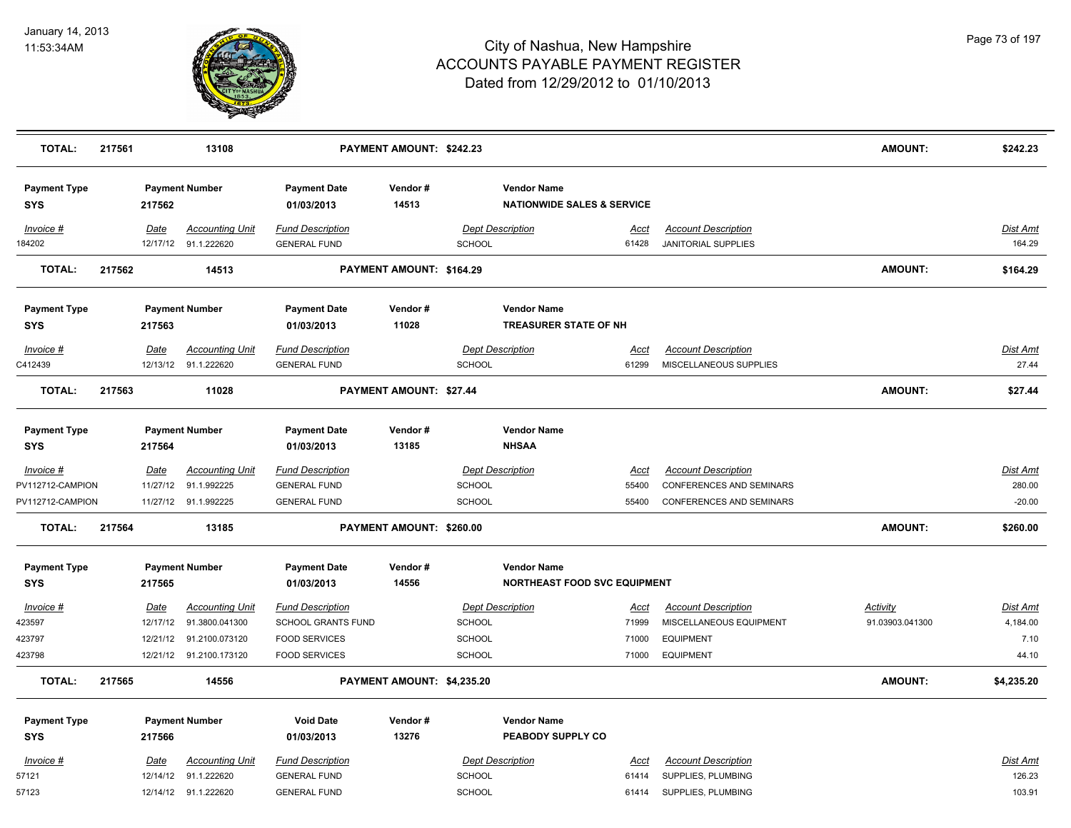| TOTAL: | 217561 | 13108 | PAYMENT AMOUNT: $242.23 | AMOUNT: | $242.23 |
|---|---|---|---|---|---|

| Payment Type | Payment Number | Payment Date | Vendor # | Vendor Name |
|---|---|---|---|---|
| SYS | 217562 | 01/03/2013 | 14513 | NATIONWIDE SALES & SERVICE |

| Invoice # | Date | Accounting Unit | Fund Description | Dept Description | Acct | Account Description | Dist Amt |
|---|---|---|---|---|---|---|---|
| 184202 | 12/17/12 | 91.1.222620 | GENERAL FUND | SCHOOL | 61428 | JANITORIAL SUPPLIES | 164.29 |

| TOTAL: | 217562 | 14513 | PAYMENT AMOUNT: $164.29 | AMOUNT: | $164.29 |
|---|---|---|---|---|---|

| Payment Type | Payment Number | Payment Date | Vendor # | Vendor Name |
|---|---|---|---|---|
| SYS | 217563 | 01/03/2013 | 11028 | TREASURER STATE OF NH |

| Invoice # | Date | Accounting Unit | Fund Description | Dept Description | Acct | Account Description | Dist Amt |
|---|---|---|---|---|---|---|---|
| C412439 | 12/13/12 | 91.1.222620 | GENERAL FUND | SCHOOL | 61299 | MISCELLANEOUS SUPPLIES | 27.44 |

| TOTAL: | 217563 | 11028 | PAYMENT AMOUNT: $27.44 | AMOUNT: | $27.44 |
|---|---|---|---|---|---|

| Payment Type | Payment Number | Payment Date | Vendor # | Vendor Name |
|---|---|---|---|---|
| SYS | 217564 | 01/03/2013 | 13185 | NHSAA |

| Invoice # | Date | Accounting Unit | Fund Description | Dept Description | Acct | Account Description | Dist Amt |
|---|---|---|---|---|---|---|---|
| PV112712-CAMPION | 11/27/12 | 91.1.992225 | GENERAL FUND | SCHOOL | 55400 | CONFERENCES AND SEMINARS | 280.00 |
| PV112712-CAMPION | 11/27/12 | 91.1.992225 | GENERAL FUND | SCHOOL | 55400 | CONFERENCES AND SEMINARS | -20.00 |

| TOTAL: | 217564 | 13185 | PAYMENT AMOUNT: $260.00 | AMOUNT: | $260.00 |
|---|---|---|---|---|---|

| Payment Type | Payment Number | Payment Date | Vendor # | Vendor Name |
|---|---|---|---|---|
| SYS | 217565 | 01/03/2013 | 14556 | NORTHEAST FOOD SVC EQUIPMENT |

| Invoice # | Date | Accounting Unit | Fund Description | Dept Description | Acct | Account Description | Activity | Dist Amt |
|---|---|---|---|---|---|---|---|---|
| 423597 | 12/17/12 | 91.3800.041300 | SCHOOL GRANTS FUND | SCHOOL | 71999 | MISCELLANEOUS EQUIPMENT | 91.03903.041300 | 4,184.00 |
| 423797 | 12/21/12 | 91.2100.073120 | FOOD SERVICES | SCHOOL | 71000 | EQUIPMENT | | 7.10 |
| 423798 | 12/21/12 | 91.2100.173120 | FOOD SERVICES | SCHOOL | 71000 | EQUIPMENT | | 44.10 |

| TOTAL: | 217565 | 14556 | PAYMENT AMOUNT: $4,235.20 | AMOUNT: | $4,235.20 |
|---|---|---|---|---|---|

| Payment Type | Payment Number | Void Date | Vendor # | Vendor Name |
|---|---|---|---|---|
| SYS | 217566 | 01/03/2013 | 13276 | PEABODY SUPPLY CO |

| Invoice # | Date | Accounting Unit | Fund Description | Dept Description | Acct | Account Description | Dist Amt |
|---|---|---|---|---|---|---|---|
| 57121 | 12/14/12 | 91.1.222620 | GENERAL FUND | SCHOOL | 61414 | SUPPLIES, PLUMBING | 126.23 |
| 57123 | 12/14/12 | 91.1.222620 | GENERAL FUND | SCHOOL | 61414 | SUPPLIES, PLUMBING | 103.91 |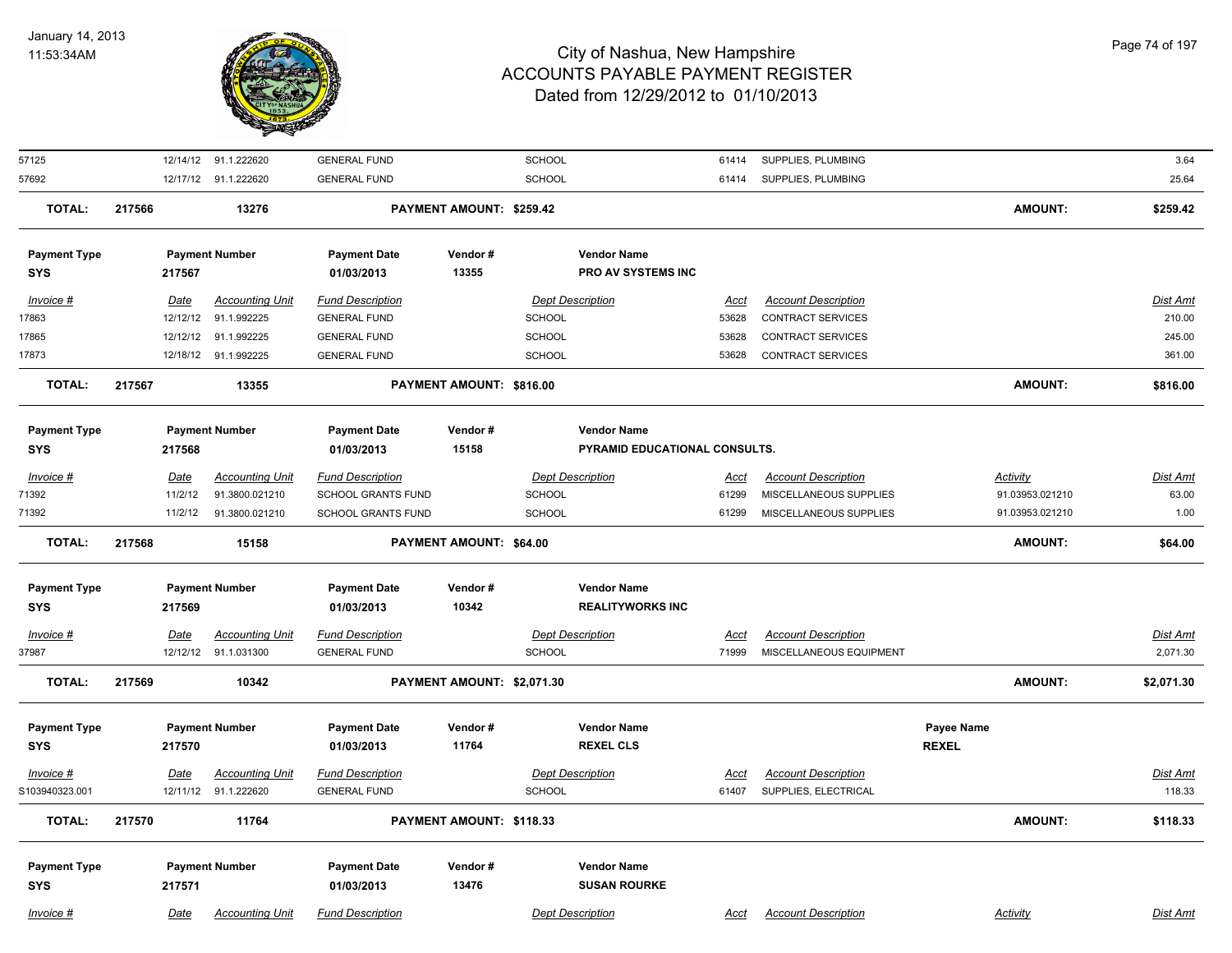| | | | | | | | | |
|---|---|---|---|---|---|---|---|---|
| 57125 | 12/14/12 | 91.1.222620 | GENERAL FUND | SCHOOL | 61414 | SUPPLIES, PLUMBING | | 3.64 |
| 57692 | 12/17/12 | 91.1.222620 | GENERAL FUND | SCHOOL | 61414 | SUPPLIES, PLUMBING | | 25.64 |

**TOTAL:** 217566 13276 **PAYMENT AMOUNT: $259.42** **AMOUNT: $259.42**

| Payment Type | Payment Number | Payment Date | Vendor # | Vendor Name |
|---|---|---|---|---|
| SYS | 217567 | 01/03/2013 | 13355 | PRO AV SYSTEMS INC |

| Invoice # | Date | Accounting Unit | Fund Description | Dept Description | Acct | Account Description | Dist Amt |
|---|---|---|---|---|---|---|---|
| 17863 | 12/12/12 | 91.1.992225 | GENERAL FUND | SCHOOL | 53628 | CONTRACT SERVICES | 210.00 |
| 17865 | 12/12/12 | 91.1.992225 | GENERAL FUND | SCHOOL | 53628 | CONTRACT SERVICES | 245.00 |
| 17873 | 12/18/12 | 91.1.992225 | GENERAL FUND | SCHOOL | 53628 | CONTRACT SERVICES | 361.00 |

**TOTAL:** 217567 13355 **PAYMENT AMOUNT: $816.00** **AMOUNT: $816.00**

| Payment Type | Payment Number | Payment Date | Vendor # | Vendor Name |
|---|---|---|---|---|
| SYS | 217568 | 01/03/2013 | 15158 | PYRAMID EDUCATIONAL CONSULTS. |

| Invoice # | Date | Accounting Unit | Fund Description | Dept Description | Acct | Account Description | Activity | Dist Amt |
|---|---|---|---|---|---|---|---|---|
| 71392 | 11/2/12 | 91.3800.021210 | SCHOOL GRANTS FUND | SCHOOL | 61299 | MISCELLANEOUS SUPPLIES | 91.03953.021210 | 63.00 |
| 71392 | 11/2/12 | 91.3800.021210 | SCHOOL GRANTS FUND | SCHOOL | 61299 | MISCELLANEOUS SUPPLIES | 91.03953.021210 | 1.00 |

**TOTAL:** 217568 15158 **PAYMENT AMOUNT: $64.00** **AMOUNT: $64.00**

| Payment Type | Payment Number | Payment Date | Vendor # | Vendor Name |
|---|---|---|---|---|
| SYS | 217569 | 01/03/2013 | 10342 | REALITYWORKS INC |

| Invoice # | Date | Accounting Unit | Fund Description | Dept Description | Acct | Account Description | Dist Amt |
|---|---|---|---|---|---|---|---|
| 37987 | 12/12/12 | 91.1.031300 | GENERAL FUND | SCHOOL | 71999 | MISCELLANEOUS EQUIPMENT | 2,071.30 |

**TOTAL:** 217569 10342 **PAYMENT AMOUNT: $2,071.30** **AMOUNT: $2,071.30**

| Payment Type | Payment Number | Payment Date | Vendor # | Vendor Name | Payee Name |
|---|---|---|---|---|---|
| SYS | 217570 | 01/03/2013 | 11764 | REXEL CLS | REXEL |

| Invoice # | Date | Accounting Unit | Fund Description | Dept Description | Acct | Account Description | Dist Amt |
|---|---|---|---|---|---|---|---|
| S103940323.001 | 12/11/12 | 91.1.222620 | GENERAL FUND | SCHOOL | 61407 | SUPPLIES, ELECTRICAL | 118.33 |

**TOTAL:** 217570 11764 **PAYMENT AMOUNT: $118.33** **AMOUNT: $118.33**

| Payment Type | Payment Number | Payment Date | Vendor # | Vendor Name |
|---|---|---|---|---|
| SYS | 217571 | 01/03/2013 | 13476 | SUSAN ROURKE |

| Invoice # | Date | Accounting Unit | Fund Description | Dept Description | Acct | Account Description | Activity | Dist Amt |
|---|---|---|---|---|---|---|---|---|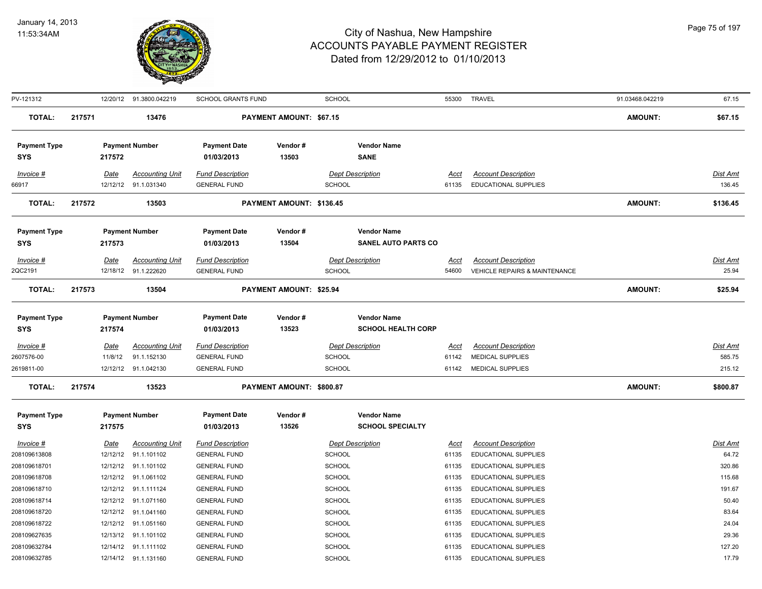| Invoice # | Date | Accounting Unit | Fund Description | Dept Description | Acct | Account Description | | Dist Amt |
|---|---|---|---|---|---|---|---|---|
| PV-121312 | 12/20/12 | 91.3800.042219 | SCHOOL GRANTS FUND | SCHOOL | 55300 | TRAVEL | 91.03468.042219 | 67.15 |

**TOTAL: 217571 | 13476 | PAYMENT AMOUNT: $67.15 | AMOUNT: $67.15**

| Payment Type | Payment Number | Payment Date | Vendor # | Vendor Name |
|---|---|---|---|---|
| SYS | 217572 | 01/03/2013 | 13503 | SANE |

| Invoice # | Date | Accounting Unit | Fund Description | Dept Description | Acct | Account Description | Dist Amt |
|---|---|---|---|---|---|---|---|
| 66917 | 12/12/12 | 91.1.031340 | GENERAL FUND | SCHOOL | 61135 | EDUCATIONAL SUPPLIES | 136.45 |

**TOTAL: 217572 | 13503 | PAYMENT AMOUNT: $136.45 | AMOUNT: $136.45**

| Payment Type | Payment Number | Payment Date | Vendor # | Vendor Name |
|---|---|---|---|---|
| SYS | 217573 | 01/03/2013 | 13504 | SANEL AUTO PARTS CO |

| Invoice # | Date | Accounting Unit | Fund Description | Dept Description | Acct | Account Description | Dist Amt |
|---|---|---|---|---|---|---|---|
| 2QC2191 | 12/18/12 | 91.1.222620 | GENERAL FUND | SCHOOL | 54600 | VEHICLE REPAIRS & MAINTENANCE | 25.94 |

**TOTAL: 217573 | 13504 | PAYMENT AMOUNT: $25.94 | AMOUNT: $25.94**

| Payment Type | Payment Number | Payment Date | Vendor # | Vendor Name |
|---|---|---|---|---|
| SYS | 217574 | 01/03/2013 | 13523 | SCHOOL HEALTH CORP |

| Invoice # | Date | Accounting Unit | Fund Description | Dept Description | Acct | Account Description | Dist Amt |
|---|---|---|---|---|---|---|---|
| 2607576-00 | 11/8/12 | 91.1.152130 | GENERAL FUND | SCHOOL | 61142 | MEDICAL SUPPLIES | 585.75 |
| 2619811-00 | 12/12/12 | 91.1.042130 | GENERAL FUND | SCHOOL | 61142 | MEDICAL SUPPLIES | 215.12 |

**TOTAL: 217574 | 13523 | PAYMENT AMOUNT: $800.87 | AMOUNT: $800.87**

| Payment Type | Payment Number | Payment Date | Vendor # | Vendor Name |
|---|---|---|---|---|
| SYS | 217575 | 01/03/2013 | 13526 | SCHOOL SPECIALTY |

| Invoice # | Date | Accounting Unit | Fund Description | Dept Description | Acct | Account Description | Dist Amt |
|---|---|---|---|---|---|---|---|
| 208109613808 | 12/12/12 | 91.1.101102 | GENERAL FUND | SCHOOL | 61135 | EDUCATIONAL SUPPLIES | 64.72 |
| 208109618701 | 12/12/12 | 91.1.101102 | GENERAL FUND | SCHOOL | 61135 | EDUCATIONAL SUPPLIES | 320.86 |
| 208109618708 | 12/12/12 | 91.1.061102 | GENERAL FUND | SCHOOL | 61135 | EDUCATIONAL SUPPLIES | 115.68 |
| 208109618710 | 12/12/12 | 91.1.111124 | GENERAL FUND | SCHOOL | 61135 | EDUCATIONAL SUPPLIES | 191.67 |
| 208109618714 | 12/12/12 | 91.1.071160 | GENERAL FUND | SCHOOL | 61135 | EDUCATIONAL SUPPLIES | 50.40 |
| 208109618720 | 12/12/12 | 91.1.041160 | GENERAL FUND | SCHOOL | 61135 | EDUCATIONAL SUPPLIES | 83.64 |
| 208109618722 | 12/12/12 | 91.1.051160 | GENERAL FUND | SCHOOL | 61135 | EDUCATIONAL SUPPLIES | 24.04 |
| 208109627635 | 12/13/12 | 91.1.101102 | GENERAL FUND | SCHOOL | 61135 | EDUCATIONAL SUPPLIES | 29.36 |
| 208109632784 | 12/14/12 | 91.1.111102 | GENERAL FUND | SCHOOL | 61135 | EDUCATIONAL SUPPLIES | 127.20 |
| 208109632785 | 12/14/12 | 91.1.131160 | GENERAL FUND | SCHOOL | 61135 | EDUCATIONAL SUPPLIES | 17.79 |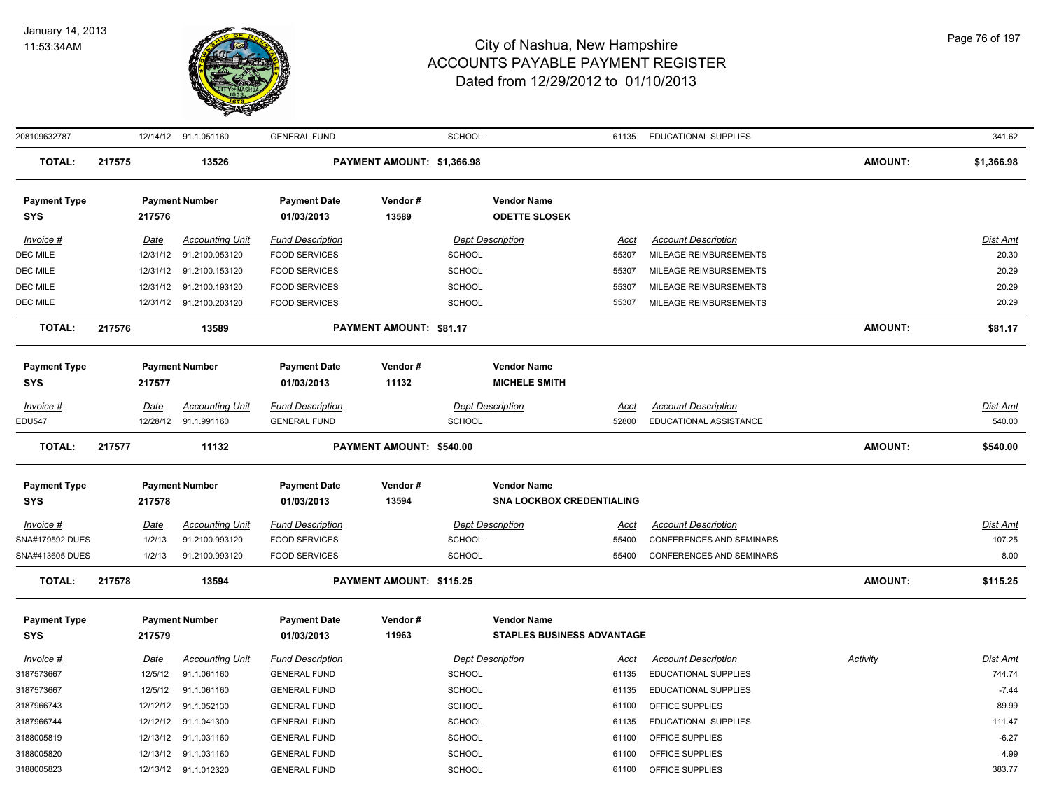| Invoice # | Date | Accounting Unit | Fund Description | | Dept Description | Acct | Account Description | | Dist Amt |
|---|---|---|---|---|---|---|---|---|---|
| 208109632787 | 12/14/12 | 91.1.051160 | GENERAL FUND | | SCHOOL | 61135 | EDUCATIONAL SUPPLIES | | 341.62 |
| **TOTAL:** | **217575** | **13526** | | **PAYMENT AMOUNT: $1,366.98** | | | | **AMOUNT:** | **$1,366.98** |

| Payment Type | Payment Number | Payment Date | Vendor # | Vendor Name |
|---|---|---|---|---|
| **SYS** | **217576** | **01/03/2013** | **13589** | **ODETTE SLOSEK** |

| Invoice # | Date | Accounting Unit | Fund Description | Dept Description | Acct | Account Description | Dist Amt |
|---|---|---|---|---|---|---|---|
| DEC MILE | 12/31/12 | 91.2100.053120 | FOOD SERVICES | SCHOOL | 55307 | MILEAGE REIMBURSEMENTS | 20.30 |
| DEC MILE | 12/31/12 | 91.2100.153120 | FOOD SERVICES | SCHOOL | 55307 | MILEAGE REIMBURSEMENTS | 20.29 |
| DEC MILE | 12/31/12 | 91.2100.193120 | FOOD SERVICES | SCHOOL | 55307 | MILEAGE REIMBURSEMENTS | 20.29 |
| DEC MILE | 12/31/12 | 91.2100.203120 | FOOD SERVICES | SCHOOL | 55307 | MILEAGE REIMBURSEMENTS | 20.29 |

**TOTAL: 217576 13589 PAYMENT AMOUNT: $81.17 AMOUNT: $81.17**

| Payment Type | Payment Number | Payment Date | Vendor # | Vendor Name |
|---|---|---|---|---|
| **SYS** | **217577** | **01/03/2013** | **11132** | **MICHELE SMITH** |

| Invoice # | Date | Accounting Unit | Fund Description | Dept Description | Acct | Account Description | Dist Amt |
|---|---|---|---|---|---|---|---|
| EDU547 | 12/28/12 | 91.1.991160 | GENERAL FUND | SCHOOL | 52800 | EDUCATIONAL ASSISTANCE | 540.00 |

**TOTAL: 217577 11132 PAYMENT AMOUNT: $540.00 AMOUNT: $540.00**

| Payment Type | Payment Number | Payment Date | Vendor # | Vendor Name |
|---|---|---|---|---|
| **SYS** | **217578** | **01/03/2013** | **13594** | **SNA LOCKBOX CREDENTIALING** |

| Invoice # | Date | Accounting Unit | Fund Description | Dept Description | Acct | Account Description | Dist Amt |
|---|---|---|---|---|---|---|---|
| SNA#179592 DUES | 1/2/13 | 91.2100.993120 | FOOD SERVICES | SCHOOL | 55400 | CONFERENCES AND SEMINARS | 107.25 |
| SNA#413605 DUES | 1/2/13 | 91.2100.993120 | FOOD SERVICES | SCHOOL | 55400 | CONFERENCES AND SEMINARS | 8.00 |

**TOTAL: 217578 13594 PAYMENT AMOUNT: $115.25 AMOUNT: $115.25**

| Payment Type | Payment Number | Payment Date | Vendor # | Vendor Name |
|---|---|---|---|---|
| **SYS** | **217579** | **01/03/2013** | **11963** | **STAPLES BUSINESS ADVANTAGE** |

| Invoice # | Date | Accounting Unit | Fund Description | Dept Description | Acct | Account Description | Activity | Dist Amt |
|---|---|---|---|---|---|---|---|---|
| 3187573667 | 12/5/12 | 91.1.061160 | GENERAL FUND | SCHOOL | 61135 | EDUCATIONAL SUPPLIES | | 744.74 |
| 3187573667 | 12/5/12 | 91.1.061160 | GENERAL FUND | SCHOOL | 61135 | EDUCATIONAL SUPPLIES | | -7.44 |
| 3187966743 | 12/12/12 | 91.1.052130 | GENERAL FUND | SCHOOL | 61100 | OFFICE SUPPLIES | | 89.99 |
| 3187966744 | 12/12/12 | 91.1.041300 | GENERAL FUND | SCHOOL | 61135 | EDUCATIONAL SUPPLIES | | 111.47 |
| 3188005819 | 12/13/12 | 91.1.031160 | GENERAL FUND | SCHOOL | 61100 | OFFICE SUPPLIES | | -6.27 |
| 3188005820 | 12/13/12 | 91.1.031160 | GENERAL FUND | SCHOOL | 61100 | OFFICE SUPPLIES | | 4.99 |
| 3188005823 | 12/13/12 | 91.1.012320 | GENERAL FUND | SCHOOL | 61100 | OFFICE SUPPLIES | | 383.77 |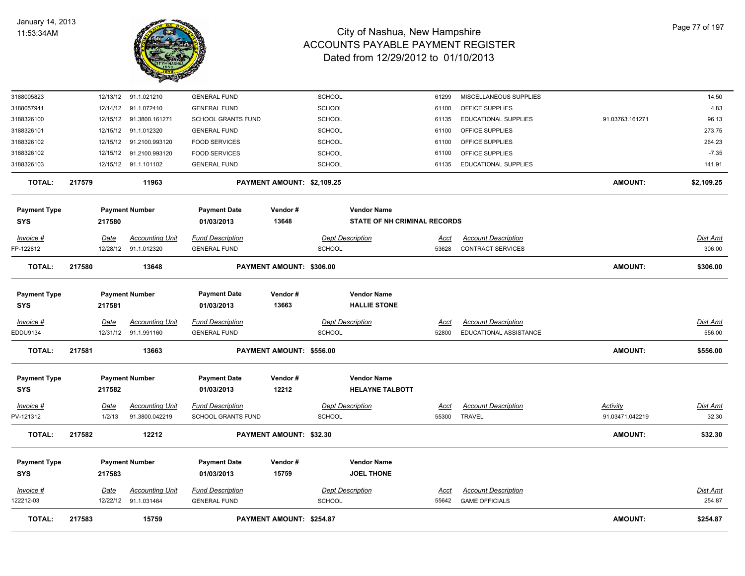# City of Nashua, New Hampshire
## ACCOUNTS PAYABLE PAYMENT REGISTER
### Dated from 12/29/2012 to 01/10/2013

| Invoice # | Date | Accounting Unit | Fund Description | Dept Description | Acct | Account Description | Activity | Dist Amt |
|---|---|---|---|---|---|---|---|---|
| 3188005823 | 12/13/12 | 91.1.021210 | GENERAL FUND | SCHOOL | 61299 | MISCELLANEOUS SUPPLIES | | 14.50 |
| 3188057941 | 12/14/12 | 91.1.072410 | GENERAL FUND | SCHOOL | 61100 | OFFICE SUPPLIES | | 4.83 |
| 3188326100 | 12/15/12 | 91.3800.161271 | SCHOOL GRANTS FUND | SCHOOL | 61135 | EDUCATIONAL SUPPLIES | 91.03763.161271 | 96.13 |
| 3188326101 | 12/15/12 | 91.1.012320 | GENERAL FUND | SCHOOL | 61100 | OFFICE SUPPLIES | | 273.75 |
| 3188326102 | 12/15/12 | 91.2100.993120 | FOOD SERVICES | SCHOOL | 61100 | OFFICE SUPPLIES | | 264.23 |
| 3188326102 | 12/15/12 | 91.2100.993120 | FOOD SERVICES | SCHOOL | 61100 | OFFICE SUPPLIES | | -7.35 |
| 3188326103 | 12/15/12 | 91.1.101102 | GENERAL FUND | SCHOOL | 61135 | EDUCATIONAL SUPPLIES | | 141.91 |

**TOTAL: 217579 | 11963 | PAYMENT AMOUNT: $2,109.25 | AMOUNT: $2,109.25**

| Payment Type | Payment Number | Payment Date | Vendor # | Vendor Name |
|---|---|---|---|---|
| SYS | 217580 | 01/03/2013 | 13648 | STATE OF NH CRIMINAL RECORDS |

| Invoice # | Date | Accounting Unit | Fund Description | Dept Description | Acct | Account Description | Dist Amt |
|---|---|---|---|---|---|---|---|
| FP-122812 | 12/28/12 | 91.1.012320 | GENERAL FUND | SCHOOL | 53628 | CONTRACT SERVICES | 306.00 |

**TOTAL: 217580 | 13648 | PAYMENT AMOUNT: $306.00 | AMOUNT: $306.00**

| Payment Type | Payment Number | Payment Date | Vendor # | Vendor Name |
|---|---|---|---|---|
| SYS | 217581 | 01/03/2013 | 13663 | HALLIE STONE |

| Invoice # | Date | Accounting Unit | Fund Description | Dept Description | Acct | Account Description | Dist Amt |
|---|---|---|---|---|---|---|---|
| EDDU9134 | 12/31/12 | 91.1.991160 | GENERAL FUND | SCHOOL | 52800 | EDUCATIONAL ASSISTANCE | 556.00 |

**TOTAL: 217581 | 13663 | PAYMENT AMOUNT: $556.00 | AMOUNT: $556.00**

| Payment Type | Payment Number | Payment Date | Vendor # | Vendor Name |
|---|---|---|---|---|
| SYS | 217582 | 01/03/2013 | 12212 | HELAYNE TALBOTT |

| Invoice # | Date | Accounting Unit | Fund Description | Dept Description | Acct | Account Description | Activity | Dist Amt |
|---|---|---|---|---|---|---|---|---|
| PV-121312 | 1/2/13 | 91.3800.042219 | SCHOOL GRANTS FUND | SCHOOL | 55300 | TRAVEL | 91.03471.042219 | 32.30 |

**TOTAL: 217582 | 12212 | PAYMENT AMOUNT: $32.30 | AMOUNT: $32.30**

| Payment Type | Payment Number | Payment Date | Vendor # | Vendor Name |
|---|---|---|---|---|
| SYS | 217583 | 01/03/2013 | 15759 | JOEL THONE |

| Invoice # | Date | Accounting Unit | Fund Description | Dept Description | Acct | Account Description | Dist Amt |
|---|---|---|---|---|---|---|---|
| 122212-03 | 12/22/12 | 91.1.031464 | GENERAL FUND | SCHOOL | 55642 | GAME OFFICIALS | 254.87 |

**TOTAL: 217583 | 15759 | PAYMENT AMOUNT: $254.87 | AMOUNT: $254.87**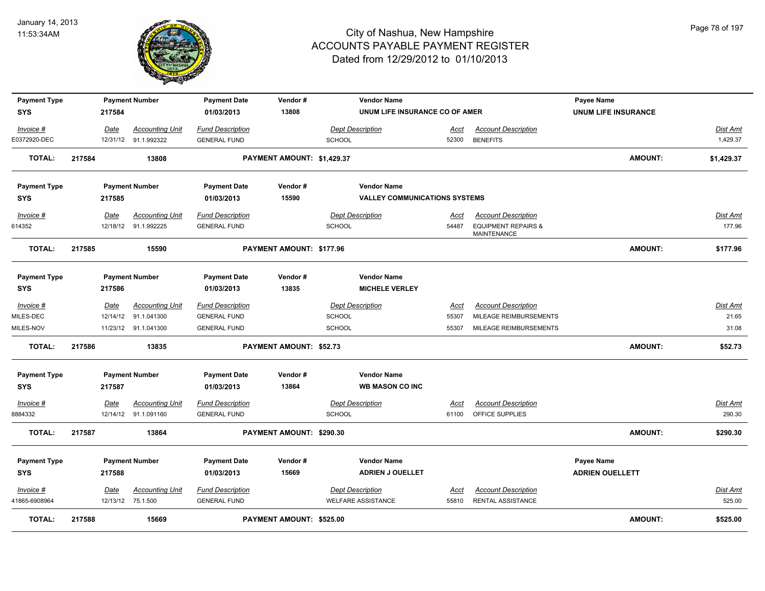# City of Nashua, New Hampshire
## ACCOUNTS PAYABLE PAYMENT REGISTER
### Dated from 12/29/2012 to 01/10/2013

January 14, 2013
11:53:34AM

| Payment Type | Payment Number | Payment Date | Vendor # | Vendor Name | Payee Name |
|---|---|---|---|---|---|
| SYS | 217584 | 01/03/2013 | 13808 | UNUM LIFE INSURANCE CO OF AMER | UNUM LIFE INSURANCE |

| Invoice # | Date | Accounting Unit | Fund Description | Dept Description | Acct | Account Description | Dist Amt |
|---|---|---|---|---|---|---|---|
| E0372920-DEC | 12/31/12 | 91.1.992322 | GENERAL FUND | SCHOOL | 52300 | BENEFITS | 1,429.37 |

**TOTAL:** 217584 — 13808 — PAYMENT AMOUNT: $1,429.37 — AMOUNT: $1,429.37

| Payment Type | Payment Number | Payment Date | Vendor # | Vendor Name |
|---|---|---|---|---|
| SYS | 217585 | 01/03/2013 | 15590 | VALLEY COMMUNICATIONS SYSTEMS |

| Invoice # | Date | Accounting Unit | Fund Description | Dept Description | Acct | Account Description | Dist Amt |
|---|---|---|---|---|---|---|---|
| 614352 | 12/18/12 | 91.1.992225 | GENERAL FUND | SCHOOL | 54487 | EQUIPMENT REPAIRS & MAINTENANCE | 177.96 |

**TOTAL:** 217585 — 15590 — PAYMENT AMOUNT: $177.96 — AMOUNT: $177.96

| Payment Type | Payment Number | Payment Date | Vendor # | Vendor Name |
|---|---|---|---|---|
| SYS | 217586 | 01/03/2013 | 13835 | MICHELE VERLEY |

| Invoice # | Date | Accounting Unit | Fund Description | Dept Description | Acct | Account Description | Dist Amt |
|---|---|---|---|---|---|---|---|
| MILES-DEC | 12/14/12 | 91.1.041300 | GENERAL FUND | SCHOOL | 55307 | MILEAGE REIMBURSEMENTS | 21.65 |
| MILES-NOV | 11/23/12 | 91.1.041300 | GENERAL FUND | SCHOOL | 55307 | MILEAGE REIMBURSEMENTS | 31.08 |

**TOTAL:** 217586 — 13835 — PAYMENT AMOUNT: $52.73 — AMOUNT: $52.73

| Payment Type | Payment Number | Payment Date | Vendor # | Vendor Name |
|---|---|---|---|---|
| SYS | 217587 | 01/03/2013 | 13864 | WB MASON CO INC |

| Invoice # | Date | Accounting Unit | Fund Description | Dept Description | Acct | Account Description | Dist Amt |
|---|---|---|---|---|---|---|---|
| 8884332 | 12/14/12 | 91.1.091160 | GENERAL FUND | SCHOOL | 61100 | OFFICE SUPPLIES | 290.30 |

**TOTAL:** 217587 — 13864 — PAYMENT AMOUNT: $290.30 — AMOUNT: $290.30

| Payment Type | Payment Number | Payment Date | Vendor # | Vendor Name | Payee Name |
|---|---|---|---|---|---|
| SYS | 217588 | 01/03/2013 | 15669 | ADRIEN J OUELLET | ADRIEN OUELLETT |

| Invoice # | Date | Accounting Unit | Fund Description | Dept Description | Acct | Account Description | Dist Amt |
|---|---|---|---|---|---|---|---|
| 41865-6908964 | 12/13/12 | 75.1.500 | GENERAL FUND | WELFARE ASSISTANCE | 55810 | RENTAL ASSISTANCE | 525.00 |

**TOTAL:** 217588 — 15669 — PAYMENT AMOUNT: $525.00 — AMOUNT: $525.00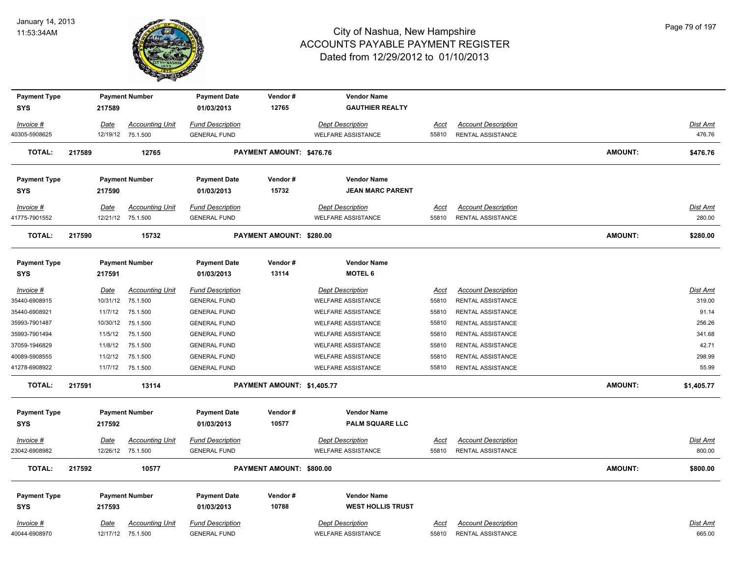# City of Nashua, New Hampshire
## ACCOUNTS PAYABLE PAYMENT REGISTER
### Dated from 12/29/2012 to 01/10/2013

January 14, 2013
11:53:34AM

| Payment Type | Payment Number | Payment Date | Vendor # | Vendor Name |
|---|---|---|---|---|
| SYS | 217589 | 01/03/2013 | 12765 | GAUTHIER REALTY |

| Invoice # | Date | Accounting Unit | Fund Description | Dept Description | Acct | Account Description | Dist Amt |
|---|---|---|---|---|---|---|---|
| 40305-5908625 | 12/19/12 | 75.1.500 | GENERAL FUND | WELFARE ASSISTANCE | 55810 | RENTAL ASSISTANCE | 476.76 |

**TOTAL: 217589 12765 PAYMENT AMOUNT: $476.76 AMOUNT: $476.76**

| Payment Type | Payment Number | Payment Date | Vendor # | Vendor Name |
|---|---|---|---|---|
| SYS | 217590 | 01/03/2013 | 15732 | JEAN MARC PARENT |

| Invoice # | Date | Accounting Unit | Fund Description | Dept Description | Acct | Account Description | Dist Amt |
|---|---|---|---|---|---|---|---|
| 41775-7901552 | 12/21/12 | 75.1.500 | GENERAL FUND | WELFARE ASSISTANCE | 55810 | RENTAL ASSISTANCE | 280.00 |

**TOTAL: 217590 15732 PAYMENT AMOUNT: $280.00 AMOUNT: $280.00**

| Payment Type | Payment Number | Payment Date | Vendor # | Vendor Name |
|---|---|---|---|---|
| SYS | 217591 | 01/03/2013 | 13114 | MOTEL 6 |

| Invoice # | Date | Accounting Unit | Fund Description | Dept Description | Acct | Account Description | Dist Amt |
|---|---|---|---|---|---|---|---|
| 35440-6908915 | 10/31/12 | 75.1.500 | GENERAL FUND | WELFARE ASSISTANCE | 55810 | RENTAL ASSISTANCE | 319.00 |
| 35440-6908921 | 11/7/12 | 75.1.500 | GENERAL FUND | WELFARE ASSISTANCE | 55810 | RENTAL ASSISTANCE | 91.14 |
| 35993-7901487 | 10/30/12 | 75.1.500 | GENERAL FUND | WELFARE ASSISTANCE | 55810 | RENTAL ASSISTANCE | 256.26 |
| 35993-7901494 | 11/5/12 | 75.1.500 | GENERAL FUND | WELFARE ASSISTANCE | 55810 | RENTAL ASSISTANCE | 341.68 |
| 37059-1946829 | 11/8/12 | 75.1.500 | GENERAL FUND | WELFARE ASSISTANCE | 55810 | RENTAL ASSISTANCE | 42.71 |
| 40089-5908555 | 11/2/12 | 75.1.500 | GENERAL FUND | WELFARE ASSISTANCE | 55810 | RENTAL ASSISTANCE | 298.99 |
| 41278-6908922 | 11/7/12 | 75.1.500 | GENERAL FUND | WELFARE ASSISTANCE | 55810 | RENTAL ASSISTANCE | 55.99 |

**TOTAL: 217591 13114 PAYMENT AMOUNT: $1,405.77 AMOUNT: $1,405.77**

| Payment Type | Payment Number | Payment Date | Vendor # | Vendor Name |
|---|---|---|---|---|
| SYS | 217592 | 01/03/2013 | 10577 | PALM SQUARE LLC |

| Invoice # | Date | Accounting Unit | Fund Description | Dept Description | Acct | Account Description | Dist Amt |
|---|---|---|---|---|---|---|---|
| 23042-6908982 | 12/26/12 | 75.1.500 | GENERAL FUND | WELFARE ASSISTANCE | 55810 | RENTAL ASSISTANCE | 800.00 |

**TOTAL: 217592 10577 PAYMENT AMOUNT: $800.00 AMOUNT: $800.00**

| Payment Type | Payment Number | Payment Date | Vendor # | Vendor Name |
|---|---|---|---|---|
| SYS | 217593 | 01/03/2013 | 10788 | WEST HOLLIS TRUST |

| Invoice # | Date | Accounting Unit | Fund Description | Dept Description | Acct | Account Description | Dist Amt |
|---|---|---|---|---|---|---|---|
| 40044-6908970 | 12/17/12 | 75.1.500 | GENERAL FUND | WELFARE ASSISTANCE | 55810 | RENTAL ASSISTANCE | 665.00 |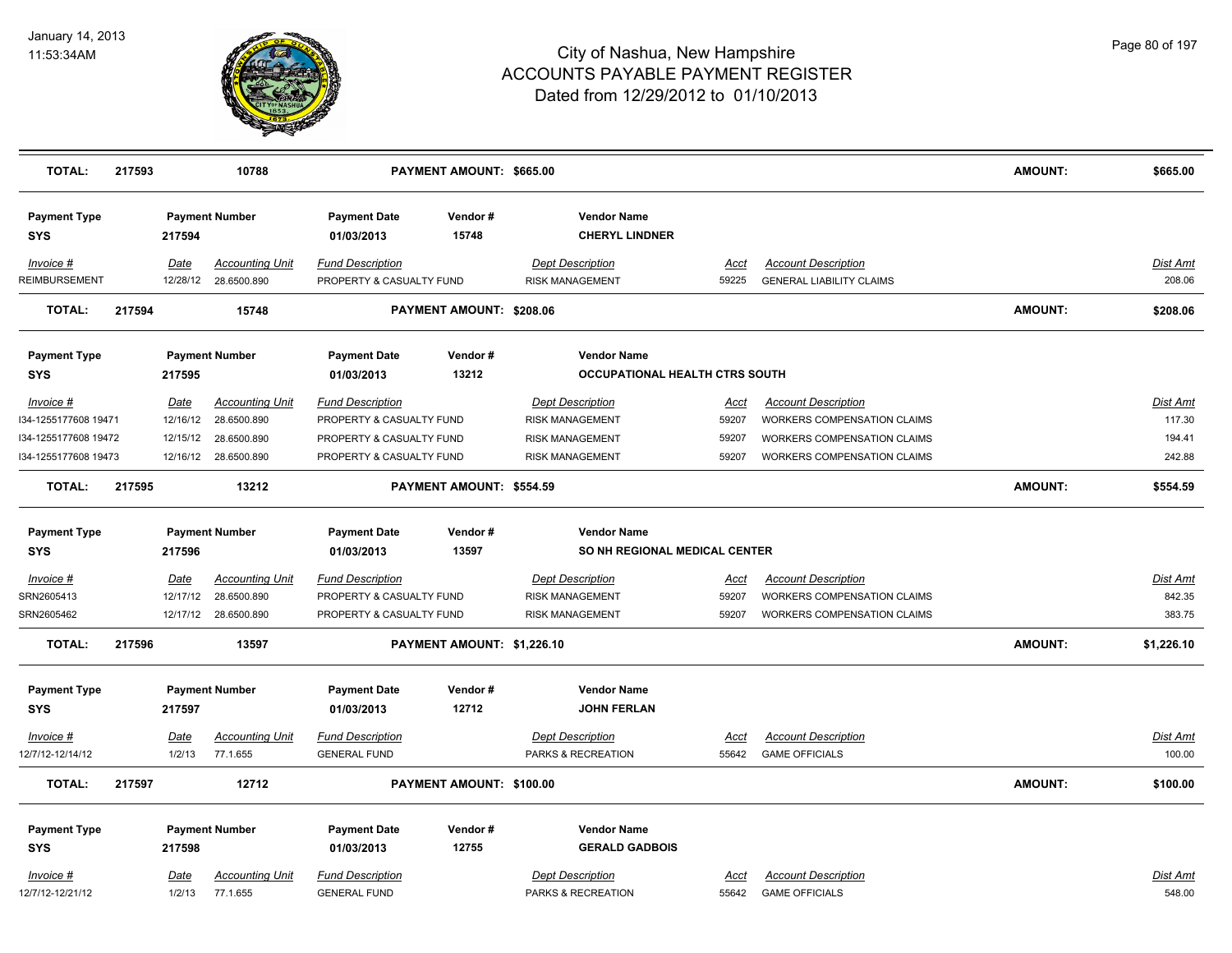| TOTAL: | 217593 | 10788 | PAYMENT AMOUNT: $665.00 | AMOUNT: | $665.00 |
|---|---|---|---|---|---|

| Payment Type | Payment Number | Payment Date | Vendor # | Vendor Name |
|---|---|---|---|---|
| SYS | 217594 | 01/03/2013 | 15748 | CHERYL LINDNER |

| Invoice # | Date | Accounting Unit | Fund Description | Dept Description | Acct | Account Description | Dist Amt |
|---|---|---|---|---|---|---|---|
| REIMBURSEMENT | 12/28/12 | 28.6500.890 | PROPERTY & CASUALTY FUND | RISK MANAGEMENT | 59225 | GENERAL LIABILITY CLAIMS | 208.06 |

| TOTAL: | 217594 | 15748 | PAYMENT AMOUNT: $208.06 | AMOUNT: | $208.06 |
|---|---|---|---|---|---|

| Payment Type | Payment Number | Payment Date | Vendor # | Vendor Name |
|---|---|---|---|---|
| SYS | 217595 | 01/03/2013 | 13212 | OCCUPATIONAL HEALTH CTRS SOUTH |

| Invoice # | Date | Accounting Unit | Fund Description | Dept Description | Acct | Account Description | Dist Amt |
|---|---|---|---|---|---|---|---|
| I34-1255177608 19471 | 12/16/12 | 28.6500.890 | PROPERTY & CASUALTY FUND | RISK MANAGEMENT | 59207 | WORKERS COMPENSATION CLAIMS | 117.30 |
| I34-1255177608 19472 | 12/15/12 | 28.6500.890 | PROPERTY & CASUALTY FUND | RISK MANAGEMENT | 59207 | WORKERS COMPENSATION CLAIMS | 194.41 |
| I34-1255177608 19473 | 12/16/12 | 28.6500.890 | PROPERTY & CASUALTY FUND | RISK MANAGEMENT | 59207 | WORKERS COMPENSATION CLAIMS | 242.88 |

| TOTAL: | 217595 | 13212 | PAYMENT AMOUNT: $554.59 | AMOUNT: | $554.59 |
|---|---|---|---|---|---|

| Payment Type | Payment Number | Payment Date | Vendor # | Vendor Name |
|---|---|---|---|---|
| SYS | 217596 | 01/03/2013 | 13597 | SO NH REGIONAL MEDICAL CENTER |

| Invoice # | Date | Accounting Unit | Fund Description | Dept Description | Acct | Account Description | Dist Amt |
|---|---|---|---|---|---|---|---|
| SRN2605413 | 12/17/12 | 28.6500.890 | PROPERTY & CASUALTY FUND | RISK MANAGEMENT | 59207 | WORKERS COMPENSATION CLAIMS | 842.35 |
| SRN2605462 | 12/17/12 | 28.6500.890 | PROPERTY & CASUALTY FUND | RISK MANAGEMENT | 59207 | WORKERS COMPENSATION CLAIMS | 383.75 |

| TOTAL: | 217596 | 13597 | PAYMENT AMOUNT: $1,226.10 | AMOUNT: | $1,226.10 |
|---|---|---|---|---|---|

| Payment Type | Payment Number | Payment Date | Vendor # | Vendor Name |
|---|---|---|---|---|
| SYS | 217597 | 01/03/2013 | 12712 | JOHN FERLAN |

| Invoice # | Date | Accounting Unit | Fund Description | Dept Description | Acct | Account Description | Dist Amt |
|---|---|---|---|---|---|---|---|
| 12/7/12-12/14/12 | 1/2/13 | 77.1.655 | GENERAL FUND | PARKS & RECREATION | 55642 | GAME OFFICIALS | 100.00 |

| TOTAL: | 217597 | 12712 | PAYMENT AMOUNT: $100.00 | AMOUNT: | $100.00 |
|---|---|---|---|---|---|

| Payment Type | Payment Number | Payment Date | Vendor # | Vendor Name |
|---|---|---|---|---|
| SYS | 217598 | 01/03/2013 | 12755 | GERALD GADBOIS |

| Invoice # | Date | Accounting Unit | Fund Description | Dept Description | Acct | Account Description | Dist Amt |
|---|---|---|---|---|---|---|---|
| 12/7/12-12/21/12 | 1/2/13 | 77.1.655 | GENERAL FUND | PARKS & RECREATION | 55642 | GAME OFFICIALS | 548.00 |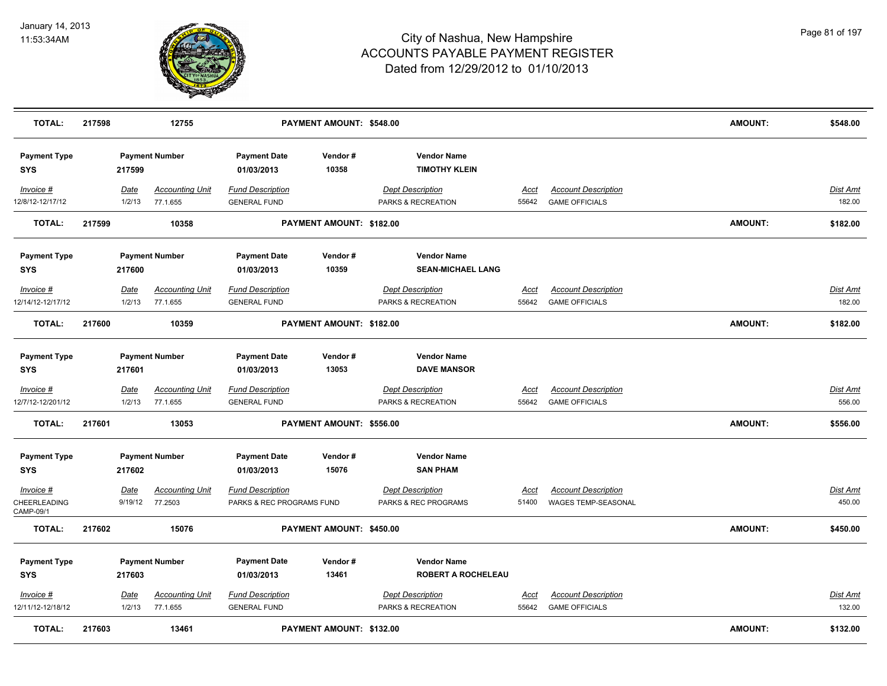# City of Nashua, New Hampshire
## ACCOUNTS PAYABLE PAYMENT REGISTER
### Dated from 12/29/2012 to 01/10/2013

January 14, 2013
11:53:34AM

| **TOTAL:** | **217598** | **12755** | **PAYMENT AMOUNT: $548.00** | **AMOUNT:** | **$548.00** |
|---|---|---|---|---|---|

| Payment Type | Payment Number | Payment Date | Vendor # | Vendor Name |
|---|---|---|---|---|
| **SYS** | **217599** | **01/03/2013** | **10358** | **TIMOTHY KLEIN** |

| Invoice # | Date | Accounting Unit | Fund Description | Dept Description | Acct | Account Description | Dist Amt |
|---|---|---|---|---|---|---|---|
| 12/8/12-12/17/12 | 1/2/13 | 77.1.655 | GENERAL FUND | PARKS & RECREATION | 55642 | GAME OFFICIALS | 182.00 |

| **TOTAL:** | **217599** | **10358** | **PAYMENT AMOUNT: $182.00** | **AMOUNT:** | **$182.00** |
|---|---|---|---|---|---|

| Payment Type | Payment Number | Payment Date | Vendor # | Vendor Name |
|---|---|---|---|---|
| **SYS** | **217600** | **01/03/2013** | **10359** | **SEAN-MICHAEL LANG** |

| Invoice # | Date | Accounting Unit | Fund Description | Dept Description | Acct | Account Description | Dist Amt |
|---|---|---|---|---|---|---|---|
| 12/14/12-12/17/12 | 1/2/13 | 77.1.655 | GENERAL FUND | PARKS & RECREATION | 55642 | GAME OFFICIALS | 182.00 |

| **TOTAL:** | **217600** | **10359** | **PAYMENT AMOUNT: $182.00** | **AMOUNT:** | **$182.00** |
|---|---|---|---|---|---|

| Payment Type | Payment Number | Payment Date | Vendor # | Vendor Name |
|---|---|---|---|---|
| **SYS** | **217601** | **01/03/2013** | **13053** | **DAVE MANSOR** |

| Invoice # | Date | Accounting Unit | Fund Description | Dept Description | Acct | Account Description | Dist Amt |
|---|---|---|---|---|---|---|---|
| 12/7/12-12/201/12 | 1/2/13 | 77.1.655 | GENERAL FUND | PARKS & RECREATION | 55642 | GAME OFFICIALS | 556.00 |

| **TOTAL:** | **217601** | **13053** | **PAYMENT AMOUNT: $556.00** | **AMOUNT:** | **$556.00** |
|---|---|---|---|---|---|

| Payment Type | Payment Number | Payment Date | Vendor # | Vendor Name |
|---|---|---|---|---|
| **SYS** | **217602** | **01/03/2013** | **15076** | **SAN PHAM** |

| Invoice # | Date | Accounting Unit | Fund Description | Dept Description | Acct | Account Description | Dist Amt |
|---|---|---|---|---|---|---|---|
| CHEERLEADING CAMP-09/1 | 9/19/12 | 77.2503 | PARKS & REC PROGRAMS FUND | PARKS & REC PROGRAMS | 51400 | WAGES TEMP-SEASONAL | 450.00 |

| **TOTAL:** | **217602** | **15076** | **PAYMENT AMOUNT: $450.00** | **AMOUNT:** | **$450.00** |
|---|---|---|---|---|---|

| Payment Type | Payment Number | Payment Date | Vendor # | Vendor Name |
|---|---|---|---|---|
| **SYS** | **217603** | **01/03/2013** | **13461** | **ROBERT A ROCHELEAU** |

| Invoice # | Date | Accounting Unit | Fund Description | Dept Description | Acct | Account Description | Dist Amt |
|---|---|---|---|---|---|---|---|
| 12/11/12-12/18/12 | 1/2/13 | 77.1.655 | GENERAL FUND | PARKS & RECREATION | 55642 | GAME OFFICIALS | 132.00 |

| **TOTAL:** | **217603** | **13461** | **PAYMENT AMOUNT: $132.00** | **AMOUNT:** | **$132.00** |
|---|---|---|---|---|---|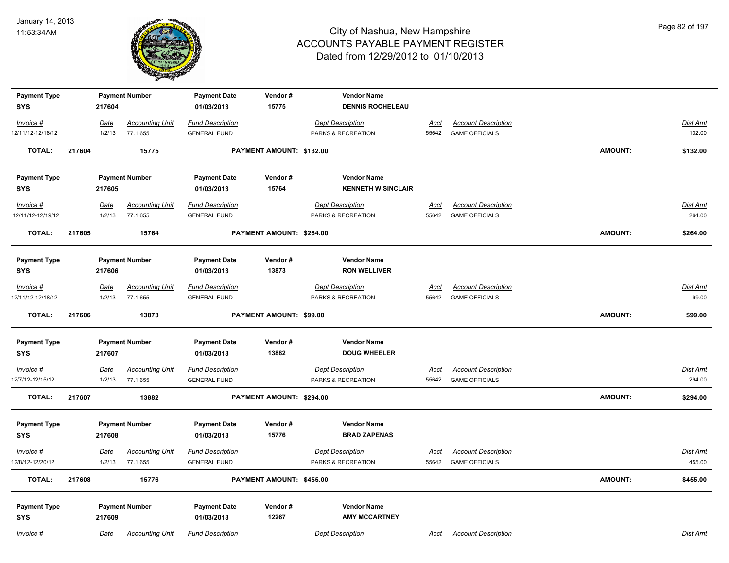# City of Nashua, New Hampshire
## ACCOUNTS PAYABLE PAYMENT REGISTER
### Dated from 12/29/2012 to 01/10/2013

January 14, 2013
11:53:34AM

| Payment Type | Payment Number | Payment Date | Vendor # | Vendor Name |
|---|---|---|---|---|
| SYS | 217604 | 01/03/2013 | 15775 | DENNIS ROCHELEAU |

| Invoice # | Date | Accounting Unit | Fund Description | Dept Description | Acct | Account Description | Dist Amt |
|---|---|---|---|---|---|---|---|
| 12/11/12-12/18/12 | 1/2/13 | 77.1.655 | GENERAL FUND | PARKS & RECREATION | 55642 | GAME OFFICIALS | 132.00 |

**TOTAL: 217604 15775 PAYMENT AMOUNT: $132.00 AMOUNT: $132.00**

| Payment Type | Payment Number | Payment Date | Vendor # | Vendor Name |
|---|---|---|---|---|
| SYS | 217605 | 01/03/2013 | 15764 | KENNETH W SINCLAIR |

| Invoice # | Date | Accounting Unit | Fund Description | Dept Description | Acct | Account Description | Dist Amt |
|---|---|---|---|---|---|---|---|
| 12/11/12-12/19/12 | 1/2/13 | 77.1.655 | GENERAL FUND | PARKS & RECREATION | 55642 | GAME OFFICIALS | 264.00 |

**TOTAL: 217605 15764 PAYMENT AMOUNT: $264.00 AMOUNT: $264.00**

| Payment Type | Payment Number | Payment Date | Vendor # | Vendor Name |
|---|---|---|---|---|
| SYS | 217606 | 01/03/2013 | 13873 | RON WELLIVER |

| Invoice # | Date | Accounting Unit | Fund Description | Dept Description | Acct | Account Description | Dist Amt |
|---|---|---|---|---|---|---|---|
| 12/11/12-12/18/12 | 1/2/13 | 77.1.655 | GENERAL FUND | PARKS & RECREATION | 55642 | GAME OFFICIALS | 99.00 |

**TOTAL: 217606 13873 PAYMENT AMOUNT: $99.00 AMOUNT: $99.00**

| Payment Type | Payment Number | Payment Date | Vendor # | Vendor Name |
|---|---|---|---|---|
| SYS | 217607 | 01/03/2013 | 13882 | DOUG WHEELER |

| Invoice # | Date | Accounting Unit | Fund Description | Dept Description | Acct | Account Description | Dist Amt |
|---|---|---|---|---|---|---|---|
| 12/7/12-12/15/12 | 1/2/13 | 77.1.655 | GENERAL FUND | PARKS & RECREATION | 55642 | GAME OFFICIALS | 294.00 |

**TOTAL: 217607 13882 PAYMENT AMOUNT: $294.00 AMOUNT: $294.00**

| Payment Type | Payment Number | Payment Date | Vendor # | Vendor Name |
|---|---|---|---|---|
| SYS | 217608 | 01/03/2013 | 15776 | BRAD ZAPENAS |

| Invoice # | Date | Accounting Unit | Fund Description | Dept Description | Acct | Account Description | Dist Amt |
|---|---|---|---|---|---|---|---|
| 12/8/12-12/20/12 | 1/2/13 | 77.1.655 | GENERAL FUND | PARKS & RECREATION | 55642 | GAME OFFICIALS | 455.00 |

**TOTAL: 217608 15776 PAYMENT AMOUNT: $455.00 AMOUNT: $455.00**

| Payment Type | Payment Number | Payment Date | Vendor # | Vendor Name |
|---|---|---|---|---|
| SYS | 217609 | 01/03/2013 | 12267 | AMY MCCARTNEY |

| Invoice # | Date | Accounting Unit | Fund Description | Dept Description | Acct | Account Description | Dist Amt |
|---|---|---|---|---|---|---|---|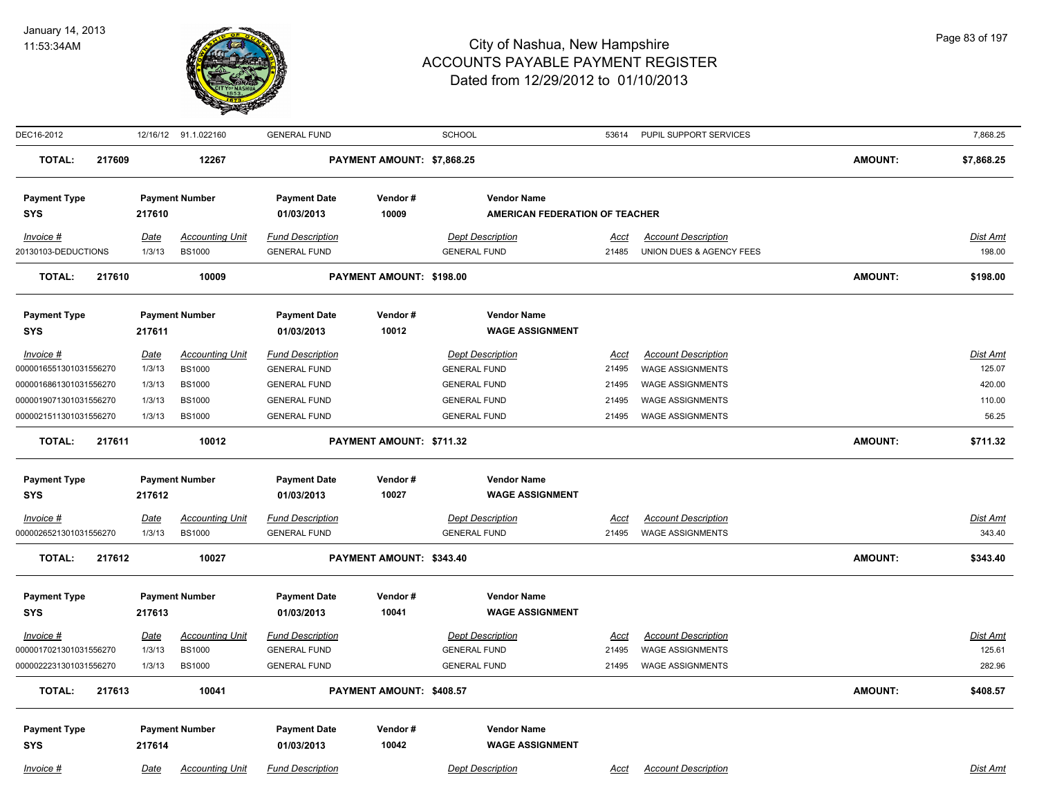# City of Nashua, New Hampshire
## ACCOUNTS PAYABLE PAYMENT REGISTER
### Dated from 12/29/2012 to 01/10/2013

| Invoice # | Date | Accounting Unit | Fund Description | Dept Description | Acct | Account Description | Dist Amt |
|---|---|---|---|---|---|---|---|
| DEC16-2012 | 12/16/12 | 91.1.022160 | GENERAL FUND | SCHOOL | 53614 | PUPIL SUPPORT SERVICES | 7,868.25 |

**TOTAL: 217609 — 12267 — PAYMENT AMOUNT: $7,868.25 — AMOUNT: $7,868.25**

| Payment Type | Payment Number | Payment Date | Vendor # | Vendor Name |
|---|---|---|---|---|
| SYS | 217610 | 01/03/2013 | 10009 | AMERICAN FEDERATION OF TEACHER |

| Invoice # | Date | Accounting Unit | Fund Description | Dept Description | Acct | Account Description | Dist Amt |
|---|---|---|---|---|---|---|---|
| 20130103-DEDUCTIONS | 1/3/13 | BS1000 | GENERAL FUND | GENERAL FUND | 21485 | UNION DUES & AGENCY FEES | 198.00 |

**TOTAL: 217610 — 10009 — PAYMENT AMOUNT: $198.00 — AMOUNT: $198.00**

| Payment Type | Payment Number | Payment Date | Vendor # | Vendor Name |
|---|---|---|---|---|
| SYS | 217611 | 01/03/2013 | 10012 | WAGE ASSIGNMENT |

| Invoice # | Date | Accounting Unit | Fund Description | Dept Description | Acct | Account Description | Dist Amt |
|---|---|---|---|---|---|---|---|
| 0000016551301031556270 | 1/3/13 | BS1000 | GENERAL FUND | GENERAL FUND | 21495 | WAGE ASSIGNMENTS | 125.07 |
| 0000016861301031556270 | 1/3/13 | BS1000 | GENERAL FUND | GENERAL FUND | 21495 | WAGE ASSIGNMENTS | 420.00 |
| 0000019071301031556270 | 1/3/13 | BS1000 | GENERAL FUND | GENERAL FUND | 21495 | WAGE ASSIGNMENTS | 110.00 |
| 0000021511301031556270 | 1/3/13 | BS1000 | GENERAL FUND | GENERAL FUND | 21495 | WAGE ASSIGNMENTS | 56.25 |

**TOTAL: 217611 — 10012 — PAYMENT AMOUNT: $711.32 — AMOUNT: $711.32**

| Payment Type | Payment Number | Payment Date | Vendor # | Vendor Name |
|---|---|---|---|---|
| SYS | 217612 | 01/03/2013 | 10027 | WAGE ASSIGNMENT |

| Invoice # | Date | Accounting Unit | Fund Description | Dept Description | Acct | Account Description | Dist Amt |
|---|---|---|---|---|---|---|---|
| 0000026521301031556270 | 1/3/13 | BS1000 | GENERAL FUND | GENERAL FUND | 21495 | WAGE ASSIGNMENTS | 343.40 |

**TOTAL: 217612 — 10027 — PAYMENT AMOUNT: $343.40 — AMOUNT: $343.40**

| Payment Type | Payment Number | Payment Date | Vendor # | Vendor Name |
|---|---|---|---|---|
| SYS | 217613 | 01/03/2013 | 10041 | WAGE ASSIGNMENT |

| Invoice # | Date | Accounting Unit | Fund Description | Dept Description | Acct | Account Description | Dist Amt |
|---|---|---|---|---|---|---|---|
| 0000017021301031556270 | 1/3/13 | BS1000 | GENERAL FUND | GENERAL FUND | 21495 | WAGE ASSIGNMENTS | 125.61 |
| 0000022231301031556270 | 1/3/13 | BS1000 | GENERAL FUND | GENERAL FUND | 21495 | WAGE ASSIGNMENTS | 282.96 |

**TOTAL: 217613 — 10041 — PAYMENT AMOUNT: $408.57 — AMOUNT: $408.57**

| Payment Type | Payment Number | Payment Date | Vendor # | Vendor Name |
|---|---|---|---|---|
| SYS | 217614 | 01/03/2013 | 10042 | WAGE ASSIGNMENT |

| Invoice # | Date | Accounting Unit | Fund Description | Dept Description | Acct | Account Description | Dist Amt |
|---|---|---|---|---|---|---|---|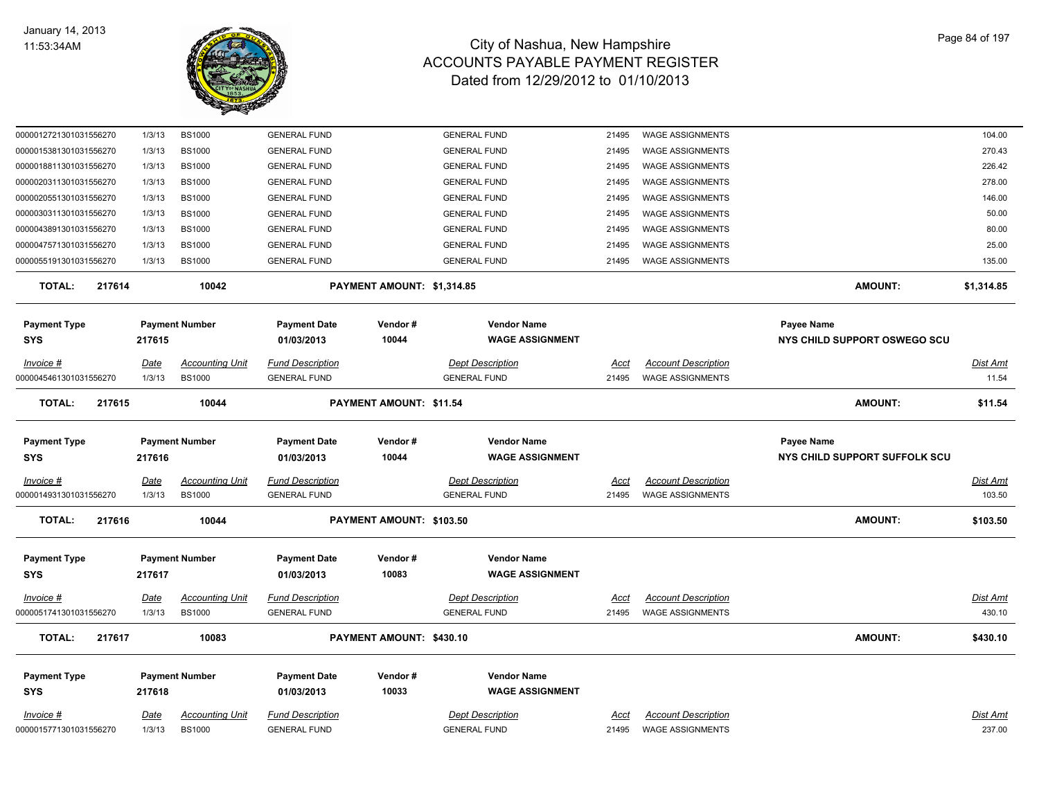| | | | | | | | | |
|---|---|---|---|---|---|---|---|---|
| 0000012721301031556270 | 1/3/13 | BS1000 | GENERAL FUND | GENERAL FUND | 21495 | WAGE ASSIGNMENTS | | 104.00 |
| 0000015381301031556270 | 1/3/13 | BS1000 | GENERAL FUND | GENERAL FUND | 21495 | WAGE ASSIGNMENTS | | 270.43 |
| 0000018811301031556270 | 1/3/13 | BS1000 | GENERAL FUND | GENERAL FUND | 21495 | WAGE ASSIGNMENTS | | 226.42 |
| 0000020311301031556270 | 1/3/13 | BS1000 | GENERAL FUND | GENERAL FUND | 21495 | WAGE ASSIGNMENTS | | 278.00 |
| 0000020551301031556270 | 1/3/13 | BS1000 | GENERAL FUND | GENERAL FUND | 21495 | WAGE ASSIGNMENTS | | 146.00 |
| 0000030311301031556270 | 1/3/13 | BS1000 | GENERAL FUND | GENERAL FUND | 21495 | WAGE ASSIGNMENTS | | 50.00 |
| 0000043891301031556270 | 1/3/13 | BS1000 | GENERAL FUND | GENERAL FUND | 21495 | WAGE ASSIGNMENTS | | 80.00 |
| 0000047571301031556270 | 1/3/13 | BS1000 | GENERAL FUND | GENERAL FUND | 21495 | WAGE ASSIGNMENTS | | 25.00 |
| 0000055191301031556270 | 1/3/13 | BS1000 | GENERAL FUND | GENERAL FUND | 21495 | WAGE ASSIGNMENTS | | 135.00 |

**TOTAL: 217614 10042 PAYMENT AMOUNT: $1,314.85 AMOUNT: $1,314.85**

| Payment Type | Payment Number | Payment Date | Vendor # | Vendor Name | Payee Name |
|---|---|---|---|---|---|
| SYS | 217615 | 01/03/2013 | 10044 | WAGE ASSIGNMENT | NYS CHILD SUPPORT OSWEGO SCU |

| Invoice # | Date | Accounting Unit | Fund Description | Dept Description | Acct | Account Description | Dist Amt |
|---|---|---|---|---|---|---|---|
| 0000045461301031556270 | 1/3/13 | BS1000 | GENERAL FUND | GENERAL FUND | 21495 | WAGE ASSIGNMENTS | 11.54 |

**TOTAL: 217615 10044 PAYMENT AMOUNT: $11.54 AMOUNT: $11.54**

| Payment Type | Payment Number | Payment Date | Vendor # | Vendor Name | Payee Name |
|---|---|---|---|---|---|
| SYS | 217616 | 01/03/2013 | 10044 | WAGE ASSIGNMENT | NYS CHILD SUPPORT SUFFOLK SCU |

| Invoice # | Date | Accounting Unit | Fund Description | Dept Description | Acct | Account Description | Dist Amt |
|---|---|---|---|---|---|---|---|
| 0000014931301031556270 | 1/3/13 | BS1000 | GENERAL FUND | GENERAL FUND | 21495 | WAGE ASSIGNMENTS | 103.50 |

**TOTAL: 217616 10044 PAYMENT AMOUNT: $103.50 AMOUNT: $103.50**

| Payment Type | Payment Number | Payment Date | Vendor # | Vendor Name |
|---|---|---|---|---|
| SYS | 217617 | 01/03/2013 | 10083 | WAGE ASSIGNMENT |

| Invoice # | Date | Accounting Unit | Fund Description | Dept Description | Acct | Account Description | Dist Amt |
|---|---|---|---|---|---|---|---|
| 0000051741301031556270 | 1/3/13 | BS1000 | GENERAL FUND | GENERAL FUND | 21495 | WAGE ASSIGNMENTS | 430.10 |

**TOTAL: 217617 10083 PAYMENT AMOUNT: $430.10 AMOUNT: $430.10**

| Payment Type | Payment Number | Payment Date | Vendor # | Vendor Name |
|---|---|---|---|---|
| SYS | 217618 | 01/03/2013 | 10033 | WAGE ASSIGNMENT |

| Invoice # | Date | Accounting Unit | Fund Description | Dept Description | Acct | Account Description | Dist Amt |
|---|---|---|---|---|---|---|---|
| 0000015771301031556270 | 1/3/13 | BS1000 | GENERAL FUND | GENERAL FUND | 21495 | WAGE ASSIGNMENTS | 237.00 |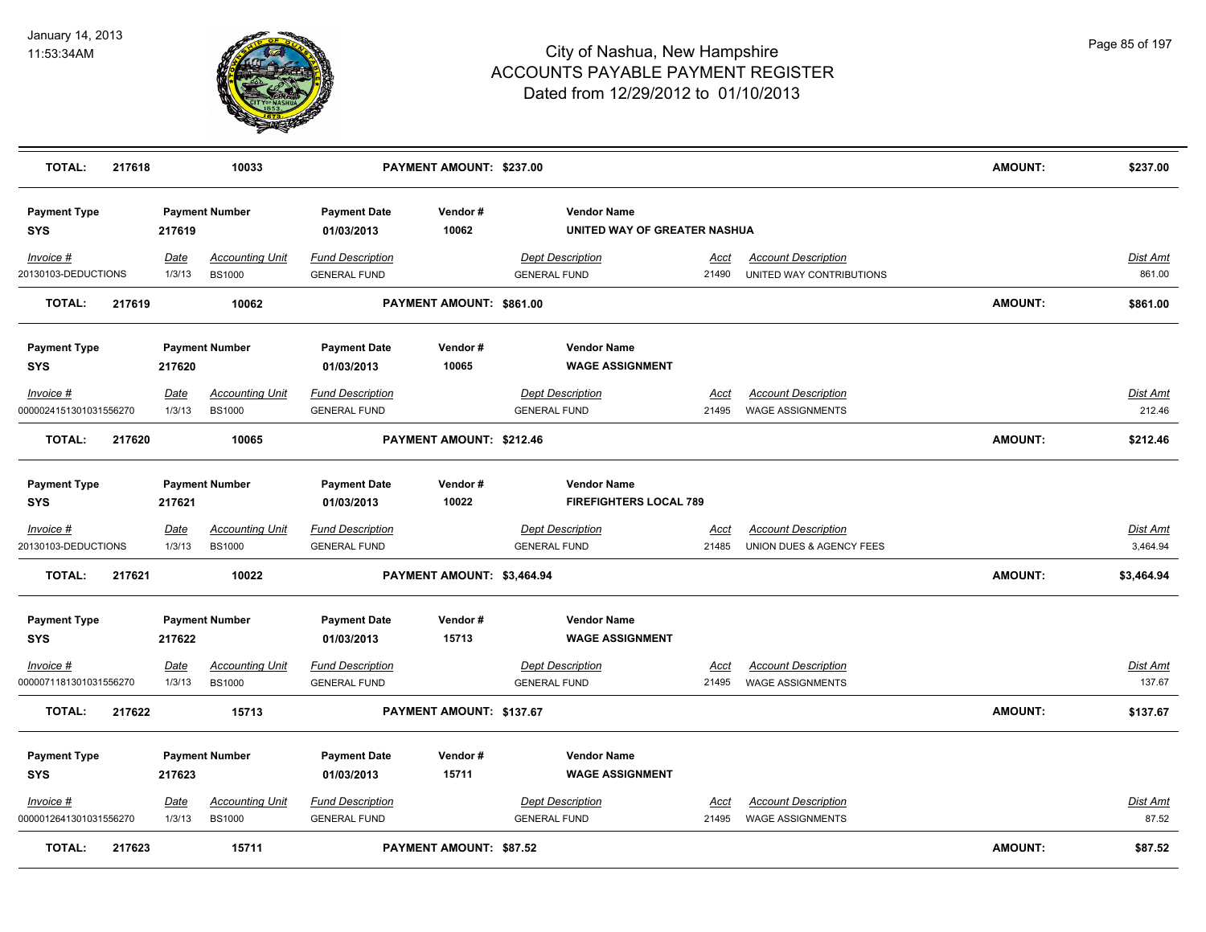| TOTAL: | 217618 | 10033 | PAYMENT AMOUNT: $237.00 | | | AMOUNT: | $237.00 |
|---|---|---|---|---|---|---|---|

| Payment Type | Payment Number | Payment Date | Vendor # | Vendor Name |
|---|---|---|---|---|
| SYS | 217619 | 01/03/2013 | 10062 | UNITED WAY OF GREATER NASHUA |

| Invoice # | Date | Accounting Unit | Fund Description | Dept Description | Acct | Account Description | Dist Amt |
|---|---|---|---|---|---|---|---|
| 20130103-DEDUCTIONS | 1/3/13 | BS1000 | GENERAL FUND | GENERAL FUND | 21490 | UNITED WAY CONTRIBUTIONS | 861.00 |

| TOTAL: | 217619 | 10062 | PAYMENT AMOUNT: $861.00 | AMOUNT: | $861.00 |
|---|---|---|---|---|---|

| Payment Type | Payment Number | Payment Date | Vendor # | Vendor Name |
|---|---|---|---|---|
| SYS | 217620 | 01/03/2013 | 10065 | WAGE ASSIGNMENT |

| Invoice # | Date | Accounting Unit | Fund Description | Dept Description | Acct | Account Description | Dist Amt |
|---|---|---|---|---|---|---|---|
| 0000024151301031556270 | 1/3/13 | BS1000 | GENERAL FUND | GENERAL FUND | 21495 | WAGE ASSIGNMENTS | 212.46 |

| TOTAL: | 217620 | 10065 | PAYMENT AMOUNT: $212.46 | AMOUNT: | $212.46 |
|---|---|---|---|---|---|

| Payment Type | Payment Number | Payment Date | Vendor # | Vendor Name |
|---|---|---|---|---|
| SYS | 217621 | 01/03/2013 | 10022 | FIREFIGHTERS LOCAL 789 |

| Invoice # | Date | Accounting Unit | Fund Description | Dept Description | Acct | Account Description | Dist Amt |
|---|---|---|---|---|---|---|---|
| 20130103-DEDUCTIONS | 1/3/13 | BS1000 | GENERAL FUND | GENERAL FUND | 21485 | UNION DUES & AGENCY FEES | 3,464.94 |

| TOTAL: | 217621 | 10022 | PAYMENT AMOUNT: $3,464.94 | AMOUNT: | $3,464.94 |
|---|---|---|---|---|---|

| Payment Type | Payment Number | Payment Date | Vendor # | Vendor Name |
|---|---|---|---|---|
| SYS | 217622 | 01/03/2013 | 15713 | WAGE ASSIGNMENT |

| Invoice # | Date | Accounting Unit | Fund Description | Dept Description | Acct | Account Description | Dist Amt |
|---|---|---|---|---|---|---|---|
| 0000071181301031556270 | 1/3/13 | BS1000 | GENERAL FUND | GENERAL FUND | 21495 | WAGE ASSIGNMENTS | 137.67 |

| TOTAL: | 217622 | 15713 | PAYMENT AMOUNT: $137.67 | AMOUNT: | $137.67 |
|---|---|---|---|---|---|

| Payment Type | Payment Number | Payment Date | Vendor # | Vendor Name |
|---|---|---|---|---|
| SYS | 217623 | 01/03/2013 | 15711 | WAGE ASSIGNMENT |

| Invoice # | Date | Accounting Unit | Fund Description | Dept Description | Acct | Account Description | Dist Amt |
|---|---|---|---|---|---|---|---|
| 0000012641301031556270 | 1/3/13 | BS1000 | GENERAL FUND | GENERAL FUND | 21495 | WAGE ASSIGNMENTS | 87.52 |

| TOTAL: | 217623 | 15711 | PAYMENT AMOUNT: $87.52 | AMOUNT: | $87.52 |
|---|---|---|---|---|---|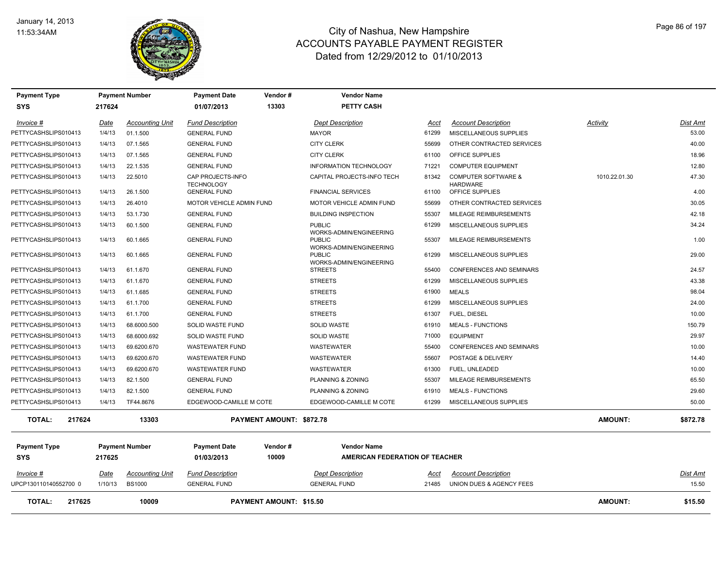# City of Nashua, New Hampshire
## ACCOUNTS PAYABLE PAYMENT REGISTER
### Dated from 12/29/2012 to 01/10/2013

January 14, 2013
11:53:34AM

| Payment Type | Payment Number | Payment Date | Vendor # | Vendor Name |
|---|---|---|---|---|
| SYS | 217624 | 01/07/2013 | 13303 | PETTY CASH |

| Invoice # | Date | Accounting Unit | Fund Description | Dept Description | Acct | Account Description | Activity | Dist Amt |
|---|---|---|---|---|---|---|---|---|
| PETTYCASHSLIPS010413 | 1/4/13 | 01.1.500 | GENERAL FUND | MAYOR | 61299 | MISCELLANEOUS SUPPLIES | | 53.00 |
| PETTYCASHSLIPS010413 | 1/4/13 | 07.1.565 | GENERAL FUND | CITY CLERK | 55699 | OTHER CONTRACTED SERVICES | | 40.00 |
| PETTYCASHSLIPS010413 | 1/4/13 | 07.1.565 | GENERAL FUND | CITY CLERK | 61100 | OFFICE SUPPLIES | | 18.96 |
| PETTYCASHSLIPS010413 | 1/4/13 | 22.1.535 | GENERAL FUND | INFORMATION TECHNOLOGY | 71221 | COMPUTER EQUIPMENT | | 12.80 |
| PETTYCASHSLIPS010413 | 1/4/13 | 22.5010 | CAP PROJECTS-INFO TECHNOLOGY | CAPITAL PROJECTS-INFO TECH | 81342 | COMPUTER SOFTWARE & HARDWARE | 1010.22.01.30 | 47.30 |
| PETTYCASHSLIPS010413 | 1/4/13 | 26.1.500 | GENERAL FUND | FINANCIAL SERVICES | 61100 | OFFICE SUPPLIES | | 4.00 |
| PETTYCASHSLIPS010413 | 1/4/13 | 26.4010 | MOTOR VEHICLE ADMIN FUND | MOTOR VEHICLE ADMIN FUND | 55699 | OTHER CONTRACTED SERVICES | | 30.05 |
| PETTYCASHSLIPS010413 | 1/4/13 | 53.1.730 | GENERAL FUND | BUILDING INSPECTION | 55307 | MILEAGE REIMBURSEMENTS | | 42.18 |
| PETTYCASHSLIPS010413 | 1/4/13 | 60.1.500 | GENERAL FUND | PUBLIC WORKS-ADMIN/ENGINEERING | 61299 | MISCELLANEOUS SUPPLIES | | 34.24 |
| PETTYCASHSLIPS010413 | 1/4/13 | 60.1.665 | GENERAL FUND | PUBLIC WORKS-ADMIN/ENGINEERING | 55307 | MILEAGE REIMBURSEMENTS | | 1.00 |
| PETTYCASHSLIPS010413 | 1/4/13 | 60.1.665 | GENERAL FUND | PUBLIC WORKS-ADMIN/ENGINEERING | 61299 | MISCELLANEOUS SUPPLIES | | 29.00 |
| PETTYCASHSLIPS010413 | 1/4/13 | 61.1.670 | GENERAL FUND | STREETS | 55400 | CONFERENCES AND SEMINARS | | 24.57 |
| PETTYCASHSLIPS010413 | 1/4/13 | 61.1.670 | GENERAL FUND | STREETS | 61299 | MISCELLANEOUS SUPPLIES | | 43.38 |
| PETTYCASHSLIPS010413 | 1/4/13 | 61.1.685 | GENERAL FUND | STREETS | 61900 | MEALS | | 98.04 |
| PETTYCASHSLIPS010413 | 1/4/13 | 61.1.700 | GENERAL FUND | STREETS | 61299 | MISCELLANEOUS SUPPLIES | | 24.00 |
| PETTYCASHSLIPS010413 | 1/4/13 | 61.1.700 | GENERAL FUND | STREETS | 61307 | FUEL, DIESEL | | 10.00 |
| PETTYCASHSLIPS010413 | 1/4/13 | 68.6000.500 | SOLID WASTE FUND | SOLID WASTE | 61910 | MEALS - FUNCTIONS | | 150.79 |
| PETTYCASHSLIPS010413 | 1/4/13 | 68.6000.692 | SOLID WASTE FUND | SOLID WASTE | 71000 | EQUIPMENT | | 29.97 |
| PETTYCASHSLIPS010413 | 1/4/13 | 69.6200.670 | WASTEWATER FUND | WASTEWATER | 55400 | CONFERENCES AND SEMINARS | | 10.00 |
| PETTYCASHSLIPS010413 | 1/4/13 | 69.6200.670 | WASTEWATER FUND | WASTEWATER | 55607 | POSTAGE & DELIVERY | | 14.40 |
| PETTYCASHSLIPS010413 | 1/4/13 | 69.6200.670 | WASTEWATER FUND | WASTEWATER | 61300 | FUEL, UNLEADED | | 10.00 |
| PETTYCASHSLIPS010413 | 1/4/13 | 82.1.500 | GENERAL FUND | PLANNING & ZONING | 55307 | MILEAGE REIMBURSEMENTS | | 65.50 |
| PETTYCASHSLIPS010413 | 1/4/13 | 82.1.500 | GENERAL FUND | PLANNING & ZONING | 61910 | MEALS - FUNCTIONS | | 29.60 |
| PETTYCASHSLIPS010413 | 1/4/13 | TF44.8676 | EDGEWOOD-CAMILLE M COTE | EDGEWOOD-CAMILLE M COTE | 61299 | MISCELLANEOUS SUPPLIES | | 50.00 |

**TOTAL: 217624 — 13303 — PAYMENT AMOUNT: $872.78 — AMOUNT: $872.78**

| Payment Type | Payment Number | Payment Date | Vendor # | Vendor Name |
|---|---|---|---|---|
| SYS | 217625 | 01/03/2013 | 10009 | AMERICAN FEDERATION OF TEACHER |

| Invoice # | Date | Accounting Unit | Fund Description | Dept Description | Acct | Account Description | Dist Amt |
|---|---|---|---|---|---|---|---|
| UPCP130110140552700 0 | 1/10/13 | BS1000 | GENERAL FUND | GENERAL FUND | 21485 | UNION DUES & AGENCY FEES | 15.50 |

**TOTAL: 217625 — 10009 — PAYMENT AMOUNT: $15.50 — AMOUNT: $15.50**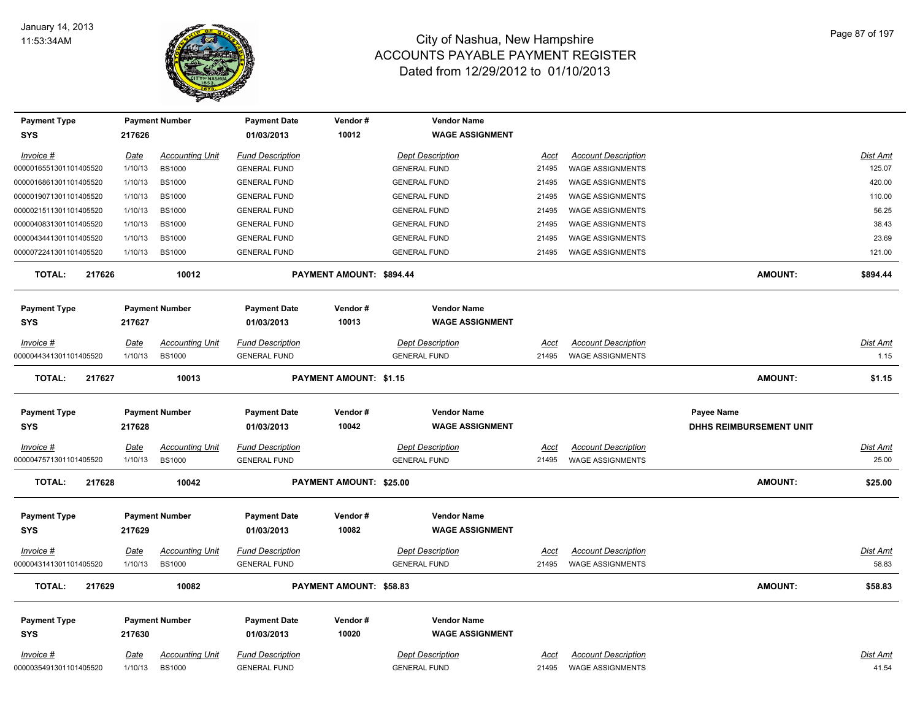# City of Nashua, New Hampshire
# ACCOUNTS PAYABLE PAYMENT REGISTER
## Dated from 12/29/2012 to 01/10/2013

January 14, 2013
11:53:34AM

| Payment Type | Payment Number | Payment Date | Vendor # | Vendor Name |
|---|---|---|---|---|
| SYS | 217626 | 01/03/2013 | 10012 | WAGE ASSIGNMENT |

| Invoice # | Date | Accounting Unit | Fund Description | Dept Description | Acct | Account Description | Dist Amt |
|---|---|---|---|---|---|---|---|
| 0000016551301101405520 | 1/10/13 | BS1000 | GENERAL FUND | GENERAL FUND | 21495 | WAGE ASSIGNMENTS | 125.07 |
| 0000016861301101405520 | 1/10/13 | BS1000 | GENERAL FUND | GENERAL FUND | 21495 | WAGE ASSIGNMENTS | 420.00 |
| 0000019071301101405520 | 1/10/13 | BS1000 | GENERAL FUND | GENERAL FUND | 21495 | WAGE ASSIGNMENTS | 110.00 |
| 0000021511301101405520 | 1/10/13 | BS1000 | GENERAL FUND | GENERAL FUND | 21495 | WAGE ASSIGNMENTS | 56.25 |
| 0000040831301101405520 | 1/10/13 | BS1000 | GENERAL FUND | GENERAL FUND | 21495 | WAGE ASSIGNMENTS | 38.43 |
| 0000043441301101405520 | 1/10/13 | BS1000 | GENERAL FUND | GENERAL FUND | 21495 | WAGE ASSIGNMENTS | 23.69 |
| 0000072241301101405520 | 1/10/13 | BS1000 | GENERAL FUND | GENERAL FUND | 21495 | WAGE ASSIGNMENTS | 121.00 |

**TOTAL: 217626 10012 PAYMENT AMOUNT: $894.44 AMOUNT: $894.44**

| Payment Type | Payment Number | Payment Date | Vendor # | Vendor Name |
|---|---|---|---|---|
| SYS | 217627 | 01/03/2013 | 10013 | WAGE ASSIGNMENT |

| Invoice # | Date | Accounting Unit | Fund Description | Dept Description | Acct | Account Description | Dist Amt |
|---|---|---|---|---|---|---|---|
| 0000044341301101405520 | 1/10/13 | BS1000 | GENERAL FUND | GENERAL FUND | 21495 | WAGE ASSIGNMENTS | 1.15 |

**TOTAL: 217627 10013 PAYMENT AMOUNT: $1.15 AMOUNT: $1.15**

| Payment Type | Payment Number | Payment Date | Vendor # | Vendor Name | Payee Name |
|---|---|---|---|---|---|
| SYS | 217628 | 01/03/2013 | 10042 | WAGE ASSIGNMENT | DHHS REIMBURSEMENT UNIT |

| Invoice # | Date | Accounting Unit | Fund Description | Dept Description | Acct | Account Description | Dist Amt |
|---|---|---|---|---|---|---|---|
| 0000047571301101405520 | 1/10/13 | BS1000 | GENERAL FUND | GENERAL FUND | 21495 | WAGE ASSIGNMENTS | 25.00 |

**TOTAL: 217628 10042 PAYMENT AMOUNT: $25.00 AMOUNT: $25.00**

| Payment Type | Payment Number | Payment Date | Vendor # | Vendor Name |
|---|---|---|---|---|
| SYS | 217629 | 01/03/2013 | 10082 | WAGE ASSIGNMENT |

| Invoice # | Date | Accounting Unit | Fund Description | Dept Description | Acct | Account Description | Dist Amt |
|---|---|---|---|---|---|---|---|
| 0000043141301101405520 | 1/10/13 | BS1000 | GENERAL FUND | GENERAL FUND | 21495 | WAGE ASSIGNMENTS | 58.83 |

**TOTAL: 217629 10082 PAYMENT AMOUNT: $58.83 AMOUNT: $58.83**

| Payment Type | Payment Number | Payment Date | Vendor # | Vendor Name |
|---|---|---|---|---|
| SYS | 217630 | 01/03/2013 | 10020 | WAGE ASSIGNMENT |

| Invoice # | Date | Accounting Unit | Fund Description | Dept Description | Acct | Account Description | Dist Amt |
|---|---|---|---|---|---|---|---|
| 0000035491301101405520 | 1/10/13 | BS1000 | GENERAL FUND | GENERAL FUND | 21495 | WAGE ASSIGNMENTS | 41.54 |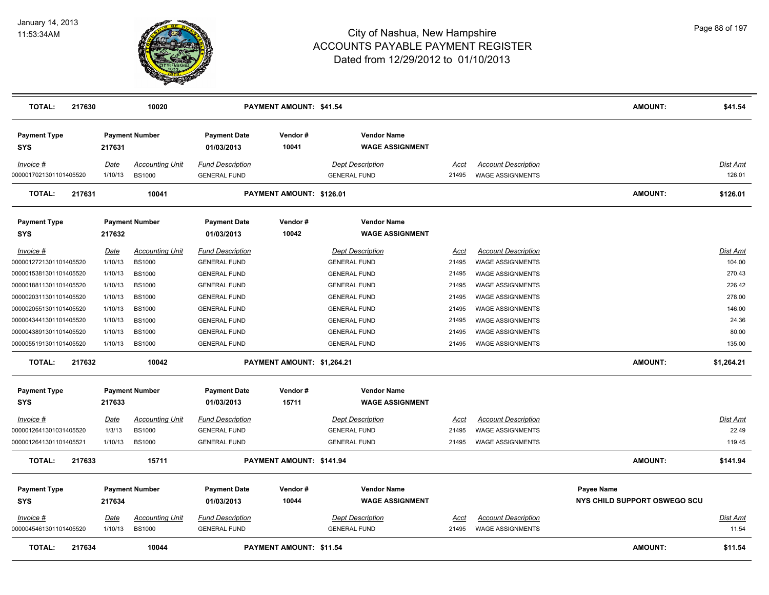| TOTAL: | 217630 | 10020 | PAYMENT AMOUNT: $41.54 | | | | AMOUNT: | $41.54 |
|---|---|---|---|---|---|---|---|---|

**Payment Type:** SYS | **Payment Number:** 217631 | **Payment Date:** 01/03/2013 | **Vendor #:** 10041 | **Vendor Name:** WAGE ASSIGNMENT

| Invoice # | Date | Accounting Unit | Fund Description | Dept Description | Acct | Account Description | Dist Amt |
|---|---|---|---|---|---|---|---|
| 0000017021301101405520 | 1/10/13 | BS1000 | GENERAL FUND | GENERAL FUND | 21495 | WAGE ASSIGNMENTS | 126.01 |

**TOTAL:** 217631 | 10041 | **PAYMENT AMOUNT:** $126.01 | **AMOUNT:** $126.01

**Payment Type:** SYS | **Payment Number:** 217632 | **Payment Date:** 01/03/2013 | **Vendor #:** 10042 | **Vendor Name:** WAGE ASSIGNMENT

| Invoice # | Date | Accounting Unit | Fund Description | Dept Description | Acct | Account Description | Dist Amt |
|---|---|---|---|---|---|---|---|
| 0000012721301101405520 | 1/10/13 | BS1000 | GENERAL FUND | GENERAL FUND | 21495 | WAGE ASSIGNMENTS | 104.00 |
| 0000015381301101405520 | 1/10/13 | BS1000 | GENERAL FUND | GENERAL FUND | 21495 | WAGE ASSIGNMENTS | 270.43 |
| 0000018811301101405520 | 1/10/13 | BS1000 | GENERAL FUND | GENERAL FUND | 21495 | WAGE ASSIGNMENTS | 226.42 |
| 0000020311301101405520 | 1/10/13 | BS1000 | GENERAL FUND | GENERAL FUND | 21495 | WAGE ASSIGNMENTS | 278.00 |
| 0000020551301101405520 | 1/10/13 | BS1000 | GENERAL FUND | GENERAL FUND | 21495 | WAGE ASSIGNMENTS | 146.00 |
| 0000043441301101405520 | 1/10/13 | BS1000 | GENERAL FUND | GENERAL FUND | 21495 | WAGE ASSIGNMENTS | 24.36 |
| 0000043891301101405520 | 1/10/13 | BS1000 | GENERAL FUND | GENERAL FUND | 21495 | WAGE ASSIGNMENTS | 80.00 |
| 0000055191301101405520 | 1/10/13 | BS1000 | GENERAL FUND | GENERAL FUND | 21495 | WAGE ASSIGNMENTS | 135.00 |

**TOTAL:** 217632 | 10042 | **PAYMENT AMOUNT:** $1,264.21 | **AMOUNT:** $1,264.21

**Payment Type:** SYS | **Payment Number:** 217633 | **Payment Date:** 01/03/2013 | **Vendor #:** 15711 | **Vendor Name:** WAGE ASSIGNMENT

| Invoice # | Date | Accounting Unit | Fund Description | Dept Description | Acct | Account Description | Dist Amt |
|---|---|---|---|---|---|---|---|
| 0000012641301031405520 | 1/3/13 | BS1000 | GENERAL FUND | GENERAL FUND | 21495 | WAGE ASSIGNMENTS | 22.49 |
| 0000012641301101405521 | 1/10/13 | BS1000 | GENERAL FUND | GENERAL FUND | 21495 | WAGE ASSIGNMENTS | 119.45 |

**TOTAL:** 217633 | 15711 | **PAYMENT AMOUNT:** $141.94 | **AMOUNT:** $141.94

**Payment Type:** SYS | **Payment Number:** 217634 | **Payment Date:** 01/03/2013 | **Vendor #:** 10044 | **Vendor Name:** WAGE ASSIGNMENT | **Payee Name:** NYS CHILD SUPPORT OSWEGO SCU

| Invoice # | Date | Accounting Unit | Fund Description | Dept Description | Acct | Account Description | Dist Amt |
|---|---|---|---|---|---|---|---|
| 0000045461301101405520 | 1/10/13 | BS1000 | GENERAL FUND | GENERAL FUND | 21495 | WAGE ASSIGNMENTS | 11.54 |

**TOTAL:** 217634 | 10044 | **PAYMENT AMOUNT:** $11.54 | **AMOUNT:** $11.54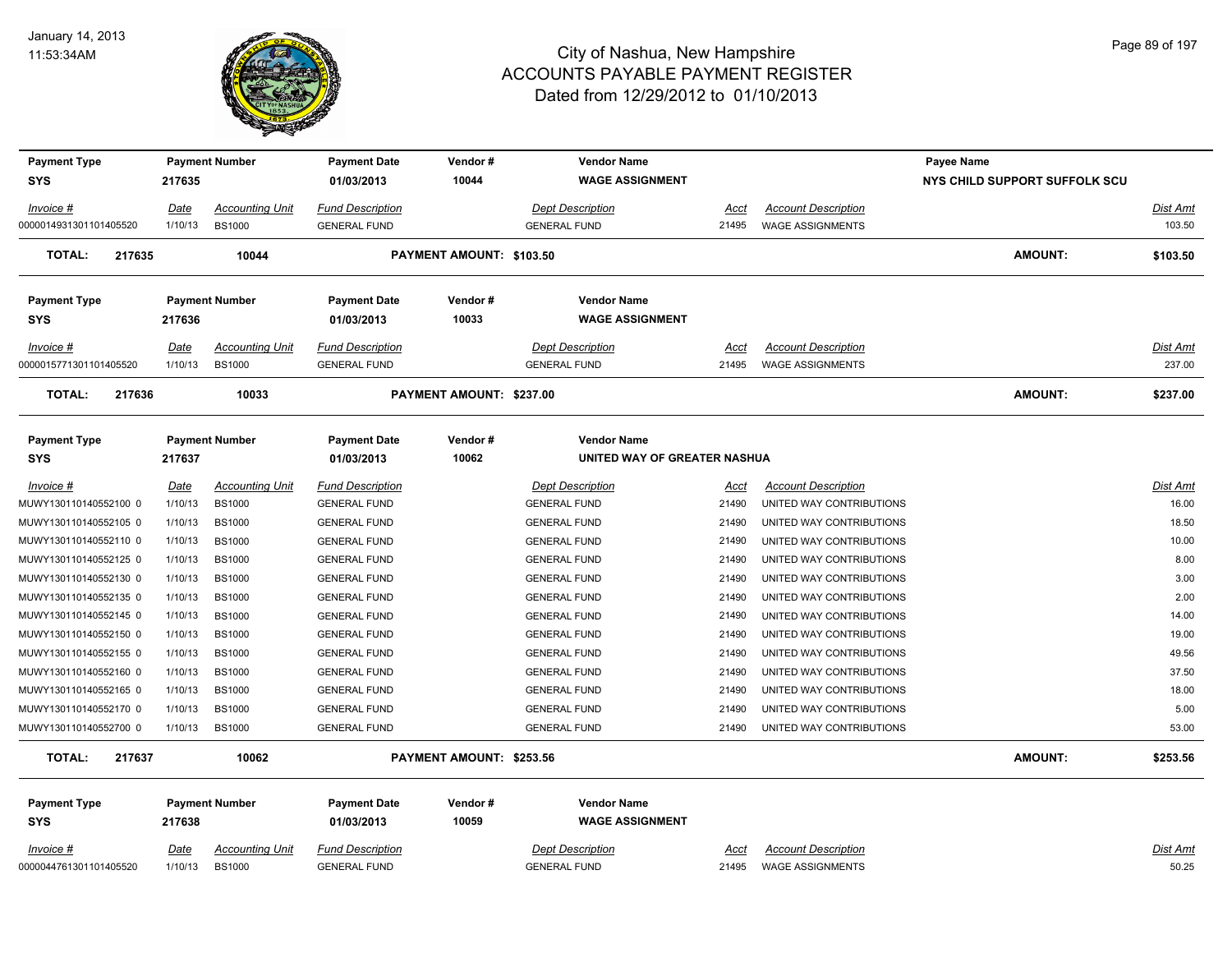# City of Nashua, New Hampshire
## ACCOUNTS PAYABLE PAYMENT REGISTER
### Dated from 12/29/2012 to 01/10/2013

January 14, 2013
11:53:34AM

| Payment Type | Payment Number | Payment Date | Vendor # | Vendor Name | Payee Name |
|---|---|---|---|---|---|
| SYS | 217635 | 01/03/2013 | 10044 | WAGE ASSIGNMENT | NYS CHILD SUPPORT SUFFOLK SCU |

| Invoice # | Date | Accounting Unit | Fund Description | Dept Description | Acct | Account Description | Dist Amt |
|---|---|---|---|---|---|---|---|
| 0000014931301101405520 | 1/10/13 | BS1000 | GENERAL FUND | GENERAL FUND | 21495 | WAGE ASSIGNMENTS | 103.50 |

**TOTAL: 217635 10044 PAYMENT AMOUNT: $103.50 AMOUNT: $103.50**

| Payment Type | Payment Number | Payment Date | Vendor # | Vendor Name |
|---|---|---|---|---|
| SYS | 217636 | 01/03/2013 | 10033 | WAGE ASSIGNMENT |

| Invoice # | Date | Accounting Unit | Fund Description | Dept Description | Acct | Account Description | Dist Amt |
|---|---|---|---|---|---|---|---|
| 0000015771301101405520 | 1/10/13 | BS1000 | GENERAL FUND | GENERAL FUND | 21495 | WAGE ASSIGNMENTS | 237.00 |

**TOTAL: 217636 10033 PAYMENT AMOUNT: $237.00 AMOUNT: $237.00**

| Payment Type | Payment Number | Payment Date | Vendor # | Vendor Name |
|---|---|---|---|---|
| SYS | 217637 | 01/03/2013 | 10062 | UNITED WAY OF GREATER NASHUA |

| Invoice # | Date | Accounting Unit | Fund Description | Dept Description | Acct | Account Description | Dist Amt |
|---|---|---|---|---|---|---|---|
| MUWY130110140552100 0 | 1/10/13 | BS1000 | GENERAL FUND | GENERAL FUND | 21490 | UNITED WAY CONTRIBUTIONS | 16.00 |
| MUWY130110140552105 0 | 1/10/13 | BS1000 | GENERAL FUND | GENERAL FUND | 21490 | UNITED WAY CONTRIBUTIONS | 18.50 |
| MUWY130110140552110 0 | 1/10/13 | BS1000 | GENERAL FUND | GENERAL FUND | 21490 | UNITED WAY CONTRIBUTIONS | 10.00 |
| MUWY130110140552125 0 | 1/10/13 | BS1000 | GENERAL FUND | GENERAL FUND | 21490 | UNITED WAY CONTRIBUTIONS | 8.00 |
| MUWY130110140552130 0 | 1/10/13 | BS1000 | GENERAL FUND | GENERAL FUND | 21490 | UNITED WAY CONTRIBUTIONS | 3.00 |
| MUWY130110140552135 0 | 1/10/13 | BS1000 | GENERAL FUND | GENERAL FUND | 21490 | UNITED WAY CONTRIBUTIONS | 2.00 |
| MUWY130110140552145 0 | 1/10/13 | BS1000 | GENERAL FUND | GENERAL FUND | 21490 | UNITED WAY CONTRIBUTIONS | 14.00 |
| MUWY130110140552150 0 | 1/10/13 | BS1000 | GENERAL FUND | GENERAL FUND | 21490 | UNITED WAY CONTRIBUTIONS | 19.00 |
| MUWY130110140552155 0 | 1/10/13 | BS1000 | GENERAL FUND | GENERAL FUND | 21490 | UNITED WAY CONTRIBUTIONS | 49.56 |
| MUWY130110140552160 0 | 1/10/13 | BS1000 | GENERAL FUND | GENERAL FUND | 21490 | UNITED WAY CONTRIBUTIONS | 37.50 |
| MUWY130110140552165 0 | 1/10/13 | BS1000 | GENERAL FUND | GENERAL FUND | 21490 | UNITED WAY CONTRIBUTIONS | 18.00 |
| MUWY130110140552170 0 | 1/10/13 | BS1000 | GENERAL FUND | GENERAL FUND | 21490 | UNITED WAY CONTRIBUTIONS | 5.00 |
| MUWY130110140552700 0 | 1/10/13 | BS1000 | GENERAL FUND | GENERAL FUND | 21490 | UNITED WAY CONTRIBUTIONS | 53.00 |

**TOTAL: 217637 10062 PAYMENT AMOUNT: $253.56 AMOUNT: $253.56**

| Payment Type | Payment Number | Payment Date | Vendor # | Vendor Name |
|---|---|---|---|---|
| SYS | 217638 | 01/03/2013 | 10059 | WAGE ASSIGNMENT |

| Invoice # | Date | Accounting Unit | Fund Description | Dept Description | Acct | Account Description | Dist Amt |
|---|---|---|---|---|---|---|---|
| 0000044761301101405520 | 1/10/13 | BS1000 | GENERAL FUND | GENERAL FUND | 21495 | WAGE ASSIGNMENTS | 50.25 |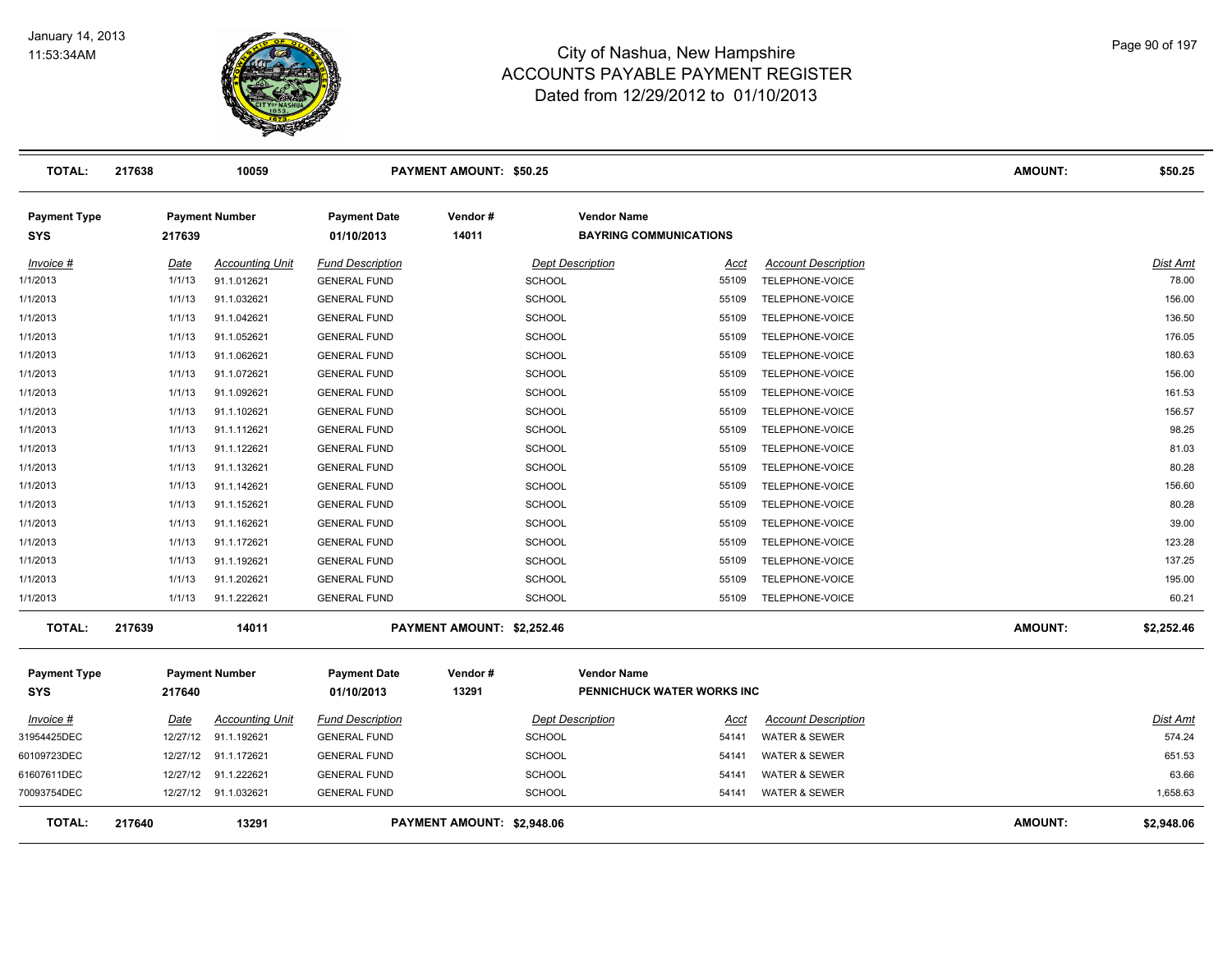# City of Nashua, New Hampshire
# ACCOUNTS PAYABLE PAYMENT REGISTER
## Dated from 12/29/2012 to 01/10/2013

January 14, 2013
11:53:34AM

| **TOTAL:** | **217638** | **10059** | **PAYMENT AMOUNT: $50.25** | **AMOUNT:** | **$50.25** |
|---|---|---|---|---|---|

| Payment Type | Payment Number | Payment Date | Vendor # | Vendor Name |
|---|---|---|---|---|
| SYS | 217639 | 01/10/2013 | 14011 | BAYRING COMMUNICATIONS |

| Invoice # | Date | Accounting Unit | Fund Description | Dept Description | Acct | Account Description | Dist Amt |
|---|---|---|---|---|---|---|---|
| 1/1/2013 | 1/1/13 | 91.1.012621 | GENERAL FUND | SCHOOL | 55109 | TELEPHONE-VOICE | 78.00 |
| 1/1/2013 | 1/1/13 | 91.1.032621 | GENERAL FUND | SCHOOL | 55109 | TELEPHONE-VOICE | 156.00 |
| 1/1/2013 | 1/1/13 | 91.1.042621 | GENERAL FUND | SCHOOL | 55109 | TELEPHONE-VOICE | 136.50 |
| 1/1/2013 | 1/1/13 | 91.1.052621 | GENERAL FUND | SCHOOL | 55109 | TELEPHONE-VOICE | 176.05 |
| 1/1/2013 | 1/1/13 | 91.1.062621 | GENERAL FUND | SCHOOL | 55109 | TELEPHONE-VOICE | 180.63 |
| 1/1/2013 | 1/1/13 | 91.1.072621 | GENERAL FUND | SCHOOL | 55109 | TELEPHONE-VOICE | 156.00 |
| 1/1/2013 | 1/1/13 | 91.1.092621 | GENERAL FUND | SCHOOL | 55109 | TELEPHONE-VOICE | 161.53 |
| 1/1/2013 | 1/1/13 | 91.1.102621 | GENERAL FUND | SCHOOL | 55109 | TELEPHONE-VOICE | 156.57 |
| 1/1/2013 | 1/1/13 | 91.1.112621 | GENERAL FUND | SCHOOL | 55109 | TELEPHONE-VOICE | 98.25 |
| 1/1/2013 | 1/1/13 | 91.1.122621 | GENERAL FUND | SCHOOL | 55109 | TELEPHONE-VOICE | 81.03 |
| 1/1/2013 | 1/1/13 | 91.1.132621 | GENERAL FUND | SCHOOL | 55109 | TELEPHONE-VOICE | 80.28 |
| 1/1/2013 | 1/1/13 | 91.1.142621 | GENERAL FUND | SCHOOL | 55109 | TELEPHONE-VOICE | 156.60 |
| 1/1/2013 | 1/1/13 | 91.1.152621 | GENERAL FUND | SCHOOL | 55109 | TELEPHONE-VOICE | 80.28 |
| 1/1/2013 | 1/1/13 | 91.1.162621 | GENERAL FUND | SCHOOL | 55109 | TELEPHONE-VOICE | 39.00 |
| 1/1/2013 | 1/1/13 | 91.1.172621 | GENERAL FUND | SCHOOL | 55109 | TELEPHONE-VOICE | 123.28 |
| 1/1/2013 | 1/1/13 | 91.1.192621 | GENERAL FUND | SCHOOL | 55109 | TELEPHONE-VOICE | 137.25 |
| 1/1/2013 | 1/1/13 | 91.1.202621 | GENERAL FUND | SCHOOL | 55109 | TELEPHONE-VOICE | 195.00 |
| 1/1/2013 | 1/1/13 | 91.1.222621 | GENERAL FUND | SCHOOL | 55109 | TELEPHONE-VOICE | 60.21 |

| **TOTAL:** | **217639** | **14011** | **PAYMENT AMOUNT: $2,252.46** | **AMOUNT:** | **$2,252.46** |
|---|---|---|---|---|---|

| Payment Type | Payment Number | Payment Date | Vendor # | Vendor Name |
|---|---|---|---|---|
| SYS | 217640 | 01/10/2013 | 13291 | PENNICHUCK WATER WORKS INC |

| Invoice # | Date | Accounting Unit | Fund Description | Dept Description | Acct | Account Description | Dist Amt |
|---|---|---|---|---|---|---|---|
| 31954425DEC | 12/27/12 | 91.1.192621 | GENERAL FUND | SCHOOL | 54141 | WATER & SEWER | 574.24 |
| 60109723DEC | 12/27/12 | 91.1.172621 | GENERAL FUND | SCHOOL | 54141 | WATER & SEWER | 651.53 |
| 61607611DEC | 12/27/12 | 91.1.222621 | GENERAL FUND | SCHOOL | 54141 | WATER & SEWER | 63.66 |
| 70093754DEC | 12/27/12 | 91.1.032621 | GENERAL FUND | SCHOOL | 54141 | WATER & SEWER | 1,658.63 |

| **TOTAL:** | **217640** | **13291** | **PAYMENT AMOUNT: $2,948.06** | **AMOUNT:** | **$2,948.06** |
|---|---|---|---|---|---|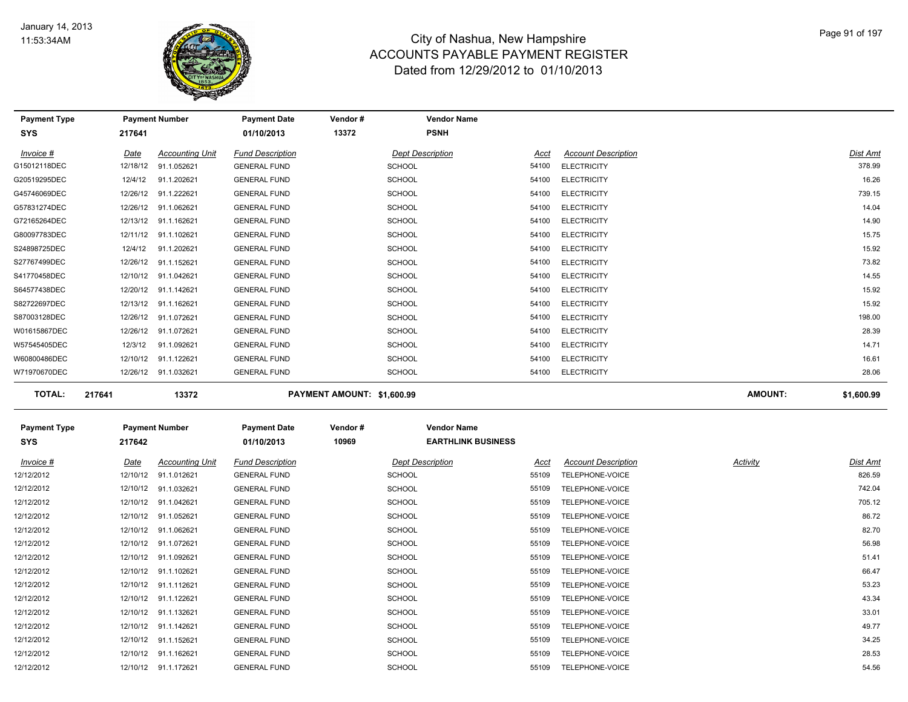# City of Nashua, New Hampshire
## ACCOUNTS PAYABLE PAYMENT REGISTER
### Dated from 12/29/2012 to 01/10/2013

January 14, 2013
11:53:34AM

| Payment Type | Payment Number | Payment Date | Vendor # | Vendor Name |
|---|---|---|---|---|
| SYS | 217641 | 01/10/2013 | 13372 | PSNH |

| Invoice # | Date | Accounting Unit | Fund Description | Dept Description | Acct | Account Description | Dist Amt |
|---|---|---|---|---|---|---|---|
| G15012118DEC | 12/18/12 | 91.1.052621 | GENERAL FUND | SCHOOL | 54100 | ELECTRICITY | 378.99 |
| G20519295DEC | 12/4/12 | 91.1.202621 | GENERAL FUND | SCHOOL | 54100 | ELECTRICITY | 16.26 |
| G45746069DEC | 12/26/12 | 91.1.222621 | GENERAL FUND | SCHOOL | 54100 | ELECTRICITY | 739.15 |
| G57831274DEC | 12/26/12 | 91.1.062621 | GENERAL FUND | SCHOOL | 54100 | ELECTRICITY | 14.04 |
| G72165264DEC | 12/13/12 | 91.1.162621 | GENERAL FUND | SCHOOL | 54100 | ELECTRICITY | 14.90 |
| G80097783DEC | 12/11/12 | 91.1.102621 | GENERAL FUND | SCHOOL | 54100 | ELECTRICITY | 15.75 |
| S24898725DEC | 12/4/12 | 91.1.202621 | GENERAL FUND | SCHOOL | 54100 | ELECTRICITY | 15.92 |
| S27767499DEC | 12/26/12 | 91.1.152621 | GENERAL FUND | SCHOOL | 54100 | ELECTRICITY | 73.82 |
| S41770458DEC | 12/10/12 | 91.1.042621 | GENERAL FUND | SCHOOL | 54100 | ELECTRICITY | 14.55 |
| S64577438DEC | 12/20/12 | 91.1.142621 | GENERAL FUND | SCHOOL | 54100 | ELECTRICITY | 15.92 |
| S82722697DEC | 12/13/12 | 91.1.162621 | GENERAL FUND | SCHOOL | 54100 | ELECTRICITY | 15.92 |
| S87003128DEC | 12/26/12 | 91.1.072621 | GENERAL FUND | SCHOOL | 54100 | ELECTRICITY | 198.00 |
| W01615867DEC | 12/26/12 | 91.1.072621 | GENERAL FUND | SCHOOL | 54100 | ELECTRICITY | 28.39 |
| W57545405DEC | 12/3/12 | 91.1.092621 | GENERAL FUND | SCHOOL | 54100 | ELECTRICITY | 14.71 |
| W60800486DEC | 12/10/12 | 91.1.122621 | GENERAL FUND | SCHOOL | 54100 | ELECTRICITY | 16.61 |
| W71970670DEC | 12/26/12 | 91.1.032621 | GENERAL FUND | SCHOOL | 54100 | ELECTRICITY | 28.06 |

**TOTAL: 217641 13372 PAYMENT AMOUNT: $1,600.99 AMOUNT: $1,600.99**

| Payment Type | Payment Number | Payment Date | Vendor # | Vendor Name |
|---|---|---|---|---|
| SYS | 217642 | 01/10/2013 | 10969 | EARTHLINK BUSINESS |

| Invoice # | Date | Accounting Unit | Fund Description | Dept Description | Acct | Account Description | Activity | Dist Amt |
|---|---|---|---|---|---|---|---|---|
| 12/12/2012 | 12/10/12 | 91.1.012621 | GENERAL FUND | SCHOOL | 55109 | TELEPHONE-VOICE | | 826.59 |
| 12/12/2012 | 12/10/12 | 91.1.032621 | GENERAL FUND | SCHOOL | 55109 | TELEPHONE-VOICE | | 742.04 |
| 12/12/2012 | 12/10/12 | 91.1.042621 | GENERAL FUND | SCHOOL | 55109 | TELEPHONE-VOICE | | 705.12 |
| 12/12/2012 | 12/10/12 | 91.1.052621 | GENERAL FUND | SCHOOL | 55109 | TELEPHONE-VOICE | | 86.72 |
| 12/12/2012 | 12/10/12 | 91.1.062621 | GENERAL FUND | SCHOOL | 55109 | TELEPHONE-VOICE | | 82.70 |
| 12/12/2012 | 12/10/12 | 91.1.072621 | GENERAL FUND | SCHOOL | 55109 | TELEPHONE-VOICE | | 56.98 |
| 12/12/2012 | 12/10/12 | 91.1.092621 | GENERAL FUND | SCHOOL | 55109 | TELEPHONE-VOICE | | 51.41 |
| 12/12/2012 | 12/10/12 | 91.1.102621 | GENERAL FUND | SCHOOL | 55109 | TELEPHONE-VOICE | | 66.47 |
| 12/12/2012 | 12/10/12 | 91.1.112621 | GENERAL FUND | SCHOOL | 55109 | TELEPHONE-VOICE | | 53.23 |
| 12/12/2012 | 12/10/12 | 91.1.122621 | GENERAL FUND | SCHOOL | 55109 | TELEPHONE-VOICE | | 43.34 |
| 12/12/2012 | 12/10/12 | 91.1.132621 | GENERAL FUND | SCHOOL | 55109 | TELEPHONE-VOICE | | 33.01 |
| 12/12/2012 | 12/10/12 | 91.1.142621 | GENERAL FUND | SCHOOL | 55109 | TELEPHONE-VOICE | | 49.77 |
| 12/12/2012 | 12/10/12 | 91.1.152621 | GENERAL FUND | SCHOOL | 55109 | TELEPHONE-VOICE | | 34.25 |
| 12/12/2012 | 12/10/12 | 91.1.162621 | GENERAL FUND | SCHOOL | 55109 | TELEPHONE-VOICE | | 28.53 |
| 12/12/2012 | 12/10/12 | 91.1.172621 | GENERAL FUND | SCHOOL | 55109 | TELEPHONE-VOICE | | 54.56 |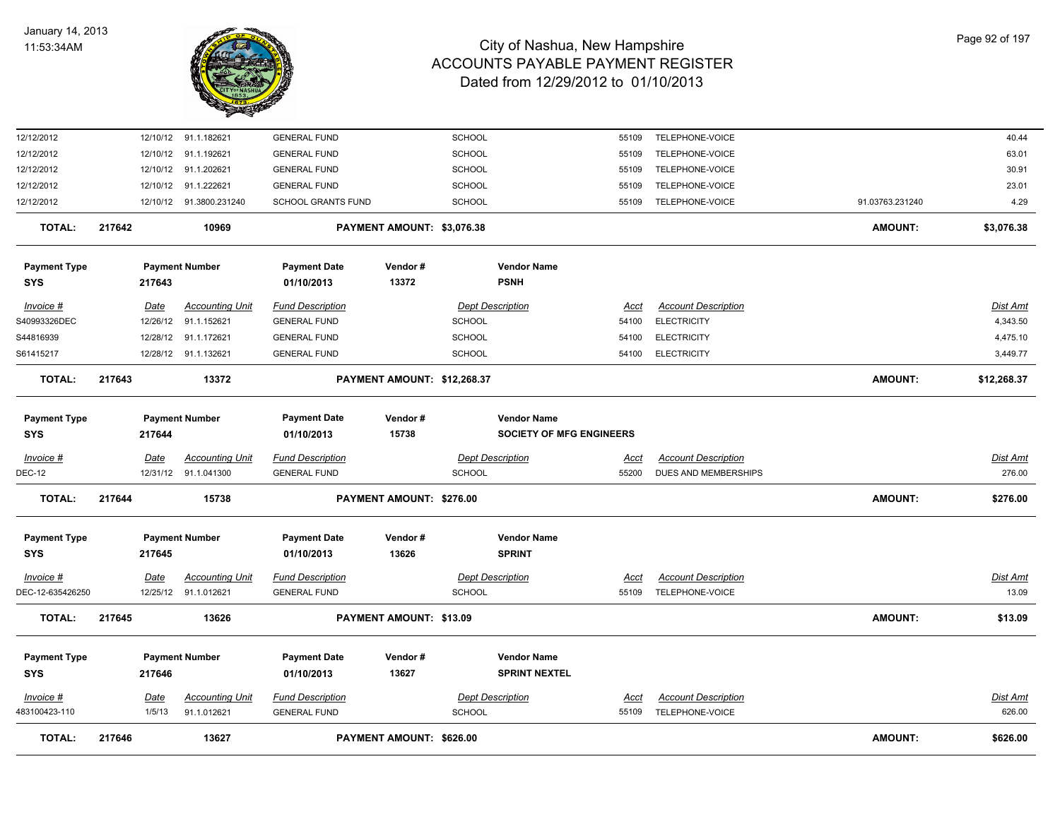| Invoice # | Date | Accounting Unit | Fund Description | Dept Description | Acct | Account Description | | Dist Amt |
|---|---|---|---|---|---|---|---|---|
| 12/12/2012 | 12/10/12 | 91.1.182621 | GENERAL FUND | SCHOOL | 55109 | TELEPHONE-VOICE | | 40.44 |
| 12/12/2012 | 12/10/12 | 91.1.192621 | GENERAL FUND | SCHOOL | 55109 | TELEPHONE-VOICE | | 63.01 |
| 12/12/2012 | 12/10/12 | 91.1.202621 | GENERAL FUND | SCHOOL | 55109 | TELEPHONE-VOICE | | 30.91 |
| 12/12/2012 | 12/10/12 | 91.1.222621 | GENERAL FUND | SCHOOL | 55109 | TELEPHONE-VOICE | | 23.01 |
| 12/12/2012 | 12/10/12 | 91.3800.231240 | SCHOOL GRANTS FUND | SCHOOL | 55109 | TELEPHONE-VOICE | 91.03763.231240 | 4.29 |

**TOTAL: 217642 — 10969 — PAYMENT AMOUNT: $3,076.38 — AMOUNT: $3,076.38**

| Payment Type | Payment Number | Payment Date | Vendor # | Vendor Name |
|---|---|---|---|---|
| SYS | 217643 | 01/10/2013 | 13372 | PSNH |

| Invoice # | Date | Accounting Unit | Fund Description | Dept Description | Acct | Account Description | Dist Amt |
|---|---|---|---|---|---|---|---|
| S40993326DEC | 12/26/12 | 91.1.152621 | GENERAL FUND | SCHOOL | 54100 | ELECTRICITY | 4,343.50 |
| S44816939 | 12/28/12 | 91.1.172621 | GENERAL FUND | SCHOOL | 54100 | ELECTRICITY | 4,475.10 |
| S61415217 | 12/28/12 | 91.1.132621 | GENERAL FUND | SCHOOL | 54100 | ELECTRICITY | 3,449.77 |

**TOTAL: 217643 — 13372 — PAYMENT AMOUNT: $12,268.37 — AMOUNT: $12,268.37**

| Payment Type | Payment Number | Payment Date | Vendor # | Vendor Name |
|---|---|---|---|---|
| SYS | 217644 | 01/10/2013 | 15738 | SOCIETY OF MFG ENGINEERS |

| Invoice # | Date | Accounting Unit | Fund Description | Dept Description | Acct | Account Description | Dist Amt |
|---|---|---|---|---|---|---|---|
| DEC-12 | 12/31/12 | 91.1.041300 | GENERAL FUND | SCHOOL | 55200 | DUES AND MEMBERSHIPS | 276.00 |

**TOTAL: 217644 — 15738 — PAYMENT AMOUNT: $276.00 — AMOUNT: $276.00**

| Payment Type | Payment Number | Payment Date | Vendor # | Vendor Name |
|---|---|---|---|---|
| SYS | 217645 | 01/10/2013 | 13626 | SPRINT |

| Invoice # | Date | Accounting Unit | Fund Description | Dept Description | Acct | Account Description | Dist Amt |
|---|---|---|---|---|---|---|---|
| DEC-12-635426250 | 12/25/12 | 91.1.012621 | GENERAL FUND | SCHOOL | 55109 | TELEPHONE-VOICE | 13.09 |

**TOTAL: 217645 — 13626 — PAYMENT AMOUNT: $13.09 — AMOUNT: $13.09**

| Payment Type | Payment Number | Payment Date | Vendor # | Vendor Name |
|---|---|---|---|---|
| SYS | 217646 | 01/10/2013 | 13627 | SPRINT NEXTEL |

| Invoice # | Date | Accounting Unit | Fund Description | Dept Description | Acct | Account Description | Dist Amt |
|---|---|---|---|---|---|---|---|
| 483100423-110 | 1/5/13 | 91.1.012621 | GENERAL FUND | SCHOOL | 55109 | TELEPHONE-VOICE | 626.00 |

**TOTAL: 217646 — 13627 — PAYMENT AMOUNT: $626.00 — AMOUNT: $626.00**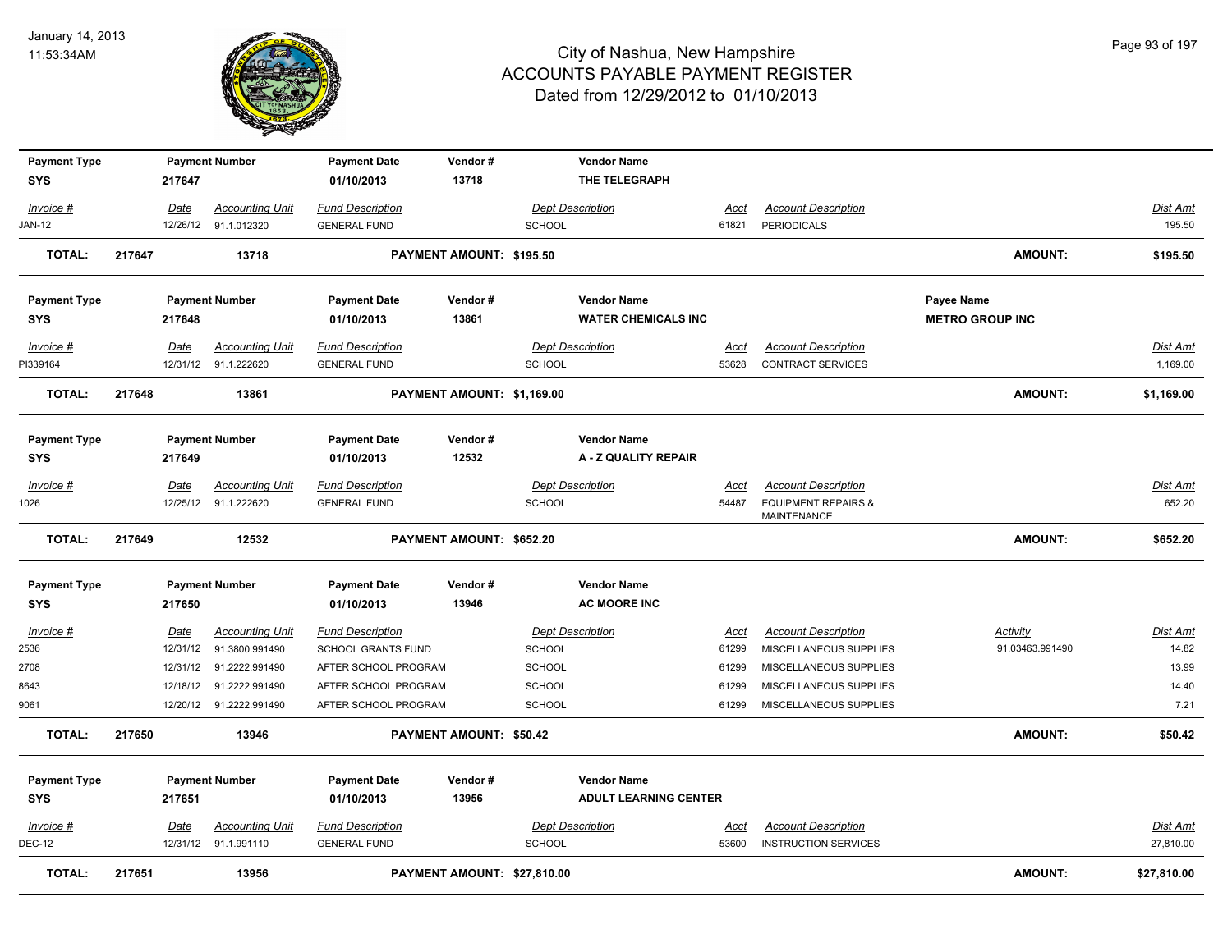# City of Nashua, New Hampshire
## ACCOUNTS PAYABLE PAYMENT REGISTER
### Dated from 12/29/2012 to 01/10/2013

January 14, 2013
11:53:34AM

| Payment Type | Payment Number | Payment Date | Vendor # | Vendor Name |
|---|---|---|---|---|
| SYS | 217647 | 01/10/2013 | 13718 | THE TELEGRAPH |

| Invoice # | Date | Accounting Unit | Fund Description | Dept Description | Acct | Account Description | Dist Amt |
|---|---|---|---|---|---|---|---|
| JAN-12 | 12/26/12 | 91.1.012320 | GENERAL FUND | SCHOOL | 61821 | PERIODICALS | 195.50 |

**TOTAL: 217647 13718 PAYMENT AMOUNT: $195.50 AMOUNT: $195.50**

| Payment Type | Payment Number | Payment Date | Vendor # | Vendor Name | Payee Name |
|---|---|---|---|---|---|
| SYS | 217648 | 01/10/2013 | 13861 | WATER CHEMICALS INC | METRO GROUP INC |

| Invoice # | Date | Accounting Unit | Fund Description | Dept Description | Acct | Account Description | Dist Amt |
|---|---|---|---|---|---|---|---|
| PI339164 | 12/31/12 | 91.1.222620 | GENERAL FUND | SCHOOL | 53628 | CONTRACT SERVICES | 1,169.00 |

**TOTAL: 217648 13861 PAYMENT AMOUNT: $1,169.00 AMOUNT: $1,169.00**

| Payment Type | Payment Number | Payment Date | Vendor # | Vendor Name |
|---|---|---|---|---|
| SYS | 217649 | 01/10/2013 | 12532 | A - Z QUALITY REPAIR |

| Invoice # | Date | Accounting Unit | Fund Description | Dept Description | Acct | Account Description | Dist Amt |
|---|---|---|---|---|---|---|---|
| 1026 | 12/25/12 | 91.1.222620 | GENERAL FUND | SCHOOL | 54487 | EQUIPMENT REPAIRS & MAINTENANCE | 652.20 |

**TOTAL: 217649 12532 PAYMENT AMOUNT: $652.20 AMOUNT: $652.20**

| Payment Type | Payment Number | Payment Date | Vendor # | Vendor Name |
|---|---|---|---|---|
| SYS | 217650 | 01/10/2013 | 13946 | AC MOORE INC |

| Invoice # | Date | Accounting Unit | Fund Description | Dept Description | Acct | Account Description | Activity | Dist Amt |
|---|---|---|---|---|---|---|---|---|
| 2536 | 12/31/12 | 91.3800.991490 | SCHOOL GRANTS FUND | SCHOOL | 61299 | MISCELLANEOUS SUPPLIES | 91.03463.991490 | 14.82 |
| 2708 | 12/31/12 | 91.2222.991490 | AFTER SCHOOL PROGRAM | SCHOOL | 61299 | MISCELLANEOUS SUPPLIES | | 13.99 |
| 8643 | 12/18/12 | 91.2222.991490 | AFTER SCHOOL PROGRAM | SCHOOL | 61299 | MISCELLANEOUS SUPPLIES | | 14.40 |
| 9061 | 12/20/12 | 91.2222.991490 | AFTER SCHOOL PROGRAM | SCHOOL | 61299 | MISCELLANEOUS SUPPLIES | | 7.21 |

**TOTAL: 217650 13946 PAYMENT AMOUNT: $50.42 AMOUNT: $50.42**

| Payment Type | Payment Number | Payment Date | Vendor # | Vendor Name |
|---|---|---|---|---|
| SYS | 217651 | 01/10/2013 | 13956 | ADULT LEARNING CENTER |

| Invoice # | Date | Accounting Unit | Fund Description | Dept Description | Acct | Account Description | Dist Amt |
|---|---|---|---|---|---|---|---|
| DEC-12 | 12/31/12 | 91.1.991110 | GENERAL FUND | SCHOOL | 53600 | INSTRUCTION SERVICES | 27,810.00 |

**TOTAL: 217651 13956 PAYMENT AMOUNT: $27,810.00 AMOUNT: $27,810.00**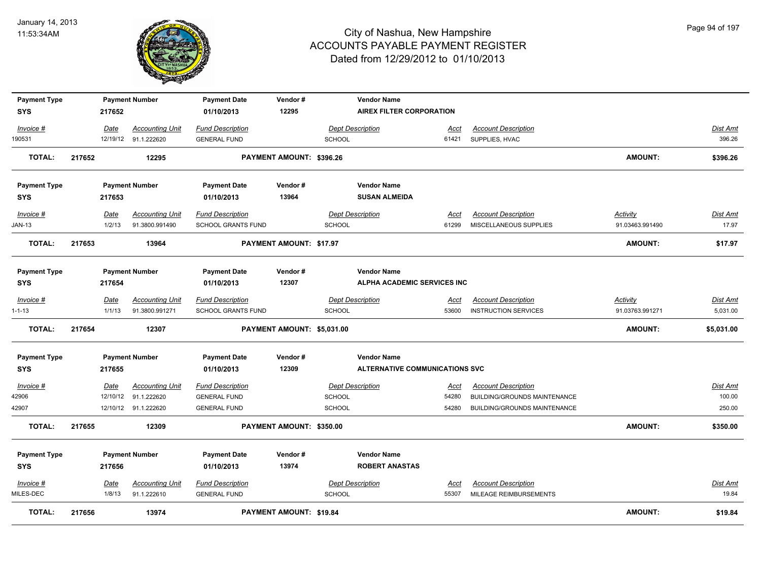# City of Nashua, New Hampshire
# ACCOUNTS PAYABLE PAYMENT REGISTER
## Dated from 12/29/2012 to 01/10/2013

January 14, 2013
11:53:34AM

| Payment Type | Payment Number | Payment Date | Vendor # | Vendor Name |
|---|---|---|---|---|
| SYS | 217652 | 01/10/2013 | 12295 | AIREX FILTER CORPORATION |

| Invoice # | Date | Accounting Unit | Fund Description | Dept Description | Acct | Account Description | Activity | Dist Amt |
|---|---|---|---|---|---|---|---|---|
| 190531 | 12/19/12 | 91.1.222620 | GENERAL FUND | SCHOOL | 61421 | SUPPLIES, HVAC | | 396.26 |

**TOTAL: 217652 12295 PAYMENT AMOUNT: $396.26 AMOUNT: $396.26**

| Payment Type | Payment Number | Payment Date | Vendor # | Vendor Name |
|---|---|---|---|---|
| SYS | 217653 | 01/10/2013 | 13964 | SUSAN ALMEIDA |

| Invoice # | Date | Accounting Unit | Fund Description | Dept Description | Acct | Account Description | Activity | Dist Amt |
|---|---|---|---|---|---|---|---|---|
| JAN-13 | 1/2/13 | 91.3800.991490 | SCHOOL GRANTS FUND | SCHOOL | 61299 | MISCELLANEOUS SUPPLIES | 91.03463.991490 | 17.97 |

**TOTAL: 217653 13964 PAYMENT AMOUNT: $17.97 AMOUNT: $17.97**

| Payment Type | Payment Number | Payment Date | Vendor # | Vendor Name |
|---|---|---|---|---|
| SYS | 217654 | 01/10/2013 | 12307 | ALPHA ACADEMIC SERVICES INC |

| Invoice # | Date | Accounting Unit | Fund Description | Dept Description | Acct | Account Description | Activity | Dist Amt |
|---|---|---|---|---|---|---|---|---|
| 1-1-13 | 1/1/13 | 91.3800.991271 | SCHOOL GRANTS FUND | SCHOOL | 53600 | INSTRUCTION SERVICES | 91.03763.991271 | 5,031.00 |

**TOTAL: 217654 12307 PAYMENT AMOUNT: $5,031.00 AMOUNT: $5,031.00**

| Payment Type | Payment Number | Payment Date | Vendor # | Vendor Name |
|---|---|---|---|---|
| SYS | 217655 | 01/10/2013 | 12309 | ALTERNATIVE COMMUNICATIONS SVC |

| Invoice # | Date | Accounting Unit | Fund Description | Dept Description | Acct | Account Description | Activity | Dist Amt |
|---|---|---|---|---|---|---|---|---|
| 42906 | 12/10/12 | 91.1.222620 | GENERAL FUND | SCHOOL | 54280 | BUILDING/GROUNDS MAINTENANCE | | 100.00 |
| 42907 | 12/10/12 | 91.1.222620 | GENERAL FUND | SCHOOL | 54280 | BUILDING/GROUNDS MAINTENANCE | | 250.00 |

**TOTAL: 217655 12309 PAYMENT AMOUNT: $350.00 AMOUNT: $350.00**

| Payment Type | Payment Number | Payment Date | Vendor # | Vendor Name |
|---|---|---|---|---|
| SYS | 217656 | 01/10/2013 | 13974 | ROBERT ANASTAS |

| Invoice # | Date | Accounting Unit | Fund Description | Dept Description | Acct | Account Description | Activity | Dist Amt |
|---|---|---|---|---|---|---|---|---|
| MILES-DEC | 1/8/13 | 91.1.222610 | GENERAL FUND | SCHOOL | 55307 | MILEAGE REIMBURSEMENTS | | 19.84 |

**TOTAL: 217656 13974 PAYMENT AMOUNT: $19.84 AMOUNT: $19.84**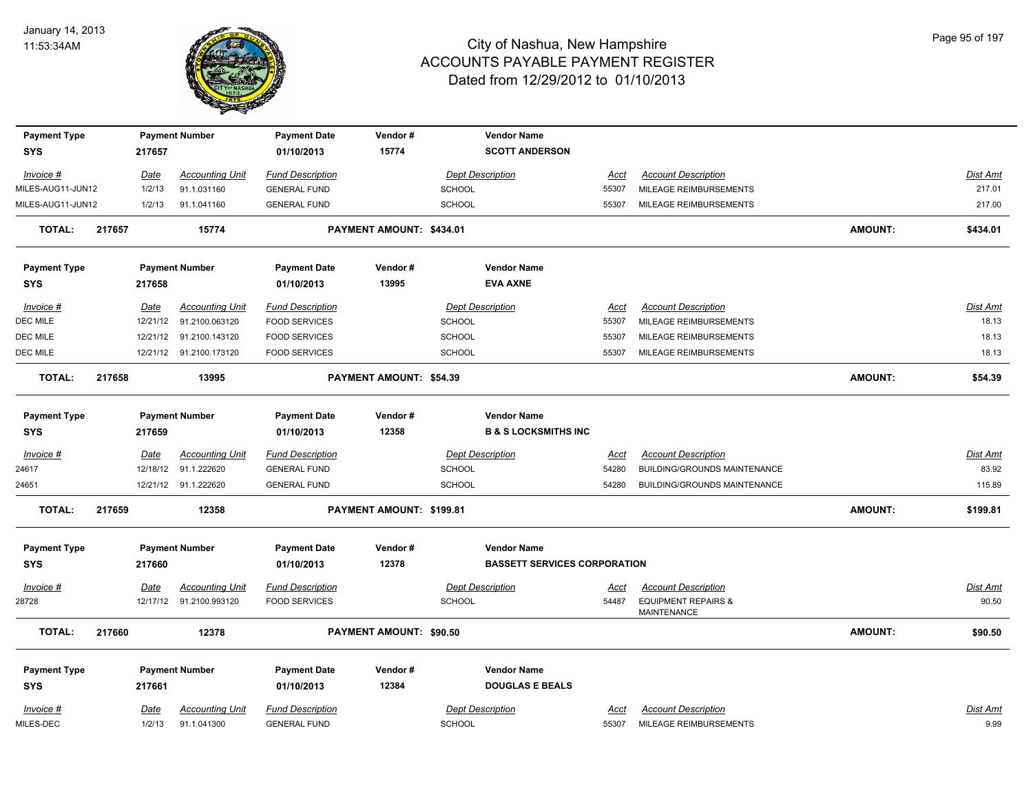# City of Nashua, New Hampshire
# ACCOUNTS PAYABLE PAYMENT REGISTER
## Dated from 12/29/2012 to 01/10/2013

January 14, 2013
11:53:34AM

| Payment Type | Payment Number | Payment Date | Vendor # | Vendor Name |
|---|---|---|---|---|
| SYS | 217657 | 01/10/2013 | 15774 | SCOTT ANDERSON |

| Invoice # | Date | Accounting Unit | Fund Description | Dept Description | Acct | Account Description | Dist Amt |
|---|---|---|---|---|---|---|---|
| MILES-AUG11-JUN12 | 1/2/13 | 91.1.031160 | GENERAL FUND | SCHOOL | 55307 | MILEAGE REIMBURSEMENTS | 217.01 |
| MILES-AUG11-JUN12 | 1/2/13 | 91.1.041160 | GENERAL FUND | SCHOOL | 55307 | MILEAGE REIMBURSEMENTS | 217.00 |

**TOTAL: 217657 15774 PAYMENT AMOUNT: $434.01 AMOUNT: $434.01**

| Payment Type | Payment Number | Payment Date | Vendor # | Vendor Name |
|---|---|---|---|---|
| SYS | 217658 | 01/10/2013 | 13995 | EVA AXNE |

| Invoice # | Date | Accounting Unit | Fund Description | Dept Description | Acct | Account Description | Dist Amt |
|---|---|---|---|---|---|---|---|
| DEC MILE | 12/21/12 | 91.2100.063120 | FOOD SERVICES | SCHOOL | 55307 | MILEAGE REIMBURSEMENTS | 18.13 |
| DEC MILE | 12/21/12 | 91.2100.143120 | FOOD SERVICES | SCHOOL | 55307 | MILEAGE REIMBURSEMENTS | 18.13 |
| DEC MILE | 12/21/12 | 91.2100.173120 | FOOD SERVICES | SCHOOL | 55307 | MILEAGE REIMBURSEMENTS | 18.13 |

**TOTAL: 217658 13995 PAYMENT AMOUNT: $54.39 AMOUNT: $54.39**

| Payment Type | Payment Number | Payment Date | Vendor # | Vendor Name |
|---|---|---|---|---|
| SYS | 217659 | 01/10/2013 | 12358 | B & S LOCKSMITHS INC |

| Invoice # | Date | Accounting Unit | Fund Description | Dept Description | Acct | Account Description | Dist Amt |
|---|---|---|---|---|---|---|---|
| 24617 | 12/18/12 | 91.1.222620 | GENERAL FUND | SCHOOL | 54280 | BUILDING/GROUNDS MAINTENANCE | 83.92 |
| 24651 | 12/21/12 | 91.1.222620 | GENERAL FUND | SCHOOL | 54280 | BUILDING/GROUNDS MAINTENANCE | 115.89 |

**TOTAL: 217659 12358 PAYMENT AMOUNT: $199.81 AMOUNT: $199.81**

| Payment Type | Payment Number | Payment Date | Vendor # | Vendor Name |
|---|---|---|---|---|
| SYS | 217660 | 01/10/2013 | 12378 | BASSETT SERVICES CORPORATION |

| Invoice # | Date | Accounting Unit | Fund Description | Dept Description | Acct | Account Description | Dist Amt |
|---|---|---|---|---|---|---|---|
| 28728 | 12/17/12 | 91.2100.993120 | FOOD SERVICES | SCHOOL | 54487 | EQUIPMENT REPAIRS & MAINTENANCE | 90.50 |

**TOTAL: 217660 12378 PAYMENT AMOUNT: $90.50 AMOUNT: $90.50**

| Payment Type | Payment Number | Payment Date | Vendor # | Vendor Name |
|---|---|---|---|---|
| SYS | 217661 | 01/10/2013 | 12384 | DOUGLAS E BEALS |

| Invoice # | Date | Accounting Unit | Fund Description | Dept Description | Acct | Account Description | Dist Amt |
|---|---|---|---|---|---|---|---|
| MILES-DEC | 1/2/13 | 91.1.041300 | GENERAL FUND | SCHOOL | 55307 | MILEAGE REIMBURSEMENTS | 9.99 |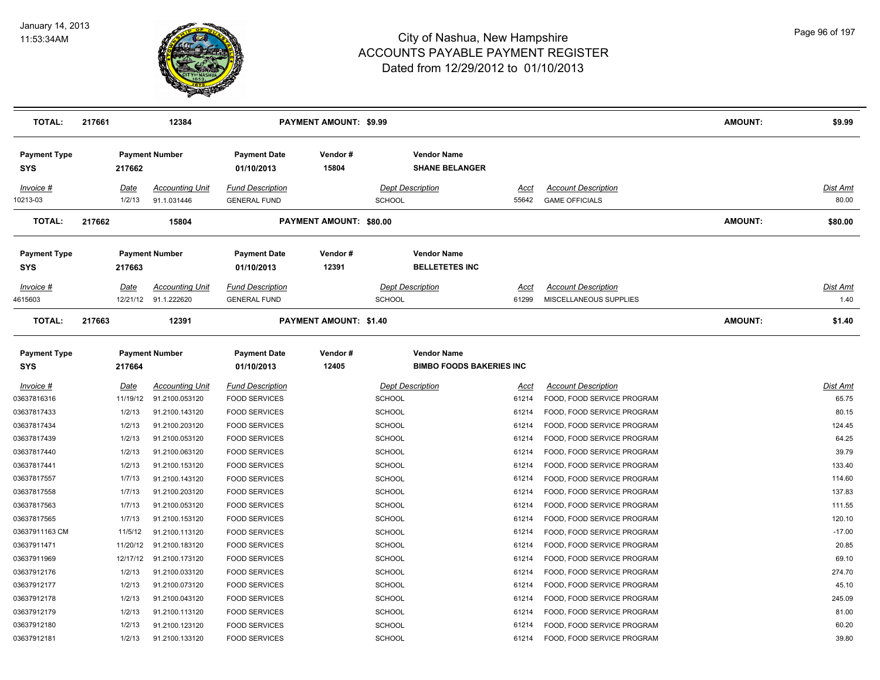# City of Nashua, New Hampshire
## ACCOUNTS PAYABLE PAYMENT REGISTER
### Dated from 12/29/2012 to 01/10/2013

| TOTAL: | 217661 | 12384 | | PAYMENT AMOUNT: $9.99 | | | | AMOUNT: | $9.99 |
|---|---|---|---|---|---|---|---|---|---|

| Payment Type | Payment Number | | Payment Date | Vendor # | Vendor Name | | | | |
|---|---|---|---|---|---|---|---|---|---|
| SYS | 217662 | | 01/10/2013 | 15804 | SHANE BELANGER | | | | |
| *Invoice #* | *Date* | *Accounting Unit* | *Fund Description* | | *Dept Description* | *Acct* | *Account Description* | | *Dist Amt* |
| 10213-03 | 1/2/13 | 91.1.031446 | GENERAL FUND | | SCHOOL | 55642 | GAME OFFICIALS | | 80.00 |
| **TOTAL:** | **217662** | **15804** | | **PAYMENT AMOUNT: $80.00** | | | | **AMOUNT:** | **$80.00** |

| Payment Type | Payment Number | | Payment Date | Vendor # | Vendor Name | | | | |
|---|---|---|---|---|---|---|---|---|---|
| SYS | 217663 | | 01/10/2013 | 12391 | BELLETETES INC | | | | |
| *Invoice #* | *Date* | *Accounting Unit* | *Fund Description* | | *Dept Description* | *Acct* | *Account Description* | | *Dist Amt* |
| 4615603 | 12/21/12 | 91.1.222620 | GENERAL FUND | | SCHOOL | 61299 | MISCELLANEOUS SUPPLIES | | 1.40 |
| **TOTAL:** | **217663** | **12391** | | **PAYMENT AMOUNT: $1.40** | | | | **AMOUNT:** | **$1.40** |

| Payment Type | Payment Number | | Payment Date | Vendor # | Vendor Name | | | | |
|---|---|---|---|---|---|---|---|---|---|
| SYS | 217664 | | 01/10/2013 | 12405 | BIMBO FOODS BAKERIES INC | | | | |
| *Invoice #* | *Date* | *Accounting Unit* | *Fund Description* | | *Dept Description* | *Acct* | *Account Description* | | *Dist Amt* |
| 03637816316 | 11/19/12 | 91.2100.053120 | FOOD SERVICES | | SCHOOL | 61214 | FOOD, FOOD SERVICE PROGRAM | | 65.75 |
| 03637817433 | 1/2/13 | 91.2100.143120 | FOOD SERVICES | | SCHOOL | 61214 | FOOD, FOOD SERVICE PROGRAM | | 80.15 |
| 03637817434 | 1/2/13 | 91.2100.203120 | FOOD SERVICES | | SCHOOL | 61214 | FOOD, FOOD SERVICE PROGRAM | | 124.45 |
| 03637817439 | 1/2/13 | 91.2100.053120 | FOOD SERVICES | | SCHOOL | 61214 | FOOD, FOOD SERVICE PROGRAM | | 64.25 |
| 03637817440 | 1/2/13 | 91.2100.063120 | FOOD SERVICES | | SCHOOL | 61214 | FOOD, FOOD SERVICE PROGRAM | | 39.79 |
| 03637817441 | 1/2/13 | 91.2100.153120 | FOOD SERVICES | | SCHOOL | 61214 | FOOD, FOOD SERVICE PROGRAM | | 133.40 |
| 03637817557 | 1/7/13 | 91.2100.143120 | FOOD SERVICES | | SCHOOL | 61214 | FOOD, FOOD SERVICE PROGRAM | | 114.60 |
| 03637817558 | 1/7/13 | 91.2100.203120 | FOOD SERVICES | | SCHOOL | 61214 | FOOD, FOOD SERVICE PROGRAM | | 137.83 |
| 03637817563 | 1/7/13 | 91.2100.053120 | FOOD SERVICES | | SCHOOL | 61214 | FOOD, FOOD SERVICE PROGRAM | | 111.55 |
| 03637817565 | 1/7/13 | 91.2100.153120 | FOOD SERVICES | | SCHOOL | 61214 | FOOD, FOOD SERVICE PROGRAM | | 120.10 |
| 03637911163 CM | 11/5/12 | 91.2100.113120 | FOOD SERVICES | | SCHOOL | 61214 | FOOD, FOOD SERVICE PROGRAM | | -17.00 |
| 03637911471 | 11/20/12 | 91.2100.183120 | FOOD SERVICES | | SCHOOL | 61214 | FOOD, FOOD SERVICE PROGRAM | | 20.85 |
| 03637911969 | 12/17/12 | 91.2100.173120 | FOOD SERVICES | | SCHOOL | 61214 | FOOD, FOOD SERVICE PROGRAM | | 69.10 |
| 03637912176 | 1/2/13 | 91.2100.033120 | FOOD SERVICES | | SCHOOL | 61214 | FOOD, FOOD SERVICE PROGRAM | | 274.70 |
| 03637912177 | 1/2/13 | 91.2100.073120 | FOOD SERVICES | | SCHOOL | 61214 | FOOD, FOOD SERVICE PROGRAM | | 45.10 |
| 03637912178 | 1/2/13 | 91.2100.043120 | FOOD SERVICES | | SCHOOL | 61214 | FOOD, FOOD SERVICE PROGRAM | | 245.09 |
| 03637912179 | 1/2/13 | 91.2100.113120 | FOOD SERVICES | | SCHOOL | 61214 | FOOD, FOOD SERVICE PROGRAM | | 81.00 |
| 03637912180 | 1/2/13 | 91.2100.123120 | FOOD SERVICES | | SCHOOL | 61214 | FOOD, FOOD SERVICE PROGRAM | | 60.20 |
| 03637912181 | 1/2/13 | 91.2100.133120 | FOOD SERVICES | | SCHOOL | 61214 | FOOD, FOOD SERVICE PROGRAM | | 39.80 |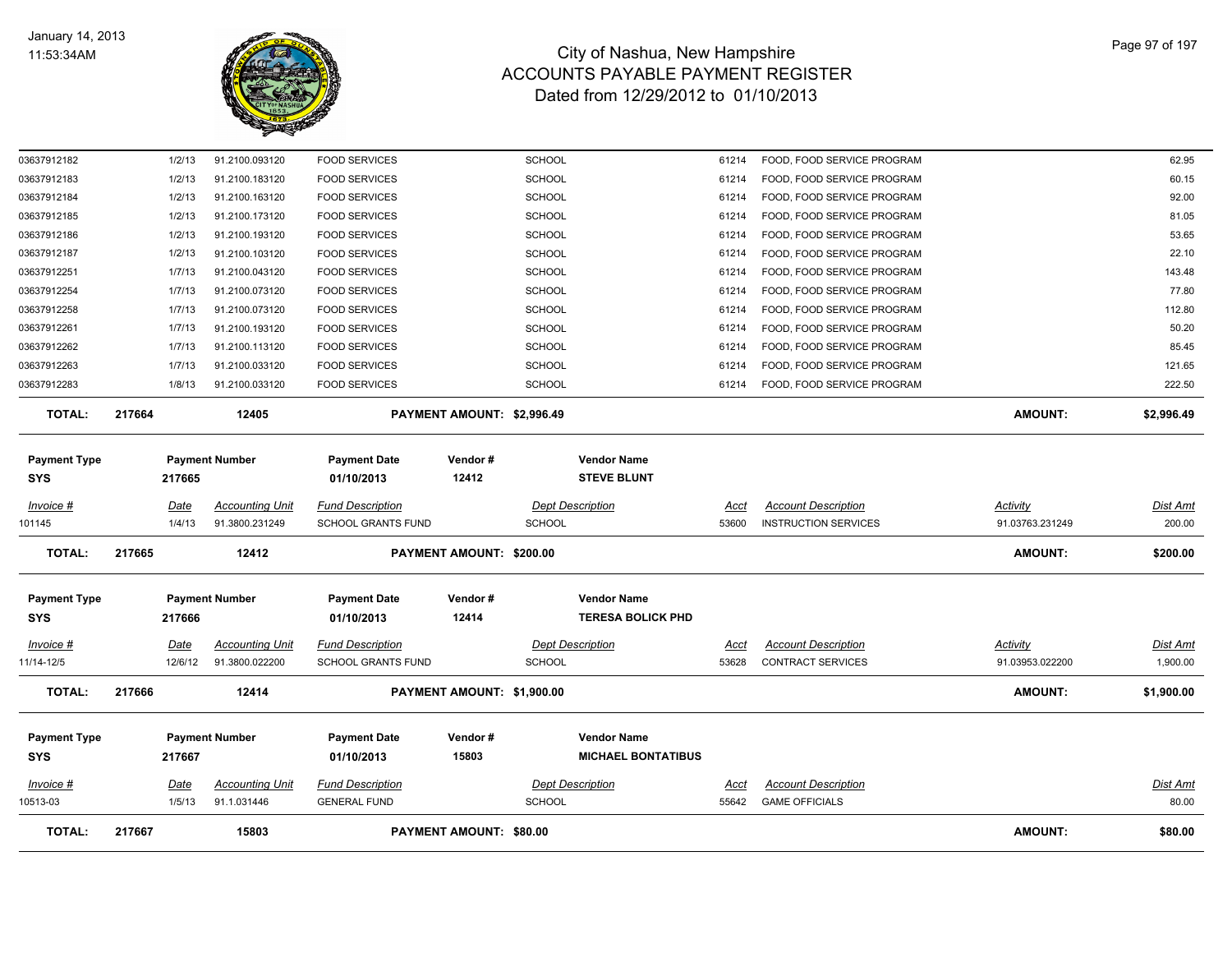| Invoice # | Date | Accounting Unit | Fund Description | Dept Description | Acct | Account Description | Activity | Dist Amt |
|---|---|---|---|---|---|---|---|---|
| 03637912182 | 1/2/13 | 91.2100.093120 | FOOD SERVICES | SCHOOL | 61214 | FOOD, FOOD SERVICE PROGRAM | | 62.95 |
| 03637912183 | 1/2/13 | 91.2100.183120 | FOOD SERVICES | SCHOOL | 61214 | FOOD, FOOD SERVICE PROGRAM | | 60.15 |
| 03637912184 | 1/2/13 | 91.2100.163120 | FOOD SERVICES | SCHOOL | 61214 | FOOD, FOOD SERVICE PROGRAM | | 92.00 |
| 03637912185 | 1/2/13 | 91.2100.173120 | FOOD SERVICES | SCHOOL | 61214 | FOOD, FOOD SERVICE PROGRAM | | 81.05 |
| 03637912186 | 1/2/13 | 91.2100.193120 | FOOD SERVICES | SCHOOL | 61214 | FOOD, FOOD SERVICE PROGRAM | | 53.65 |
| 03637912187 | 1/2/13 | 91.2100.103120 | FOOD SERVICES | SCHOOL | 61214 | FOOD, FOOD SERVICE PROGRAM | | 22.10 |
| 03637912251 | 1/7/13 | 91.2100.043120 | FOOD SERVICES | SCHOOL | 61214 | FOOD, FOOD SERVICE PROGRAM | | 143.48 |
| 03637912254 | 1/7/13 | 91.2100.073120 | FOOD SERVICES | SCHOOL | 61214 | FOOD, FOOD SERVICE PROGRAM | | 77.80 |
| 03637912258 | 1/7/13 | 91.2100.073120 | FOOD SERVICES | SCHOOL | 61214 | FOOD, FOOD SERVICE PROGRAM | | 112.80 |
| 03637912261 | 1/7/13 | 91.2100.193120 | FOOD SERVICES | SCHOOL | 61214 | FOOD, FOOD SERVICE PROGRAM | | 50.20 |
| 03637912262 | 1/7/13 | 91.2100.113120 | FOOD SERVICES | SCHOOL | 61214 | FOOD, FOOD SERVICE PROGRAM | | 85.45 |
| 03637912263 | 1/7/13 | 91.2100.033120 | FOOD SERVICES | SCHOOL | 61214 | FOOD, FOOD SERVICE PROGRAM | | 121.65 |
| 03637912283 | 1/8/13 | 91.2100.033120 | FOOD SERVICES | SCHOOL | 61214 | FOOD, FOOD SERVICE PROGRAM | | 222.50 |

**TOTAL: 217664 12405 PAYMENT AMOUNT: $2,996.49 AMOUNT: $2,996.49**

| Payment Type | Payment Number | Payment Date | Vendor # | Vendor Name |
|---|---|---|---|---|
| SYS | 217665 | 01/10/2013 | 12412 | STEVE BLUNT |

| Invoice # | Date | Accounting Unit | Fund Description | Dept Description | Acct | Account Description | Activity | Dist Amt |
|---|---|---|---|---|---|---|---|---|
| 101145 | 1/4/13 | 91.3800.231249 | SCHOOL GRANTS FUND | SCHOOL | 53600 | INSTRUCTION SERVICES | 91.03763.231249 | 200.00 |

**TOTAL: 217665 12412 PAYMENT AMOUNT: $200.00 AMOUNT: $200.00**

| Payment Type | Payment Number | Payment Date | Vendor # | Vendor Name |
|---|---|---|---|---|
| SYS | 217666 | 01/10/2013 | 12414 | TERESA BOLICK PHD |

| Invoice # | Date | Accounting Unit | Fund Description | Dept Description | Acct | Account Description | Activity | Dist Amt |
|---|---|---|---|---|---|---|---|---|
| 11/14-12/5 | 12/6/12 | 91.3800.022200 | SCHOOL GRANTS FUND | SCHOOL | 53628 | CONTRACT SERVICES | 91.03953.022200 | 1,900.00 |

**TOTAL: 217666 12414 PAYMENT AMOUNT: $1,900.00 AMOUNT: $1,900.00**

| Payment Type | Payment Number | Payment Date | Vendor # | Vendor Name |
|---|---|---|---|---|
| SYS | 217667 | 01/10/2013 | 15803 | MICHAEL BONTATIBUS |

| Invoice # | Date | Accounting Unit | Fund Description | Dept Description | Acct | Account Description | Dist Amt |
|---|---|---|---|---|---|---|---|
| 10513-03 | 1/5/13 | 91.1.031446 | GENERAL FUND | SCHOOL | 55642 | GAME OFFICIALS | 80.00 |

**TOTAL: 217667 15803 PAYMENT AMOUNT: $80.00 AMOUNT: $80.00**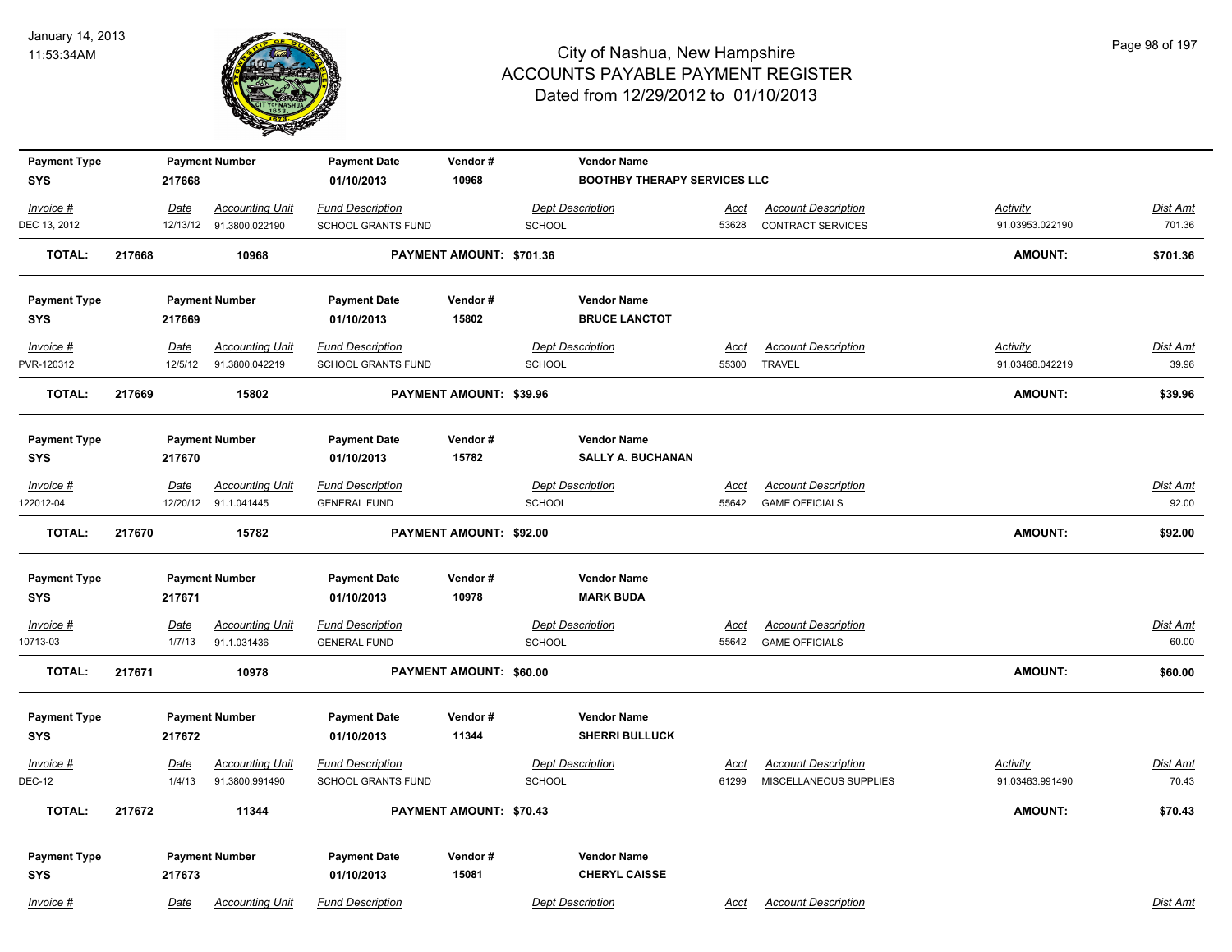# City of Nashua, New Hampshire
## ACCOUNTS PAYABLE PAYMENT REGISTER
### Dated from 12/29/2012 to 01/10/2013

January 14, 2013
11:53:34AM

| Payment Type | Payment Number | Payment Date | Vendor # | Vendor Name |
|---|---|---|---|---|
| SYS | 217668 | 01/10/2013 | 10968 | BOOTHBY THERAPY SERVICES LLC |

| Invoice # | Date | Accounting Unit | Fund Description | Dept Description | Acct | Account Description | Activity | Dist Amt |
|---|---|---|---|---|---|---|---|---|
| DEC 13, 2012 | 12/13/12 | 91.3800.022190 | SCHOOL GRANTS FUND | SCHOOL | 53628 | CONTRACT SERVICES | 91.03953.022190 | 701.36 |

**TOTAL: 217668 10968 PAYMENT AMOUNT: $701.36 AMOUNT: $701.36**

| Payment Type | Payment Number | Payment Date | Vendor # | Vendor Name |
|---|---|---|---|---|
| SYS | 217669 | 01/10/2013 | 15802 | BRUCE LANCTOT |

| Invoice # | Date | Accounting Unit | Fund Description | Dept Description | Acct | Account Description | Activity | Dist Amt |
|---|---|---|---|---|---|---|---|---|
| PVR-120312 | 12/5/12 | 91.3800.042219 | SCHOOL GRANTS FUND | SCHOOL | 55300 | TRAVEL | 91.03468.042219 | 39.96 |

**TOTAL: 217669 15802 PAYMENT AMOUNT: $39.96 AMOUNT: $39.96**

| Payment Type | Payment Number | Payment Date | Vendor # | Vendor Name |
|---|---|---|---|---|
| SYS | 217670 | 01/10/2013 | 15782 | SALLY A. BUCHANAN |

| Invoice # | Date | Accounting Unit | Fund Description | Dept Description | Acct | Account Description | Dist Amt |
|---|---|---|---|---|---|---|---|
| 122012-04 | 12/20/12 | 91.1.041445 | GENERAL FUND | SCHOOL | 55642 | GAME OFFICIALS | 92.00 |

**TOTAL: 217670 15782 PAYMENT AMOUNT: $92.00 AMOUNT: $92.00**

| Payment Type | Payment Number | Payment Date | Vendor # | Vendor Name |
|---|---|---|---|---|
| SYS | 217671 | 01/10/2013 | 10978 | MARK BUDA |

| Invoice # | Date | Accounting Unit | Fund Description | Dept Description | Acct | Account Description | Dist Amt |
|---|---|---|---|---|---|---|---|
| 10713-03 | 1/7/13 | 91.1.031436 | GENERAL FUND | SCHOOL | 55642 | GAME OFFICIALS | 60.00 |

**TOTAL: 217671 10978 PAYMENT AMOUNT: $60.00 AMOUNT: $60.00**

| Payment Type | Payment Number | Payment Date | Vendor # | Vendor Name |
|---|---|---|---|---|
| SYS | 217672 | 01/10/2013 | 11344 | SHERRI BULLUCK |

| Invoice # | Date | Accounting Unit | Fund Description | Dept Description | Acct | Account Description | Activity | Dist Amt |
|---|---|---|---|---|---|---|---|---|
| DEC-12 | 1/4/13 | 91.3800.991490 | SCHOOL GRANTS FUND | SCHOOL | 61299 | MISCELLANEOUS SUPPLIES | 91.03463.991490 | 70.43 |

**TOTAL: 217672 11344 PAYMENT AMOUNT: $70.43 AMOUNT: $70.43**

| Payment Type | Payment Number | Payment Date | Vendor # | Vendor Name |
|---|---|---|---|---|
| SYS | 217673 | 01/10/2013 | 15081 | CHERYL CAISSE |

| Invoice # | Date | Accounting Unit | Fund Description | Dept Description | Acct | Account Description | Dist Amt |
|---|---|---|---|---|---|---|---|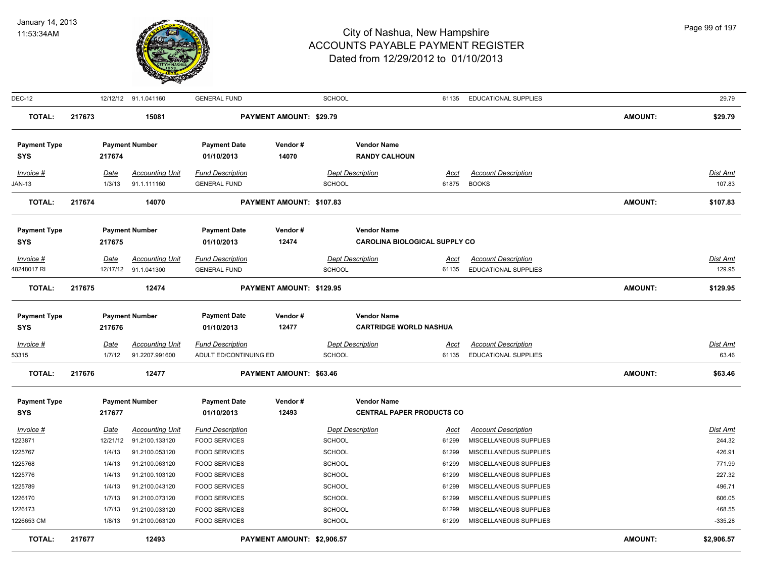# City of Nashua, New Hampshire
# ACCOUNTS PAYABLE PAYMENT REGISTER
## Dated from 12/29/2012 to 01/10/2013

January 14, 2013
11:53:34AM

| Invoice # | Date | Accounting Unit | Fund Description | Dept Description | Acct | Account Description | Dist Amt |
|---|---|---|---|---|---|---|---|
| DEC-12 | 12/12/12 | 91.1.041160 | GENERAL FUND | SCHOOL | 61135 | EDUCATIONAL SUPPLIES | 29.79 |

**TOTAL: 217673 15081 PAYMENT AMOUNT: $29.79 AMOUNT: $29.79**

| Payment Type | Payment Number | Payment Date | Vendor # | Vendor Name |
|---|---|---|---|---|
| SYS | 217674 | 01/10/2013 | 14070 | RANDY CALHOUN |

| Invoice # | Date | Accounting Unit | Fund Description | Dept Description | Acct | Account Description | Dist Amt |
|---|---|---|---|---|---|---|---|
| JAN-13 | 1/3/13 | 91.1.111160 | GENERAL FUND | SCHOOL | 61875 | BOOKS | 107.83 |

**TOTAL: 217674 14070 PAYMENT AMOUNT: $107.83 AMOUNT: $107.83**

| Payment Type | Payment Number | Payment Date | Vendor # | Vendor Name |
|---|---|---|---|---|
| SYS | 217675 | 01/10/2013 | 12474 | CAROLINA BIOLOGICAL SUPPLY CO |

| Invoice # | Date | Accounting Unit | Fund Description | Dept Description | Acct | Account Description | Dist Amt |
|---|---|---|---|---|---|---|---|
| 48248017 RI | 12/17/12 | 91.1.041300 | GENERAL FUND | SCHOOL | 61135 | EDUCATIONAL SUPPLIES | 129.95 |

**TOTAL: 217675 12474 PAYMENT AMOUNT: $129.95 AMOUNT: $129.95**

| Payment Type | Payment Number | Payment Date | Vendor # | Vendor Name |
|---|---|---|---|---|
| SYS | 217676 | 01/10/2013 | 12477 | CARTRIDGE WORLD NASHUA |

| Invoice # | Date | Accounting Unit | Fund Description | Dept Description | Acct | Account Description | Dist Amt |
|---|---|---|---|---|---|---|---|
| 53315 | 1/7/12 | 91.2207.991600 | ADULT ED/CONTINUING ED | SCHOOL | 61135 | EDUCATIONAL SUPPLIES | 63.46 |

**TOTAL: 217676 12477 PAYMENT AMOUNT: $63.46 AMOUNT: $63.46**

| Payment Type | Payment Number | Payment Date | Vendor # | Vendor Name |
|---|---|---|---|---|
| SYS | 217677 | 01/10/2013 | 12493 | CENTRAL PAPER PRODUCTS CO |

| Invoice # | Date | Accounting Unit | Fund Description | Dept Description | Acct | Account Description | Dist Amt |
|---|---|---|---|---|---|---|---|
| 1223871 | 12/21/12 | 91.2100.133120 | FOOD SERVICES | SCHOOL | 61299 | MISCELLANEOUS SUPPLIES | 244.32 |
| 1225767 | 1/4/13 | 91.2100.053120 | FOOD SERVICES | SCHOOL | 61299 | MISCELLANEOUS SUPPLIES | 426.91 |
| 1225768 | 1/4/13 | 91.2100.063120 | FOOD SERVICES | SCHOOL | 61299 | MISCELLANEOUS SUPPLIES | 771.99 |
| 1225776 | 1/4/13 | 91.2100.103120 | FOOD SERVICES | SCHOOL | 61299 | MISCELLANEOUS SUPPLIES | 227.32 |
| 1225789 | 1/4/13 | 91.2100.043120 | FOOD SERVICES | SCHOOL | 61299 | MISCELLANEOUS SUPPLIES | 496.71 |
| 1226170 | 1/7/13 | 91.2100.073120 | FOOD SERVICES | SCHOOL | 61299 | MISCELLANEOUS SUPPLIES | 606.05 |
| 1226173 | 1/7/13 | 91.2100.033120 | FOOD SERVICES | SCHOOL | 61299 | MISCELLANEOUS SUPPLIES | 468.55 |
| 1226653 CM | 1/8/13 | 91.2100.063120 | FOOD SERVICES | SCHOOL | 61299 | MISCELLANEOUS SUPPLIES | -335.28 |

**TOTAL: 217677 12493 PAYMENT AMOUNT: $2,906.57 AMOUNT: $2,906.57**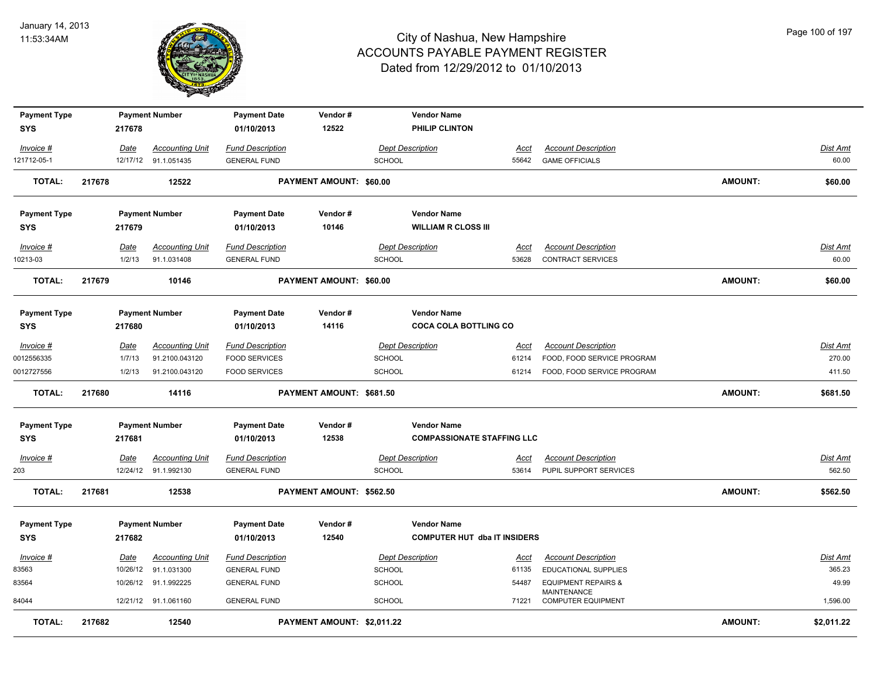# City of Nashua, New Hampshire
## ACCOUNTS PAYABLE PAYMENT REGISTER
### Dated from 12/29/2012 to 01/10/2013

January 14, 2013
11:53:34AM

| Payment Type | Payment Number | Payment Date | Vendor # | Vendor Name |
|---|---|---|---|---|
| SYS | 217678 | 01/10/2013 | 12522 | PHILIP CLINTON |

| Invoice # | Date | Accounting Unit | Fund Description | Dept Description | Acct | Account Description | Dist Amt |
|---|---|---|---|---|---|---|---|
| 121712-05-1 | 12/17/12 | 91.1.051435 | GENERAL FUND | SCHOOL | 55642 | GAME OFFICIALS | 60.00 |

**TOTAL: 217678 12522 PAYMENT AMOUNT: $60.00 AMOUNT: $60.00**

| Payment Type | Payment Number | Payment Date | Vendor # | Vendor Name |
|---|---|---|---|---|
| SYS | 217679 | 01/10/2013 | 10146 | WILLIAM R CLOSS III |

| Invoice # | Date | Accounting Unit | Fund Description | Dept Description | Acct | Account Description | Dist Amt |
|---|---|---|---|---|---|---|---|
| 10213-03 | 1/2/13 | 91.1.031408 | GENERAL FUND | SCHOOL | 53628 | CONTRACT SERVICES | 60.00 |

**TOTAL: 217679 10146 PAYMENT AMOUNT: $60.00 AMOUNT: $60.00**

| Payment Type | Payment Number | Payment Date | Vendor # | Vendor Name |
|---|---|---|---|---|
| SYS | 217680 | 01/10/2013 | 14116 | COCA COLA BOTTLING CO |

| Invoice # | Date | Accounting Unit | Fund Description | Dept Description | Acct | Account Description | Dist Amt |
|---|---|---|---|---|---|---|---|
| 0012556335 | 1/7/13 | 91.2100.043120 | FOOD SERVICES | SCHOOL | 61214 | FOOD, FOOD SERVICE PROGRAM | 270.00 |
| 0012727556 | 1/2/13 | 91.2100.043120 | FOOD SERVICES | SCHOOL | 61214 | FOOD, FOOD SERVICE PROGRAM | 411.50 |

**TOTAL: 217680 14116 PAYMENT AMOUNT: $681.50 AMOUNT: $681.50**

| Payment Type | Payment Number | Payment Date | Vendor # | Vendor Name |
|---|---|---|---|---|
| SYS | 217681 | 01/10/2013 | 12538 | COMPASSIONATE STAFFING LLC |

| Invoice # | Date | Accounting Unit | Fund Description | Dept Description | Acct | Account Description | Dist Amt |
|---|---|---|---|---|---|---|---|
| 203 | 12/24/12 | 91.1.992130 | GENERAL FUND | SCHOOL | 53614 | PUPIL SUPPORT SERVICES | 562.50 |

**TOTAL: 217681 12538 PAYMENT AMOUNT: $562.50 AMOUNT: $562.50**

| Payment Type | Payment Number | Payment Date | Vendor # | Vendor Name |
|---|---|---|---|---|
| SYS | 217682 | 01/10/2013 | 12540 | COMPUTER HUT dba IT INSIDERS |

| Invoice # | Date | Accounting Unit | Fund Description | Dept Description | Acct | Account Description | Dist Amt |
|---|---|---|---|---|---|---|---|
| 83563 | 10/26/12 | 91.1.031300 | GENERAL FUND | SCHOOL | 61135 | EDUCATIONAL SUPPLIES | 365.23 |
| 83564 | 10/26/12 | 91.1.992225 | GENERAL FUND | SCHOOL | 54487 | EQUIPMENT REPAIRS & MAINTENANCE | 49.99 |
| 84044 | 12/21/12 | 91.1.061160 | GENERAL FUND | SCHOOL | 71221 | COMPUTER EQUIPMENT | 1,596.00 |

**TOTAL: 217682 12540 PAYMENT AMOUNT: $2,011.22 AMOUNT: $2,011.22**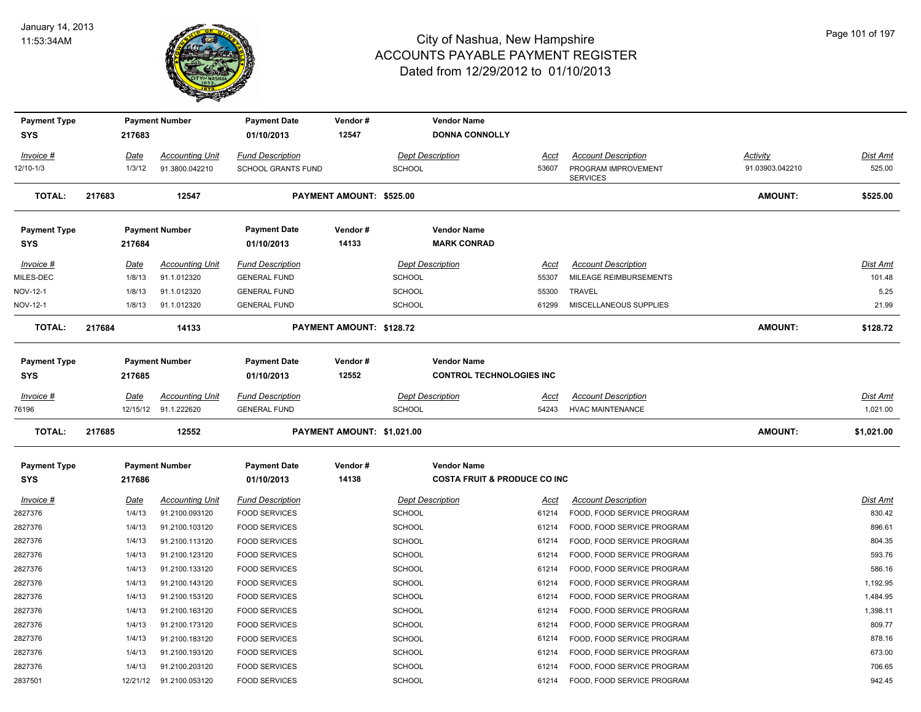# City of Nashua, New Hampshire
## ACCOUNTS PAYABLE PAYMENT REGISTER
### Dated from 12/29/2012 to 01/10/2013

| Payment Type | Payment Number | Payment Date | Vendor # | Vendor Name |
|---|---|---|---|---|
| SYS | 217683 | 01/10/2013 | 12547 | DONNA CONNOLLY |

| Invoice # | Date | Accounting Unit | Fund Description | Dept Description | Acct | Account Description | Activity | Dist Amt |
|---|---|---|---|---|---|---|---|---|
| 12/10-1/3 | 1/3/12 | 91.3800.042210 | SCHOOL GRANTS FUND | SCHOOL | 53607 | PROGRAM IMPROVEMENT SERVICES | 91.03903.042210 | 525.00 |

**TOTAL: 217683 12547 PAYMENT AMOUNT: $525.00 AMOUNT: $525.00**

| Payment Type | Payment Number | Payment Date | Vendor # | Vendor Name |
|---|---|---|---|---|
| SYS | 217684 | 01/10/2013 | 14133 | MARK CONRAD |

| Invoice # | Date | Accounting Unit | Fund Description | Dept Description | Acct | Account Description | Dist Amt |
|---|---|---|---|---|---|---|---|
| MILES-DEC | 1/8/13 | 91.1.012320 | GENERAL FUND | SCHOOL | 55307 | MILEAGE REIMBURSEMENTS | 101.48 |
| NOV-12-1 | 1/8/13 | 91.1.012320 | GENERAL FUND | SCHOOL | 55300 | TRAVEL | 5.25 |
| NOV-12-1 | 1/8/13 | 91.1.012320 | GENERAL FUND | SCHOOL | 61299 | MISCELLANEOUS SUPPLIES | 21.99 |

**TOTAL: 217684 14133 PAYMENT AMOUNT: $128.72 AMOUNT: $128.72**

| Payment Type | Payment Number | Payment Date | Vendor # | Vendor Name |
|---|---|---|---|---|
| SYS | 217685 | 01/10/2013 | 12552 | CONTROL TECHNOLOGIES INC |

| Invoice # | Date | Accounting Unit | Fund Description | Dept Description | Acct | Account Description | Dist Amt |
|---|---|---|---|---|---|---|---|
| 76196 | 12/15/12 | 91.1.222620 | GENERAL FUND | SCHOOL | 54243 | HVAC MAINTENANCE | 1,021.00 |

**TOTAL: 217685 12552 PAYMENT AMOUNT: $1,021.00 AMOUNT: $1,021.00**

| Payment Type | Payment Number | Payment Date | Vendor # | Vendor Name |
|---|---|---|---|---|
| SYS | 217686 | 01/10/2013 | 14138 | COSTA FRUIT & PRODUCE CO INC |

| Invoice # | Date | Accounting Unit | Fund Description | Dept Description | Acct | Account Description | Dist Amt |
|---|---|---|---|---|---|---|---|
| 2827376 | 1/4/13 | 91.2100.093120 | FOOD SERVICES | SCHOOL | 61214 | FOOD, FOOD SERVICE PROGRAM | 830.42 |
| 2827376 | 1/4/13 | 91.2100.103120 | FOOD SERVICES | SCHOOL | 61214 | FOOD, FOOD SERVICE PROGRAM | 896.61 |
| 2827376 | 1/4/13 | 91.2100.113120 | FOOD SERVICES | SCHOOL | 61214 | FOOD, FOOD SERVICE PROGRAM | 804.35 |
| 2827376 | 1/4/13 | 91.2100.123120 | FOOD SERVICES | SCHOOL | 61214 | FOOD, FOOD SERVICE PROGRAM | 593.76 |
| 2827376 | 1/4/13 | 91.2100.133120 | FOOD SERVICES | SCHOOL | 61214 | FOOD, FOOD SERVICE PROGRAM | 586.16 |
| 2827376 | 1/4/13 | 91.2100.143120 | FOOD SERVICES | SCHOOL | 61214 | FOOD, FOOD SERVICE PROGRAM | 1,192.95 |
| 2827376 | 1/4/13 | 91.2100.153120 | FOOD SERVICES | SCHOOL | 61214 | FOOD, FOOD SERVICE PROGRAM | 1,484.95 |
| 2827376 | 1/4/13 | 91.2100.163120 | FOOD SERVICES | SCHOOL | 61214 | FOOD, FOOD SERVICE PROGRAM | 1,398.11 |
| 2827376 | 1/4/13 | 91.2100.173120 | FOOD SERVICES | SCHOOL | 61214 | FOOD, FOOD SERVICE PROGRAM | 809.77 |
| 2827376 | 1/4/13 | 91.2100.183120 | FOOD SERVICES | SCHOOL | 61214 | FOOD, FOOD SERVICE PROGRAM | 878.16 |
| 2827376 | 1/4/13 | 91.2100.193120 | FOOD SERVICES | SCHOOL | 61214 | FOOD, FOOD SERVICE PROGRAM | 673.00 |
| 2827376 | 1/4/13 | 91.2100.203120 | FOOD SERVICES | SCHOOL | 61214 | FOOD, FOOD SERVICE PROGRAM | 706.65 |
| 2837501 | 12/21/12 | 91.2100.053120 | FOOD SERVICES | SCHOOL | 61214 | FOOD, FOOD SERVICE PROGRAM | 942.45 |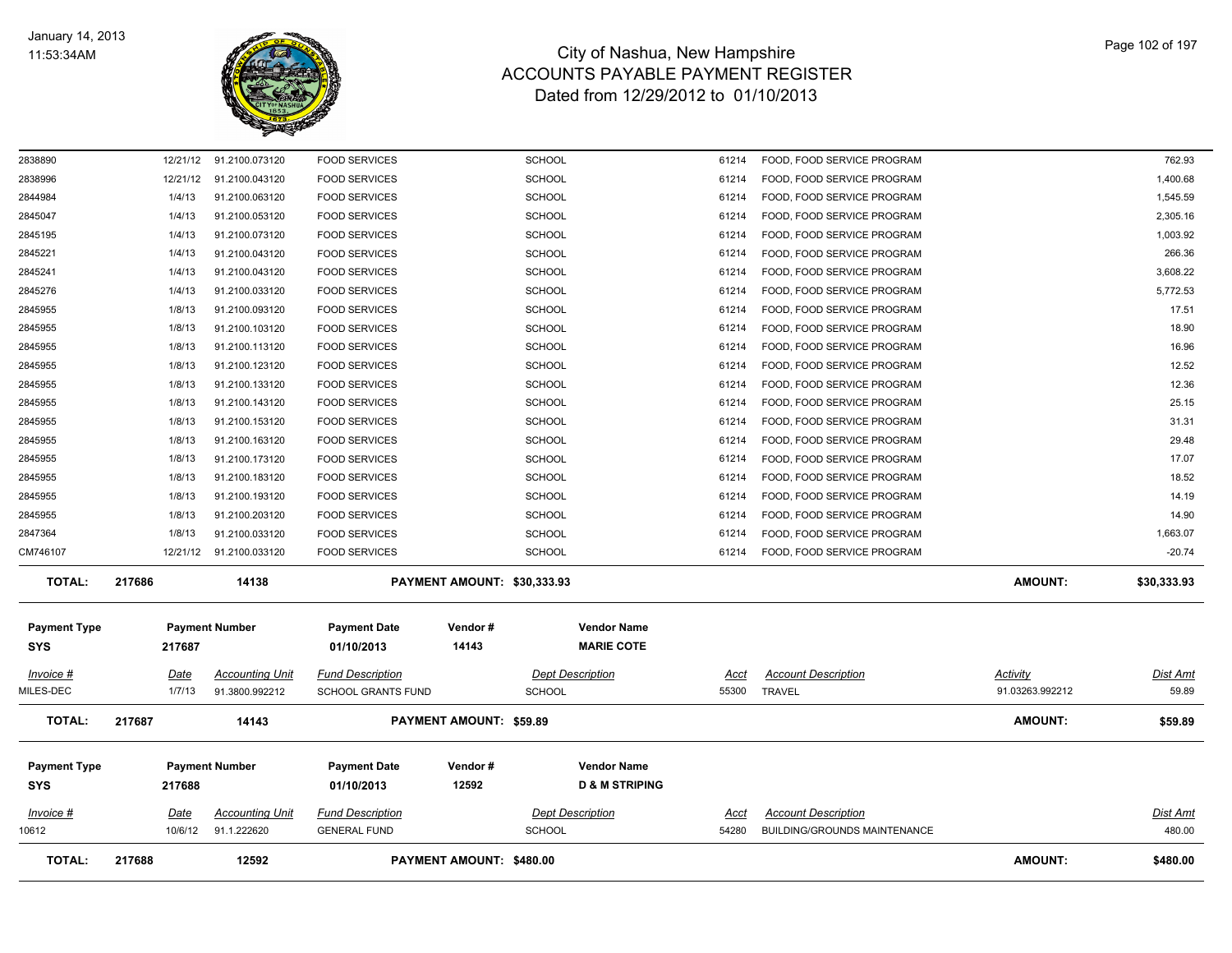# City of Nashua, New Hampshire
## ACCOUNTS PAYABLE PAYMENT REGISTER
### Dated from 12/29/2012 to 01/10/2013

January 14, 2013
11:53:34AM

| | | | | | | | | | |
|---|---|---|---|---|---|---|---|---|---|
| 2838890 | 12/21/12 | 91.2100.073120 | FOOD SERVICES | SCHOOL | 61214 | FOOD, FOOD SERVICE PROGRAM | | 762.93 |
| 2838996 | 12/21/12 | 91.2100.043120 | FOOD SERVICES | SCHOOL | 61214 | FOOD, FOOD SERVICE PROGRAM | | 1,400.68 |
| 2844984 | 1/4/13 | 91.2100.063120 | FOOD SERVICES | SCHOOL | 61214 | FOOD, FOOD SERVICE PROGRAM | | 1,545.59 |
| 2845047 | 1/4/13 | 91.2100.053120 | FOOD SERVICES | SCHOOL | 61214 | FOOD, FOOD SERVICE PROGRAM | | 2,305.16 |
| 2845195 | 1/4/13 | 91.2100.073120 | FOOD SERVICES | SCHOOL | 61214 | FOOD, FOOD SERVICE PROGRAM | | 1,003.92 |
| 2845221 | 1/4/13 | 91.2100.043120 | FOOD SERVICES | SCHOOL | 61214 | FOOD, FOOD SERVICE PROGRAM | | 266.36 |
| 2845241 | 1/4/13 | 91.2100.043120 | FOOD SERVICES | SCHOOL | 61214 | FOOD, FOOD SERVICE PROGRAM | | 3,608.22 |
| 2845276 | 1/4/13 | 91.2100.033120 | FOOD SERVICES | SCHOOL | 61214 | FOOD, FOOD SERVICE PROGRAM | | 5,772.53 |
| 2845955 | 1/8/13 | 91.2100.093120 | FOOD SERVICES | SCHOOL | 61214 | FOOD, FOOD SERVICE PROGRAM | | 17.51 |
| 2845955 | 1/8/13 | 91.2100.103120 | FOOD SERVICES | SCHOOL | 61214 | FOOD, FOOD SERVICE PROGRAM | | 18.90 |
| 2845955 | 1/8/13 | 91.2100.113120 | FOOD SERVICES | SCHOOL | 61214 | FOOD, FOOD SERVICE PROGRAM | | 16.96 |
| 2845955 | 1/8/13 | 91.2100.123120 | FOOD SERVICES | SCHOOL | 61214 | FOOD, FOOD SERVICE PROGRAM | | 12.52 |
| 2845955 | 1/8/13 | 91.2100.133120 | FOOD SERVICES | SCHOOL | 61214 | FOOD, FOOD SERVICE PROGRAM | | 12.36 |
| 2845955 | 1/8/13 | 91.2100.143120 | FOOD SERVICES | SCHOOL | 61214 | FOOD, FOOD SERVICE PROGRAM | | 25.15 |
| 2845955 | 1/8/13 | 91.2100.153120 | FOOD SERVICES | SCHOOL | 61214 | FOOD, FOOD SERVICE PROGRAM | | 31.31 |
| 2845955 | 1/8/13 | 91.2100.163120 | FOOD SERVICES | SCHOOL | 61214 | FOOD, FOOD SERVICE PROGRAM | | 29.48 |
| 2845955 | 1/8/13 | 91.2100.173120 | FOOD SERVICES | SCHOOL | 61214 | FOOD, FOOD SERVICE PROGRAM | | 17.07 |
| 2845955 | 1/8/13 | 91.2100.183120 | FOOD SERVICES | SCHOOL | 61214 | FOOD, FOOD SERVICE PROGRAM | | 18.52 |
| 2845955 | 1/8/13 | 91.2100.193120 | FOOD SERVICES | SCHOOL | 61214 | FOOD, FOOD SERVICE PROGRAM | | 14.19 |
| 2845955 | 1/8/13 | 91.2100.203120 | FOOD SERVICES | SCHOOL | 61214 | FOOD, FOOD SERVICE PROGRAM | | 14.90 |
| 2847364 | 1/8/13 | 91.2100.033120 | FOOD SERVICES | SCHOOL | 61214 | FOOD, FOOD SERVICE PROGRAM | | 1,663.07 |
| CM746107 | 12/21/12 | 91.2100.033120 | FOOD SERVICES | SCHOOL | 61214 | FOOD, FOOD SERVICE PROGRAM | | -20.74 |

**TOTAL: 217686 | 14138 | PAYMENT AMOUNT: $30,333.93 | AMOUNT: $30,333.93**

| Payment Type | Payment Number | Payment Date | Vendor # | Vendor Name |
|---|---|---|---|---|
| SYS | 217687 | 01/10/2013 | 14143 | MARIE COTE |

| Invoice # | Date | Accounting Unit | Fund Description | Dept Description | Acct | Account Description | Activity | Dist Amt |
|---|---|---|---|---|---|---|---|---|
| MILES-DEC | 1/7/13 | 91.3800.992212 | SCHOOL GRANTS FUND | SCHOOL | 55300 | TRAVEL | 91.03263.992212 | 59.89 |

**TOTAL: 217687 | 14143 | PAYMENT AMOUNT: $59.89 | AMOUNT: $59.89**

| Payment Type | Payment Number | Payment Date | Vendor # | Vendor Name |
|---|---|---|---|---|
| SYS | 217688 | 01/10/2013 | 12592 | D & M STRIPING |

| Invoice # | Date | Accounting Unit | Fund Description | Dept Description | Acct | Account Description | Activity | Dist Amt |
|---|---|---|---|---|---|---|---|---|
| 10612 | 10/6/12 | 91.1.222620 | GENERAL FUND | SCHOOL | 54280 | BUILDING/GROUNDS MAINTENANCE | | 480.00 |

**TOTAL: 217688 | 12592 | PAYMENT AMOUNT: $480.00 | AMOUNT: $480.00**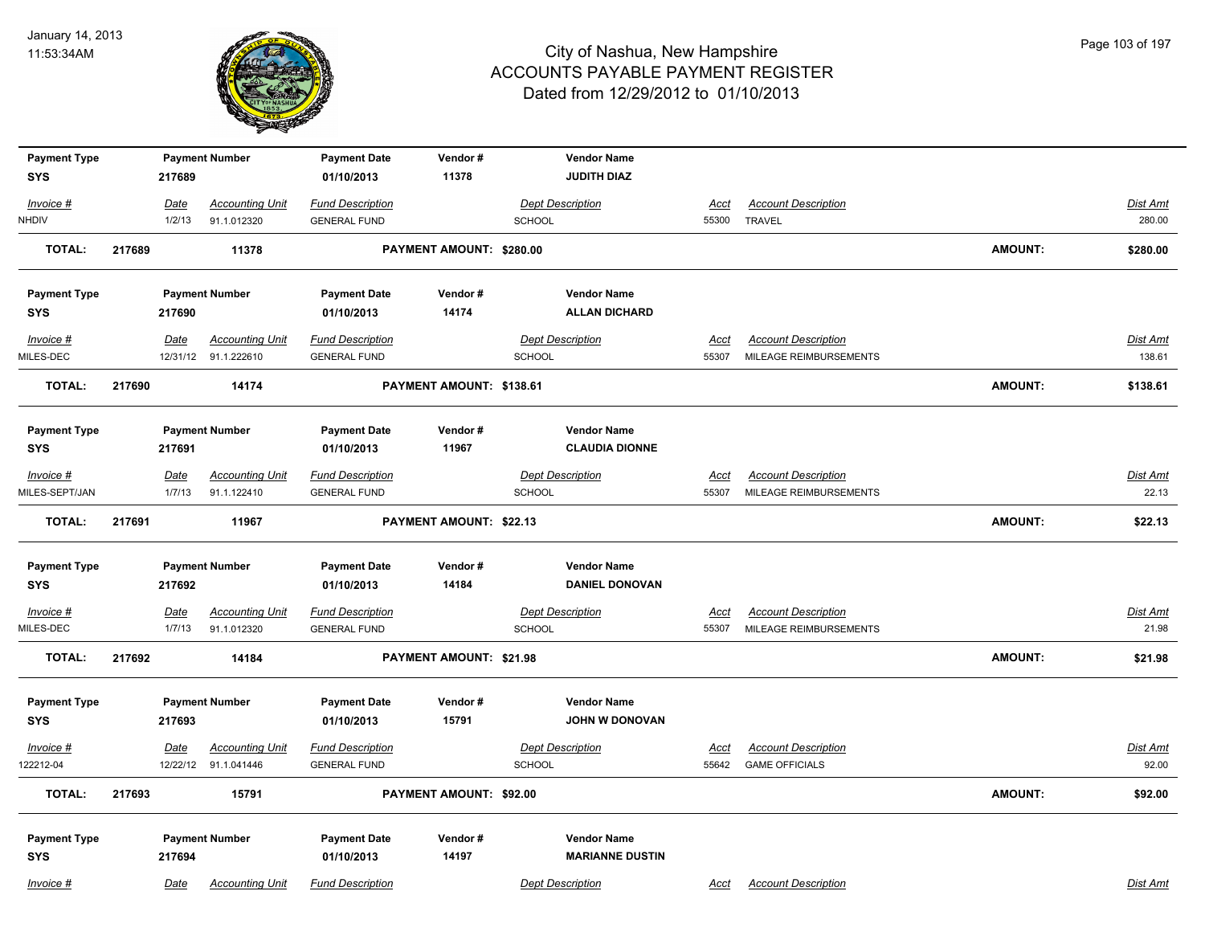# City of Nashua, New Hampshire
## ACCOUNTS PAYABLE PAYMENT REGISTER
### Dated from 12/29/2012 to 01/10/2013

January 14, 2013
11:53:34AM

| Payment Type | Payment Number | Payment Date | Vendor # | Vendor Name |
|---|---|---|---|---|
| SYS | 217689 | 01/10/2013 | 11378 | JUDITH DIAZ |

| Invoice # | Date | Accounting Unit | Fund Description | Dept Description | Acct | Account Description | Dist Amt |
|---|---|---|---|---|---|---|---|
| NHDIV | 1/2/13 | 91.1.012320 | GENERAL FUND | SCHOOL | 55300 | TRAVEL | 280.00 |

**TOTAL: 217689 11378 PAYMENT AMOUNT: $280.00 AMOUNT: $280.00**

| Payment Type | Payment Number | Payment Date | Vendor # | Vendor Name |
|---|---|---|---|---|
| SYS | 217690 | 01/10/2013 | 14174 | ALLAN DICHARD |

| Invoice # | Date | Accounting Unit | Fund Description | Dept Description | Acct | Account Description | Dist Amt |
|---|---|---|---|---|---|---|---|
| MILES-DEC | 12/31/12 | 91.1.222610 | GENERAL FUND | SCHOOL | 55307 | MILEAGE REIMBURSEMENTS | 138.61 |

**TOTAL: 217690 14174 PAYMENT AMOUNT: $138.61 AMOUNT: $138.61**

| Payment Type | Payment Number | Payment Date | Vendor # | Vendor Name |
|---|---|---|---|---|
| SYS | 217691 | 01/10/2013 | 11967 | CLAUDIA DIONNE |

| Invoice # | Date | Accounting Unit | Fund Description | Dept Description | Acct | Account Description | Dist Amt |
|---|---|---|---|---|---|---|---|
| MILES-SEPT/JAN | 1/7/13 | 91.1.122410 | GENERAL FUND | SCHOOL | 55307 | MILEAGE REIMBURSEMENTS | 22.13 |

**TOTAL: 217691 11967 PAYMENT AMOUNT: $22.13 AMOUNT: $22.13**

| Payment Type | Payment Number | Payment Date | Vendor # | Vendor Name |
|---|---|---|---|---|
| SYS | 217692 | 01/10/2013 | 14184 | DANIEL DONOVAN |

| Invoice # | Date | Accounting Unit | Fund Description | Dept Description | Acct | Account Description | Dist Amt |
|---|---|---|---|---|---|---|---|
| MILES-DEC | 1/7/13 | 91.1.012320 | GENERAL FUND | SCHOOL | 55307 | MILEAGE REIMBURSEMENTS | 21.98 |

**TOTAL: 217692 14184 PAYMENT AMOUNT: $21.98 AMOUNT: $21.98**

| Payment Type | Payment Number | Payment Date | Vendor # | Vendor Name |
|---|---|---|---|---|
| SYS | 217693 | 01/10/2013 | 15791 | JOHN W DONOVAN |

| Invoice # | Date | Accounting Unit | Fund Description | Dept Description | Acct | Account Description | Dist Amt |
|---|---|---|---|---|---|---|---|
| 122212-04 | 12/22/12 | 91.1.041446 | GENERAL FUND | SCHOOL | 55642 | GAME OFFICIALS | 92.00 |

**TOTAL: 217693 15791 PAYMENT AMOUNT: $92.00 AMOUNT: $92.00**

| Payment Type | Payment Number | Payment Date | Vendor # | Vendor Name |
|---|---|---|---|---|
| SYS | 217694 | 01/10/2013 | 14197 | MARIANNE DUSTIN |

| Invoice # | Date | Accounting Unit | Fund Description | Dept Description | Acct | Account Description | Dist Amt |
|---|---|---|---|---|---|---|---|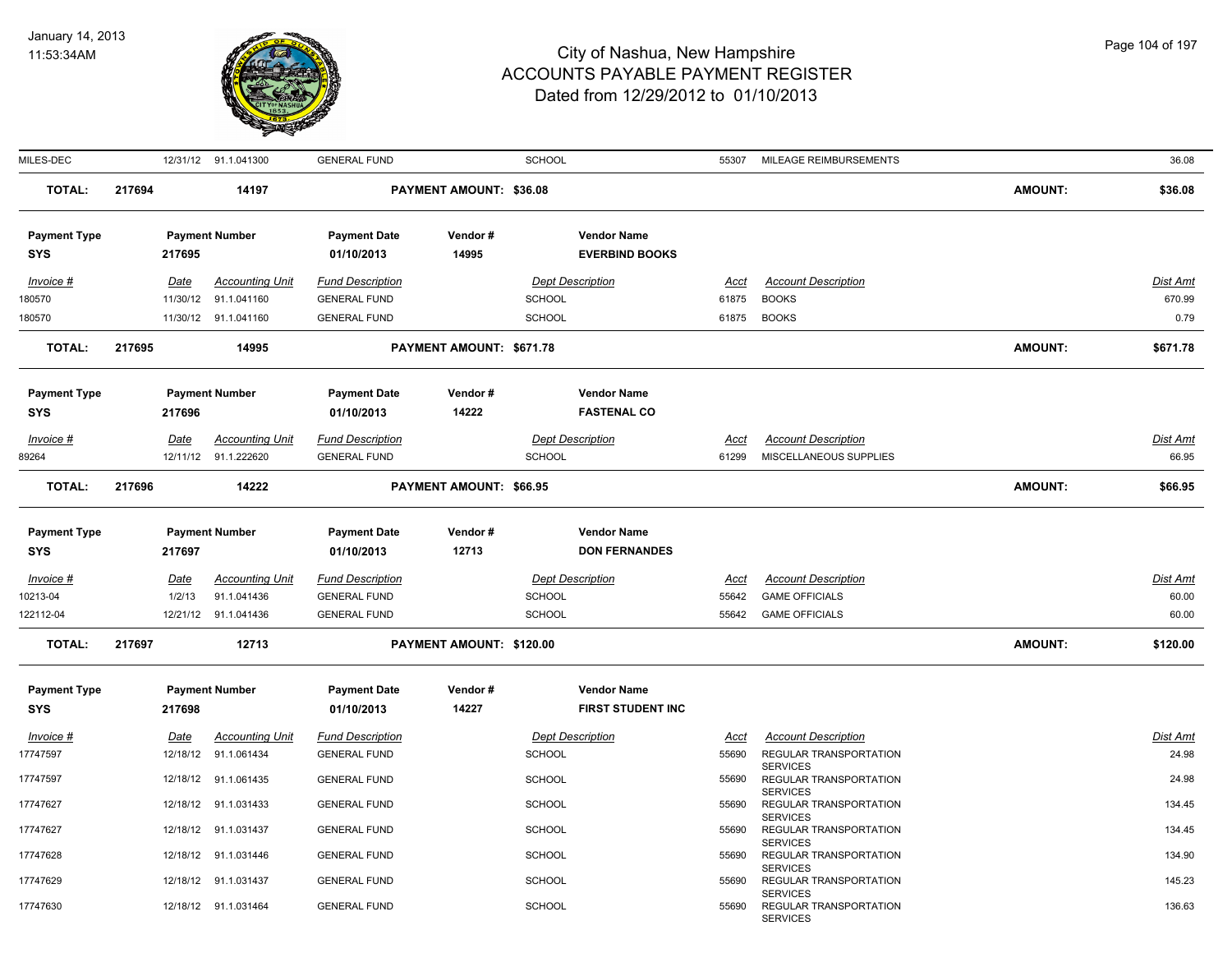# City of Nashua, New Hampshire
## ACCOUNTS PAYABLE PAYMENT REGISTER
### Dated from 12/29/2012 to 01/10/2013

January 14, 2013
11:53:34AM

| | | | | | | | | |
|---|---|---|---|---|---|---|---|---|
| MILES-DEC | 12/31/12 | 91.1.041300 | GENERAL FUND | SCHOOL | 55307 | MILEAGE REIMBURSEMENTS | | 36.08 |
| **TOTAL:** | **217694** | **14197** | **PAYMENT AMOUNT: $36.08** | | | | **AMOUNT:** | **$36.08** |

| Payment Type | Payment Number | Payment Date | Vendor # | Vendor Name |
|---|---|---|---|---|
| **SYS** | **217695** | **01/10/2013** | **14995** | **EVERBIND BOOKS** |

| Invoice # | Date | Accounting Unit | Fund Description | Dept Description | Acct | Account Description | | Dist Amt |
|---|---|---|---|---|---|---|---|---|
| 180570 | 11/30/12 | 91.1.041160 | GENERAL FUND | SCHOOL | 61875 | BOOKS | | 670.99 |
| 180570 | 11/30/12 | 91.1.041160 | GENERAL FUND | SCHOOL | 61875 | BOOKS | | 0.79 |
| **TOTAL:** | **217695** | **14995** | **PAYMENT AMOUNT: $671.78** | | | | **AMOUNT:** | **$671.78** |

| Payment Type | Payment Number | Payment Date | Vendor # | Vendor Name |
|---|---|---|---|---|
| **SYS** | **217696** | **01/10/2013** | **14222** | **FASTENAL CO** |

| Invoice # | Date | Accounting Unit | Fund Description | Dept Description | Acct | Account Description | | Dist Amt |
|---|---|---|---|---|---|---|---|---|
| 89264 | 12/11/12 | 91.1.222620 | GENERAL FUND | SCHOOL | 61299 | MISCELLANEOUS SUPPLIES | | 66.95 |
| **TOTAL:** | **217696** | **14222** | **PAYMENT AMOUNT: $66.95** | | | | **AMOUNT:** | **$66.95** |

| Payment Type | Payment Number | Payment Date | Vendor # | Vendor Name |
|---|---|---|---|---|
| **SYS** | **217697** | **01/10/2013** | **12713** | **DON FERNANDES** |

| Invoice # | Date | Accounting Unit | Fund Description | Dept Description | Acct | Account Description | | Dist Amt |
|---|---|---|---|---|---|---|---|---|
| 10213-04 | 1/2/13 | 91.1.041436 | GENERAL FUND | SCHOOL | 55642 | GAME OFFICIALS | | 60.00 |
| 122112-04 | 12/21/12 | 91.1.041436 | GENERAL FUND | SCHOOL | 55642 | GAME OFFICIALS | | 60.00 |
| **TOTAL:** | **217697** | **12713** | **PAYMENT AMOUNT: $120.00** | | | | **AMOUNT:** | **$120.00** |

| Payment Type | Payment Number | Payment Date | Vendor # | Vendor Name |
|---|---|---|---|---|
| **SYS** | **217698** | **01/10/2013** | **14227** | **FIRST STUDENT INC** |

| Invoice # | Date | Accounting Unit | Fund Description | Dept Description | Acct | Account Description | Dist Amt |
|---|---|---|---|---|---|---|---|
| 17747597 | 12/18/12 | 91.1.061434 | GENERAL FUND | SCHOOL | 55690 | REGULAR TRANSPORTATION SERVICES | 24.98 |
| 17747597 | 12/18/12 | 91.1.061435 | GENERAL FUND | SCHOOL | 55690 | REGULAR TRANSPORTATION SERVICES | 24.98 |
| 17747627 | 12/18/12 | 91.1.031433 | GENERAL FUND | SCHOOL | 55690 | REGULAR TRANSPORTATION SERVICES | 134.45 |
| 17747627 | 12/18/12 | 91.1.031437 | GENERAL FUND | SCHOOL | 55690 | REGULAR TRANSPORTATION SERVICES | 134.45 |
| 17747628 | 12/18/12 | 91.1.031446 | GENERAL FUND | SCHOOL | 55690 | REGULAR TRANSPORTATION SERVICES | 134.90 |
| 17747629 | 12/18/12 | 91.1.031437 | GENERAL FUND | SCHOOL | 55690 | REGULAR TRANSPORTATION SERVICES | 145.23 |
| 17747630 | 12/18/12 | 91.1.031464 | GENERAL FUND | SCHOOL | 55690 | REGULAR TRANSPORTATION SERVICES | 136.63 |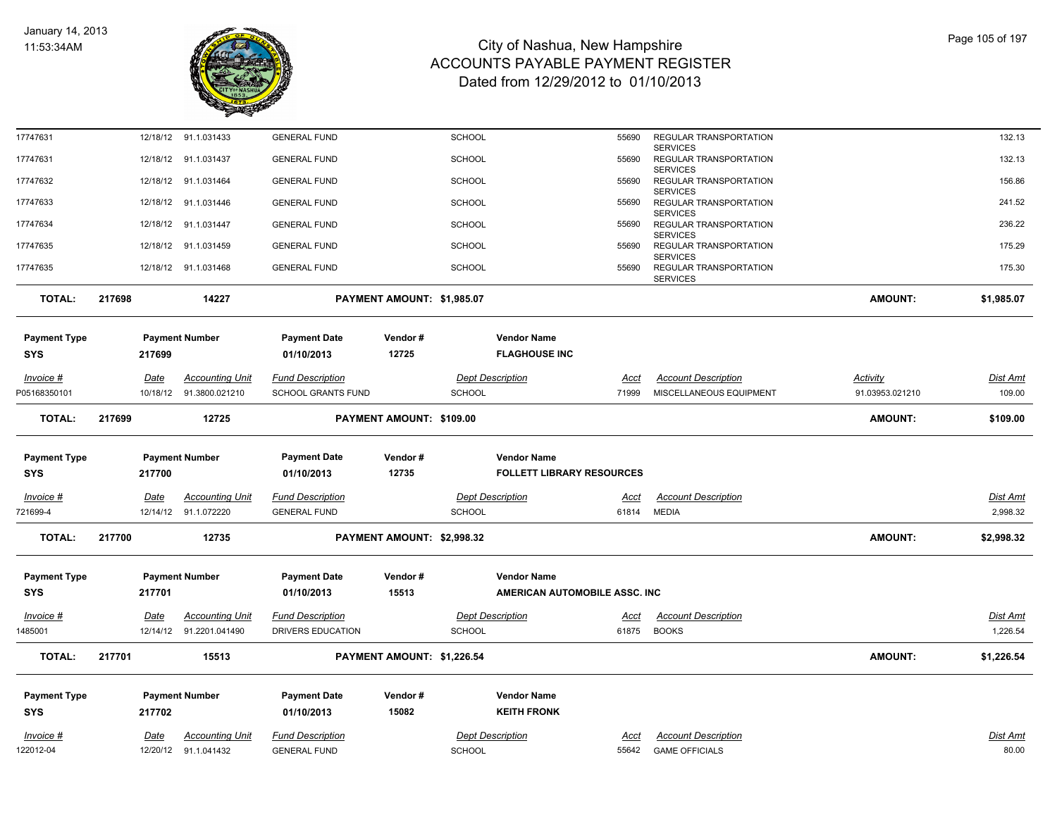# City of Nashua, New Hampshire
# ACCOUNTS PAYABLE PAYMENT REGISTER
## Dated from 12/29/2012 to 01/10/2013

January 14, 2013
11:53:34AM

| Invoice # | Date | Accounting Unit | Fund Description | Dept Description | Acct | Account Description | Activity | Dist Amt |
|---|---|---|---|---|---|---|---|---|
| 17747631 | 12/18/12 | 91.1.031433 | GENERAL FUND | SCHOOL | 55690 | REGULAR TRANSPORTATION SERVICES | | 132.13 |
| 17747631 | 12/18/12 | 91.1.031437 | GENERAL FUND | SCHOOL | 55690 | REGULAR TRANSPORTATION SERVICES | | 132.13 |
| 17747632 | 12/18/12 | 91.1.031464 | GENERAL FUND | SCHOOL | 55690 | REGULAR TRANSPORTATION SERVICES | | 156.86 |
| 17747633 | 12/18/12 | 91.1.031446 | GENERAL FUND | SCHOOL | 55690 | REGULAR TRANSPORTATION SERVICES | | 241.52 |
| 17747634 | 12/18/12 | 91.1.031447 | GENERAL FUND | SCHOOL | 55690 | REGULAR TRANSPORTATION SERVICES | | 236.22 |
| 17747635 | 12/18/12 | 91.1.031459 | GENERAL FUND | SCHOOL | 55690 | REGULAR TRANSPORTATION SERVICES | | 175.29 |
| 17747635 | 12/18/12 | 91.1.031468 | GENERAL FUND | SCHOOL | 55690 | REGULAR TRANSPORTATION SERVICES | | 175.30 |

**TOTAL: 217698 — 14227 — PAYMENT AMOUNT: $1,985.07 — AMOUNT: $1,985.07**

| Payment Type | Payment Number | Payment Date | Vendor # | Vendor Name |
|---|---|---|---|---|
| SYS | 217699 | 01/10/2013 | 12725 | FLAGHOUSE INC |

| Invoice # | Date | Accounting Unit | Fund Description | Dept Description | Acct | Account Description | Activity | Dist Amt |
|---|---|---|---|---|---|---|---|---|
| P05168350101 | 10/18/12 | 91.3800.021210 | SCHOOL GRANTS FUND | SCHOOL | 71999 | MISCELLANEOUS EQUIPMENT | 91.03953.021210 | 109.00 |

**TOTAL: 217699 — 12725 — PAYMENT AMOUNT: $109.00 — AMOUNT: $109.00**

| Payment Type | Payment Number | Payment Date | Vendor # | Vendor Name |
|---|---|---|---|---|
| SYS | 217700 | 01/10/2013 | 12735 | FOLLETT LIBRARY RESOURCES |

| Invoice # | Date | Accounting Unit | Fund Description | Dept Description | Acct | Account Description | Dist Amt |
|---|---|---|---|---|---|---|---|
| 721699-4 | 12/14/12 | 91.1.072220 | GENERAL FUND | SCHOOL | 61814 | MEDIA | 2,998.32 |

**TOTAL: 217700 — 12735 — PAYMENT AMOUNT: $2,998.32 — AMOUNT: $2,998.32**

| Payment Type | Payment Number | Payment Date | Vendor # | Vendor Name |
|---|---|---|---|---|
| SYS | 217701 | 01/10/2013 | 15513 | AMERICAN AUTOMOBILE ASSC. INC |

| Invoice # | Date | Accounting Unit | Fund Description | Dept Description | Acct | Account Description | Dist Amt |
|---|---|---|---|---|---|---|---|
| 1485001 | 12/14/12 | 91.2201.041490 | DRIVERS EDUCATION | SCHOOL | 61875 | BOOKS | 1,226.54 |

**TOTAL: 217701 — 15513 — PAYMENT AMOUNT: $1,226.54 — AMOUNT: $1,226.54**

| Payment Type | Payment Number | Payment Date | Vendor # | Vendor Name |
|---|---|---|---|---|
| SYS | 217702 | 01/10/2013 | 15082 | KEITH FRONK |

| Invoice # | Date | Accounting Unit | Fund Description | Dept Description | Acct | Account Description | Dist Amt |
|---|---|---|---|---|---|---|---|
| 122012-04 | 12/20/12 | 91.1.041432 | GENERAL FUND | SCHOOL | 55642 | GAME OFFICIALS | 80.00 |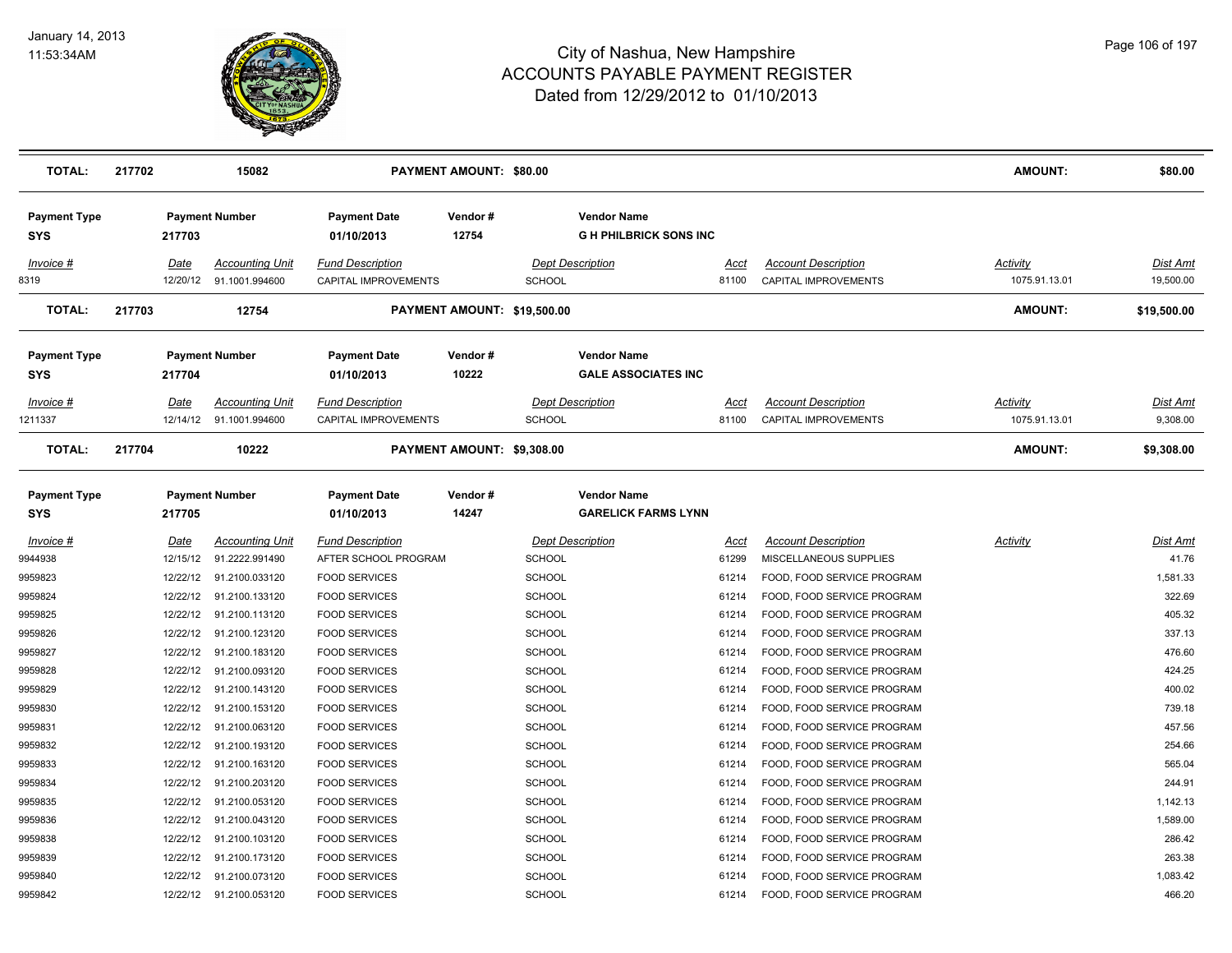# City of Nashua, New Hampshire
## ACCOUNTS PAYABLE PAYMENT REGISTER
### Dated from 12/29/2012 to 01/10/2013

January 14, 2013
11:53:34AM

| TOTAL: | 217702 | 15082 | | PAYMENT AMOUNT: $80.00 | | | | | AMOUNT: | $80.00 |
|---|---|---|---|---|---|---|---|---|---|---|

| Payment Type | Payment Number | | Payment Date | Vendor # | Vendor Name | | | | | |
|---|---|---|---|---|---|---|---|---|---|---|
| SYS | 217703 | | 01/10/2013 | 12754 | G H PHILBRICK SONS INC | | | | | |
| *Invoice #* | *Date* | *Accounting Unit* | *Fund Description* | | *Dept Description* | | *Acct* | *Account Description* | *Activity* | *Dist Amt* |
| 8319 | 12/20/12 | 91.1001.994600 | CAPITAL IMPROVEMENTS | | SCHOOL | | 81100 | CAPITAL IMPROVEMENTS | 1075.91.13.01 | 19,500.00 |
| **TOTAL:** | **217703** | **12754** | | **PAYMENT AMOUNT: $19,500.00** | | | | | **AMOUNT:** | **$19,500.00** |

| Payment Type | Payment Number | | Payment Date | Vendor # | Vendor Name | | | | | |
|---|---|---|---|---|---|---|---|---|---|---|
| SYS | 217704 | | 01/10/2013 | 10222 | GALE ASSOCIATES INC | | | | | |
| *Invoice #* | *Date* | *Accounting Unit* | *Fund Description* | | *Dept Description* | | *Acct* | *Account Description* | *Activity* | *Dist Amt* |
| 1211337 | 12/14/12 | 91.1001.994600 | CAPITAL IMPROVEMENTS | | SCHOOL | | 81100 | CAPITAL IMPROVEMENTS | 1075.91.13.01 | 9,308.00 |
| **TOTAL:** | **217704** | **10222** | | **PAYMENT AMOUNT: $9,308.00** | | | | | **AMOUNT:** | **$9,308.00** |

| Payment Type | Payment Number | | Payment Date | Vendor # | Vendor Name | | | | | |
|---|---|---|---|---|---|---|---|---|---|---|
| SYS | 217705 | | 01/10/2013 | 14247 | GARELICK FARMS LYNN | | | | | |
| *Invoice #* | *Date* | *Accounting Unit* | *Fund Description* | | *Dept Description* | | *Acct* | *Account Description* | *Activity* | *Dist Amt* |
| 9944938 | 12/15/12 | 91.2222.991490 | AFTER SCHOOL PROGRAM | | SCHOOL | | 61299 | MISCELLANEOUS SUPPLIES | | 41.76 |
| 9959823 | 12/22/12 | 91.2100.033120 | FOOD SERVICES | | SCHOOL | | 61214 | FOOD, FOOD SERVICE PROGRAM | | 1,581.33 |
| 9959824 | 12/22/12 | 91.2100.133120 | FOOD SERVICES | | SCHOOL | | 61214 | FOOD, FOOD SERVICE PROGRAM | | 322.69 |
| 9959825 | 12/22/12 | 91.2100.113120 | FOOD SERVICES | | SCHOOL | | 61214 | FOOD, FOOD SERVICE PROGRAM | | 405.32 |
| 9959826 | 12/22/12 | 91.2100.123120 | FOOD SERVICES | | SCHOOL | | 61214 | FOOD, FOOD SERVICE PROGRAM | | 337.13 |
| 9959827 | 12/22/12 | 91.2100.183120 | FOOD SERVICES | | SCHOOL | | 61214 | FOOD, FOOD SERVICE PROGRAM | | 476.60 |
| 9959828 | 12/22/12 | 91.2100.093120 | FOOD SERVICES | | SCHOOL | | 61214 | FOOD, FOOD SERVICE PROGRAM | | 424.25 |
| 9959829 | 12/22/12 | 91.2100.143120 | FOOD SERVICES | | SCHOOL | | 61214 | FOOD, FOOD SERVICE PROGRAM | | 400.02 |
| 9959830 | 12/22/12 | 91.2100.153120 | FOOD SERVICES | | SCHOOL | | 61214 | FOOD, FOOD SERVICE PROGRAM | | 739.18 |
| 9959831 | 12/22/12 | 91.2100.063120 | FOOD SERVICES | | SCHOOL | | 61214 | FOOD, FOOD SERVICE PROGRAM | | 457.56 |
| 9959832 | 12/22/12 | 91.2100.193120 | FOOD SERVICES | | SCHOOL | | 61214 | FOOD, FOOD SERVICE PROGRAM | | 254.66 |
| 9959833 | 12/22/12 | 91.2100.163120 | FOOD SERVICES | | SCHOOL | | 61214 | FOOD, FOOD SERVICE PROGRAM | | 565.04 |
| 9959834 | 12/22/12 | 91.2100.203120 | FOOD SERVICES | | SCHOOL | | 61214 | FOOD, FOOD SERVICE PROGRAM | | 244.91 |
| 9959835 | 12/22/12 | 91.2100.053120 | FOOD SERVICES | | SCHOOL | | 61214 | FOOD, FOOD SERVICE PROGRAM | | 1,142.13 |
| 9959836 | 12/22/12 | 91.2100.043120 | FOOD SERVICES | | SCHOOL | | 61214 | FOOD, FOOD SERVICE PROGRAM | | 1,589.00 |
| 9959838 | 12/22/12 | 91.2100.103120 | FOOD SERVICES | | SCHOOL | | 61214 | FOOD, FOOD SERVICE PROGRAM | | 286.42 |
| 9959839 | 12/22/12 | 91.2100.173120 | FOOD SERVICES | | SCHOOL | | 61214 | FOOD, FOOD SERVICE PROGRAM | | 263.38 |
| 9959840 | 12/22/12 | 91.2100.073120 | FOOD SERVICES | | SCHOOL | | 61214 | FOOD, FOOD SERVICE PROGRAM | | 1,083.42 |
| 9959842 | 12/22/12 | 91.2100.053120 | FOOD SERVICES | | SCHOOL | | 61214 | FOOD, FOOD SERVICE PROGRAM | | 466.20 |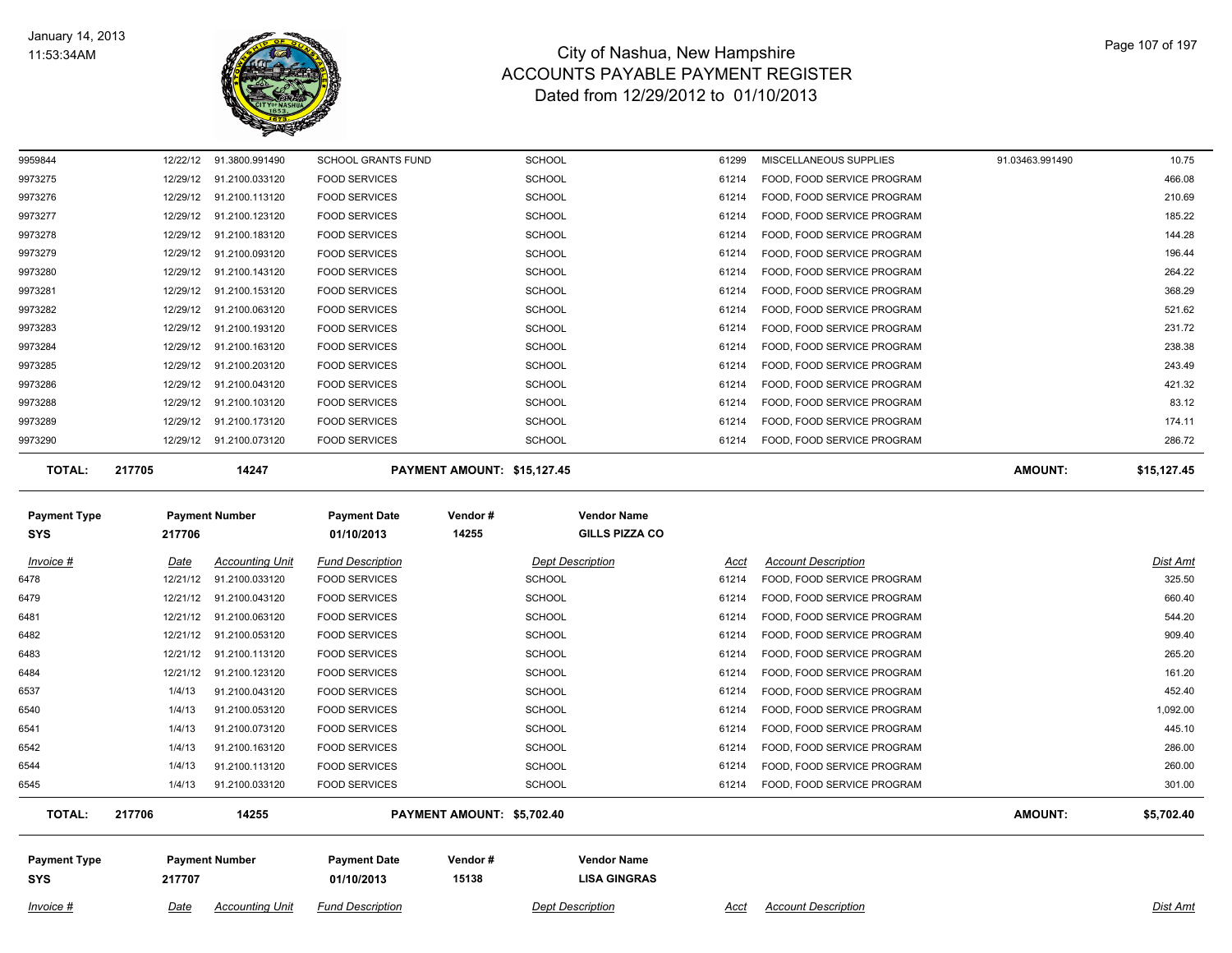| Invoice # | Date | Accounting Unit | Fund Description | Dept Description | Acct | Account Description | | Dist Amt |
|---|---|---|---|---|---|---|---|---|
| 9959844 | 12/22/12 | 91.3800.991490 | SCHOOL GRANTS FUND | SCHOOL | 61299 | MISCELLANEOUS SUPPLIES | 91.03463.991490 | 10.75 |
| 9973275 | 12/29/12 | 91.2100.033120 | FOOD SERVICES | SCHOOL | 61214 | FOOD, FOOD SERVICE PROGRAM | | 466.08 |
| 9973276 | 12/29/12 | 91.2100.113120 | FOOD SERVICES | SCHOOL | 61214 | FOOD, FOOD SERVICE PROGRAM | | 210.69 |
| 9973277 | 12/29/12 | 91.2100.123120 | FOOD SERVICES | SCHOOL | 61214 | FOOD, FOOD SERVICE PROGRAM | | 185.22 |
| 9973278 | 12/29/12 | 91.2100.183120 | FOOD SERVICES | SCHOOL | 61214 | FOOD, FOOD SERVICE PROGRAM | | 144.28 |
| 9973279 | 12/29/12 | 91.2100.093120 | FOOD SERVICES | SCHOOL | 61214 | FOOD, FOOD SERVICE PROGRAM | | 196.44 |
| 9973280 | 12/29/12 | 91.2100.143120 | FOOD SERVICES | SCHOOL | 61214 | FOOD, FOOD SERVICE PROGRAM | | 264.22 |
| 9973281 | 12/29/12 | 91.2100.153120 | FOOD SERVICES | SCHOOL | 61214 | FOOD, FOOD SERVICE PROGRAM | | 368.29 |
| 9973282 | 12/29/12 | 91.2100.063120 | FOOD SERVICES | SCHOOL | 61214 | FOOD, FOOD SERVICE PROGRAM | | 521.62 |
| 9973283 | 12/29/12 | 91.2100.193120 | FOOD SERVICES | SCHOOL | 61214 | FOOD, FOOD SERVICE PROGRAM | | 231.72 |
| 9973284 | 12/29/12 | 91.2100.163120 | FOOD SERVICES | SCHOOL | 61214 | FOOD, FOOD SERVICE PROGRAM | | 238.38 |
| 9973285 | 12/29/12 | 91.2100.203120 | FOOD SERVICES | SCHOOL | 61214 | FOOD, FOOD SERVICE PROGRAM | | 243.49 |
| 9973286 | 12/29/12 | 91.2100.043120 | FOOD SERVICES | SCHOOL | 61214 | FOOD, FOOD SERVICE PROGRAM | | 421.32 |
| 9973288 | 12/29/12 | 91.2100.103120 | FOOD SERVICES | SCHOOL | 61214 | FOOD, FOOD SERVICE PROGRAM | | 83.12 |
| 9973289 | 12/29/12 | 91.2100.173120 | FOOD SERVICES | SCHOOL | 61214 | FOOD, FOOD SERVICE PROGRAM | | 174.11 |
| 9973290 | 12/29/12 | 91.2100.073120 | FOOD SERVICES | SCHOOL | 61214 | FOOD, FOOD SERVICE PROGRAM | | 286.72 |

**TOTAL:** 217705 | 14247 | **PAYMENT AMOUNT: $15,127.45** | **AMOUNT: $15,127.45**

| Payment Type | Payment Number | Payment Date | Vendor # | Vendor Name |
|---|---|---|---|---|
| SYS | 217706 | 01/10/2013 | 14255 | GILLS PIZZA CO |

| Invoice # | Date | Accounting Unit | Fund Description | Dept Description | Acct | Account Description | Dist Amt |
|---|---|---|---|---|---|---|---|
| 6478 | 12/21/12 | 91.2100.033120 | FOOD SERVICES | SCHOOL | 61214 | FOOD, FOOD SERVICE PROGRAM | 325.50 |
| 6479 | 12/21/12 | 91.2100.043120 | FOOD SERVICES | SCHOOL | 61214 | FOOD, FOOD SERVICE PROGRAM | 660.40 |
| 6481 | 12/21/12 | 91.2100.063120 | FOOD SERVICES | SCHOOL | 61214 | FOOD, FOOD SERVICE PROGRAM | 544.20 |
| 6482 | 12/21/12 | 91.2100.053120 | FOOD SERVICES | SCHOOL | 61214 | FOOD, FOOD SERVICE PROGRAM | 909.40 |
| 6483 | 12/21/12 | 91.2100.113120 | FOOD SERVICES | SCHOOL | 61214 | FOOD, FOOD SERVICE PROGRAM | 265.20 |
| 6484 | 12/21/12 | 91.2100.123120 | FOOD SERVICES | SCHOOL | 61214 | FOOD, FOOD SERVICE PROGRAM | 161.20 |
| 6537 | 1/4/13 | 91.2100.043120 | FOOD SERVICES | SCHOOL | 61214 | FOOD, FOOD SERVICE PROGRAM | 452.40 |
| 6540 | 1/4/13 | 91.2100.053120 | FOOD SERVICES | SCHOOL | 61214 | FOOD, FOOD SERVICE PROGRAM | 1,092.00 |
| 6541 | 1/4/13 | 91.2100.073120 | FOOD SERVICES | SCHOOL | 61214 | FOOD, FOOD SERVICE PROGRAM | 445.10 |
| 6542 | 1/4/13 | 91.2100.163120 | FOOD SERVICES | SCHOOL | 61214 | FOOD, FOOD SERVICE PROGRAM | 286.00 |
| 6544 | 1/4/13 | 91.2100.113120 | FOOD SERVICES | SCHOOL | 61214 | FOOD, FOOD SERVICE PROGRAM | 260.00 |
| 6545 | 1/4/13 | 91.2100.033120 | FOOD SERVICES | SCHOOL | 61214 | FOOD, FOOD SERVICE PROGRAM | 301.00 |

**TOTAL:** 217706 | 14255 | **PAYMENT AMOUNT: $5,702.40** | **AMOUNT: $5,702.40**

| Payment Type | Payment Number | Payment Date | Vendor # | Vendor Name |
|---|---|---|---|---|
| SYS | 217707 | 01/10/2013 | 15138 | LISA GINGRAS |

| Invoice # | Date | Accounting Unit | Fund Description | Dept Description | Acct | Account Description | Dist Amt |
|---|---|---|---|---|---|---|---|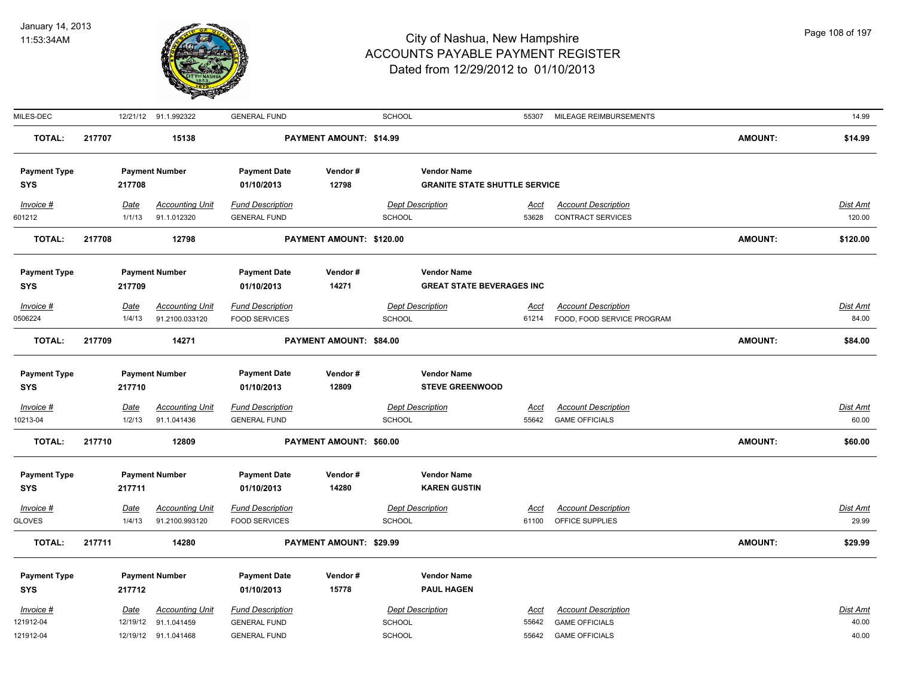| Invoice # | Date | Accounting Unit | Fund Description | Dept Description | Acct | Account Description | Dist Amt |
|---|---|---|---|---|---|---|---|
| MILES-DEC | 12/21/12 | 91.1.992322 | GENERAL FUND | SCHOOL | 55307 | MILEAGE REIMBURSEMENTS | 14.99 |

**TOTAL:** 217707 | 15138 | **PAYMENT AMOUNT: $14.99** | **AMOUNT:** **$14.99**

| Payment Type | Payment Number | Payment Date | Vendor # | Vendor Name |
|---|---|---|---|---|
| SYS | 217708 | 01/10/2013 | 12798 | GRANITE STATE SHUTTLE SERVICE |

| Invoice # | Date | Accounting Unit | Fund Description | Dept Description | Acct | Account Description | Dist Amt |
|---|---|---|---|---|---|---|---|
| 601212 | 1/1/13 | 91.1.012320 | GENERAL FUND | SCHOOL | 53628 | CONTRACT SERVICES | 120.00 |

**TOTAL:** 217708 | 12798 | **PAYMENT AMOUNT: $120.00** | **AMOUNT:** **$120.00**

| Payment Type | Payment Number | Payment Date | Vendor # | Vendor Name |
|---|---|---|---|---|
| SYS | 217709 | 01/10/2013 | 14271 | GREAT STATE BEVERAGES INC |

| Invoice # | Date | Accounting Unit | Fund Description | Dept Description | Acct | Account Description | Dist Amt |
|---|---|---|---|---|---|---|---|
| 0506224 | 1/4/13 | 91.2100.033120 | FOOD SERVICES | SCHOOL | 61214 | FOOD, FOOD SERVICE PROGRAM | 84.00 |

**TOTAL:** 217709 | 14271 | **PAYMENT AMOUNT: $84.00** | **AMOUNT:** **$84.00**

| Payment Type | Payment Number | Payment Date | Vendor # | Vendor Name |
|---|---|---|---|---|
| SYS | 217710 | 01/10/2013 | 12809 | STEVE GREENWOOD |

| Invoice # | Date | Accounting Unit | Fund Description | Dept Description | Acct | Account Description | Dist Amt |
|---|---|---|---|---|---|---|---|
| 10213-04 | 1/2/13 | 91.1.041436 | GENERAL FUND | SCHOOL | 55642 | GAME OFFICIALS | 60.00 |

**TOTAL:** 217710 | 12809 | **PAYMENT AMOUNT: $60.00** | **AMOUNT:** **$60.00**

| Payment Type | Payment Number | Payment Date | Vendor # | Vendor Name |
|---|---|---|---|---|
| SYS | 217711 | 01/10/2013 | 14280 | KAREN GUSTIN |

| Invoice # | Date | Accounting Unit | Fund Description | Dept Description | Acct | Account Description | Dist Amt |
|---|---|---|---|---|---|---|---|
| GLOVES | 1/4/13 | 91.2100.993120 | FOOD SERVICES | SCHOOL | 61100 | OFFICE SUPPLIES | 29.99 |

**TOTAL:** 217711 | 14280 | **PAYMENT AMOUNT: $29.99** | **AMOUNT:** **$29.99**

| Payment Type | Payment Number | Payment Date | Vendor # | Vendor Name |
|---|---|---|---|---|
| SYS | 217712 | 01/10/2013 | 15778 | PAUL HAGEN |

| Invoice # | Date | Accounting Unit | Fund Description | Dept Description | Acct | Account Description | Dist Amt |
|---|---|---|---|---|---|---|---|
| 121912-04 | 12/19/12 | 91.1.041459 | GENERAL FUND | SCHOOL | 55642 | GAME OFFICIALS | 40.00 |
| 121912-04 | 12/19/12 | 91.1.041468 | GENERAL FUND | SCHOOL | 55642 | GAME OFFICIALS | 40.00 |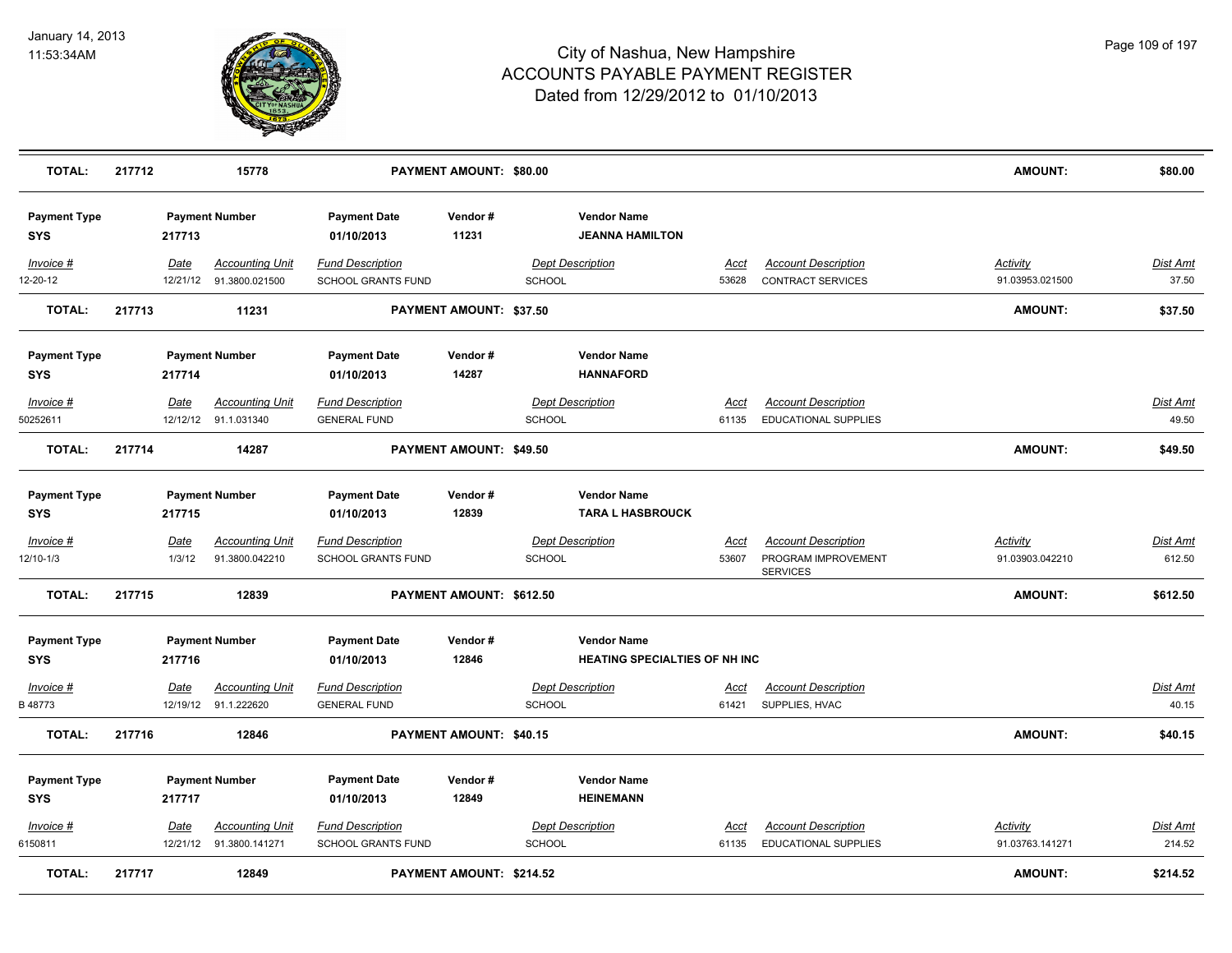# City of Nashua, New Hampshire
## ACCOUNTS PAYABLE PAYMENT REGISTER
### Dated from 12/29/2012 to 01/10/2013

January 14, 2013
11:53:34AM

| **TOTAL:** | **217712** | **15778** | **PAYMENT AMOUNT: $80.00** | **AMOUNT:** | **$80.00** |
|---|---|---|---|---|---|

| Payment Type | Payment Number | Payment Date | Vendor # | Vendor Name |
|---|---|---|---|---|
| **SYS** | **217713** | **01/10/2013** | **11231** | **JEANNA HAMILTON** |

| Invoice # | Date | Accounting Unit | Fund Description | Dept Description | Acct | Account Description | Activity | Dist Amt |
|---|---|---|---|---|---|---|---|---|
| 12-20-12 | 12/21/12 | 91.3800.021500 | SCHOOL GRANTS FUND | SCHOOL | 53628 | CONTRACT SERVICES | 91.03953.021500 | 37.50 |

| **TOTAL:** | **217713** | **11231** | **PAYMENT AMOUNT: $37.50** | **AMOUNT:** | **$37.50** |
|---|---|---|---|---|---|

| Payment Type | Payment Number | Payment Date | Vendor # | Vendor Name |
|---|---|---|---|---|
| **SYS** | **217714** | **01/10/2013** | **14287** | **HANNAFORD** |

| Invoice # | Date | Accounting Unit | Fund Description | Dept Description | Acct | Account Description | Dist Amt |
|---|---|---|---|---|---|---|---|
| 50252611 | 12/12/12 | 91.1.031340 | GENERAL FUND | SCHOOL | 61135 | EDUCATIONAL SUPPLIES | 49.50 |

| **TOTAL:** | **217714** | **14287** | **PAYMENT AMOUNT: $49.50** | **AMOUNT:** | **$49.50** |
|---|---|---|---|---|---|

| Payment Type | Payment Number | Payment Date | Vendor # | Vendor Name |
|---|---|---|---|---|
| **SYS** | **217715** | **01/10/2013** | **12839** | **TARA L HASBROUCK** |

| Invoice # | Date | Accounting Unit | Fund Description | Dept Description | Acct | Account Description | Activity | Dist Amt |
|---|---|---|---|---|---|---|---|---|
| 12/10-1/3 | 1/3/12 | 91.3800.042210 | SCHOOL GRANTS FUND | SCHOOL | 53607 | PROGRAM IMPROVEMENT SERVICES | 91.03903.042210 | 612.50 |

| **TOTAL:** | **217715** | **12839** | **PAYMENT AMOUNT: $612.50** | **AMOUNT:** | **$612.50** |
|---|---|---|---|---|---|

| Payment Type | Payment Number | Payment Date | Vendor # | Vendor Name |
|---|---|---|---|---|
| **SYS** | **217716** | **01/10/2013** | **12846** | **HEATING SPECIALTIES OF NH INC** |

| Invoice # | Date | Accounting Unit | Fund Description | Dept Description | Acct | Account Description | Dist Amt |
|---|---|---|---|---|---|---|---|
| B 48773 | 12/19/12 | 91.1.222620 | GENERAL FUND | SCHOOL | 61421 | SUPPLIES, HVAC | 40.15 |

| **TOTAL:** | **217716** | **12846** | **PAYMENT AMOUNT: $40.15** | **AMOUNT:** | **$40.15** |
|---|---|---|---|---|---|

| Payment Type | Payment Number | Payment Date | Vendor # | Vendor Name |
|---|---|---|---|---|
| **SYS** | **217717** | **01/10/2013** | **12849** | **HEINEMANN** |

| Invoice # | Date | Accounting Unit | Fund Description | Dept Description | Acct | Account Description | Activity | Dist Amt |
|---|---|---|---|---|---|---|---|---|
| 6150811 | 12/21/12 | 91.3800.141271 | SCHOOL GRANTS FUND | SCHOOL | 61135 | EDUCATIONAL SUPPLIES | 91.03763.141271 | 214.52 |

| **TOTAL:** | **217717** | **12849** | **PAYMENT AMOUNT: $214.52** | **AMOUNT:** | **$214.52** |
|---|---|---|---|---|---|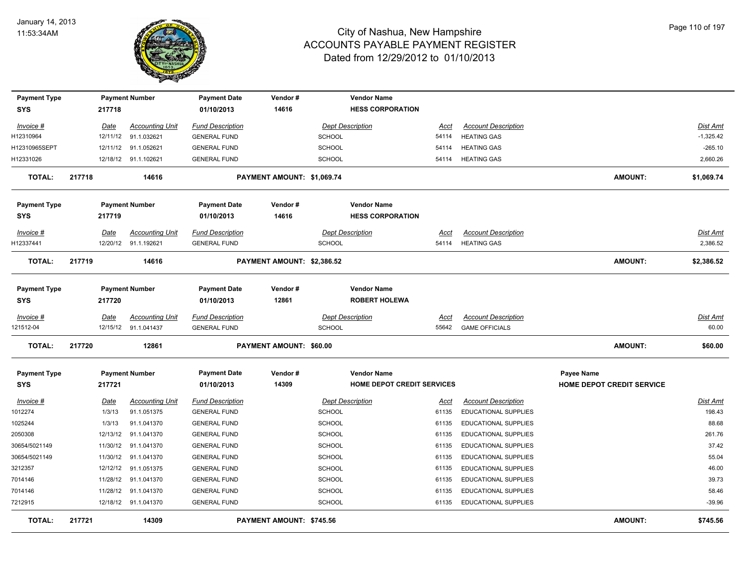# City of Nashua, New Hampshire
## ACCOUNTS PAYABLE PAYMENT REGISTER
### Dated from 12/29/2012 to 01/10/2013

January 14, 2013
11:53:34AM

| Payment Type | Payment Number | Payment Date | Vendor # | Vendor Name |
|---|---|---|---|---|
| SYS | 217718 | 01/10/2013 | 14616 | HESS CORPORATION |

| Invoice # | Date | Accounting Unit | Fund Description | Dept Description | Acct | Account Description | Dist Amt |
|---|---|---|---|---|---|---|---|
| H12310964 | 12/11/12 | 91.1.032621 | GENERAL FUND | SCHOOL | 54114 | HEATING GAS | -1,325.42 |
| H12310965SEPT | 12/11/12 | 91.1.052621 | GENERAL FUND | SCHOOL | 54114 | HEATING GAS | -265.10 |
| H12331026 | 12/18/12 | 91.1.102621 | GENERAL FUND | SCHOOL | 54114 | HEATING GAS | 2,660.26 |

**TOTAL: 217718 14616 PAYMENT AMOUNT: $1,069.74 AMOUNT: $1,069.74**

| Payment Type | Payment Number | Payment Date | Vendor # | Vendor Name |
|---|---|---|---|---|
| SYS | 217719 | 01/10/2013 | 14616 | HESS CORPORATION |

| Invoice # | Date | Accounting Unit | Fund Description | Dept Description | Acct | Account Description | Dist Amt |
|---|---|---|---|---|---|---|---|
| H12337441 | 12/20/12 | 91.1.192621 | GENERAL FUND | SCHOOL | 54114 | HEATING GAS | 2,386.52 |

**TOTAL: 217719 14616 PAYMENT AMOUNT: $2,386.52 AMOUNT: $2,386.52**

| Payment Type | Payment Number | Payment Date | Vendor # | Vendor Name |
|---|---|---|---|---|
| SYS | 217720 | 01/10/2013 | 12861 | ROBERT HOLEWA |

| Invoice # | Date | Accounting Unit | Fund Description | Dept Description | Acct | Account Description | Dist Amt |
|---|---|---|---|---|---|---|---|
| 121512-04 | 12/15/12 | 91.1.041437 | GENERAL FUND | SCHOOL | 55642 | GAME OFFICIALS | 60.00 |

**TOTAL: 217720 12861 PAYMENT AMOUNT: $60.00 AMOUNT: $60.00**

| Payment Type | Payment Number | Payment Date | Vendor # | Vendor Name | Payee Name |
|---|---|---|---|---|---|
| SYS | 217721 | 01/10/2013 | 14309 | HOME DEPOT CREDIT SERVICES | HOME DEPOT CREDIT SERVICE |

| Invoice # | Date | Accounting Unit | Fund Description | Dept Description | Acct | Account Description | Dist Amt |
|---|---|---|---|---|---|---|---|
| 1012274 | 1/3/13 | 91.1.051375 | GENERAL FUND | SCHOOL | 61135 | EDUCATIONAL SUPPLIES | 198.43 |
| 1025244 | 1/3/13 | 91.1.041370 | GENERAL FUND | SCHOOL | 61135 | EDUCATIONAL SUPPLIES | 88.68 |
| 2050308 | 12/13/12 | 91.1.041370 | GENERAL FUND | SCHOOL | 61135 | EDUCATIONAL SUPPLIES | 261.76 |
| 30654/5021149 | 11/30/12 | 91.1.041370 | GENERAL FUND | SCHOOL | 61135 | EDUCATIONAL SUPPLIES | 37.42 |
| 30654/5021149 | 11/30/12 | 91.1.041370 | GENERAL FUND | SCHOOL | 61135 | EDUCATIONAL SUPPLIES | 55.04 |
| 3212357 | 12/12/12 | 91.1.051375 | GENERAL FUND | SCHOOL | 61135 | EDUCATIONAL SUPPLIES | 46.00 |
| 7014146 | 11/28/12 | 91.1.041370 | GENERAL FUND | SCHOOL | 61135 | EDUCATIONAL SUPPLIES | 39.73 |
| 7014146 | 11/28/12 | 91.1.041370 | GENERAL FUND | SCHOOL | 61135 | EDUCATIONAL SUPPLIES | 58.46 |
| 7212915 | 12/18/12 | 91.1.041370 | GENERAL FUND | SCHOOL | 61135 | EDUCATIONAL SUPPLIES | -39.96 |

**TOTAL: 217721 14309 PAYMENT AMOUNT: $745.56 AMOUNT: $745.56**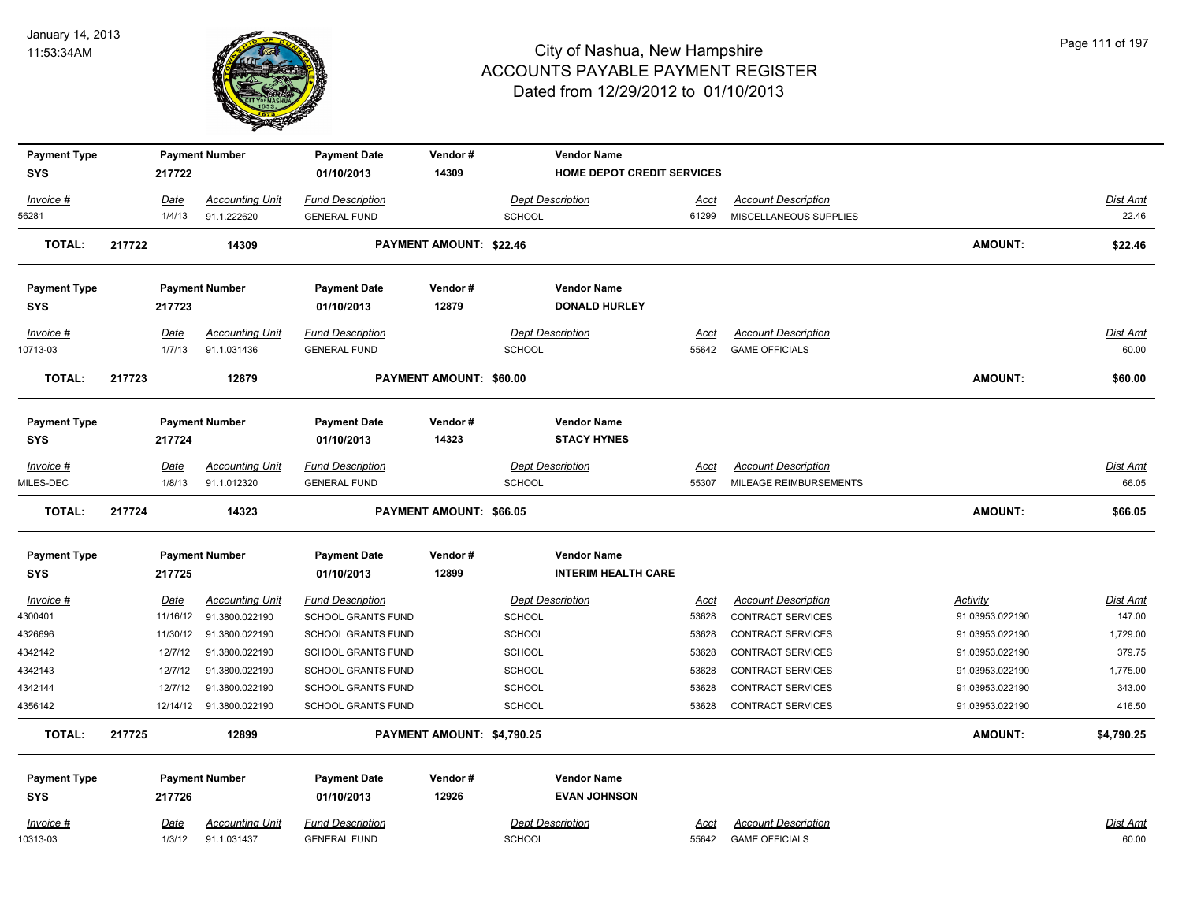# City of Nashua, New Hampshire
# ACCOUNTS PAYABLE PAYMENT REGISTER
## Dated from 12/29/2012 to 01/10/2013

January 14, 2013
11:53:34AM

| Payment Type | Payment Number | Payment Date | Vendor # | Vendor Name |
|---|---|---|---|---|
| SYS | 217722 | 01/10/2013 | 14309 | HOME DEPOT CREDIT SERVICES |

| Invoice # | Date | Accounting Unit | Fund Description | Dept Description | Acct | Account Description | Dist Amt |
|---|---|---|---|---|---|---|---|
| 56281 | 1/4/13 | 91.1.222620 | GENERAL FUND | SCHOOL | 61299 | MISCELLANEOUS SUPPLIES | 22.46 |

**TOTAL: 217722 14309 PAYMENT AMOUNT: $22.46 AMOUNT: $22.46**

| Payment Type | Payment Number | Payment Date | Vendor # | Vendor Name |
|---|---|---|---|---|
| SYS | 217723 | 01/10/2013 | 12879 | DONALD HURLEY |

| Invoice # | Date | Accounting Unit | Fund Description | Dept Description | Acct | Account Description | Dist Amt |
|---|---|---|---|---|---|---|---|
| 10713-03 | 1/7/13 | 91.1.031436 | GENERAL FUND | SCHOOL | 55642 | GAME OFFICIALS | 60.00 |

**TOTAL: 217723 12879 PAYMENT AMOUNT: $60.00 AMOUNT: $60.00**

| Payment Type | Payment Number | Payment Date | Vendor # | Vendor Name |
|---|---|---|---|---|
| SYS | 217724 | 01/10/2013 | 14323 | STACY HYNES |

| Invoice # | Date | Accounting Unit | Fund Description | Dept Description | Acct | Account Description | Dist Amt |
|---|---|---|---|---|---|---|---|
| MILES-DEC | 1/8/13 | 91.1.012320 | GENERAL FUND | SCHOOL | 55307 | MILEAGE REIMBURSEMENTS | 66.05 |

**TOTAL: 217724 14323 PAYMENT AMOUNT: $66.05 AMOUNT: $66.05**

| Payment Type | Payment Number | Payment Date | Vendor # | Vendor Name |
|---|---|---|---|---|
| SYS | 217725 | 01/10/2013 | 12899 | INTERIM HEALTH CARE |

| Invoice # | Date | Accounting Unit | Fund Description | Dept Description | Acct | Account Description | Activity | Dist Amt |
|---|---|---|---|---|---|---|---|---|
| 4300401 | 11/16/12 | 91.3800.022190 | SCHOOL GRANTS FUND | SCHOOL | 53628 | CONTRACT SERVICES | 91.03953.022190 | 147.00 |
| 4326696 | 11/30/12 | 91.3800.022190 | SCHOOL GRANTS FUND | SCHOOL | 53628 | CONTRACT SERVICES | 91.03953.022190 | 1,729.00 |
| 4342142 | 12/7/12 | 91.3800.022190 | SCHOOL GRANTS FUND | SCHOOL | 53628 | CONTRACT SERVICES | 91.03953.022190 | 379.75 |
| 4342143 | 12/7/12 | 91.3800.022190 | SCHOOL GRANTS FUND | SCHOOL | 53628 | CONTRACT SERVICES | 91.03953.022190 | 1,775.00 |
| 4342144 | 12/7/12 | 91.3800.022190 | SCHOOL GRANTS FUND | SCHOOL | 53628 | CONTRACT SERVICES | 91.03953.022190 | 343.00 |
| 4356142 | 12/14/12 | 91.3800.022190 | SCHOOL GRANTS FUND | SCHOOL | 53628 | CONTRACT SERVICES | 91.03953.022190 | 416.50 |

**TOTAL: 217725 12899 PAYMENT AMOUNT: $4,790.25 AMOUNT: $4,790.25**

| Payment Type | Payment Number | Payment Date | Vendor # | Vendor Name |
|---|---|---|---|---|
| SYS | 217726 | 01/10/2013 | 12926 | EVAN JOHNSON |

| Invoice # | Date | Accounting Unit | Fund Description | Dept Description | Acct | Account Description | Dist Amt |
|---|---|---|---|---|---|---|---|
| 10313-03 | 1/3/12 | 91.1.031437 | GENERAL FUND | SCHOOL | 55642 | GAME OFFICIALS | 60.00 |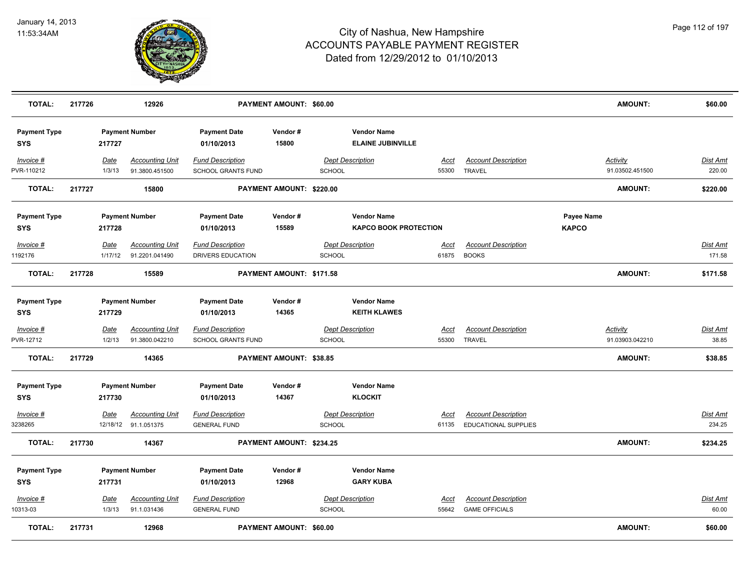# City of Nashua, New Hampshire
## ACCOUNTS PAYABLE PAYMENT REGISTER
### Dated from 12/29/2012 to 01/10/2013

January 14, 2013
11:53:34AM

| **TOTAL:** | **217726** | **12926** | **PAYMENT AMOUNT: $60.00** | **AMOUNT:** | **$60.00** |
|---|---|---|---|---|---|

| Payment Type | Payment Number | Payment Date | Vendor # | Vendor Name |
|---|---|---|---|---|
| **SYS** | **217727** | **01/10/2013** | **15800** | **ELAINE JUBINVILLE** |

| Invoice # | Date | Accounting Unit | Fund Description | Dept Description | Acct | Account Description | Activity | Dist Amt |
|---|---|---|---|---|---|---|---|---|
| PVR-110212 | 1/3/13 | 91.3800.451500 | SCHOOL GRANTS FUND | SCHOOL | 55300 | TRAVEL | 91.03502.451500 | 220.00 |

| **TOTAL:** | **217727** | **15800** | **PAYMENT AMOUNT: $220.00** | **AMOUNT:** | **$220.00** |
|---|---|---|---|---|---|

| Payment Type | Payment Number | Payment Date | Vendor # | Vendor Name | Payee Name |
|---|---|---|---|---|---|
| **SYS** | **217728** | **01/10/2013** | **15589** | **KAPCO BOOK PROTECTION** | **KAPCO** |

| Invoice # | Date | Accounting Unit | Fund Description | Dept Description | Acct | Account Description | Dist Amt |
|---|---|---|---|---|---|---|---|
| 1192176 | 1/17/12 | 91.2201.041490 | DRIVERS EDUCATION | SCHOOL | 61875 | BOOKS | 171.58 |

| **TOTAL:** | **217728** | **15589** | **PAYMENT AMOUNT: $171.58** | **AMOUNT:** | **$171.58** |
|---|---|---|---|---|---|

| Payment Type | Payment Number | Payment Date | Vendor # | Vendor Name |
|---|---|---|---|---|
| **SYS** | **217729** | **01/10/2013** | **14365** | **KEITH KLAWES** |

| Invoice # | Date | Accounting Unit | Fund Description | Dept Description | Acct | Account Description | Activity | Dist Amt |
|---|---|---|---|---|---|---|---|---|
| PVR-12712 | 1/2/13 | 91.3800.042210 | SCHOOL GRANTS FUND | SCHOOL | 55300 | TRAVEL | 91.03903.042210 | 38.85 |

| **TOTAL:** | **217729** | **14365** | **PAYMENT AMOUNT: $38.85** | **AMOUNT:** | **$38.85** |
|---|---|---|---|---|---|

| Payment Type | Payment Number | Payment Date | Vendor # | Vendor Name |
|---|---|---|---|---|
| **SYS** | **217730** | **01/10/2013** | **14367** | **KLOCKIT** |

| Invoice # | Date | Accounting Unit | Fund Description | Dept Description | Acct | Account Description | Dist Amt |
|---|---|---|---|---|---|---|---|
| 3238265 | 12/18/12 | 91.1.051375 | GENERAL FUND | SCHOOL | 61135 | EDUCATIONAL SUPPLIES | 234.25 |

| **TOTAL:** | **217730** | **14367** | **PAYMENT AMOUNT: $234.25** | **AMOUNT:** | **$234.25** |
|---|---|---|---|---|---|

| Payment Type | Payment Number | Payment Date | Vendor # | Vendor Name |
|---|---|---|---|---|
| **SYS** | **217731** | **01/10/2013** | **12968** | **GARY KUBA** |

| Invoice # | Date | Accounting Unit | Fund Description | Dept Description | Acct | Account Description | Dist Amt |
|---|---|---|---|---|---|---|---|
| 10313-03 | 1/3/13 | 91.1.031436 | GENERAL FUND | SCHOOL | 55642 | GAME OFFICIALS | 60.00 |

| **TOTAL:** | **217731** | **12968** | **PAYMENT AMOUNT: $60.00** | **AMOUNT:** | **$60.00** |
|---|---|---|---|---|---|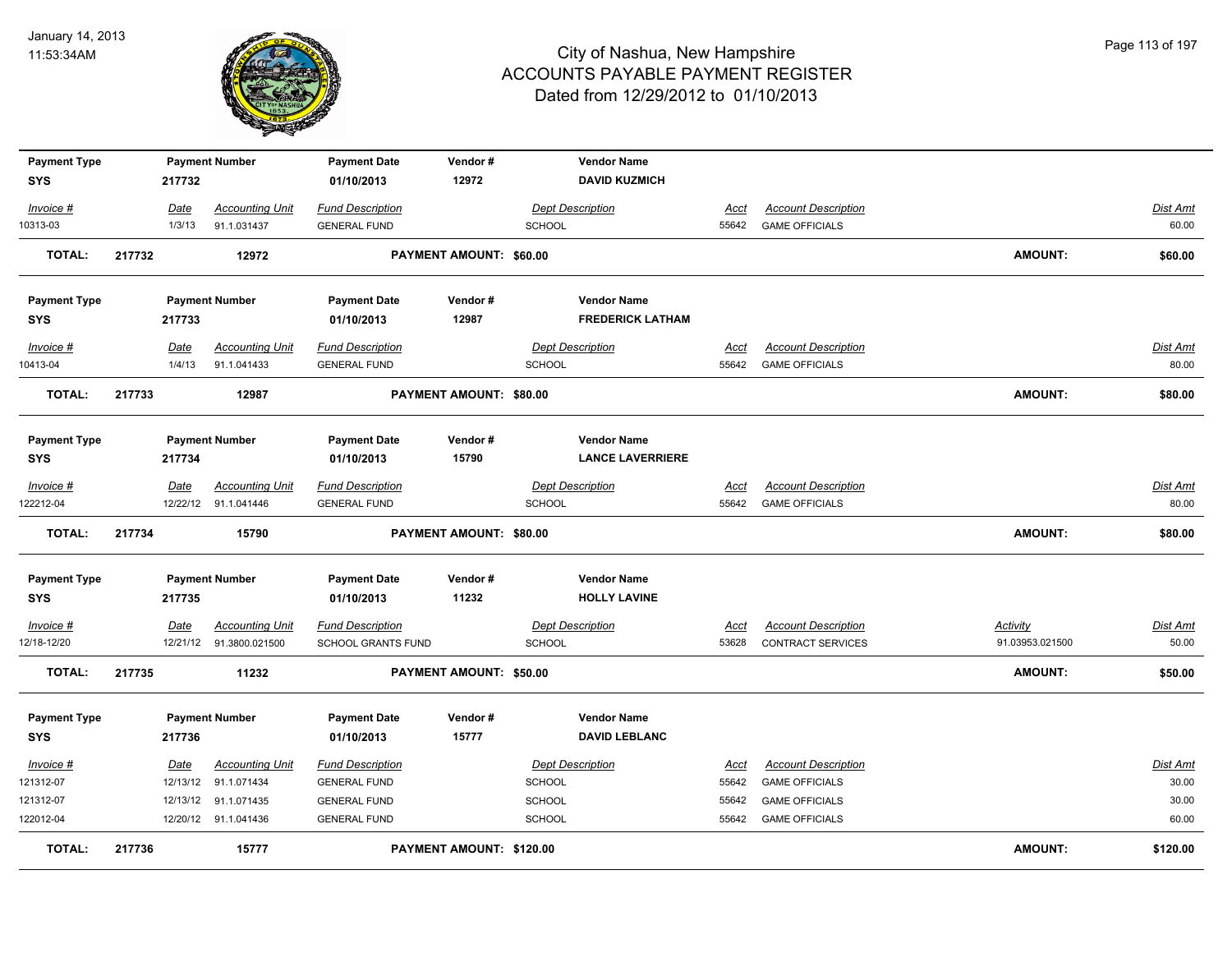# City of Nashua, New Hampshire
# ACCOUNTS PAYABLE PAYMENT REGISTER
## Dated from 12/29/2012 to 01/10/2013

January 14, 2013
11:53:34AM

| Payment Type | Payment Number | Payment Date | Vendor # | Vendor Name |
|---|---|---|---|---|
| SYS | 217732 | 01/10/2013 | 12972 | DAVID KUZMICH |

| Invoice # | Date | Accounting Unit | Fund Description | Dept Description | Acct | Account Description | Activity | Dist Amt |
|---|---|---|---|---|---|---|---|---|
| 10313-03 | 1/3/13 | 91.1.031437 | GENERAL FUND | SCHOOL | 55642 | GAME OFFICIALS | | 60.00 |

**TOTAL: 217732 12972 PAYMENT AMOUNT: $60.00 AMOUNT: $60.00**

| Payment Type | Payment Number | Payment Date | Vendor # | Vendor Name |
|---|---|---|---|---|
| SYS | 217733 | 01/10/2013 | 12987 | FREDERICK LATHAM |

| Invoice # | Date | Accounting Unit | Fund Description | Dept Description | Acct | Account Description | Activity | Dist Amt |
|---|---|---|---|---|---|---|---|---|
| 10413-04 | 1/4/13 | 91.1.041433 | GENERAL FUND | SCHOOL | 55642 | GAME OFFICIALS | | 80.00 |

**TOTAL: 217733 12987 PAYMENT AMOUNT: $80.00 AMOUNT: $80.00**

| Payment Type | Payment Number | Payment Date | Vendor # | Vendor Name |
|---|---|---|---|---|
| SYS | 217734 | 01/10/2013 | 15790 | LANCE LAVERRIERE |

| Invoice # | Date | Accounting Unit | Fund Description | Dept Description | Acct | Account Description | Activity | Dist Amt |
|---|---|---|---|---|---|---|---|---|
| 122212-04 | 12/22/12 | 91.1.041446 | GENERAL FUND | SCHOOL | 55642 | GAME OFFICIALS | | 80.00 |

**TOTAL: 217734 15790 PAYMENT AMOUNT: $80.00 AMOUNT: $80.00**

| Payment Type | Payment Number | Payment Date | Vendor # | Vendor Name |
|---|---|---|---|---|
| SYS | 217735 | 01/10/2013 | 11232 | HOLLY LAVINE |

| Invoice # | Date | Accounting Unit | Fund Description | Dept Description | Acct | Account Description | Activity | Dist Amt |
|---|---|---|---|---|---|---|---|---|
| 12/18-12/20 | 12/21/12 | 91.3800.021500 | SCHOOL GRANTS FUND | SCHOOL | 53628 | CONTRACT SERVICES | 91.03953.021500 | 50.00 |

**TOTAL: 217735 11232 PAYMENT AMOUNT: $50.00 AMOUNT: $50.00**

| Payment Type | Payment Number | Payment Date | Vendor # | Vendor Name |
|---|---|---|---|---|
| SYS | 217736 | 01/10/2013 | 15777 | DAVID LEBLANC |

| Invoice # | Date | Accounting Unit | Fund Description | Dept Description | Acct | Account Description | Activity | Dist Amt |
|---|---|---|---|---|---|---|---|---|
| 121312-07 | 12/13/12 | 91.1.071434 | GENERAL FUND | SCHOOL | 55642 | GAME OFFICIALS | | 30.00 |
| 121312-07 | 12/13/12 | 91.1.071435 | GENERAL FUND | SCHOOL | 55642 | GAME OFFICIALS | | 30.00 |
| 122012-04 | 12/20/12 | 91.1.041436 | GENERAL FUND | SCHOOL | 55642 | GAME OFFICIALS | | 60.00 |

**TOTAL: 217736 15777 PAYMENT AMOUNT: $120.00 AMOUNT: $120.00**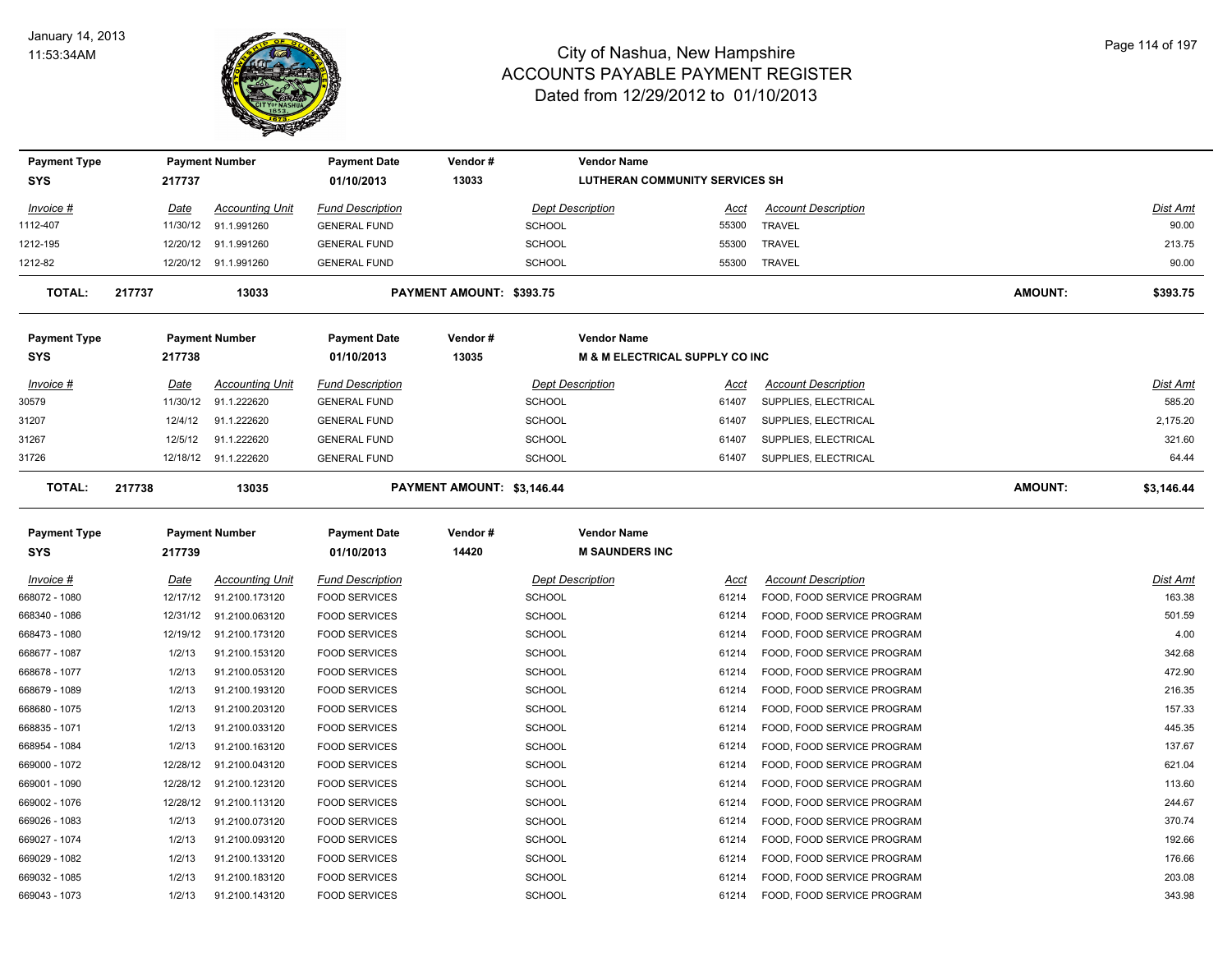# City of Nashua, New Hampshire
## ACCOUNTS PAYABLE PAYMENT REGISTER
### Dated from 12/29/2012 to 01/10/2013

January 14, 2013
11:53:34AM

| Payment Type | Payment Number | Payment Date | Vendor # | Vendor Name |
|---|---|---|---|---|
| SYS | 217737 | 01/10/2013 | 13033 | LUTHERAN COMMUNITY SERVICES SH |

| Invoice # | Date | Accounting Unit | Fund Description | Dept Description | Acct | Account Description | Dist Amt |
|---|---|---|---|---|---|---|---|
| 1112-407 | 11/30/12 | 91.1.991260 | GENERAL FUND | SCHOOL | 55300 | TRAVEL | 90.00 |
| 1212-195 | 12/20/12 | 91.1.991260 | GENERAL FUND | SCHOOL | 55300 | TRAVEL | 213.75 |
| 1212-82 | 12/20/12 | 91.1.991260 | GENERAL FUND | SCHOOL | 55300 | TRAVEL | 90.00 |

**TOTAL: 217737 13033 PAYMENT AMOUNT: $393.75 AMOUNT: $393.75**

| Payment Type | Payment Number | Payment Date | Vendor # | Vendor Name |
|---|---|---|---|---|
| SYS | 217738 | 01/10/2013 | 13035 | M & M ELECTRICAL SUPPLY CO INC |

| Invoice # | Date | Accounting Unit | Fund Description | Dept Description | Acct | Account Description | Dist Amt |
|---|---|---|---|---|---|---|---|
| 30579 | 11/30/12 | 91.1.222620 | GENERAL FUND | SCHOOL | 61407 | SUPPLIES, ELECTRICAL | 585.20 |
| 31207 | 12/4/12 | 91.1.222620 | GENERAL FUND | SCHOOL | 61407 | SUPPLIES, ELECTRICAL | 2,175.20 |
| 31267 | 12/5/12 | 91.1.222620 | GENERAL FUND | SCHOOL | 61407 | SUPPLIES, ELECTRICAL | 321.60 |
| 31726 | 12/18/12 | 91.1.222620 | GENERAL FUND | SCHOOL | 61407 | SUPPLIES, ELECTRICAL | 64.44 |

**TOTAL: 217738 13035 PAYMENT AMOUNT: $3,146.44 AMOUNT: $3,146.44**

| Payment Type | Payment Number | Payment Date | Vendor # | Vendor Name |
|---|---|---|---|---|
| SYS | 217739 | 01/10/2013 | 14420 | M SAUNDERS INC |

| Invoice # | Date | Accounting Unit | Fund Description | Dept Description | Acct | Account Description | Dist Amt |
|---|---|---|---|---|---|---|---|
| 668072 - 1080 | 12/17/12 | 91.2100.173120 | FOOD SERVICES | SCHOOL | 61214 | FOOD, FOOD SERVICE PROGRAM | 163.38 |
| 668340 - 1086 | 12/31/12 | 91.2100.063120 | FOOD SERVICES | SCHOOL | 61214 | FOOD, FOOD SERVICE PROGRAM | 501.59 |
| 668473 - 1080 | 12/19/12 | 91.2100.173120 | FOOD SERVICES | SCHOOL | 61214 | FOOD, FOOD SERVICE PROGRAM | 4.00 |
| 668677 - 1087 | 1/2/13 | 91.2100.153120 | FOOD SERVICES | SCHOOL | 61214 | FOOD, FOOD SERVICE PROGRAM | 342.68 |
| 668678 - 1077 | 1/2/13 | 91.2100.053120 | FOOD SERVICES | SCHOOL | 61214 | FOOD, FOOD SERVICE PROGRAM | 472.90 |
| 668679 - 1089 | 1/2/13 | 91.2100.193120 | FOOD SERVICES | SCHOOL | 61214 | FOOD, FOOD SERVICE PROGRAM | 216.35 |
| 668680 - 1075 | 1/2/13 | 91.2100.203120 | FOOD SERVICES | SCHOOL | 61214 | FOOD, FOOD SERVICE PROGRAM | 157.33 |
| 668835 - 1071 | 1/2/13 | 91.2100.033120 | FOOD SERVICES | SCHOOL | 61214 | FOOD, FOOD SERVICE PROGRAM | 445.35 |
| 668954 - 1084 | 1/2/13 | 91.2100.163120 | FOOD SERVICES | SCHOOL | 61214 | FOOD, FOOD SERVICE PROGRAM | 137.67 |
| 669000 - 1072 | 12/28/12 | 91.2100.043120 | FOOD SERVICES | SCHOOL | 61214 | FOOD, FOOD SERVICE PROGRAM | 621.04 |
| 669001 - 1090 | 12/28/12 | 91.2100.123120 | FOOD SERVICES | SCHOOL | 61214 | FOOD, FOOD SERVICE PROGRAM | 113.60 |
| 669002 - 1076 | 12/28/12 | 91.2100.113120 | FOOD SERVICES | SCHOOL | 61214 | FOOD, FOOD SERVICE PROGRAM | 244.67 |
| 669026 - 1083 | 1/2/13 | 91.2100.073120 | FOOD SERVICES | SCHOOL | 61214 | FOOD, FOOD SERVICE PROGRAM | 370.74 |
| 669027 - 1074 | 1/2/13 | 91.2100.093120 | FOOD SERVICES | SCHOOL | 61214 | FOOD, FOOD SERVICE PROGRAM | 192.66 |
| 669029 - 1082 | 1/2/13 | 91.2100.133120 | FOOD SERVICES | SCHOOL | 61214 | FOOD, FOOD SERVICE PROGRAM | 176.66 |
| 669032 - 1085 | 1/2/13 | 91.2100.183120 | FOOD SERVICES | SCHOOL | 61214 | FOOD, FOOD SERVICE PROGRAM | 203.08 |
| 669043 - 1073 | 1/2/13 | 91.2100.143120 | FOOD SERVICES | SCHOOL | 61214 | FOOD, FOOD SERVICE PROGRAM | 343.98 |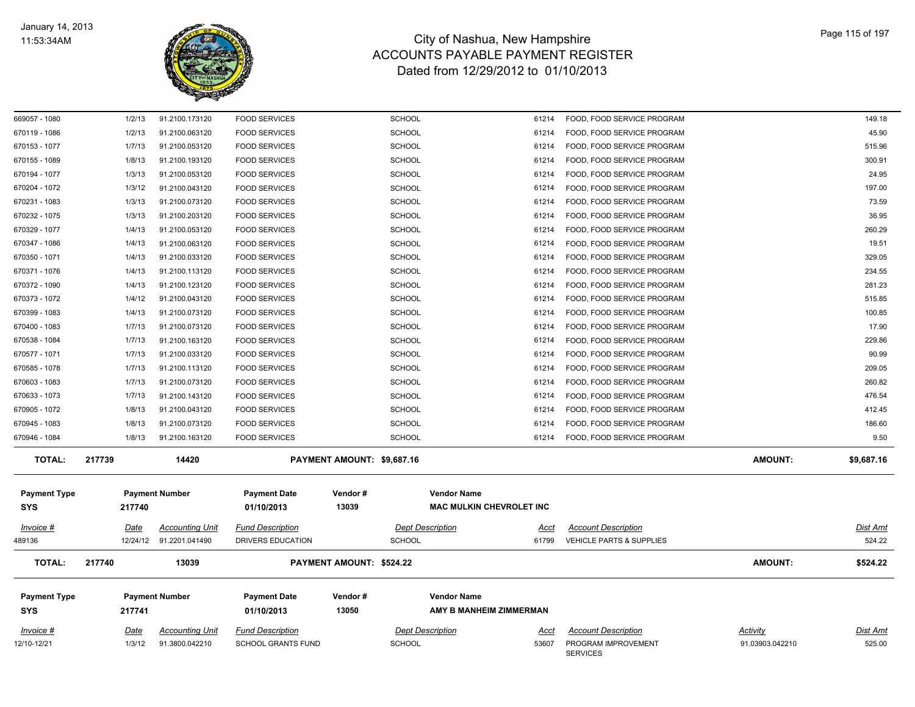| Invoice # | Date | Accounting Unit | Fund Description | Dept Description | Acct | Account Description | Activity | Dist Amt |
|---|---|---|---|---|---|---|---|---|
| 669057 - 1080 | 1/2/13 | 91.2100.173120 | FOOD SERVICES | SCHOOL | 61214 | FOOD, FOOD SERVICE PROGRAM | | 149.18 |
| 670119 - 1086 | 1/2/13 | 91.2100.063120 | FOOD SERVICES | SCHOOL | 61214 | FOOD, FOOD SERVICE PROGRAM | | 45.90 |
| 670153 - 1077 | 1/7/13 | 91.2100.053120 | FOOD SERVICES | SCHOOL | 61214 | FOOD, FOOD SERVICE PROGRAM | | 515.96 |
| 670155 - 1089 | 1/8/13 | 91.2100.193120 | FOOD SERVICES | SCHOOL | 61214 | FOOD, FOOD SERVICE PROGRAM | | 300.91 |
| 670194 - 1077 | 1/3/13 | 91.2100.053120 | FOOD SERVICES | SCHOOL | 61214 | FOOD, FOOD SERVICE PROGRAM | | 24.95 |
| 670204 - 1072 | 1/3/12 | 91.2100.043120 | FOOD SERVICES | SCHOOL | 61214 | FOOD, FOOD SERVICE PROGRAM | | 197.00 |
| 670231 - 1083 | 1/3/13 | 91.2100.073120 | FOOD SERVICES | SCHOOL | 61214 | FOOD, FOOD SERVICE PROGRAM | | 73.59 |
| 670232 - 1075 | 1/3/13 | 91.2100.203120 | FOOD SERVICES | SCHOOL | 61214 | FOOD, FOOD SERVICE PROGRAM | | 36.95 |
| 670329 - 1077 | 1/4/13 | 91.2100.053120 | FOOD SERVICES | SCHOOL | 61214 | FOOD, FOOD SERVICE PROGRAM | | 260.29 |
| 670347 - 1086 | 1/4/13 | 91.2100.063120 | FOOD SERVICES | SCHOOL | 61214 | FOOD, FOOD SERVICE PROGRAM | | 19.51 |
| 670350 - 1071 | 1/4/13 | 91.2100.033120 | FOOD SERVICES | SCHOOL | 61214 | FOOD, FOOD SERVICE PROGRAM | | 329.05 |
| 670371 - 1076 | 1/4/13 | 91.2100.113120 | FOOD SERVICES | SCHOOL | 61214 | FOOD, FOOD SERVICE PROGRAM | | 234.55 |
| 670372 - 1090 | 1/4/13 | 91.2100.123120 | FOOD SERVICES | SCHOOL | 61214 | FOOD, FOOD SERVICE PROGRAM | | 281.23 |
| 670373 - 1072 | 1/4/12 | 91.2100.043120 | FOOD SERVICES | SCHOOL | 61214 | FOOD, FOOD SERVICE PROGRAM | | 515.85 |
| 670399 - 1083 | 1/4/13 | 91.2100.073120 | FOOD SERVICES | SCHOOL | 61214 | FOOD, FOOD SERVICE PROGRAM | | 100.85 |
| 670400 - 1083 | 1/7/13 | 91.2100.073120 | FOOD SERVICES | SCHOOL | 61214 | FOOD, FOOD SERVICE PROGRAM | | 17.90 |
| 670538 - 1084 | 1/7/13 | 91.2100.163120 | FOOD SERVICES | SCHOOL | 61214 | FOOD, FOOD SERVICE PROGRAM | | 229.86 |
| 670577 - 1071 | 1/7/13 | 91.2100.033120 | FOOD SERVICES | SCHOOL | 61214 | FOOD, FOOD SERVICE PROGRAM | | 90.99 |
| 670585 - 1078 | 1/7/13 | 91.2100.113120 | FOOD SERVICES | SCHOOL | 61214 | FOOD, FOOD SERVICE PROGRAM | | 209.05 |
| 670603 - 1083 | 1/7/13 | 91.2100.073120 | FOOD SERVICES | SCHOOL | 61214 | FOOD, FOOD SERVICE PROGRAM | | 260.82 |
| 670633 - 1073 | 1/7/13 | 91.2100.143120 | FOOD SERVICES | SCHOOL | 61214 | FOOD, FOOD SERVICE PROGRAM | | 476.54 |
| 670905 - 1072 | 1/8/13 | 91.2100.043120 | FOOD SERVICES | SCHOOL | 61214 | FOOD, FOOD SERVICE PROGRAM | | 412.45 |
| 670945 - 1083 | 1/8/13 | 91.2100.073120 | FOOD SERVICES | SCHOOL | 61214 | FOOD, FOOD SERVICE PROGRAM | | 186.60 |
| 670946 - 1084 | 1/8/13 | 91.2100.163120 | FOOD SERVICES | SCHOOL | 61214 | FOOD, FOOD SERVICE PROGRAM | | 9.50 |

**TOTAL:** 217739 &nbsp; 14420 &nbsp; **PAYMENT AMOUNT: $9,687.16** &nbsp; **AMOUNT: $9,687.16**

| Payment Type | Payment Number | Payment Date | Vendor # | Vendor Name |
|---|---|---|---|---|
| SYS | 217740 | 01/10/2013 | 13039 | MAC MULKIN CHEVROLET INC |

| Invoice # | Date | Accounting Unit | Fund Description | Dept Description | Acct | Account Description | Dist Amt |
|---|---|---|---|---|---|---|---|
| 489136 | 12/24/12 | 91.2201.041490 | DRIVERS EDUCATION | SCHOOL | 61799 | VEHICLE PARTS & SUPPLIES | 524.22 |

**TOTAL:** 217740 &nbsp; 13039 &nbsp; **PAYMENT AMOUNT: $524.22** &nbsp; **AMOUNT: $524.22**

| Payment Type | Payment Number | Payment Date | Vendor # | Vendor Name |
|---|---|---|---|---|
| SYS | 217741 | 01/10/2013 | 13050 | AMY B MANHEIM ZIMMERMAN |

| Invoice # | Date | Accounting Unit | Fund Description | Dept Description | Acct | Account Description | Activity | Dist Amt |
|---|---|---|---|---|---|---|---|---|
| 12/10-12/21 | 1/3/12 | 91.3800.042210 | SCHOOL GRANTS FUND | SCHOOL | 53607 | PROGRAM IMPROVEMENT SERVICES | 91.03903.042210 | 525.00 |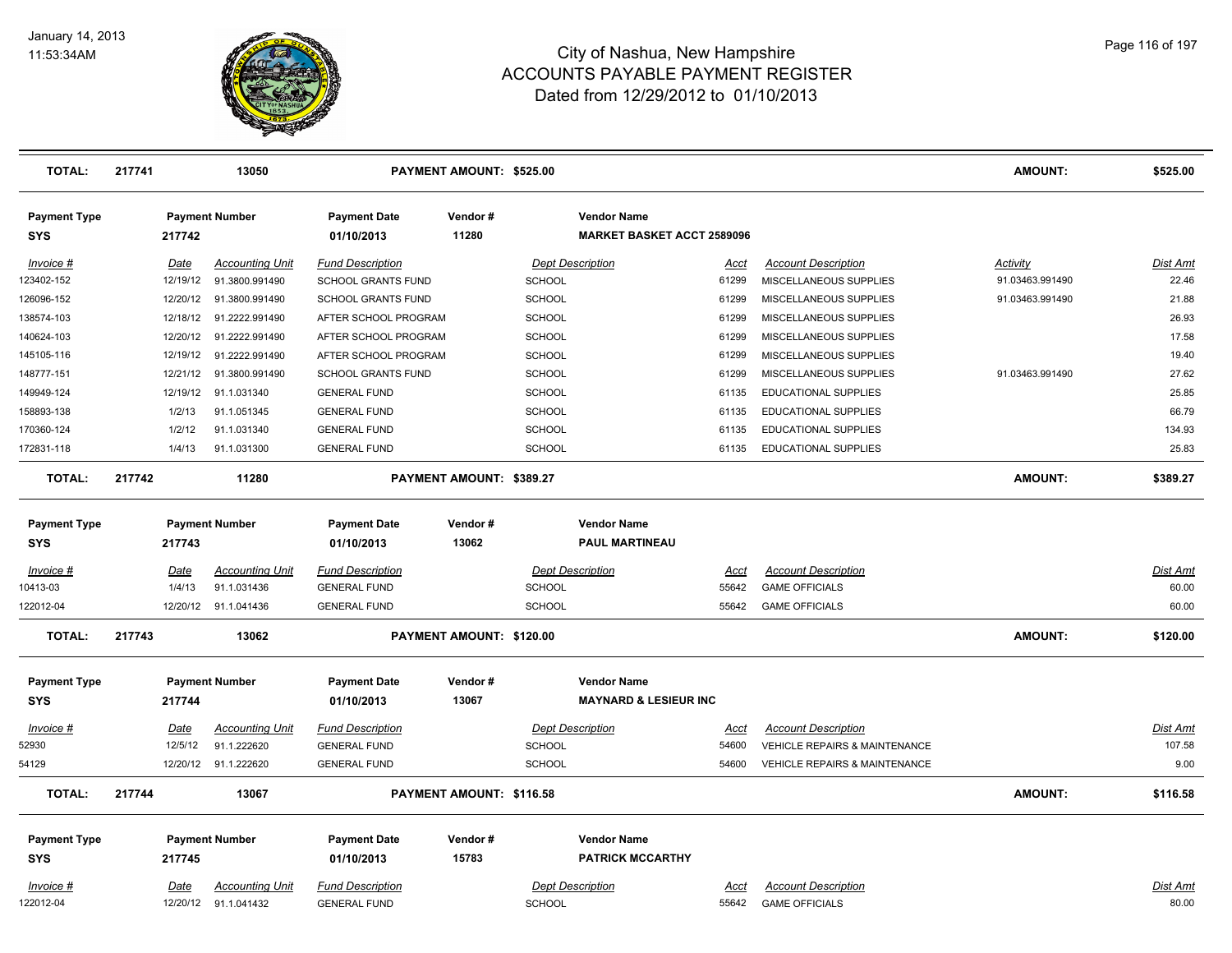# City of Nashua, New Hampshire
## ACCOUNTS PAYABLE PAYMENT REGISTER
### Dated from 12/29/2012 to 01/10/2013

January 14, 2013
11:53:34AM

| **TOTAL:** | **217741** | **13050** | | **PAYMENT AMOUNT: $525.00** | | | | | **AMOUNT:** | **$525.00** |
|---|---|---|---|---|---|---|---|---|---|---|

| Payment Type | Payment Number | Payment Date | Vendor # | Vendor Name |
|---|---|---|---|---|
| SYS | 217742 | 01/10/2013 | 11280 | MARKET BASKET ACCT 2589096 |

| Invoice # | Date | Accounting Unit | Fund Description | Dept Description | Acct | Account Description | Activity | Dist Amt |
|---|---|---|---|---|---|---|---|---|
| 123402-152 | 12/19/12 | 91.3800.991490 | SCHOOL GRANTS FUND | SCHOOL | 61299 | MISCELLANEOUS SUPPLIES | 91.03463.991490 | 22.46 |
| 126096-152 | 12/20/12 | 91.3800.991490 | SCHOOL GRANTS FUND | SCHOOL | 61299 | MISCELLANEOUS SUPPLIES | 91.03463.991490 | 21.88 |
| 138574-103 | 12/18/12 | 91.2222.991490 | AFTER SCHOOL PROGRAM | SCHOOL | 61299 | MISCELLANEOUS SUPPLIES | | 26.93 |
| 140624-103 | 12/20/12 | 91.2222.991490 | AFTER SCHOOL PROGRAM | SCHOOL | 61299 | MISCELLANEOUS SUPPLIES | | 17.58 |
| 145105-116 | 12/19/12 | 91.2222.991490 | AFTER SCHOOL PROGRAM | SCHOOL | 61299 | MISCELLANEOUS SUPPLIES | | 19.40 |
| 148777-151 | 12/21/12 | 91.3800.991490 | SCHOOL GRANTS FUND | SCHOOL | 61299 | MISCELLANEOUS SUPPLIES | 91.03463.991490 | 27.62 |
| 149949-124 | 12/19/12 | 91.1.031340 | GENERAL FUND | SCHOOL | 61135 | EDUCATIONAL SUPPLIES | | 25.85 |
| 158893-138 | 1/2/13 | 91.1.051345 | GENERAL FUND | SCHOOL | 61135 | EDUCATIONAL SUPPLIES | | 66.79 |
| 170360-124 | 1/2/12 | 91.1.031340 | GENERAL FUND | SCHOOL | 61135 | EDUCATIONAL SUPPLIES | | 134.93 |
| 172831-118 | 1/4/13 | 91.1.031300 | GENERAL FUND | SCHOOL | 61135 | EDUCATIONAL SUPPLIES | | 25.83 |

| **TOTAL:** | **217742** | **11280** | **PAYMENT AMOUNT: $389.27** | **AMOUNT:** | **$389.27** |
|---|---|---|---|---|---|

| Payment Type | Payment Number | Payment Date | Vendor # | Vendor Name |
|---|---|---|---|---|
| SYS | 217743 | 01/10/2013 | 13062 | PAUL MARTINEAU |

| Invoice # | Date | Accounting Unit | Fund Description | Dept Description | Acct | Account Description | Dist Amt |
|---|---|---|---|---|---|---|---|
| 10413-03 | 1/4/13 | 91.1.031436 | GENERAL FUND | SCHOOL | 55642 | GAME OFFICIALS | 60.00 |
| 122012-04 | 12/20/12 | 91.1.041436 | GENERAL FUND | SCHOOL | 55642 | GAME OFFICIALS | 60.00 |

| **TOTAL:** | **217743** | **13062** | **PAYMENT AMOUNT: $120.00** | **AMOUNT:** | **$120.00** |
|---|---|---|---|---|---|

| Payment Type | Payment Number | Payment Date | Vendor # | Vendor Name |
|---|---|---|---|---|
| SYS | 217744 | 01/10/2013 | 13067 | MAYNARD & LESIEUR INC |

| Invoice # | Date | Accounting Unit | Fund Description | Dept Description | Acct | Account Description | Dist Amt |
|---|---|---|---|---|---|---|---|
| 52930 | 12/5/12 | 91.1.222620 | GENERAL FUND | SCHOOL | 54600 | VEHICLE REPAIRS & MAINTENANCE | 107.58 |
| 54129 | 12/20/12 | 91.1.222620 | GENERAL FUND | SCHOOL | 54600 | VEHICLE REPAIRS & MAINTENANCE | 9.00 |

| **TOTAL:** | **217744** | **13067** | **PAYMENT AMOUNT: $116.58** | **AMOUNT:** | **$116.58** |
|---|---|---|---|---|---|

| Payment Type | Payment Number | Payment Date | Vendor # | Vendor Name |
|---|---|---|---|---|
| SYS | 217745 | 01/10/2013 | 15783 | PATRICK MCCARTHY |

| Invoice # | Date | Accounting Unit | Fund Description | Dept Description | Acct | Account Description | Dist Amt |
|---|---|---|---|---|---|---|---|
| 122012-04 | 12/20/12 | 91.1.041432 | GENERAL FUND | SCHOOL | 55642 | GAME OFFICIALS | 80.00 |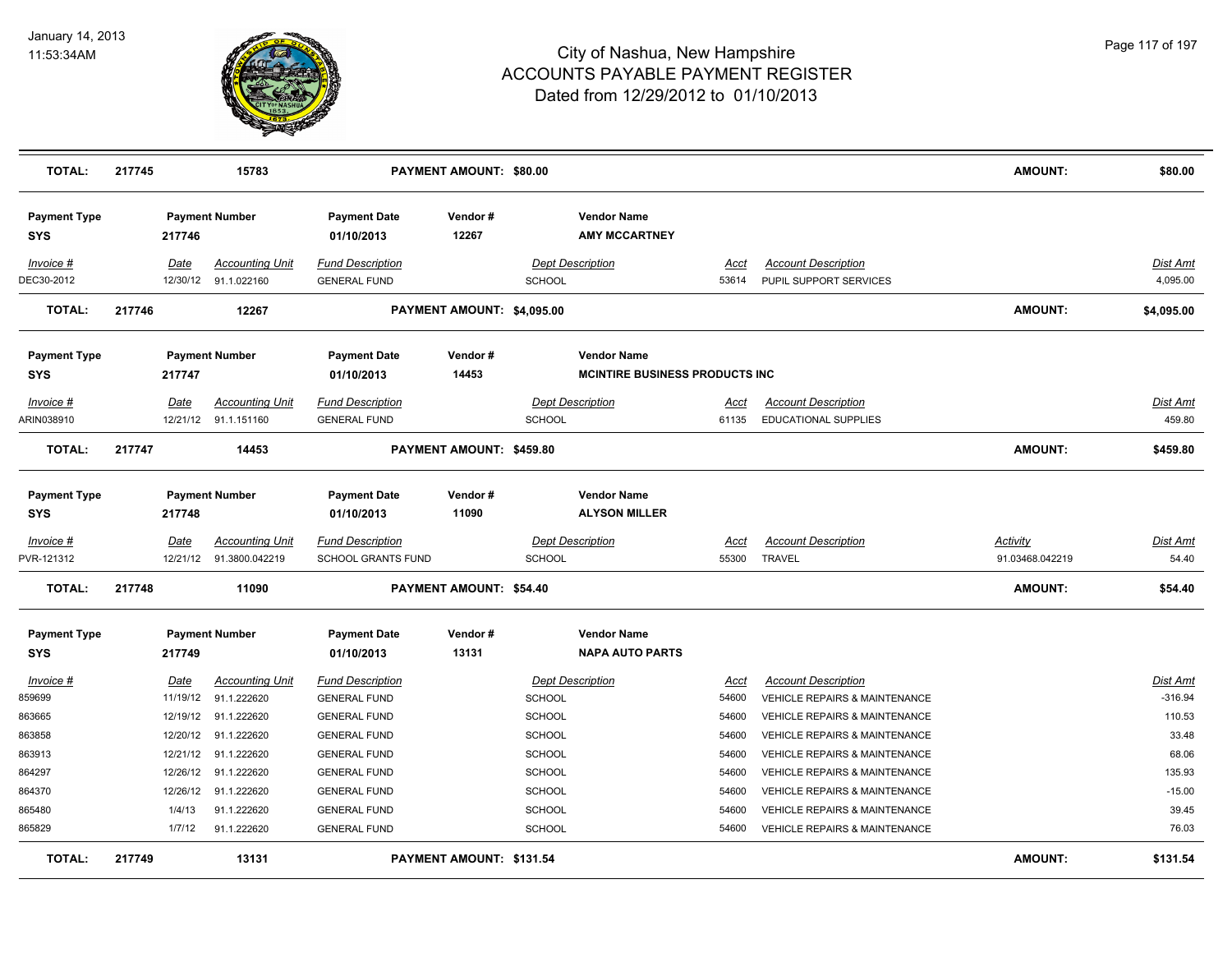# City of Nashua, New Hampshire
## ACCOUNTS PAYABLE PAYMENT REGISTER
### Dated from 12/29/2012 to 01/10/2013

January 14, 2013
11:53:34AM

| **TOTAL:** | **217745** | **15783** | | **PAYMENT AMOUNT: $80.00** | | | | **AMOUNT:** | **$80.00** |
|---|---|---|---|---|---|---|---|---|---|

| Payment Type | Payment Number | | Payment Date | Vendor # | Vendor Name | | | | |
|---|---|---|---|---|---|---|---|---|---|
| **SYS** | **217746** | | **01/10/2013** | **12267** | **AMY MCCARTNEY** | | | | |
| *Invoice #* | *Date* | *Accounting Unit* | *Fund Description* | | *Dept Description* | *Acct* | *Account Description* | | *Dist Amt* |
| DEC30-2012 | 12/30/12 | 91.1.022160 | GENERAL FUND | | SCHOOL | 53614 | PUPIL SUPPORT SERVICES | | 4,095.00 |
| **TOTAL:** | **217746** | **12267** | | **PAYMENT AMOUNT: $4,095.00** | | | | **AMOUNT:** | **$4,095.00** |

| Payment Type | Payment Number | | Payment Date | Vendor # | Vendor Name | | | | |
|---|---|---|---|---|---|---|---|---|---|
| **SYS** | **217747** | | **01/10/2013** | **14453** | **MCINTIRE BUSINESS PRODUCTS INC** | | | | |
| *Invoice #* | *Date* | *Accounting Unit* | *Fund Description* | | *Dept Description* | *Acct* | *Account Description* | | *Dist Amt* |
| ARIN038910 | 12/21/12 | 91.1.151160 | GENERAL FUND | | SCHOOL | 61135 | EDUCATIONAL SUPPLIES | | 459.80 |
| **TOTAL:** | **217747** | **14453** | | **PAYMENT AMOUNT: $459.80** | | | | **AMOUNT:** | **$459.80** |

| Payment Type | Payment Number | | Payment Date | Vendor # | Vendor Name | | | | |
|---|---|---|---|---|---|---|---|---|---|
| **SYS** | **217748** | | **01/10/2013** | **11090** | **ALYSON MILLER** | | | | |
| *Invoice #* | *Date* | *Accounting Unit* | *Fund Description* | | *Dept Description* | *Acct* | *Account Description* | *Activity* | *Dist Amt* |
| PVR-121312 | 12/21/12 | 91.3800.042219 | SCHOOL GRANTS FUND | | SCHOOL | 55300 | TRAVEL | 91.03468.042219 | 54.40 |
| **TOTAL:** | **217748** | **11090** | | **PAYMENT AMOUNT: $54.40** | | | | **AMOUNT:** | **$54.40** |

| Payment Type | Payment Number | | Payment Date | Vendor # | Vendor Name | | | | |
|---|---|---|---|---|---|---|---|---|---|
| **SYS** | **217749** | | **01/10/2013** | **13131** | **NAPA AUTO PARTS** | | | | |
| *Invoice #* | *Date* | *Accounting Unit* | *Fund Description* | | *Dept Description* | *Acct* | *Account Description* | | *Dist Amt* |
| 859699 | 11/19/12 | 91.1.222620 | GENERAL FUND | | SCHOOL | 54600 | VEHICLE REPAIRS & MAINTENANCE | | -316.94 |
| 863665 | 12/19/12 | 91.1.222620 | GENERAL FUND | | SCHOOL | 54600 | VEHICLE REPAIRS & MAINTENANCE | | 110.53 |
| 863858 | 12/20/12 | 91.1.222620 | GENERAL FUND | | SCHOOL | 54600 | VEHICLE REPAIRS & MAINTENANCE | | 33.48 |
| 863913 | 12/21/12 | 91.1.222620 | GENERAL FUND | | SCHOOL | 54600 | VEHICLE REPAIRS & MAINTENANCE | | 68.06 |
| 864297 | 12/26/12 | 91.1.222620 | GENERAL FUND | | SCHOOL | 54600 | VEHICLE REPAIRS & MAINTENANCE | | 135.93 |
| 864370 | 12/26/12 | 91.1.222620 | GENERAL FUND | | SCHOOL | 54600 | VEHICLE REPAIRS & MAINTENANCE | | -15.00 |
| 865480 | 1/4/13 | 91.1.222620 | GENERAL FUND | | SCHOOL | 54600 | VEHICLE REPAIRS & MAINTENANCE | | 39.45 |
| 865829 | 1/7/12 | 91.1.222620 | GENERAL FUND | | SCHOOL | 54600 | VEHICLE REPAIRS & MAINTENANCE | | 76.03 |
| **TOTAL:** | **217749** | **13131** | | **PAYMENT AMOUNT: $131.54** | | | | **AMOUNT:** | **$131.54** |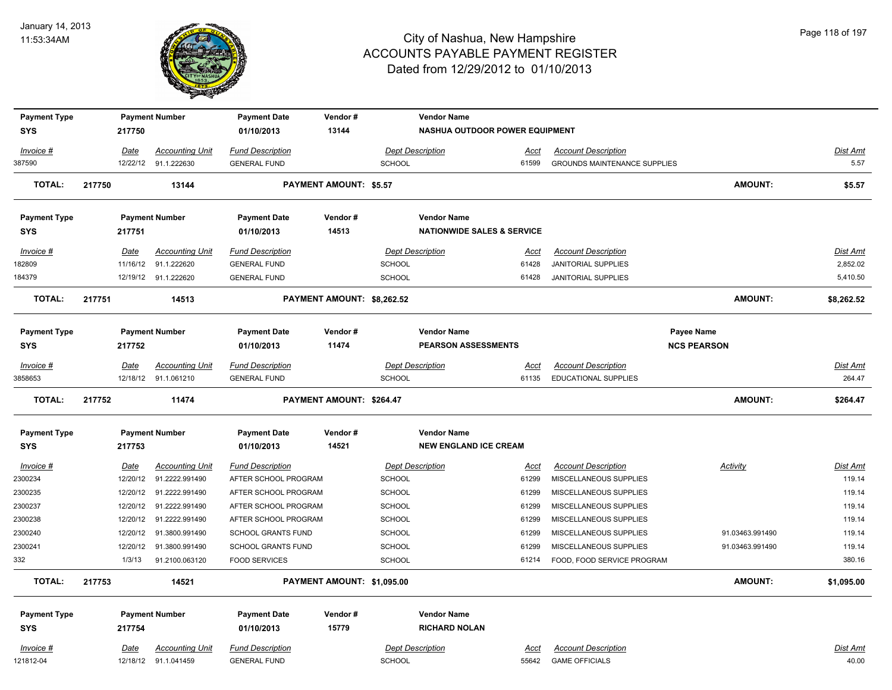# City of Nashua, New Hampshire
## ACCOUNTS PAYABLE PAYMENT REGISTER
### Dated from 12/29/2012 to 01/10/2013

January 14, 2013
11:53:34AM

| Payment Type | Payment Number | Payment Date | Vendor # | Vendor Name |
|---|---|---|---|---|
| SYS | 217750 | 01/10/2013 | 13144 | NASHUA OUTDOOR POWER EQUIPMENT |

| Invoice # | Date | Accounting Unit | Fund Description | Dept Description | Acct | Account Description | Dist Amt |
|---|---|---|---|---|---|---|---|
| 387590 | 12/22/12 | 91.1.222630 | GENERAL FUND | SCHOOL | 61599 | GROUNDS MAINTENANCE SUPPLIES | 5.57 |

**TOTAL: 217750 13144 PAYMENT AMOUNT: $5.57 AMOUNT: $5.57**

| Payment Type | Payment Number | Payment Date | Vendor # | Vendor Name |
|---|---|---|---|---|
| SYS | 217751 | 01/10/2013 | 14513 | NATIONWIDE SALES & SERVICE |

| Invoice # | Date | Accounting Unit | Fund Description | Dept Description | Acct | Account Description | Dist Amt |
|---|---|---|---|---|---|---|---|
| 182809 | 11/16/12 | 91.1.222620 | GENERAL FUND | SCHOOL | 61428 | JANITORIAL SUPPLIES | 2,852.02 |
| 184379 | 12/19/12 | 91.1.222620 | GENERAL FUND | SCHOOL | 61428 | JANITORIAL SUPPLIES | 5,410.50 |

**TOTAL: 217751 14513 PAYMENT AMOUNT: $8,262.52 AMOUNT: $8,262.52**

| Payment Type | Payment Number | Payment Date | Vendor # | Vendor Name | Payee Name |
|---|---|---|---|---|---|
| SYS | 217752 | 01/10/2013 | 11474 | PEARSON ASSESSMENTS | NCS PEARSON |

| Invoice # | Date | Accounting Unit | Fund Description | Dept Description | Acct | Account Description | Dist Amt |
|---|---|---|---|---|---|---|---|
| 3858653 | 12/18/12 | 91.1.061210 | GENERAL FUND | SCHOOL | 61135 | EDUCATIONAL SUPPLIES | 264.47 |

**TOTAL: 217752 11474 PAYMENT AMOUNT: $264.47 AMOUNT: $264.47**

| Payment Type | Payment Number | Payment Date | Vendor # | Vendor Name |
|---|---|---|---|---|
| SYS | 217753 | 01/10/2013 | 14521 | NEW ENGLAND ICE CREAM |

| Invoice # | Date | Accounting Unit | Fund Description | Dept Description | Acct | Account Description | Activity | Dist Amt |
|---|---|---|---|---|---|---|---|---|
| 2300234 | 12/20/12 | 91.2222.991490 | AFTER SCHOOL PROGRAM | SCHOOL | 61299 | MISCELLANEOUS SUPPLIES | | 119.14 |
| 2300235 | 12/20/12 | 91.2222.991490 | AFTER SCHOOL PROGRAM | SCHOOL | 61299 | MISCELLANEOUS SUPPLIES | | 119.14 |
| 2300237 | 12/20/12 | 91.2222.991490 | AFTER SCHOOL PROGRAM | SCHOOL | 61299 | MISCELLANEOUS SUPPLIES | | 119.14 |
| 2300238 | 12/20/12 | 91.2222.991490 | AFTER SCHOOL PROGRAM | SCHOOL | 61299 | MISCELLANEOUS SUPPLIES | | 119.14 |
| 2300240 | 12/20/12 | 91.3800.991490 | SCHOOL GRANTS FUND | SCHOOL | 61299 | MISCELLANEOUS SUPPLIES | 91.03463.991490 | 119.14 |
| 2300241 | 12/20/12 | 91.3800.991490 | SCHOOL GRANTS FUND | SCHOOL | 61299 | MISCELLANEOUS SUPPLIES | 91.03463.991490 | 119.14 |
| 332 | 1/3/13 | 91.2100.063120 | FOOD SERVICES | SCHOOL | 61214 | FOOD, FOOD SERVICE PROGRAM | | 380.16 |

**TOTAL: 217753 14521 PAYMENT AMOUNT: $1,095.00 AMOUNT: $1,095.00**

| Payment Type | Payment Number | Payment Date | Vendor # | Vendor Name |
|---|---|---|---|---|
| SYS | 217754 | 01/10/2013 | 15779 | RICHARD NOLAN |

| Invoice # | Date | Accounting Unit | Fund Description | Dept Description | Acct | Account Description | Dist Amt |
|---|---|---|---|---|---|---|---|
| 121812-04 | 12/18/12 | 91.1.041459 | GENERAL FUND | SCHOOL | 55642 | GAME OFFICIALS | 40.00 |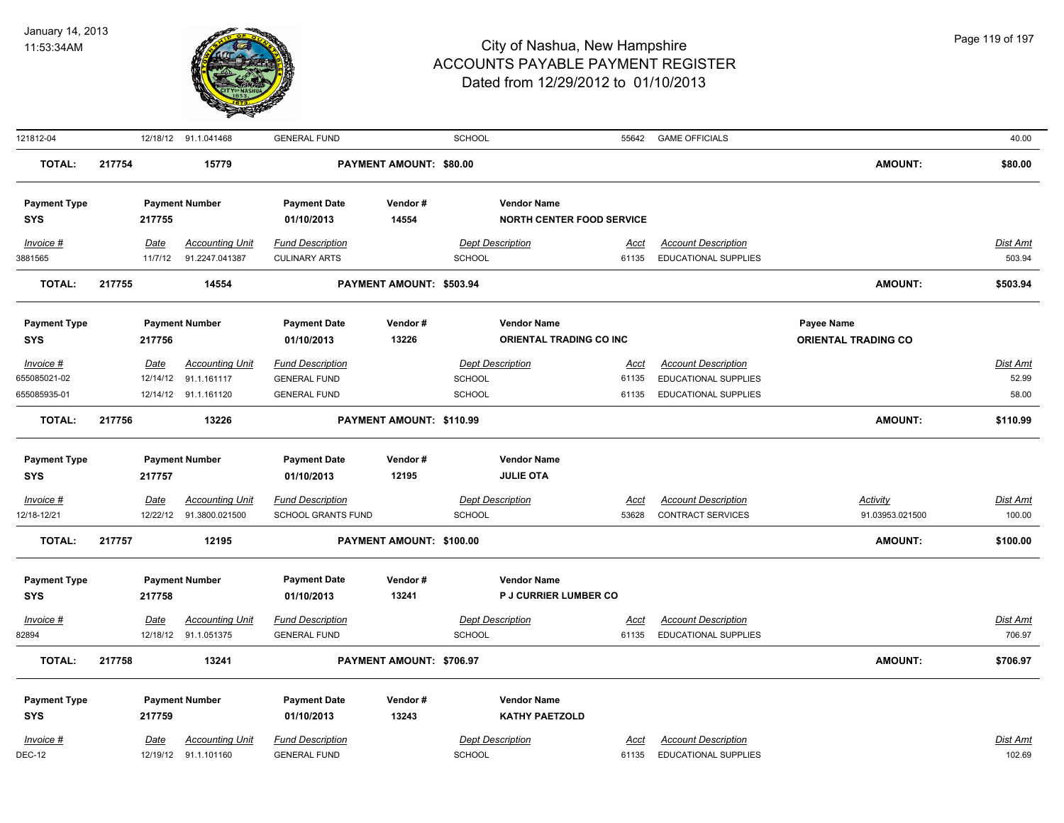# City of Nashua, New Hampshire
## ACCOUNTS PAYABLE PAYMENT REGISTER
### Dated from 12/29/2012 to 01/10/2013

January 14, 2013
11:53:34AM

| Invoice # | Date | Accounting Unit | Fund Description | Dept Description | Acct | Account Description | | Dist Amt |
|---|---|---|---|---|---|---|---|---|
| 121812-04 | 12/18/12 | 91.1.041468 | GENERAL FUND | SCHOOL | 55642 | GAME OFFICIALS | | 40.00 |

**TOTAL:** 217754 15779 **PAYMENT AMOUNT: $80.00** **AMOUNT: $80.00**

| Payment Type | Payment Number | Payment Date | Vendor # | Vendor Name |
|---|---|---|---|---|
| SYS | 217755 | 01/10/2013 | 14554 | NORTH CENTER FOOD SERVICE |

| Invoice # | Date | Accounting Unit | Fund Description | Dept Description | Acct | Account Description | Dist Amt |
|---|---|---|---|---|---|---|---|
| 3881565 | 11/7/12 | 91.2247.041387 | CULINARY ARTS | SCHOOL | 61135 | EDUCATIONAL SUPPLIES | 503.94 |

**TOTAL:** 217755 14554 **PAYMENT AMOUNT: $503.94** **AMOUNT: $503.94**

| Payment Type | Payment Number | Payment Date | Vendor # | Vendor Name | Payee Name |
|---|---|---|---|---|---|
| SYS | 217756 | 01/10/2013 | 13226 | ORIENTAL TRADING CO INC | ORIENTAL TRADING CO |

| Invoice # | Date | Accounting Unit | Fund Description | Dept Description | Acct | Account Description | Dist Amt |
|---|---|---|---|---|---|---|---|
| 655085021-02 | 12/14/12 | 91.1.161117 | GENERAL FUND | SCHOOL | 61135 | EDUCATIONAL SUPPLIES | 52.99 |
| 655085935-01 | 12/14/12 | 91.1.161120 | GENERAL FUND | SCHOOL | 61135 | EDUCATIONAL SUPPLIES | 58.00 |

**TOTAL:** 217756 13226 **PAYMENT AMOUNT: $110.99** **AMOUNT: $110.99**

| Payment Type | Payment Number | Payment Date | Vendor # | Vendor Name |
|---|---|---|---|---|
| SYS | 217757 | 01/10/2013 | 12195 | JULIE OTA |

| Invoice # | Date | Accounting Unit | Fund Description | Dept Description | Acct | Account Description | Activity | Dist Amt |
|---|---|---|---|---|---|---|---|---|
| 12/18-12/21 | 12/22/12 | 91.3800.021500 | SCHOOL GRANTS FUND | SCHOOL | 53628 | CONTRACT SERVICES | 91.03953.021500 | 100.00 |

**TOTAL:** 217757 12195 **PAYMENT AMOUNT: $100.00** **AMOUNT: $100.00**

| Payment Type | Payment Number | Payment Date | Vendor # | Vendor Name |
|---|---|---|---|---|
| SYS | 217758 | 01/10/2013 | 13241 | P J CURRIER LUMBER CO |

| Invoice # | Date | Accounting Unit | Fund Description | Dept Description | Acct | Account Description | Dist Amt |
|---|---|---|---|---|---|---|---|
| 82894 | 12/18/12 | 91.1.051375 | GENERAL FUND | SCHOOL | 61135 | EDUCATIONAL SUPPLIES | 706.97 |

**TOTAL:** 217758 13241 **PAYMENT AMOUNT: $706.97** **AMOUNT: $706.97**

| Payment Type | Payment Number | Payment Date | Vendor # | Vendor Name |
|---|---|---|---|---|
| SYS | 217759 | 01/10/2013 | 13243 | KATHY PAETZOLD |

| Invoice # | Date | Accounting Unit | Fund Description | Dept Description | Acct | Account Description | Dist Amt |
|---|---|---|---|---|---|---|---|
| DEC-12 | 12/19/12 | 91.1.101160 | GENERAL FUND | SCHOOL | 61135 | EDUCATIONAL SUPPLIES | 102.69 |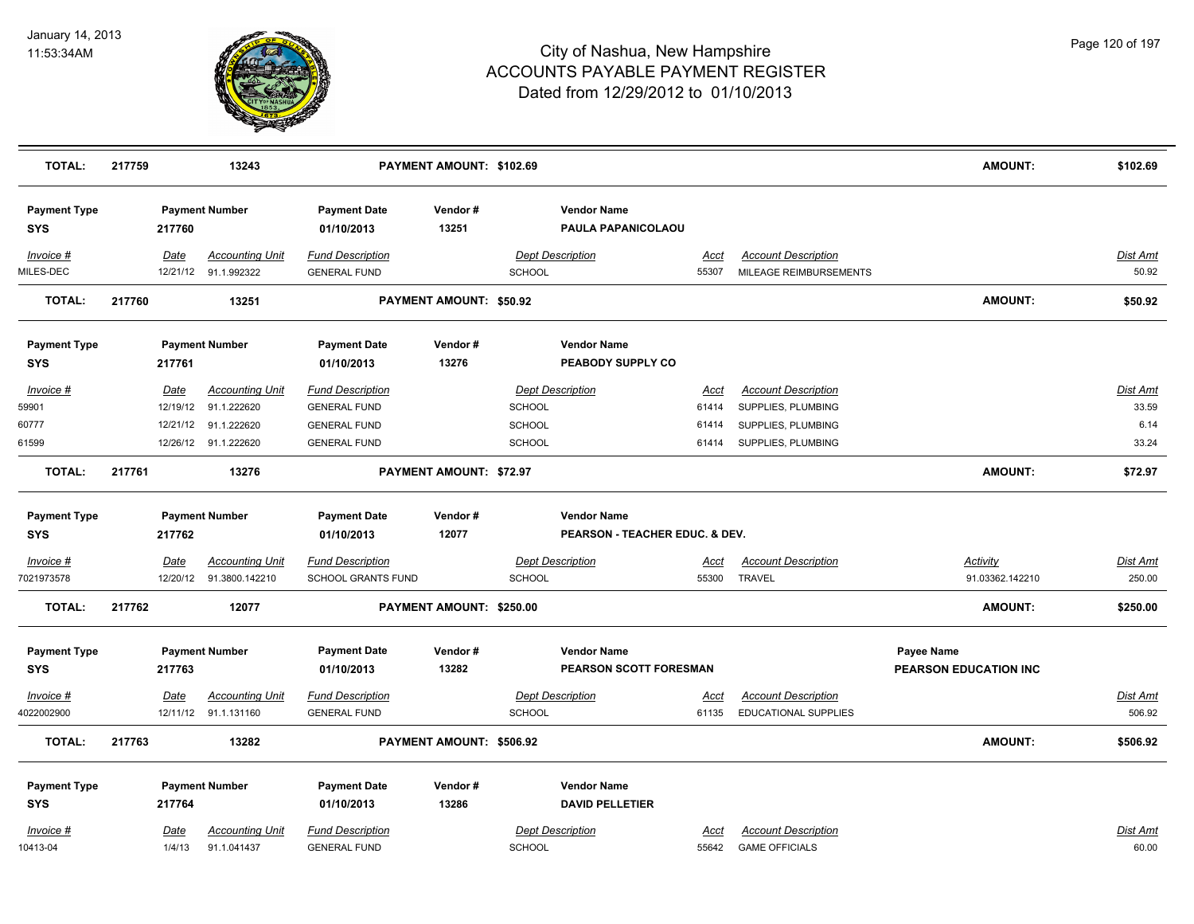| TOTAL: | 217759 | 13243 | PAYMENT AMOUNT: $102.69 | AMOUNT: | $102.69 |
|---|---|---|---|---|---|

| Payment Type | Payment Number | Payment Date | Vendor # | Vendor Name |
|---|---|---|---|---|
| SYS | 217760 | 01/10/2013 | 13251 | PAULA PAPANICOLAOU |

| Invoice # | Date | Accounting Unit | Fund Description | Dept Description | Acct | Account Description | Dist Amt |
|---|---|---|---|---|---|---|---|
| MILES-DEC | 12/21/12 | 91.1.992322 | GENERAL FUND | SCHOOL | 55307 | MILEAGE REIMBURSEMENTS | 50.92 |

| TOTAL: | 217760 | 13251 | PAYMENT AMOUNT: $50.92 | AMOUNT: | $50.92 |
|---|---|---|---|---|---|

| Payment Type | Payment Number | Payment Date | Vendor # | Vendor Name |
|---|---|---|---|---|
| SYS | 217761 | 01/10/2013 | 13276 | PEABODY SUPPLY CO |

| Invoice # | Date | Accounting Unit | Fund Description | Dept Description | Acct | Account Description | Dist Amt |
|---|---|---|---|---|---|---|---|
| 59901 | 12/19/12 | 91.1.222620 | GENERAL FUND | SCHOOL | 61414 | SUPPLIES, PLUMBING | 33.59 |
| 60777 | 12/21/12 | 91.1.222620 | GENERAL FUND | SCHOOL | 61414 | SUPPLIES, PLUMBING | 6.14 |
| 61599 | 12/26/12 | 91.1.222620 | GENERAL FUND | SCHOOL | 61414 | SUPPLIES, PLUMBING | 33.24 |

| TOTAL: | 217761 | 13276 | PAYMENT AMOUNT: $72.97 | AMOUNT: | $72.97 |
|---|---|---|---|---|---|

| Payment Type | Payment Number | Payment Date | Vendor # | Vendor Name |
|---|---|---|---|---|
| SYS | 217762 | 01/10/2013 | 12077 | PEARSON - TEACHER EDUC. & DEV. |

| Invoice # | Date | Accounting Unit | Fund Description | Dept Description | Acct | Account Description | Activity | Dist Amt |
|---|---|---|---|---|---|---|---|---|
| 7021973578 | 12/20/12 | 91.3800.142210 | SCHOOL GRANTS FUND | SCHOOL | 55300 | TRAVEL | 91.03362.142210 | 250.00 |

| TOTAL: | 217762 | 12077 | PAYMENT AMOUNT: $250.00 | AMOUNT: | $250.00 |
|---|---|---|---|---|---|

| Payment Type | Payment Number | Payment Date | Vendor # | Vendor Name | Payee Name |
|---|---|---|---|---|---|
| SYS | 217763 | 01/10/2013 | 13282 | PEARSON SCOTT FORESMAN | PEARSON EDUCATION INC |

| Invoice # | Date | Accounting Unit | Fund Description | Dept Description | Acct | Account Description | Dist Amt |
|---|---|---|---|---|---|---|---|
| 4022002900 | 12/11/12 | 91.1.131160 | GENERAL FUND | SCHOOL | 61135 | EDUCATIONAL SUPPLIES | 506.92 |

| TOTAL: | 217763 | 13282 | PAYMENT AMOUNT: $506.92 | AMOUNT: | $506.92 |
|---|---|---|---|---|---|

| Payment Type | Payment Number | Payment Date | Vendor # | Vendor Name |
|---|---|---|---|---|
| SYS | 217764 | 01/10/2013 | 13286 | DAVID PELLETIER |

| Invoice # | Date | Accounting Unit | Fund Description | Dept Description | Acct | Account Description | Dist Amt |
|---|---|---|---|---|---|---|---|
| 10413-04 | 1/4/13 | 91.1.041437 | GENERAL FUND | SCHOOL | 55642 | GAME OFFICIALS | 60.00 |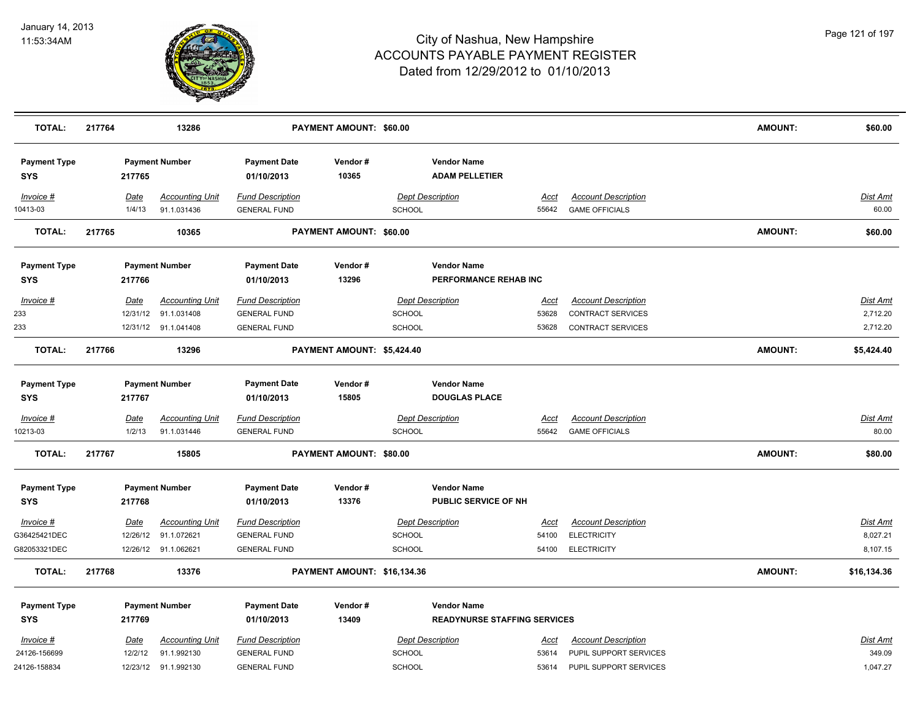| **TOTAL:** | **217764** | **13286** | **PAYMENT AMOUNT: $60.00** | **AMOUNT:** | **$60.00** |
|---|---|---|---|---|---|

**Payment Type** SYS | **Payment Number** 217765 | **Payment Date** 01/10/2013 | **Vendor #** 10365 | **Vendor Name** ADAM PELLETIER

| Invoice # | Date | Accounting Unit | Fund Description | Dept Description | Acct | Account Description | Dist Amt |
|---|---|---|---|---|---|---|---|
| 10413-03 | 1/4/13 | 91.1.031436 | GENERAL FUND | SCHOOL | 55642 | GAME OFFICIALS | 60.00 |
| **TOTAL:** | **217765** | **10365** | **PAYMENT AMOUNT: $60.00** | | | **AMOUNT:** | **$60.00** |

**Payment Type** SYS | **Payment Number** 217766 | **Payment Date** 01/10/2013 | **Vendor #** 13296 | **Vendor Name** PERFORMANCE REHAB INC

| Invoice # | Date | Accounting Unit | Fund Description | Dept Description | Acct | Account Description | Dist Amt |
|---|---|---|---|---|---|---|---|
| 233 | 12/31/12 | 91.1.031408 | GENERAL FUND | SCHOOL | 53628 | CONTRACT SERVICES | 2,712.20 |
| 233 | 12/31/12 | 91.1.041408 | GENERAL FUND | SCHOOL | 53628 | CONTRACT SERVICES | 2,712.20 |
| **TOTAL:** | **217766** | **13296** | **PAYMENT AMOUNT: $5,424.40** | | | **AMOUNT:** | **$5,424.40** |

**Payment Type** SYS | **Payment Number** 217767 | **Payment Date** 01/10/2013 | **Vendor #** 15805 | **Vendor Name** DOUGLAS PLACE

| Invoice # | Date | Accounting Unit | Fund Description | Dept Description | Acct | Account Description | Dist Amt |
|---|---|---|---|---|---|---|---|
| 10213-03 | 1/2/13 | 91.1.031446 | GENERAL FUND | SCHOOL | 55642 | GAME OFFICIALS | 80.00 |
| **TOTAL:** | **217767** | **15805** | **PAYMENT AMOUNT: $80.00** | | | **AMOUNT:** | **$80.00** |

**Payment Type** SYS | **Payment Number** 217768 | **Payment Date** 01/10/2013 | **Vendor #** 13376 | **Vendor Name** PUBLIC SERVICE OF NH

| Invoice # | Date | Accounting Unit | Fund Description | Dept Description | Acct | Account Description | Dist Amt |
|---|---|---|---|---|---|---|---|
| G36425421DEC | 12/26/12 | 91.1.072621 | GENERAL FUND | SCHOOL | 54100 | ELECTRICITY | 8,027.21 |
| G82053321DEC | 12/26/12 | 91.1.062621 | GENERAL FUND | SCHOOL | 54100 | ELECTRICITY | 8,107.15 |
| **TOTAL:** | **217768** | **13376** | **PAYMENT AMOUNT: $16,134.36** | | | **AMOUNT:** | **$16,134.36** |

**Payment Type** SYS | **Payment Number** 217769 | **Payment Date** 01/10/2013 | **Vendor #** 13409 | **Vendor Name** READYNURSE STAFFING SERVICES

| Invoice # | Date | Accounting Unit | Fund Description | Dept Description | Acct | Account Description | Dist Amt |
|---|---|---|---|---|---|---|---|
| 24126-156699 | 12/2/12 | 91.1.992130 | GENERAL FUND | SCHOOL | 53614 | PUPIL SUPPORT SERVICES | 349.09 |
| 24126-158834 | 12/23/12 | 91.1.992130 | GENERAL FUND | SCHOOL | 53614 | PUPIL SUPPORT SERVICES | 1,047.27 |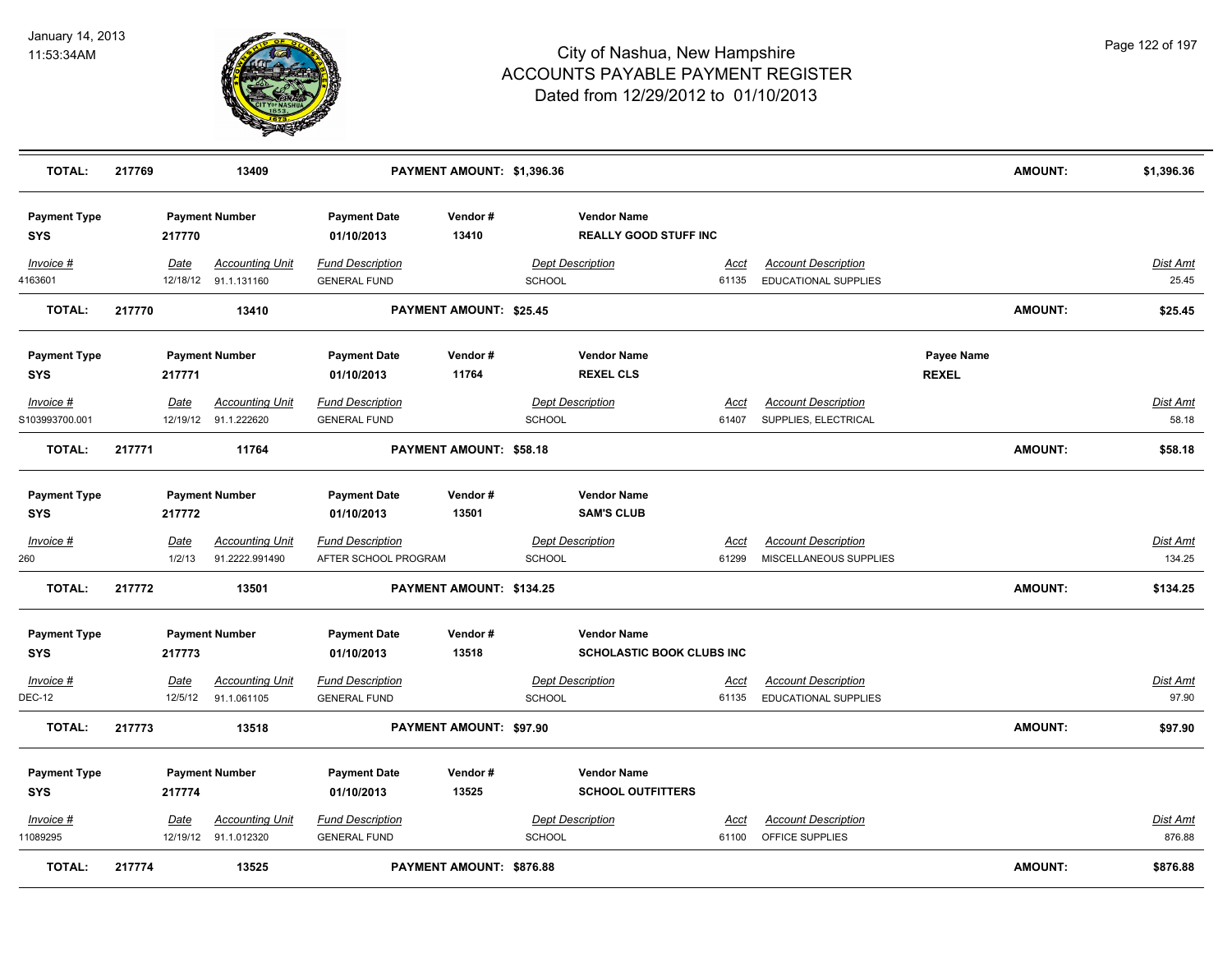# City of Nashua, New Hampshire
## ACCOUNTS PAYABLE PAYMENT REGISTER
### Dated from 12/29/2012 to 01/10/2013

January 14, 2013
11:53:34AM

**TOTAL:** 217769 — 13409 — **PAYMENT AMOUNT: $1,396.36** — **AMOUNT: $1,396.36**

| Payment Type | Payment Number | Payment Date | Vendor # | Vendor Name | | |
|---|---|---|---|---|---|---|
| SYS | 217770 | 01/10/2013 | 13410 | REALLY GOOD STUFF INC | | |

| Invoice # | Date | Accounting Unit | Fund Description | Dept Description | Acct | Account Description | Dist Amt |
|---|---|---|---|---|---|---|---|
| 4163601 | 12/18/12 | 91.1.131160 | GENERAL FUND | SCHOOL | 61135 | EDUCATIONAL SUPPLIES | 25.45 |

**TOTAL:** 217770 — 13410 — **PAYMENT AMOUNT: $25.45** — **AMOUNT: $25.45**

| Payment Type | Payment Number | Payment Date | Vendor # | Vendor Name | Payee Name |
|---|---|---|---|---|---|
| SYS | 217771 | 01/10/2013 | 11764 | REXEL CLS | REXEL |

| Invoice # | Date | Accounting Unit | Fund Description | Dept Description | Acct | Account Description | Dist Amt |
|---|---|---|---|---|---|---|---|
| S103993700.001 | 12/19/12 | 91.1.222620 | GENERAL FUND | SCHOOL | 61407 | SUPPLIES, ELECTRICAL | 58.18 |

**TOTAL:** 217771 — 11764 — **PAYMENT AMOUNT: $58.18** — **AMOUNT: $58.18**

| Payment Type | Payment Number | Payment Date | Vendor # | Vendor Name |
|---|---|---|---|---|
| SYS | 217772 | 01/10/2013 | 13501 | SAM'S CLUB |

| Invoice # | Date | Accounting Unit | Fund Description | Dept Description | Acct | Account Description | Dist Amt |
|---|---|---|---|---|---|---|---|
| 260 | 1/2/13 | 91.2222.991490 | AFTER SCHOOL PROGRAM | SCHOOL | 61299 | MISCELLANEOUS SUPPLIES | 134.25 |

**TOTAL:** 217772 — 13501 — **PAYMENT AMOUNT: $134.25** — **AMOUNT: $134.25**

| Payment Type | Payment Number | Payment Date | Vendor # | Vendor Name |
|---|---|---|---|---|
| SYS | 217773 | 01/10/2013 | 13518 | SCHOLASTIC BOOK CLUBS INC |

| Invoice # | Date | Accounting Unit | Fund Description | Dept Description | Acct | Account Description | Dist Amt |
|---|---|---|---|---|---|---|---|
| DEC-12 | 12/5/12 | 91.1.061105 | GENERAL FUND | SCHOOL | 61135 | EDUCATIONAL SUPPLIES | 97.90 |

**TOTAL:** 217773 — 13518 — **PAYMENT AMOUNT: $97.90** — **AMOUNT: $97.90**

| Payment Type | Payment Number | Payment Date | Vendor # | Vendor Name |
|---|---|---|---|---|
| SYS | 217774 | 01/10/2013 | 13525 | SCHOOL OUTFITTERS |

| Invoice # | Date | Accounting Unit | Fund Description | Dept Description | Acct | Account Description | Dist Amt |
|---|---|---|---|---|---|---|---|
| 11089295 | 12/19/12 | 91.1.012320 | GENERAL FUND | SCHOOL | 61100 | OFFICE SUPPLIES | 876.88 |

**TOTAL:** 217774 — 13525 — **PAYMENT AMOUNT: $876.88** — **AMOUNT: $876.88**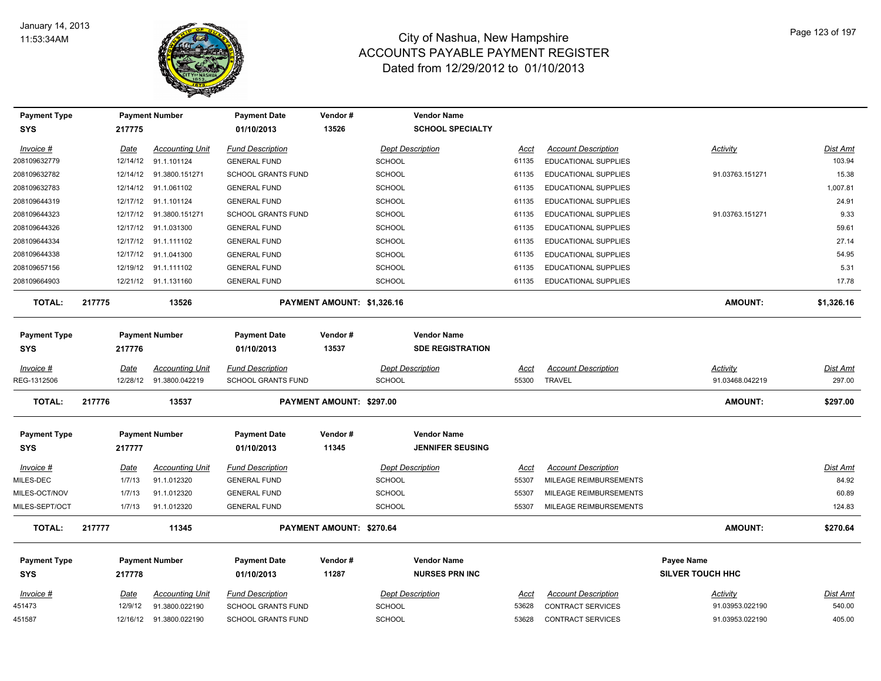# City of Nashua, New Hampshire
## ACCOUNTS PAYABLE PAYMENT REGISTER
### Dated from 12/29/2012 to 01/10/2013

January 14, 2013
11:53:34AM

| Payment Type | Payment Number | Payment Date | Vendor # | Vendor Name | | | |
|---|---|---|---|---|---|---|---|
| SYS | 217775 | 01/10/2013 | 13526 | SCHOOL SPECIALTY | | | |

| Invoice # | Date | Accounting Unit | Fund Description | Dept Description | Acct | Account Description | Activity | Dist Amt |
|---|---|---|---|---|---|---|---|---|
| 208109632779 | 12/14/12 | 91.1.101124 | GENERAL FUND | SCHOOL | 61135 | EDUCATIONAL SUPPLIES | | 103.94 |
| 208109632782 | 12/14/12 | 91.3800.151271 | SCHOOL GRANTS FUND | SCHOOL | 61135 | EDUCATIONAL SUPPLIES | 91.03763.151271 | 15.38 |
| 208109632783 | 12/14/12 | 91.1.061102 | GENERAL FUND | SCHOOL | 61135 | EDUCATIONAL SUPPLIES | | 1,007.81 |
| 208109644319 | 12/17/12 | 91.1.101124 | GENERAL FUND | SCHOOL | 61135 | EDUCATIONAL SUPPLIES | | 24.91 |
| 208109644323 | 12/17/12 | 91.3800.151271 | SCHOOL GRANTS FUND | SCHOOL | 61135 | EDUCATIONAL SUPPLIES | 91.03763.151271 | 9.33 |
| 208109644326 | 12/17/12 | 91.1.031300 | GENERAL FUND | SCHOOL | 61135 | EDUCATIONAL SUPPLIES | | 59.61 |
| 208109644334 | 12/17/12 | 91.1.111102 | GENERAL FUND | SCHOOL | 61135 | EDUCATIONAL SUPPLIES | | 27.14 |
| 208109644338 | 12/17/12 | 91.1.041300 | GENERAL FUND | SCHOOL | 61135 | EDUCATIONAL SUPPLIES | | 54.95 |
| 208109657156 | 12/19/12 | 91.1.111102 | GENERAL FUND | SCHOOL | 61135 | EDUCATIONAL SUPPLIES | | 5.31 |
| 208109664903 | 12/21/12 | 91.1.131160 | GENERAL FUND | SCHOOL | 61135 | EDUCATIONAL SUPPLIES | | 17.78 |

**TOTAL: 217775 13526 PAYMENT AMOUNT: $1,326.16 AMOUNT: $1,326.16**

| Payment Type | Payment Number | Payment Date | Vendor # | Vendor Name | | | |
|---|---|---|---|---|---|---|---|
| SYS | 217776 | 01/10/2013 | 13537 | SDE REGISTRATION | | | |

| Invoice # | Date | Accounting Unit | Fund Description | Dept Description | Acct | Account Description | Activity | Dist Amt |
|---|---|---|---|---|---|---|---|---|
| REG-1312506 | 12/28/12 | 91.3800.042219 | SCHOOL GRANTS FUND | SCHOOL | 55300 | TRAVEL | 91.03468.042219 | 297.00 |

**TOTAL: 217776 13537 PAYMENT AMOUNT: $297.00 AMOUNT: $297.00**

| Payment Type | Payment Number | Payment Date | Vendor # | Vendor Name | | | |
|---|---|---|---|---|---|---|---|
| SYS | 217777 | 01/10/2013 | 11345 | JENNIFER SEUSING | | | |

| Invoice # | Date | Accounting Unit | Fund Description | Dept Description | Acct | Account Description | Dist Amt |
|---|---|---|---|---|---|---|---|
| MILES-DEC | 1/7/13 | 91.1.012320 | GENERAL FUND | SCHOOL | 55307 | MILEAGE REIMBURSEMENTS | 84.92 |
| MILES-OCT/NOV | 1/7/13 | 91.1.012320 | GENERAL FUND | SCHOOL | 55307 | MILEAGE REIMBURSEMENTS | 60.89 |
| MILES-SEPT/OCT | 1/7/13 | 91.1.012320 | GENERAL FUND | SCHOOL | 55307 | MILEAGE REIMBURSEMENTS | 124.83 |

**TOTAL: 217777 11345 PAYMENT AMOUNT: $270.64 AMOUNT: $270.64**

| Payment Type | Payment Number | Payment Date | Vendor # | Vendor Name | Payee Name |
|---|---|---|---|---|---|
| SYS | 217778 | 01/10/2013 | 11287 | NURSES PRN INC | SILVER TOUCH HHC |

| Invoice # | Date | Accounting Unit | Fund Description | Dept Description | Acct | Account Description | Activity | Dist Amt |
|---|---|---|---|---|---|---|---|---|
| 451473 | 12/9/12 | 91.3800.022190 | SCHOOL GRANTS FUND | SCHOOL | 53628 | CONTRACT SERVICES | 91.03953.022190 | 540.00 |
| 451587 | 12/16/12 | 91.3800.022190 | SCHOOL GRANTS FUND | SCHOOL | 53628 | CONTRACT SERVICES | 91.03953.022190 | 405.00 |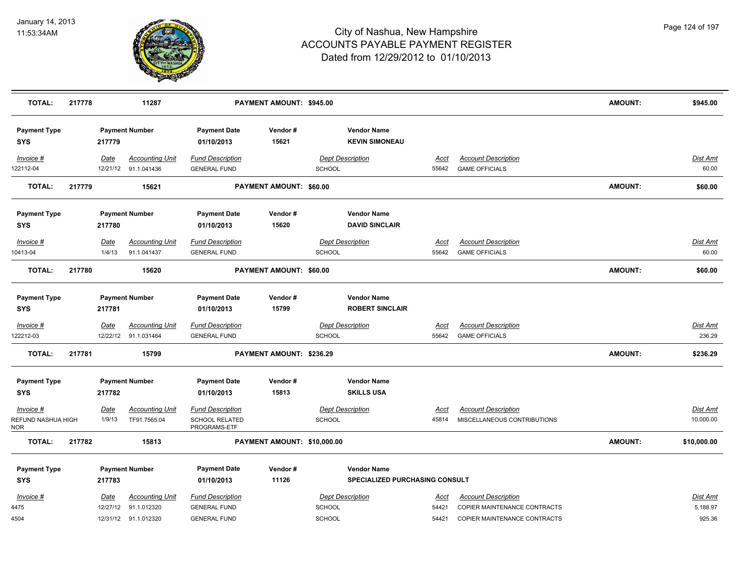# City of Nashua, New Hampshire
## ACCOUNTS PAYABLE PAYMENT REGISTER
### Dated from 12/29/2012 to 01/10/2013

January 14, 2013
11:53:34AM

| TOTAL: | 217778 | 11287 | | PAYMENT AMOUNT: $945.00 | | | | AMOUNT: | $945.00 |
|---|---|---|---|---|---|---|---|---|---|

| Payment Type | Payment Number | | Payment Date | Vendor # | Vendor Name | | | |
|---|---|---|---|---|---|---|---|---|
| SYS | 217779 | | 01/10/2013 | 15621 | KEVIN SIMONEAU | | | |
| *Invoice #* | *Date* | *Accounting Unit* | *Fund Description* | | *Dept Description* | *Acct* | *Account Description* | *Dist Amt* |
| 122112-04 | 12/21/12 | 91.1.041436 | GENERAL FUND | | SCHOOL | 55642 | GAME OFFICIALS | 60.00 |
| **TOTAL:** | **217779** | **15621** | | **PAYMENT AMOUNT: $60.00** | | | **AMOUNT:** | **$60.00** |

| Payment Type | Payment Number | | Payment Date | Vendor # | Vendor Name | | | |
|---|---|---|---|---|---|---|---|---|
| SYS | 217780 | | 01/10/2013 | 15620 | DAVID SINCLAIR | | | |
| *Invoice #* | *Date* | *Accounting Unit* | *Fund Description* | | *Dept Description* | *Acct* | *Account Description* | *Dist Amt* |
| 10413-04 | 1/4/13 | 91.1.041437 | GENERAL FUND | | SCHOOL | 55642 | GAME OFFICIALS | 60.00 |
| **TOTAL:** | **217780** | **15620** | | **PAYMENT AMOUNT: $60.00** | | | **AMOUNT:** | **$60.00** |

| Payment Type | Payment Number | | Payment Date | Vendor # | Vendor Name | | | |
|---|---|---|---|---|---|---|---|---|
| SYS | 217781 | | 01/10/2013 | 15799 | ROBERT SINCLAIR | | | |
| *Invoice #* | *Date* | *Accounting Unit* | *Fund Description* | | *Dept Description* | *Acct* | *Account Description* | *Dist Amt* |
| 122212-03 | 12/22/12 | 91.1.031464 | GENERAL FUND | | SCHOOL | 55642 | GAME OFFICIALS | 236.29 |
| **TOTAL:** | **217781** | **15799** | | **PAYMENT AMOUNT: $236.29** | | | **AMOUNT:** | **$236.29** |

| Payment Type | Payment Number | | Payment Date | Vendor # | Vendor Name | | | |
|---|---|---|---|---|---|---|---|---|
| SYS | 217782 | | 01/10/2013 | 15813 | SKILLS USA | | | |
| *Invoice #* | *Date* | *Accounting Unit* | *Fund Description* | | *Dept Description* | *Acct* | *Account Description* | *Dist Amt* |
| REFUND NASHUA HIGH NOR | 1/9/13 | TF91.7565.04 | SCHOOL RELATED PROGRAMS-ETF | | SCHOOL | 45814 | MISCELLANEOUS CONTRIBUTIONS | 10,000.00 |
| **TOTAL:** | **217782** | **15813** | | **PAYMENT AMOUNT: $10,000.00** | | | **AMOUNT:** | **$10,000.00** |

| Payment Type | Payment Number | | Payment Date | Vendor # | Vendor Name | | | |
|---|---|---|---|---|---|---|---|---|
| SYS | 217783 | | 01/10/2013 | 11126 | SPECIALIZED PURCHASING CONSULT | | | |
| *Invoice #* | *Date* | *Accounting Unit* | *Fund Description* | | *Dept Description* | *Acct* | *Account Description* | *Dist Amt* |
| 4475 | 12/27/12 | 91.1.012320 | GENERAL FUND | | SCHOOL | 54421 | COPIER MAINTENANCE CONTRACTS | 5,188.97 |
| 4504 | 12/31/12 | 91.1.012320 | GENERAL FUND | | SCHOOL | 54421 | COPIER MAINTENANCE CONTRACTS | 925.36 |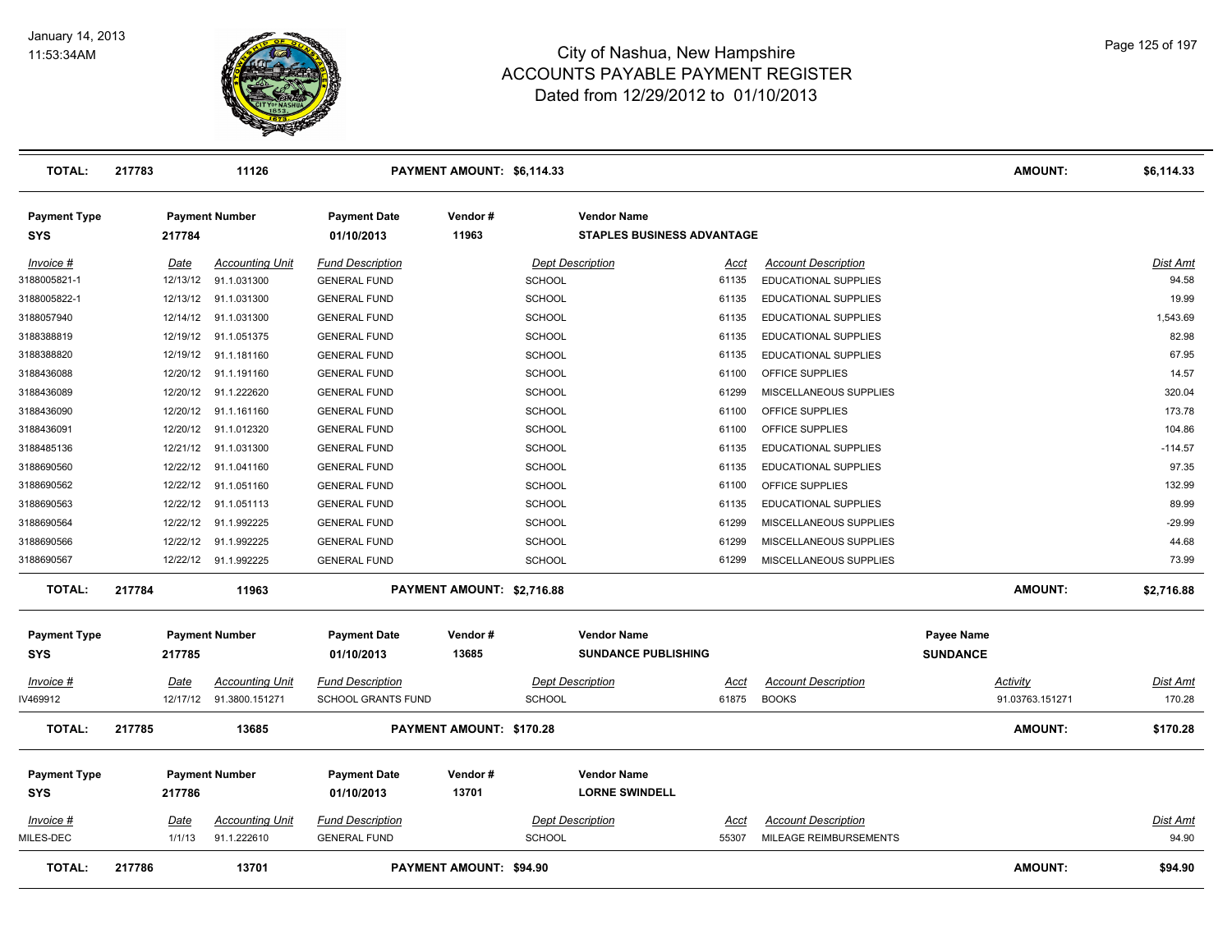# City of Nashua, New Hampshire
## ACCOUNTS PAYABLE PAYMENT REGISTER
### Dated from 12/29/2012 to 01/10/2013

| TOTAL: | 217783 | 11126 | PAYMENT AMOUNT: $6,114.33 | AMOUNT: | $6,114.33 |
|---|---|---|---|---|---|

| Payment Type | Payment Number | Payment Date | Vendor # | Vendor Name |
|---|---|---|---|---|
| SYS | 217784 | 01/10/2013 | 11963 | STAPLES BUSINESS ADVANTAGE |

| Invoice # | Date | Accounting Unit | Fund Description | Dept Description | Acct | Account Description | Dist Amt |
|---|---|---|---|---|---|---|---|
| 3188005821-1 | 12/13/12 | 91.1.031300 | GENERAL FUND | SCHOOL | 61135 | EDUCATIONAL SUPPLIES | 94.58 |
| 3188005822-1 | 12/13/12 | 91.1.031300 | GENERAL FUND | SCHOOL | 61135 | EDUCATIONAL SUPPLIES | 19.99 |
| 3188057940 | 12/14/12 | 91.1.031300 | GENERAL FUND | SCHOOL | 61135 | EDUCATIONAL SUPPLIES | 1,543.69 |
| 3188388819 | 12/19/12 | 91.1.051375 | GENERAL FUND | SCHOOL | 61135 | EDUCATIONAL SUPPLIES | 82.98 |
| 3188388820 | 12/19/12 | 91.1.181160 | GENERAL FUND | SCHOOL | 61135 | EDUCATIONAL SUPPLIES | 67.95 |
| 3188436088 | 12/20/12 | 91.1.191160 | GENERAL FUND | SCHOOL | 61100 | OFFICE SUPPLIES | 14.57 |
| 3188436089 | 12/20/12 | 91.1.222620 | GENERAL FUND | SCHOOL | 61299 | MISCELLANEOUS SUPPLIES | 320.04 |
| 3188436090 | 12/20/12 | 91.1.161160 | GENERAL FUND | SCHOOL | 61100 | OFFICE SUPPLIES | 173.78 |
| 3188436091 | 12/20/12 | 91.1.012320 | GENERAL FUND | SCHOOL | 61100 | OFFICE SUPPLIES | 104.86 |
| 3188485136 | 12/21/12 | 91.1.031300 | GENERAL FUND | SCHOOL | 61135 | EDUCATIONAL SUPPLIES | -114.57 |
| 3188690560 | 12/22/12 | 91.1.041160 | GENERAL FUND | SCHOOL | 61135 | EDUCATIONAL SUPPLIES | 97.35 |
| 3188690562 | 12/22/12 | 91.1.051160 | GENERAL FUND | SCHOOL | 61100 | OFFICE SUPPLIES | 132.99 |
| 3188690563 | 12/22/12 | 91.1.051113 | GENERAL FUND | SCHOOL | 61135 | EDUCATIONAL SUPPLIES | 89.99 |
| 3188690564 | 12/22/12 | 91.1.992225 | GENERAL FUND | SCHOOL | 61299 | MISCELLANEOUS SUPPLIES | -29.99 |
| 3188690566 | 12/22/12 | 91.1.992225 | GENERAL FUND | SCHOOL | 61299 | MISCELLANEOUS SUPPLIES | 44.68 |
| 3188690567 | 12/22/12 | 91.1.992225 | GENERAL FUND | SCHOOL | 61299 | MISCELLANEOUS SUPPLIES | 73.99 |

| TOTAL: | 217784 | 11963 | PAYMENT AMOUNT: $2,716.88 | AMOUNT: | $2,716.88 |
|---|---|---|---|---|---|

| Payment Type | Payment Number | Payment Date | Vendor # | Vendor Name | Payee Name |
|---|---|---|---|---|---|
| SYS | 217785 | 01/10/2013 | 13685 | SUNDANCE PUBLISHING | SUNDANCE |

| Invoice # | Date | Accounting Unit | Fund Description | Dept Description | Acct | Account Description | Activity | Dist Amt |
|---|---|---|---|---|---|---|---|---|
| IV469912 | 12/17/12 | 91.3800.151271 | SCHOOL GRANTS FUND | SCHOOL | 61875 | BOOKS | 91.03763.151271 | 170.28 |

| TOTAL: | 217785 | 13685 | PAYMENT AMOUNT: $170.28 | AMOUNT: | $170.28 |
|---|---|---|---|---|---|

| Payment Type | Payment Number | Payment Date | Vendor # | Vendor Name |
|---|---|---|---|---|
| SYS | 217786 | 01/10/2013 | 13701 | LORNE SWINDELL |

| Invoice # | Date | Accounting Unit | Fund Description | Dept Description | Acct | Account Description | Dist Amt |
|---|---|---|---|---|---|---|---|
| MILES-DEC | 1/1/13 | 91.1.222610 | GENERAL FUND | SCHOOL | 55307 | MILEAGE REIMBURSEMENTS | 94.90 |

| TOTAL: | 217786 | 13701 | PAYMENT AMOUNT: $94.90 | AMOUNT: | $94.90 |
|---|---|---|---|---|---|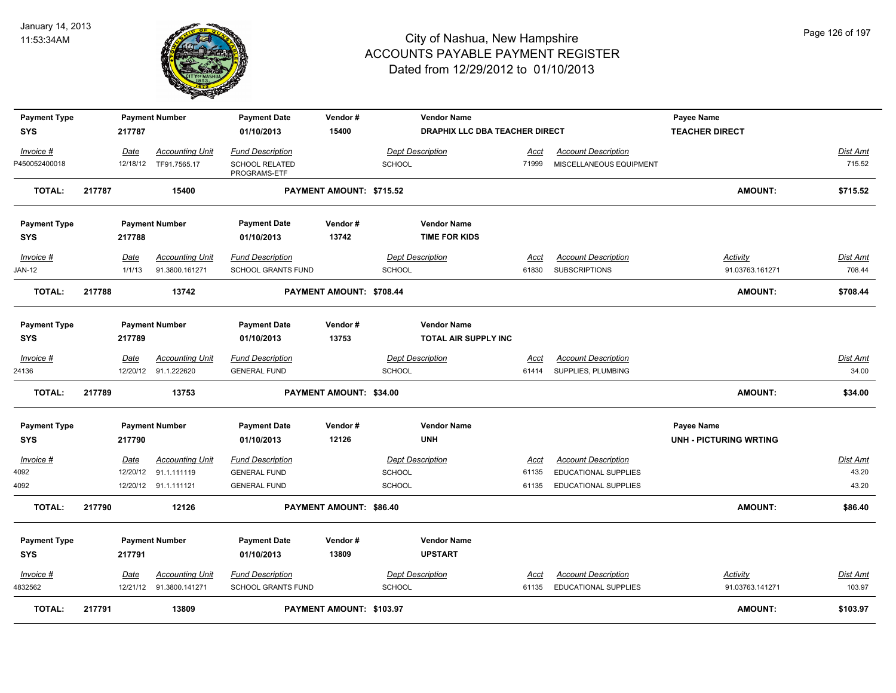# City of Nashua, New Hampshire
## ACCOUNTS PAYABLE PAYMENT REGISTER
### Dated from 12/29/2012 to 01/10/2013

January 14, 2013
11:53:34AM

| Payment Type | Payment Number | Payment Date | Vendor # | Vendor Name | Payee Name |
|---|---|---|---|---|---|
| SYS | 217787 | 01/10/2013 | 15400 | DRAPHIX LLC DBA TEACHER DIRECT | TEACHER DIRECT |

| Invoice # | Date | Accounting Unit | Fund Description | Dept Description | Acct | Account Description | Dist Amt |
|---|---|---|---|---|---|---|---|
| P450052400018 | 12/18/12 | TF91.7565.17 | SCHOOL RELATED PROGRAMS-ETF | SCHOOL | 71999 | MISCELLANEOUS EQUIPMENT | 715.52 |

**TOTAL: 217787 15400 PAYMENT AMOUNT: $715.52 AMOUNT: $715.52**

| Payment Type | Payment Number | Payment Date | Vendor # | Vendor Name |
|---|---|---|---|---|
| SYS | 217788 | 01/10/2013 | 13742 | TIME FOR KIDS |

| Invoice # | Date | Accounting Unit | Fund Description | Dept Description | Acct | Account Description | Activity | Dist Amt |
|---|---|---|---|---|---|---|---|---|
| JAN-12 | 1/1/13 | 91.3800.161271 | SCHOOL GRANTS FUND | SCHOOL | 61830 | SUBSCRIPTIONS | 91.03763.161271 | 708.44 |

**TOTAL: 217788 13742 PAYMENT AMOUNT: $708.44 AMOUNT: $708.44**

| Payment Type | Payment Number | Payment Date | Vendor # | Vendor Name |
|---|---|---|---|---|
| SYS | 217789 | 01/10/2013 | 13753 | TOTAL AIR SUPPLY INC |

| Invoice # | Date | Accounting Unit | Fund Description | Dept Description | Acct | Account Description | Dist Amt |
|---|---|---|---|---|---|---|---|
| 24136 | 12/20/12 | 91.1.222620 | GENERAL FUND | SCHOOL | 61414 | SUPPLIES, PLUMBING | 34.00 |

**TOTAL: 217789 13753 PAYMENT AMOUNT: $34.00 AMOUNT: $34.00**

| Payment Type | Payment Number | Payment Date | Vendor # | Vendor Name | Payee Name |
|---|---|---|---|---|---|
| SYS | 217790 | 01/10/2013 | 12126 | UNH | UNH - PICTURING WRTING |

| Invoice # | Date | Accounting Unit | Fund Description | Dept Description | Acct | Account Description | Dist Amt |
|---|---|---|---|---|---|---|---|
| 4092 | 12/20/12 | 91.1.111119 | GENERAL FUND | SCHOOL | 61135 | EDUCATIONAL SUPPLIES | 43.20 |
| 4092 | 12/20/12 | 91.1.111121 | GENERAL FUND | SCHOOL | 61135 | EDUCATIONAL SUPPLIES | 43.20 |

**TOTAL: 217790 12126 PAYMENT AMOUNT: $86.40 AMOUNT: $86.40**

| Payment Type | Payment Number | Payment Date | Vendor # | Vendor Name |
|---|---|---|---|---|
| SYS | 217791 | 01/10/2013 | 13809 | UPSTART |

| Invoice # | Date | Accounting Unit | Fund Description | Dept Description | Acct | Account Description | Activity | Dist Amt |
|---|---|---|---|---|---|---|---|---|
| 4832562 | 12/21/12 | 91.3800.141271 | SCHOOL GRANTS FUND | SCHOOL | 61135 | EDUCATIONAL SUPPLIES | 91.03763.141271 | 103.97 |

**TOTAL: 217791 13809 PAYMENT AMOUNT: $103.97 AMOUNT: $103.97**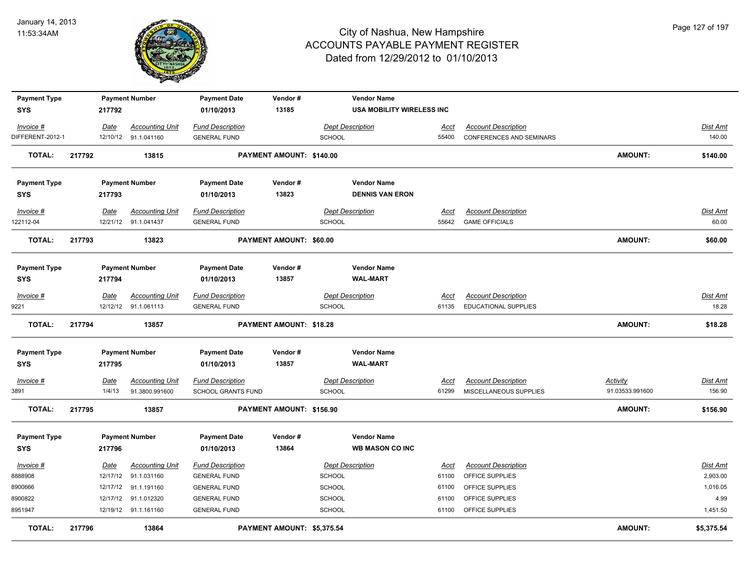# City of Nashua, New Hampshire
## ACCOUNTS PAYABLE PAYMENT REGISTER
### Dated from 12/29/2012 to 01/10/2013

January 14, 2013
11:53:34AM

| Payment Type | Payment Number | Payment Date | Vendor # | Vendor Name |
|---|---|---|---|---|
| SYS | 217792 | 01/10/2013 | 13185 | USA MOBILITY WIRELESS INC |

| Invoice # | Date | Accounting Unit | Fund Description | Dept Description | Acct | Account Description | Dist Amt |
|---|---|---|---|---|---|---|---|
| DIFFERENT-2012-1 | 12/10/12 | 91.1.041160 | GENERAL FUND | SCHOOL | 55400 | CONFERENCES AND SEMINARS | 140.00 |

**TOTAL: 217792 13815 PAYMENT AMOUNT: $140.00 AMOUNT: $140.00**

| Payment Type | Payment Number | Payment Date | Vendor # | Vendor Name |
|---|---|---|---|---|
| SYS | 217793 | 01/10/2013 | 13823 | DENNIS VAN ERON |

| Invoice # | Date | Accounting Unit | Fund Description | Dept Description | Acct | Account Description | Dist Amt |
|---|---|---|---|---|---|---|---|
| 122112-04 | 12/21/12 | 91.1.041437 | GENERAL FUND | SCHOOL | 55642 | GAME OFFICIALS | 60.00 |

**TOTAL: 217793 13823 PAYMENT AMOUNT: $60.00 AMOUNT: $60.00**

| Payment Type | Payment Number | Payment Date | Vendor # | Vendor Name |
|---|---|---|---|---|
| SYS | 217794 | 01/10/2013 | 13857 | WAL-MART |

| Invoice # | Date | Accounting Unit | Fund Description | Dept Description | Acct | Account Description | Dist Amt |
|---|---|---|---|---|---|---|---|
| 9221 | 12/12/12 | 91.1.061113 | GENERAL FUND | SCHOOL | 61135 | EDUCATIONAL SUPPLIES | 18.28 |

**TOTAL: 217794 13857 PAYMENT AMOUNT: $18.28 AMOUNT: $18.28**

| Payment Type | Payment Number | Payment Date | Vendor # | Vendor Name |
|---|---|---|---|---|
| SYS | 217795 | 01/10/2013 | 13857 | WAL-MART |

| Invoice # | Date | Accounting Unit | Fund Description | Dept Description | Acct | Account Description | Activity | Dist Amt |
|---|---|---|---|---|---|---|---|---|
| 3891 | 1/4/13 | 91.3800.991600 | SCHOOL GRANTS FUND | SCHOOL | 61299 | MISCELLANEOUS SUPPLIES | 91.03533.991600 | 156.90 |

**TOTAL: 217795 13857 PAYMENT AMOUNT: $156.90 AMOUNT: $156.90**

| Payment Type | Payment Number | Payment Date | Vendor # | Vendor Name |
|---|---|---|---|---|
| SYS | 217796 | 01/10/2013 | 13864 | WB MASON CO INC |

| Invoice # | Date | Accounting Unit | Fund Description | Dept Description | Acct | Account Description | Dist Amt |
|---|---|---|---|---|---|---|---|
| 8888908 | 12/17/12 | 91.1.031160 | GENERAL FUND | SCHOOL | 61100 | OFFICE SUPPLIES | 2,903.00 |
| 8900666 | 12/17/12 | 91.1.191160 | GENERAL FUND | SCHOOL | 61100 | OFFICE SUPPLIES | 1,016.05 |
| 8900822 | 12/17/12 | 91.1.012320 | GENERAL FUND | SCHOOL | 61100 | OFFICE SUPPLIES | 4.99 |
| 8951947 | 12/19/12 | 91.1.161160 | GENERAL FUND | SCHOOL | 61100 | OFFICE SUPPLIES | 1,451.50 |

**TOTAL: 217796 13864 PAYMENT AMOUNT: $5,375.54 AMOUNT: $5,375.54**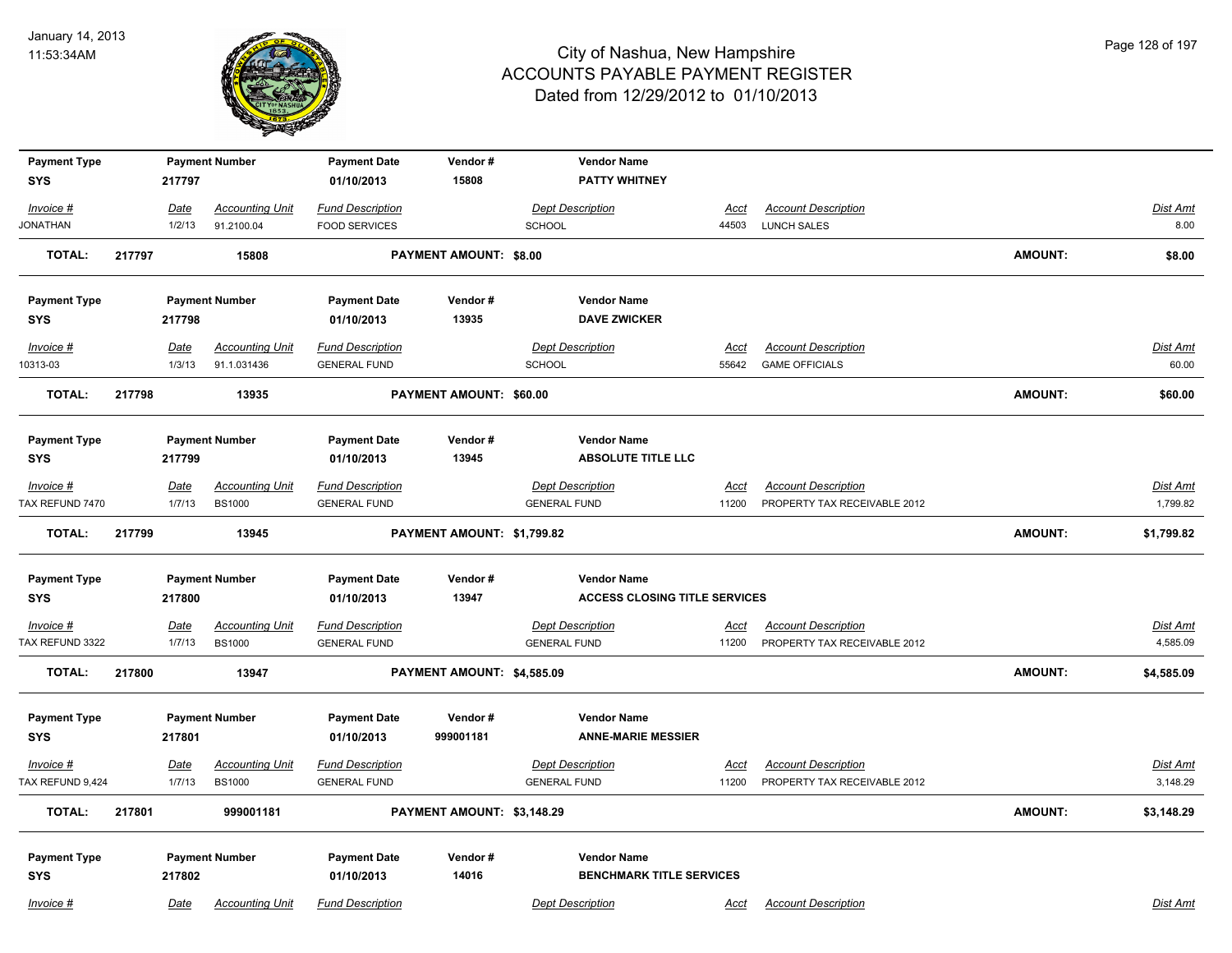# City of Nashua, New Hampshire
## ACCOUNTS PAYABLE PAYMENT REGISTER
### Dated from 12/29/2012 to 01/10/2013

| Payment Type | Payment Number | Payment Date | Vendor # | Vendor Name |
|---|---|---|---|---|
| SYS | 217797 | 01/10/2013 | 15808 | PATTY WHITNEY |

| Invoice # | Date | Accounting Unit | Fund Description | Dept Description | Acct | Account Description | Dist Amt |
|---|---|---|---|---|---|---|---|
| JONATHAN | 1/2/13 | 91.2100.04 | FOOD SERVICES | SCHOOL | 44503 | LUNCH SALES | 8.00 |

**TOTAL:** 217797 15808 **PAYMENT AMOUNT: $8.00** **AMOUNT: $8.00**

| Payment Type | Payment Number | Payment Date | Vendor # | Vendor Name |
|---|---|---|---|---|
| SYS | 217798 | 01/10/2013 | 13935 | DAVE ZWICKER |

| Invoice # | Date | Accounting Unit | Fund Description | Dept Description | Acct | Account Description | Dist Amt |
|---|---|---|---|---|---|---|---|
| 10313-03 | 1/3/13 | 91.1.031436 | GENERAL FUND | SCHOOL | 55642 | GAME OFFICIALS | 60.00 |

**TOTAL:** 217798 13935 **PAYMENT AMOUNT: $60.00** **AMOUNT: $60.00**

| Payment Type | Payment Number | Payment Date | Vendor # | Vendor Name |
|---|---|---|---|---|
| SYS | 217799 | 01/10/2013 | 13945 | ABSOLUTE TITLE LLC |

| Invoice # | Date | Accounting Unit | Fund Description | Dept Description | Acct | Account Description | Dist Amt |
|---|---|---|---|---|---|---|---|
| TAX REFUND 7470 | 1/7/13 | BS1000 | GENERAL FUND | GENERAL FUND | 11200 | PROPERTY TAX RECEIVABLE 2012 | 1,799.82 |

**TOTAL:** 217799 13945 **PAYMENT AMOUNT: $1,799.82** **AMOUNT: $1,799.82**

| Payment Type | Payment Number | Payment Date | Vendor # | Vendor Name |
|---|---|---|---|---|
| SYS | 217800 | 01/10/2013 | 13947 | ACCESS CLOSING TITLE SERVICES |

| Invoice # | Date | Accounting Unit | Fund Description | Dept Description | Acct | Account Description | Dist Amt |
|---|---|---|---|---|---|---|---|
| TAX REFUND 3322 | 1/7/13 | BS1000 | GENERAL FUND | GENERAL FUND | 11200 | PROPERTY TAX RECEIVABLE 2012 | 4,585.09 |

**TOTAL:** 217800 13947 **PAYMENT AMOUNT: $4,585.09** **AMOUNT: $4,585.09**

| Payment Type | Payment Number | Payment Date | Vendor # | Vendor Name |
|---|---|---|---|---|
| SYS | 217801 | 01/10/2013 | 999001181 | ANNE-MARIE MESSIER |

| Invoice # | Date | Accounting Unit | Fund Description | Dept Description | Acct | Account Description | Dist Amt |
|---|---|---|---|---|---|---|---|
| TAX REFUND 9,424 | 1/7/13 | BS1000 | GENERAL FUND | GENERAL FUND | 11200 | PROPERTY TAX RECEIVABLE 2012 | 3,148.29 |

**TOTAL:** 217801 999001181 **PAYMENT AMOUNT: $3,148.29** **AMOUNT: $3,148.29**

| Payment Type | Payment Number | Payment Date | Vendor # | Vendor Name |
|---|---|---|---|---|
| SYS | 217802 | 01/10/2013 | 14016 | BENCHMARK TITLE SERVICES |

| Invoice # | Date | Accounting Unit | Fund Description | Dept Description | Acct | Account Description | Dist Amt |
|---|---|---|---|---|---|---|---|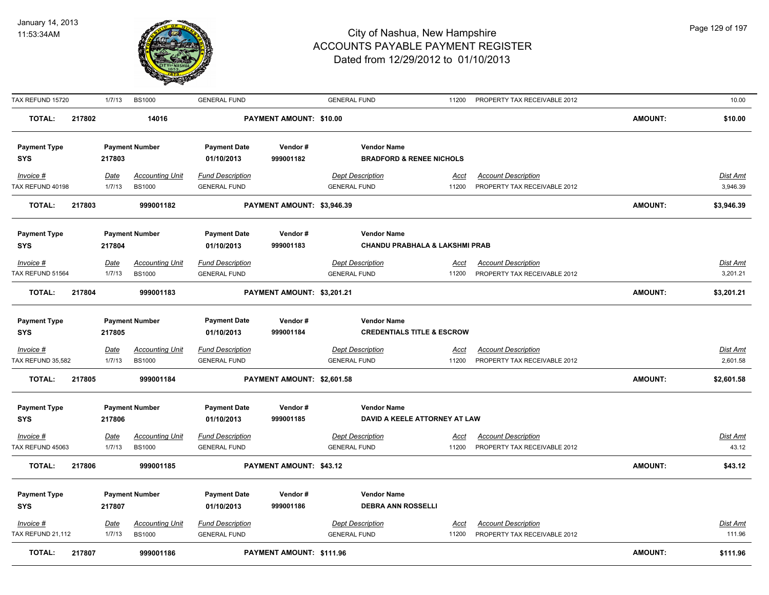| TAX REFUND 15720 | 1/7/13 | BS1000 | GENERAL FUND | GENERAL FUND | 11200 | PROPERTY TAX RECEIVABLE 2012 | 10.00 |
|---|---|---|---|---|---|---|---|

**TOTAL:** 217802 | 14016 | **PAYMENT AMOUNT: $10.00** | **AMOUNT:** **$10.00**

| Payment Type | Payment Number | Payment Date | Vendor # | Vendor Name |
|---|---|---|---|---|
| SYS | 217803 | 01/10/2013 | 999001182 | BRADFORD & RENEE NICHOLS |

| Invoice # | Date | Accounting Unit | Fund Description | Dept Description | Acct | Account Description | Dist Amt |
|---|---|---|---|---|---|---|---|
| TAX REFUND 40198 | 1/7/13 | BS1000 | GENERAL FUND | GENERAL FUND | 11200 | PROPERTY TAX RECEIVABLE 2012 | 3,946.39 |

**TOTAL:** 217803 | 999001182 | **PAYMENT AMOUNT: $3,946.39** | **AMOUNT:** **$3,946.39**

| Payment Type | Payment Number | Payment Date | Vendor # | Vendor Name |
|---|---|---|---|---|
| SYS | 217804 | 01/10/2013 | 999001183 | CHANDU PRABHALA & LAKSHMI PRAB |

| Invoice # | Date | Accounting Unit | Fund Description | Dept Description | Acct | Account Description | Dist Amt |
|---|---|---|---|---|---|---|---|
| TAX REFUND 51564 | 1/7/13 | BS1000 | GENERAL FUND | GENERAL FUND | 11200 | PROPERTY TAX RECEIVABLE 2012 | 3,201.21 |

**TOTAL:** 217804 | 999001183 | **PAYMENT AMOUNT: $3,201.21** | **AMOUNT:** **$3,201.21**

| Payment Type | Payment Number | Payment Date | Vendor # | Vendor Name |
|---|---|---|---|---|
| SYS | 217805 | 01/10/2013 | 999001184 | CREDENTIALS TITLE & ESCROW |

| Invoice # | Date | Accounting Unit | Fund Description | Dept Description | Acct | Account Description | Dist Amt |
|---|---|---|---|---|---|---|---|
| TAX REFUND 35,582 | 1/7/13 | BS1000 | GENERAL FUND | GENERAL FUND | 11200 | PROPERTY TAX RECEIVABLE 2012 | 2,601.58 |

**TOTAL:** 217805 | 999001184 | **PAYMENT AMOUNT: $2,601.58** | **AMOUNT:** **$2,601.58**

| Payment Type | Payment Number | Payment Date | Vendor # | Vendor Name |
|---|---|---|---|---|
| SYS | 217806 | 01/10/2013 | 999001185 | DAVID A KEELE ATTORNEY AT LAW |

| Invoice # | Date | Accounting Unit | Fund Description | Dept Description | Acct | Account Description | Dist Amt |
|---|---|---|---|---|---|---|---|
| TAX REFUND 45063 | 1/7/13 | BS1000 | GENERAL FUND | GENERAL FUND | 11200 | PROPERTY TAX RECEIVABLE 2012 | 43.12 |

**TOTAL:** 217806 | 999001185 | **PAYMENT AMOUNT: $43.12** | **AMOUNT:** **$43.12**

| Payment Type | Payment Number | Payment Date | Vendor # | Vendor Name |
|---|---|---|---|---|
| SYS | 217807 | 01/10/2013 | 999001186 | DEBRA ANN ROSSELLI |

| Invoice # | Date | Accounting Unit | Fund Description | Dept Description | Acct | Account Description | Dist Amt |
|---|---|---|---|---|---|---|---|
| TAX REFUND 21,112 | 1/7/13 | BS1000 | GENERAL FUND | GENERAL FUND | 11200 | PROPERTY TAX RECEIVABLE 2012 | 111.96 |

**TOTAL:** 217807 | 999001186 | **PAYMENT AMOUNT: $111.96** | **AMOUNT:** **$111.96**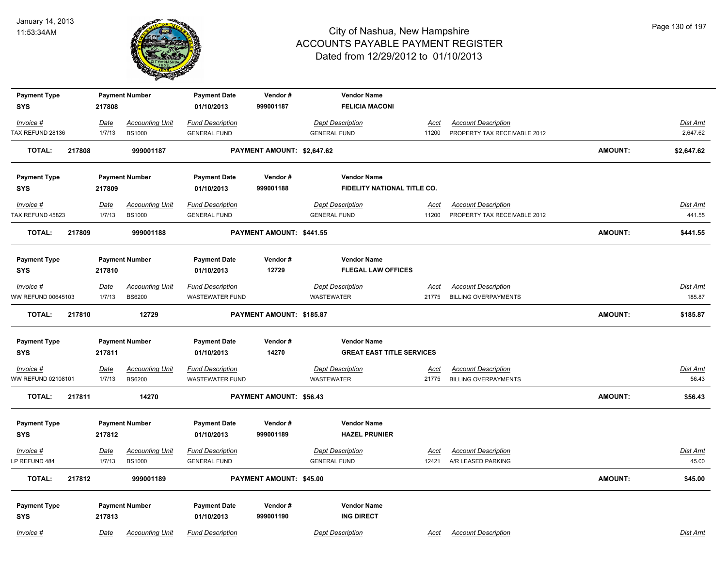# City of Nashua, New Hampshire
## ACCOUNTS PAYABLE PAYMENT REGISTER
### Dated from 12/29/2012 to 01/10/2013

| Payment Type | Payment Number | Payment Date | Vendor # | Vendor Name |
|---|---|---|---|---|
| SYS | 217808 | 01/10/2013 | 999001187 | FELICIA MACONI |

| Invoice # | Date | Accounting Unit | Fund Description | Dept Description | Acct | Account Description | Dist Amt |
|---|---|---|---|---|---|---|---|
| TAX REFUND 28136 | 1/7/13 | BS1000 | GENERAL FUND | GENERAL FUND | 11200 | PROPERTY TAX RECEIVABLE 2012 | 2,647.62 |

**TOTAL: 217808 999001187 PAYMENT AMOUNT: $2,647.62 AMOUNT: $2,647.62**

| Payment Type | Payment Number | Payment Date | Vendor # | Vendor Name |
|---|---|---|---|---|
| SYS | 217809 | 01/10/2013 | 999001188 | FIDELITY NATIONAL TITLE CO. |

| Invoice # | Date | Accounting Unit | Fund Description | Dept Description | Acct | Account Description | Dist Amt |
|---|---|---|---|---|---|---|---|
| TAX REFUND 45823 | 1/7/13 | BS1000 | GENERAL FUND | GENERAL FUND | 11200 | PROPERTY TAX RECEIVABLE 2012 | 441.55 |

**TOTAL: 217809 999001188 PAYMENT AMOUNT: $441.55 AMOUNT: $441.55**

| Payment Type | Payment Number | Payment Date | Vendor # | Vendor Name |
|---|---|---|---|---|
| SYS | 217810 | 01/10/2013 | 12729 | FLEGAL LAW OFFICES |

| Invoice # | Date | Accounting Unit | Fund Description | Dept Description | Acct | Account Description | Dist Amt |
|---|---|---|---|---|---|---|---|
| WW REFUND 00645103 | 1/7/13 | BS6200 | WASTEWATER FUND | WASTEWATER | 21775 | BILLING OVERPAYMENTS | 185.87 |

**TOTAL: 217810 12729 PAYMENT AMOUNT: $185.87 AMOUNT: $185.87**

| Payment Type | Payment Number | Payment Date | Vendor # | Vendor Name |
|---|---|---|---|---|
| SYS | 217811 | 01/10/2013 | 14270 | GREAT EAST TITLE SERVICES |

| Invoice # | Date | Accounting Unit | Fund Description | Dept Description | Acct | Account Description | Dist Amt |
|---|---|---|---|---|---|---|---|
| WW REFUND 02108101 | 1/7/13 | BS6200 | WASTEWATER FUND | WASTEWATER | 21775 | BILLING OVERPAYMENTS | 56.43 |

**TOTAL: 217811 14270 PAYMENT AMOUNT: $56.43 AMOUNT: $56.43**

| Payment Type | Payment Number | Payment Date | Vendor # | Vendor Name |
|---|---|---|---|---|
| SYS | 217812 | 01/10/2013 | 999001189 | HAZEL PRUNIER |

| Invoice # | Date | Accounting Unit | Fund Description | Dept Description | Acct | Account Description | Dist Amt |
|---|---|---|---|---|---|---|---|
| LP REFUND 484 | 1/7/13 | BS1000 | GENERAL FUND | GENERAL FUND | 12421 | A/R LEASED PARKING | 45.00 |

**TOTAL: 217812 999001189 PAYMENT AMOUNT: $45.00 AMOUNT: $45.00**

| Payment Type | Payment Number | Payment Date | Vendor # | Vendor Name |
|---|---|---|---|---|
| SYS | 217813 | 01/10/2013 | 999001190 | ING DIRECT |

| Invoice # | Date | Accounting Unit | Fund Description | Dept Description | Acct | Account Description | Dist Amt |
|---|---|---|---|---|---|---|---|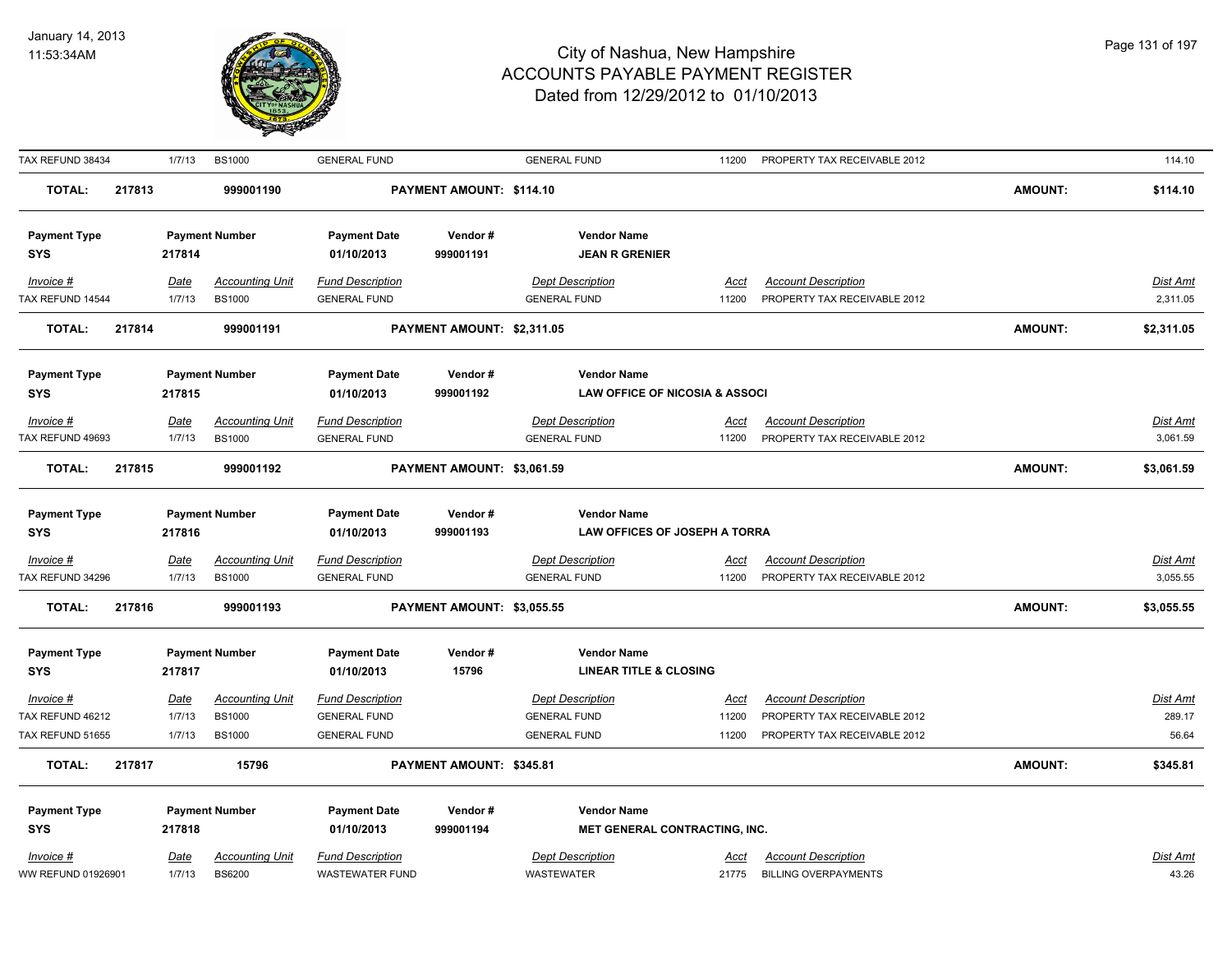| Invoice # | Date | Accounting Unit | Fund Description | Dept Description | Acct | Account Description | Dist Amt |
|---|---|---|---|---|---|---|---|
| TAX REFUND 38434 | 1/7/13 | BS1000 | GENERAL FUND | GENERAL FUND | 11200 | PROPERTY TAX RECEIVABLE 2012 | 114.10 |

**TOTAL: 217813 999001190 PAYMENT AMOUNT: $114.10 AMOUNT: $114.10**

| Payment Type | Payment Number | Payment Date | Vendor # | Vendor Name |
|---|---|---|---|---|
| SYS | 217814 | 01/10/2013 | 999001191 | JEAN R GRENIER |

| Invoice # | Date | Accounting Unit | Fund Description | Dept Description | Acct | Account Description | Dist Amt |
|---|---|---|---|---|---|---|---|
| TAX REFUND 14544 | 1/7/13 | BS1000 | GENERAL FUND | GENERAL FUND | 11200 | PROPERTY TAX RECEIVABLE 2012 | 2,311.05 |

**TOTAL: 217814 999001191 PAYMENT AMOUNT: $2,311.05 AMOUNT: $2,311.05**

| Payment Type | Payment Number | Payment Date | Vendor # | Vendor Name |
|---|---|---|---|---|
| SYS | 217815 | 01/10/2013 | 999001192 | LAW OFFICE OF NICOSIA & ASSOCI |

| Invoice # | Date | Accounting Unit | Fund Description | Dept Description | Acct | Account Description | Dist Amt |
|---|---|---|---|---|---|---|---|
| TAX REFUND 49693 | 1/7/13 | BS1000 | GENERAL FUND | GENERAL FUND | 11200 | PROPERTY TAX RECEIVABLE 2012 | 3,061.59 |

**TOTAL: 217815 999001192 PAYMENT AMOUNT: $3,061.59 AMOUNT: $3,061.59**

| Payment Type | Payment Number | Payment Date | Vendor # | Vendor Name |
|---|---|---|---|---|
| SYS | 217816 | 01/10/2013 | 999001193 | LAW OFFICES OF JOSEPH A TORRA |

| Invoice # | Date | Accounting Unit | Fund Description | Dept Description | Acct | Account Description | Dist Amt |
|---|---|---|---|---|---|---|---|
| TAX REFUND 34296 | 1/7/13 | BS1000 | GENERAL FUND | GENERAL FUND | 11200 | PROPERTY TAX RECEIVABLE 2012 | 3,055.55 |

**TOTAL: 217816 999001193 PAYMENT AMOUNT: $3,055.55 AMOUNT: $3,055.55**

| Payment Type | Payment Number | Payment Date | Vendor # | Vendor Name |
|---|---|---|---|---|
| SYS | 217817 | 01/10/2013 | 15796 | LINEAR TITLE & CLOSING |

| Invoice # | Date | Accounting Unit | Fund Description | Dept Description | Acct | Account Description | Dist Amt |
|---|---|---|---|---|---|---|---|
| TAX REFUND 46212 | 1/7/13 | BS1000 | GENERAL FUND | GENERAL FUND | 11200 | PROPERTY TAX RECEIVABLE 2012 | 289.17 |
| TAX REFUND 51655 | 1/7/13 | BS1000 | GENERAL FUND | GENERAL FUND | 11200 | PROPERTY TAX RECEIVABLE 2012 | 56.64 |

**TOTAL: 217817 15796 PAYMENT AMOUNT: $345.81 AMOUNT: $345.81**

| Payment Type | Payment Number | Payment Date | Vendor # | Vendor Name |
|---|---|---|---|---|
| SYS | 217818 | 01/10/2013 | 999001194 | MET GENERAL CONTRACTING, INC. |

| Invoice # | Date | Accounting Unit | Fund Description | Dept Description | Acct | Account Description | Dist Amt |
|---|---|---|---|---|---|---|---|
| WW REFUND 01926901 | 1/7/13 | BS6200 | WASTEWATER FUND | WASTEWATER | 21775 | BILLING OVERPAYMENTS | 43.26 |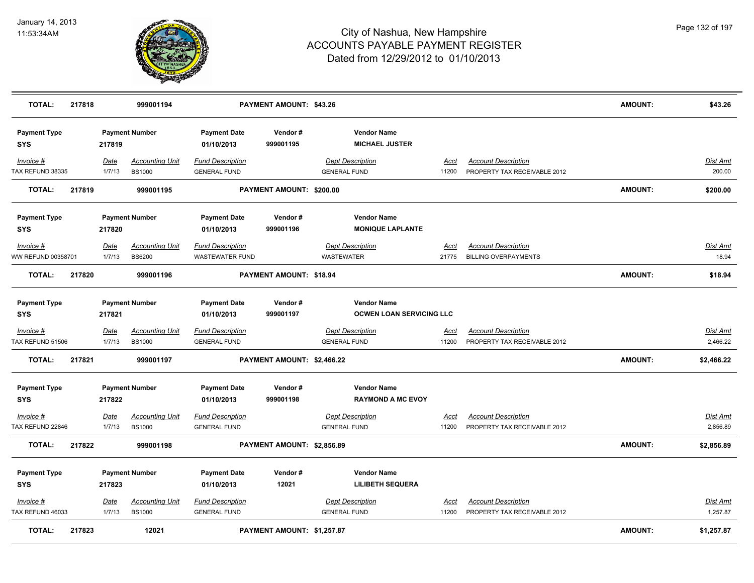# City of Nashua, New Hampshire
## ACCOUNTS PAYABLE PAYMENT REGISTER
### Dated from 12/29/2012 to 01/10/2013

January 14, 2013
11:53:34AM

| **TOTAL:** | **217818** | **999001194** | | **PAYMENT AMOUNT: $43.26** | | | | **AMOUNT:** | **$43.26** |
|---|---|---|---|---|---|---|---|---|---|

| **Payment Type** | **Payment Number** | | **Payment Date** | **Vendor #** | **Vendor Name** | | | |
|---|---|---|---|---|---|---|---|---|
| **SYS** | **217819** | | **01/10/2013** | **999001195** | **MICHAEL JUSTER** | | | |
| *Invoice #* | *Date* | *Accounting Unit* | *Fund Description* | | *Dept Description* | *Acct* | *Account Description* | *Dist Amt* |
| TAX REFUND 38335 | 1/7/13 | BS1000 | GENERAL FUND | | GENERAL FUND | 11200 | PROPERTY TAX RECEIVABLE 2012 | 200.00 |
| **TOTAL:** | **217819** | **999001195** | | **PAYMENT AMOUNT: $200.00** | | | **AMOUNT:** | **$200.00** |

| **Payment Type** | **Payment Number** | | **Payment Date** | **Vendor #** | **Vendor Name** | | | |
|---|---|---|---|---|---|---|---|---|
| **SYS** | **217820** | | **01/10/2013** | **999001196** | **MONIQUE LAPLANTE** | | | |
| *Invoice #* | *Date* | *Accounting Unit* | *Fund Description* | | *Dept Description* | *Acct* | *Account Description* | *Dist Amt* |
| WW REFUND 00358701 | 1/7/13 | BS6200 | WASTEWATER FUND | | WASTEWATER | 21775 | BILLING OVERPAYMENTS | 18.94 |
| **TOTAL:** | **217820** | **999001196** | | **PAYMENT AMOUNT: $18.94** | | | **AMOUNT:** | **$18.94** |

| **Payment Type** | **Payment Number** | | **Payment Date** | **Vendor #** | **Vendor Name** | | | |
|---|---|---|---|---|---|---|---|---|
| **SYS** | **217821** | | **01/10/2013** | **999001197** | **OCWEN LOAN SERVICING LLC** | | | |
| *Invoice #* | *Date* | *Accounting Unit* | *Fund Description* | | *Dept Description* | *Acct* | *Account Description* | *Dist Amt* |
| TAX REFUND 51506 | 1/7/13 | BS1000 | GENERAL FUND | | GENERAL FUND | 11200 | PROPERTY TAX RECEIVABLE 2012 | 2,466.22 |
| **TOTAL:** | **217821** | **999001197** | | **PAYMENT AMOUNT: $2,466.22** | | | **AMOUNT:** | **$2,466.22** |

| **Payment Type** | **Payment Number** | | **Payment Date** | **Vendor #** | **Vendor Name** | | | |
|---|---|---|---|---|---|---|---|---|
| **SYS** | **217822** | | **01/10/2013** | **999001198** | **RAYMOND A MC EVOY** | | | |
| *Invoice #* | *Date* | *Accounting Unit* | *Fund Description* | | *Dept Description* | *Acct* | *Account Description* | *Dist Amt* |
| TAX REFUND 22846 | 1/7/13 | BS1000 | GENERAL FUND | | GENERAL FUND | 11200 | PROPERTY TAX RECEIVABLE 2012 | 2,856.89 |
| **TOTAL:** | **217822** | **999001198** | | **PAYMENT AMOUNT: $2,856.89** | | | **AMOUNT:** | **$2,856.89** |

| **Payment Type** | **Payment Number** | | **Payment Date** | **Vendor #** | **Vendor Name** | | | |
|---|---|---|---|---|---|---|---|---|
| **SYS** | **217823** | | **01/10/2013** | **12021** | **LILIBETH SEQUERA** | | | |
| *Invoice #* | *Date* | *Accounting Unit* | *Fund Description* | | *Dept Description* | *Acct* | *Account Description* | *Dist Amt* |
| TAX REFUND 46033 | 1/7/13 | BS1000 | GENERAL FUND | | GENERAL FUND | 11200 | PROPERTY TAX RECEIVABLE 2012 | 1,257.87 |
| **TOTAL:** | **217823** | **12021** | | **PAYMENT AMOUNT: $1,257.87** | | | **AMOUNT:** | **$1,257.87** |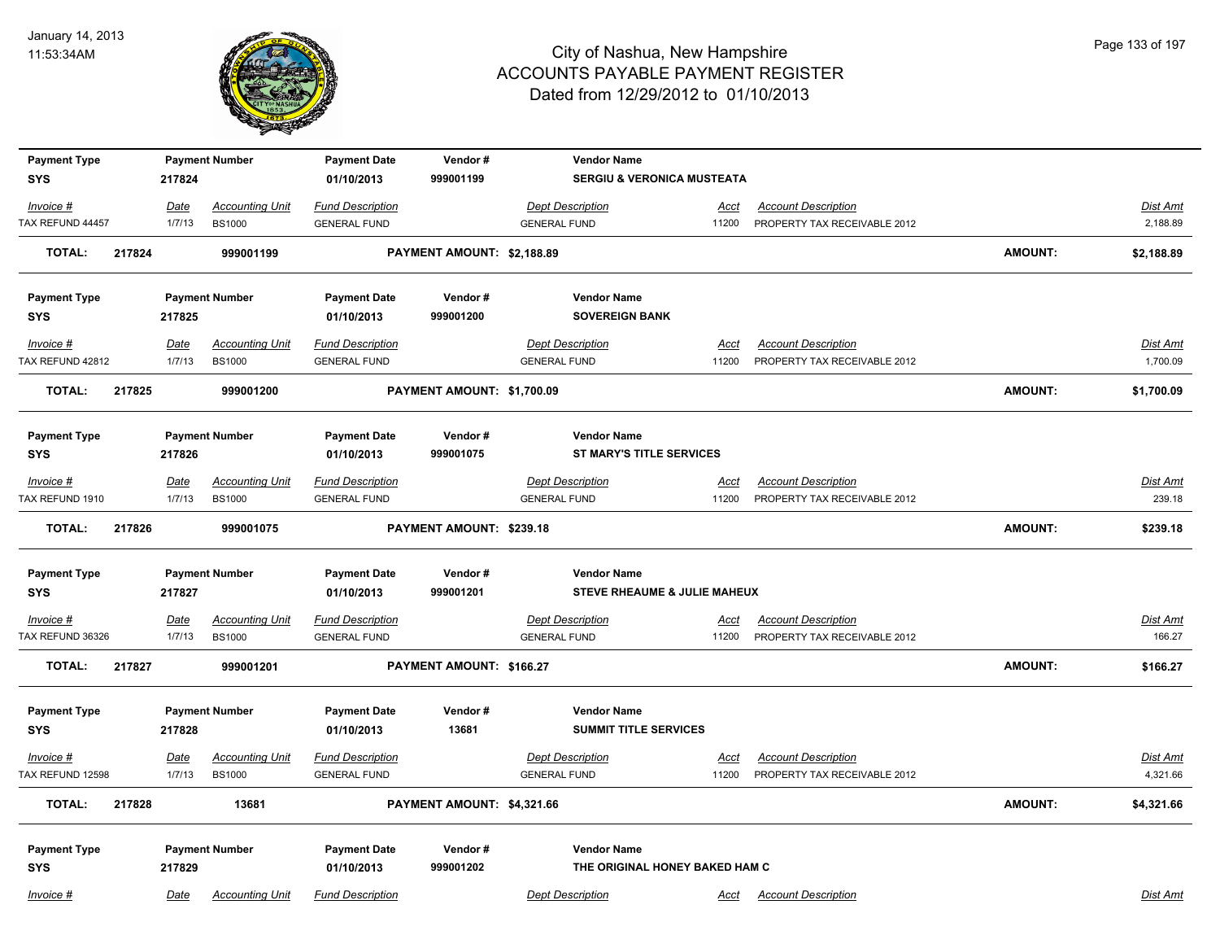# City of Nashua, New Hampshire
## ACCOUNTS PAYABLE PAYMENT REGISTER
### Dated from 12/29/2012 to 01/10/2013

January 14, 2013
11:53:34AM

| Payment Type | Payment Number | Payment Date | Vendor # | Vendor Name |
|---|---|---|---|---|
| SYS | 217824 | 01/10/2013 | 999001199 | SERGIU & VERONICA MUSTEATA |

| Invoice # | Date | Accounting Unit | Fund Description | Dept Description | Acct | Account Description | Dist Amt |
|---|---|---|---|---|---|---|---|
| TAX REFUND 44457 | 1/7/13 | BS1000 | GENERAL FUND | GENERAL FUND | 11200 | PROPERTY TAX RECEIVABLE 2012 | 2,188.89 |

**TOTAL: 217824 999001199 PAYMENT AMOUNT: $2,188.89 AMOUNT: $2,188.89**

| Payment Type | Payment Number | Payment Date | Vendor # | Vendor Name |
|---|---|---|---|---|
| SYS | 217825 | 01/10/2013 | 999001200 | SOVEREIGN BANK |

| Invoice # | Date | Accounting Unit | Fund Description | Dept Description | Acct | Account Description | Dist Amt |
|---|---|---|---|---|---|---|---|
| TAX REFUND 42812 | 1/7/13 | BS1000 | GENERAL FUND | GENERAL FUND | 11200 | PROPERTY TAX RECEIVABLE 2012 | 1,700.09 |

**TOTAL: 217825 999001200 PAYMENT AMOUNT: $1,700.09 AMOUNT: $1,700.09**

| Payment Type | Payment Number | Payment Date | Vendor # | Vendor Name |
|---|---|---|---|---|
| SYS | 217826 | 01/10/2013 | 999001075 | ST MARY'S TITLE SERVICES |

| Invoice # | Date | Accounting Unit | Fund Description | Dept Description | Acct | Account Description | Dist Amt |
|---|---|---|---|---|---|---|---|
| TAX REFUND 1910 | 1/7/13 | BS1000 | GENERAL FUND | GENERAL FUND | 11200 | PROPERTY TAX RECEIVABLE 2012 | 239.18 |

**TOTAL: 217826 999001075 PAYMENT AMOUNT: $239.18 AMOUNT: $239.18**

| Payment Type | Payment Number | Payment Date | Vendor # | Vendor Name |
|---|---|---|---|---|
| SYS | 217827 | 01/10/2013 | 999001201 | STEVE RHEAUME & JULIE MAHEUX |

| Invoice # | Date | Accounting Unit | Fund Description | Dept Description | Acct | Account Description | Dist Amt |
|---|---|---|---|---|---|---|---|
| TAX REFUND 36326 | 1/7/13 | BS1000 | GENERAL FUND | GENERAL FUND | 11200 | PROPERTY TAX RECEIVABLE 2012 | 166.27 |

**TOTAL: 217827 999001201 PAYMENT AMOUNT: $166.27 AMOUNT: $166.27**

| Payment Type | Payment Number | Payment Date | Vendor # | Vendor Name |
|---|---|---|---|---|
| SYS | 217828 | 01/10/2013 | 13681 | SUMMIT TITLE SERVICES |

| Invoice # | Date | Accounting Unit | Fund Description | Dept Description | Acct | Account Description | Dist Amt |
|---|---|---|---|---|---|---|---|
| TAX REFUND 12598 | 1/7/13 | BS1000 | GENERAL FUND | GENERAL FUND | 11200 | PROPERTY TAX RECEIVABLE 2012 | 4,321.66 |

**TOTAL: 217828 13681 PAYMENT AMOUNT: $4,321.66 AMOUNT: $4,321.66**

| Payment Type | Payment Number | Payment Date | Vendor # | Vendor Name |
|---|---|---|---|---|
| SYS | 217829 | 01/10/2013 | 999001202 | THE ORIGINAL HONEY BAKED HAM C |

| Invoice # | Date | Accounting Unit | Fund Description | Dept Description | Acct | Account Description | Dist Amt |
|---|---|---|---|---|---|---|---|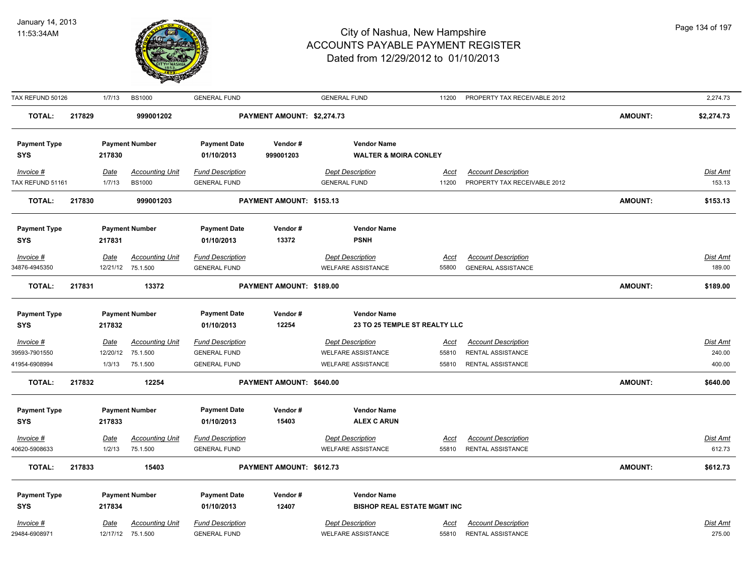# City of Nashua, New Hampshire
## ACCOUNTS PAYABLE PAYMENT REGISTER
### Dated from 12/29/2012 to 01/10/2013

January 14, 2013
11:53:34AM

| Invoice # | Date | Accounting Unit | Fund Description | Dept Description | Acct | Account Description | Dist Amt |
|---|---|---|---|---|---|---|---|
| TAX REFUND 50126 | 1/7/13 | BS1000 | GENERAL FUND | GENERAL FUND | 11200 | PROPERTY TAX RECEIVABLE 2012 | 2,274.73 |

**TOTAL: 217829 — 999001202 — PAYMENT AMOUNT: $2,274.73 — AMOUNT: $2,274.73**

| Payment Type | Payment Number | Payment Date | Vendor # | Vendor Name |
|---|---|---|---|---|
| SYS | 217830 | 01/10/2013 | 999001203 | WALTER & MOIRA CONLEY |

| Invoice # | Date | Accounting Unit | Fund Description | Dept Description | Acct | Account Description | Dist Amt |
|---|---|---|---|---|---|---|---|
| TAX REFUND 51161 | 1/7/13 | BS1000 | GENERAL FUND | GENERAL FUND | 11200 | PROPERTY TAX RECEIVABLE 2012 | 153.13 |

**TOTAL: 217830 — 999001203 — PAYMENT AMOUNT: $153.13 — AMOUNT: $153.13**

| Payment Type | Payment Number | Payment Date | Vendor # | Vendor Name |
|---|---|---|---|---|
| SYS | 217831 | 01/10/2013 | 13372 | PSNH |

| Invoice # | Date | Accounting Unit | Fund Description | Dept Description | Acct | Account Description | Dist Amt |
|---|---|---|---|---|---|---|---|
| 34876-4945350 | 12/21/12 | 75.1.500 | GENERAL FUND | WELFARE ASSISTANCE | 55800 | GENERAL ASSISTANCE | 189.00 |

**TOTAL: 217831 — 13372 — PAYMENT AMOUNT: $189.00 — AMOUNT: $189.00**

| Payment Type | Payment Number | Payment Date | Vendor # | Vendor Name |
|---|---|---|---|---|
| SYS | 217832 | 01/10/2013 | 12254 | 23 TO 25 TEMPLE ST REALTY LLC |

| Invoice # | Date | Accounting Unit | Fund Description | Dept Description | Acct | Account Description | Dist Amt |
|---|---|---|---|---|---|---|---|
| 39593-7901550 | 12/20/12 | 75.1.500 | GENERAL FUND | WELFARE ASSISTANCE | 55810 | RENTAL ASSISTANCE | 240.00 |
| 41954-6908994 | 1/3/13 | 75.1.500 | GENERAL FUND | WELFARE ASSISTANCE | 55810 | RENTAL ASSISTANCE | 400.00 |

**TOTAL: 217832 — 12254 — PAYMENT AMOUNT: $640.00 — AMOUNT: $640.00**

| Payment Type | Payment Number | Payment Date | Vendor # | Vendor Name |
|---|---|---|---|---|
| SYS | 217833 | 01/10/2013 | 15403 | ALEX C ARUN |

| Invoice # | Date | Accounting Unit | Fund Description | Dept Description | Acct | Account Description | Dist Amt |
|---|---|---|---|---|---|---|---|
| 40620-5908633 | 1/2/13 | 75.1.500 | GENERAL FUND | WELFARE ASSISTANCE | 55810 | RENTAL ASSISTANCE | 612.73 |

**TOTAL: 217833 — 15403 — PAYMENT AMOUNT: $612.73 — AMOUNT: $612.73**

| Payment Type | Payment Number | Payment Date | Vendor # | Vendor Name |
|---|---|---|---|---|
| SYS | 217834 | 01/10/2013 | 12407 | BISHOP REAL ESTATE MGMT INC |

| Invoice # | Date | Accounting Unit | Fund Description | Dept Description | Acct | Account Description | Dist Amt |
|---|---|---|---|---|---|---|---|
| 29484-6908971 | 12/17/12 | 75.1.500 | GENERAL FUND | WELFARE ASSISTANCE | 55810 | RENTAL ASSISTANCE | 275.00 |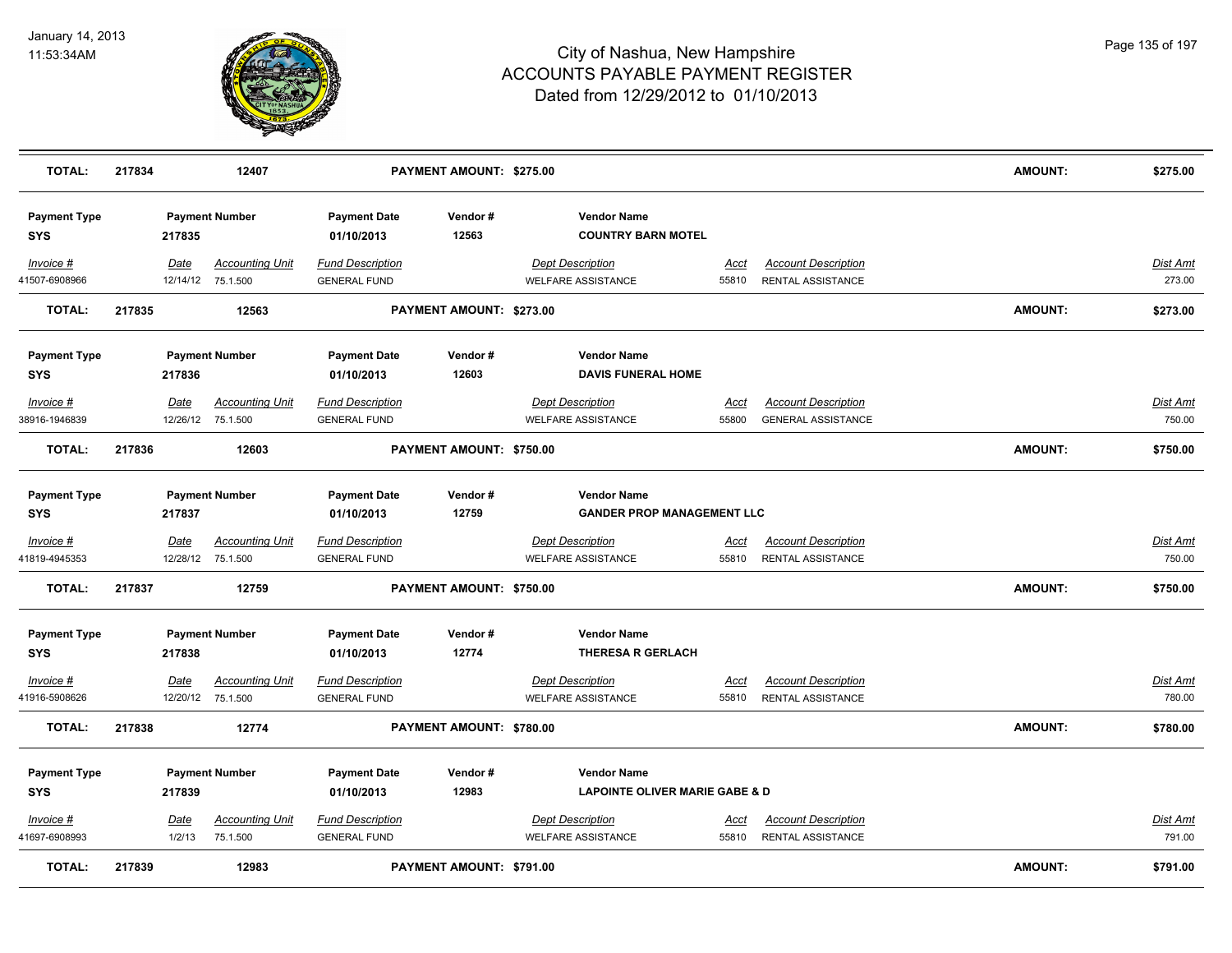**TOTAL:** 217834 | 12407 | **PAYMENT AMOUNT: $275.00** | **AMOUNT:** $275.00

| Payment Type | Payment Number | Payment Date | Vendor # | Vendor Name | | | |
|---|---|---|---|---|---|---|---|
| SYS | 217835 | 01/10/2013 | 12563 | COUNTRY BARN MOTEL | | | |
| *Invoice #* | *Date* | *Accounting Unit* | *Fund Description* | *Dept Description* | *Acct* | *Account Description* | *Dist Amt* |
| 41507-6908966 | 12/14/12 | 75.1.500 | GENERAL FUND | WELFARE ASSISTANCE | 55810 | RENTAL ASSISTANCE | 273.00 |

**TOTAL:** 217835 | 12563 | **PAYMENT AMOUNT: $273.00** | **AMOUNT:** $273.00

| Payment Type | Payment Number | Payment Date | Vendor # | Vendor Name | | | |
|---|---|---|---|---|---|---|---|
| SYS | 217836 | 01/10/2013 | 12603 | DAVIS FUNERAL HOME | | | |
| *Invoice #* | *Date* | *Accounting Unit* | *Fund Description* | *Dept Description* | *Acct* | *Account Description* | *Dist Amt* |
| 38916-1946839 | 12/26/12 | 75.1.500 | GENERAL FUND | WELFARE ASSISTANCE | 55800 | GENERAL ASSISTANCE | 750.00 |

**TOTAL:** 217836 | 12603 | **PAYMENT AMOUNT: $750.00** | **AMOUNT:** $750.00

| Payment Type | Payment Number | Payment Date | Vendor # | Vendor Name | | | |
|---|---|---|---|---|---|---|---|
| SYS | 217837 | 01/10/2013 | 12759 | GANDER PROP MANAGEMENT LLC | | | |
| *Invoice #* | *Date* | *Accounting Unit* | *Fund Description* | *Dept Description* | *Acct* | *Account Description* | *Dist Amt* |
| 41819-4945353 | 12/28/12 | 75.1.500 | GENERAL FUND | WELFARE ASSISTANCE | 55810 | RENTAL ASSISTANCE | 750.00 |

**TOTAL:** 217837 | 12759 | **PAYMENT AMOUNT: $750.00** | **AMOUNT:** $750.00

| Payment Type | Payment Number | Payment Date | Vendor # | Vendor Name | | | |
|---|---|---|---|---|---|---|---|
| SYS | 217838 | 01/10/2013 | 12774 | THERESA R GERLACH | | | |
| *Invoice #* | *Date* | *Accounting Unit* | *Fund Description* | *Dept Description* | *Acct* | *Account Description* | *Dist Amt* |
| 41916-5908626 | 12/20/12 | 75.1.500 | GENERAL FUND | WELFARE ASSISTANCE | 55810 | RENTAL ASSISTANCE | 780.00 |

**TOTAL:** 217838 | 12774 | **PAYMENT AMOUNT: $780.00** | **AMOUNT:** $780.00

| Payment Type | Payment Number | Payment Date | Vendor # | Vendor Name | | | |
|---|---|---|---|---|---|---|---|
| SYS | 217839 | 01/10/2013 | 12983 | LAPOINTE OLIVER MARIE GABE & D | | | |
| *Invoice #* | *Date* | *Accounting Unit* | *Fund Description* | *Dept Description* | *Acct* | *Account Description* | *Dist Amt* |
| 41697-6908993 | 1/2/13 | 75.1.500 | GENERAL FUND | WELFARE ASSISTANCE | 55810 | RENTAL ASSISTANCE | 791.00 |

**TOTAL:** 217839 | 12983 | **PAYMENT AMOUNT: $791.00** | **AMOUNT:** $791.00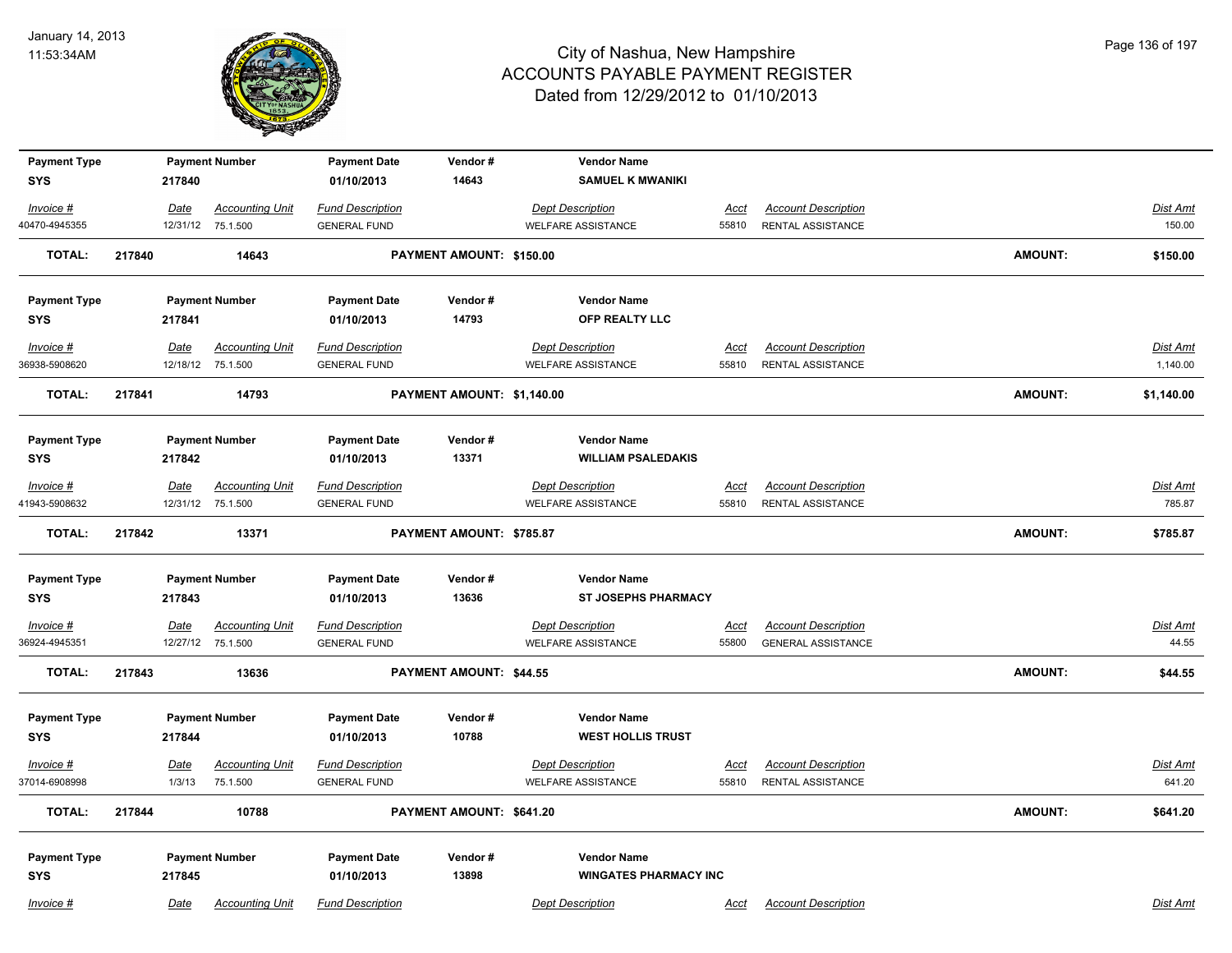# City of Nashua, New Hampshire
## ACCOUNTS PAYABLE PAYMENT REGISTER
### Dated from 12/29/2012 to 01/10/2013

January 14, 2013
11:53:34AM

| Payment Type | Payment Number | Payment Date | Vendor # | Vendor Name |
|---|---|---|---|---|
| SYS | 217840 | 01/10/2013 | 14643 | SAMUEL K MWANIKI |

| Invoice # | Date | Accounting Unit | Fund Description | Dept Description | Acct | Account Description | Dist Amt |
|---|---|---|---|---|---|---|---|
| 40470-4945355 | 12/31/12 | 75.1.500 | GENERAL FUND | WELFARE ASSISTANCE | 55810 | RENTAL ASSISTANCE | 150.00 |

**TOTAL: 217840 14643 PAYMENT AMOUNT: $150.00 AMOUNT: $150.00**

| Payment Type | Payment Number | Payment Date | Vendor # | Vendor Name |
|---|---|---|---|---|
| SYS | 217841 | 01/10/2013 | 14793 | OFP REALTY LLC |

| Invoice # | Date | Accounting Unit | Fund Description | Dept Description | Acct | Account Description | Dist Amt |
|---|---|---|---|---|---|---|---|
| 36938-5908620 | 12/18/12 | 75.1.500 | GENERAL FUND | WELFARE ASSISTANCE | 55810 | RENTAL ASSISTANCE | 1,140.00 |

**TOTAL: 217841 14793 PAYMENT AMOUNT: $1,140.00 AMOUNT: $1,140.00**

| Payment Type | Payment Number | Payment Date | Vendor # | Vendor Name |
|---|---|---|---|---|
| SYS | 217842 | 01/10/2013 | 13371 | WILLIAM PSALEDAKIS |

| Invoice # | Date | Accounting Unit | Fund Description | Dept Description | Acct | Account Description | Dist Amt |
|---|---|---|---|---|---|---|---|
| 41943-5908632 | 12/31/12 | 75.1.500 | GENERAL FUND | WELFARE ASSISTANCE | 55810 | RENTAL ASSISTANCE | 785.87 |

**TOTAL: 217842 13371 PAYMENT AMOUNT: $785.87 AMOUNT: $785.87**

| Payment Type | Payment Number | Payment Date | Vendor # | Vendor Name |
|---|---|---|---|---|
| SYS | 217843 | 01/10/2013 | 13636 | ST JOSEPHS PHARMACY |

| Invoice # | Date | Accounting Unit | Fund Description | Dept Description | Acct | Account Description | Dist Amt |
|---|---|---|---|---|---|---|---|
| 36924-4945351 | 12/27/12 | 75.1.500 | GENERAL FUND | WELFARE ASSISTANCE | 55800 | GENERAL ASSISTANCE | 44.55 |

**TOTAL: 217843 13636 PAYMENT AMOUNT: $44.55 AMOUNT: $44.55**

| Payment Type | Payment Number | Payment Date | Vendor # | Vendor Name |
|---|---|---|---|---|
| SYS | 217844 | 01/10/2013 | 10788 | WEST HOLLIS TRUST |

| Invoice # | Date | Accounting Unit | Fund Description | Dept Description | Acct | Account Description | Dist Amt |
|---|---|---|---|---|---|---|---|
| 37014-6908998 | 1/3/13 | 75.1.500 | GENERAL FUND | WELFARE ASSISTANCE | 55810 | RENTAL ASSISTANCE | 641.20 |

**TOTAL: 217844 10788 PAYMENT AMOUNT: $641.20 AMOUNT: $641.20**

| Payment Type | Payment Number | Payment Date | Vendor # | Vendor Name |
|---|---|---|---|---|
| SYS | 217845 | 01/10/2013 | 13898 | WINGATES PHARMACY INC |

| Invoice # | Date | Accounting Unit | Fund Description | Dept Description | Acct | Account Description | Dist Amt |
|---|---|---|---|---|---|---|---|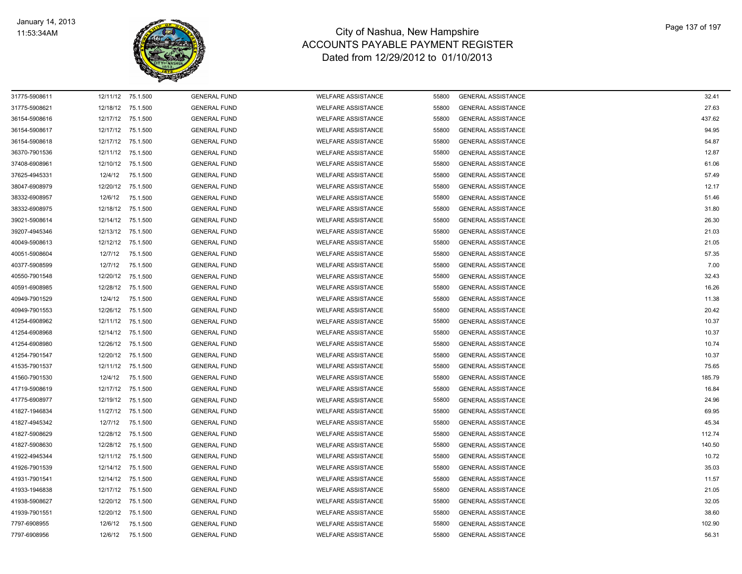# City of Nashua, New Hampshire
## ACCOUNTS PAYABLE PAYMENT REGISTER
### Dated from 12/29/2012 to 01/10/2013

| | | | | | | | |
|---|---|---|---|---|---|---|---|
| 31775-5908611 | 12/11/12 | 75.1.500 | GENERAL FUND | WELFARE ASSISTANCE | 55800 | GENERAL ASSISTANCE | 32.41 |
| 31775-5908621 | 12/18/12 | 75.1.500 | GENERAL FUND | WELFARE ASSISTANCE | 55800 | GENERAL ASSISTANCE | 27.63 |
| 36154-5908616 | 12/17/12 | 75.1.500 | GENERAL FUND | WELFARE ASSISTANCE | 55800 | GENERAL ASSISTANCE | 437.62 |
| 36154-5908617 | 12/17/12 | 75.1.500 | GENERAL FUND | WELFARE ASSISTANCE | 55800 | GENERAL ASSISTANCE | 94.95 |
| 36154-5908618 | 12/17/12 | 75.1.500 | GENERAL FUND | WELFARE ASSISTANCE | 55800 | GENERAL ASSISTANCE | 54.87 |
| 36370-7901536 | 12/11/12 | 75.1.500 | GENERAL FUND | WELFARE ASSISTANCE | 55800 | GENERAL ASSISTANCE | 12.87 |
| 37408-6908961 | 12/10/12 | 75.1.500 | GENERAL FUND | WELFARE ASSISTANCE | 55800 | GENERAL ASSISTANCE | 61.06 |
| 37625-4945331 | 12/4/12 | 75.1.500 | GENERAL FUND | WELFARE ASSISTANCE | 55800 | GENERAL ASSISTANCE | 57.49 |
| 38047-6908979 | 12/20/12 | 75.1.500 | GENERAL FUND | WELFARE ASSISTANCE | 55800 | GENERAL ASSISTANCE | 12.17 |
| 38332-6908957 | 12/6/12 | 75.1.500 | GENERAL FUND | WELFARE ASSISTANCE | 55800 | GENERAL ASSISTANCE | 51.46 |
| 38332-6908975 | 12/18/12 | 75.1.500 | GENERAL FUND | WELFARE ASSISTANCE | 55800 | GENERAL ASSISTANCE | 31.80 |
| 39021-5908614 | 12/14/12 | 75.1.500 | GENERAL FUND | WELFARE ASSISTANCE | 55800 | GENERAL ASSISTANCE | 26.30 |
| 39207-4945346 | 12/13/12 | 75.1.500 | GENERAL FUND | WELFARE ASSISTANCE | 55800 | GENERAL ASSISTANCE | 21.03 |
| 40049-5908613 | 12/12/12 | 75.1.500 | GENERAL FUND | WELFARE ASSISTANCE | 55800 | GENERAL ASSISTANCE | 21.05 |
| 40051-5908604 | 12/7/12 | 75.1.500 | GENERAL FUND | WELFARE ASSISTANCE | 55800 | GENERAL ASSISTANCE | 57.35 |
| 40377-5908599 | 12/7/12 | 75.1.500 | GENERAL FUND | WELFARE ASSISTANCE | 55800 | GENERAL ASSISTANCE | 7.00 |
| 40550-7901548 | 12/20/12 | 75.1.500 | GENERAL FUND | WELFARE ASSISTANCE | 55800 | GENERAL ASSISTANCE | 32.43 |
| 40591-6908985 | 12/28/12 | 75.1.500 | GENERAL FUND | WELFARE ASSISTANCE | 55800 | GENERAL ASSISTANCE | 16.26 |
| 40949-7901529 | 12/4/12 | 75.1.500 | GENERAL FUND | WELFARE ASSISTANCE | 55800 | GENERAL ASSISTANCE | 11.38 |
| 40949-7901553 | 12/26/12 | 75.1.500 | GENERAL FUND | WELFARE ASSISTANCE | 55800 | GENERAL ASSISTANCE | 20.42 |
| 41254-6908962 | 12/11/12 | 75.1.500 | GENERAL FUND | WELFARE ASSISTANCE | 55800 | GENERAL ASSISTANCE | 10.37 |
| 41254-6908968 | 12/14/12 | 75.1.500 | GENERAL FUND | WELFARE ASSISTANCE | 55800 | GENERAL ASSISTANCE | 10.37 |
| 41254-6908980 | 12/26/12 | 75.1.500 | GENERAL FUND | WELFARE ASSISTANCE | 55800 | GENERAL ASSISTANCE | 10.74 |
| 41254-7901547 | 12/20/12 | 75.1.500 | GENERAL FUND | WELFARE ASSISTANCE | 55800 | GENERAL ASSISTANCE | 10.37 |
| 41535-7901537 | 12/11/12 | 75.1.500 | GENERAL FUND | WELFARE ASSISTANCE | 55800 | GENERAL ASSISTANCE | 75.65 |
| 41560-7901530 | 12/4/12 | 75.1.500 | GENERAL FUND | WELFARE ASSISTANCE | 55800 | GENERAL ASSISTANCE | 185.79 |
| 41719-5908619 | 12/17/12 | 75.1.500 | GENERAL FUND | WELFARE ASSISTANCE | 55800 | GENERAL ASSISTANCE | 16.84 |
| 41775-6908977 | 12/19/12 | 75.1.500 | GENERAL FUND | WELFARE ASSISTANCE | 55800 | GENERAL ASSISTANCE | 24.96 |
| 41827-1946834 | 11/27/12 | 75.1.500 | GENERAL FUND | WELFARE ASSISTANCE | 55800 | GENERAL ASSISTANCE | 69.95 |
| 41827-4945342 | 12/7/12 | 75.1.500 | GENERAL FUND | WELFARE ASSISTANCE | 55800 | GENERAL ASSISTANCE | 45.34 |
| 41827-5908629 | 12/28/12 | 75.1.500 | GENERAL FUND | WELFARE ASSISTANCE | 55800 | GENERAL ASSISTANCE | 112.74 |
| 41827-5908630 | 12/28/12 | 75.1.500 | GENERAL FUND | WELFARE ASSISTANCE | 55800 | GENERAL ASSISTANCE | 140.50 |
| 41922-4945344 | 12/11/12 | 75.1.500 | GENERAL FUND | WELFARE ASSISTANCE | 55800 | GENERAL ASSISTANCE | 10.72 |
| 41926-7901539 | 12/14/12 | 75.1.500 | GENERAL FUND | WELFARE ASSISTANCE | 55800 | GENERAL ASSISTANCE | 35.03 |
| 41931-7901541 | 12/14/12 | 75.1.500 | GENERAL FUND | WELFARE ASSISTANCE | 55800 | GENERAL ASSISTANCE | 11.57 |
| 41933-1946838 | 12/17/12 | 75.1.500 | GENERAL FUND | WELFARE ASSISTANCE | 55800 | GENERAL ASSISTANCE | 21.05 |
| 41938-5908627 | 12/20/12 | 75.1.500 | GENERAL FUND | WELFARE ASSISTANCE | 55800 | GENERAL ASSISTANCE | 32.05 |
| 41939-7901551 | 12/20/12 | 75.1.500 | GENERAL FUND | WELFARE ASSISTANCE | 55800 | GENERAL ASSISTANCE | 38.60 |
| 7797-6908955 | 12/6/12 | 75.1.500 | GENERAL FUND | WELFARE ASSISTANCE | 55800 | GENERAL ASSISTANCE | 102.90 |
| 7797-6908956 | 12/6/12 | 75.1.500 | GENERAL FUND | WELFARE ASSISTANCE | 55800 | GENERAL ASSISTANCE | 56.31 |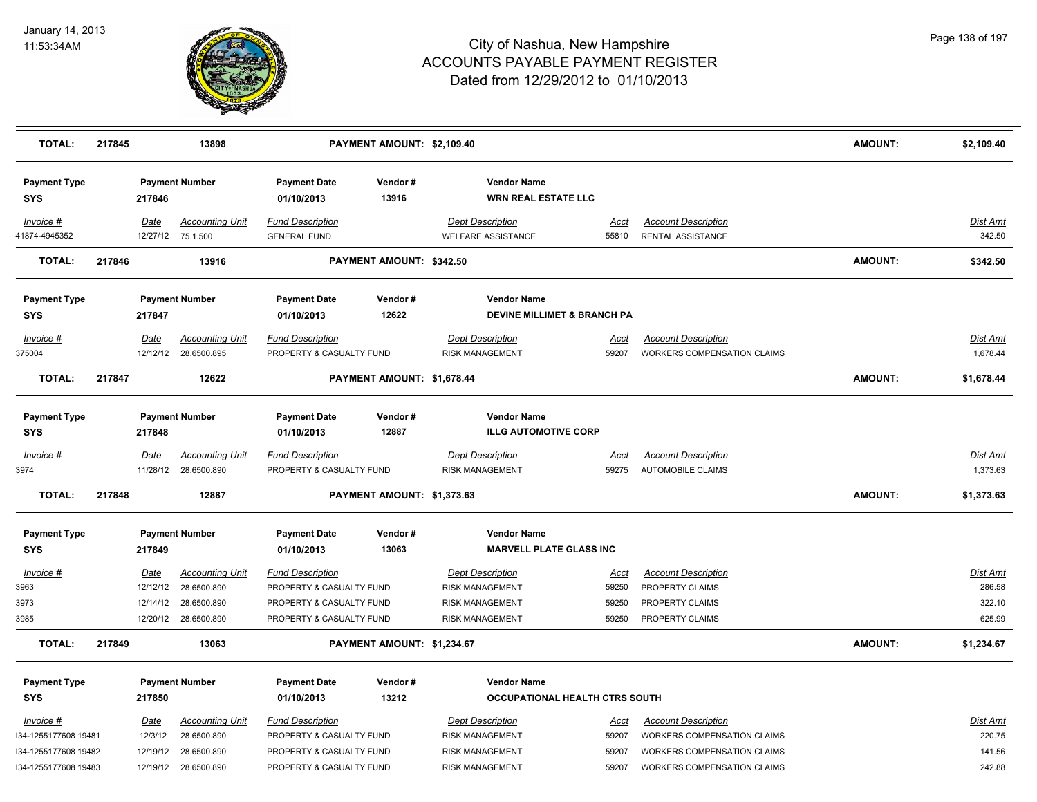| TOTAL: | 217845 | 13898 | PAYMENT AMOUNT: $2,109.40 | | | AMOUNT: | $2,109.40 |
|---|---|---|---|---|---|---|---|

**Payment Type** SYS | **Payment Number** 217846 | **Payment Date** 01/10/2013 | **Vendor #** 13916 | **Vendor Name** WRN REAL ESTATE LLC

| Invoice # | Date | Accounting Unit | Fund Description | Dept Description | Acct | Account Description | Dist Amt |
|---|---|---|---|---|---|---|---|
| 41874-4945352 | 12/27/12 | 75.1.500 | GENERAL FUND | WELFARE ASSISTANCE | 55810 | RENTAL ASSISTANCE | 342.50 |

| TOTAL: | 217846 | 13916 | PAYMENT AMOUNT: $342.50 | | | AMOUNT: | $342.50 |
|---|---|---|---|---|---|---|---|

**Payment Type** SYS | **Payment Number** 217847 | **Payment Date** 01/10/2013 | **Vendor #** 12622 | **Vendor Name** DEVINE MILLIMET & BRANCH PA

| Invoice # | Date | Accounting Unit | Fund Description | Dept Description | Acct | Account Description | Dist Amt |
|---|---|---|---|---|---|---|---|
| 375004 | 12/12/12 | 28.6500.895 | PROPERTY & CASUALTY FUND | RISK MANAGEMENT | 59207 | WORKERS COMPENSATION CLAIMS | 1,678.44 |

| TOTAL: | 217847 | 12622 | PAYMENT AMOUNT: $1,678.44 | | | AMOUNT: | $1,678.44 |
|---|---|---|---|---|---|---|---|

**Payment Type** SYS | **Payment Number** 217848 | **Payment Date** 01/10/2013 | **Vendor #** 12887 | **Vendor Name** ILLG AUTOMOTIVE CORP

| Invoice # | Date | Accounting Unit | Fund Description | Dept Description | Acct | Account Description | Dist Amt |
|---|---|---|---|---|---|---|---|
| 3974 | 11/28/12 | 28.6500.890 | PROPERTY & CASUALTY FUND | RISK MANAGEMENT | 59275 | AUTOMOBILE CLAIMS | 1,373.63 |

| TOTAL: | 217848 | 12887 | PAYMENT AMOUNT: $1,373.63 | | | AMOUNT: | $1,373.63 |
|---|---|---|---|---|---|---|---|

**Payment Type** SYS | **Payment Number** 217849 | **Payment Date** 01/10/2013 | **Vendor #** 13063 | **Vendor Name** MARVELL PLATE GLASS INC

| Invoice # | Date | Accounting Unit | Fund Description | Dept Description | Acct | Account Description | Dist Amt |
|---|---|---|---|---|---|---|---|
| 3963 | 12/12/12 | 28.6500.890 | PROPERTY & CASUALTY FUND | RISK MANAGEMENT | 59250 | PROPERTY CLAIMS | 286.58 |
| 3973 | 12/14/12 | 28.6500.890 | PROPERTY & CASUALTY FUND | RISK MANAGEMENT | 59250 | PROPERTY CLAIMS | 322.10 |
| 3985 | 12/20/12 | 28.6500.890 | PROPERTY & CASUALTY FUND | RISK MANAGEMENT | 59250 | PROPERTY CLAIMS | 625.99 |

| TOTAL: | 217849 | 13063 | PAYMENT AMOUNT: $1,234.67 | | | AMOUNT: | $1,234.67 |
|---|---|---|---|---|---|---|---|

**Payment Type** SYS | **Payment Number** 217850 | **Payment Date** 01/10/2013 | **Vendor #** 13212 | **Vendor Name** OCCUPATIONAL HEALTH CTRS SOUTH

| Invoice # | Date | Accounting Unit | Fund Description | Dept Description | Acct | Account Description | Dist Amt |
|---|---|---|---|---|---|---|---|
| I34-1255177608 19481 | 12/3/12 | 28.6500.890 | PROPERTY & CASUALTY FUND | RISK MANAGEMENT | 59207 | WORKERS COMPENSATION CLAIMS | 220.75 |
| I34-1255177608 19482 | 12/19/12 | 28.6500.890 | PROPERTY & CASUALTY FUND | RISK MANAGEMENT | 59207 | WORKERS COMPENSATION CLAIMS | 141.56 |
| I34-1255177608 19483 | 12/19/12 | 28.6500.890 | PROPERTY & CASUALTY FUND | RISK MANAGEMENT | 59207 | WORKERS COMPENSATION CLAIMS | 242.88 |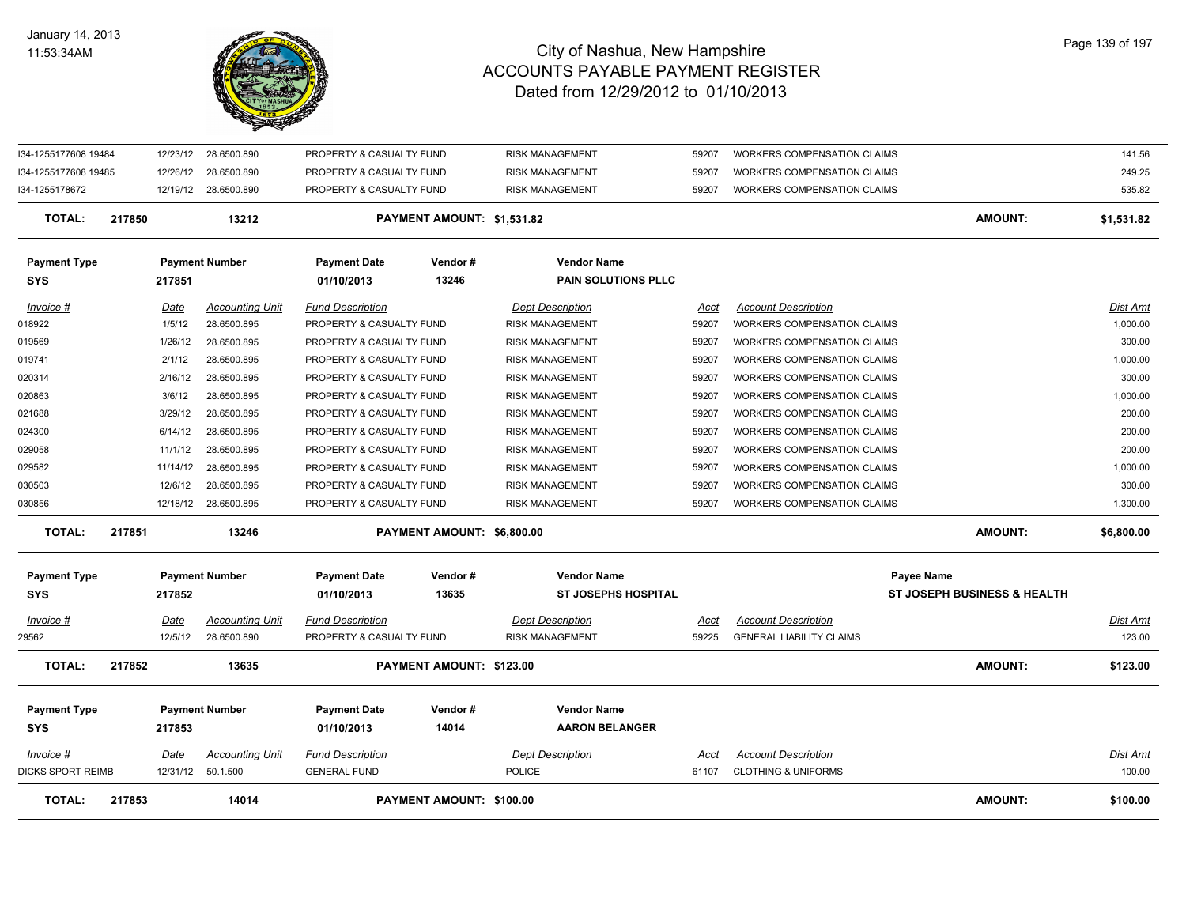| Invoice # | Date | Accounting Unit | Fund Description | Dept Description | Acct | Account Description | Dist Amt |
|---|---|---|---|---|---|---|---|
| I34-1255177608 19484 | 12/23/12 | 28.6500.890 | PROPERTY & CASUALTY FUND | RISK MANAGEMENT | 59207 | WORKERS COMPENSATION CLAIMS | 141.56 |
| I34-1255177608 19485 | 12/26/12 | 28.6500.890 | PROPERTY & CASUALTY FUND | RISK MANAGEMENT | 59207 | WORKERS COMPENSATION CLAIMS | 249.25 |
| I34-1255178672 | 12/19/12 | 28.6500.890 | PROPERTY & CASUALTY FUND | RISK MANAGEMENT | 59207 | WORKERS COMPENSATION CLAIMS | 535.82 |

**TOTAL: 217850 — 13212 — PAYMENT AMOUNT: $1,531.82 — AMOUNT: $1,531.82**

| Payment Type | Payment Number | Payment Date | Vendor # | Vendor Name |
|---|---|---|---|---|
| SYS | 217851 | 01/10/2013 | 13246 | PAIN SOLUTIONS PLLC |

| Invoice # | Date | Accounting Unit | Fund Description | Dept Description | Acct | Account Description | Dist Amt |
|---|---|---|---|---|---|---|---|
| 018922 | 1/5/12 | 28.6500.895 | PROPERTY & CASUALTY FUND | RISK MANAGEMENT | 59207 | WORKERS COMPENSATION CLAIMS | 1,000.00 |
| 019569 | 1/26/12 | 28.6500.895 | PROPERTY & CASUALTY FUND | RISK MANAGEMENT | 59207 | WORKERS COMPENSATION CLAIMS | 300.00 |
| 019741 | 2/1/12 | 28.6500.895 | PROPERTY & CASUALTY FUND | RISK MANAGEMENT | 59207 | WORKERS COMPENSATION CLAIMS | 1,000.00 |
| 020314 | 2/16/12 | 28.6500.895 | PROPERTY & CASUALTY FUND | RISK MANAGEMENT | 59207 | WORKERS COMPENSATION CLAIMS | 300.00 |
| 020863 | 3/6/12 | 28.6500.895 | PROPERTY & CASUALTY FUND | RISK MANAGEMENT | 59207 | WORKERS COMPENSATION CLAIMS | 1,000.00 |
| 021688 | 3/29/12 | 28.6500.895 | PROPERTY & CASUALTY FUND | RISK MANAGEMENT | 59207 | WORKERS COMPENSATION CLAIMS | 200.00 |
| 024300 | 6/14/12 | 28.6500.895 | PROPERTY & CASUALTY FUND | RISK MANAGEMENT | 59207 | WORKERS COMPENSATION CLAIMS | 200.00 |
| 029058 | 11/1/12 | 28.6500.895 | PROPERTY & CASUALTY FUND | RISK MANAGEMENT | 59207 | WORKERS COMPENSATION CLAIMS | 200.00 |
| 029582 | 11/14/12 | 28.6500.895 | PROPERTY & CASUALTY FUND | RISK MANAGEMENT | 59207 | WORKERS COMPENSATION CLAIMS | 1,000.00 |
| 030503 | 12/6/12 | 28.6500.895 | PROPERTY & CASUALTY FUND | RISK MANAGEMENT | 59207 | WORKERS COMPENSATION CLAIMS | 300.00 |
| 030856 | 12/18/12 | 28.6500.895 | PROPERTY & CASUALTY FUND | RISK MANAGEMENT | 59207 | WORKERS COMPENSATION CLAIMS | 1,300.00 |

**TOTAL: 217851 — 13246 — PAYMENT AMOUNT: $6,800.00 — AMOUNT: $6,800.00**

| Payment Type | Payment Number | Payment Date | Vendor # | Vendor Name | Payee Name |
|---|---|---|---|---|---|
| SYS | 217852 | 01/10/2013 | 13635 | ST JOSEPHS HOSPITAL | ST JOSEPH BUSINESS & HEALTH |

| Invoice # | Date | Accounting Unit | Fund Description | Dept Description | Acct | Account Description | Dist Amt |
|---|---|---|---|---|---|---|---|
| 29562 | 12/5/12 | 28.6500.890 | PROPERTY & CASUALTY FUND | RISK MANAGEMENT | 59225 | GENERAL LIABILITY CLAIMS | 123.00 |

**TOTAL: 217852 — 13635 — PAYMENT AMOUNT: $123.00 — AMOUNT: $123.00**

| Payment Type | Payment Number | Payment Date | Vendor # | Vendor Name |
|---|---|---|---|---|
| SYS | 217853 | 01/10/2013 | 14014 | AARON BELANGER |

| Invoice # | Date | Accounting Unit | Fund Description | Dept Description | Acct | Account Description | Dist Amt |
|---|---|---|---|---|---|---|---|
| DICKS SPORT REIMB | 12/31/12 | 50.1.500 | GENERAL FUND | POLICE | 61107 | CLOTHING & UNIFORMS | 100.00 |

**TOTAL: 217853 — 14014 — PAYMENT AMOUNT: $100.00 — AMOUNT: $100.00**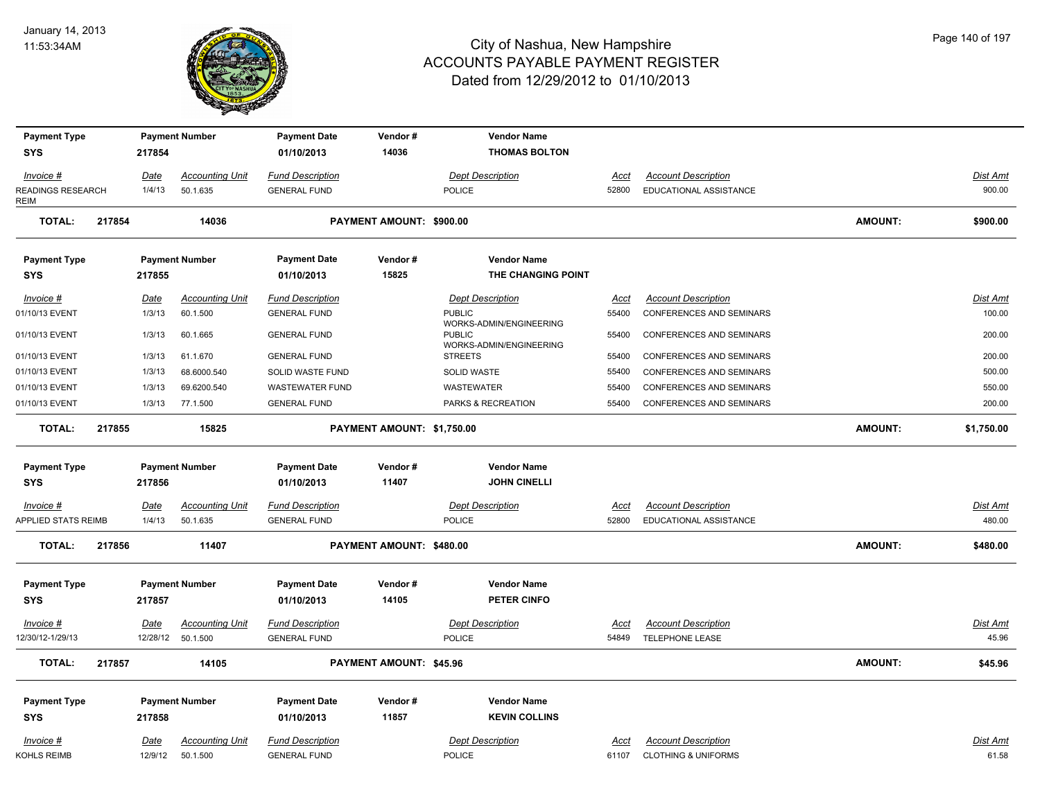# City of Nashua, New Hampshire
## ACCOUNTS PAYABLE PAYMENT REGISTER
### Dated from 12/29/2012 to 01/10/2013

January 14, 2013
11:53:34AM

| Payment Type | Payment Number | Payment Date | Vendor # | Vendor Name |
|---|---|---|---|---|
| SYS | 217854 | 01/10/2013 | 14036 | THOMAS BOLTON |

| Invoice # | Date | Accounting Unit | Fund Description | Dept Description | Acct | Account Description | Dist Amt |
|---|---|---|---|---|---|---|---|
| READINGS RESEARCH REIM | 1/4/13 | 50.1.635 | GENERAL FUND | POLICE | 52800 | EDUCATIONAL ASSISTANCE | 900.00 |

**TOTAL: 217854 14036 PAYMENT AMOUNT: $900.00 AMOUNT: $900.00**

| Payment Type | Payment Number | Payment Date | Vendor # | Vendor Name |
|---|---|---|---|---|
| SYS | 217855 | 01/10/2013 | 15825 | THE CHANGING POINT |

| Invoice # | Date | Accounting Unit | Fund Description | Dept Description | Acct | Account Description | Dist Amt |
|---|---|---|---|---|---|---|---|
| 01/10/13 EVENT | 1/3/13 | 60.1.500 | GENERAL FUND | PUBLIC WORKS-ADMIN/ENGINEERING | 55400 | CONFERENCES AND SEMINARS | 100.00 |
| 01/10/13 EVENT | 1/3/13 | 60.1.665 | GENERAL FUND | PUBLIC WORKS-ADMIN/ENGINEERING | 55400 | CONFERENCES AND SEMINARS | 200.00 |
| 01/10/13 EVENT | 1/3/13 | 61.1.670 | GENERAL FUND | STREETS | 55400 | CONFERENCES AND SEMINARS | 200.00 |
| 01/10/13 EVENT | 1/3/13 | 68.6000.540 | SOLID WASTE FUND | SOLID WASTE | 55400 | CONFERENCES AND SEMINARS | 500.00 |
| 01/10/13 EVENT | 1/3/13 | 69.6200.540 | WASTEWATER FUND | WASTEWATER | 55400 | CONFERENCES AND SEMINARS | 550.00 |
| 01/10/13 EVENT | 1/3/13 | 77.1.500 | GENERAL FUND | PARKS & RECREATION | 55400 | CONFERENCES AND SEMINARS | 200.00 |

**TOTAL: 217855 15825 PAYMENT AMOUNT: $1,750.00 AMOUNT: $1,750.00**

| Payment Type | Payment Number | Payment Date | Vendor # | Vendor Name |
|---|---|---|---|---|
| SYS | 217856 | 01/10/2013 | 11407 | JOHN CINELLI |

| Invoice # | Date | Accounting Unit | Fund Description | Dept Description | Acct | Account Description | Dist Amt |
|---|---|---|---|---|---|---|---|
| APPLIED STATS REIMB | 1/4/13 | 50.1.635 | GENERAL FUND | POLICE | 52800 | EDUCATIONAL ASSISTANCE | 480.00 |

**TOTAL: 217856 11407 PAYMENT AMOUNT: $480.00 AMOUNT: $480.00**

| Payment Type | Payment Number | Payment Date | Vendor # | Vendor Name |
|---|---|---|---|---|
| SYS | 217857 | 01/10/2013 | 14105 | PETER CINFO |

| Invoice # | Date | Accounting Unit | Fund Description | Dept Description | Acct | Account Description | Dist Amt |
|---|---|---|---|---|---|---|---|
| 12/30/12-1/29/13 | 12/28/12 | 50.1.500 | GENERAL FUND | POLICE | 54849 | TELEPHONE LEASE | 45.96 |

**TOTAL: 217857 14105 PAYMENT AMOUNT: $45.96 AMOUNT: $45.96**

| Payment Type | Payment Number | Payment Date | Vendor # | Vendor Name |
|---|---|---|---|---|
| SYS | 217858 | 01/10/2013 | 11857 | KEVIN COLLINS |

| Invoice # | Date | Accounting Unit | Fund Description | Dept Description | Acct | Account Description | Dist Amt |
|---|---|---|---|---|---|---|---|
| KOHLS REIMB | 12/9/12 | 50.1.500 | GENERAL FUND | POLICE | 61107 | CLOTHING & UNIFORMS | 61.58 |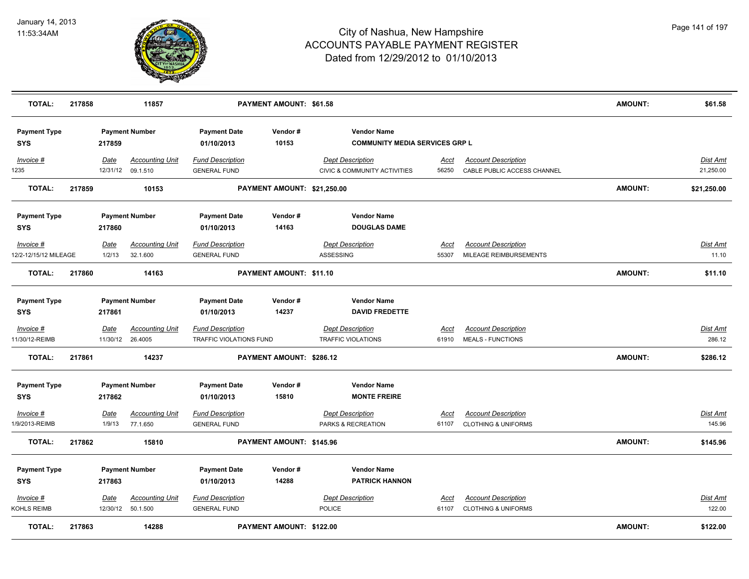| TOTAL: | 217858 | 11857 | PAYMENT AMOUNT: $61.58 | AMOUNT: | $61.58 |
|---|---|---|---|---|---|

| Payment Type | Payment Number | Payment Date | Vendor # | Vendor Name |
|---|---|---|---|---|
| SYS | 217859 | 01/10/2013 | 10153 | COMMUNITY MEDIA SERVICES GRP L |

| Invoice # | Date | Accounting Unit | Fund Description | Dept Description | Acct | Account Description | Dist Amt |
|---|---|---|---|---|---|---|---|
| 1235 | 12/31/12 | 09.1.510 | GENERAL FUND | CIVIC & COMMUNITY ACTIVITIES | 56250 | CABLE PUBLIC ACCESS CHANNEL | 21,250.00 |

| TOTAL: | 217859 | 10153 | PAYMENT AMOUNT: $21,250.00 | AMOUNT: | $21,250.00 |
|---|---|---|---|---|---|

| Payment Type | Payment Number | Payment Date | Vendor # | Vendor Name |
|---|---|---|---|---|
| SYS | 217860 | 01/10/2013 | 14163 | DOUGLAS DAME |

| Invoice # | Date | Accounting Unit | Fund Description | Dept Description | Acct | Account Description | Dist Amt |
|---|---|---|---|---|---|---|---|
| 12/2-12/15/12 MILEAGE | 1/2/13 | 32.1.600 | GENERAL FUND | ASSESSING | 55307 | MILEAGE REIMBURSEMENTS | 11.10 |

| TOTAL: | 217860 | 14163 | PAYMENT AMOUNT: $11.10 | AMOUNT: | $11.10 |
|---|---|---|---|---|---|

| Payment Type | Payment Number | Payment Date | Vendor # | Vendor Name |
|---|---|---|---|---|
| SYS | 217861 | 01/10/2013 | 14237 | DAVID FREDETTE |

| Invoice # | Date | Accounting Unit | Fund Description | Dept Description | Acct | Account Description | Dist Amt |
|---|---|---|---|---|---|---|---|
| 11/30/12-REIMB | 11/30/12 | 26.4005 | TRAFFIC VIOLATIONS FUND | TRAFFIC VIOLATIONS | 61910 | MEALS - FUNCTIONS | 286.12 |

| TOTAL: | 217861 | 14237 | PAYMENT AMOUNT: $286.12 | AMOUNT: | $286.12 |
|---|---|---|---|---|---|

| Payment Type | Payment Number | Payment Date | Vendor # | Vendor Name |
|---|---|---|---|---|
| SYS | 217862 | 01/10/2013 | 15810 | MONTE FREIRE |

| Invoice # | Date | Accounting Unit | Fund Description | Dept Description | Acct | Account Description | Dist Amt |
|---|---|---|---|---|---|---|---|
| 1/9/2013-REIMB | 1/9/13 | 77.1.650 | GENERAL FUND | PARKS & RECREATION | 61107 | CLOTHING & UNIFORMS | 145.96 |

| TOTAL: | 217862 | 15810 | PAYMENT AMOUNT: $145.96 | AMOUNT: | $145.96 |
|---|---|---|---|---|---|

| Payment Type | Payment Number | Payment Date | Vendor # | Vendor Name |
|---|---|---|---|---|
| SYS | 217863 | 01/10/2013 | 14288 | PATRICK HANNON |

| Invoice # | Date | Accounting Unit | Fund Description | Dept Description | Acct | Account Description | Dist Amt |
|---|---|---|---|---|---|---|---|
| KOHLS REIMB | 12/30/12 | 50.1.500 | GENERAL FUND | POLICE | 61107 | CLOTHING & UNIFORMS | 122.00 |

| TOTAL: | 217863 | 14288 | PAYMENT AMOUNT: $122.00 | AMOUNT: | $122.00 |
|---|---|---|---|---|---|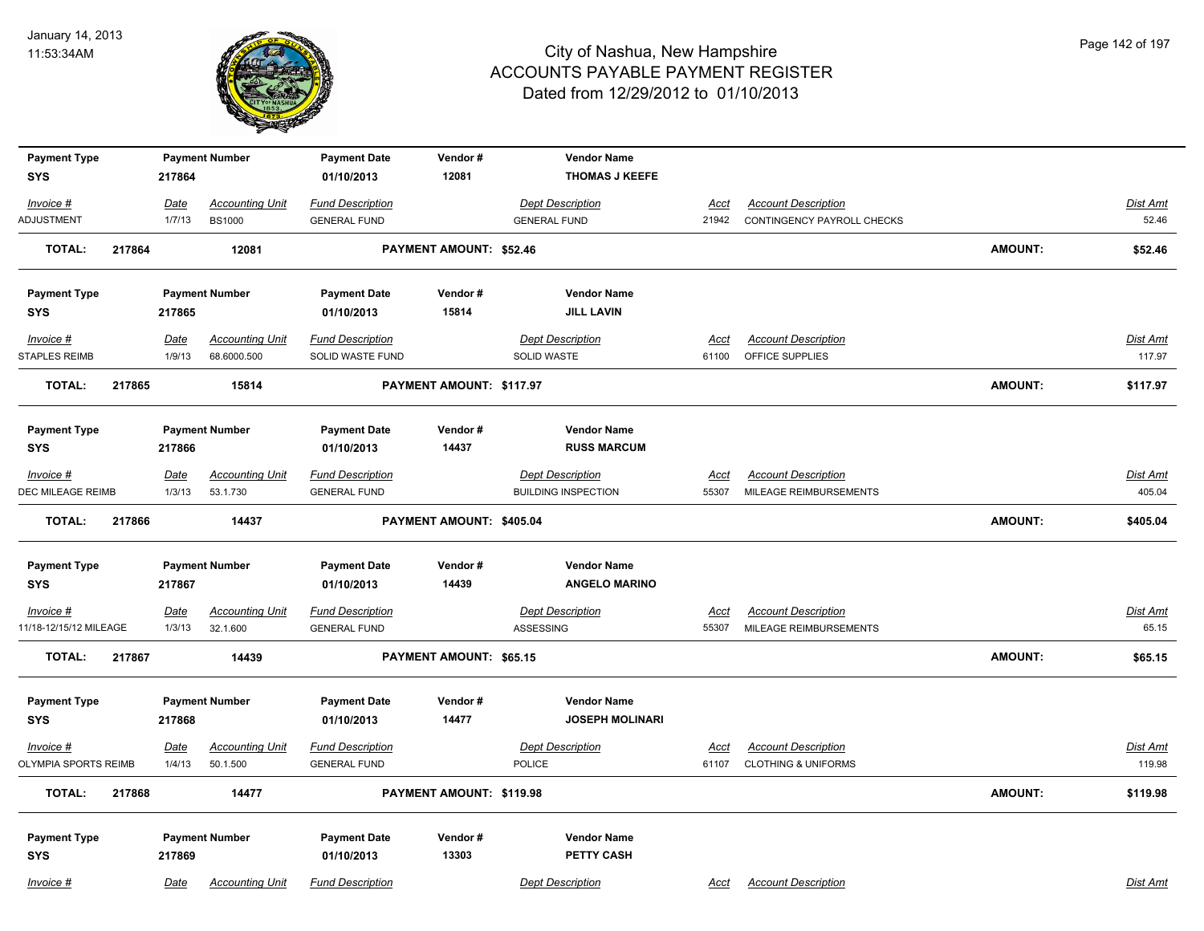# City of Nashua, New Hampshire
## ACCOUNTS PAYABLE PAYMENT REGISTER
### Dated from 12/29/2012 to 01/10/2013

January 14, 2013
11:53:34AM

| Payment Type | Payment Number | Payment Date | Vendor # | Vendor Name |
|---|---|---|---|---|
| SYS | 217864 | 01/10/2013 | 12081 | THOMAS J KEEFE |

| Invoice # | Date | Accounting Unit | Fund Description | Dept Description | Acct | Account Description | Dist Amt |
|---|---|---|---|---|---|---|---|
| ADJUSTMENT | 1/7/13 | BS1000 | GENERAL FUND | GENERAL FUND | 21942 | CONTINGENCY PAYROLL CHECKS | 52.46 |

**TOTAL: 217864 12081 PAYMENT AMOUNT: $52.46 AMOUNT: $52.46**

| Payment Type | Payment Number | Payment Date | Vendor # | Vendor Name |
|---|---|---|---|---|
| SYS | 217865 | 01/10/2013 | 15814 | JILL LAVIN |

| Invoice # | Date | Accounting Unit | Fund Description | Dept Description | Acct | Account Description | Dist Amt |
|---|---|---|---|---|---|---|---|
| STAPLES REIMB | 1/9/13 | 68.6000.500 | SOLID WASTE FUND | SOLID WASTE | 61100 | OFFICE SUPPLIES | 117.97 |

**TOTAL: 217865 15814 PAYMENT AMOUNT: $117.97 AMOUNT: $117.97**

| Payment Type | Payment Number | Payment Date | Vendor # | Vendor Name |
|---|---|---|---|---|
| SYS | 217866 | 01/10/2013 | 14437 | RUSS MARCUM |

| Invoice # | Date | Accounting Unit | Fund Description | Dept Description | Acct | Account Description | Dist Amt |
|---|---|---|---|---|---|---|---|
| DEC MILEAGE REIMB | 1/3/13 | 53.1.730 | GENERAL FUND | BUILDING INSPECTION | 55307 | MILEAGE REIMBURSEMENTS | 405.04 |

**TOTAL: 217866 14437 PAYMENT AMOUNT: $405.04 AMOUNT: $405.04**

| Payment Type | Payment Number | Payment Date | Vendor # | Vendor Name |
|---|---|---|---|---|
| SYS | 217867 | 01/10/2013 | 14439 | ANGELO MARINO |

| Invoice # | Date | Accounting Unit | Fund Description | Dept Description | Acct | Account Description | Dist Amt |
|---|---|---|---|---|---|---|---|
| 11/18-12/15/12 MILEAGE | 1/3/13 | 32.1.600 | GENERAL FUND | ASSESSING | 55307 | MILEAGE REIMBURSEMENTS | 65.15 |

**TOTAL: 217867 14439 PAYMENT AMOUNT: $65.15 AMOUNT: $65.15**

| Payment Type | Payment Number | Payment Date | Vendor # | Vendor Name |
|---|---|---|---|---|
| SYS | 217868 | 01/10/2013 | 14477 | JOSEPH MOLINARI |

| Invoice # | Date | Accounting Unit | Fund Description | Dept Description | Acct | Account Description | Dist Amt |
|---|---|---|---|---|---|---|---|
| OLYMPIA SPORTS REIMB | 1/4/13 | 50.1.500 | GENERAL FUND | POLICE | 61107 | CLOTHING & UNIFORMS | 119.98 |

**TOTAL: 217868 14477 PAYMENT AMOUNT: $119.98 AMOUNT: $119.98**

| Payment Type | Payment Number | Payment Date | Vendor # | Vendor Name |
|---|---|---|---|---|
| SYS | 217869 | 01/10/2013 | 13303 | PETTY CASH |

| Invoice # | Date | Accounting Unit | Fund Description | Dept Description | Acct | Account Description | Dist Amt |
|---|---|---|---|---|---|---|---|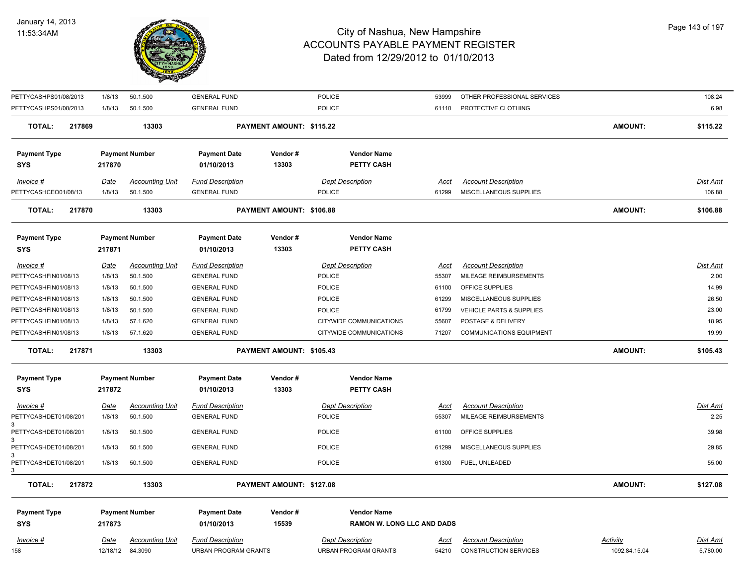# City of Nashua, New Hampshire
## ACCOUNTS PAYABLE PAYMENT REGISTER
### Dated from 12/29/2012 to 01/10/2013

January 14, 2013
11:53:34AM

| Invoice # | Date | Accounting Unit | Fund Description | Dept Description | Acct | Account Description | Activity | Dist Amt |
|---|---|---|---|---|---|---|---|---|
| PETTYCASHPS01/08/2013 | 1/8/13 | 50.1.500 | GENERAL FUND | POLICE | 53999 | OTHER PROFESSIONAL SERVICES | | 108.24 |
| PETTYCASHPS01/08/2013 | 1/8/13 | 50.1.500 | GENERAL FUND | POLICE | 61110 | PROTECTIVE CLOTHING | | 6.98 |

**TOTAL: 217869 — 13303 — PAYMENT AMOUNT: $115.22 — AMOUNT: $115.22**

| Payment Type | Payment Number | Payment Date | Vendor # | Vendor Name |
|---|---|---|---|---|
| SYS | 217870 | 01/10/2013 | 13303 | PETTY CASH |

| Invoice # | Date | Accounting Unit | Fund Description | Dept Description | Acct | Account Description | Dist Amt |
|---|---|---|---|---|---|---|---|
| PETTYCASHCEO01/08/13 | 1/8/13 | 50.1.500 | GENERAL FUND | POLICE | 61299 | MISCELLANEOUS SUPPLIES | 106.88 |

**TOTAL: 217870 — 13303 — PAYMENT AMOUNT: $106.88 — AMOUNT: $106.88**

| Payment Type | Payment Number | Payment Date | Vendor # | Vendor Name |
|---|---|---|---|---|
| SYS | 217871 | 01/10/2013 | 13303 | PETTY CASH |

| Invoice # | Date | Accounting Unit | Fund Description | Dept Description | Acct | Account Description | Dist Amt |
|---|---|---|---|---|---|---|---|
| PETTYCASHFIN01/08/13 | 1/8/13 | 50.1.500 | GENERAL FUND | POLICE | 55307 | MILEAGE REIMBURSEMENTS | 2.00 |
| PETTYCASHFIN01/08/13 | 1/8/13 | 50.1.500 | GENERAL FUND | POLICE | 61100 | OFFICE SUPPLIES | 14.99 |
| PETTYCASHFIN01/08/13 | 1/8/13 | 50.1.500 | GENERAL FUND | POLICE | 61299 | MISCELLANEOUS SUPPLIES | 26.50 |
| PETTYCASHFIN01/08/13 | 1/8/13 | 50.1.500 | GENERAL FUND | POLICE | 61799 | VEHICLE PARTS & SUPPLIES | 23.00 |
| PETTYCASHFIN01/08/13 | 1/8/13 | 57.1.620 | GENERAL FUND | CITYWIDE COMMUNICATIONS | 55607 | POSTAGE & DELIVERY | 18.95 |
| PETTYCASHFIN01/08/13 | 1/8/13 | 57.1.620 | GENERAL FUND | CITYWIDE COMMUNICATIONS | 71207 | COMMUNICATIONS EQUIPMENT | 19.99 |

**TOTAL: 217871 — 13303 — PAYMENT AMOUNT: $105.43 — AMOUNT: $105.43**

| Payment Type | Payment Number | Payment Date | Vendor # | Vendor Name |
|---|---|---|---|---|
| SYS | 217872 | 01/10/2013 | 13303 | PETTY CASH |

| Invoice # | Date | Accounting Unit | Fund Description | Dept Description | Acct | Account Description | Dist Amt |
|---|---|---|---|---|---|---|---|
| PETTYCASHDET01/08/2013 | 1/8/13 | 50.1.500 | GENERAL FUND | POLICE | 55307 | MILEAGE REIMBURSEMENTS | 2.25 |
| PETTYCASHDET01/08/2013 | 1/8/13 | 50.1.500 | GENERAL FUND | POLICE | 61100 | OFFICE SUPPLIES | 39.98 |
| PETTYCASHDET01/08/2013 | 1/8/13 | 50.1.500 | GENERAL FUND | POLICE | 61299 | MISCELLANEOUS SUPPLIES | 29.85 |
| PETTYCASHDET01/08/2013 | 1/8/13 | 50.1.500 | GENERAL FUND | POLICE | 61300 | FUEL, UNLEADED | 55.00 |

**TOTAL: 217872 — 13303 — PAYMENT AMOUNT: $127.08 — AMOUNT: $127.08**

| Payment Type | Payment Number | Payment Date | Vendor # | Vendor Name |
|---|---|---|---|---|
| SYS | 217873 | 01/10/2013 | 15539 | RAMON W. LONG LLC AND DADS |

| Invoice # | Date | Accounting Unit | Fund Description | Dept Description | Acct | Account Description | Activity | Dist Amt |
|---|---|---|---|---|---|---|---|---|
| 158 | 12/18/12 | 84.3090 | URBAN PROGRAM GRANTS | URBAN PROGRAM GRANTS | 54210 | CONSTRUCTION SERVICES | 1092.84.15.04 | 5,780.00 |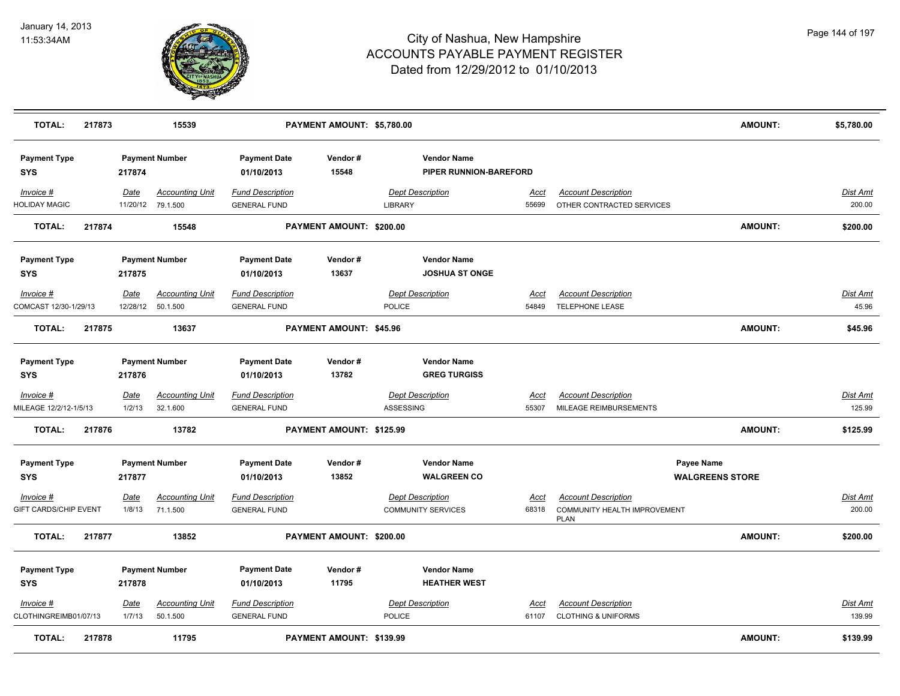# City of Nashua, New Hampshire
## ACCOUNTS PAYABLE PAYMENT REGISTER
### Dated from 12/29/2012 to 01/10/2013

January 14, 2013
11:53:34AM

| **TOTAL:** | **217873** | **15539** | **PAYMENT AMOUNT: $5,780.00** | **AMOUNT:** | **$5,780.00** |
|---|---|---|---|---|---|

| Payment Type | Payment Number | Payment Date | Vendor # | Vendor Name |
|---|---|---|---|---|
| **SYS** | **217874** | **01/10/2013** | **15548** | **PIPER RUNNION-BAREFORD** |

| Invoice # | Date | Accounting Unit | Fund Description | Dept Description | Acct | Account Description | Dist Amt |
|---|---|---|---|---|---|---|---|
| HOLIDAY MAGIC | 11/20/12 | 79.1.500 | GENERAL FUND | LIBRARY | 55699 | OTHER CONTRACTED SERVICES | 200.00 |

| **TOTAL:** | **217874** | **15548** | **PAYMENT AMOUNT: $200.00** | **AMOUNT:** | **$200.00** |
|---|---|---|---|---|---|

| Payment Type | Payment Number | Payment Date | Vendor # | Vendor Name |
|---|---|---|---|---|
| **SYS** | **217875** | **01/10/2013** | **13637** | **JOSHUA ST ONGE** |

| Invoice # | Date | Accounting Unit | Fund Description | Dept Description | Acct | Account Description | Dist Amt |
|---|---|---|---|---|---|---|---|
| COMCAST 12/30-1/29/13 | 12/28/12 | 50.1.500 | GENERAL FUND | POLICE | 54849 | TELEPHONE LEASE | 45.96 |

| **TOTAL:** | **217875** | **13637** | **PAYMENT AMOUNT: $45.96** | **AMOUNT:** | **$45.96** |
|---|---|---|---|---|---|

| Payment Type | Payment Number | Payment Date | Vendor # | Vendor Name |
|---|---|---|---|---|
| **SYS** | **217876** | **01/10/2013** | **13782** | **GREG TURGISS** |

| Invoice # | Date | Accounting Unit | Fund Description | Dept Description | Acct | Account Description | Dist Amt |
|---|---|---|---|---|---|---|---|
| MILEAGE 12/2/12-1/5/13 | 1/2/13 | 32.1.600 | GENERAL FUND | ASSESSING | 55307 | MILEAGE REIMBURSEMENTS | 125.99 |

| **TOTAL:** | **217876** | **13782** | **PAYMENT AMOUNT: $125.99** | **AMOUNT:** | **$125.99** |
|---|---|---|---|---|---|

| Payment Type | Payment Number | Payment Date | Vendor # | Vendor Name | Payee Name |
|---|---|---|---|---|---|
| **SYS** | **217877** | **01/10/2013** | **13852** | **WALGREEN CO** | **WALGREENS STORE** |

| Invoice # | Date | Accounting Unit | Fund Description | Dept Description | Acct | Account Description | Dist Amt |
|---|---|---|---|---|---|---|---|
| GIFT CARDS/CHIP EVENT | 1/8/13 | 71.1.500 | GENERAL FUND | COMMUNITY SERVICES | 68318 | COMMUNITY HEALTH IMPROVEMENT PLAN | 200.00 |

| **TOTAL:** | **217877** | **13852** | **PAYMENT AMOUNT: $200.00** | **AMOUNT:** | **$200.00** |
|---|---|---|---|---|---|

| Payment Type | Payment Number | Payment Date | Vendor # | Vendor Name |
|---|---|---|---|---|
| **SYS** | **217878** | **01/10/2013** | **11795** | **HEATHER WEST** |

| Invoice # | Date | Accounting Unit | Fund Description | Dept Description | Acct | Account Description | Dist Amt |
|---|---|---|---|---|---|---|---|
| CLOTHINGREIMB01/07/13 | 1/7/13 | 50.1.500 | GENERAL FUND | POLICE | 61107 | CLOTHING & UNIFORMS | 139.99 |

| **TOTAL:** | **217878** | **11795** | **PAYMENT AMOUNT: $139.99** | **AMOUNT:** | **$139.99** |
|---|---|---|---|---|---|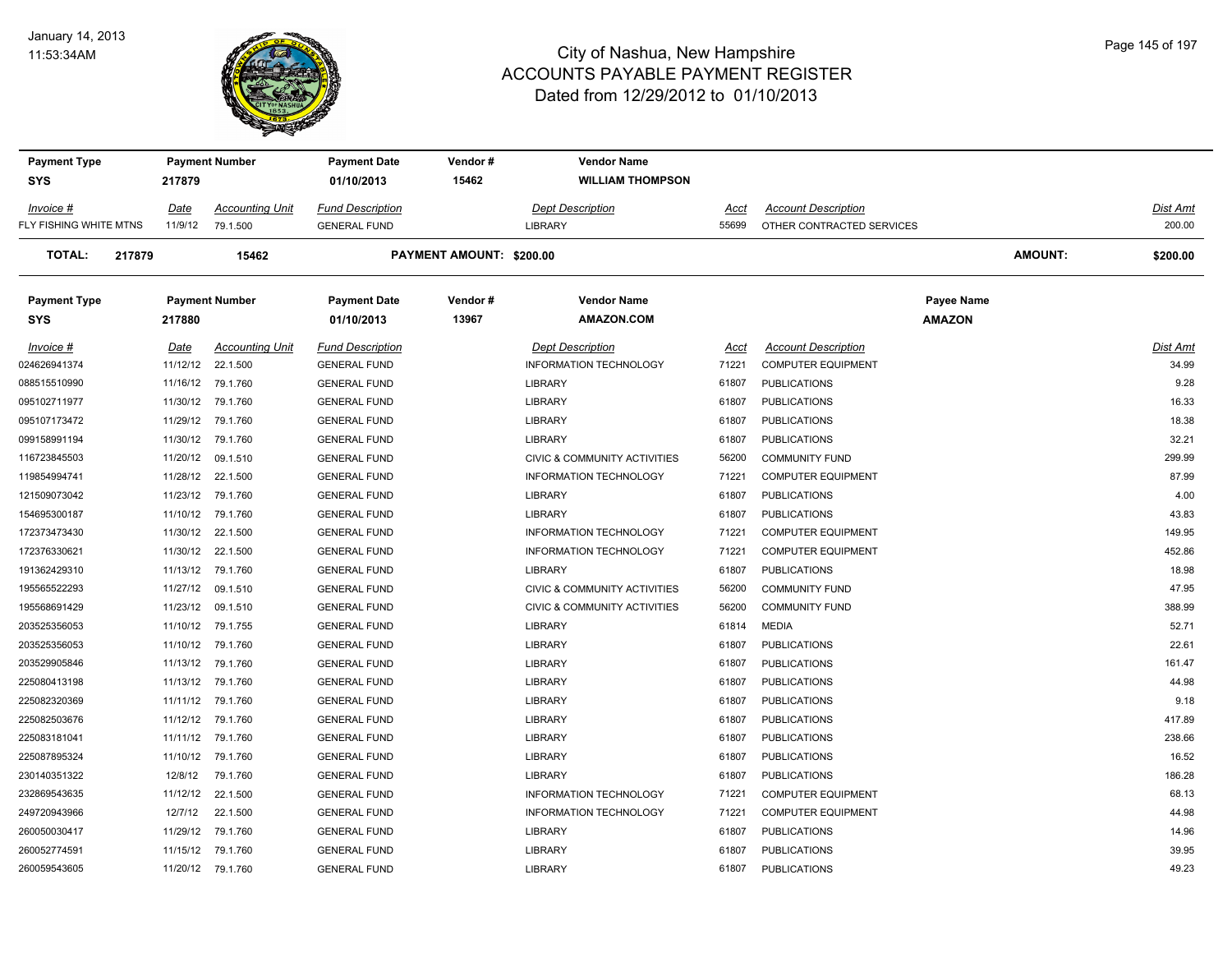# City of Nashua, New Hampshire
## ACCOUNTS PAYABLE PAYMENT REGISTER
### Dated from 12/29/2012 to 01/10/2013

January 14, 2013
11:53:34AM

| Payment Type | Payment Number | Payment Date | Vendor # | Vendor Name |
|---|---|---|---|---|
| SYS | 217879 | 01/10/2013 | 15462 | WILLIAM THOMPSON |

| Invoice # | Date | Accounting Unit | Fund Description | Dept Description | Acct | Account Description | Dist Amt |
|---|---|---|---|---|---|---|---|
| FLY FISHING WHITE MTNS | 11/9/12 | 79.1.500 | GENERAL FUND | LIBRARY | 55699 | OTHER CONTRACTED SERVICES | 200.00 |

**TOTAL: 217879 15462 PAYMENT AMOUNT: $200.00 AMOUNT: $200.00**

| Payment Type | Payment Number | Payment Date | Vendor # | Vendor Name | Payee Name |
|---|---|---|---|---|---|
| SYS | 217880 | 01/10/2013 | 13967 | AMAZON.COM | AMAZON |

| Invoice # | Date | Accounting Unit | Fund Description | Dept Description | Acct | Account Description | Dist Amt |
|---|---|---|---|---|---|---|---|
| 024626941374 | 11/12/12 | 22.1.500 | GENERAL FUND | INFORMATION TECHNOLOGY | 71221 | COMPUTER EQUIPMENT | 34.99 |
| 088515510990 | 11/16/12 | 79.1.760 | GENERAL FUND | LIBRARY | 61807 | PUBLICATIONS | 9.28 |
| 095102711977 | 11/30/12 | 79.1.760 | GENERAL FUND | LIBRARY | 61807 | PUBLICATIONS | 16.33 |
| 095107173472 | 11/29/12 | 79.1.760 | GENERAL FUND | LIBRARY | 61807 | PUBLICATIONS | 18.38 |
| 099158991194 | 11/30/12 | 79.1.760 | GENERAL FUND | LIBRARY | 61807 | PUBLICATIONS | 32.21 |
| 116723845503 | 11/20/12 | 09.1.510 | GENERAL FUND | CIVIC & COMMUNITY ACTIVITIES | 56200 | COMMUNITY FUND | 299.99 |
| 119854994741 | 11/28/12 | 22.1.500 | GENERAL FUND | INFORMATION TECHNOLOGY | 71221 | COMPUTER EQUIPMENT | 87.99 |
| 121509073042 | 11/23/12 | 79.1.760 | GENERAL FUND | LIBRARY | 61807 | PUBLICATIONS | 4.00 |
| 154695300187 | 11/10/12 | 79.1.760 | GENERAL FUND | LIBRARY | 61807 | PUBLICATIONS | 43.83 |
| 172373473430 | 11/30/12 | 22.1.500 | GENERAL FUND | INFORMATION TECHNOLOGY | 71221 | COMPUTER EQUIPMENT | 149.95 |
| 172376330621 | 11/30/12 | 22.1.500 | GENERAL FUND | INFORMATION TECHNOLOGY | 71221 | COMPUTER EQUIPMENT | 452.86 |
| 191362429310 | 11/13/12 | 79.1.760 | GENERAL FUND | LIBRARY | 61807 | PUBLICATIONS | 18.98 |
| 195565522293 | 11/27/12 | 09.1.510 | GENERAL FUND | CIVIC & COMMUNITY ACTIVITIES | 56200 | COMMUNITY FUND | 47.95 |
| 195568691429 | 11/23/12 | 09.1.510 | GENERAL FUND | CIVIC & COMMUNITY ACTIVITIES | 56200 | COMMUNITY FUND | 388.99 |
| 203525356053 | 11/10/12 | 79.1.755 | GENERAL FUND | LIBRARY | 61814 | MEDIA | 52.71 |
| 203525356053 | 11/10/12 | 79.1.760 | GENERAL FUND | LIBRARY | 61807 | PUBLICATIONS | 22.61 |
| 203529905846 | 11/13/12 | 79.1.760 | GENERAL FUND | LIBRARY | 61807 | PUBLICATIONS | 161.47 |
| 225080413198 | 11/13/12 | 79.1.760 | GENERAL FUND | LIBRARY | 61807 | PUBLICATIONS | 44.98 |
| 225082320369 | 11/11/12 | 79.1.760 | GENERAL FUND | LIBRARY | 61807 | PUBLICATIONS | 9.18 |
| 225082503676 | 11/12/12 | 79.1.760 | GENERAL FUND | LIBRARY | 61807 | PUBLICATIONS | 417.89 |
| 225083181041 | 11/11/12 | 79.1.760 | GENERAL FUND | LIBRARY | 61807 | PUBLICATIONS | 238.66 |
| 225087895324 | 11/10/12 | 79.1.760 | GENERAL FUND | LIBRARY | 61807 | PUBLICATIONS | 16.52 |
| 230140351322 | 12/8/12 | 79.1.760 | GENERAL FUND | LIBRARY | 61807 | PUBLICATIONS | 186.28 |
| 232869543635 | 11/12/12 | 22.1.500 | GENERAL FUND | INFORMATION TECHNOLOGY | 71221 | COMPUTER EQUIPMENT | 68.13 |
| 249720943966 | 12/7/12 | 22.1.500 | GENERAL FUND | INFORMATION TECHNOLOGY | 71221 | COMPUTER EQUIPMENT | 44.98 |
| 260050030417 | 11/29/12 | 79.1.760 | GENERAL FUND | LIBRARY | 61807 | PUBLICATIONS | 14.96 |
| 260052774591 | 11/15/12 | 79.1.760 | GENERAL FUND | LIBRARY | 61807 | PUBLICATIONS | 39.95 |
| 260059543605 | 11/20/12 | 79.1.760 | GENERAL FUND | LIBRARY | 61807 | PUBLICATIONS | 49.23 |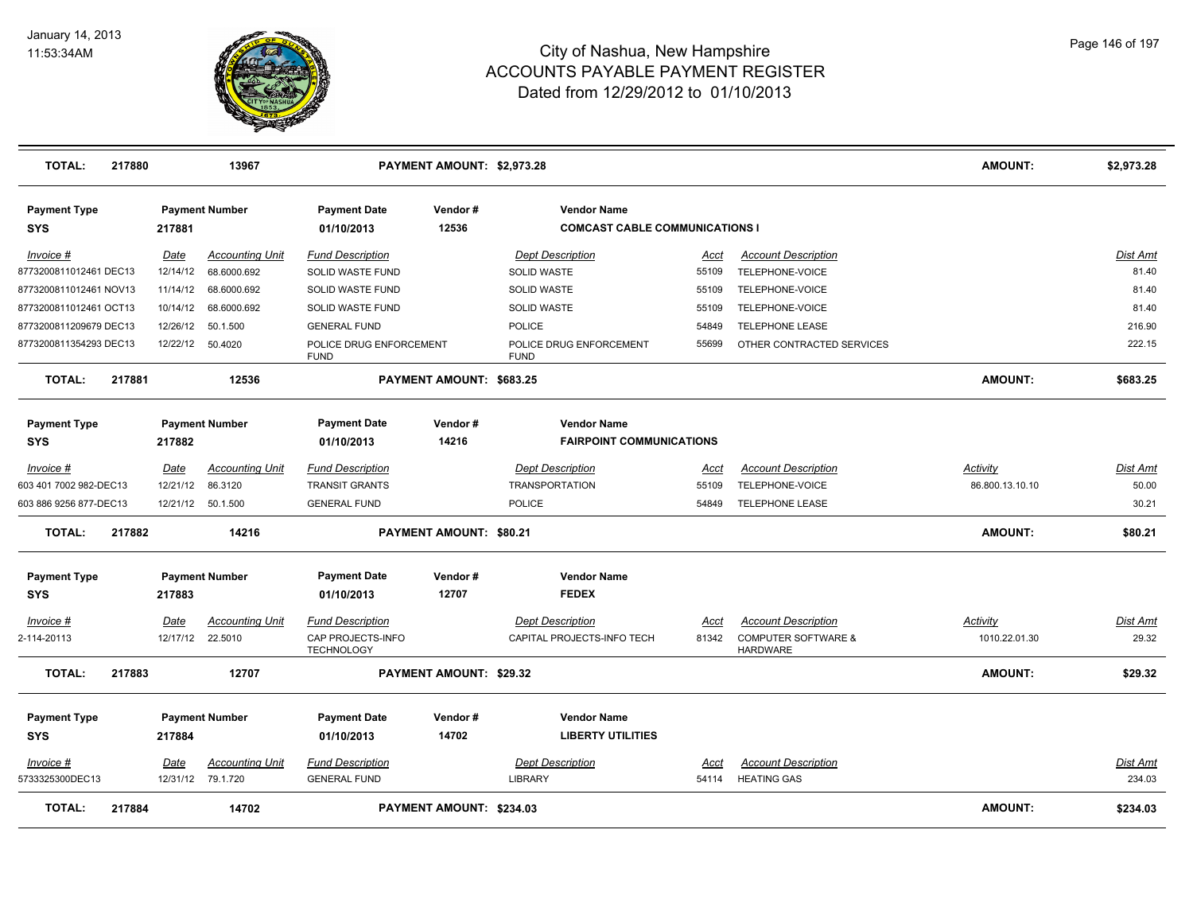# City of Nashua, New Hampshire
## ACCOUNTS PAYABLE PAYMENT REGISTER
### Dated from 12/29/2012 to 01/10/2013

January 14, 2013
11:53:34AM

| **TOTAL:** | **217880** | **13967** | **PAYMENT AMOUNT: $2,973.28** | **AMOUNT:** | **$2,973.28** |
|---|---|---|---|---|---|

| Payment Type | Payment Number | Payment Date | Vendor # | Vendor Name |
|---|---|---|---|---|
| **SYS** | **217881** | **01/10/2013** | **12536** | **COMCAST CABLE COMMUNICATIONS I** |

| Invoice # | Date | Accounting Unit | Fund Description | Dept Description | Acct | Account Description | Activity | Dist Amt |
|---|---|---|---|---|---|---|---|---|
| 8773200811012461 DEC13 | 12/14/12 | 68.6000.692 | SOLID WASTE FUND | SOLID WASTE | 55109 | TELEPHONE-VOICE | | 81.40 |
| 8773200811012461 NOV13 | 11/14/12 | 68.6000.692 | SOLID WASTE FUND | SOLID WASTE | 55109 | TELEPHONE-VOICE | | 81.40 |
| 8773200811012461 OCT13 | 10/14/12 | 68.6000.692 | SOLID WASTE FUND | SOLID WASTE | 55109 | TELEPHONE-VOICE | | 81.40 |
| 8773200811209679 DEC13 | 12/26/12 | 50.1.500 | GENERAL FUND | POLICE | 54849 | TELEPHONE LEASE | | 216.90 |
| 8773200811354293 DEC13 | 12/22/12 | 50.4020 | POLICE DRUG ENFORCEMENT FUND | POLICE DRUG ENFORCEMENT FUND | 55699 | OTHER CONTRACTED SERVICES | | 222.15 |

| **TOTAL:** | **217881** | **12536** | **PAYMENT AMOUNT: $683.25** | **AMOUNT:** | **$683.25** |
|---|---|---|---|---|---|

| Payment Type | Payment Number | Payment Date | Vendor # | Vendor Name |
|---|---|---|---|---|
| **SYS** | **217882** | **01/10/2013** | **14216** | **FAIRPOINT COMMUNICATIONS** |

| Invoice # | Date | Accounting Unit | Fund Description | Dept Description | Acct | Account Description | Activity | Dist Amt |
|---|---|---|---|---|---|---|---|---|
| 603 401 7002 982-DEC13 | 12/21/12 | 86.3120 | TRANSIT GRANTS | TRANSPORTATION | 55109 | TELEPHONE-VOICE | 86.800.13.10.10 | 50.00 |
| 603 886 9256 877-DEC13 | 12/21/12 | 50.1.500 | GENERAL FUND | POLICE | 54849 | TELEPHONE LEASE | | 30.21 |

| **TOTAL:** | **217882** | **14216** | **PAYMENT AMOUNT: $80.21** | **AMOUNT:** | **$80.21** |
|---|---|---|---|---|---|

| Payment Type | Payment Number | Payment Date | Vendor # | Vendor Name |
|---|---|---|---|---|
| **SYS** | **217883** | **01/10/2013** | **12707** | **FEDEX** |

| Invoice # | Date | Accounting Unit | Fund Description | Dept Description | Acct | Account Description | Activity | Dist Amt |
|---|---|---|---|---|---|---|---|---|
| 2-114-20113 | 12/17/12 | 22.5010 | CAP PROJECTS-INFO TECHNOLOGY | CAPITAL PROJECTS-INFO TECH | 81342 | COMPUTER SOFTWARE & HARDWARE | 1010.22.01.30 | 29.32 |

| **TOTAL:** | **217883** | **12707** | **PAYMENT AMOUNT: $29.32** | **AMOUNT:** | **$29.32** |
|---|---|---|---|---|---|

| Payment Type | Payment Number | Payment Date | Vendor # | Vendor Name |
|---|---|---|---|---|
| **SYS** | **217884** | **01/10/2013** | **14702** | **LIBERTY UTILITIES** |

| Invoice # | Date | Accounting Unit | Fund Description | Dept Description | Acct | Account Description | Dist Amt |
|---|---|---|---|---|---|---|---|
| 5733325300DEC13 | 12/31/12 | 79.1.720 | GENERAL FUND | LIBRARY | 54114 | HEATING GAS | 234.03 |

| **TOTAL:** | **217884** | **14702** | **PAYMENT AMOUNT: $234.03** | **AMOUNT:** | **$234.03** |
|---|---|---|---|---|---|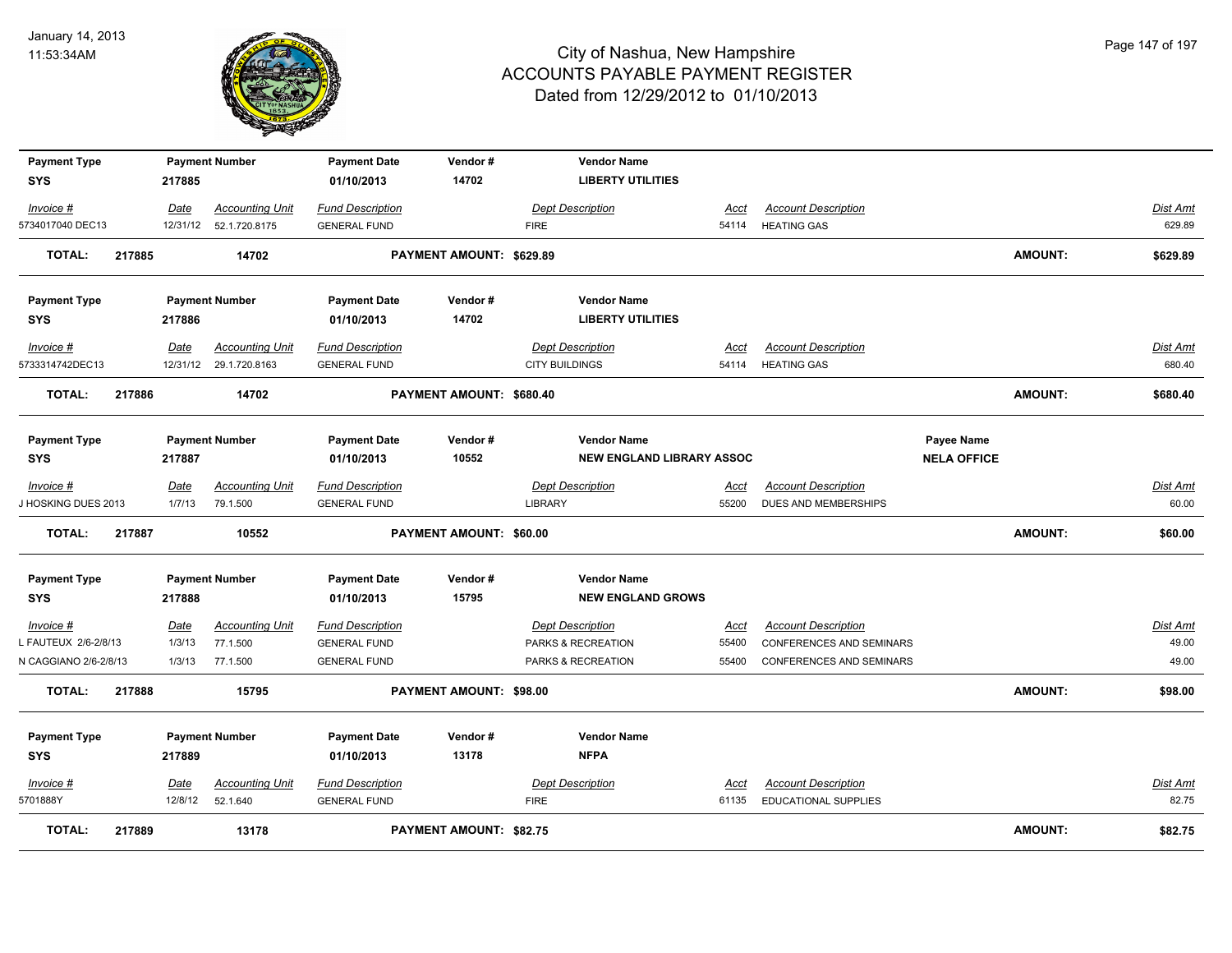# City of Nashua, New Hampshire
# ACCOUNTS PAYABLE PAYMENT REGISTER
## Dated from 12/29/2012 to 01/10/2013

January 14, 2013
11:53:34AM

| Payment Type | Payment Number | Payment Date | Vendor # | Vendor Name |
|---|---|---|---|---|
| SYS | 217885 | 01/10/2013 | 14702 | LIBERTY UTILITIES |

| Invoice # | Date | Accounting Unit | Fund Description | Dept Description | Acct | Account Description | Dist Amt |
|---|---|---|---|---|---|---|---|
| 5734017040 DEC13 | 12/31/12 | 52.1.720.8175 | GENERAL FUND | FIRE | 54114 | HEATING GAS | 629.89 |

**TOTAL: 217885 14702 PAYMENT AMOUNT: $629.89 AMOUNT: $629.89**

| Payment Type | Payment Number | Payment Date | Vendor # | Vendor Name |
|---|---|---|---|---|
| SYS | 217886 | 01/10/2013 | 14702 | LIBERTY UTILITIES |

| Invoice # | Date | Accounting Unit | Fund Description | Dept Description | Acct | Account Description | Dist Amt |
|---|---|---|---|---|---|---|---|
| 5733314742DEC13 | 12/31/12 | 29.1.720.8163 | GENERAL FUND | CITY BUILDINGS | 54114 | HEATING GAS | 680.40 |

**TOTAL: 217886 14702 PAYMENT AMOUNT: $680.40 AMOUNT: $680.40**

| Payment Type | Payment Number | Payment Date | Vendor # | Vendor Name | Payee Name |
|---|---|---|---|---|---|
| SYS | 217887 | 01/10/2013 | 10552 | NEW ENGLAND LIBRARY ASSOC | NELA OFFICE |

| Invoice # | Date | Accounting Unit | Fund Description | Dept Description | Acct | Account Description | Dist Amt |
|---|---|---|---|---|---|---|---|
| J HOSKING DUES 2013 | 1/7/13 | 79.1.500 | GENERAL FUND | LIBRARY | 55200 | DUES AND MEMBERSHIPS | 60.00 |

**TOTAL: 217887 10552 PAYMENT AMOUNT: $60.00 AMOUNT: $60.00**

| Payment Type | Payment Number | Payment Date | Vendor # | Vendor Name |
|---|---|---|---|---|
| SYS | 217888 | 01/10/2013 | 15795 | NEW ENGLAND GROWS |

| Invoice # | Date | Accounting Unit | Fund Description | Dept Description | Acct | Account Description | Dist Amt |
|---|---|---|---|---|---|---|---|
| L FAUTEUX 2/6-2/8/13 | 1/3/13 | 77.1.500 | GENERAL FUND | PARKS & RECREATION | 55400 | CONFERENCES AND SEMINARS | 49.00 |
| N CAGGIANO 2/6-2/8/13 | 1/3/13 | 77.1.500 | GENERAL FUND | PARKS & RECREATION | 55400 | CONFERENCES AND SEMINARS | 49.00 |

**TOTAL: 217888 15795 PAYMENT AMOUNT: $98.00 AMOUNT: $98.00**

| Payment Type | Payment Number | Payment Date | Vendor # | Vendor Name |
|---|---|---|---|---|
| SYS | 217889 | 01/10/2013 | 13178 | NFPA |

| Invoice # | Date | Accounting Unit | Fund Description | Dept Description | Acct | Account Description | Dist Amt |
|---|---|---|---|---|---|---|---|
| 5701888Y | 12/8/12 | 52.1.640 | GENERAL FUND | FIRE | 61135 | EDUCATIONAL SUPPLIES | 82.75 |

**TOTAL: 217889 13178 PAYMENT AMOUNT: $82.75 AMOUNT: $82.75**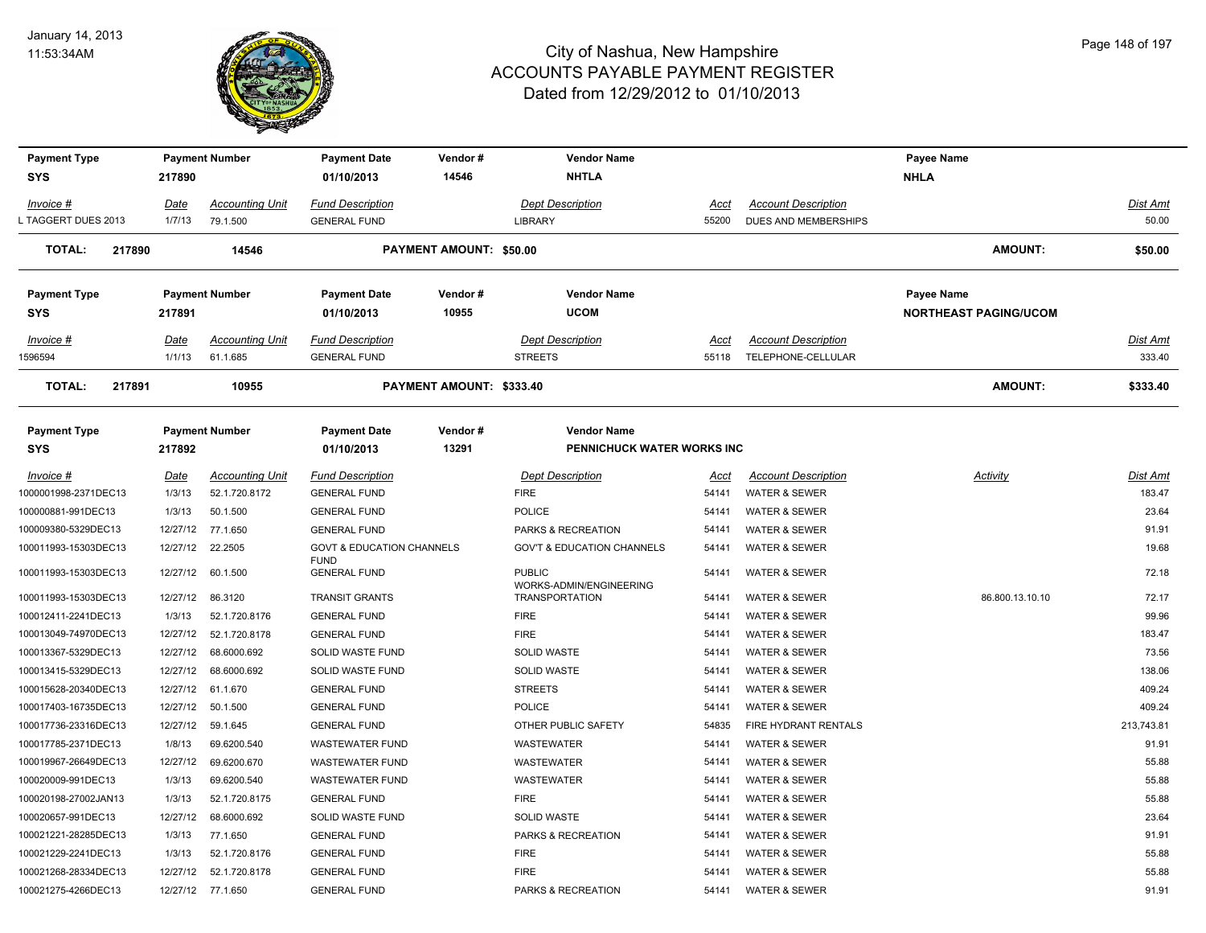# City of Nashua, New Hampshire
## ACCOUNTS PAYABLE PAYMENT REGISTER
### Dated from 12/29/2012 to 01/10/2013

January 14, 2013
11:53:34AM

| Payment Type | Payment Number | Payment Date | Vendor # | Vendor Name | Payee Name |
|---|---|---|---|---|---|
| SYS | 217890 | 01/10/2013 | 14546 | NHTLA | NHLA |

| Invoice # | Date | Accounting Unit | Fund Description | Dept Description | Acct | Account Description | Dist Amt |
|---|---|---|---|---|---|---|---|
| L TAGGERT DUES 2013 | 1/7/13 | 79.1.500 | GENERAL FUND | LIBRARY | 55200 | DUES AND MEMBERSHIPS | 50.00 |

**TOTAL: 217890 14546 PAYMENT AMOUNT: $50.00 AMOUNT: $50.00**

| Payment Type | Payment Number | Payment Date | Vendor # | Vendor Name | Payee Name |
|---|---|---|---|---|---|
| SYS | 217891 | 01/10/2013 | 10955 | UCOM | NORTHEAST PAGING/UCOM |

| Invoice # | Date | Accounting Unit | Fund Description | Dept Description | Acct | Account Description | Dist Amt |
|---|---|---|---|---|---|---|---|
| 1596594 | 1/1/13 | 61.1.685 | GENERAL FUND | STREETS | 55118 | TELEPHONE-CELLULAR | 333.40 |

**TOTAL: 217891 10955 PAYMENT AMOUNT: $333.40 AMOUNT: $333.40**

| Payment Type | Payment Number | Payment Date | Vendor # | Vendor Name |
|---|---|---|---|---|
| SYS | 217892 | 01/10/2013 | 13291 | PENNICHUCK WATER WORKS INC |

| Invoice # | Date | Accounting Unit | Fund Description | Dept Description | Acct | Account Description | Activity | Dist Amt |
|---|---|---|---|---|---|---|---|---|
| 1000001998-2371DEC13 | 1/3/13 | 52.1.720.8172 | GENERAL FUND | FIRE | 54141 | WATER & SEWER | | 183.47 |
| 100000881-991DEC13 | 1/3/13 | 50.1.500 | GENERAL FUND | POLICE | 54141 | WATER & SEWER | | 23.64 |
| 100009380-5329DEC13 | 12/27/12 | 77.1.650 | GENERAL FUND | PARKS & RECREATION | 54141 | WATER & SEWER | | 91.91 |
| 100011993-15303DEC13 | 12/27/12 | 22.2505 | GOVT & EDUCATION CHANNELS FUND | GOV'T & EDUCATION CHANNELS | 54141 | WATER & SEWER | | 19.68 |
| 100011993-15303DEC13 | 12/27/12 | 60.1.500 | GENERAL FUND | PUBLIC WORKS-ADMIN/ENGINEERING | 54141 | WATER & SEWER | | 72.18 |
| 100011993-15303DEC13 | 12/27/12 | 86.3120 | TRANSIT GRANTS | TRANSPORTATION | 54141 | WATER & SEWER | 86.800.13.10.10 | 72.17 |
| 100012411-2241DEC13 | 1/3/13 | 52.1.720.8176 | GENERAL FUND | FIRE | 54141 | WATER & SEWER | | 99.96 |
| 100013049-74970DEC13 | 12/27/12 | 52.1.720.8178 | GENERAL FUND | FIRE | 54141 | WATER & SEWER | | 183.47 |
| 100013367-5329DEC13 | 12/27/12 | 68.6000.692 | SOLID WASTE FUND | SOLID WASTE | 54141 | WATER & SEWER | | 73.56 |
| 100013415-5329DEC13 | 12/27/12 | 68.6000.692 | SOLID WASTE FUND | SOLID WASTE | 54141 | WATER & SEWER | | 138.06 |
| 100015628-20340DEC13 | 12/27/12 | 61.1.670 | GENERAL FUND | STREETS | 54141 | WATER & SEWER | | 409.24 |
| 100017403-16735DEC13 | 12/27/12 | 50.1.500 | GENERAL FUND | POLICE | 54141 | WATER & SEWER | | 409.24 |
| 100017736-23316DEC13 | 12/27/12 | 59.1.645 | GENERAL FUND | OTHER PUBLIC SAFETY | 54835 | FIRE HYDRANT RENTALS | | 213,743.81 |
| 100017785-2371DEC13 | 1/8/13 | 69.6200.540 | WASTEWATER FUND | WASTEWATER | 54141 | WATER & SEWER | | 91.91 |
| 100019967-26649DEC13 | 12/27/12 | 69.6200.670 | WASTEWATER FUND | WASTEWATER | 54141 | WATER & SEWER | | 55.88 |
| 100020009-991DEC13 | 1/3/13 | 69.6200.540 | WASTEWATER FUND | WASTEWATER | 54141 | WATER & SEWER | | 55.88 |
| 100020198-27002JAN13 | 1/3/13 | 52.1.720.8175 | GENERAL FUND | FIRE | 54141 | WATER & SEWER | | 55.88 |
| 100020657-991DEC13 | 12/27/12 | 68.6000.692 | SOLID WASTE FUND | SOLID WASTE | 54141 | WATER & SEWER | | 23.64 |
| 100021221-28285DEC13 | 1/3/13 | 77.1.650 | GENERAL FUND | PARKS & RECREATION | 54141 | WATER & SEWER | | 91.91 |
| 100021229-2241DEC13 | 1/3/13 | 52.1.720.8176 | GENERAL FUND | FIRE | 54141 | WATER & SEWER | | 55.88 |
| 100021268-28334DEC13 | 12/27/12 | 52.1.720.8178 | GENERAL FUND | FIRE | 54141 | WATER & SEWER | | 55.88 |
| 100021275-4266DEC13 | 12/27/12 | 77.1.650 | GENERAL FUND | PARKS & RECREATION | 54141 | WATER & SEWER | | 91.91 |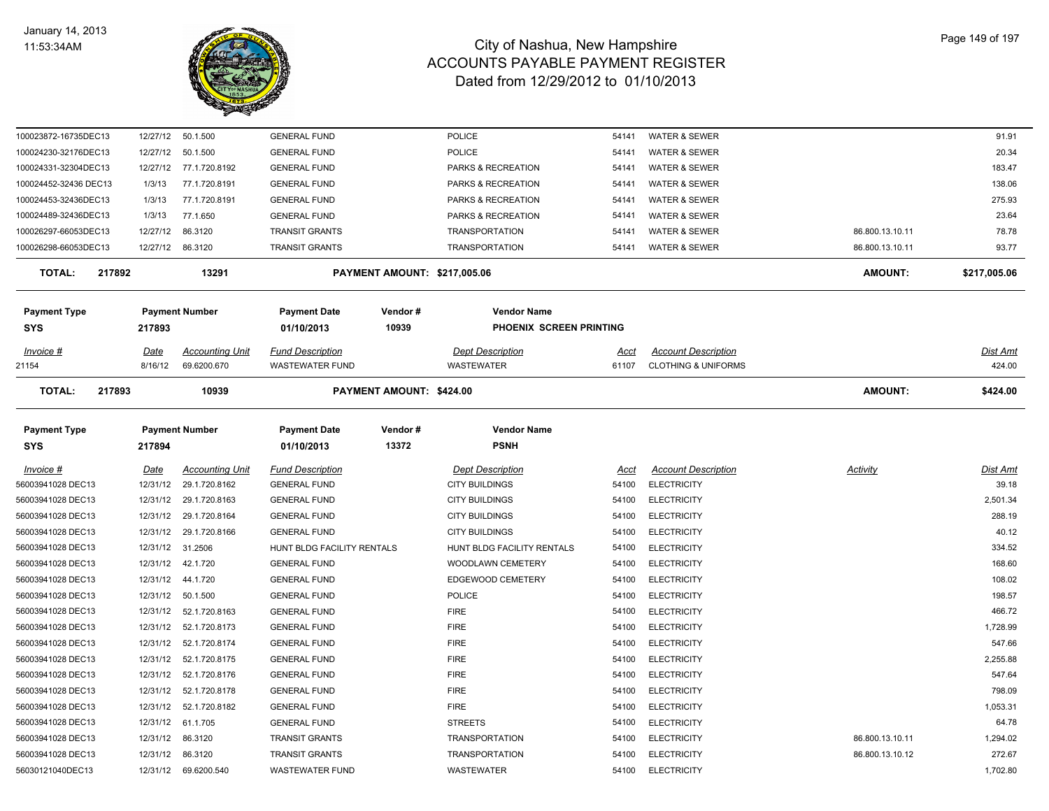# City of Nashua, New Hampshire
# ACCOUNTS PAYABLE PAYMENT REGISTER
## Dated from 12/29/2012 to 01/10/2013

January 14, 2013
11:53:34AM

| Invoice # | Date | Accounting Unit | Fund Description | Dept Description | Acct | Account Description | Activity | Dist Amt |
|---|---|---|---|---|---|---|---|---|
| 100023872-16735DEC13 | 12/27/12 | 50.1.500 | GENERAL FUND | POLICE | 54141 | WATER & SEWER | | 91.91 |
| 100024230-32176DEC13 | 12/27/12 | 50.1.500 | GENERAL FUND | POLICE | 54141 | WATER & SEWER | | 20.34 |
| 100024331-32304DEC13 | 12/27/12 | 77.1.720.8192 | GENERAL FUND | PARKS & RECREATION | 54141 | WATER & SEWER | | 183.47 |
| 100024452-32436 DEC13 | 1/3/13 | 77.1.720.8191 | GENERAL FUND | PARKS & RECREATION | 54141 | WATER & SEWER | | 138.06 |
| 100024453-32436DEC13 | 1/3/13 | 77.1.720.8191 | GENERAL FUND | PARKS & RECREATION | 54141 | WATER & SEWER | | 275.93 |
| 100024489-32436DEC13 | 1/3/13 | 77.1.650 | GENERAL FUND | PARKS & RECREATION | 54141 | WATER & SEWER | | 23.64 |
| 100026297-66053DEC13 | 12/27/12 | 86.3120 | TRANSIT GRANTS | TRANSPORTATION | 54141 | WATER & SEWER | 86.800.13.10.11 | 78.78 |
| 100026298-66053DEC13 | 12/27/12 | 86.3120 | TRANSIT GRANTS | TRANSPORTATION | 54141 | WATER & SEWER | 86.800.13.10.11 | 93.77 |

**TOTAL: 217892 | 13291 | PAYMENT AMOUNT: $217,005.06 | AMOUNT: $217,005.06**

| Payment Type | Payment Number | Payment Date | Vendor # | Vendor Name |
|---|---|---|---|---|
| SYS | 217893 | 01/10/2013 | 10939 | PHOENIX SCREEN PRINTING |

| Invoice # | Date | Accounting Unit | Fund Description | Dept Description | Acct | Account Description | Dist Amt |
|---|---|---|---|---|---|---|---|
| 21154 | 8/16/12 | 69.6200.670 | WASTEWATER FUND | WASTEWATER | 61107 | CLOTHING & UNIFORMS | 424.00 |

**TOTAL: 217893 | 10939 | PAYMENT AMOUNT: $424.00 | AMOUNT: $424.00**

| Payment Type | Payment Number | Payment Date | Vendor # | Vendor Name |
|---|---|---|---|---|
| SYS | 217894 | 01/10/2013 | 13372 | PSNH |

| Invoice # | Date | Accounting Unit | Fund Description | Dept Description | Acct | Account Description | Activity | Dist Amt |
|---|---|---|---|---|---|---|---|---|
| 56003941028 DEC13 | 12/31/12 | 29.1.720.8162 | GENERAL FUND | CITY BUILDINGS | 54100 | ELECTRICITY | | 39.18 |
| 56003941028 DEC13 | 12/31/12 | 29.1.720.8163 | GENERAL FUND | CITY BUILDINGS | 54100 | ELECTRICITY | | 2,501.34 |
| 56003941028 DEC13 | 12/31/12 | 29.1.720.8164 | GENERAL FUND | CITY BUILDINGS | 54100 | ELECTRICITY | | 288.19 |
| 56003941028 DEC13 | 12/31/12 | 29.1.720.8166 | GENERAL FUND | CITY BUILDINGS | 54100 | ELECTRICITY | | 40.12 |
| 56003941028 DEC13 | 12/31/12 | 31.2506 | HUNT BLDG FACILITY RENTALS | HUNT BLDG FACILITY RENTALS | 54100 | ELECTRICITY | | 334.52 |
| 56003941028 DEC13 | 12/31/12 | 42.1.720 | GENERAL FUND | WOODLAWN CEMETERY | 54100 | ELECTRICITY | | 168.60 |
| 56003941028 DEC13 | 12/31/12 | 44.1.720 | GENERAL FUND | EDGEWOOD CEMETERY | 54100 | ELECTRICITY | | 108.02 |
| 56003941028 DEC13 | 12/31/12 | 50.1.500 | GENERAL FUND | POLICE | 54100 | ELECTRICITY | | 198.57 |
| 56003941028 DEC13 | 12/31/12 | 52.1.720.8163 | GENERAL FUND | FIRE | 54100 | ELECTRICITY | | 466.72 |
| 56003941028 DEC13 | 12/31/12 | 52.1.720.8173 | GENERAL FUND | FIRE | 54100 | ELECTRICITY | | 1,728.99 |
| 56003941028 DEC13 | 12/31/12 | 52.1.720.8174 | GENERAL FUND | FIRE | 54100 | ELECTRICITY | | 547.66 |
| 56003941028 DEC13 | 12/31/12 | 52.1.720.8175 | GENERAL FUND | FIRE | 54100 | ELECTRICITY | | 2,255.88 |
| 56003941028 DEC13 | 12/31/12 | 52.1.720.8176 | GENERAL FUND | FIRE | 54100 | ELECTRICITY | | 547.64 |
| 56003941028 DEC13 | 12/31/12 | 52.1.720.8178 | GENERAL FUND | FIRE | 54100 | ELECTRICITY | | 798.09 |
| 56003941028 DEC13 | 12/31/12 | 52.1.720.8182 | GENERAL FUND | FIRE | 54100 | ELECTRICITY | | 1,053.31 |
| 56003941028 DEC13 | 12/31/12 | 61.1.705 | GENERAL FUND | STREETS | 54100 | ELECTRICITY | | 64.78 |
| 56003941028 DEC13 | 12/31/12 | 86.3120 | TRANSIT GRANTS | TRANSPORTATION | 54100 | ELECTRICITY | 86.800.13.10.11 | 1,294.02 |
| 56003941028 DEC13 | 12/31/12 | 86.3120 | TRANSIT GRANTS | TRANSPORTATION | 54100 | ELECTRICITY | 86.800.13.10.12 | 272.67 |
| 56030121040DEC13 | 12/31/12 | 69.6200.540 | WASTEWATER FUND | WASTEWATER | 54100 | ELECTRICITY | | 1,702.80 |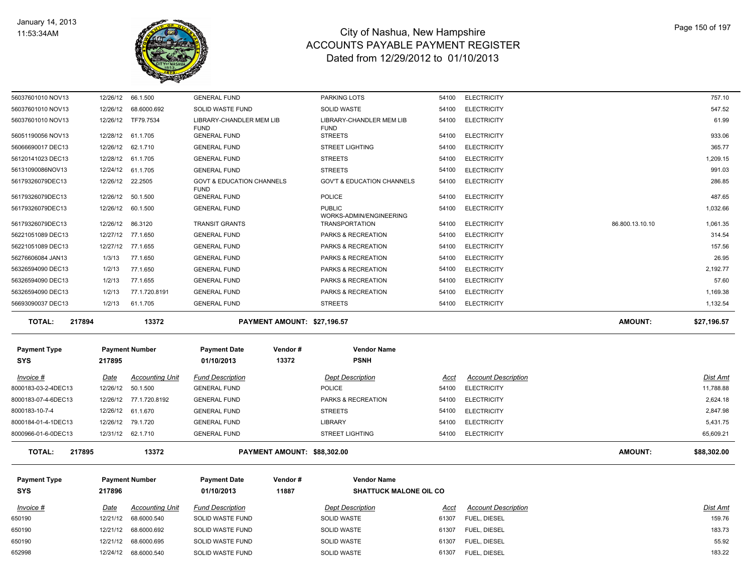# City of Nashua, New Hampshire
## ACCOUNTS PAYABLE PAYMENT REGISTER
### Dated from 12/29/2012 to 01/10/2013

January 14, 2013
11:53:34AM

| Invoice # | Date | Accounting Unit | Fund Description | Dept Description | Acct | Account Description | | Dist Amt |
|---|---|---|---|---|---|---|---|---|
| 56037601010 NOV13 | 12/26/12 | 66.1.500 | GENERAL FUND | PARKING LOTS | 54100 | ELECTRICITY | | 757.10 |
| 56037601010 NOV13 | 12/26/12 | 68.6000.692 | SOLID WASTE FUND | SOLID WASTE | 54100 | ELECTRICITY | | 547.52 |
| 56037601010 NOV13 | 12/26/12 | TF79.7534 | LIBRARY-CHANDLER MEM LIB FUND | LIBRARY-CHANDLER MEM LIB FUND | 54100 | ELECTRICITY | | 61.99 |
| 56051190056 NOV13 | 12/28/12 | 61.1.705 | GENERAL FUND | STREETS | 54100 | ELECTRICITY | | 933.06 |
| 56066690017 DEC13 | 12/26/12 | 62.1.710 | GENERAL FUND | STREET LIGHTING | 54100 | ELECTRICITY | | 365.77 |
| 56120141023 DEC13 | 12/28/12 | 61.1.705 | GENERAL FUND | STREETS | 54100 | ELECTRICITY | | 1,209.15 |
| 56131090086NOV13 | 12/24/12 | 61.1.705 | GENERAL FUND | STREETS | 54100 | ELECTRICITY | | 991.03 |
| 56179326079DEC13 | 12/26/12 | 22.2505 | GOVT & EDUCATION CHANNELS FUND | GOV'T & EDUCATION CHANNELS | 54100 | ELECTRICITY | | 286.85 |
| 56179326079DEC13 | 12/26/12 | 50.1.500 | GENERAL FUND | POLICE | 54100 | ELECTRICITY | | 487.65 |
| 56179326079DEC13 | 12/26/12 | 60.1.500 | GENERAL FUND | PUBLIC WORKS-ADMIN/ENGINEERING | 54100 | ELECTRICITY | | 1,032.66 |
| 56179326079DEC13 | 12/26/12 | 86.3120 | TRANSIT GRANTS | TRANSPORTATION | 54100 | ELECTRICITY | 86.800.13.10.10 | 1,061.35 |
| 56221051089 DEC13 | 12/27/12 | 77.1.650 | GENERAL FUND | PARKS & RECREATION | 54100 | ELECTRICITY | | 314.54 |
| 56221051089 DEC13 | 12/27/12 | 77.1.655 | GENERAL FUND | PARKS & RECREATION | 54100 | ELECTRICITY | | 157.56 |
| 56276606084 JAN13 | 1/3/13 | 77.1.650 | GENERAL FUND | PARKS & RECREATION | 54100 | ELECTRICITY | | 26.95 |
| 56326594090 DEC13 | 1/2/13 | 77.1.650 | GENERAL FUND | PARKS & RECREATION | 54100 | ELECTRICITY | | 2,192.77 |
| 56326594090 DEC13 | 1/2/13 | 77.1.655 | GENERAL FUND | PARKS & RECREATION | 54100 | ELECTRICITY | | 57.60 |
| 56326594090 DEC13 | 1/2/13 | 77.1.720.8191 | GENERAL FUND | PARKS & RECREATION | 54100 | ELECTRICITY | | 1,169.38 |
| 56693090037 DEC13 | 1/2/13 | 61.1.705 | GENERAL FUND | STREETS | 54100 | ELECTRICITY | | 1,132.54 |

**TOTAL: 217894 13372 PAYMENT AMOUNT: $27,196.57 AMOUNT: $27,196.57**

| Payment Type | Payment Number | Payment Date | Vendor # | Vendor Name |
|---|---|---|---|---|
| SYS | 217895 | 01/10/2013 | 13372 | PSNH |

| Invoice # | Date | Accounting Unit | Fund Description | Dept Description | Acct | Account Description | Dist Amt |
|---|---|---|---|---|---|---|---|
| 8000183-03-2-4DEC13 | 12/26/12 | 50.1.500 | GENERAL FUND | POLICE | 54100 | ELECTRICITY | 11,788.88 |
| 8000183-07-4-6DEC13 | 12/26/12 | 77.1.720.8192 | GENERAL FUND | PARKS & RECREATION | 54100 | ELECTRICITY | 2,624.18 |
| 8000183-10-7-4 | 12/26/12 | 61.1.670 | GENERAL FUND | STREETS | 54100 | ELECTRICITY | 2,847.98 |
| 8000184-01-4-1DEC13 | 12/26/12 | 79.1.720 | GENERAL FUND | LIBRARY | 54100 | ELECTRICITY | 5,431.75 |
| 8000966-01-6-0DEC13 | 12/31/12 | 62.1.710 | GENERAL FUND | STREET LIGHTING | 54100 | ELECTRICITY | 65,609.21 |

**TOTAL: 217895 13372 PAYMENT AMOUNT: $88,302.00 AMOUNT: $88,302.00**

| Payment Type | Payment Number | Payment Date | Vendor # | Vendor Name |
|---|---|---|---|---|
| SYS | 217896 | 01/10/2013 | 11887 | SHATTUCK MALONE OIL CO |

| Invoice # | Date | Accounting Unit | Fund Description | Dept Description | Acct | Account Description | Dist Amt |
|---|---|---|---|---|---|---|---|
| 650190 | 12/21/12 | 68.6000.540 | SOLID WASTE FUND | SOLID WASTE | 61307 | FUEL, DIESEL | 159.76 |
| 650190 | 12/21/12 | 68.6000.692 | SOLID WASTE FUND | SOLID WASTE | 61307 | FUEL, DIESEL | 183.73 |
| 650190 | 12/21/12 | 68.6000.695 | SOLID WASTE FUND | SOLID WASTE | 61307 | FUEL, DIESEL | 55.92 |
| 652998 | 12/24/12 | 68.6000.540 | SOLID WASTE FUND | SOLID WASTE | 61307 | FUEL, DIESEL | 183.22 |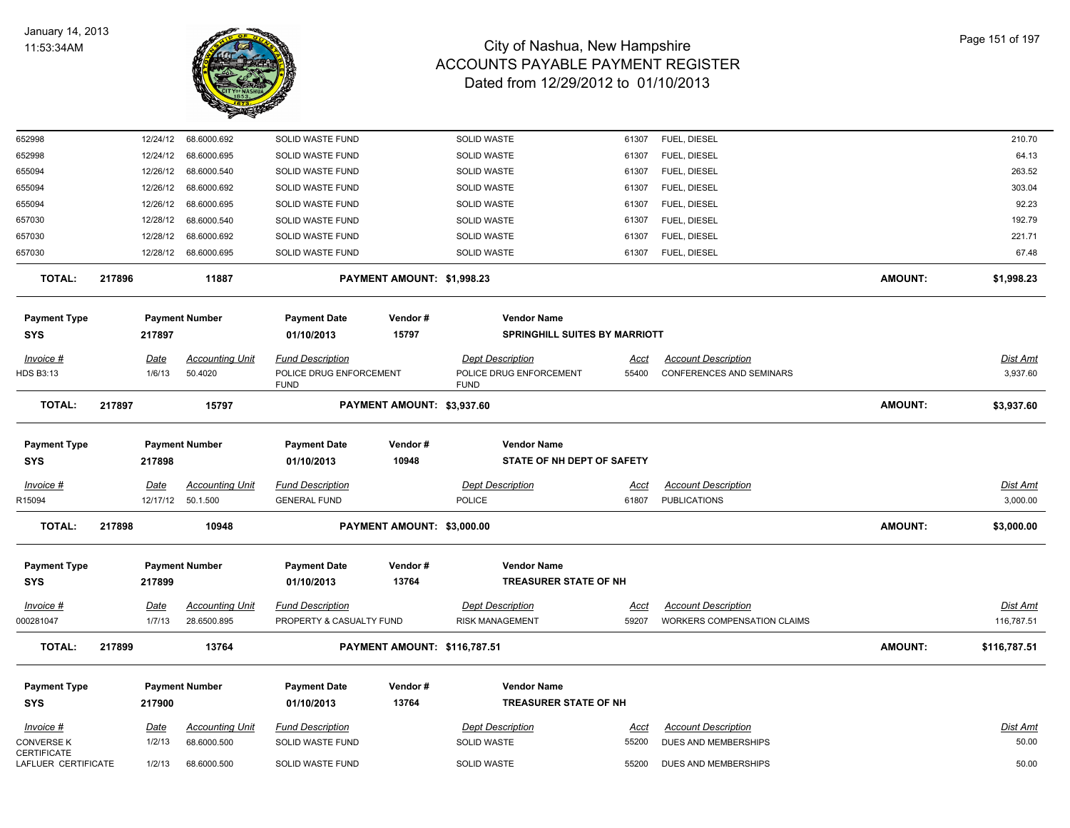# City of Nashua, New Hampshire
## ACCOUNTS PAYABLE PAYMENT REGISTER
### Dated from 12/29/2012 to 01/10/2013

January 14, 2013
11:53:34AM

| Invoice # | Date | Accounting Unit | Fund Description | Dept Description | Acct | Account Description | Dist Amt |
|---|---|---|---|---|---|---|---|
| 652998 | 12/24/12 | 68.6000.692 | SOLID WASTE FUND | SOLID WASTE | 61307 | FUEL, DIESEL | 210.70 |
| 652998 | 12/24/12 | 68.6000.695 | SOLID WASTE FUND | SOLID WASTE | 61307 | FUEL, DIESEL | 64.13 |
| 655094 | 12/26/12 | 68.6000.540 | SOLID WASTE FUND | SOLID WASTE | 61307 | FUEL, DIESEL | 263.52 |
| 655094 | 12/26/12 | 68.6000.692 | SOLID WASTE FUND | SOLID WASTE | 61307 | FUEL, DIESEL | 303.04 |
| 655094 | 12/26/12 | 68.6000.695 | SOLID WASTE FUND | SOLID WASTE | 61307 | FUEL, DIESEL | 92.23 |
| 657030 | 12/28/12 | 68.6000.540 | SOLID WASTE FUND | SOLID WASTE | 61307 | FUEL, DIESEL | 192.79 |
| 657030 | 12/28/12 | 68.6000.692 | SOLID WASTE FUND | SOLID WASTE | 61307 | FUEL, DIESEL | 221.71 |
| 657030 | 12/28/12 | 68.6000.695 | SOLID WASTE FUND | SOLID WASTE | 61307 | FUEL, DIESEL | 67.48 |

**TOTAL: 217896 — 11887 — PAYMENT AMOUNT: $1,998.23 — AMOUNT: $1,998.23**

| Payment Type | Payment Number | Payment Date | Vendor # | Vendor Name |
|---|---|---|---|---|
| SYS | 217897 | 01/10/2013 | 15797 | SPRINGHILL SUITES BY MARRIOTT |

| Invoice # | Date | Accounting Unit | Fund Description | Dept Description | Acct | Account Description | Dist Amt |
|---|---|---|---|---|---|---|---|
| HDS B3:13 | 1/6/13 | 50.4020 | POLICE DRUG ENFORCEMENT FUND | POLICE DRUG ENFORCEMENT FUND | 55400 | CONFERENCES AND SEMINARS | 3,937.60 |

**TOTAL: 217897 — 15797 — PAYMENT AMOUNT: $3,937.60 — AMOUNT: $3,937.60**

| Payment Type | Payment Number | Payment Date | Vendor # | Vendor Name |
|---|---|---|---|---|
| SYS | 217898 | 01/10/2013 | 10948 | STATE OF NH DEPT OF SAFETY |

| Invoice # | Date | Accounting Unit | Fund Description | Dept Description | Acct | Account Description | Dist Amt |
|---|---|---|---|---|---|---|---|
| R15094 | 12/17/12 | 50.1.500 | GENERAL FUND | POLICE | 61807 | PUBLICATIONS | 3,000.00 |

**TOTAL: 217898 — 10948 — PAYMENT AMOUNT: $3,000.00 — AMOUNT: $3,000.00**

| Payment Type | Payment Number | Payment Date | Vendor # | Vendor Name |
|---|---|---|---|---|
| SYS | 217899 | 01/10/2013 | 13764 | TREASURER STATE OF NH |

| Invoice # | Date | Accounting Unit | Fund Description | Dept Description | Acct | Account Description | Dist Amt |
|---|---|---|---|---|---|---|---|
| 000281047 | 1/7/13 | 28.6500.895 | PROPERTY & CASUALTY FUND | RISK MANAGEMENT | 59207 | WORKERS COMPENSATION CLAIMS | 116,787.51 |

**TOTAL: 217899 — 13764 — PAYMENT AMOUNT: $116,787.51 — AMOUNT: $116,787.51**

| Payment Type | Payment Number | Payment Date | Vendor # | Vendor Name |
|---|---|---|---|---|
| SYS | 217900 | 01/10/2013 | 13764 | TREASURER STATE OF NH |

| Invoice # | Date | Accounting Unit | Fund Description | Dept Description | Acct | Account Description | Dist Amt |
|---|---|---|---|---|---|---|---|
| CONVERSE K CERTIFICATE | 1/2/13 | 68.6000.500 | SOLID WASTE FUND | SOLID WASTE | 55200 | DUES AND MEMBERSHIPS | 50.00 |
| LAFLUER CERTIFICATE | 1/2/13 | 68.6000.500 | SOLID WASTE FUND | SOLID WASTE | 55200 | DUES AND MEMBERSHIPS | 50.00 |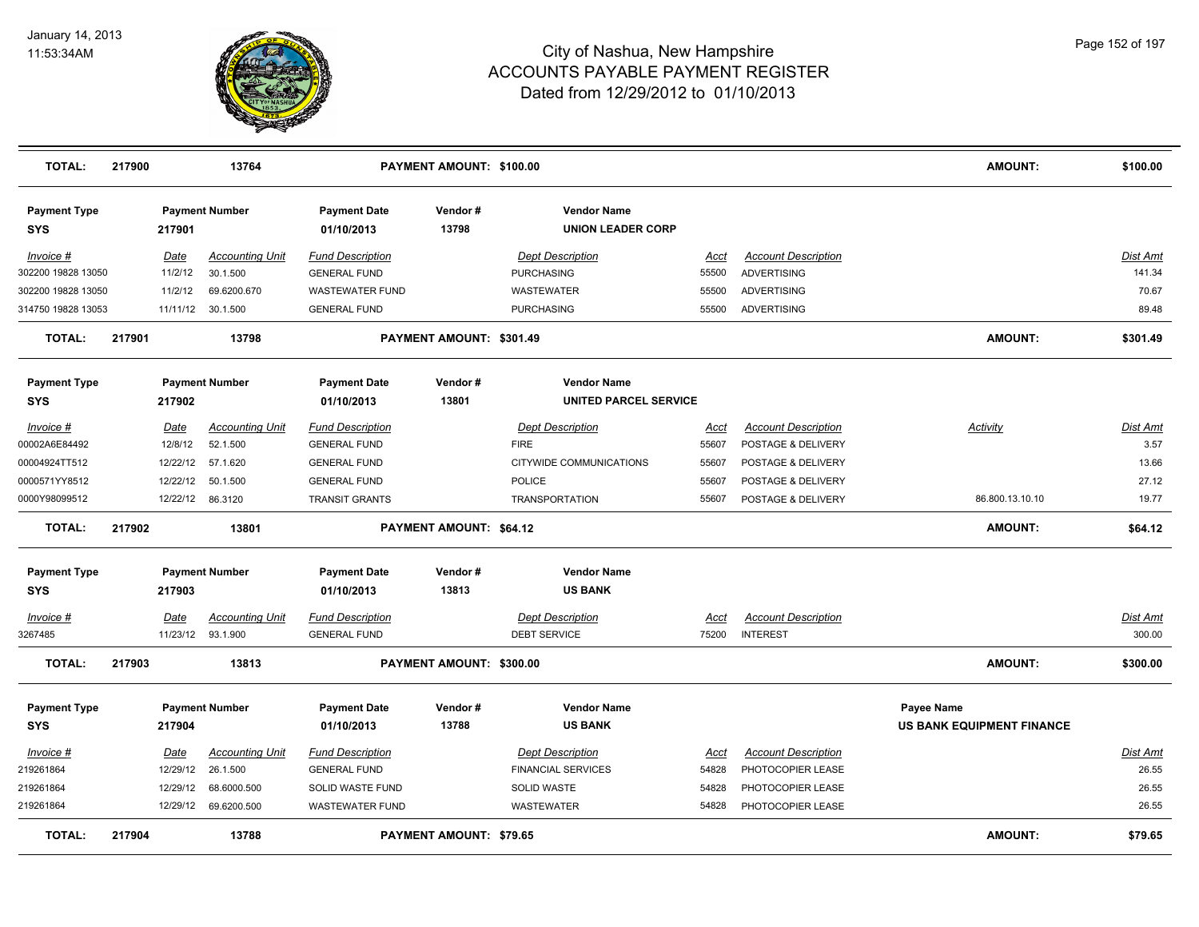# City of Nashua, New Hampshire
## ACCOUNTS PAYABLE PAYMENT REGISTER
### Dated from 12/29/2012 to 01/10/2013

January 14, 2013
11:53:34AM

| TOTAL: | 217900 | 13764 | PAYMENT AMOUNT: $100.00 | AMOUNT: | $100.00 |
|---|---|---|---|---|---|

| Payment Type | Payment Number | Payment Date | Vendor # | Vendor Name |
|---|---|---|---|---|
| SYS | 217901 | 01/10/2013 | 13798 | UNION LEADER CORP |

| Invoice # | Date | Accounting Unit | Fund Description | Dept Description | Acct | Account Description | Dist Amt |
|---|---|---|---|---|---|---|---|
| 302200 19828 13050 | 11/2/12 | 30.1.500 | GENERAL FUND | PURCHASING | 55500 | ADVERTISING | 141.34 |
| 302200 19828 13050 | 11/2/12 | 69.6200.670 | WASTEWATER FUND | WASTEWATER | 55500 | ADVERTISING | 70.67 |
| 314750 19828 13053 | 11/11/12 | 30.1.500 | GENERAL FUND | PURCHASING | 55500 | ADVERTISING | 89.48 |

| TOTAL: | 217901 | 13798 | PAYMENT AMOUNT: $301.49 | AMOUNT: | $301.49 |
|---|---|---|---|---|---|

| Payment Type | Payment Number | Payment Date | Vendor # | Vendor Name |
|---|---|---|---|---|
| SYS | 217902 | 01/10/2013 | 13801 | UNITED PARCEL SERVICE |

| Invoice # | Date | Accounting Unit | Fund Description | Dept Description | Acct | Account Description | Activity | Dist Amt |
|---|---|---|---|---|---|---|---|---|
| 00002A6E84492 | 12/8/12 | 52.1.500 | GENERAL FUND | FIRE | 55607 | POSTAGE & DELIVERY | | 3.57 |
| 00004924TT512 | 12/22/12 | 57.1.620 | GENERAL FUND | CITYWIDE COMMUNICATIONS | 55607 | POSTAGE & DELIVERY | | 13.66 |
| 0000571YY8512 | 12/22/12 | 50.1.500 | GENERAL FUND | POLICE | 55607 | POSTAGE & DELIVERY | | 27.12 |
| 0000Y98099512 | 12/22/12 | 86.3120 | TRANSIT GRANTS | TRANSPORTATION | 55607 | POSTAGE & DELIVERY | 86.800.13.10.10 | 19.77 |

| TOTAL: | 217902 | 13801 | PAYMENT AMOUNT: $64.12 | AMOUNT: | $64.12 |
|---|---|---|---|---|---|

| Payment Type | Payment Number | Payment Date | Vendor # | Vendor Name |
|---|---|---|---|---|
| SYS | 217903 | 01/10/2013 | 13813 | US BANK |

| Invoice # | Date | Accounting Unit | Fund Description | Dept Description | Acct | Account Description | Dist Amt |
|---|---|---|---|---|---|---|---|
| 3267485 | 11/23/12 | 93.1.900 | GENERAL FUND | DEBT SERVICE | 75200 | INTEREST | 300.00 |

| TOTAL: | 217903 | 13813 | PAYMENT AMOUNT: $300.00 | AMOUNT: | $300.00 |
|---|---|---|---|---|---|

| Payment Type | Payment Number | Payment Date | Vendor # | Vendor Name | Payee Name |
|---|---|---|---|---|---|
| SYS | 217904 | 01/10/2013 | 13788 | US BANK | US BANK EQUIPMENT FINANCE |

| Invoice # | Date | Accounting Unit | Fund Description | Dept Description | Acct | Account Description | Dist Amt |
|---|---|---|---|---|---|---|---|
| 219261864 | 12/29/12 | 26.1.500 | GENERAL FUND | FINANCIAL SERVICES | 54828 | PHOTOCOPIER LEASE | 26.55 |
| 219261864 | 12/29/12 | 68.6000.500 | SOLID WASTE FUND | SOLID WASTE | 54828 | PHOTOCOPIER LEASE | 26.55 |
| 219261864 | 12/29/12 | 69.6200.500 | WASTEWATER FUND | WASTEWATER | 54828 | PHOTOCOPIER LEASE | 26.55 |

| TOTAL: | 217904 | 13788 | PAYMENT AMOUNT: $79.65 | AMOUNT: | $79.65 |
|---|---|---|---|---|---|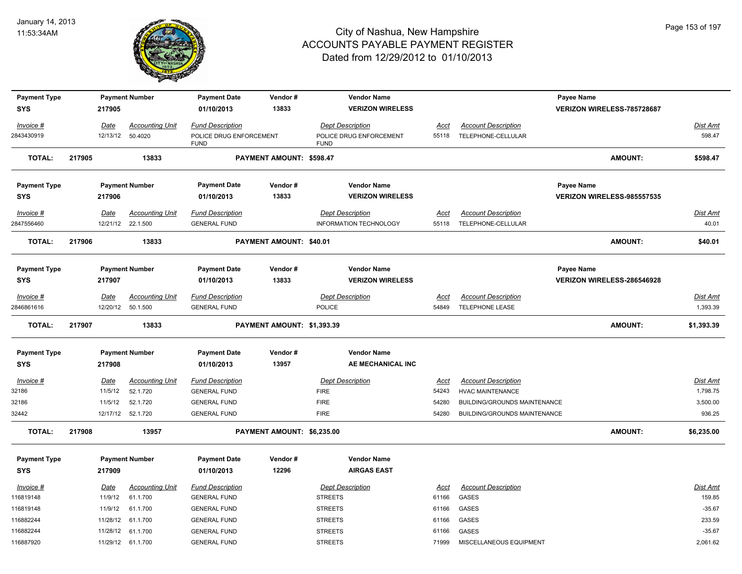# City of Nashua, New Hampshire
# ACCOUNTS PAYABLE PAYMENT REGISTER
## Dated from 12/29/2012 to 01/10/2013

| Payment Type | Payment Number | Payment Date | Vendor # | Vendor Name | Payee Name |
|---|---|---|---|---|---|
| SYS | 217905 | 01/10/2013 | 13833 | VERIZON WIRELESS | VERIZON WIRELESS-785728687 |

| Invoice # | Date | Accounting Unit | Fund Description | Dept Description | Acct | Account Description | Dist Amt |
|---|---|---|---|---|---|---|---|
| 2843430919 | 12/13/12 | 50.4020 | POLICE DRUG ENFORCEMENT FUND | POLICE DRUG ENFORCEMENT FUND | 55118 | TELEPHONE-CELLULAR | 598.47 |

**TOTAL: 217905 13833 PAYMENT AMOUNT: $598.47 AMOUNT: $598.47**

| Payment Type | Payment Number | Payment Date | Vendor # | Vendor Name | Payee Name |
|---|---|---|---|---|---|
| SYS | 217906 | 01/10/2013 | 13833 | VERIZON WIRELESS | VERIZON WIRELESS-985557535 |

| Invoice # | Date | Accounting Unit | Fund Description | Dept Description | Acct | Account Description | Dist Amt |
|---|---|---|---|---|---|---|---|
| 2847556460 | 12/21/12 | 22.1.500 | GENERAL FUND | INFORMATION TECHNOLOGY | 55118 | TELEPHONE-CELLULAR | 40.01 |

**TOTAL: 217906 13833 PAYMENT AMOUNT: $40.01 AMOUNT: $40.01**

| Payment Type | Payment Number | Payment Date | Vendor # | Vendor Name | Payee Name |
|---|---|---|---|---|---|
| SYS | 217907 | 01/10/2013 | 13833 | VERIZON WIRELESS | VERIZON WIRELESS-286546928 |

| Invoice # | Date | Accounting Unit | Fund Description | Dept Description | Acct | Account Description | Dist Amt |
|---|---|---|---|---|---|---|---|
| 2846861616 | 12/20/12 | 50.1.500 | GENERAL FUND | POLICE | 54849 | TELEPHONE LEASE | 1,393.39 |

**TOTAL: 217907 13833 PAYMENT AMOUNT: $1,393.39 AMOUNT: $1,393.39**

| Payment Type | Payment Number | Payment Date | Vendor # | Vendor Name |
|---|---|---|---|---|
| SYS | 217908 | 01/10/2013 | 13957 | AE MECHANICAL INC |

| Invoice # | Date | Accounting Unit | Fund Description | Dept Description | Acct | Account Description | Dist Amt |
|---|---|---|---|---|---|---|---|
| 32186 | 11/5/12 | 52.1.720 | GENERAL FUND | FIRE | 54243 | HVAC MAINTENANCE | 1,798.75 |
| 32186 | 11/5/12 | 52.1.720 | GENERAL FUND | FIRE | 54280 | BUILDING/GROUNDS MAINTENANCE | 3,500.00 |
| 32442 | 12/17/12 | 52.1.720 | GENERAL FUND | FIRE | 54280 | BUILDING/GROUNDS MAINTENANCE | 936.25 |

**TOTAL: 217908 13957 PAYMENT AMOUNT: $6,235.00 AMOUNT: $6,235.00**

| Payment Type | Payment Number | Payment Date | Vendor # | Vendor Name |
|---|---|---|---|---|
| SYS | 217909 | 01/10/2013 | 12296 | AIRGAS EAST |

| Invoice # | Date | Accounting Unit | Fund Description | Dept Description | Acct | Account Description | Dist Amt |
|---|---|---|---|---|---|---|---|
| 116819148 | 11/9/12 | 61.1.700 | GENERAL FUND | STREETS | 61166 | GASES | 159.85 |
| 116819148 | 11/9/12 | 61.1.700 | GENERAL FUND | STREETS | 61166 | GASES | -35.67 |
| 116882244 | 11/28/12 | 61.1.700 | GENERAL FUND | STREETS | 61166 | GASES | 233.59 |
| 116882244 | 11/28/12 | 61.1.700 | GENERAL FUND | STREETS | 61166 | GASES | -35.67 |
| 116887920 | 11/29/12 | 61.1.700 | GENERAL FUND | STREETS | 71999 | MISCELLANEOUS EQUIPMENT | 2,061.62 |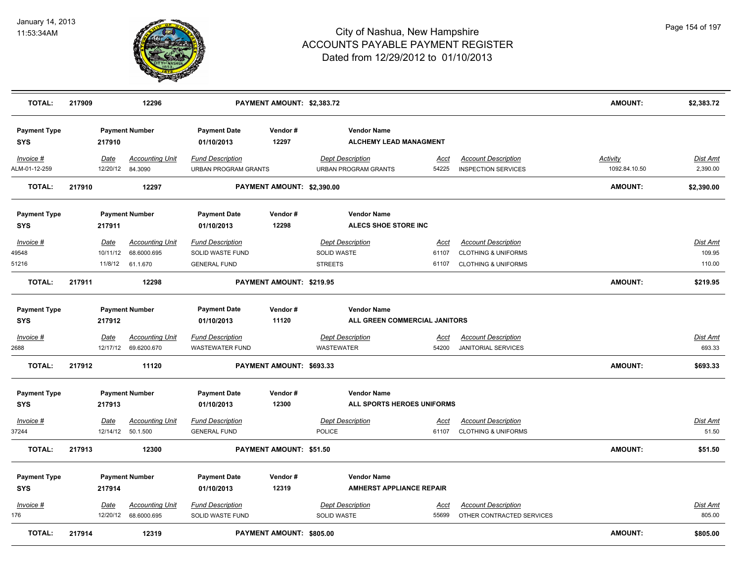# City of Nashua, New Hampshire
## ACCOUNTS PAYABLE PAYMENT REGISTER
### Dated from 12/29/2012 to 01/10/2013

January 14, 2013
11:53:34AM

| TOTAL: | 217909 | 12296 | PAYMENT AMOUNT: $2,383.72 | AMOUNT: | $2,383.72 |
|---|---|---|---|---|---|

| Payment Type | Payment Number | Payment Date | Vendor # | Vendor Name |
|---|---|---|---|---|
| SYS | 217910 | 01/10/2013 | 12297 | ALCHEMY LEAD MANAGMENT |

| Invoice # | Date | Accounting Unit | Fund Description | Dept Description | Acct | Account Description | Activity | Dist Amt |
|---|---|---|---|---|---|---|---|---|
| ALM-01-12-259 | 12/20/12 | 84.3090 | URBAN PROGRAM GRANTS | URBAN PROGRAM GRANTS | 54225 | INSPECTION SERVICES | 1092.84.10.50 | 2,390.00 |

| TOTAL: | 217910 | 12297 | PAYMENT AMOUNT: $2,390.00 | AMOUNT: | $2,390.00 |
|---|---|---|---|---|---|

| Payment Type | Payment Number | Payment Date | Vendor # | Vendor Name |
|---|---|---|---|---|
| SYS | 217911 | 01/10/2013 | 12298 | ALECS SHOE STORE INC |

| Invoice # | Date | Accounting Unit | Fund Description | Dept Description | Acct | Account Description | Dist Amt |
|---|---|---|---|---|---|---|---|
| 49548 | 10/11/12 | 68.6000.695 | SOLID WASTE FUND | SOLID WASTE | 61107 | CLOTHING & UNIFORMS | 109.95 |
| 51216 | 11/8/12 | 61.1.670 | GENERAL FUND | STREETS | 61107 | CLOTHING & UNIFORMS | 110.00 |

| TOTAL: | 217911 | 12298 | PAYMENT AMOUNT: $219.95 | AMOUNT: | $219.95 |
|---|---|---|---|---|---|

| Payment Type | Payment Number | Payment Date | Vendor # | Vendor Name |
|---|---|---|---|---|
| SYS | 217912 | 01/10/2013 | 11120 | ALL GREEN COMMERCIAL JANITORS |

| Invoice # | Date | Accounting Unit | Fund Description | Dept Description | Acct | Account Description | Dist Amt |
|---|---|---|---|---|---|---|---|
| 2688 | 12/17/12 | 69.6200.670 | WASTEWATER FUND | WASTEWATER | 54200 | JANITORIAL SERVICES | 693.33 |

| TOTAL: | 217912 | 11120 | PAYMENT AMOUNT: $693.33 | AMOUNT: | $693.33 |
|---|---|---|---|---|---|

| Payment Type | Payment Number | Payment Date | Vendor # | Vendor Name |
|---|---|---|---|---|
| SYS | 217913 | 01/10/2013 | 12300 | ALL SPORTS HEROES UNIFORMS |

| Invoice # | Date | Accounting Unit | Fund Description | Dept Description | Acct | Account Description | Dist Amt |
|---|---|---|---|---|---|---|---|
| 37244 | 12/14/12 | 50.1.500 | GENERAL FUND | POLICE | 61107 | CLOTHING & UNIFORMS | 51.50 |

| TOTAL: | 217913 | 12300 | PAYMENT AMOUNT: $51.50 | AMOUNT: | $51.50 |
|---|---|---|---|---|---|

| Payment Type | Payment Number | Payment Date | Vendor # | Vendor Name |
|---|---|---|---|---|
| SYS | 217914 | 01/10/2013 | 12319 | AMHERST APPLIANCE REPAIR |

| Invoice # | Date | Accounting Unit | Fund Description | Dept Description | Acct | Account Description | Dist Amt |
|---|---|---|---|---|---|---|---|
| 176 | 12/20/12 | 68.6000.695 | SOLID WASTE FUND | SOLID WASTE | 55699 | OTHER CONTRACTED SERVICES | 805.00 |

| TOTAL: | 217914 | 12319 | PAYMENT AMOUNT: $805.00 | AMOUNT: | $805.00 |
|---|---|---|---|---|---|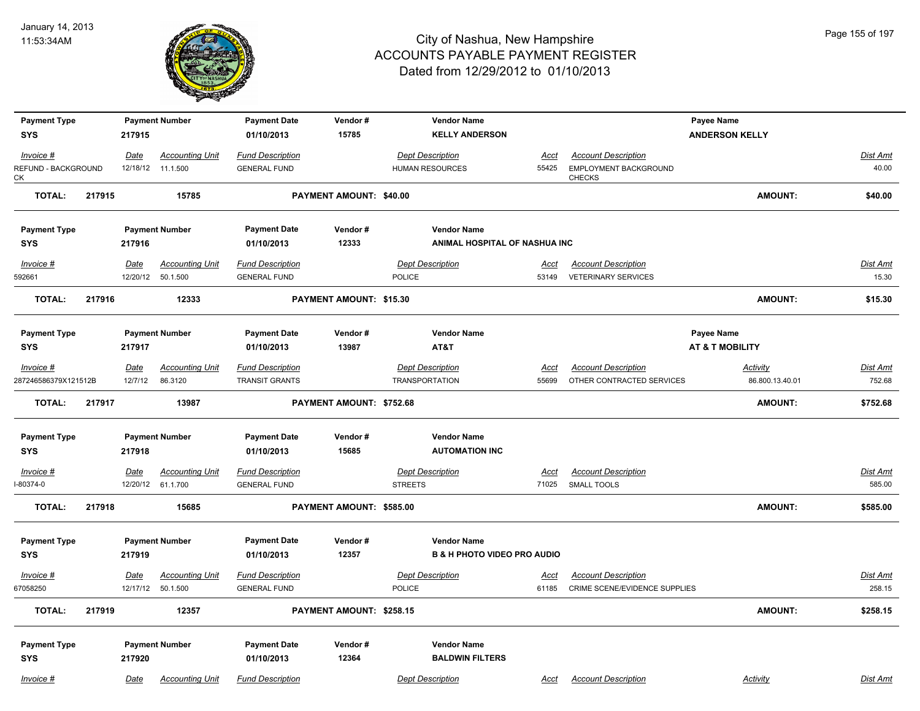# City of Nashua, New Hampshire
## ACCOUNTS PAYABLE PAYMENT REGISTER
### Dated from 12/29/2012 to 01/10/2013

January 14, 2013
11:53:34AM

| Payment Type | Payment Number | Payment Date | Vendor # | Vendor Name | Payee Name |
|---|---|---|---|---|---|
| SYS | 217915 | 01/10/2013 | 15785 | KELLY ANDERSON | ANDERSON KELLY |

| Invoice # | Date | Accounting Unit | Fund Description | Dept Description | Acct | Account Description | Dist Amt |
|---|---|---|---|---|---|---|---|
| REFUND - BACKGROUND CK | 12/18/12 | 11.1.500 | GENERAL FUND | HUMAN RESOURCES | 55425 | EMPLOYMENT BACKGROUND CHECKS | 40.00 |

**TOTAL: 217915 15785 PAYMENT AMOUNT: $40.00 AMOUNT: $40.00**

| Payment Type | Payment Number | Payment Date | Vendor # | Vendor Name |
|---|---|---|---|---|
| SYS | 217916 | 01/10/2013 | 12333 | ANIMAL HOSPITAL OF NASHUA INC |

| Invoice # | Date | Accounting Unit | Fund Description | Dept Description | Acct | Account Description | Dist Amt |
|---|---|---|---|---|---|---|---|
| 592661 | 12/20/12 | 50.1.500 | GENERAL FUND | POLICE | 53149 | VETERINARY SERVICES | 15.30 |

**TOTAL: 217916 12333 PAYMENT AMOUNT: $15.30 AMOUNT: $15.30**

| Payment Type | Payment Number | Payment Date | Vendor # | Vendor Name | Payee Name |
|---|---|---|---|---|---|
| SYS | 217917 | 01/10/2013 | 13987 | AT&T | AT & T MOBILITY |

| Invoice # | Date | Accounting Unit | Fund Description | Dept Description | Acct | Account Description | Activity | Dist Amt |
|---|---|---|---|---|---|---|---|---|
| 287246586379X121512B | 12/7/12 | 86.3120 | TRANSIT GRANTS | TRANSPORTATION | 55699 | OTHER CONTRACTED SERVICES | 86.800.13.40.01 | 752.68 |

**TOTAL: 217917 13987 PAYMENT AMOUNT: $752.68 AMOUNT: $752.68**

| Payment Type | Payment Number | Payment Date | Vendor # | Vendor Name |
|---|---|---|---|---|
| SYS | 217918 | 01/10/2013 | 15685 | AUTOMATION INC |

| Invoice # | Date | Accounting Unit | Fund Description | Dept Description | Acct | Account Description | Dist Amt |
|---|---|---|---|---|---|---|---|
| I-80374-0 | 12/20/12 | 61.1.700 | GENERAL FUND | STREETS | 71025 | SMALL TOOLS | 585.00 |

**TOTAL: 217918 15685 PAYMENT AMOUNT: $585.00 AMOUNT: $585.00**

| Payment Type | Payment Number | Payment Date | Vendor # | Vendor Name |
|---|---|---|---|---|
| SYS | 217919 | 01/10/2013 | 12357 | B & H PHOTO VIDEO PRO AUDIO |

| Invoice # | Date | Accounting Unit | Fund Description | Dept Description | Acct | Account Description | Dist Amt |
|---|---|---|---|---|---|---|---|
| 67058250 | 12/17/12 | 50.1.500 | GENERAL FUND | POLICE | 61185 | CRIME SCENE/EVIDENCE SUPPLIES | 258.15 |

**TOTAL: 217919 12357 PAYMENT AMOUNT: $258.15 AMOUNT: $258.15**

| Payment Type | Payment Number | Payment Date | Vendor # | Vendor Name |
|---|---|---|---|---|
| SYS | 217920 | 01/10/2013 | 12364 | BALDWIN FILTERS |

| Invoice # | Date | Accounting Unit | Fund Description | Dept Description | Acct | Account Description | Activity | Dist Amt |
|---|---|---|---|---|---|---|---|---|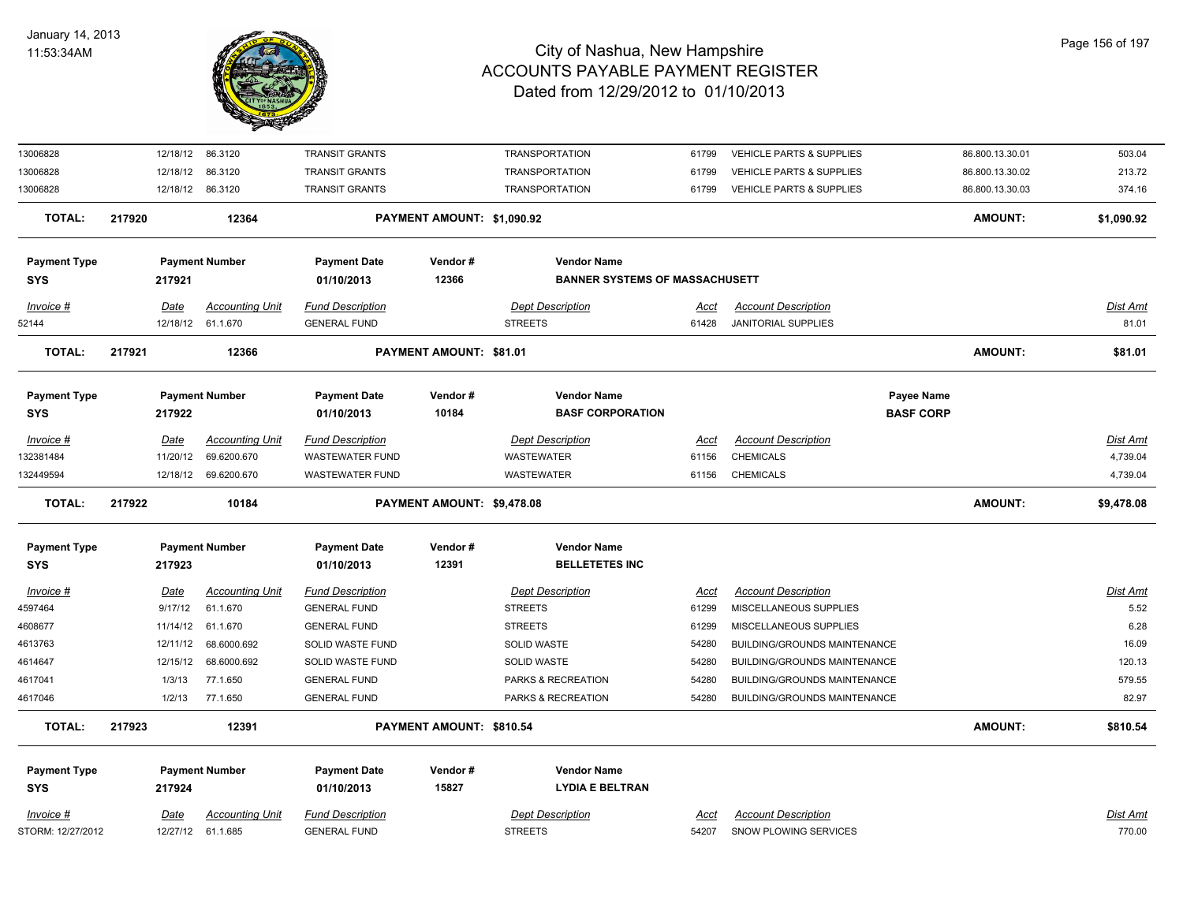# City of Nashua, New Hampshire
## ACCOUNTS PAYABLE PAYMENT REGISTER
### Dated from 12/29/2012 to 01/10/2013

January 14, 2013
11:53:34AM

| Invoice # | Date | Accounting Unit | Fund Description | Dept Description | Acct | Account Description | | Dist Amt |
|---|---|---|---|---|---|---|---|---|
| 13006828 | 12/18/12 | 86.3120 | TRANSIT GRANTS | TRANSPORTATION | 61799 | VEHICLE PARTS & SUPPLIES | 86.800.13.30.01 | 503.04 |
| 13006828 | 12/18/12 | 86.3120 | TRANSIT GRANTS | TRANSPORTATION | 61799 | VEHICLE PARTS & SUPPLIES | 86.800.13.30.02 | 213.72 |
| 13006828 | 12/18/12 | 86.3120 | TRANSIT GRANTS | TRANSPORTATION | 61799 | VEHICLE PARTS & SUPPLIES | 86.800.13.30.03 | 374.16 |

**TOTAL: 217920 12364 PAYMENT AMOUNT: $1,090.92 AMOUNT: $1,090.92**

| Payment Type | Payment Number | Payment Date | Vendor # | Vendor Name |
|---|---|---|---|---|
| SYS | 217921 | 01/10/2013 | 12366 | BANNER SYSTEMS OF MASSACHUSETT |

| Invoice # | Date | Accounting Unit | Fund Description | Dept Description | Acct | Account Description | Dist Amt |
|---|---|---|---|---|---|---|---|
| 52144 | 12/18/12 | 61.1.670 | GENERAL FUND | STREETS | 61428 | JANITORIAL SUPPLIES | 81.01 |

**TOTAL: 217921 12366 PAYMENT AMOUNT: $81.01 AMOUNT: $81.01**

| Payment Type | Payment Number | Payment Date | Vendor # | Vendor Name | Payee Name |
|---|---|---|---|---|---|
| SYS | 217922 | 01/10/2013 | 10184 | BASF CORPORATION | BASF CORP |

| Invoice # | Date | Accounting Unit | Fund Description | Dept Description | Acct | Account Description | Dist Amt |
|---|---|---|---|---|---|---|---|
| 132381484 | 11/20/12 | 69.6200.670 | WASTEWATER FUND | WASTEWATER | 61156 | CHEMICALS | 4,739.04 |
| 132449594 | 12/18/12 | 69.6200.670 | WASTEWATER FUND | WASTEWATER | 61156 | CHEMICALS | 4,739.04 |

**TOTAL: 217922 10184 PAYMENT AMOUNT: $9,478.08 AMOUNT: $9,478.08**

| Payment Type | Payment Number | Payment Date | Vendor # | Vendor Name |
|---|---|---|---|---|
| SYS | 217923 | 01/10/2013 | 12391 | BELLETETES INC |

| Invoice # | Date | Accounting Unit | Fund Description | Dept Description | Acct | Account Description | Dist Amt |
|---|---|---|---|---|---|---|---|
| 4597464 | 9/17/12 | 61.1.670 | GENERAL FUND | STREETS | 61299 | MISCELLANEOUS SUPPLIES | 5.52 |
| 4608677 | 11/14/12 | 61.1.670 | GENERAL FUND | STREETS | 61299 | MISCELLANEOUS SUPPLIES | 6.28 |
| 4613763 | 12/11/12 | 68.6000.692 | SOLID WASTE FUND | SOLID WASTE | 54280 | BUILDING/GROUNDS MAINTENANCE | 16.09 |
| 4614647 | 12/15/12 | 68.6000.692 | SOLID WASTE FUND | SOLID WASTE | 54280 | BUILDING/GROUNDS MAINTENANCE | 120.13 |
| 4617041 | 1/3/13 | 77.1.650 | GENERAL FUND | PARKS & RECREATION | 54280 | BUILDING/GROUNDS MAINTENANCE | 579.55 |
| 4617046 | 1/2/13 | 77.1.650 | GENERAL FUND | PARKS & RECREATION | 54280 | BUILDING/GROUNDS MAINTENANCE | 82.97 |

**TOTAL: 217923 12391 PAYMENT AMOUNT: $810.54 AMOUNT: $810.54**

| Payment Type | Payment Number | Payment Date | Vendor # | Vendor Name |
|---|---|---|---|---|
| SYS | 217924 | 01/10/2013 | 15827 | LYDIA E BELTRAN |

| Invoice # | Date | Accounting Unit | Fund Description | Dept Description | Acct | Account Description | Dist Amt |
|---|---|---|---|---|---|---|---|
| STORM: 12/27/2012 | 12/27/12 | 61.1.685 | GENERAL FUND | STREETS | 54207 | SNOW PLOWING SERVICES | 770.00 |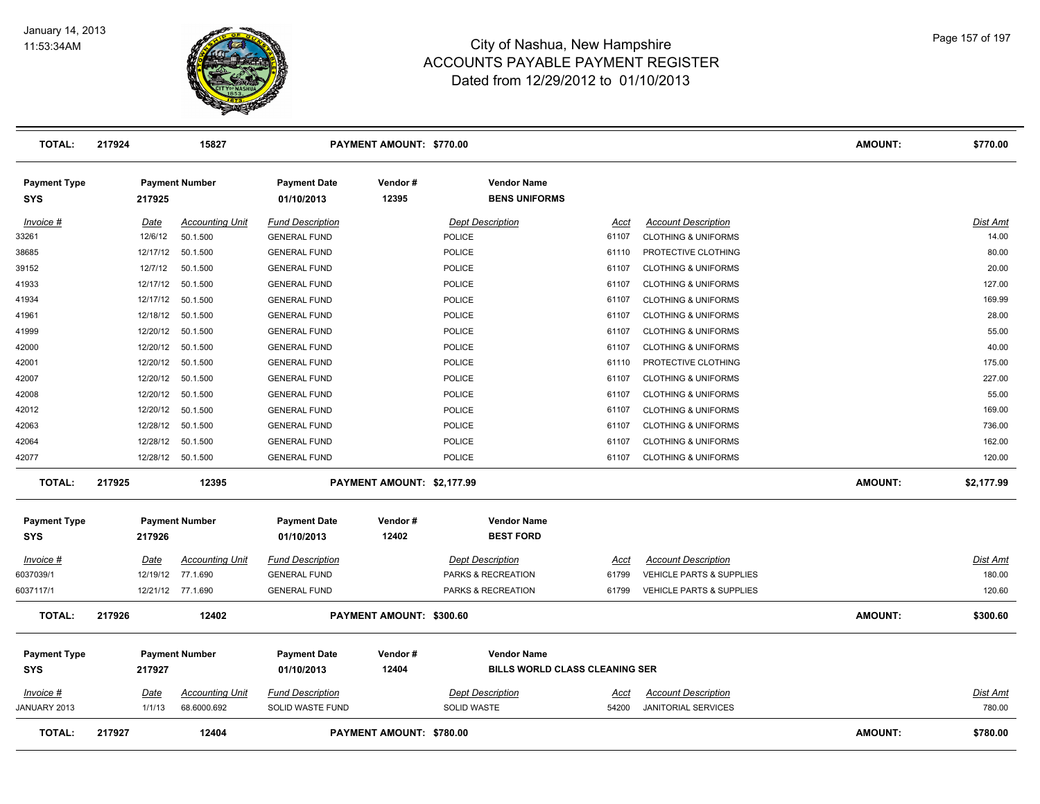# City of Nashua, New Hampshire
## ACCOUNTS PAYABLE PAYMENT REGISTER
### Dated from 12/29/2012 to 01/10/2013

January 14, 2013
11:53:34AM

| TOTAL: | 217924 | 15827 | PAYMENT AMOUNT: $770.00 | AMOUNT: | $770.00 |
|---|---|---|---|---|---|

| Payment Type | Payment Number | Payment Date | Vendor # | Vendor Name |
|---|---|---|---|---|
| SYS | 217925 | 01/10/2013 | 12395 | BENS UNIFORMS |

| Invoice # | Date | Accounting Unit | Fund Description | Dept Description | Acct | Account Description | Dist Amt |
|---|---|---|---|---|---|---|---|
| 33261 | 12/6/12 | 50.1.500 | GENERAL FUND | POLICE | 61107 | CLOTHING & UNIFORMS | 14.00 |
| 38685 | 12/17/12 | 50.1.500 | GENERAL FUND | POLICE | 61110 | PROTECTIVE CLOTHING | 80.00 |
| 39152 | 12/7/12 | 50.1.500 | GENERAL FUND | POLICE | 61107 | CLOTHING & UNIFORMS | 20.00 |
| 41933 | 12/17/12 | 50.1.500 | GENERAL FUND | POLICE | 61107 | CLOTHING & UNIFORMS | 127.00 |
| 41934 | 12/17/12 | 50.1.500 | GENERAL FUND | POLICE | 61107 | CLOTHING & UNIFORMS | 169.99 |
| 41961 | 12/18/12 | 50.1.500 | GENERAL FUND | POLICE | 61107 | CLOTHING & UNIFORMS | 28.00 |
| 41999 | 12/20/12 | 50.1.500 | GENERAL FUND | POLICE | 61107 | CLOTHING & UNIFORMS | 55.00 |
| 42000 | 12/20/12 | 50.1.500 | GENERAL FUND | POLICE | 61107 | CLOTHING & UNIFORMS | 40.00 |
| 42001 | 12/20/12 | 50.1.500 | GENERAL FUND | POLICE | 61110 | PROTECTIVE CLOTHING | 175.00 |
| 42007 | 12/20/12 | 50.1.500 | GENERAL FUND | POLICE | 61107 | CLOTHING & UNIFORMS | 227.00 |
| 42008 | 12/20/12 | 50.1.500 | GENERAL FUND | POLICE | 61107 | CLOTHING & UNIFORMS | 55.00 |
| 42012 | 12/20/12 | 50.1.500 | GENERAL FUND | POLICE | 61107 | CLOTHING & UNIFORMS | 169.00 |
| 42063 | 12/28/12 | 50.1.500 | GENERAL FUND | POLICE | 61107 | CLOTHING & UNIFORMS | 736.00 |
| 42064 | 12/28/12 | 50.1.500 | GENERAL FUND | POLICE | 61107 | CLOTHING & UNIFORMS | 162.00 |
| 42077 | 12/28/12 | 50.1.500 | GENERAL FUND | POLICE | 61107 | CLOTHING & UNIFORMS | 120.00 |

| TOTAL: | 217925 | 12395 | PAYMENT AMOUNT: $2,177.99 | AMOUNT: | $2,177.99 |
|---|---|---|---|---|---|

| Payment Type | Payment Number | Payment Date | Vendor # | Vendor Name |
|---|---|---|---|---|
| SYS | 217926 | 01/10/2013 | 12402 | BEST FORD |

| Invoice # | Date | Accounting Unit | Fund Description | Dept Description | Acct | Account Description | Dist Amt |
|---|---|---|---|---|---|---|---|
| 6037039/1 | 12/19/12 | 77.1.690 | GENERAL FUND | PARKS & RECREATION | 61799 | VEHICLE PARTS & SUPPLIES | 180.00 |
| 6037117/1 | 12/21/12 | 77.1.690 | GENERAL FUND | PARKS & RECREATION | 61799 | VEHICLE PARTS & SUPPLIES | 120.60 |

| TOTAL: | 217926 | 12402 | PAYMENT AMOUNT: $300.60 | AMOUNT: | $300.60 |
|---|---|---|---|---|---|

| Payment Type | Payment Number | Payment Date | Vendor # | Vendor Name |
|---|---|---|---|---|
| SYS | 217927 | 01/10/2013 | 12404 | BILLS WORLD CLASS CLEANING SER |

| Invoice # | Date | Accounting Unit | Fund Description | Dept Description | Acct | Account Description | Dist Amt |
|---|---|---|---|---|---|---|---|
| JANUARY 2013 | 1/1/13 | 68.6000.692 | SOLID WASTE FUND | SOLID WASTE | 54200 | JANITORIAL SERVICES | 780.00 |

| TOTAL: | 217927 | 12404 | PAYMENT AMOUNT: $780.00 | AMOUNT: | $780.00 |
|---|---|---|---|---|---|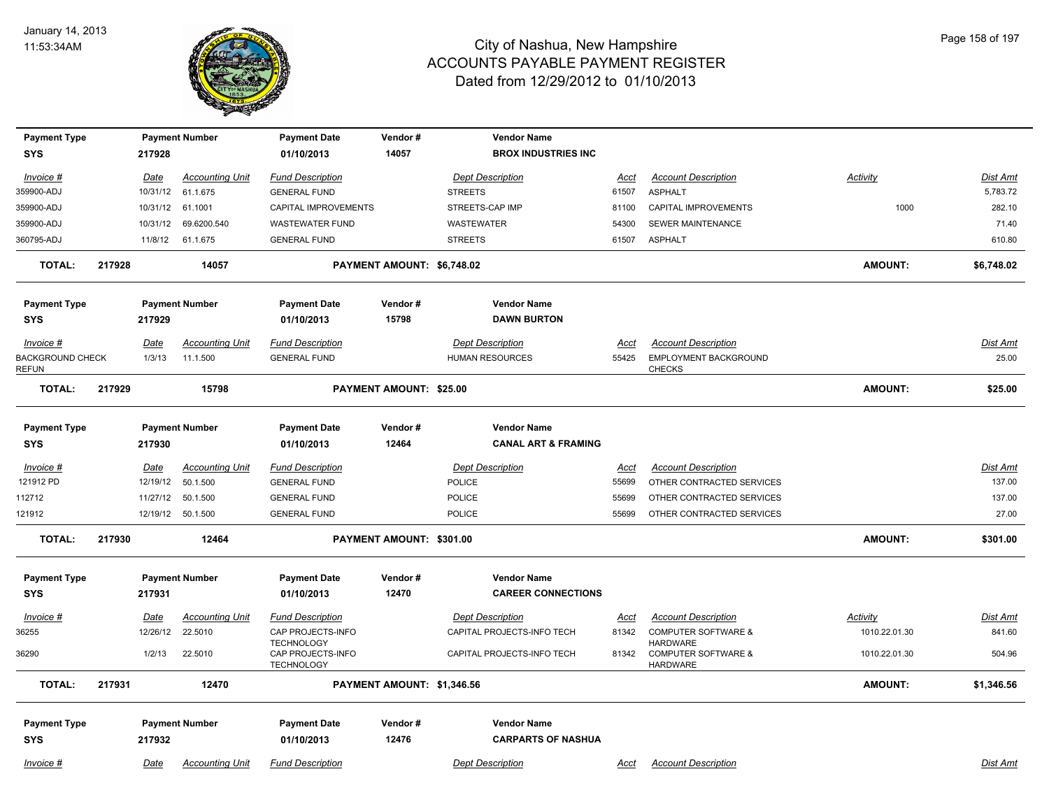# City of Nashua, New Hampshire
## ACCOUNTS PAYABLE PAYMENT REGISTER
### Dated from 12/29/2012 to 01/10/2013

January 14, 2013
11:53:34AM

| Payment Type | Payment Number | Payment Date | Vendor # | Vendor Name |
|---|---|---|---|---|
| SYS | 217928 | 01/10/2013 | 14057 | BROX INDUSTRIES INC |

| Invoice # | Date | Accounting Unit | Fund Description | Dept Description | Acct | Account Description | Activity | Dist Amt |
|---|---|---|---|---|---|---|---|---|
| 359900-ADJ | 10/31/12 | 61.1.675 | GENERAL FUND | STREETS | 61507 | ASPHALT | | 5,783.72 |
| 359900-ADJ | 10/31/12 | 61.1001 | CAPITAL IMPROVEMENTS | STREETS-CAP IMP | 81100 | CAPITAL IMPROVEMENTS | 1000 | 282.10 |
| 359900-ADJ | 10/31/12 | 69.6200.540 | WASTEWATER FUND | WASTEWATER | 54300 | SEWER MAINTENANCE | | 71.40 |
| 360795-ADJ | 11/8/12 | 61.1.675 | GENERAL FUND | STREETS | 61507 | ASPHALT | | 610.80 |

**TOTAL: 217928 14057 PAYMENT AMOUNT: $6,748.02 AMOUNT: $6,748.02**

| Payment Type | Payment Number | Payment Date | Vendor # | Vendor Name |
|---|---|---|---|---|
| SYS | 217929 | 01/10/2013 | 15798 | DAWN BURTON |

| Invoice # | Date | Accounting Unit | Fund Description | Dept Description | Acct | Account Description | Dist Amt |
|---|---|---|---|---|---|---|---|
| BACKGROUND CHECK REFUN | 1/3/13 | 11.1.500 | GENERAL FUND | HUMAN RESOURCES | 55425 | EMPLOYMENT BACKGROUND CHECKS | 25.00 |

**TOTAL: 217929 15798 PAYMENT AMOUNT: $25.00 AMOUNT: $25.00**

| Payment Type | Payment Number | Payment Date | Vendor # | Vendor Name |
|---|---|---|---|---|
| SYS | 217930 | 01/10/2013 | 12464 | CANAL ART & FRAMING |

| Invoice # | Date | Accounting Unit | Fund Description | Dept Description | Acct | Account Description | Dist Amt |
|---|---|---|---|---|---|---|---|
| 121912 PD | 12/19/12 | 50.1.500 | GENERAL FUND | POLICE | 55699 | OTHER CONTRACTED SERVICES | 137.00 |
| 112712 | 11/27/12 | 50.1.500 | GENERAL FUND | POLICE | 55699 | OTHER CONTRACTED SERVICES | 137.00 |
| 121912 | 12/19/12 | 50.1.500 | GENERAL FUND | POLICE | 55699 | OTHER CONTRACTED SERVICES | 27.00 |

**TOTAL: 217930 12464 PAYMENT AMOUNT: $301.00 AMOUNT: $301.00**

| Payment Type | Payment Number | Payment Date | Vendor # | Vendor Name |
|---|---|---|---|---|
| SYS | 217931 | 01/10/2013 | 12470 | CAREER CONNECTIONS |

| Invoice # | Date | Accounting Unit | Fund Description | Dept Description | Acct | Account Description | Activity | Dist Amt |
|---|---|---|---|---|---|---|---|---|
| 36255 | 12/26/12 | 22.5010 | CAP PROJECTS-INFO TECHNOLOGY | CAPITAL PROJECTS-INFO TECH | 81342 | COMPUTER SOFTWARE & HARDWARE | 1010.22.01.30 | 841.60 |
| 36290 | 1/2/13 | 22.5010 | CAP PROJECTS-INFO TECHNOLOGY | CAPITAL PROJECTS-INFO TECH | 81342 | COMPUTER SOFTWARE & HARDWARE | 1010.22.01.30 | 504.96 |

**TOTAL: 217931 12470 PAYMENT AMOUNT: $1,346.56 AMOUNT: $1,346.56**

| Payment Type | Payment Number | Payment Date | Vendor # | Vendor Name |
|---|---|---|---|---|
| SYS | 217932 | 01/10/2013 | 12476 | CARPARTS OF NASHUA |

| Invoice # | Date | Accounting Unit | Fund Description | Dept Description | Acct | Account Description | Dist Amt |
|---|---|---|---|---|---|---|---|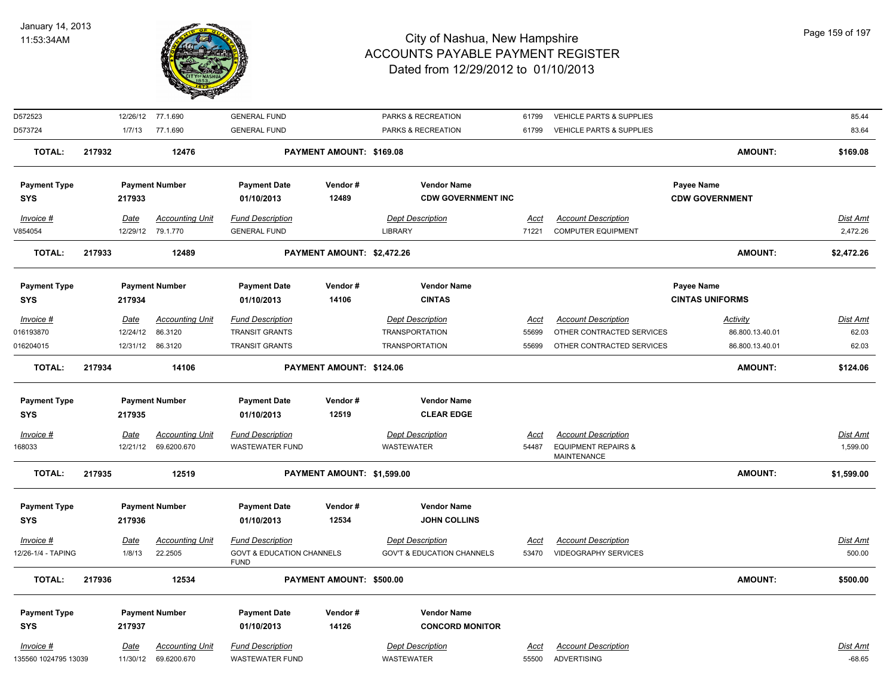# City of Nashua, New Hampshire
## ACCOUNTS PAYABLE PAYMENT REGISTER
### Dated from 12/29/2012 to 01/10/2013

January 14, 2013
11:53:34AM

| Invoice # | Date | Accounting Unit | Fund Description | Dept Description | Acct | Account Description | Activity | Dist Amt |
|---|---|---|---|---|---|---|---|---|
| D572523 | 12/26/12 | 77.1.690 | GENERAL FUND | PARKS & RECREATION | 61799 | VEHICLE PARTS & SUPPLIES | | 85.44 |
| D573724 | 1/7/13 | 77.1.690 | GENERAL FUND | PARKS & RECREATION | 61799 | VEHICLE PARTS & SUPPLIES | | 83.64 |

**TOTAL: 217932 — 12476 — PAYMENT AMOUNT: $169.08 — AMOUNT: $169.08**

| Payment Type | Payment Number | Payment Date | Vendor # | Vendor Name | Payee Name |
|---|---|---|---|---|---|
| SYS | 217933 | 01/10/2013 | 12489 | CDW GOVERNMENT INC | CDW GOVERNMENT |

| Invoice # | Date | Accounting Unit | Fund Description | Dept Description | Acct | Account Description | Dist Amt |
|---|---|---|---|---|---|---|---|
| V854054 | 12/29/12 | 79.1.770 | GENERAL FUND | LIBRARY | 71221 | COMPUTER EQUIPMENT | 2,472.26 |

**TOTAL: 217933 — 12489 — PAYMENT AMOUNT: $2,472.26 — AMOUNT: $2,472.26**

| Payment Type | Payment Number | Payment Date | Vendor # | Vendor Name | Payee Name |
|---|---|---|---|---|---|
| SYS | 217934 | 01/10/2013 | 14106 | CINTAS | CINTAS UNIFORMS |

| Invoice # | Date | Accounting Unit | Fund Description | Dept Description | Acct | Account Description | Activity | Dist Amt |
|---|---|---|---|---|---|---|---|---|
| 016193870 | 12/24/12 | 86.3120 | TRANSIT GRANTS | TRANSPORTATION | 55699 | OTHER CONTRACTED SERVICES | 86.800.13.40.01 | 62.03 |
| 016204015 | 12/31/12 | 86.3120 | TRANSIT GRANTS | TRANSPORTATION | 55699 | OTHER CONTRACTED SERVICES | 86.800.13.40.01 | 62.03 |

**TOTAL: 217934 — 14106 — PAYMENT AMOUNT: $124.06 — AMOUNT: $124.06**

| Payment Type | Payment Number | Payment Date | Vendor # | Vendor Name |
|---|---|---|---|---|
| SYS | 217935 | 01/10/2013 | 12519 | CLEAR EDGE |

| Invoice # | Date | Accounting Unit | Fund Description | Dept Description | Acct | Account Description | Dist Amt |
|---|---|---|---|---|---|---|---|
| 168033 | 12/21/12 | 69.6200.670 | WASTEWATER FUND | WASTEWATER | 54487 | EQUIPMENT REPAIRS & MAINTENANCE | 1,599.00 |

**TOTAL: 217935 — 12519 — PAYMENT AMOUNT: $1,599.00 — AMOUNT: $1,599.00**

| Payment Type | Payment Number | Payment Date | Vendor # | Vendor Name |
|---|---|---|---|---|
| SYS | 217936 | 01/10/2013 | 12534 | JOHN COLLINS |

| Invoice # | Date | Accounting Unit | Fund Description | Dept Description | Acct | Account Description | Dist Amt |
|---|---|---|---|---|---|---|---|
| 12/26-1/4 - TAPING | 1/8/13 | 22.2505 | GOVT & EDUCATION CHANNELS FUND | GOV'T & EDUCATION CHANNELS | 53470 | VIDEOGRAPHY SERVICES | 500.00 |

**TOTAL: 217936 — 12534 — PAYMENT AMOUNT: $500.00 — AMOUNT: $500.00**

| Payment Type | Payment Number | Payment Date | Vendor # | Vendor Name |
|---|---|---|---|---|
| SYS | 217937 | 01/10/2013 | 14126 | CONCORD MONITOR |

| Invoice # | Date | Accounting Unit | Fund Description | Dept Description | Acct | Account Description | Dist Amt |
|---|---|---|---|---|---|---|---|
| 135560 1024795 13039 | 11/30/12 | 69.6200.670 | WASTEWATER FUND | WASTEWATER | 55500 | ADVERTISING | -68.65 |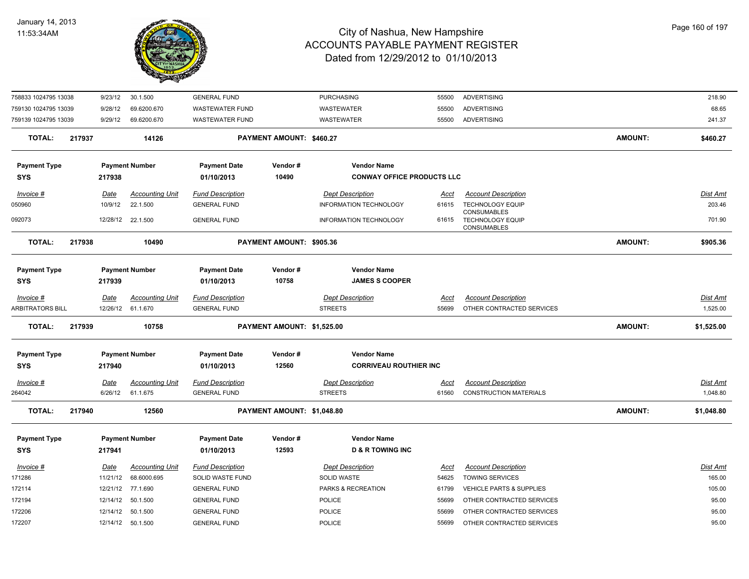| | | | | | | | | |
|---|---|---|---|---|---|---|---|---|
| 758833 1024795 13038 | 9/23/12 | 30.1.500 | GENERAL FUND | | PURCHASING | 55500 | ADVERTISING | 218.90 |
| 759130 1024795 13039 | 9/28/12 | 69.6200.670 | WASTEWATER FUND | | WASTEWATER | 55500 | ADVERTISING | 68.65 |
| 759139 1024795 13039 | 9/29/12 | 69.6200.670 | WASTEWATER FUND | | WASTEWATER | 55500 | ADVERTISING | 241.37 |
| **TOTAL:** | **217937** | **14126** | | **PAYMENT AMOUNT: $460.27** | | | **AMOUNT:** | **$460.27** |

| **Payment Type** | **Payment Number** | **Payment Date** | **Vendor #** | **Vendor Name** |
|---|---|---|---|---|
| **SYS** | **217938** | **01/10/2013** | **10490** | **CONWAY OFFICE PRODUCTS LLC** |

| *Invoice #* | *Date* | *Accounting Unit* | *Fund Description* | *Dept Description* | *Acct* | *Account Description* | *Dist Amt* |
|---|---|---|---|---|---|---|---|
| 050960 | 10/9/12 | 22.1.500 | GENERAL FUND | INFORMATION TECHNOLOGY | 61615 | TECHNOLOGY EQUIP CONSUMABLES | 203.46 |
| 092073 | 12/28/12 | 22.1.500 | GENERAL FUND | INFORMATION TECHNOLOGY | 61615 | TECHNOLOGY EQUIP CONSUMABLES | 701.90 |
| **TOTAL:** | **217938** | **10490** | **PAYMENT AMOUNT: $905.36** | | | **AMOUNT:** | **$905.36** |

| **Payment Type** | **Payment Number** | **Payment Date** | **Vendor #** | **Vendor Name** |
|---|---|---|---|---|
| **SYS** | **217939** | **01/10/2013** | **10758** | **JAMES S COOPER** |

| *Invoice #* | *Date* | *Accounting Unit* | *Fund Description* | *Dept Description* | *Acct* | *Account Description* | *Dist Amt* |
|---|---|---|---|---|---|---|---|
| ARBITRATORS BILL | 12/26/12 | 61.1.670 | GENERAL FUND | STREETS | 55699 | OTHER CONTRACTED SERVICES | 1,525.00 |
| **TOTAL:** | **217939** | **10758** | **PAYMENT AMOUNT: $1,525.00** | | | **AMOUNT:** | **$1,525.00** |

| **Payment Type** | **Payment Number** | **Payment Date** | **Vendor #** | **Vendor Name** |
|---|---|---|---|---|
| **SYS** | **217940** | **01/10/2013** | **12560** | **CORRIVEAU ROUTHIER INC** |

| *Invoice #* | *Date* | *Accounting Unit* | *Fund Description* | *Dept Description* | *Acct* | *Account Description* | *Dist Amt* |
|---|---|---|---|---|---|---|---|
| 264042 | 6/26/12 | 61.1.675 | GENERAL FUND | STREETS | 61560 | CONSTRUCTION MATERIALS | 1,048.80 |
| **TOTAL:** | **217940** | **12560** | **PAYMENT AMOUNT: $1,048.80** | | | **AMOUNT:** | **$1,048.80** |

| **Payment Type** | **Payment Number** | **Payment Date** | **Vendor #** | **Vendor Name** |
|---|---|---|---|---|
| **SYS** | **217941** | **01/10/2013** | **12593** | **D & R TOWING INC** |

| *Invoice #* | *Date* | *Accounting Unit* | *Fund Description* | *Dept Description* | *Acct* | *Account Description* | *Dist Amt* |
|---|---|---|---|---|---|---|---|
| 171286 | 11/21/12 | 68.6000.695 | SOLID WASTE FUND | SOLID WASTE | 54625 | TOWING SERVICES | 165.00 |
| 172114 | 12/21/12 | 77.1.690 | GENERAL FUND | PARKS & RECREATION | 61799 | VEHICLE PARTS & SUPPLIES | 105.00 |
| 172194 | 12/14/12 | 50.1.500 | GENERAL FUND | POLICE | 55699 | OTHER CONTRACTED SERVICES | 95.00 |
| 172206 | 12/14/12 | 50.1.500 | GENERAL FUND | POLICE | 55699 | OTHER CONTRACTED SERVICES | 95.00 |
| 172207 | 12/14/12 | 50.1.500 | GENERAL FUND | POLICE | 55699 | OTHER CONTRACTED SERVICES | 95.00 |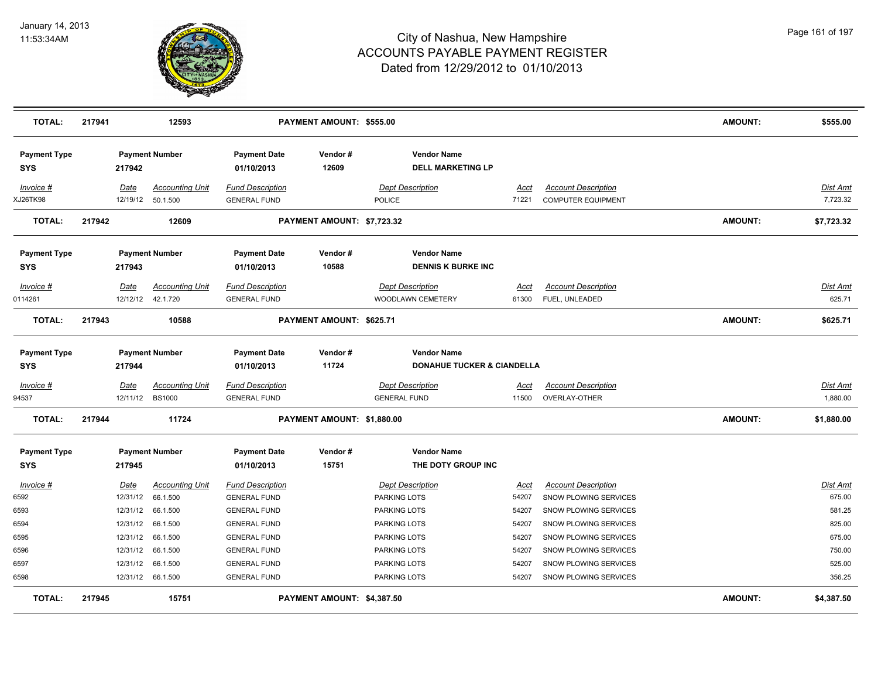# City of Nashua, New Hampshire
## ACCOUNTS PAYABLE PAYMENT REGISTER
### Dated from 12/29/2012 to 01/10/2013

January 14, 2013
11:53:34AM

| **TOTAL:** | **217941** | **12593** | **PAYMENT AMOUNT: $555.00** | **AMOUNT:** | **$555.00** |
|---|---|---|---|---|---|

| Payment Type | Payment Number | Payment Date | Vendor # | Vendor Name |
|---|---|---|---|---|
| **SYS** | **217942** | **01/10/2013** | **12609** | **DELL MARKETING LP** |

| Invoice # | Date | Accounting Unit | Fund Description | Dept Description | Acct | Account Description | Dist Amt |
|---|---|---|---|---|---|---|---|
| XJ26TK98 | 12/19/12 | 50.1.500 | GENERAL FUND | POLICE | 71221 | COMPUTER EQUIPMENT | 7,723.32 |

| **TOTAL:** | **217942** | **12609** | **PAYMENT AMOUNT: $7,723.32** | **AMOUNT:** | **$7,723.32** |
|---|---|---|---|---|---|

| Payment Type | Payment Number | Payment Date | Vendor # | Vendor Name |
|---|---|---|---|---|
| **SYS** | **217943** | **01/10/2013** | **10588** | **DENNIS K BURKE INC** |

| Invoice # | Date | Accounting Unit | Fund Description | Dept Description | Acct | Account Description | Dist Amt |
|---|---|---|---|---|---|---|---|
| 0114261 | 12/12/12 | 42.1.720 | GENERAL FUND | WOODLAWN CEMETERY | 61300 | FUEL, UNLEADED | 625.71 |

| **TOTAL:** | **217943** | **10588** | **PAYMENT AMOUNT: $625.71** | **AMOUNT:** | **$625.71** |
|---|---|---|---|---|---|

| Payment Type | Payment Number | Payment Date | Vendor # | Vendor Name |
|---|---|---|---|---|
| **SYS** | **217944** | **01/10/2013** | **11724** | **DONAHUE TUCKER & CIANDELLA** |

| Invoice # | Date | Accounting Unit | Fund Description | Dept Description | Acct | Account Description | Dist Amt |
|---|---|---|---|---|---|---|---|
| 94537 | 12/11/12 | BS1000 | GENERAL FUND | GENERAL FUND | 11500 | OVERLAY-OTHER | 1,880.00 |

| **TOTAL:** | **217944** | **11724** | **PAYMENT AMOUNT: $1,880.00** | **AMOUNT:** | **$1,880.00** |
|---|---|---|---|---|---|

| Payment Type | Payment Number | Payment Date | Vendor # | Vendor Name |
|---|---|---|---|---|
| **SYS** | **217945** | **01/10/2013** | **15751** | **THE DOTY GROUP INC** |

| Invoice # | Date | Accounting Unit | Fund Description | Dept Description | Acct | Account Description | Dist Amt |
|---|---|---|---|---|---|---|---|
| 6592 | 12/31/12 | 66.1.500 | GENERAL FUND | PARKING LOTS | 54207 | SNOW PLOWING SERVICES | 675.00 |
| 6593 | 12/31/12 | 66.1.500 | GENERAL FUND | PARKING LOTS | 54207 | SNOW PLOWING SERVICES | 581.25 |
| 6594 | 12/31/12 | 66.1.500 | GENERAL FUND | PARKING LOTS | 54207 | SNOW PLOWING SERVICES | 825.00 |
| 6595 | 12/31/12 | 66.1.500 | GENERAL FUND | PARKING LOTS | 54207 | SNOW PLOWING SERVICES | 675.00 |
| 6596 | 12/31/12 | 66.1.500 | GENERAL FUND | PARKING LOTS | 54207 | SNOW PLOWING SERVICES | 750.00 |
| 6597 | 12/31/12 | 66.1.500 | GENERAL FUND | PARKING LOTS | 54207 | SNOW PLOWING SERVICES | 525.00 |
| 6598 | 12/31/12 | 66.1.500 | GENERAL FUND | PARKING LOTS | 54207 | SNOW PLOWING SERVICES | 356.25 |

| **TOTAL:** | **217945** | **15751** | **PAYMENT AMOUNT: $4,387.50** | **AMOUNT:** | **$4,387.50** |
|---|---|---|---|---|---|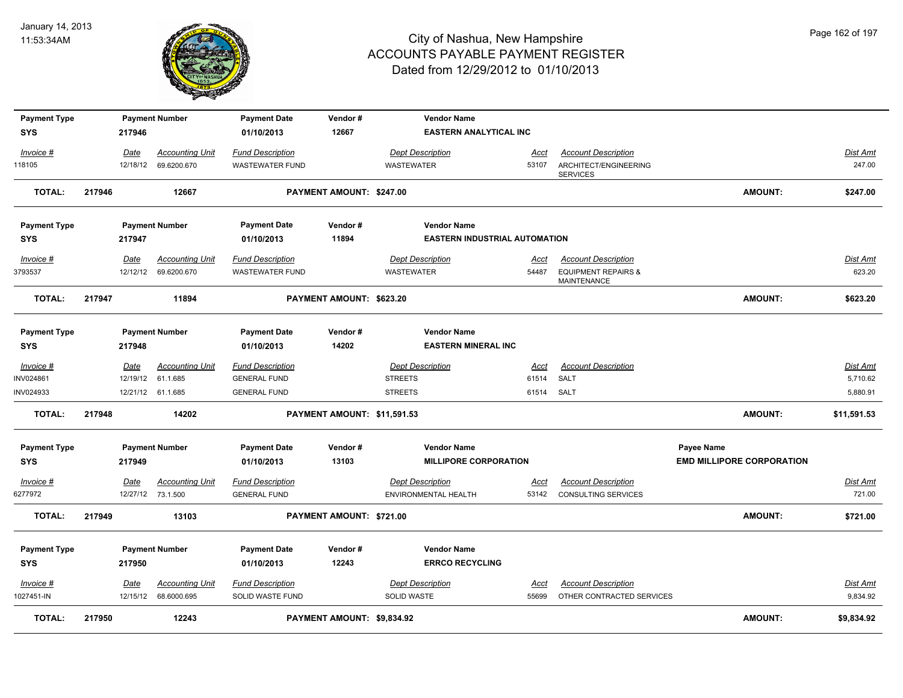# City of Nashua, New Hampshire
## ACCOUNTS PAYABLE PAYMENT REGISTER
### Dated from 12/29/2012 to 01/10/2013

January 14, 2013
11:53:34AM

| Payment Type | Payment Number | Payment Date | Vendor # | Vendor Name |
|---|---|---|---|---|
| SYS | 217946 | 01/10/2013 | 12667 | EASTERN ANALYTICAL INC |

| Invoice # | Date | Accounting Unit | Fund Description | Dept Description | Acct | Account Description | Dist Amt |
|---|---|---|---|---|---|---|---|
| 118105 | 12/18/12 | 69.6200.670 | WASTEWATER FUND | WASTEWATER | 53107 | ARCHITECT/ENGINEERING SERVICES | 247.00 |

**TOTAL: 217946 12667 PAYMENT AMOUNT: $247.00 AMOUNT: $247.00**

| Payment Type | Payment Number | Payment Date | Vendor # | Vendor Name |
|---|---|---|---|---|
| SYS | 217947 | 01/10/2013 | 11894 | EASTERN INDUSTRIAL AUTOMATION |

| Invoice # | Date | Accounting Unit | Fund Description | Dept Description | Acct | Account Description | Dist Amt |
|---|---|---|---|---|---|---|---|
| 3793537 | 12/12/12 | 69.6200.670 | WASTEWATER FUND | WASTEWATER | 54487 | EQUIPMENT REPAIRS & MAINTENANCE | 623.20 |

**TOTAL: 217947 11894 PAYMENT AMOUNT: $623.20 AMOUNT: $623.20**

| Payment Type | Payment Number | Payment Date | Vendor # | Vendor Name |
|---|---|---|---|---|
| SYS | 217948 | 01/10/2013 | 14202 | EASTERN MINERAL INC |

| Invoice # | Date | Accounting Unit | Fund Description | Dept Description | Acct | Account Description | Dist Amt |
|---|---|---|---|---|---|---|---|
| INV024861 | 12/19/12 | 61.1.685 | GENERAL FUND | STREETS | 61514 | SALT | 5,710.62 |
| INV024933 | 12/21/12 | 61.1.685 | GENERAL FUND | STREETS | 61514 | SALT | 5,880.91 |

**TOTAL: 217948 14202 PAYMENT AMOUNT: $11,591.53 AMOUNT: $11,591.53**

| Payment Type | Payment Number | Payment Date | Vendor # | Vendor Name | Payee Name |
|---|---|---|---|---|---|
| SYS | 217949 | 01/10/2013 | 13103 | MILLIPORE CORPORATION | EMD MILLIPORE CORPORATION |

| Invoice # | Date | Accounting Unit | Fund Description | Dept Description | Acct | Account Description | Dist Amt |
|---|---|---|---|---|---|---|---|
| 6277972 | 12/27/12 | 73.1.500 | GENERAL FUND | ENVIRONMENTAL HEALTH | 53142 | CONSULTING SERVICES | 721.00 |

**TOTAL: 217949 13103 PAYMENT AMOUNT: $721.00 AMOUNT: $721.00**

| Payment Type | Payment Number | Payment Date | Vendor # | Vendor Name |
|---|---|---|---|---|
| SYS | 217950 | 01/10/2013 | 12243 | ERRCO RECYCLING |

| Invoice # | Date | Accounting Unit | Fund Description | Dept Description | Acct | Account Description | Dist Amt |
|---|---|---|---|---|---|---|---|
| 1027451-IN | 12/15/12 | 68.6000.695 | SOLID WASTE FUND | SOLID WASTE | 55699 | OTHER CONTRACTED SERVICES | 9,834.92 |

**TOTAL: 217950 12243 PAYMENT AMOUNT: $9,834.92 AMOUNT: $9,834.92**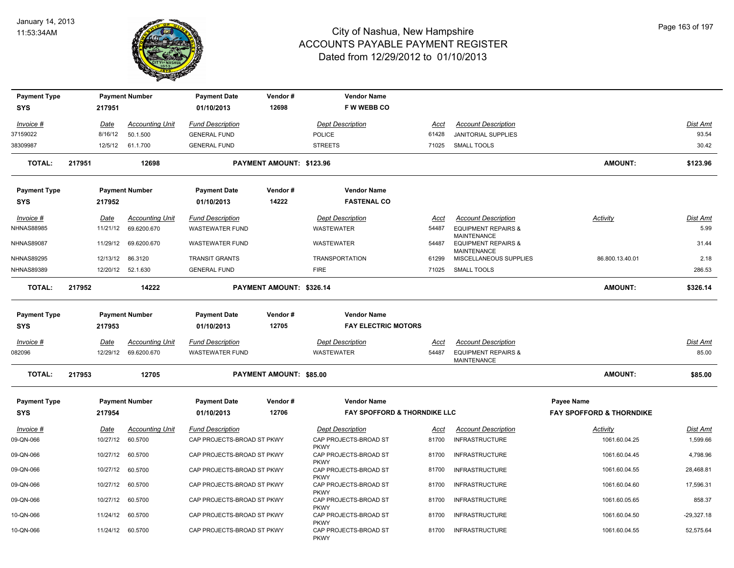# City of Nashua, New Hampshire
## ACCOUNTS PAYABLE PAYMENT REGISTER
### Dated from 12/29/2012 to 01/10/2013

January 14, 2013
11:53:34AM

| Payment Type | Payment Number | Payment Date | Vendor # | Vendor Name |
|---|---|---|---|---|
| SYS | 217951 | 01/10/2013 | 12698 | F W WEBB CO |

| Invoice # | Date | Accounting Unit | Fund Description | Dept Description | Acct | Account Description | Dist Amt |
|---|---|---|---|---|---|---|---|
| 37159022 | 8/16/12 | 50.1.500 | GENERAL FUND | POLICE | 61428 | JANITORIAL SUPPLIES | 93.54 |
| 38309987 | 12/5/12 | 61.1.700 | GENERAL FUND | STREETS | 71025 | SMALL TOOLS | 30.42 |

**TOTAL: 217951 — 12698 — PAYMENT AMOUNT: $123.96 — AMOUNT: $123.96**

| Payment Type | Payment Number | Payment Date | Vendor # | Vendor Name |
|---|---|---|---|---|
| SYS | 217952 | 01/10/2013 | 14222 | FASTENAL CO |

| Invoice # | Date | Accounting Unit | Fund Description | Dept Description | Acct | Account Description | Activity | Dist Amt |
|---|---|---|---|---|---|---|---|---|
| NHNAS88985 | 11/21/12 | 69.6200.670 | WASTEWATER FUND | WASTEWATER | 54487 | EQUIPMENT REPAIRS & MAINTENANCE | | 5.99 |
| NHNAS89087 | 11/29/12 | 69.6200.670 | WASTEWATER FUND | WASTEWATER | 54487 | EQUIPMENT REPAIRS & MAINTENANCE | | 31.44 |
| NHNAS89295 | 12/13/12 | 86.3120 | TRANSIT GRANTS | TRANSPORTATION | 61299 | MISCELLANEOUS SUPPLIES | 86.800.13.40.01 | 2.18 |
| NHNAS89389 | 12/20/12 | 52.1.630 | GENERAL FUND | FIRE | 71025 | SMALL TOOLS | | 286.53 |

**TOTAL: 217952 — 14222 — PAYMENT AMOUNT: $326.14 — AMOUNT: $326.14**

| Payment Type | Payment Number | Payment Date | Vendor # | Vendor Name |
|---|---|---|---|---|
| SYS | 217953 | 01/10/2013 | 12705 | FAY ELECTRIC MOTORS |

| Invoice # | Date | Accounting Unit | Fund Description | Dept Description | Acct | Account Description | Dist Amt |
|---|---|---|---|---|---|---|---|
| 082096 | 12/29/12 | 69.6200.670 | WASTEWATER FUND | WASTEWATER | 54487 | EQUIPMENT REPAIRS & MAINTENANCE | 85.00 |

**TOTAL: 217953 — 12705 — PAYMENT AMOUNT: $85.00 — AMOUNT: $85.00**

| Payment Type | Payment Number | Payment Date | Vendor # | Vendor Name | Payee Name |
|---|---|---|---|---|---|
| SYS | 217954 | 01/10/2013 | 12706 | FAY SPOFFORD & THORNDIKE LLC | FAY SPOFFORD & THORNDIKE |

| Invoice # | Date | Accounting Unit | Fund Description | Dept Description | Acct | Account Description | Activity | Dist Amt |
|---|---|---|---|---|---|---|---|---|
| 09-QN-066 | 10/27/12 | 60.5700 | CAP PROJECTS-BROAD ST PKWY | CAP PROJECTS-BROAD ST PKWY | 81700 | INFRASTRUCTURE | 1061.60.04.25 | 1,599.66 |
| 09-QN-066 | 10/27/12 | 60.5700 | CAP PROJECTS-BROAD ST PKWY | CAP PROJECTS-BROAD ST PKWY | 81700 | INFRASTRUCTURE | 1061.60.04.45 | 4,798.96 |
| 09-QN-066 | 10/27/12 | 60.5700 | CAP PROJECTS-BROAD ST PKWY | CAP PROJECTS-BROAD ST PKWY | 81700 | INFRASTRUCTURE | 1061.60.04.55 | 28,468.81 |
| 09-QN-066 | 10/27/12 | 60.5700 | CAP PROJECTS-BROAD ST PKWY | CAP PROJECTS-BROAD ST PKWY | 81700 | INFRASTRUCTURE | 1061.60.04.60 | 17,596.31 |
| 09-QN-066 | 10/27/12 | 60.5700 | CAP PROJECTS-BROAD ST PKWY | CAP PROJECTS-BROAD ST PKWY | 81700 | INFRASTRUCTURE | 1061.60.05.65 | 858.37 |
| 10-QN-066 | 11/24/12 | 60.5700 | CAP PROJECTS-BROAD ST PKWY | CAP PROJECTS-BROAD ST PKWY | 81700 | INFRASTRUCTURE | 1061.60.04.50 | -29,327.18 |
| 10-QN-066 | 11/24/12 | 60.5700 | CAP PROJECTS-BROAD ST PKWY | CAP PROJECTS-BROAD ST PKWY | 81700 | INFRASTRUCTURE | 1061.60.04.55 | 52,575.64 |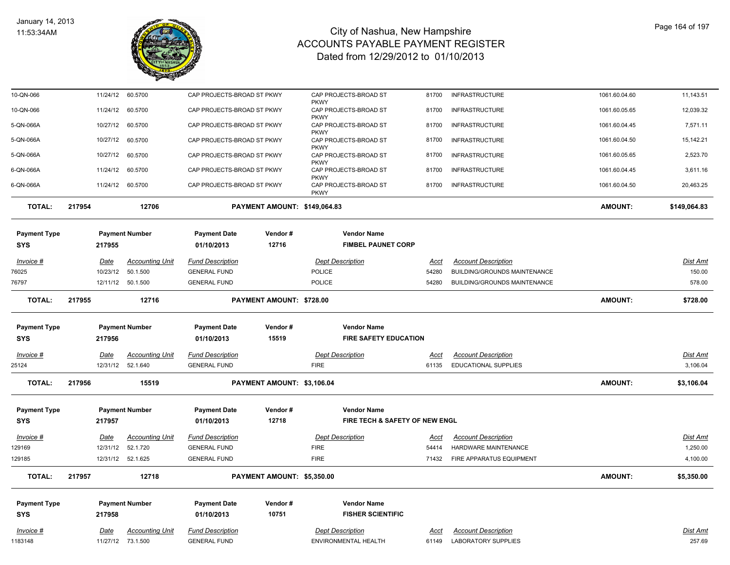# City of Nashua, New Hampshire
## ACCOUNTS PAYABLE PAYMENT REGISTER
### Dated from 12/29/2012 to 01/10/2013

| Invoice # | Date | Accounting Unit | Fund Description | Dept Description | Acct | Account Description | | Dist Amt |
|---|---|---|---|---|---|---|---|---|
| 10-QN-066 | 11/24/12 | 60.5700 | CAP PROJECTS-BROAD ST PKWY | CAP PROJECTS-BROAD ST PKWY | 81700 | INFRASTRUCTURE | 1061.60.04.60 | 11,143.51 |
| 10-QN-066 | 11/24/12 | 60.5700 | CAP PROJECTS-BROAD ST PKWY | CAP PROJECTS-BROAD ST PKWY | 81700 | INFRASTRUCTURE | 1061.60.05.65 | 12,039.32 |
| 5-QN-066A | 10/27/12 | 60.5700 | CAP PROJECTS-BROAD ST PKWY | CAP PROJECTS-BROAD ST PKWY | 81700 | INFRASTRUCTURE | 1061.60.04.45 | 7,571.11 |
| 5-QN-066A | 10/27/12 | 60.5700 | CAP PROJECTS-BROAD ST PKWY | CAP PROJECTS-BROAD ST PKWY | 81700 | INFRASTRUCTURE | 1061.60.04.50 | 15,142.21 |
| 5-QN-066A | 10/27/12 | 60.5700 | CAP PROJECTS-BROAD ST PKWY | CAP PROJECTS-BROAD ST PKWY | 81700 | INFRASTRUCTURE | 1061.60.05.65 | 2,523.70 |
| 6-QN-066A | 11/24/12 | 60.5700 | CAP PROJECTS-BROAD ST PKWY | CAP PROJECTS-BROAD ST PKWY | 81700 | INFRASTRUCTURE | 1061.60.04.45 | 3,611.16 |
| 6-QN-066A | 11/24/12 | 60.5700 | CAP PROJECTS-BROAD ST PKWY | CAP PROJECTS-BROAD ST PKWY | 81700 | INFRASTRUCTURE | 1061.60.04.50 | 20,463.25 |

**TOTAL: 217954 12706 PAYMENT AMOUNT: $149,064.83 AMOUNT: $149,064.83**

| Payment Type | Payment Number | Payment Date | Vendor # | Vendor Name |
|---|---|---|---|---|
| SYS | 217955 | 01/10/2013 | 12716 | FIMBEL PAUNET CORP |

| Invoice # | Date | Accounting Unit | Fund Description | Dept Description | Acct | Account Description | Dist Amt |
|---|---|---|---|---|---|---|---|
| 76025 | 10/23/12 | 50.1.500 | GENERAL FUND | POLICE | 54280 | BUILDING/GROUNDS MAINTENANCE | 150.00 |
| 76797 | 12/11/12 | 50.1.500 | GENERAL FUND | POLICE | 54280 | BUILDING/GROUNDS MAINTENANCE | 578.00 |

**TOTAL: 217955 12716 PAYMENT AMOUNT: $728.00 AMOUNT: $728.00**

| Payment Type | Payment Number | Payment Date | Vendor # | Vendor Name |
|---|---|---|---|---|
| SYS | 217956 | 01/10/2013 | 15519 | FIRE SAFETY EDUCATION |

| Invoice # | Date | Accounting Unit | Fund Description | Dept Description | Acct | Account Description | Dist Amt |
|---|---|---|---|---|---|---|---|
| 25124 | 12/31/12 | 52.1.640 | GENERAL FUND | FIRE | 61135 | EDUCATIONAL SUPPLIES | 3,106.04 |

**TOTAL: 217956 15519 PAYMENT AMOUNT: $3,106.04 AMOUNT: $3,106.04**

| Payment Type | Payment Number | Payment Date | Vendor # | Vendor Name |
|---|---|---|---|---|
| SYS | 217957 | 01/10/2013 | 12718 | FIRE TECH & SAFETY OF NEW ENGL |

| Invoice # | Date | Accounting Unit | Fund Description | Dept Description | Acct | Account Description | Dist Amt |
|---|---|---|---|---|---|---|---|
| 129169 | 12/31/12 | 52.1.720 | GENERAL FUND | FIRE | 54414 | HARDWARE MAINTENANCE | 1,250.00 |
| 129185 | 12/31/12 | 52.1.625 | GENERAL FUND | FIRE | 71432 | FIRE APPARATUS EQUIPMENT | 4,100.00 |

**TOTAL: 217957 12718 PAYMENT AMOUNT: $5,350.00 AMOUNT: $5,350.00**

| Payment Type | Payment Number | Payment Date | Vendor # | Vendor Name |
|---|---|---|---|---|
| SYS | 217958 | 01/10/2013 | 10751 | FISHER SCIENTIFIC |

| Invoice # | Date | Accounting Unit | Fund Description | Dept Description | Acct | Account Description | Dist Amt |
|---|---|---|---|---|---|---|---|
| 1183148 | 11/27/12 | 73.1.500 | GENERAL FUND | ENVIRONMENTAL HEALTH | 61149 | LABORATORY SUPPLIES | 257.69 |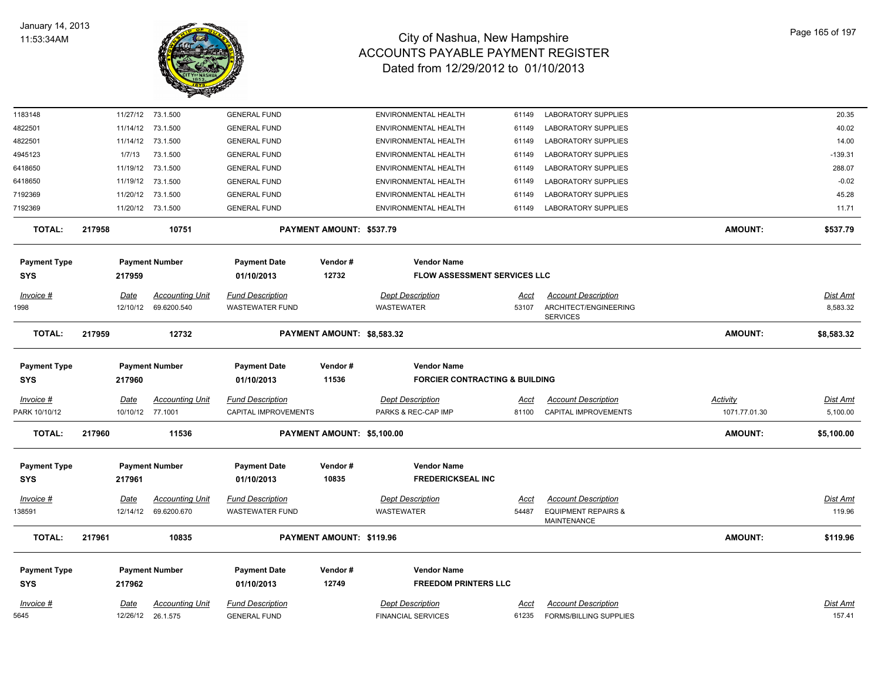# City of Nashua, New Hampshire
# ACCOUNTS PAYABLE PAYMENT REGISTER
## Dated from 12/29/2012 to 01/10/2013

January 14, 2013
11:53:34AM

| Invoice # | Date | Accounting Unit | Fund Description | Dept Description | Acct | Account Description | Activity | Dist Amt |
|---|---|---|---|---|---|---|---|---|
| 1183148 | 11/27/12 | 73.1.500 | GENERAL FUND | ENVIRONMENTAL HEALTH | 61149 | LABORATORY SUPPLIES | | 20.35 |
| 4822501 | 11/14/12 | 73.1.500 | GENERAL FUND | ENVIRONMENTAL HEALTH | 61149 | LABORATORY SUPPLIES | | 40.02 |
| 4822501 | 11/14/12 | 73.1.500 | GENERAL FUND | ENVIRONMENTAL HEALTH | 61149 | LABORATORY SUPPLIES | | 14.00 |
| 4945123 | 1/7/13 | 73.1.500 | GENERAL FUND | ENVIRONMENTAL HEALTH | 61149 | LABORATORY SUPPLIES | | -139.31 |
| 6418650 | 11/19/12 | 73.1.500 | GENERAL FUND | ENVIRONMENTAL HEALTH | 61149 | LABORATORY SUPPLIES | | 288.07 |
| 6418650 | 11/19/12 | 73.1.500 | GENERAL FUND | ENVIRONMENTAL HEALTH | 61149 | LABORATORY SUPPLIES | | -0.02 |
| 7192369 | 11/20/12 | 73.1.500 | GENERAL FUND | ENVIRONMENTAL HEALTH | 61149 | LABORATORY SUPPLIES | | 45.28 |
| 7192369 | 11/20/12 | 73.1.500 | GENERAL FUND | ENVIRONMENTAL HEALTH | 61149 | LABORATORY SUPPLIES | | 11.71 |

**TOTAL: 217958 — 10751 — PAYMENT AMOUNT: $537.79 — AMOUNT: $537.79**

| Payment Type | Payment Number | Payment Date | Vendor # | Vendor Name |
|---|---|---|---|---|
| SYS | 217959 | 01/10/2013 | 12732 | FLOW ASSESSMENT SERVICES LLC |

| Invoice # | Date | Accounting Unit | Fund Description | Dept Description | Acct | Account Description | Dist Amt |
|---|---|---|---|---|---|---|---|
| 1998 | 12/10/12 | 69.6200.540 | WASTEWATER FUND | WASTEWATER | 53107 | ARCHITECT/ENGINEERING SERVICES | 8,583.32 |

**TOTAL: 217959 — 12732 — PAYMENT AMOUNT: $8,583.32 — AMOUNT: $8,583.32**

| Payment Type | Payment Number | Payment Date | Vendor # | Vendor Name |
|---|---|---|---|---|
| SYS | 217960 | 01/10/2013 | 11536 | FORCIER CONTRACTING & BUILDING |

| Invoice # | Date | Accounting Unit | Fund Description | Dept Description | Acct | Account Description | Activity | Dist Amt |
|---|---|---|---|---|---|---|---|---|
| PARK 10/10/12 | 10/10/12 | 77.1001 | CAPITAL IMPROVEMENTS | PARKS & REC-CAP IMP | 81100 | CAPITAL IMPROVEMENTS | 1071.77.01.30 | 5,100.00 |

**TOTAL: 217960 — 11536 — PAYMENT AMOUNT: $5,100.00 — AMOUNT: $5,100.00**

| Payment Type | Payment Number | Payment Date | Vendor # | Vendor Name |
|---|---|---|---|---|
| SYS | 217961 | 01/10/2013 | 10835 | FREDERICKSEAL INC |

| Invoice # | Date | Accounting Unit | Fund Description | Dept Description | Acct | Account Description | Dist Amt |
|---|---|---|---|---|---|---|---|
| 138591 | 12/14/12 | 69.6200.670 | WASTEWATER FUND | WASTEWATER | 54487 | EQUIPMENT REPAIRS & MAINTENANCE | 119.96 |

**TOTAL: 217961 — 10835 — PAYMENT AMOUNT: $119.96 — AMOUNT: $119.96**

| Payment Type | Payment Number | Payment Date | Vendor # | Vendor Name |
|---|---|---|---|---|
| SYS | 217962 | 01/10/2013 | 12749 | FREEDOM PRINTERS LLC |

| Invoice # | Date | Accounting Unit | Fund Description | Dept Description | Acct | Account Description | Dist Amt |
|---|---|---|---|---|---|---|---|
| 5645 | 12/26/12 | 26.1.575 | GENERAL FUND | FINANCIAL SERVICES | 61235 | FORMS/BILLING SUPPLIES | 157.41 |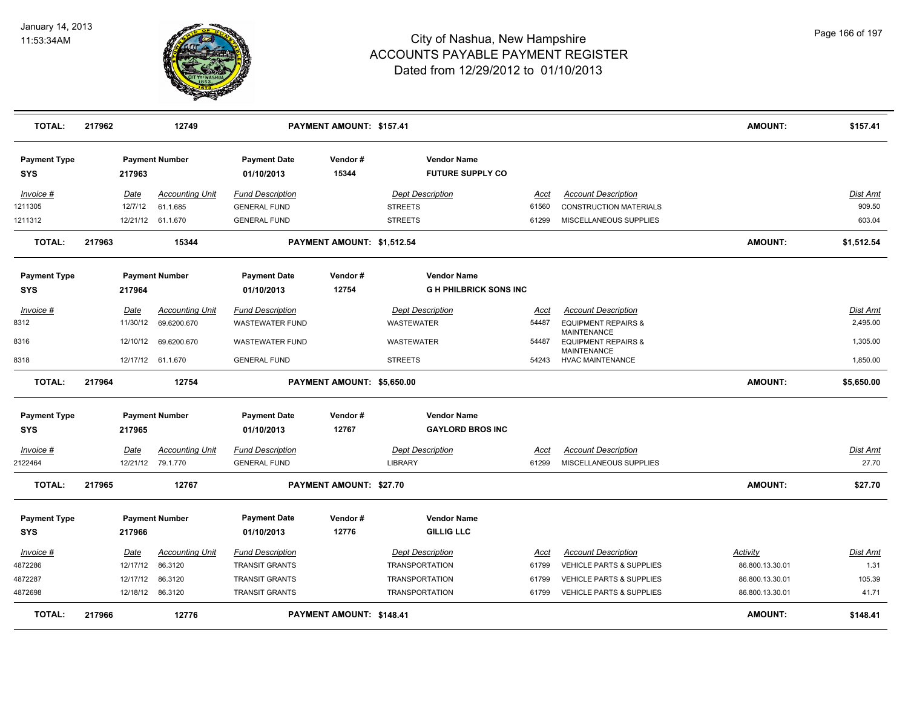# City of Nashua, New Hampshire
## ACCOUNTS PAYABLE PAYMENT REGISTER
### Dated from 12/29/2012 to 01/10/2013

January 14, 2013
11:53:34AM

| TOTAL: | 217962 | 12749 | PAYMENT AMOUNT: $157.41 | AMOUNT: | $157.41 |
|---|---|---|---|---|---|

| Payment Type | Payment Number | Payment Date | Vendor # | Vendor Name |
|---|---|---|---|---|
| SYS | 217963 | 01/10/2013 | 15344 | FUTURE SUPPLY CO |

| Invoice # | Date | Accounting Unit | Fund Description | Dept Description | Acct | Account Description | Dist Amt |
|---|---|---|---|---|---|---|---|
| 1211305 | 12/7/12 | 61.1.685 | GENERAL FUND | STREETS | 61560 | CONSTRUCTION MATERIALS | 909.50 |
| 1211312 | 12/21/12 | 61.1.670 | GENERAL FUND | STREETS | 61299 | MISCELLANEOUS SUPPLIES | 603.04 |

| TOTAL: | 217963 | 15344 | PAYMENT AMOUNT: $1,512.54 | AMOUNT: | $1,512.54 |
|---|---|---|---|---|---|

| Payment Type | Payment Number | Payment Date | Vendor # | Vendor Name |
|---|---|---|---|---|
| SYS | 217964 | 01/10/2013 | 12754 | G H PHILBRICK SONS INC |

| Invoice # | Date | Accounting Unit | Fund Description | Dept Description | Acct | Account Description | Dist Amt |
|---|---|---|---|---|---|---|---|
| 8312 | 11/30/12 | 69.6200.670 | WASTEWATER FUND | WASTEWATER | 54487 | EQUIPMENT REPAIRS & MAINTENANCE | 2,495.00 |
| 8316 | 12/10/12 | 69.6200.670 | WASTEWATER FUND | WASTEWATER | 54487 | EQUIPMENT REPAIRS & MAINTENANCE | 1,305.00 |
| 8318 | 12/17/12 | 61.1.670 | GENERAL FUND | STREETS | 54243 | HVAC MAINTENANCE | 1,850.00 |

| TOTAL: | 217964 | 12754 | PAYMENT AMOUNT: $5,650.00 | AMOUNT: | $5,650.00 |
|---|---|---|---|---|---|

| Payment Type | Payment Number | Payment Date | Vendor # | Vendor Name |
|---|---|---|---|---|
| SYS | 217965 | 01/10/2013 | 12767 | GAYLORD BROS INC |

| Invoice # | Date | Accounting Unit | Fund Description | Dept Description | Acct | Account Description | Dist Amt |
|---|---|---|---|---|---|---|---|
| 2122464 | 12/21/12 | 79.1.770 | GENERAL FUND | LIBRARY | 61299 | MISCELLANEOUS SUPPLIES | 27.70 |

| TOTAL: | 217965 | 12767 | PAYMENT AMOUNT: $27.70 | AMOUNT: | $27.70 |
|---|---|---|---|---|---|

| Payment Type | Payment Number | Payment Date | Vendor # | Vendor Name |
|---|---|---|---|---|
| SYS | 217966 | 01/10/2013 | 12776 | GILLIG LLC |

| Invoice # | Date | Accounting Unit | Fund Description | Dept Description | Acct | Account Description | Activity | Dist Amt |
|---|---|---|---|---|---|---|---|---|
| 4872286 | 12/17/12 | 86.3120 | TRANSIT GRANTS | TRANSPORTATION | 61799 | VEHICLE PARTS & SUPPLIES | 86.800.13.30.01 | 1.31 |
| 4872287 | 12/17/12 | 86.3120 | TRANSIT GRANTS | TRANSPORTATION | 61799 | VEHICLE PARTS & SUPPLIES | 86.800.13.30.01 | 105.39 |
| 4872698 | 12/18/12 | 86.3120 | TRANSIT GRANTS | TRANSPORTATION | 61799 | VEHICLE PARTS & SUPPLIES | 86.800.13.30.01 | 41.71 |

| TOTAL: | 217966 | 12776 | PAYMENT AMOUNT: $148.41 | AMOUNT: | $148.41 |
|---|---|---|---|---|---|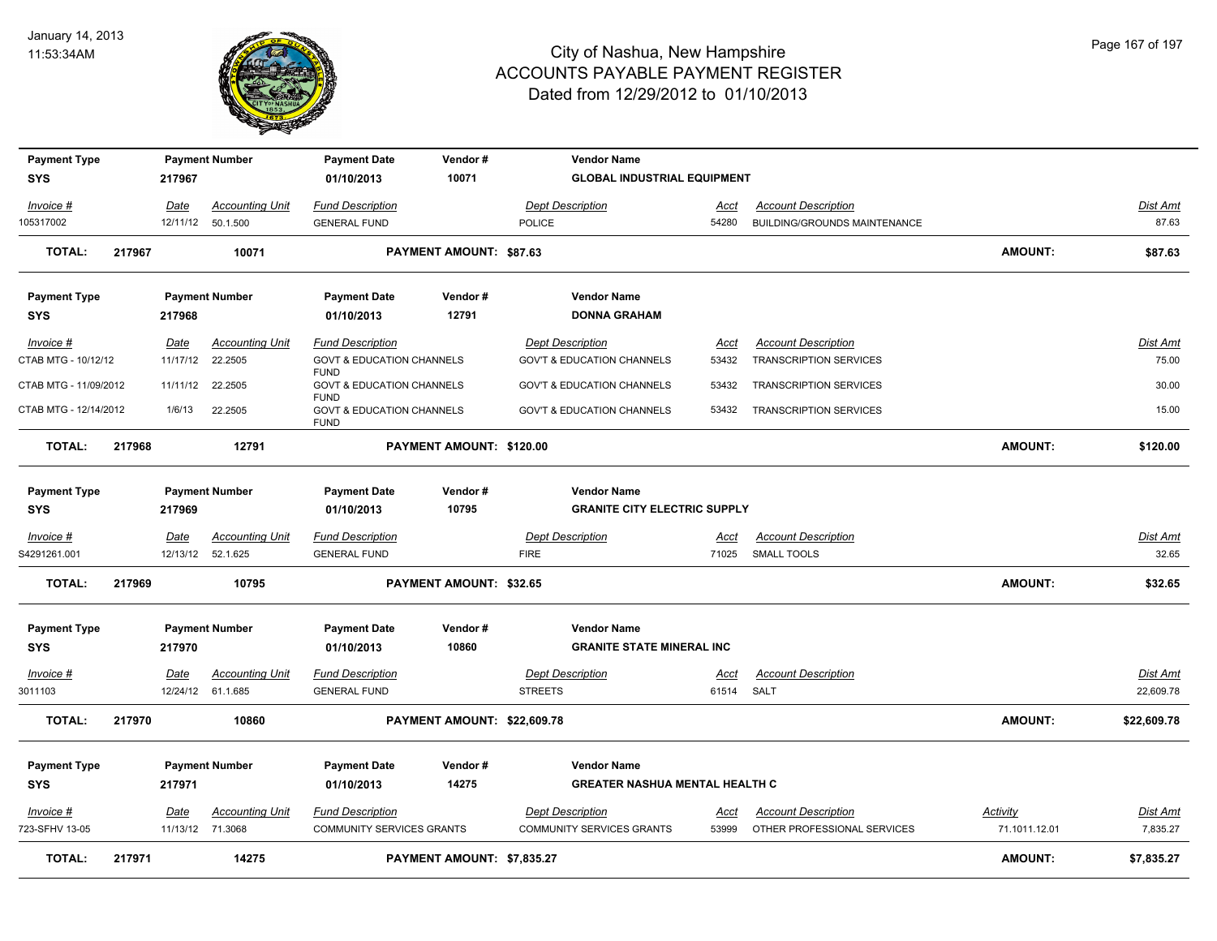# City of Nashua, New Hampshire
## ACCOUNTS PAYABLE PAYMENT REGISTER
### Dated from 12/29/2012 to 01/10/2013

January 14, 2013
11:53:34AM

| Payment Type | Payment Number | Payment Date | Vendor # | Vendor Name |
|---|---|---|---|---|
| SYS | 217967 | 01/10/2013 | 10071 | GLOBAL INDUSTRIAL EQUIPMENT |

| Invoice # | Date | Accounting Unit | Fund Description | Dept Description | Acct | Account Description | Dist Amt |
|---|---|---|---|---|---|---|---|
| 105317002 | 12/11/12 | 50.1.500 | GENERAL FUND | POLICE | 54280 | BUILDING/GROUNDS MAINTENANCE | 87.63 |

**TOTAL: 217967 10071 PAYMENT AMOUNT: $87.63 AMOUNT: $87.63**

| Payment Type | Payment Number | Payment Date | Vendor # | Vendor Name |
|---|---|---|---|---|
| SYS | 217968 | 01/10/2013 | 12791 | DONNA GRAHAM |

| Invoice # | Date | Accounting Unit | Fund Description | Dept Description | Acct | Account Description | Dist Amt |
|---|---|---|---|---|---|---|---|
| CTAB MTG - 10/12/12 | 11/17/12 | 22.2505 | GOVT & EDUCATION CHANNELS FUND | GOV'T & EDUCATION CHANNELS | 53432 | TRANSCRIPTION SERVICES | 75.00 |
| CTAB MTG - 11/09/2012 | 11/11/12 | 22.2505 | GOVT & EDUCATION CHANNELS FUND | GOV'T & EDUCATION CHANNELS | 53432 | TRANSCRIPTION SERVICES | 30.00 |
| CTAB MTG - 12/14/2012 | 1/6/13 | 22.2505 | GOVT & EDUCATION CHANNELS FUND | GOV'T & EDUCATION CHANNELS | 53432 | TRANSCRIPTION SERVICES | 15.00 |

**TOTAL: 217968 12791 PAYMENT AMOUNT: $120.00 AMOUNT: $120.00**

| Payment Type | Payment Number | Payment Date | Vendor # | Vendor Name |
|---|---|---|---|---|
| SYS | 217969 | 01/10/2013 | 10795 | GRANITE CITY ELECTRIC SUPPLY |

| Invoice # | Date | Accounting Unit | Fund Description | Dept Description | Acct | Account Description | Dist Amt |
|---|---|---|---|---|---|---|---|
| S4291261.001 | 12/13/12 | 52.1.625 | GENERAL FUND | FIRE | 71025 | SMALL TOOLS | 32.65 |

**TOTAL: 217969 10795 PAYMENT AMOUNT: $32.65 AMOUNT: $32.65**

| Payment Type | Payment Number | Payment Date | Vendor # | Vendor Name |
|---|---|---|---|---|
| SYS | 217970 | 01/10/2013 | 10860 | GRANITE STATE MINERAL INC |

| Invoice # | Date | Accounting Unit | Fund Description | Dept Description | Acct | Account Description | Dist Amt |
|---|---|---|---|---|---|---|---|
| 3011103 | 12/24/12 | 61.1.685 | GENERAL FUND | STREETS | 61514 | SALT | 22,609.78 |

**TOTAL: 217970 10860 PAYMENT AMOUNT: $22,609.78 AMOUNT: $22,609.78**

| Payment Type | Payment Number | Payment Date | Vendor # | Vendor Name |
|---|---|---|---|---|
| SYS | 217971 | 01/10/2013 | 14275 | GREATER NASHUA MENTAL HEALTH C |

| Invoice # | Date | Accounting Unit | Fund Description | Dept Description | Acct | Account Description | Activity | Dist Amt |
|---|---|---|---|---|---|---|---|---|
| 723-SFHV 13-05 | 11/13/12 | 71.3068 | COMMUNITY SERVICES GRANTS | COMMUNITY SERVICES GRANTS | 53999 | OTHER PROFESSIONAL SERVICES | 71.1011.12.01 | 7,835.27 |

**TOTAL: 217971 14275 PAYMENT AMOUNT: $7,835.27 AMOUNT: $7,835.27**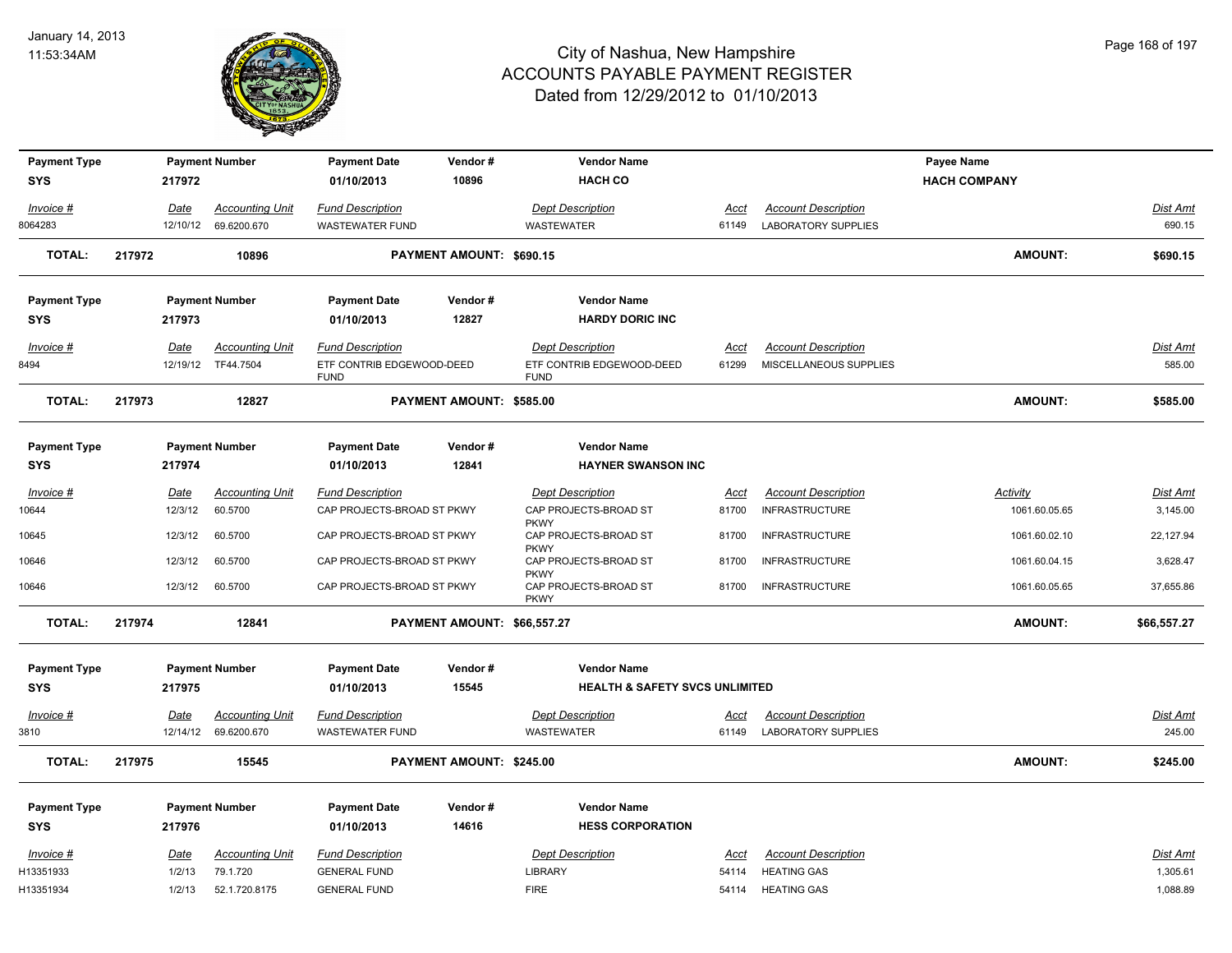# City of Nashua, New Hampshire
## ACCOUNTS PAYABLE PAYMENT REGISTER
### Dated from 12/29/2012 to 01/10/2013

January 14, 2013
11:53:34AM

| Payment Type | Payment Number | Payment Date | Vendor # | Vendor Name | Payee Name |
|---|---|---|---|---|---|
| SYS | 217972 | 01/10/2013 | 10896 | HACH CO | HACH COMPANY |

| Invoice # | Date | Accounting Unit | Fund Description | Dept Description | Acct | Account Description | Dist Amt |
|---|---|---|---|---|---|---|---|
| 8064283 | 12/10/12 | 69.6200.670 | WASTEWATER FUND | WASTEWATER | 61149 | LABORATORY SUPPLIES | 690.15 |

**TOTAL: 217972 10896 PAYMENT AMOUNT: $690.15 AMOUNT: $690.15**

| Payment Type | Payment Number | Payment Date | Vendor # | Vendor Name |
|---|---|---|---|---|
| SYS | 217973 | 01/10/2013 | 12827 | HARDY DORIC INC |

| Invoice # | Date | Accounting Unit | Fund Description | Dept Description | Acct | Account Description | Dist Amt |
|---|---|---|---|---|---|---|---|
| 8494 | 12/19/12 | TF44.7504 | ETF CONTRIB EDGEWOOD-DEED FUND | ETF CONTRIB EDGEWOOD-DEED FUND | 61299 | MISCELLANEOUS SUPPLIES | 585.00 |

**TOTAL: 217973 12827 PAYMENT AMOUNT: $585.00 AMOUNT: $585.00**

| Payment Type | Payment Number | Payment Date | Vendor # | Vendor Name |
|---|---|---|---|---|
| SYS | 217974 | 01/10/2013 | 12841 | HAYNER SWANSON INC |

| Invoice # | Date | Accounting Unit | Fund Description | Dept Description | Acct | Account Description | Activity | Dist Amt |
|---|---|---|---|---|---|---|---|---|
| 10644 | 12/3/12 | 60.5700 | CAP PROJECTS-BROAD ST PKWY | CAP PROJECTS-BROAD ST PKWY | 81700 | INFRASTRUCTURE | 1061.60.05.65 | 3,145.00 |
| 10645 | 12/3/12 | 60.5700 | CAP PROJECTS-BROAD ST PKWY | CAP PROJECTS-BROAD ST PKWY | 81700 | INFRASTRUCTURE | 1061.60.02.10 | 22,127.94 |
| 10646 | 12/3/12 | 60.5700 | CAP PROJECTS-BROAD ST PKWY | CAP PROJECTS-BROAD ST PKWY | 81700 | INFRASTRUCTURE | 1061.60.04.15 | 3,628.47 |
| 10646 | 12/3/12 | 60.5700 | CAP PROJECTS-BROAD ST PKWY | CAP PROJECTS-BROAD ST PKWY | 81700 | INFRASTRUCTURE | 1061.60.05.65 | 37,655.86 |

**TOTAL: 217974 12841 PAYMENT AMOUNT: $66,557.27 AMOUNT: $66,557.27**

| Payment Type | Payment Number | Payment Date | Vendor # | Vendor Name |
|---|---|---|---|---|
| SYS | 217975 | 01/10/2013 | 15545 | HEALTH & SAFETY SVCS UNLIMITED |

| Invoice # | Date | Accounting Unit | Fund Description | Dept Description | Acct | Account Description | Dist Amt |
|---|---|---|---|---|---|---|---|
| 3810 | 12/14/12 | 69.6200.670 | WASTEWATER FUND | WASTEWATER | 61149 | LABORATORY SUPPLIES | 245.00 |

**TOTAL: 217975 15545 PAYMENT AMOUNT: $245.00 AMOUNT: $245.00**

| Payment Type | Payment Number | Payment Date | Vendor # | Vendor Name |
|---|---|---|---|---|
| SYS | 217976 | 01/10/2013 | 14616 | HESS CORPORATION |

| Invoice # | Date | Accounting Unit | Fund Description | Dept Description | Acct | Account Description | Dist Amt |
|---|---|---|---|---|---|---|---|
| H13351933 | 1/2/13 | 79.1.720 | GENERAL FUND | LIBRARY | 54114 | HEATING GAS | 1,305.61 |
| H13351934 | 1/2/13 | 52.1.720.8175 | GENERAL FUND | FIRE | 54114 | HEATING GAS | 1,088.89 |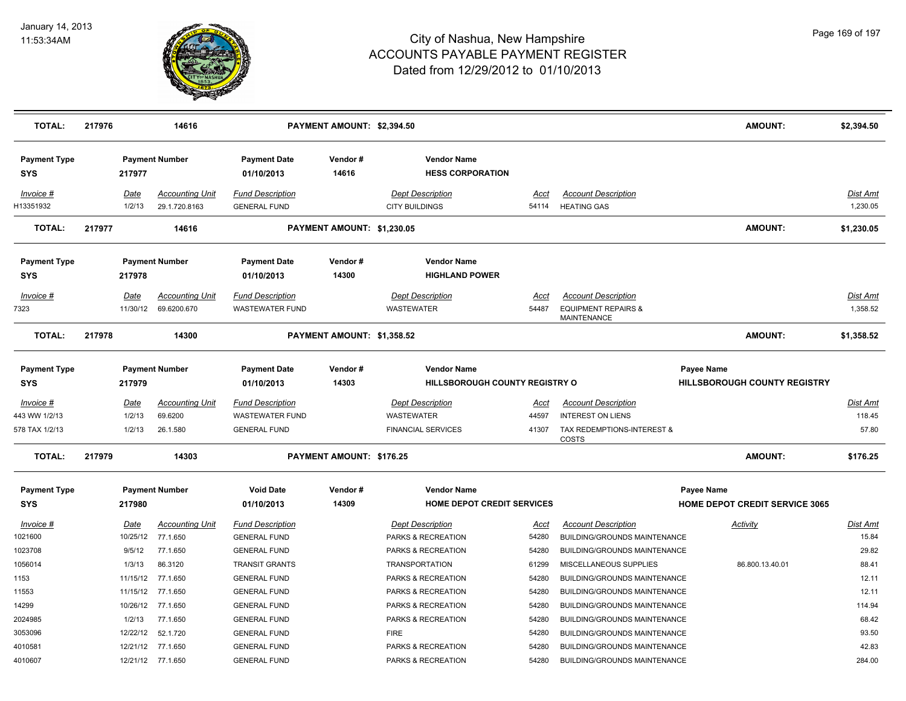# City of Nashua, New Hampshire
## ACCOUNTS PAYABLE PAYMENT REGISTER
### Dated from 12/29/2012 to 01/10/2013

January 14, 2013
11:53:34AM

**TOTAL:** 217976 | 14616 | **PAYMENT AMOUNT: $2,394.50** | **AMOUNT:** $2,394.50

| Payment Type | Payment Number | Payment Date | Vendor # | Vendor Name | | |
|---|---|---|---|---|---|---|
| SYS | 217977 | 01/10/2013 | 14616 | HESS CORPORATION | | |

| Invoice # | Date | Accounting Unit | Fund Description | Dept Description | Acct | Account Description | Dist Amt |
|---|---|---|---|---|---|---|---|
| H13351932 | 1/2/13 | 29.1.720.8163 | GENERAL FUND | CITY BUILDINGS | 54114 | HEATING GAS | 1,230.05 |

**TOTAL:** 217977 | 14616 | **PAYMENT AMOUNT: $1,230.05** | **AMOUNT:** $1,230.05

| Payment Type | Payment Number | Payment Date | Vendor # | Vendor Name |
|---|---|---|---|---|
| SYS | 217978 | 01/10/2013 | 14300 | HIGHLAND POWER |

| Invoice # | Date | Accounting Unit | Fund Description | Dept Description | Acct | Account Description | Dist Amt |
|---|---|---|---|---|---|---|---|
| 7323 | 11/30/12 | 69.6200.670 | WASTEWATER FUND | WASTEWATER | 54487 | EQUIPMENT REPAIRS & MAINTENANCE | 1,358.52 |

**TOTAL:** 217978 | 14300 | **PAYMENT AMOUNT: $1,358.52** | **AMOUNT:** $1,358.52

| Payment Type | Payment Number | Payment Date | Vendor # | Vendor Name | Payee Name |
|---|---|---|---|---|---|
| SYS | 217979 | 01/10/2013 | 14303 | HILLSBOROUGH COUNTY REGISTRY O | HILLSBOROUGH COUNTY REGISTRY |

| Invoice # | Date | Accounting Unit | Fund Description | Dept Description | Acct | Account Description | Dist Amt |
|---|---|---|---|---|---|---|---|
| 443 WW 1/2/13 | 1/2/13 | 69.6200 | WASTEWATER FUND | WASTEWATER | 44597 | INTEREST ON LIENS | 118.45 |
| 578 TAX 1/2/13 | 1/2/13 | 26.1.580 | GENERAL FUND | FINANCIAL SERVICES | 41307 | TAX REDEMPTIONS-INTEREST & COSTS | 57.80 |

**TOTAL:** 217979 | 14303 | **PAYMENT AMOUNT: $176.25** | **AMOUNT:** $176.25

| Payment Type | Payment Number | Void Date | Vendor # | Vendor Name | Payee Name |
|---|---|---|---|---|---|
| SYS | 217980 | 01/10/2013 | 14309 | HOME DEPOT CREDIT SERVICES | HOME DEPOT CREDIT SERVICE 3065 |

| Invoice # | Date | Accounting Unit | Fund Description | Dept Description | Acct | Account Description | Activity | Dist Amt |
|---|---|---|---|---|---|---|---|---|
| 1021600 | 10/25/12 | 77.1.650 | GENERAL FUND | PARKS & RECREATION | 54280 | BUILDING/GROUNDS MAINTENANCE | | 15.84 |
| 1023708 | 9/5/12 | 77.1.650 | GENERAL FUND | PARKS & RECREATION | 54280 | BUILDING/GROUNDS MAINTENANCE | | 29.82 |
| 1056014 | 1/3/13 | 86.3120 | TRANSIT GRANTS | TRANSPORTATION | 61299 | MISCELLANEOUS SUPPLIES | 86.800.13.40.01 | 88.41 |
| 1153 | 11/15/12 | 77.1.650 | GENERAL FUND | PARKS & RECREATION | 54280 | BUILDING/GROUNDS MAINTENANCE | | 12.11 |
| 11553 | 11/15/12 | 77.1.650 | GENERAL FUND | PARKS & RECREATION | 54280 | BUILDING/GROUNDS MAINTENANCE | | 12.11 |
| 14299 | 10/26/12 | 77.1.650 | GENERAL FUND | PARKS & RECREATION | 54280 | BUILDING/GROUNDS MAINTENANCE | | 114.94 |
| 2024985 | 1/2/13 | 77.1.650 | GENERAL FUND | PARKS & RECREATION | 54280 | BUILDING/GROUNDS MAINTENANCE | | 68.42 |
| 3053096 | 12/22/12 | 52.1.720 | GENERAL FUND | FIRE | 54280 | BUILDING/GROUNDS MAINTENANCE | | 93.50 |
| 4010581 | 12/21/12 | 77.1.650 | GENERAL FUND | PARKS & RECREATION | 54280 | BUILDING/GROUNDS MAINTENANCE | | 42.83 |
| 4010607 | 12/21/12 | 77.1.650 | GENERAL FUND | PARKS & RECREATION | 54280 | BUILDING/GROUNDS MAINTENANCE | | 284.00 |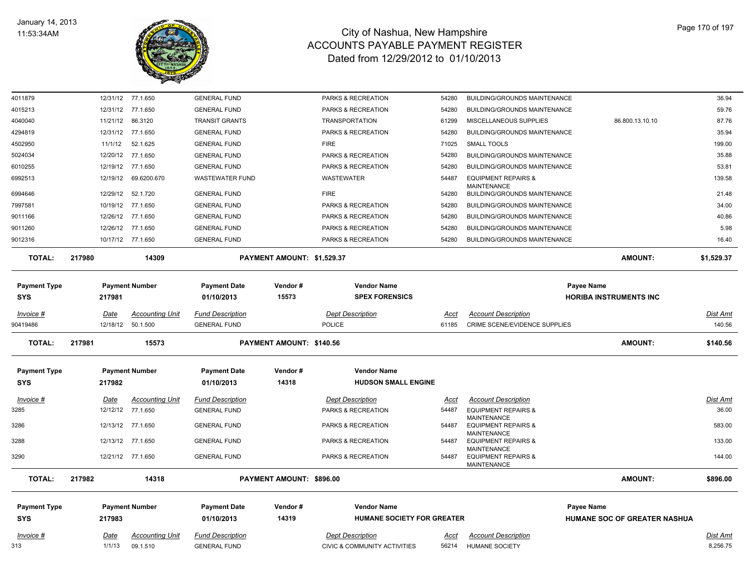| Invoice # | Date | Accounting Unit | Fund Description | Dept Description | Acct | Account Description | | Dist Amt |
|---|---|---|---|---|---|---|---|---|
| 4011879 | 12/31/12 | 77.1.650 | GENERAL FUND | PARKS & RECREATION | 54280 | BUILDING/GROUNDS MAINTENANCE | | 36.94 |
| 4015213 | 12/31/12 | 77.1.650 | GENERAL FUND | PARKS & RECREATION | 54280 | BUILDING/GROUNDS MAINTENANCE | | 59.76 |
| 4040040 | 11/21/12 | 86.3120 | TRANSIT GRANTS | TRANSPORTATION | 61299 | MISCELLANEOUS SUPPLIES | 86.800.13.10.10 | 87.76 |
| 4294819 | 12/31/12 | 77.1.650 | GENERAL FUND | PARKS & RECREATION | 54280 | BUILDING/GROUNDS MAINTENANCE | | 35.94 |
| 4502950 | 11/1/12 | 52.1.625 | GENERAL FUND | FIRE | 71025 | SMALL TOOLS | | 199.00 |
| 5024034 | 12/20/12 | 77.1.650 | GENERAL FUND | PARKS & RECREATION | 54280 | BUILDING/GROUNDS MAINTENANCE | | 35.88 |
| 6010255 | 12/19/12 | 77.1.650 | GENERAL FUND | PARKS & RECREATION | 54280 | BUILDING/GROUNDS MAINTENANCE | | 53.81 |
| 6992513 | 12/19/12 | 69.6200.670 | WASTEWATER FUND | WASTEWATER | 54487 | EQUIPMENT REPAIRS & MAINTENANCE | | 139.58 |
| 6994646 | 12/29/12 | 52.1.720 | GENERAL FUND | FIRE | 54280 | BUILDING/GROUNDS MAINTENANCE | | 21.48 |
| 7997581 | 10/19/12 | 77.1.650 | GENERAL FUND | PARKS & RECREATION | 54280 | BUILDING/GROUNDS MAINTENANCE | | 34.00 |
| 9011166 | 12/26/12 | 77.1.650 | GENERAL FUND | PARKS & RECREATION | 54280 | BUILDING/GROUNDS MAINTENANCE | | 40.86 |
| 9011260 | 12/26/12 | 77.1.650 | GENERAL FUND | PARKS & RECREATION | 54280 | BUILDING/GROUNDS MAINTENANCE | | 5.98 |
| 9012316 | 10/17/12 | 77.1.650 | GENERAL FUND | PARKS & RECREATION | 54280 | BUILDING/GROUNDS MAINTENANCE | | 16.40 |

**TOTAL: 217980 — 14309 — PAYMENT AMOUNT: $1,529.37 — AMOUNT: $1,529.37**

| Payment Type | Payment Number | Payment Date | Vendor # | Vendor Name | Payee Name |
|---|---|---|---|---|---|
| SYS | 217981 | 01/10/2013 | 15573 | SPEX FORENSICS | HORIBA INSTRUMENTS INC |

| Invoice # | Date | Accounting Unit | Fund Description | Dept Description | Acct | Account Description | Dist Amt |
|---|---|---|---|---|---|---|---|
| 90419486 | 12/18/12 | 50.1.500 | GENERAL FUND | POLICE | 61185 | CRIME SCENE/EVIDENCE SUPPLIES | 140.56 |

**TOTAL: 217981 — 15573 — PAYMENT AMOUNT: $140.56 — AMOUNT: $140.56**

| Payment Type | Payment Number | Payment Date | Vendor # | Vendor Name |
|---|---|---|---|---|
| SYS | 217982 | 01/10/2013 | 14318 | HUDSON SMALL ENGINE |

| Invoice # | Date | Accounting Unit | Fund Description | Dept Description | Acct | Account Description | Dist Amt |
|---|---|---|---|---|---|---|---|
| 3285 | 12/12/12 | 77.1.650 | GENERAL FUND | PARKS & RECREATION | 54487 | EQUIPMENT REPAIRS & MAINTENANCE | 36.00 |
| 3286 | 12/13/12 | 77.1.650 | GENERAL FUND | PARKS & RECREATION | 54487 | EQUIPMENT REPAIRS & MAINTENANCE | 583.00 |
| 3288 | 12/13/12 | 77.1.650 | GENERAL FUND | PARKS & RECREATION | 54487 | EQUIPMENT REPAIRS & MAINTENANCE | 133.00 |
| 3290 | 12/21/12 | 77.1.650 | GENERAL FUND | PARKS & RECREATION | 54487 | EQUIPMENT REPAIRS & MAINTENANCE | 144.00 |

**TOTAL: 217982 — 14318 — PAYMENT AMOUNT: $896.00 — AMOUNT: $896.00**

| Payment Type | Payment Number | Payment Date | Vendor # | Vendor Name | Payee Name |
|---|---|---|---|---|---|
| SYS | 217983 | 01/10/2013 | 14319 | HUMANE SOCIETY FOR GREATER | HUMANE SOC OF GREATER NASHUA |

| Invoice # | Date | Accounting Unit | Fund Description | Dept Description | Acct | Account Description | Dist Amt |
|---|---|---|---|---|---|---|---|
| 313 | 1/1/13 | 09.1.510 | GENERAL FUND | CIVIC & COMMUNITY ACTIVITIES | 56214 | HUMANE SOCIETY | 8,256.75 |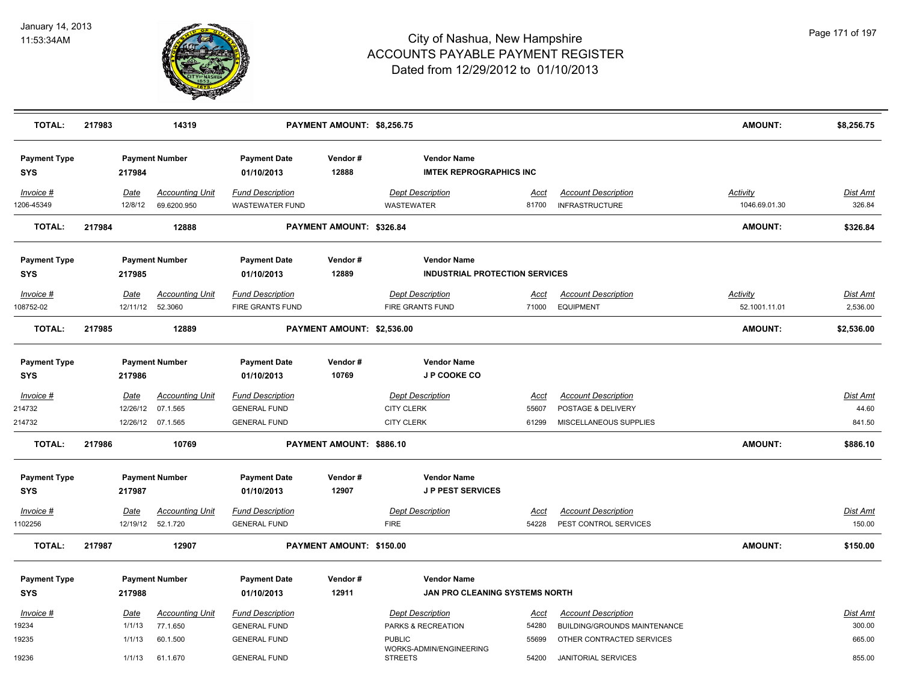# City of Nashua, New Hampshire
## ACCOUNTS PAYABLE PAYMENT REGISTER
### Dated from 12/29/2012 to 01/10/2013

January 14, 2013
11:53:34AM

| **TOTAL:** | **217983** | | **14319** | | **PAYMENT AMOUNT: $8,256.75** | | | | | **AMOUNT:** | **$8,256.75** |
|---|---|---|---|---|---|---|---|---|---|---|---|

| **Payment Type** | **Payment Number** | | **Payment Date** | **Vendor #** | **Vendor Name** | | | |
|---|---|---|---|---|---|---|---|---|
| **SYS** | **217984** | | **01/10/2013** | **12888** | **IMTEK REPROGRAPHICS INC** | | | |
| *Invoice #* | *Date* | *Accounting Unit* | *Fund Description* | *Dept Description* | *Acct* | *Account Description* | *Activity* | *Dist Amt* |
| 1206-45349 | 12/8/12 | 69.6200.950 | WASTEWATER FUND | WASTEWATER | 81700 | INFRASTRUCTURE | 1046.69.01.30 | 326.84 |
| **TOTAL:** | **217984** | **12888** | **PAYMENT AMOUNT: $326.84** | | | | **AMOUNT:** | **$326.84** |

| **Payment Type** | **Payment Number** | | **Payment Date** | **Vendor #** | **Vendor Name** | | | |
|---|---|---|---|---|---|---|---|---|
| **SYS** | **217985** | | **01/10/2013** | **12889** | **INDUSTRIAL PROTECTION SERVICES** | | | |
| *Invoice #* | *Date* | *Accounting Unit* | *Fund Description* | *Dept Description* | *Acct* | *Account Description* | *Activity* | *Dist Amt* |
| 108752-02 | 12/11/12 | 52.3060 | FIRE GRANTS FUND | FIRE GRANTS FUND | 71000 | EQUIPMENT | 52.1001.11.01 | 2,536.00 |
| **TOTAL:** | **217985** | **12889** | **PAYMENT AMOUNT: $2,536.00** | | | | **AMOUNT:** | **$2,536.00** |

| **Payment Type** | **Payment Number** | | **Payment Date** | **Vendor #** | **Vendor Name** | | | |
|---|---|---|---|---|---|---|---|---|
| **SYS** | **217986** | | **01/10/2013** | **10769** | **J P COOKE CO** | | | |
| *Invoice #* | *Date* | *Accounting Unit* | *Fund Description* | *Dept Description* | *Acct* | *Account Description* | | *Dist Amt* |
| 214732 | 12/26/12 | 07.1.565 | GENERAL FUND | CITY CLERK | 55607 | POSTAGE & DELIVERY | | 44.60 |
| 214732 | 12/26/12 | 07.1.565 | GENERAL FUND | CITY CLERK | 61299 | MISCELLANEOUS SUPPLIES | | 841.50 |
| **TOTAL:** | **217986** | **10769** | **PAYMENT AMOUNT: $886.10** | | | | **AMOUNT:** | **$886.10** |

| **Payment Type** | **Payment Number** | | **Payment Date** | **Vendor #** | **Vendor Name** | | | |
|---|---|---|---|---|---|---|---|---|
| **SYS** | **217987** | | **01/10/2013** | **12907** | **J P PEST SERVICES** | | | |
| *Invoice #* | *Date* | *Accounting Unit* | *Fund Description* | *Dept Description* | *Acct* | *Account Description* | | *Dist Amt* |
| 1102256 | 12/19/12 | 52.1.720 | GENERAL FUND | FIRE | 54228 | PEST CONTROL SERVICES | | 150.00 |
| **TOTAL:** | **217987** | **12907** | **PAYMENT AMOUNT: $150.00** | | | | **AMOUNT:** | **$150.00** |

| **Payment Type** | **Payment Number** | | **Payment Date** | **Vendor #** | **Vendor Name** | | | |
|---|---|---|---|---|---|---|---|---|
| **SYS** | **217988** | | **01/10/2013** | **12911** | **JAN PRO CLEANING SYSTEMS NORTH** | | | |
| *Invoice #* | *Date* | *Accounting Unit* | *Fund Description* | *Dept Description* | *Acct* | *Account Description* | | *Dist Amt* |
| 19234 | 1/1/13 | 77.1.650 | GENERAL FUND | PARKS & RECREATION | 54280 | BUILDING/GROUNDS MAINTENANCE | | 300.00 |
| 19235 | 1/1/13 | 60.1.500 | GENERAL FUND | PUBLIC WORKS-ADMIN/ENGINEERING | 55699 | OTHER CONTRACTED SERVICES | | 665.00 |
| 19236 | 1/1/13 | 61.1.670 | GENERAL FUND | STREETS | 54200 | JANITORIAL SERVICES | | 855.00 |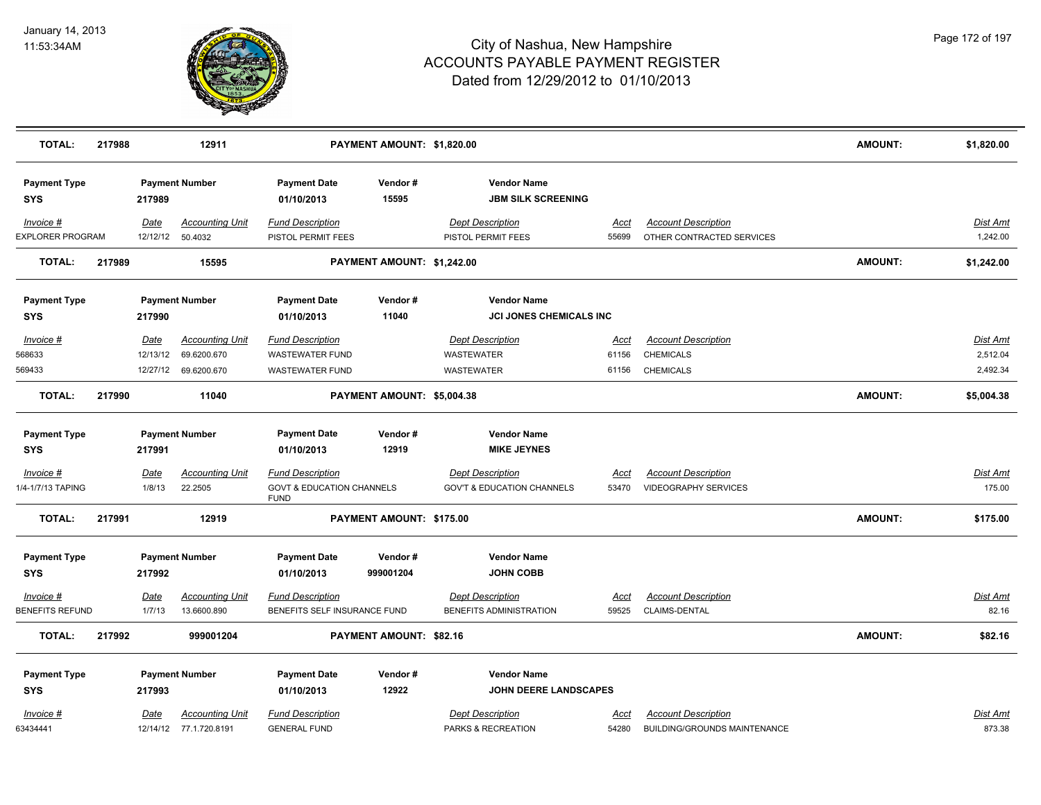# City of Nashua, New Hampshire
## ACCOUNTS PAYABLE PAYMENT REGISTER
### Dated from 12/29/2012 to 01/10/2013

January 14, 2013
11:53:34AM

| TOTAL: | 217988 | 12911 | PAYMENT AMOUNT: $1,820.00 | AMOUNT: | $1,820.00 |
|---|---|---|---|---|---|

| Payment Type | Payment Number | Payment Date | Vendor # | Vendor Name |
|---|---|---|---|---|
| SYS | 217989 | 01/10/2013 | 15595 | JBM SILK SCREENING |

| Invoice # | Date | Accounting Unit | Fund Description | Dept Description | Acct | Account Description | Dist Amt |
|---|---|---|---|---|---|---|---|
| EXPLORER PROGRAM | 12/12/12 | 50.4032 | PISTOL PERMIT FEES | PISTOL PERMIT FEES | 55699 | OTHER CONTRACTED SERVICES | 1,242.00 |

| TOTAL: | 217989 | 15595 | PAYMENT AMOUNT: $1,242.00 | AMOUNT: | $1,242.00 |
|---|---|---|---|---|---|

| Payment Type | Payment Number | Payment Date | Vendor # | Vendor Name |
|---|---|---|---|---|
| SYS | 217990 | 01/10/2013 | 11040 | JCI JONES CHEMICALS INC |

| Invoice # | Date | Accounting Unit | Fund Description | Dept Description | Acct | Account Description | Dist Amt |
|---|---|---|---|---|---|---|---|
| 568633 | 12/13/12 | 69.6200.670 | WASTEWATER FUND | WASTEWATER | 61156 | CHEMICALS | 2,512.04 |
| 569433 | 12/27/12 | 69.6200.670 | WASTEWATER FUND | WASTEWATER | 61156 | CHEMICALS | 2,492.34 |

| TOTAL: | 217990 | 11040 | PAYMENT AMOUNT: $5,004.38 | AMOUNT: | $5,004.38 |
|---|---|---|---|---|---|

| Payment Type | Payment Number | Payment Date | Vendor # | Vendor Name |
|---|---|---|---|---|
| SYS | 217991 | 01/10/2013 | 12919 | MIKE JEYNES |

| Invoice # | Date | Accounting Unit | Fund Description | Dept Description | Acct | Account Description | Dist Amt |
|---|---|---|---|---|---|---|---|
| 1/4-1/7/13 TAPING | 1/8/13 | 22.2505 | GOVT & EDUCATION CHANNELS FUND | GOV'T & EDUCATION CHANNELS | 53470 | VIDEOGRAPHY SERVICES | 175.00 |

| TOTAL: | 217991 | 12919 | PAYMENT AMOUNT: $175.00 | AMOUNT: | $175.00 |
|---|---|---|---|---|---|

| Payment Type | Payment Number | Payment Date | Vendor # | Vendor Name |
|---|---|---|---|---|
| SYS | 217992 | 01/10/2013 | 999001204 | JOHN COBB |

| Invoice # | Date | Accounting Unit | Fund Description | Dept Description | Acct | Account Description | Dist Amt |
|---|---|---|---|---|---|---|---|
| BENEFITS REFUND | 1/7/13 | 13.6600.890 | BENEFITS SELF INSURANCE FUND | BENEFITS ADMINISTRATION | 59525 | CLAIMS-DENTAL | 82.16 |

| TOTAL: | 217992 | 999001204 | PAYMENT AMOUNT: $82.16 | AMOUNT: | $82.16 |
|---|---|---|---|---|---|

| Payment Type | Payment Number | Payment Date | Vendor # | Vendor Name |
|---|---|---|---|---|
| SYS | 217993 | 01/10/2013 | 12922 | JOHN DEERE LANDSCAPES |

| Invoice # | Date | Accounting Unit | Fund Description | Dept Description | Acct | Account Description | Dist Amt |
|---|---|---|---|---|---|---|---|
| 63434441 | 12/14/12 | 77.1.720.8191 | GENERAL FUND | PARKS & RECREATION | 54280 | BUILDING/GROUNDS MAINTENANCE | 873.38 |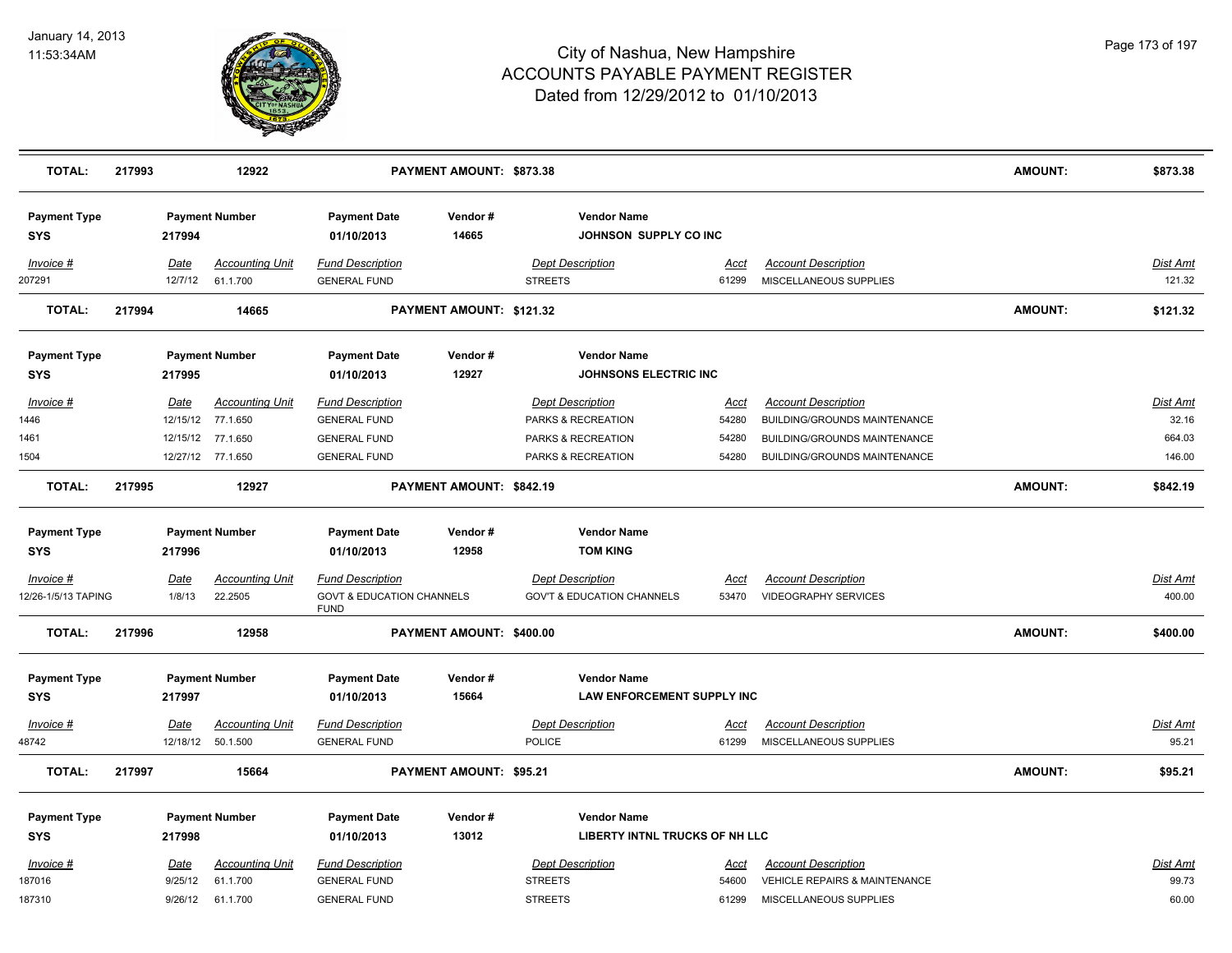# City of Nashua, New Hampshire
## ACCOUNTS PAYABLE PAYMENT REGISTER
### Dated from 12/29/2012 to 01/10/2013

| TOTAL: | 217993 | 12922 | PAYMENT AMOUNT: $873.38 | AMOUNT: | $873.38 |
|---|---|---|---|---|---|

| Payment Type | Payment Number | Payment Date | Vendor # | Vendor Name |
|---|---|---|---|---|
| SYS | 217994 | 01/10/2013 | 14665 | JOHNSON SUPPLY CO INC |

| Invoice # | Date | Accounting Unit | Fund Description | Dept Description | Acct | Account Description | Dist Amt |
|---|---|---|---|---|---|---|---|
| 207291 | 12/7/12 | 61.1.700 | GENERAL FUND | STREETS | 61299 | MISCELLANEOUS SUPPLIES | 121.32 |

| TOTAL: | 217994 | 14665 | PAYMENT AMOUNT: $121.32 | AMOUNT: | $121.32 |
|---|---|---|---|---|---|

| Payment Type | Payment Number | Payment Date | Vendor # | Vendor Name |
|---|---|---|---|---|
| SYS | 217995 | 01/10/2013 | 12927 | JOHNSONS ELECTRIC INC |

| Invoice # | Date | Accounting Unit | Fund Description | Dept Description | Acct | Account Description | Dist Amt |
|---|---|---|---|---|---|---|---|
| 1446 | 12/15/12 | 77.1.650 | GENERAL FUND | PARKS & RECREATION | 54280 | BUILDING/GROUNDS MAINTENANCE | 32.16 |
| 1461 | 12/15/12 | 77.1.650 | GENERAL FUND | PARKS & RECREATION | 54280 | BUILDING/GROUNDS MAINTENANCE | 664.03 |
| 1504 | 12/27/12 | 77.1.650 | GENERAL FUND | PARKS & RECREATION | 54280 | BUILDING/GROUNDS MAINTENANCE | 146.00 |

| TOTAL: | 217995 | 12927 | PAYMENT AMOUNT: $842.19 | AMOUNT: | $842.19 |
|---|---|---|---|---|---|

| Payment Type | Payment Number | Payment Date | Vendor # | Vendor Name |
|---|---|---|---|---|
| SYS | 217996 | 01/10/2013 | 12958 | TOM KING |

| Invoice # | Date | Accounting Unit | Fund Description | Dept Description | Acct | Account Description | Dist Amt |
|---|---|---|---|---|---|---|---|
| 12/26-1/5/13 TAPING | 1/8/13 | 22.2505 | GOVT & EDUCATION CHANNELS FUND | GOV'T & EDUCATION CHANNELS | 53470 | VIDEOGRAPHY SERVICES | 400.00 |

| TOTAL: | 217996 | 12958 | PAYMENT AMOUNT: $400.00 | AMOUNT: | $400.00 |
|---|---|---|---|---|---|

| Payment Type | Payment Number | Payment Date | Vendor # | Vendor Name |
|---|---|---|---|---|
| SYS | 217997 | 01/10/2013 | 15664 | LAW ENFORCEMENT SUPPLY INC |

| Invoice # | Date | Accounting Unit | Fund Description | Dept Description | Acct | Account Description | Dist Amt |
|---|---|---|---|---|---|---|---|
| 48742 | 12/18/12 | 50.1.500 | GENERAL FUND | POLICE | 61299 | MISCELLANEOUS SUPPLIES | 95.21 |

| TOTAL: | 217997 | 15664 | PAYMENT AMOUNT: $95.21 | AMOUNT: | $95.21 |
|---|---|---|---|---|---|

| Payment Type | Payment Number | Payment Date | Vendor # | Vendor Name |
|---|---|---|---|---|
| SYS | 217998 | 01/10/2013 | 13012 | LIBERTY INTNL TRUCKS OF NH LLC |

| Invoice # | Date | Accounting Unit | Fund Description | Dept Description | Acct | Account Description | Dist Amt |
|---|---|---|---|---|---|---|---|
| 187016 | 9/25/12 | 61.1.700 | GENERAL FUND | STREETS | 54600 | VEHICLE REPAIRS & MAINTENANCE | 99.73 |
| 187310 | 9/26/12 | 61.1.700 | GENERAL FUND | STREETS | 61299 | MISCELLANEOUS SUPPLIES | 60.00 |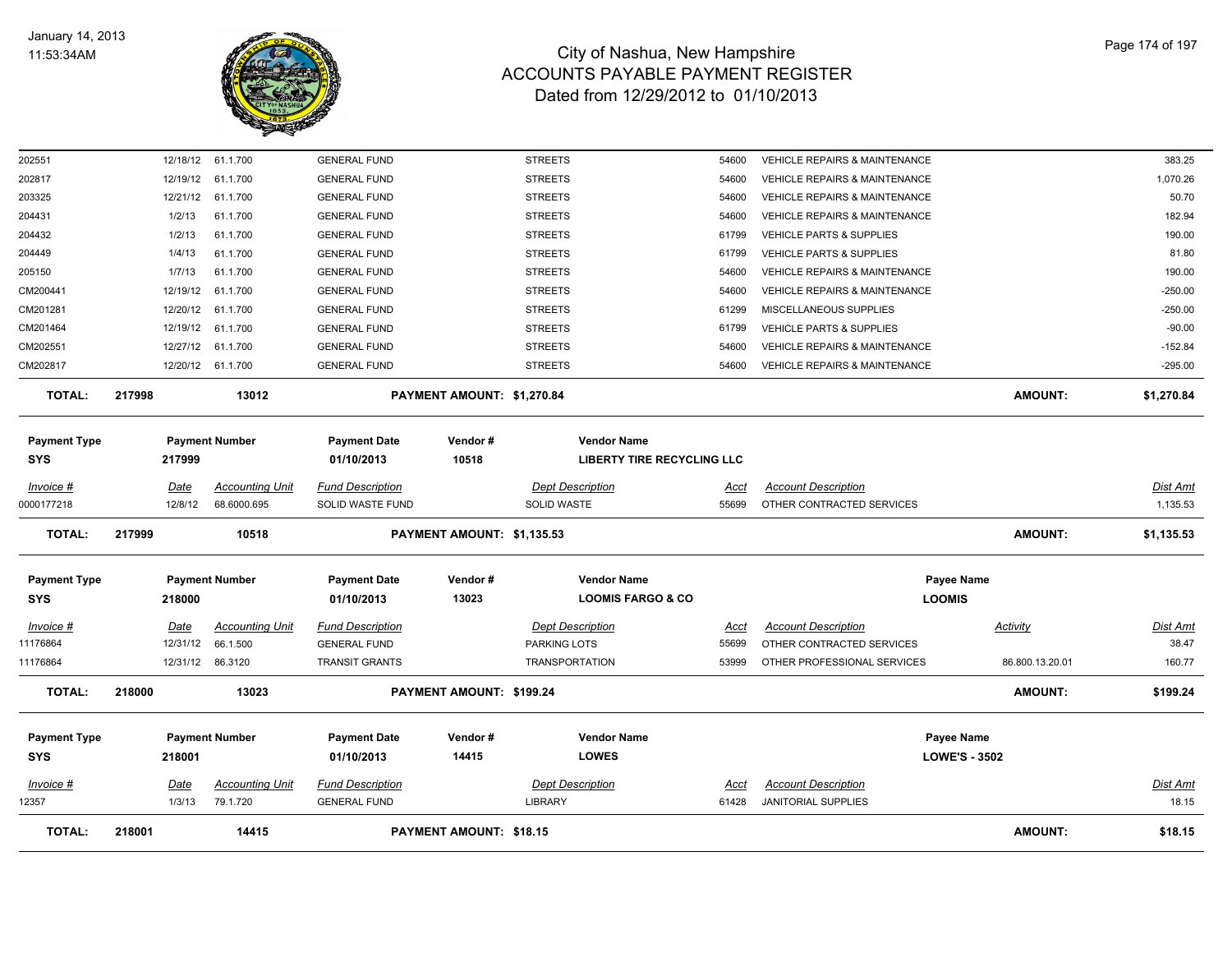| Invoice # | Date | Accounting Unit | Fund Description | Dept Description | Acct | Account Description | Dist Amt |
|---|---|---|---|---|---|---|---|
| 202551 | 12/18/12 | 61.1.700 | GENERAL FUND | STREETS | 54600 | VEHICLE REPAIRS & MAINTENANCE | 383.25 |
| 202817 | 12/19/12 | 61.1.700 | GENERAL FUND | STREETS | 54600 | VEHICLE REPAIRS & MAINTENANCE | 1,070.26 |
| 203325 | 12/21/12 | 61.1.700 | GENERAL FUND | STREETS | 54600 | VEHICLE REPAIRS & MAINTENANCE | 50.70 |
| 204431 | 1/2/13 | 61.1.700 | GENERAL FUND | STREETS | 54600 | VEHICLE REPAIRS & MAINTENANCE | 182.94 |
| 204432 | 1/2/13 | 61.1.700 | GENERAL FUND | STREETS | 61799 | VEHICLE PARTS & SUPPLIES | 190.00 |
| 204449 | 1/4/13 | 61.1.700 | GENERAL FUND | STREETS | 61799 | VEHICLE PARTS & SUPPLIES | 81.80 |
| 205150 | 1/7/13 | 61.1.700 | GENERAL FUND | STREETS | 54600 | VEHICLE REPAIRS & MAINTENANCE | 190.00 |
| CM200441 | 12/19/12 | 61.1.700 | GENERAL FUND | STREETS | 54600 | VEHICLE REPAIRS & MAINTENANCE | -250.00 |
| CM201281 | 12/20/12 | 61.1.700 | GENERAL FUND | STREETS | 61299 | MISCELLANEOUS SUPPLIES | -250.00 |
| CM201464 | 12/19/12 | 61.1.700 | GENERAL FUND | STREETS | 61799 | VEHICLE PARTS & SUPPLIES | -90.00 |
| CM202551 | 12/27/12 | 61.1.700 | GENERAL FUND | STREETS | 54600 | VEHICLE REPAIRS & MAINTENANCE | -152.84 |
| CM202817 | 12/20/12 | 61.1.700 | GENERAL FUND | STREETS | 54600 | VEHICLE REPAIRS & MAINTENANCE | -295.00 |

**TOTAL: 217998 — 13012 — PAYMENT AMOUNT: $1,270.84 — AMOUNT: $1,270.84**

| Payment Type | Payment Number | Payment Date | Vendor # | Vendor Name |
|---|---|---|---|---|
| SYS | 217999 | 01/10/2013 | 10518 | LIBERTY TIRE RECYCLING LLC |

| Invoice # | Date | Accounting Unit | Fund Description | Dept Description | Acct | Account Description | Dist Amt |
|---|---|---|---|---|---|---|---|
| 0000177218 | 12/8/12 | 68.6000.695 | SOLID WASTE FUND | SOLID WASTE | 55699 | OTHER CONTRACTED SERVICES | 1,135.53 |

**TOTAL: 217999 — 10518 — PAYMENT AMOUNT: $1,135.53 — AMOUNT: $1,135.53**

| Payment Type | Payment Number | Payment Date | Vendor # | Vendor Name | Payee Name |
|---|---|---|---|---|---|
| SYS | 218000 | 01/10/2013 | 13023 | LOOMIS FARGO & CO | LOOMIS |

| Invoice # | Date | Accounting Unit | Fund Description | Dept Description | Acct | Account Description | Activity | Dist Amt |
|---|---|---|---|---|---|---|---|---|
| 11176864 | 12/31/12 | 66.1.500 | GENERAL FUND | PARKING LOTS | 55699 | OTHER CONTRACTED SERVICES | | 38.47 |
| 11176864 | 12/31/12 | 86.3120 | TRANSIT GRANTS | TRANSPORTATION | 53999 | OTHER PROFESSIONAL SERVICES | 86.800.13.20.01 | 160.77 |

**TOTAL: 218000 — 13023 — PAYMENT AMOUNT: $199.24 — AMOUNT: $199.24**

| Payment Type | Payment Number | Payment Date | Vendor # | Vendor Name | Payee Name |
|---|---|---|---|---|---|
| SYS | 218001 | 01/10/2013 | 14415 | LOWES | LOWE'S - 3502 |

| Invoice # | Date | Accounting Unit | Fund Description | Dept Description | Acct | Account Description | Dist Amt |
|---|---|---|---|---|---|---|---|
| 12357 | 1/3/13 | 79.1.720 | GENERAL FUND | LIBRARY | 61428 | JANITORIAL SUPPLIES | 18.15 |

**TOTAL: 218001 — 14415 — PAYMENT AMOUNT: $18.15 — AMOUNT: $18.15**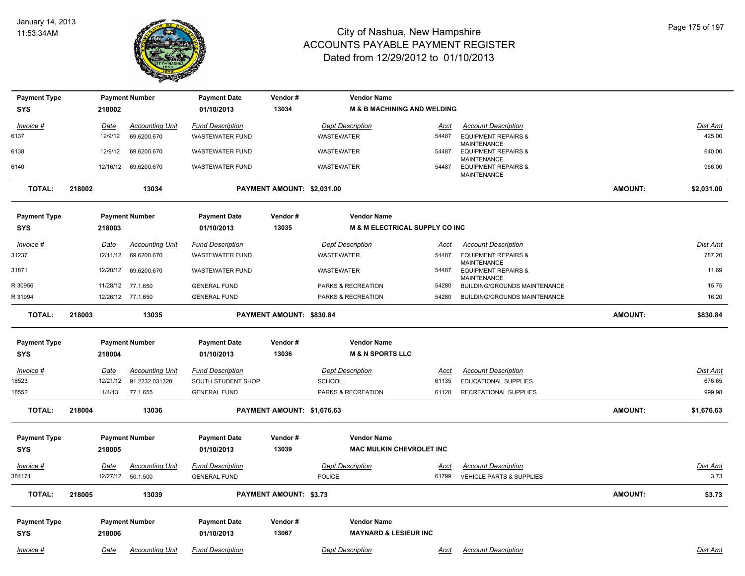# City of Nashua, New Hampshire
# ACCOUNTS PAYABLE PAYMENT REGISTER
## Dated from 12/29/2012 to 01/10/2013

January 14, 2013
11:53:34AM

| Payment Type | Payment Number | Payment Date | Vendor # | Vendor Name |
|---|---|---|---|---|
| SYS | 218002 | 01/10/2013 | 13034 | M & B MACHINING AND WELDING |

| Invoice # | Date | Accounting Unit | Fund Description | Dept Description | Acct | Account Description | Dist Amt |
|---|---|---|---|---|---|---|---|
| 6137 | 12/9/12 | 69.6200.670 | WASTEWATER FUND | WASTEWATER | 54487 | EQUIPMENT REPAIRS & MAINTENANCE | 425.00 |
| 6138 | 12/9/12 | 69.6200.670 | WASTEWATER FUND | WASTEWATER | 54487 | EQUIPMENT REPAIRS & MAINTENANCE | 640.00 |
| 6140 | 12/16/12 | 69.6200.670 | WASTEWATER FUND | WASTEWATER | 54487 | EQUIPMENT REPAIRS & MAINTENANCE | 966.00 |

**TOTAL: 218002 13034 PAYMENT AMOUNT: $2,031.00 AMOUNT: $2,031.00**

| Payment Type | Payment Number | Payment Date | Vendor # | Vendor Name |
|---|---|---|---|---|
| SYS | 218003 | 01/10/2013 | 13035 | M & M ELECTRICAL SUPPLY CO INC |

| Invoice # | Date | Accounting Unit | Fund Description | Dept Description | Acct | Account Description | Dist Amt |
|---|---|---|---|---|---|---|---|
| 31237 | 12/11/12 | 69.6200.670 | WASTEWATER FUND | WASTEWATER | 54487 | EQUIPMENT REPAIRS & MAINTENANCE | 787.20 |
| 31871 | 12/20/12 | 69.6200.670 | WASTEWATER FUND | WASTEWATER | 54487 | EQUIPMENT REPAIRS & MAINTENANCE | 11.69 |
| R 30956 | 11/28/12 | 77.1.650 | GENERAL FUND | PARKS & RECREATION | 54280 | BUILDING/GROUNDS MAINTENANCE | 15.75 |
| R 31994 | 12/26/12 | 77.1.650 | GENERAL FUND | PARKS & RECREATION | 54280 | BUILDING/GROUNDS MAINTENANCE | 16.20 |

**TOTAL: 218003 13035 PAYMENT AMOUNT: $830.84 AMOUNT: $830.84**

| Payment Type | Payment Number | Payment Date | Vendor # | Vendor Name |
|---|---|---|---|---|
| SYS | 218004 | 01/10/2013 | 13036 | M & N SPORTS LLC |

| Invoice # | Date | Accounting Unit | Fund Description | Dept Description | Acct | Account Description | Dist Amt |
|---|---|---|---|---|---|---|---|
| 18523 | 12/21/12 | 91.2232.031320 | SOUTH STUDENT SHOP | SCHOOL | 61135 | EDUCATIONAL SUPPLIES | 676.65 |
| 18552 | 1/4/13 | 77.1.655 | GENERAL FUND | PARKS & RECREATION | 61128 | RECREATIONAL SUPPLIES | 999.98 |

**TOTAL: 218004 13036 PAYMENT AMOUNT: $1,676.63 AMOUNT: $1,676.63**

| Payment Type | Payment Number | Payment Date | Vendor # | Vendor Name |
|---|---|---|---|---|
| SYS | 218005 | 01/10/2013 | 13039 | MAC MULKIN CHEVROLET INC |

| Invoice # | Date | Accounting Unit | Fund Description | Dept Description | Acct | Account Description | Dist Amt |
|---|---|---|---|---|---|---|---|
| 384171 | 12/27/12 | 50.1.500 | GENERAL FUND | POLICE | 61799 | VEHICLE PARTS & SUPPLIES | 3.73 |

**TOTAL: 218005 13039 PAYMENT AMOUNT: $3.73 AMOUNT: $3.73**

| Payment Type | Payment Number | Payment Date | Vendor # | Vendor Name |
|---|---|---|---|---|
| SYS | 218006 | 01/10/2013 | 13067 | MAYNARD & LESIEUR INC |

| Invoice # | Date | Accounting Unit | Fund Description | Dept Description | Acct | Account Description | Dist Amt |
|---|---|---|---|---|---|---|---|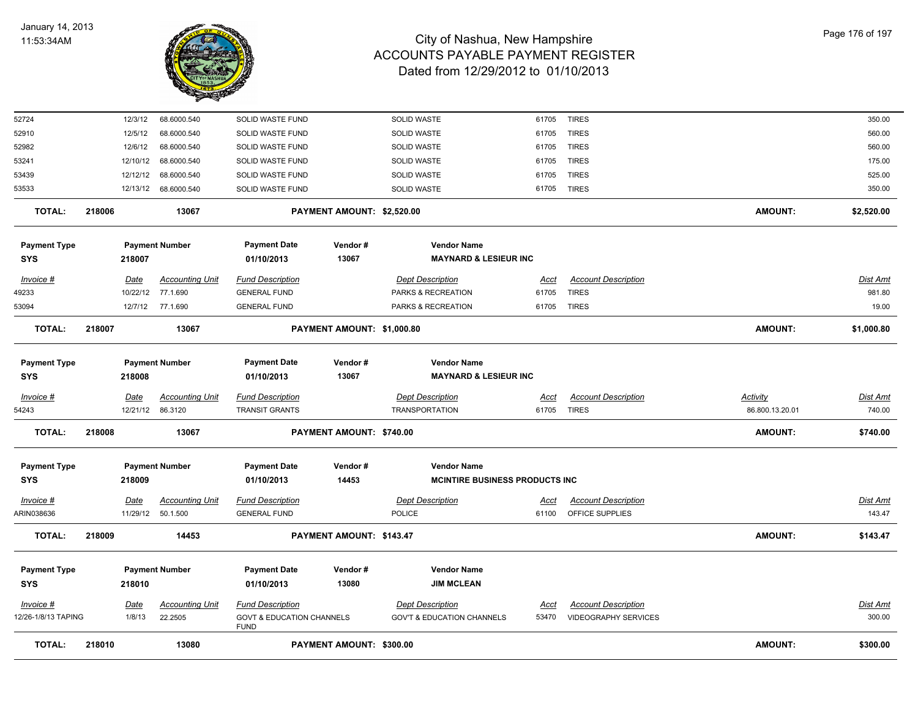| | | | | | | | | | |
|---|---|---|---|---|---|---|---|---|---|
| 52724 | 12/3/12 | 68.6000.540 | SOLID WASTE FUND | | SOLID WASTE | 61705 | TIRES | | 350.00 |
| 52910 | 12/5/12 | 68.6000.540 | SOLID WASTE FUND | | SOLID WASTE | 61705 | TIRES | | 560.00 |
| 52982 | 12/6/12 | 68.6000.540 | SOLID WASTE FUND | | SOLID WASTE | 61705 | TIRES | | 560.00 |
| 53241 | 12/10/12 | 68.6000.540 | SOLID WASTE FUND | | SOLID WASTE | 61705 | TIRES | | 175.00 |
| 53439 | 12/12/12 | 68.6000.540 | SOLID WASTE FUND | | SOLID WASTE | 61705 | TIRES | | 525.00 |
| 53533 | 12/13/12 | 68.6000.540 | SOLID WASTE FUND | | SOLID WASTE | 61705 | TIRES | | 350.00 |
| **TOTAL:** | **218006** | **13067** | **PAYMENT AMOUNT: $2,520.00** | | | | | **AMOUNT:** | **$2,520.00** |

| Payment Type | Payment Number | Payment Date | Vendor # | Vendor Name |
|---|---|---|---|---|
| **SYS** | **218007** | **01/10/2013** | **13067** | **MAYNARD & LESIEUR INC** |

| Invoice # | Date | Accounting Unit | Fund Description | Dept Description | Acct | Account Description | Dist Amt |
|---|---|---|---|---|---|---|---|
| 49233 | 10/22/12 | 77.1.690 | GENERAL FUND | PARKS & RECREATION | 61705 | TIRES | 981.80 |
| 53094 | 12/7/12 | 77.1.690 | GENERAL FUND | PARKS & RECREATION | 61705 | TIRES | 19.00 |
| **TOTAL:** | **218007** | **13067** | **PAYMENT AMOUNT: $1,000.80** | | | **AMOUNT:** | **$1,000.80** |

| Payment Type | Payment Number | Payment Date | Vendor # | Vendor Name |
|---|---|---|---|---|
| **SYS** | **218008** | **01/10/2013** | **13067** | **MAYNARD & LESIEUR INC** |

| Invoice # | Date | Accounting Unit | Fund Description | Dept Description | Acct | Account Description | Activity | Dist Amt |
|---|---|---|---|---|---|---|---|---|
| 54243 | 12/21/12 | 86.3120 | TRANSIT GRANTS | TRANSPORTATION | 61705 | TIRES | 86.800.13.20.01 | 740.00 |
| **TOTAL:** | **218008** | **13067** | **PAYMENT AMOUNT: $740.00** | | | | **AMOUNT:** | **$740.00** |

| Payment Type | Payment Number | Payment Date | Vendor # | Vendor Name |
|---|---|---|---|---|
| **SYS** | **218009** | **01/10/2013** | **14453** | **MCINTIRE BUSINESS PRODUCTS INC** |

| Invoice # | Date | Accounting Unit | Fund Description | Dept Description | Acct | Account Description | Dist Amt |
|---|---|---|---|---|---|---|---|
| ARIN038636 | 11/29/12 | 50.1.500 | GENERAL FUND | POLICE | 61100 | OFFICE SUPPLIES | 143.47 |
| **TOTAL:** | **218009** | **14453** | **PAYMENT AMOUNT: $143.47** | | | **AMOUNT:** | **$143.47** |

| Payment Type | Payment Number | Payment Date | Vendor # | Vendor Name |
|---|---|---|---|---|
| **SYS** | **218010** | **01/10/2013** | **13080** | **JIM MCLEAN** |

| Invoice # | Date | Accounting Unit | Fund Description | Dept Description | Acct | Account Description | Dist Amt |
|---|---|---|---|---|---|---|---|
| 12/26-1/8/13 TAPING | 1/8/13 | 22.2505 | GOVT & EDUCATION CHANNELS FUND | GOV'T & EDUCATION CHANNELS | 53470 | VIDEOGRAPHY SERVICES | 300.00 |
| **TOTAL:** | **218010** | **13080** | **PAYMENT AMOUNT: $300.00** | | | **AMOUNT:** | **$300.00** |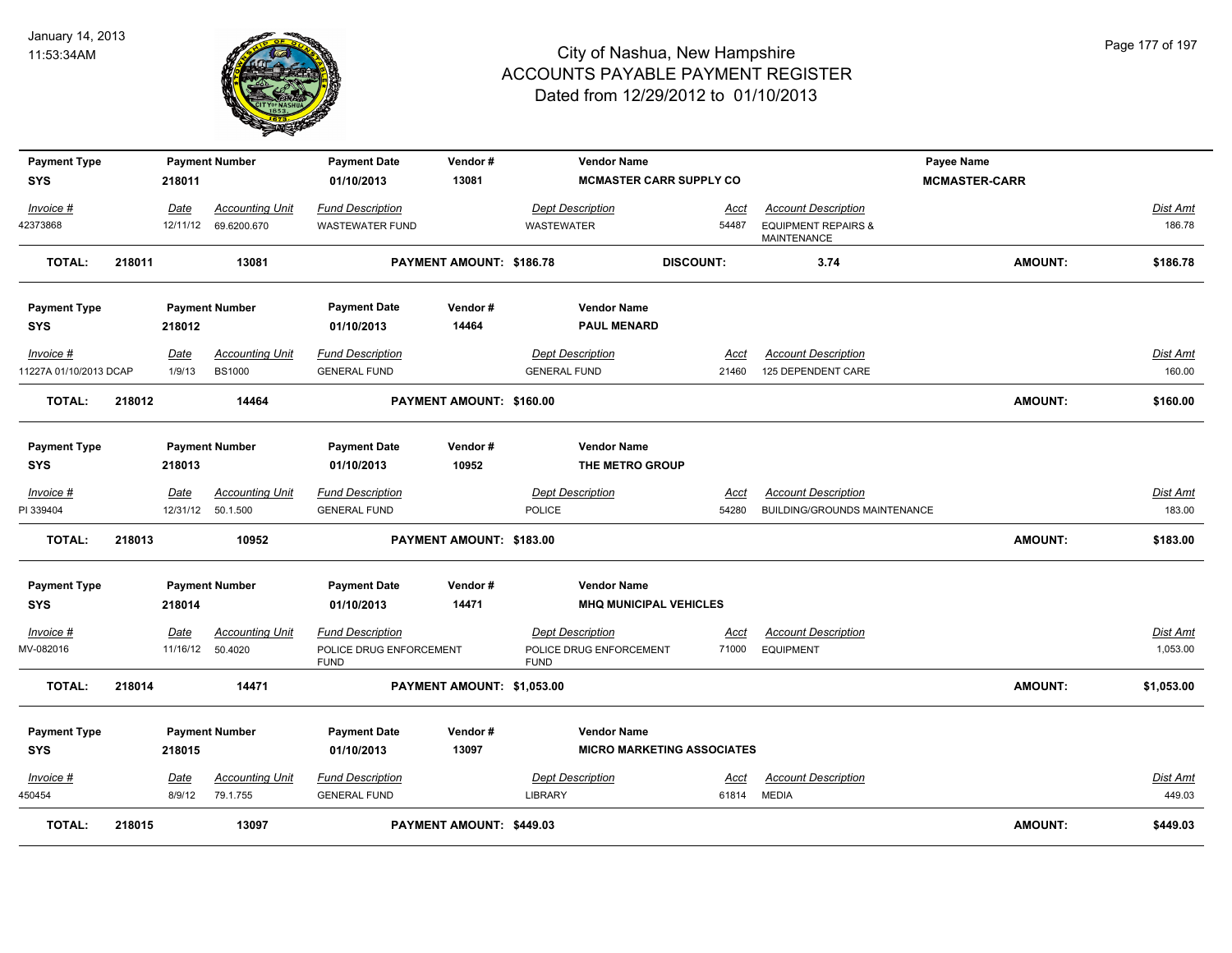# City of Nashua, New Hampshire
## ACCOUNTS PAYABLE PAYMENT REGISTER
### Dated from 12/29/2012 to 01/10/2013

January 14, 2013
11:53:34AM

| Payment Type | Payment Number | Payment Date | Vendor # | Vendor Name | | | Payee Name | |
|---|---|---|---|---|---|---|---|---|
| SYS | 218011 | 01/10/2013 | 13081 | MCMASTER CARR SUPPLY CO | | | MCMASTER-CARR | |
| *Invoice #* | *Date* | *Accounting Unit* | *Fund Description* | *Dept Description* | *Acct* | *Account Description* | | *Dist Amt* |
| 42373868 | 12/11/12 | 69.6200.670 | WASTEWATER FUND | WASTEWATER | 54487 | EQUIPMENT REPAIRS & MAINTENANCE | | 186.78 |
| **TOTAL:** | **218011** | **13081** | **PAYMENT AMOUNT: $186.78** | | **DISCOUNT:** | **3.74** | **AMOUNT:** | **$186.78** |

| Payment Type | Payment Number | Payment Date | Vendor # | Vendor Name | | | | |
|---|---|---|---|---|---|---|---|---|
| SYS | 218012 | 01/10/2013 | 14464 | PAUL MENARD | | | | |
| *Invoice #* | *Date* | *Accounting Unit* | *Fund Description* | *Dept Description* | *Acct* | *Account Description* | | *Dist Amt* |
| 11227A 01/10/2013 DCAP | 1/9/13 | BS1000 | GENERAL FUND | GENERAL FUND | 21460 | 125 DEPENDENT CARE | | 160.00 |
| **TOTAL:** | **218012** | **14464** | **PAYMENT AMOUNT: $160.00** | | | | **AMOUNT:** | **$160.00** |

| Payment Type | Payment Number | Payment Date | Vendor # | Vendor Name | | | | |
|---|---|---|---|---|---|---|---|---|
| SYS | 218013 | 01/10/2013 | 10952 | THE METRO GROUP | | | | |
| *Invoice #* | *Date* | *Accounting Unit* | *Fund Description* | *Dept Description* | *Acct* | *Account Description* | | *Dist Amt* |
| PI 339404 | 12/31/12 | 50.1.500 | GENERAL FUND | POLICE | 54280 | BUILDING/GROUNDS MAINTENANCE | | 183.00 |
| **TOTAL:** | **218013** | **10952** | **PAYMENT AMOUNT: $183.00** | | | | **AMOUNT:** | **$183.00** |

| Payment Type | Payment Number | Payment Date | Vendor # | Vendor Name | | | | |
|---|---|---|---|---|---|---|---|---|
| SYS | 218014 | 01/10/2013 | 14471 | MHQ MUNICIPAL VEHICLES | | | | |
| *Invoice #* | *Date* | *Accounting Unit* | *Fund Description* | *Dept Description* | *Acct* | *Account Description* | | *Dist Amt* |
| MV-082016 | 11/16/12 | 50.4020 | POLICE DRUG ENFORCEMENT FUND | POLICE DRUG ENFORCEMENT FUND | 71000 | EQUIPMENT | | 1,053.00 |
| **TOTAL:** | **218014** | **14471** | **PAYMENT AMOUNT: $1,053.00** | | | | **AMOUNT:** | **$1,053.00** |

| Payment Type | Payment Number | Payment Date | Vendor # | Vendor Name | | | | |
|---|---|---|---|---|---|---|---|---|
| SYS | 218015 | 01/10/2013 | 13097 | MICRO MARKETING ASSOCIATES | | | | |
| *Invoice #* | *Date* | *Accounting Unit* | *Fund Description* | *Dept Description* | *Acct* | *Account Description* | | *Dist Amt* |
| 450454 | 8/9/12 | 79.1.755 | GENERAL FUND | LIBRARY | 61814 | MEDIA | | 449.03 |
| **TOTAL:** | **218015** | **13097** | **PAYMENT AMOUNT: $449.03** | | | | **AMOUNT:** | **$449.03** |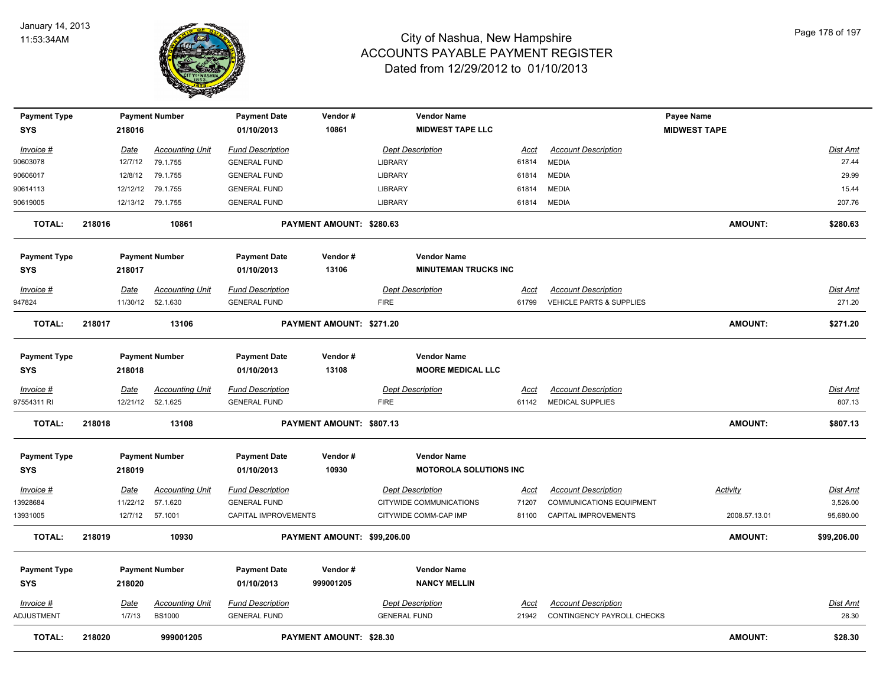# City of Nashua, New Hampshire
## ACCOUNTS PAYABLE PAYMENT REGISTER
### Dated from 12/29/2012 to 01/10/2013

January 14, 2013
11:53:34AM

| Payment Type | Payment Number | Payment Date | Vendor # | Vendor Name | Payee Name |
|---|---|---|---|---|---|
| SYS | 218016 | 01/10/2013 | 10861 | MIDWEST TAPE LLC | MIDWEST TAPE |

| Invoice # | Date | Accounting Unit | Fund Description | Dept Description | Acct | Account Description | Dist Amt |
|---|---|---|---|---|---|---|---|
| 90603078 | 12/7/12 | 79.1.755 | GENERAL FUND | LIBRARY | 61814 | MEDIA | 27.44 |
| 90606017 | 12/8/12 | 79.1.755 | GENERAL FUND | LIBRARY | 61814 | MEDIA | 29.99 |
| 90614113 | 12/12/12 | 79.1.755 | GENERAL FUND | LIBRARY | 61814 | MEDIA | 15.44 |
| 90619005 | 12/13/12 | 79.1.755 | GENERAL FUND | LIBRARY | 61814 | MEDIA | 207.76 |

**TOTAL: 218016 10861 PAYMENT AMOUNT: $280.63 AMOUNT: $280.63**

| Payment Type | Payment Number | Payment Date | Vendor # | Vendor Name |
|---|---|---|---|---|
| SYS | 218017 | 01/10/2013 | 13106 | MINUTEMAN TRUCKS INC |

| Invoice # | Date | Accounting Unit | Fund Description | Dept Description | Acct | Account Description | Dist Amt |
|---|---|---|---|---|---|---|---|
| 947824 | 11/30/12 | 52.1.630 | GENERAL FUND | FIRE | 61799 | VEHICLE PARTS & SUPPLIES | 271.20 |

**TOTAL: 218017 13106 PAYMENT AMOUNT: $271.20 AMOUNT: $271.20**

| Payment Type | Payment Number | Payment Date | Vendor # | Vendor Name |
|---|---|---|---|---|
| SYS | 218018 | 01/10/2013 | 13108 | MOORE MEDICAL LLC |

| Invoice # | Date | Accounting Unit | Fund Description | Dept Description | Acct | Account Description | Dist Amt |
|---|---|---|---|---|---|---|---|
| 97554311 RI | 12/21/12 | 52.1.625 | GENERAL FUND | FIRE | 61142 | MEDICAL SUPPLIES | 807.13 |

**TOTAL: 218018 13108 PAYMENT AMOUNT: $807.13 AMOUNT: $807.13**

| Payment Type | Payment Number | Payment Date | Vendor # | Vendor Name |
|---|---|---|---|---|
| SYS | 218019 | 01/10/2013 | 10930 | MOTOROLA SOLUTIONS INC |

| Invoice # | Date | Accounting Unit | Fund Description | Dept Description | Acct | Account Description | Activity | Dist Amt |
|---|---|---|---|---|---|---|---|---|
| 13928684 | 11/22/12 | 57.1.620 | GENERAL FUND | CITYWIDE COMMUNICATIONS | 71207 | COMMUNICATIONS EQUIPMENT | | 3,526.00 |
| 13931005 | 12/7/12 | 57.1001 | CAPITAL IMPROVEMENTS | CITYWIDE COMM-CAP IMP | 81100 | CAPITAL IMPROVEMENTS | 2008.57.13.01 | 95,680.00 |

**TOTAL: 218019 10930 PAYMENT AMOUNT: $99,206.00 AMOUNT: $99,206.00**

| Payment Type | Payment Number | Payment Date | Vendor # | Vendor Name |
|---|---|---|---|---|
| SYS | 218020 | 01/10/2013 | 999001205 | NANCY MELLIN |

| Invoice # | Date | Accounting Unit | Fund Description | Dept Description | Acct | Account Description | Dist Amt |
|---|---|---|---|---|---|---|---|
| ADJUSTMENT | 1/7/13 | BS1000 | GENERAL FUND | GENERAL FUND | 21942 | CONTINGENCY PAYROLL CHECKS | 28.30 |

**TOTAL: 218020 999001205 PAYMENT AMOUNT: $28.30 AMOUNT: $28.30**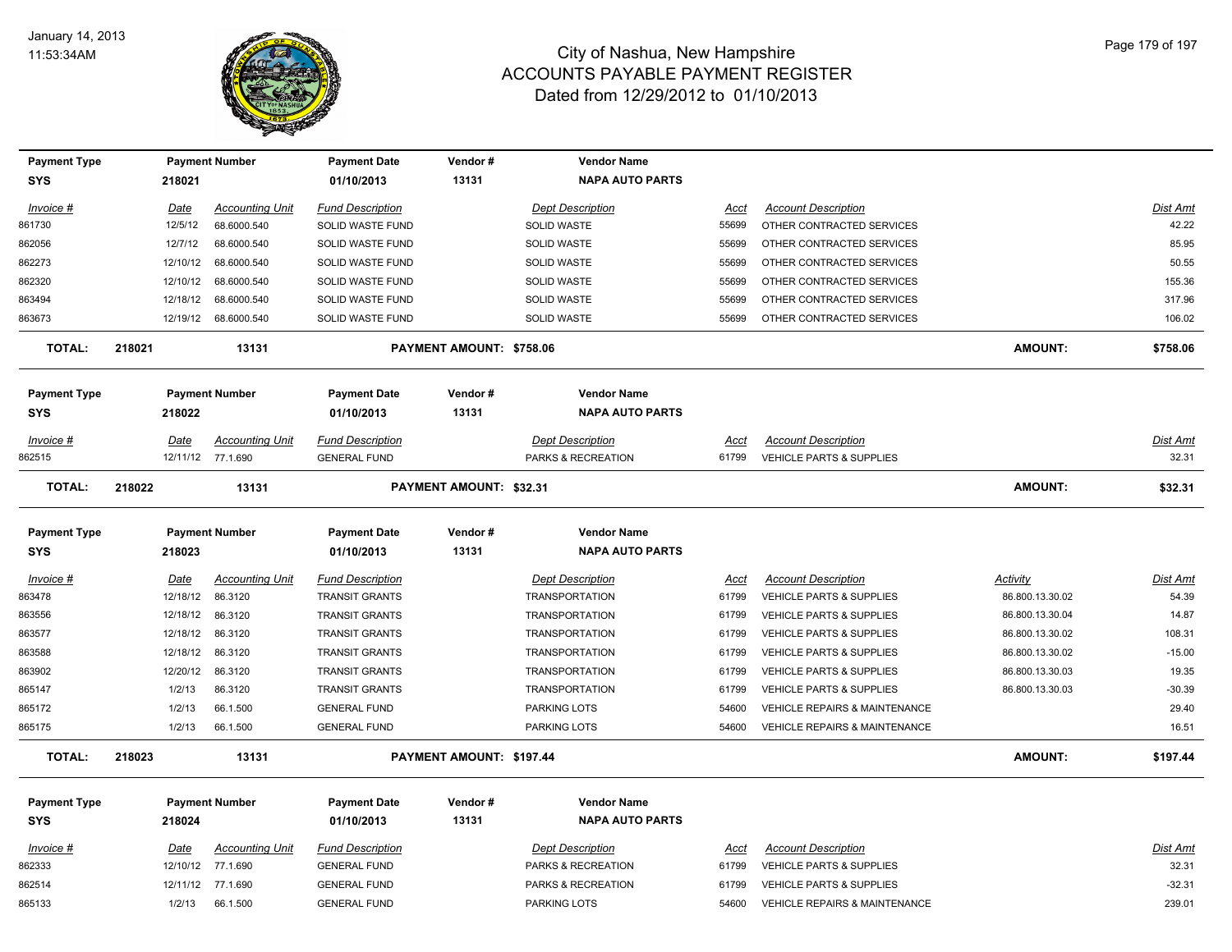# City of Nashua, New Hampshire
## ACCOUNTS PAYABLE PAYMENT REGISTER
### Dated from 12/29/2012 to 01/10/2013

January 14, 2013
11:53:34AM

| Payment Type | Payment Number | Payment Date | Vendor # | Vendor Name |
|---|---|---|---|---|
| SYS | 218021 | 01/10/2013 | 13131 | NAPA AUTO PARTS |

| Invoice # | Date | Accounting Unit | Fund Description | Dept Description | Acct | Account Description | Dist Amt |
|---|---|---|---|---|---|---|---|
| 861730 | 12/5/12 | 68.6000.540 | SOLID WASTE FUND | SOLID WASTE | 55699 | OTHER CONTRACTED SERVICES | 42.22 |
| 862056 | 12/7/12 | 68.6000.540 | SOLID WASTE FUND | SOLID WASTE | 55699 | OTHER CONTRACTED SERVICES | 85.95 |
| 862273 | 12/10/12 | 68.6000.540 | SOLID WASTE FUND | SOLID WASTE | 55699 | OTHER CONTRACTED SERVICES | 50.55 |
| 862320 | 12/10/12 | 68.6000.540 | SOLID WASTE FUND | SOLID WASTE | 55699 | OTHER CONTRACTED SERVICES | 155.36 |
| 863494 | 12/18/12 | 68.6000.540 | SOLID WASTE FUND | SOLID WASTE | 55699 | OTHER CONTRACTED SERVICES | 317.96 |
| 863673 | 12/19/12 | 68.6000.540 | SOLID WASTE FUND | SOLID WASTE | 55699 | OTHER CONTRACTED SERVICES | 106.02 |

**TOTAL: 218021 13131 PAYMENT AMOUNT: $758.06 AMOUNT: $758.06**

| Payment Type | Payment Number | Payment Date | Vendor # | Vendor Name |
|---|---|---|---|---|
| SYS | 218022 | 01/10/2013 | 13131 | NAPA AUTO PARTS |

| Invoice # | Date | Accounting Unit | Fund Description | Dept Description | Acct | Account Description | Dist Amt |
|---|---|---|---|---|---|---|---|
| 862515 | 12/11/12 | 77.1.690 | GENERAL FUND | PARKS & RECREATION | 61799 | VEHICLE PARTS & SUPPLIES | 32.31 |

**TOTAL: 218022 13131 PAYMENT AMOUNT: $32.31 AMOUNT: $32.31**

| Payment Type | Payment Number | Payment Date | Vendor # | Vendor Name |
|---|---|---|---|---|
| SYS | 218023 | 01/10/2013 | 13131 | NAPA AUTO PARTS |

| Invoice # | Date | Accounting Unit | Fund Description | Dept Description | Acct | Account Description | Activity | Dist Amt |
|---|---|---|---|---|---|---|---|---|
| 863478 | 12/18/12 | 86.3120 | TRANSIT GRANTS | TRANSPORTATION | 61799 | VEHICLE PARTS & SUPPLIES | 86.800.13.30.02 | 54.39 |
| 863556 | 12/18/12 | 86.3120 | TRANSIT GRANTS | TRANSPORTATION | 61799 | VEHICLE PARTS & SUPPLIES | 86.800.13.30.04 | 14.87 |
| 863577 | 12/18/12 | 86.3120 | TRANSIT GRANTS | TRANSPORTATION | 61799 | VEHICLE PARTS & SUPPLIES | 86.800.13.30.02 | 108.31 |
| 863588 | 12/18/12 | 86.3120 | TRANSIT GRANTS | TRANSPORTATION | 61799 | VEHICLE PARTS & SUPPLIES | 86.800.13.30.02 | -15.00 |
| 863902 | 12/20/12 | 86.3120 | TRANSIT GRANTS | TRANSPORTATION | 61799 | VEHICLE PARTS & SUPPLIES | 86.800.13.30.03 | 19.35 |
| 865147 | 1/2/13 | 86.3120 | TRANSIT GRANTS | TRANSPORTATION | 61799 | VEHICLE PARTS & SUPPLIES | 86.800.13.30.03 | -30.39 |
| 865172 | 1/2/13 | 66.1.500 | GENERAL FUND | PARKING LOTS | 54600 | VEHICLE REPAIRS & MAINTENANCE | | 29.40 |
| 865175 | 1/2/13 | 66.1.500 | GENERAL FUND | PARKING LOTS | 54600 | VEHICLE REPAIRS & MAINTENANCE | | 16.51 |

**TOTAL: 218023 13131 PAYMENT AMOUNT: $197.44 AMOUNT: $197.44**

| Payment Type | Payment Number | Payment Date | Vendor # | Vendor Name |
|---|---|---|---|---|
| SYS | 218024 | 01/10/2013 | 13131 | NAPA AUTO PARTS |

| Invoice # | Date | Accounting Unit | Fund Description | Dept Description | Acct | Account Description | Dist Amt |
|---|---|---|---|---|---|---|---|
| 862333 | 12/10/12 | 77.1.690 | GENERAL FUND | PARKS & RECREATION | 61799 | VEHICLE PARTS & SUPPLIES | 32.31 |
| 862514 | 12/11/12 | 77.1.690 | GENERAL FUND | PARKS & RECREATION | 61799 | VEHICLE PARTS & SUPPLIES | -32.31 |
| 865133 | 1/2/13 | 66.1.500 | GENERAL FUND | PARKING LOTS | 54600 | VEHICLE REPAIRS & MAINTENANCE | 239.01 |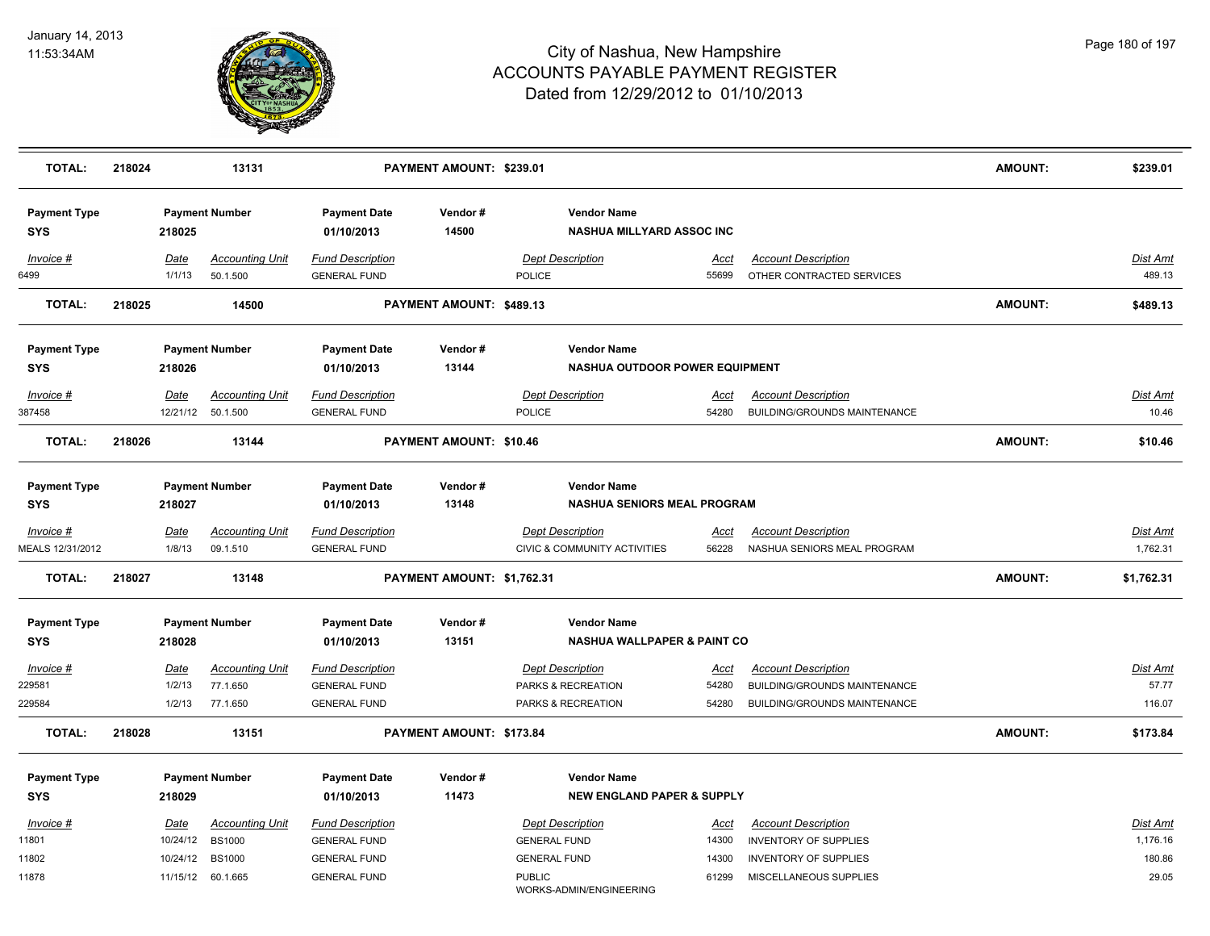# City of Nashua, New Hampshire
## ACCOUNTS PAYABLE PAYMENT REGISTER
### Dated from 12/29/2012 to 01/10/2013

January 14, 2013
11:53:34AM

| TOTAL: | 218024 | 13131 | PAYMENT AMOUNT: $239.01 | AMOUNT: | $239.01 |
|---|---|---|---|---|---|

| Payment Type | Payment Number | Payment Date | Vendor # | Vendor Name |
|---|---|---|---|---|
| SYS | 218025 | 01/10/2013 | 14500 | NASHUA MILLYARD ASSOC INC |

| Invoice # | Date | Accounting Unit | Fund Description | Dept Description | Acct | Account Description | Dist Amt |
|---|---|---|---|---|---|---|---|
| 6499 | 1/1/13 | 50.1.500 | GENERAL FUND | POLICE | 55699 | OTHER CONTRACTED SERVICES | 489.13 |

| TOTAL: | 218025 | 14500 | PAYMENT AMOUNT: $489.13 | AMOUNT: | $489.13 |
|---|---|---|---|---|---|

| Payment Type | Payment Number | Payment Date | Vendor # | Vendor Name |
|---|---|---|---|---|
| SYS | 218026 | 01/10/2013 | 13144 | NASHUA OUTDOOR POWER EQUIPMENT |

| Invoice # | Date | Accounting Unit | Fund Description | Dept Description | Acct | Account Description | Dist Amt |
|---|---|---|---|---|---|---|---|
| 387458 | 12/21/12 | 50.1.500 | GENERAL FUND | POLICE | 54280 | BUILDING/GROUNDS MAINTENANCE | 10.46 |

| TOTAL: | 218026 | 13144 | PAYMENT AMOUNT: $10.46 | AMOUNT: | $10.46 |
|---|---|---|---|---|---|

| Payment Type | Payment Number | Payment Date | Vendor # | Vendor Name |
|---|---|---|---|---|
| SYS | 218027 | 01/10/2013 | 13148 | NASHUA SENIORS MEAL PROGRAM |

| Invoice # | Date | Accounting Unit | Fund Description | Dept Description | Acct | Account Description | Dist Amt |
|---|---|---|---|---|---|---|---|
| MEALS 12/31/2012 | 1/8/13 | 09.1.510 | GENERAL FUND | CIVIC & COMMUNITY ACTIVITIES | 56228 | NASHUA SENIORS MEAL PROGRAM | 1,762.31 |

| TOTAL: | 218027 | 13148 | PAYMENT AMOUNT: $1,762.31 | AMOUNT: | $1,762.31 |
|---|---|---|---|---|---|

| Payment Type | Payment Number | Payment Date | Vendor # | Vendor Name |
|---|---|---|---|---|
| SYS | 218028 | 01/10/2013 | 13151 | NASHUA WALLPAPER & PAINT CO |

| Invoice # | Date | Accounting Unit | Fund Description | Dept Description | Acct | Account Description | Dist Amt |
|---|---|---|---|---|---|---|---|
| 229581 | 1/2/13 | 77.1.650 | GENERAL FUND | PARKS & RECREATION | 54280 | BUILDING/GROUNDS MAINTENANCE | 57.77 |
| 229584 | 1/2/13 | 77.1.650 | GENERAL FUND | PARKS & RECREATION | 54280 | BUILDING/GROUNDS MAINTENANCE | 116.07 |

| TOTAL: | 218028 | 13151 | PAYMENT AMOUNT: $173.84 | AMOUNT: | $173.84 |
|---|---|---|---|---|---|

| Payment Type | Payment Number | Payment Date | Vendor # | Vendor Name |
|---|---|---|---|---|
| SYS | 218029 | 01/10/2013 | 11473 | NEW ENGLAND PAPER & SUPPLY |

| Invoice # | Date | Accounting Unit | Fund Description | Dept Description | Acct | Account Description | Dist Amt |
|---|---|---|---|---|---|---|---|
| 11801 | 10/24/12 | BS1000 | GENERAL FUND | GENERAL FUND | 14300 | INVENTORY OF SUPPLIES | 1,176.16 |
| 11802 | 10/24/12 | BS1000 | GENERAL FUND | GENERAL FUND | 14300 | INVENTORY OF SUPPLIES | 180.86 |
| 11878 | 11/15/12 | 60.1.665 | GENERAL FUND | PUBLIC WORKS-ADMIN/ENGINEERING | 61299 | MISCELLANEOUS SUPPLIES | 29.05 |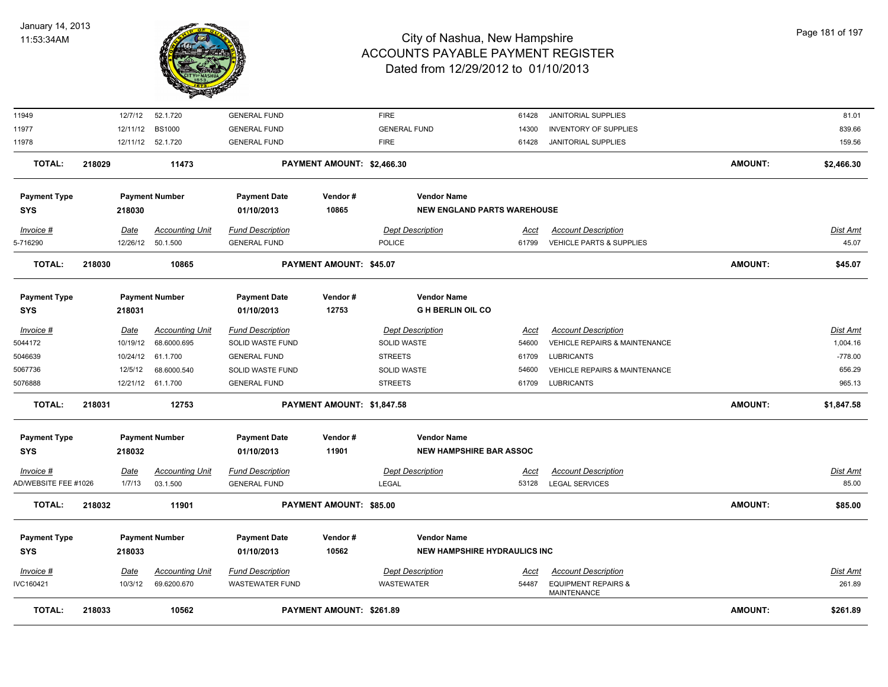# City of Nashua, New Hampshire
## ACCOUNTS PAYABLE PAYMENT REGISTER
### Dated from 12/29/2012 to 01/10/2013

January 14, 2013
11:53:34AM

| Invoice # | Date | Accounting Unit | Fund Description | Dept Description | Acct | Account Description | Dist Amt |
|---|---|---|---|---|---|---|---|
| 11949 | 12/7/12 | 52.1.720 | GENERAL FUND | FIRE | 61428 | JANITORIAL SUPPLIES | 81.01 |
| 11977 | 12/11/12 | BS1000 | GENERAL FUND | GENERAL FUND | 14300 | INVENTORY OF SUPPLIES | 839.66 |
| 11978 | 12/11/12 | 52.1.720 | GENERAL FUND | FIRE | 61428 | JANITORIAL SUPPLIES | 159.56 |

**TOTAL: 218029 — 11473 — PAYMENT AMOUNT: $2,466.30 — AMOUNT: $2,466.30**

| Payment Type | Payment Number | Payment Date | Vendor # | Vendor Name |
|---|---|---|---|---|
| SYS | 218030 | 01/10/2013 | 10865 | NEW ENGLAND PARTS WAREHOUSE |

| Invoice # | Date | Accounting Unit | Fund Description | Dept Description | Acct | Account Description | Dist Amt |
|---|---|---|---|---|---|---|---|
| 5-716290 | 12/26/12 | 50.1.500 | GENERAL FUND | POLICE | 61799 | VEHICLE PARTS & SUPPLIES | 45.07 |

**TOTAL: 218030 — 10865 — PAYMENT AMOUNT: $45.07 — AMOUNT: $45.07**

| Payment Type | Payment Number | Payment Date | Vendor # | Vendor Name |
|---|---|---|---|---|
| SYS | 218031 | 01/10/2013 | 12753 | G H BERLIN OIL CO |

| Invoice # | Date | Accounting Unit | Fund Description | Dept Description | Acct | Account Description | Dist Amt |
|---|---|---|---|---|---|---|---|
| 5044172 | 10/19/12 | 68.6000.695 | SOLID WASTE FUND | SOLID WASTE | 54600 | VEHICLE REPAIRS & MAINTENANCE | 1,004.16 |
| 5046639 | 10/24/12 | 61.1.700 | GENERAL FUND | STREETS | 61709 | LUBRICANTS | -778.00 |
| 5067736 | 12/5/12 | 68.6000.540 | SOLID WASTE FUND | SOLID WASTE | 54600 | VEHICLE REPAIRS & MAINTENANCE | 656.29 |
| 5076888 | 12/21/12 | 61.1.700 | GENERAL FUND | STREETS | 61709 | LUBRICANTS | 965.13 |

**TOTAL: 218031 — 12753 — PAYMENT AMOUNT: $1,847.58 — AMOUNT: $1,847.58**

| Payment Type | Payment Number | Payment Date | Vendor # | Vendor Name |
|---|---|---|---|---|
| SYS | 218032 | 01/10/2013 | 11901 | NEW HAMPSHIRE BAR ASSOC |

| Invoice # | Date | Accounting Unit | Fund Description | Dept Description | Acct | Account Description | Dist Amt |
|---|---|---|---|---|---|---|---|
| AD/WEBSITE FEE #1026 | 1/7/13 | 03.1.500 | GENERAL FUND | LEGAL | 53128 | LEGAL SERVICES | 85.00 |

**TOTAL: 218032 — 11901 — PAYMENT AMOUNT: $85.00 — AMOUNT: $85.00**

| Payment Type | Payment Number | Payment Date | Vendor # | Vendor Name |
|---|---|---|---|---|
| SYS | 218033 | 01/10/2013 | 10562 | NEW HAMPSHIRE HYDRAULICS INC |

| Invoice # | Date | Accounting Unit | Fund Description | Dept Description | Acct | Account Description | Dist Amt |
|---|---|---|---|---|---|---|---|
| IVC160421 | 10/3/12 | 69.6200.670 | WASTEWATER FUND | WASTEWATER | 54487 | EQUIPMENT REPAIRS & MAINTENANCE | 261.89 |

**TOTAL: 218033 — 10562 — PAYMENT AMOUNT: $261.89 — AMOUNT: $261.89**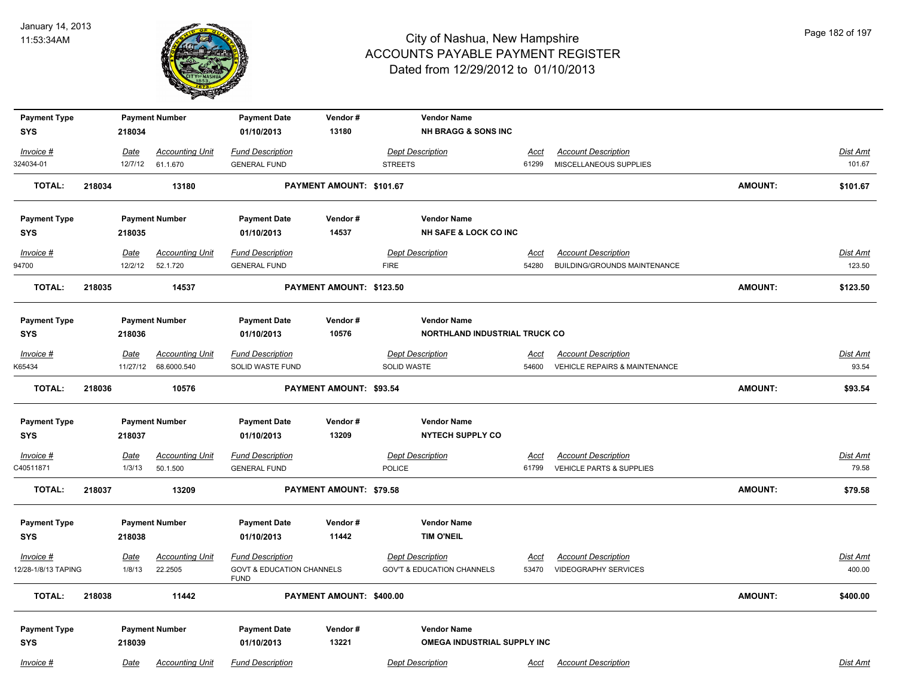# City of Nashua, New Hampshire
## ACCOUNTS PAYABLE PAYMENT REGISTER
### Dated from 12/29/2012 to 01/10/2013

January 14, 2013
11:53:34AM

| Payment Type | Payment Number | Payment Date | Vendor # | Vendor Name |
|---|---|---|---|---|
| SYS | 218034 | 01/10/2013 | 13180 | NH BRAGG & SONS INC |

| Invoice # | Date | Accounting Unit | Fund Description | Dept Description | Acct | Account Description | Dist Amt |
|---|---|---|---|---|---|---|---|
| 324034-01 | 12/7/12 | 61.1.670 | GENERAL FUND | STREETS | 61299 | MISCELLANEOUS SUPPLIES | 101.67 |

**TOTAL: 218034 13180 PAYMENT AMOUNT: $101.67 AMOUNT: $101.67**

| Payment Type | Payment Number | Payment Date | Vendor # | Vendor Name |
|---|---|---|---|---|
| SYS | 218035 | 01/10/2013 | 14537 | NH SAFE & LOCK CO INC |

| Invoice # | Date | Accounting Unit | Fund Description | Dept Description | Acct | Account Description | Dist Amt |
|---|---|---|---|---|---|---|---|
| 94700 | 12/2/12 | 52.1.720 | GENERAL FUND | FIRE | 54280 | BUILDING/GROUNDS MAINTENANCE | 123.50 |

**TOTAL: 218035 14537 PAYMENT AMOUNT: $123.50 AMOUNT: $123.50**

| Payment Type | Payment Number | Payment Date | Vendor # | Vendor Name |
|---|---|---|---|---|
| SYS | 218036 | 01/10/2013 | 10576 | NORTHLAND INDUSTRIAL TRUCK CO |

| Invoice # | Date | Accounting Unit | Fund Description | Dept Description | Acct | Account Description | Dist Amt |
|---|---|---|---|---|---|---|---|
| K65434 | 11/27/12 | 68.6000.540 | SOLID WASTE FUND | SOLID WASTE | 54600 | VEHICLE REPAIRS & MAINTENANCE | 93.54 |

**TOTAL: 218036 10576 PAYMENT AMOUNT: $93.54 AMOUNT: $93.54**

| Payment Type | Payment Number | Payment Date | Vendor # | Vendor Name |
|---|---|---|---|---|
| SYS | 218037 | 01/10/2013 | 13209 | NYTECH SUPPLY CO |

| Invoice # | Date | Accounting Unit | Fund Description | Dept Description | Acct | Account Description | Dist Amt |
|---|---|---|---|---|---|---|---|
| C40511871 | 1/3/13 | 50.1.500 | GENERAL FUND | POLICE | 61799 | VEHICLE PARTS & SUPPLIES | 79.58 |

**TOTAL: 218037 13209 PAYMENT AMOUNT: $79.58 AMOUNT: $79.58**

| Payment Type | Payment Number | Payment Date | Vendor # | Vendor Name |
|---|---|---|---|---|
| SYS | 218038 | 01/10/2013 | 11442 | TIM O'NEIL |

| Invoice # | Date | Accounting Unit | Fund Description | Dept Description | Acct | Account Description | Dist Amt |
|---|---|---|---|---|---|---|---|
| 12/28-1/8/13 TAPING | 1/8/13 | 22.2505 | GOVT & EDUCATION CHANNELS FUND | GOV'T & EDUCATION CHANNELS | 53470 | VIDEOGRAPHY SERVICES | 400.00 |

**TOTAL: 218038 11442 PAYMENT AMOUNT: $400.00 AMOUNT: $400.00**

| Payment Type | Payment Number | Payment Date | Vendor # | Vendor Name |
|---|---|---|---|---|
| SYS | 218039 | 01/10/2013 | 13221 | OMEGA INDUSTRIAL SUPPLY INC |

| Invoice # | Date | Accounting Unit | Fund Description | Dept Description | Acct | Account Description | Dist Amt |
|---|---|---|---|---|---|---|---|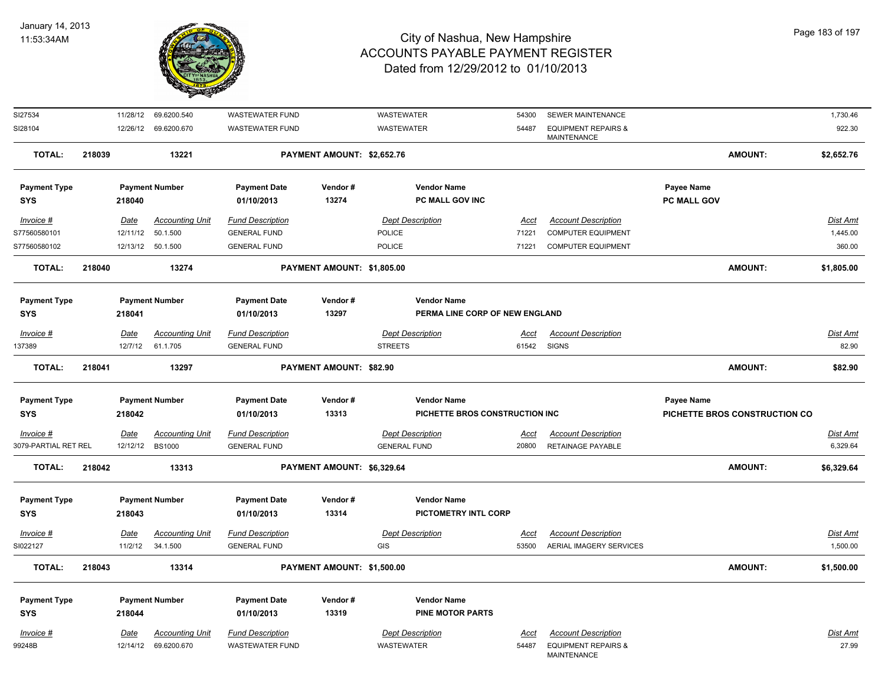| Invoice # | Date | Accounting Unit | Fund Description | Dept Description | Acct | Account Description | Dist Amt |
|---|---|---|---|---|---|---|---|
| SI27534 | 11/28/12 | 69.6200.540 | WASTEWATER FUND | WASTEWATER | 54300 | SEWER MAINTENANCE | 1,730.46 |
| SI28104 | 12/26/12 | 69.6200.670 | WASTEWATER FUND | WASTEWATER | 54487 | EQUIPMENT REPAIRS & MAINTENANCE | 922.30 |

**TOTAL: 218039 13221 PAYMENT AMOUNT: $2,652.76 AMOUNT: $2,652.76**

| Payment Type | Payment Number | Payment Date | Vendor # | Vendor Name | Payee Name |
|---|---|---|---|---|---|
| SYS | 218040 | 01/10/2013 | 13274 | PC MALL GOV INC | PC MALL GOV |

| Invoice # | Date | Accounting Unit | Fund Description | Dept Description | Acct | Account Description | Dist Amt |
|---|---|---|---|---|---|---|---|
| S77560580101 | 12/11/12 | 50.1.500 | GENERAL FUND | POLICE | 71221 | COMPUTER EQUIPMENT | 1,445.00 |
| S77560580102 | 12/13/12 | 50.1.500 | GENERAL FUND | POLICE | 71221 | COMPUTER EQUIPMENT | 360.00 |

**TOTAL: 218040 13274 PAYMENT AMOUNT: $1,805.00 AMOUNT: $1,805.00**

| Payment Type | Payment Number | Payment Date | Vendor # | Vendor Name |
|---|---|---|---|---|
| SYS | 218041 | 01/10/2013 | 13297 | PERMA LINE CORP OF NEW ENGLAND |

| Invoice # | Date | Accounting Unit | Fund Description | Dept Description | Acct | Account Description | Dist Amt |
|---|---|---|---|---|---|---|---|
| 137389 | 12/7/12 | 61.1.705 | GENERAL FUND | STREETS | 61542 | SIGNS | 82.90 |

**TOTAL: 218041 13297 PAYMENT AMOUNT: $82.90 AMOUNT: $82.90**

| Payment Type | Payment Number | Payment Date | Vendor # | Vendor Name | Payee Name |
|---|---|---|---|---|---|
| SYS | 218042 | 01/10/2013 | 13313 | PICHETTE BROS CONSTRUCTION INC | PICHETTE BROS CONSTRUCTION CO |

| Invoice # | Date | Accounting Unit | Fund Description | Dept Description | Acct | Account Description | Dist Amt |
|---|---|---|---|---|---|---|---|
| 3079-PARTIAL RET REL | 12/12/12 | BS1000 | GENERAL FUND | GENERAL FUND | 20800 | RETAINAGE PAYABLE | 6,329.64 |

**TOTAL: 218042 13313 PAYMENT AMOUNT: $6,329.64 AMOUNT: $6,329.64**

| Payment Type | Payment Number | Payment Date | Vendor # | Vendor Name |
|---|---|---|---|---|
| SYS | 218043 | 01/10/2013 | 13314 | PICTOMETRY INTL CORP |

| Invoice # | Date | Accounting Unit | Fund Description | Dept Description | Acct | Account Description | Dist Amt |
|---|---|---|---|---|---|---|---|
| SI022127 | 11/2/12 | 34.1.500 | GENERAL FUND | GIS | 53500 | AERIAL IMAGERY SERVICES | 1,500.00 |

**TOTAL: 218043 13314 PAYMENT AMOUNT: $1,500.00 AMOUNT: $1,500.00**

| Payment Type | Payment Number | Payment Date | Vendor # | Vendor Name |
|---|---|---|---|---|
| SYS | 218044 | 01/10/2013 | 13319 | PINE MOTOR PARTS |

| Invoice # | Date | Accounting Unit | Fund Description | Dept Description | Acct | Account Description | Dist Amt |
|---|---|---|---|---|---|---|---|
| 99248B | 12/14/12 | 69.6200.670 | WASTEWATER FUND | WASTEWATER | 54487 | EQUIPMENT REPAIRS & MAINTENANCE | 27.99 |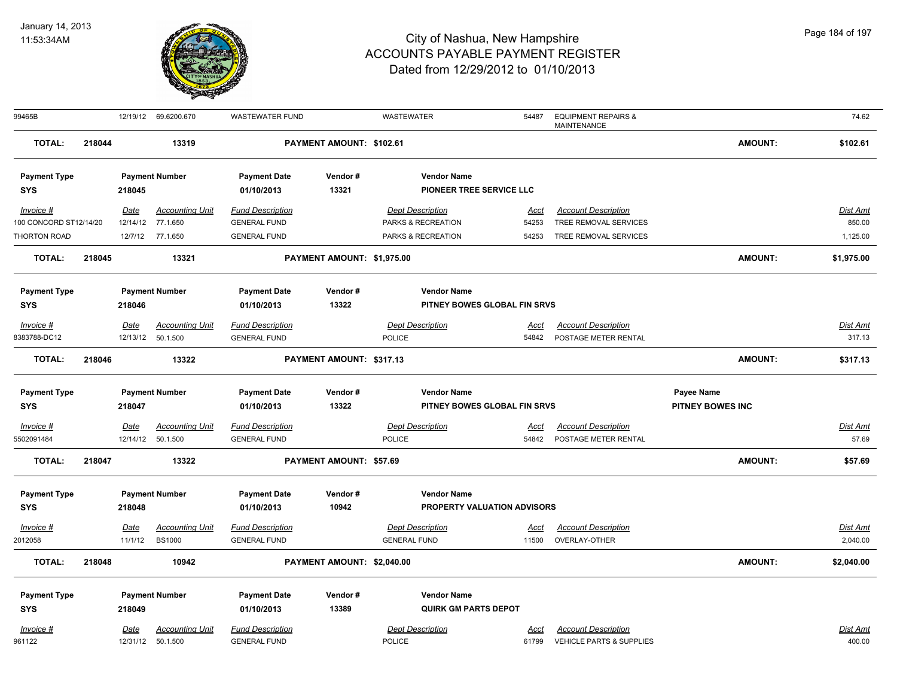| Invoice # | Date | Accounting Unit | Fund Description | Dept Description | Acct | Account Description | Dist Amt |
|---|---|---|---|---|---|---|---|
| 99465B | 12/19/12 | 69.6200.670 | WASTEWATER FUND | WASTEWATER | 54487 | EQUIPMENT REPAIRS & MAINTENANCE | 74.62 |

**TOTAL: 218044 — 13319 — PAYMENT AMOUNT: $102.61 — AMOUNT: $102.61**

| Payment Type | Payment Number | Payment Date | Vendor # | Vendor Name |
|---|---|---|---|---|
| SYS | 218045 | 01/10/2013 | 13321 | PIONEER TREE SERVICE LLC |

| Invoice # | Date | Accounting Unit | Fund Description | Dept Description | Acct | Account Description | Dist Amt |
|---|---|---|---|---|---|---|---|
| 100 CONCORD ST12/14/20 | 12/14/12 | 77.1.650 | GENERAL FUND | PARKS & RECREATION | 54253 | TREE REMOVAL SERVICES | 850.00 |
| THORTON ROAD | 12/7/12 | 77.1.650 | GENERAL FUND | PARKS & RECREATION | 54253 | TREE REMOVAL SERVICES | 1,125.00 |

**TOTAL: 218045 — 13321 — PAYMENT AMOUNT: $1,975.00 — AMOUNT: $1,975.00**

| Payment Type | Payment Number | Payment Date | Vendor # | Vendor Name |
|---|---|---|---|---|
| SYS | 218046 | 01/10/2013 | 13322 | PITNEY BOWES GLOBAL FIN SRVS |

| Invoice # | Date | Accounting Unit | Fund Description | Dept Description | Acct | Account Description | Dist Amt |
|---|---|---|---|---|---|---|---|
| 8383788-DC12 | 12/13/12 | 50.1.500 | GENERAL FUND | POLICE | 54842 | POSTAGE METER RENTAL | 317.13 |

**TOTAL: 218046 — 13322 — PAYMENT AMOUNT: $317.13 — AMOUNT: $317.13**

| Payment Type | Payment Number | Payment Date | Vendor # | Vendor Name | Payee Name |
|---|---|---|---|---|---|
| SYS | 218047 | 01/10/2013 | 13322 | PITNEY BOWES GLOBAL FIN SRVS | PITNEY BOWES INC |

| Invoice # | Date | Accounting Unit | Fund Description | Dept Description | Acct | Account Description | Dist Amt |
|---|---|---|---|---|---|---|---|
| 5502091484 | 12/14/12 | 50.1.500 | GENERAL FUND | POLICE | 54842 | POSTAGE METER RENTAL | 57.69 |

**TOTAL: 218047 — 13322 — PAYMENT AMOUNT: $57.69 — AMOUNT: $57.69**

| Payment Type | Payment Number | Payment Date | Vendor # | Vendor Name |
|---|---|---|---|---|
| SYS | 218048 | 01/10/2013 | 10942 | PROPERTY VALUATION ADVISORS |

| Invoice # | Date | Accounting Unit | Fund Description | Dept Description | Acct | Account Description | Dist Amt |
|---|---|---|---|---|---|---|---|
| 2012058 | 11/1/12 | BS1000 | GENERAL FUND | GENERAL FUND | 11500 | OVERLAY-OTHER | 2,040.00 |

**TOTAL: 218048 — 10942 — PAYMENT AMOUNT: $2,040.00 — AMOUNT: $2,040.00**

| Payment Type | Payment Number | Payment Date | Vendor # | Vendor Name |
|---|---|---|---|---|
| SYS | 218049 | 01/10/2013 | 13389 | QUIRK GM PARTS DEPOT |

| Invoice # | Date | Accounting Unit | Fund Description | Dept Description | Acct | Account Description | Dist Amt |
|---|---|---|---|---|---|---|---|
| 961122 | 12/31/12 | 50.1.500 | GENERAL FUND | POLICE | 61799 | VEHICLE PARTS & SUPPLIES | 400.00 |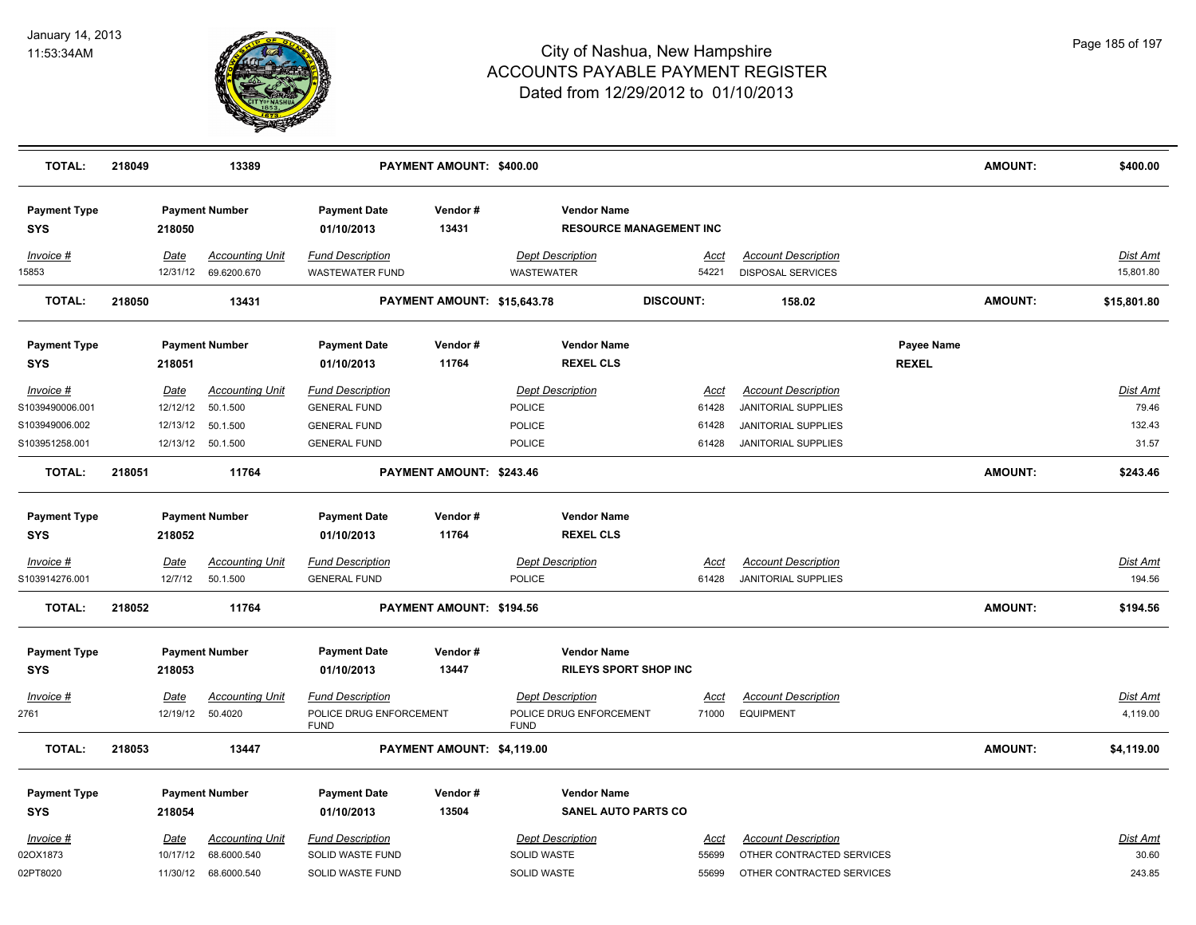| TOTAL: | 218049 | 13389 | PAYMENT AMOUNT: $400.00 | | | AMOUNT: | $400.00 |
|---|---|---|---|---|---|---|---|

**Payment Type:** SYS | **Payment Number:** 218050 | **Payment Date:** 01/10/2013 | **Vendor #:** 13431 | **Vendor Name:** RESOURCE MANAGEMENT INC

| Invoice # | Date | Accounting Unit | Fund Description | Dept Description | Acct | Account Description | Dist Amt |
|---|---|---|---|---|---|---|---|
| 15853 | 12/31/12 | 69.6200.670 | WASTEWATER FUND | WASTEWATER | 54221 | DISPOSAL SERVICES | 15,801.80 |

| TOTAL: | 218050 | 13431 | PAYMENT AMOUNT: $15,643.78 | DISCOUNT: | 158.02 | AMOUNT: | $15,801.80 |
|---|---|---|---|---|---|---|---|

**Payment Type:** SYS | **Payment Number:** 218051 | **Payment Date:** 01/10/2013 | **Vendor #:** 11764 | **Vendor Name:** REXEL CLS | **Payee Name:** REXEL

| Invoice # | Date | Accounting Unit | Fund Description | Dept Description | Acct | Account Description | Dist Amt |
|---|---|---|---|---|---|---|---|
| S1039490006.001 | 12/12/12 | 50.1.500 | GENERAL FUND | POLICE | 61428 | JANITORIAL SUPPLIES | 79.46 |
| S1039490006.002 | 12/13/12 | 50.1.500 | GENERAL FUND | POLICE | 61428 | JANITORIAL SUPPLIES | 132.43 |
| S103951258.001 | 12/13/12 | 50.1.500 | GENERAL FUND | POLICE | 61428 | JANITORIAL SUPPLIES | 31.57 |

| TOTAL: | 218051 | 11764 | PAYMENT AMOUNT: $243.46 | | | AMOUNT: | $243.46 |
|---|---|---|---|---|---|---|---|

**Payment Type:** SYS | **Payment Number:** 218052 | **Payment Date:** 01/10/2013 | **Vendor #:** 11764 | **Vendor Name:** REXEL CLS

| Invoice # | Date | Accounting Unit | Fund Description | Dept Description | Acct | Account Description | Dist Amt |
|---|---|---|---|---|---|---|---|
| S103914276.001 | 12/7/12 | 50.1.500 | GENERAL FUND | POLICE | 61428 | JANITORIAL SUPPLIES | 194.56 |

| TOTAL: | 218052 | 11764 | PAYMENT AMOUNT: $194.56 | | | AMOUNT: | $194.56 |
|---|---|---|---|---|---|---|---|

**Payment Type:** SYS | **Payment Number:** 218053 | **Payment Date:** 01/10/2013 | **Vendor #:** 13447 | **Vendor Name:** RILEYS SPORT SHOP INC

| Invoice # | Date | Accounting Unit | Fund Description | Dept Description | Acct | Account Description | Dist Amt |
|---|---|---|---|---|---|---|---|
| 2761 | 12/19/12 | 50.4020 | POLICE DRUG ENFORCEMENT FUND | POLICE DRUG ENFORCEMENT FUND | 71000 | EQUIPMENT | 4,119.00 |

| TOTAL: | 218053 | 13447 | PAYMENT AMOUNT: $4,119.00 | | | AMOUNT: | $4,119.00 |
|---|---|---|---|---|---|---|---|

**Payment Type:** SYS | **Payment Number:** 218054 | **Payment Date:** 01/10/2013 | **Vendor #:** 13504 | **Vendor Name:** SANEL AUTO PARTS CO

| Invoice # | Date | Accounting Unit | Fund Description | Dept Description | Acct | Account Description | Dist Amt |
|---|---|---|---|---|---|---|---|
| 02OX1873 | 10/17/12 | 68.6000.540 | SOLID WASTE FUND | SOLID WASTE | 55699 | OTHER CONTRACTED SERVICES | 30.60 |
| 02PT8020 | 11/30/12 | 68.6000.540 | SOLID WASTE FUND | SOLID WASTE | 55699 | OTHER CONTRACTED SERVICES | 243.85 |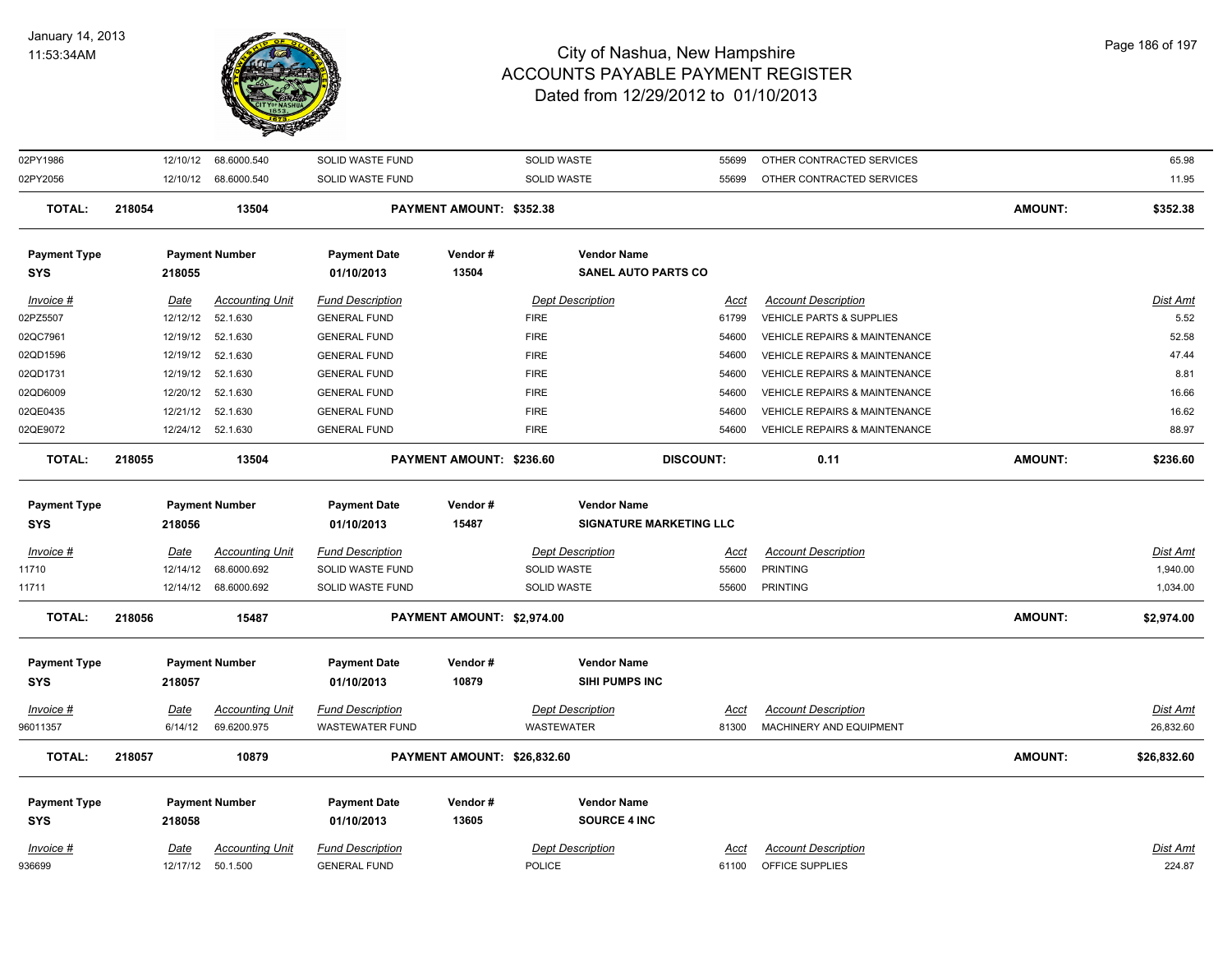| Invoice # | Date | Accounting Unit | Fund Description | Dept Description | Acct | Account Description | Dist Amt |
|---|---|---|---|---|---|---|---|
| 02PY1986 | 12/10/12 | 68.6000.540 | SOLID WASTE FUND | SOLID WASTE | 55699 | OTHER CONTRACTED SERVICES | 65.98 |
| 02PY2056 | 12/10/12 | 68.6000.540 | SOLID WASTE FUND | SOLID WASTE | 55699 | OTHER CONTRACTED SERVICES | 11.95 |

**TOTAL:** 218054 | 13504 | **PAYMENT AMOUNT: $352.38** | **AMOUNT: $352.38**

| Payment Type | Payment Number | Payment Date | Vendor # | Vendor Name |
|---|---|---|---|---|
| **SYS** | **218055** | **01/10/2013** | **13504** | **SANEL AUTO PARTS CO** |

| Invoice # | Date | Accounting Unit | Fund Description | Dept Description | Acct | Account Description | Dist Amt |
|---|---|---|---|---|---|---|---|
| 02PZ5507 | 12/12/12 | 52.1.630 | GENERAL FUND | FIRE | 61799 | VEHICLE PARTS & SUPPLIES | 5.52 |
| 02QC7961 | 12/19/12 | 52.1.630 | GENERAL FUND | FIRE | 54600 | VEHICLE REPAIRS & MAINTENANCE | 52.58 |
| 02QD1596 | 12/19/12 | 52.1.630 | GENERAL FUND | FIRE | 54600 | VEHICLE REPAIRS & MAINTENANCE | 47.44 |
| 02QD1731 | 12/19/12 | 52.1.630 | GENERAL FUND | FIRE | 54600 | VEHICLE REPAIRS & MAINTENANCE | 8.81 |
| 02QD6009 | 12/20/12 | 52.1.630 | GENERAL FUND | FIRE | 54600 | VEHICLE REPAIRS & MAINTENANCE | 16.66 |
| 02QE0435 | 12/21/12 | 52.1.630 | GENERAL FUND | FIRE | 54600 | VEHICLE REPAIRS & MAINTENANCE | 16.62 |
| 02QE9072 | 12/24/12 | 52.1.630 | GENERAL FUND | FIRE | 54600 | VEHICLE REPAIRS & MAINTENANCE | 88.97 |

**TOTAL:** 218055 | 13504 | **PAYMENT AMOUNT: $236.60** | **DISCOUNT: 0.11** | **AMOUNT: $236.60**

| Payment Type | Payment Number | Payment Date | Vendor # | Vendor Name |
|---|---|---|---|---|
| **SYS** | **218056** | **01/10/2013** | **15487** | **SIGNATURE MARKETING LLC** |

| Invoice # | Date | Accounting Unit | Fund Description | Dept Description | Acct | Account Description | Dist Amt |
|---|---|---|---|---|---|---|---|
| 11710 | 12/14/12 | 68.6000.692 | SOLID WASTE FUND | SOLID WASTE | 55600 | PRINTING | 1,940.00 |
| 11711 | 12/14/12 | 68.6000.692 | SOLID WASTE FUND | SOLID WASTE | 55600 | PRINTING | 1,034.00 |

**TOTAL:** 218056 | 15487 | **PAYMENT AMOUNT: $2,974.00** | **AMOUNT: $2,974.00**

| Payment Type | Payment Number | Payment Date | Vendor # | Vendor Name |
|---|---|---|---|---|
| **SYS** | **218057** | **01/10/2013** | **10879** | **SIHI PUMPS INC** |

| Invoice # | Date | Accounting Unit | Fund Description | Dept Description | Acct | Account Description | Dist Amt |
|---|---|---|---|---|---|---|---|
| 96011357 | 6/14/12 | 69.6200.975 | WASTEWATER FUND | WASTEWATER | 81300 | MACHINERY AND EQUIPMENT | 26,832.60 |

**TOTAL:** 218057 | 10879 | **PAYMENT AMOUNT: $26,832.60** | **AMOUNT: $26,832.60**

| Payment Type | Payment Number | Payment Date | Vendor # | Vendor Name |
|---|---|---|---|---|
| **SYS** | **218058** | **01/10/2013** | **13605** | **SOURCE 4 INC** |

| Invoice # | Date | Accounting Unit | Fund Description | Dept Description | Acct | Account Description | Dist Amt |
|---|---|---|---|---|---|---|---|
| 936699 | 12/17/12 | 50.1.500 | GENERAL FUND | POLICE | 61100 | OFFICE SUPPLIES | 224.87 |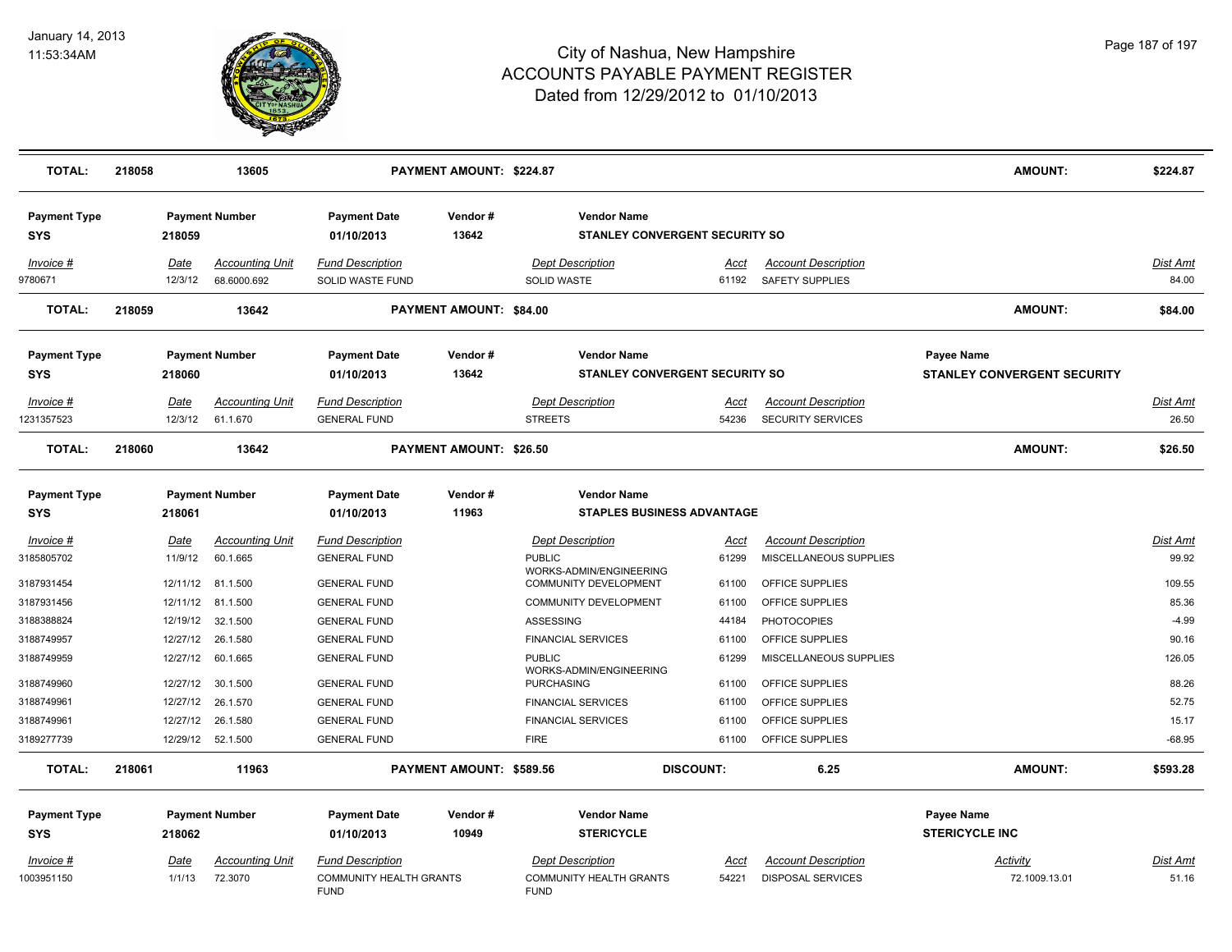| TOTAL: | 218058 | 13605 | PAYMENT AMOUNT: $224.87 | | | | AMOUNT: | $224.87 |
|---|---|---|---|---|---|---|---|---|

| Payment Type | Payment Number | Payment Date | Vendor # | Vendor Name |
|---|---|---|---|---|
| SYS | 218059 | 01/10/2013 | 13642 | STANLEY CONVERGENT SECURITY SO |

| Invoice # | Date | Accounting Unit | Fund Description | Dept Description | Acct | Account Description | Dist Amt |
|---|---|---|---|---|---|---|---|
| 9780671 | 12/3/12 | 68.6000.692 | SOLID WASTE FUND | SOLID WASTE | 61192 | SAFETY SUPPLIES | 84.00 |

| TOTAL: | 218059 | 13642 | PAYMENT AMOUNT: $84.00 | AMOUNT: | $84.00 |
|---|---|---|---|---|---|

| Payment Type | Payment Number | Payment Date | Vendor # | Vendor Name | Payee Name |
|---|---|---|---|---|---|
| SYS | 218060 | 01/10/2013 | 13642 | STANLEY CONVERGENT SECURITY SO | STANLEY CONVERGENT SECURITY |

| Invoice # | Date | Accounting Unit | Fund Description | Dept Description | Acct | Account Description | Dist Amt |
|---|---|---|---|---|---|---|---|
| 1231357523 | 12/3/12 | 61.1.670 | GENERAL FUND | STREETS | 54236 | SECURITY SERVICES | 26.50 |

| TOTAL: | 218060 | 13642 | PAYMENT AMOUNT: $26.50 | AMOUNT: | $26.50 |
|---|---|---|---|---|---|

| Payment Type | Payment Number | Payment Date | Vendor # | Vendor Name |
|---|---|---|---|---|
| SYS | 218061 | 01/10/2013 | 11963 | STAPLES BUSINESS ADVANTAGE |

| Invoice # | Date | Accounting Unit | Fund Description | Dept Description | Acct | Account Description | Dist Amt |
|---|---|---|---|---|---|---|---|
| 3185805702 | 11/9/12 | 60.1.665 | GENERAL FUND | PUBLIC WORKS-ADMIN/ENGINEERING | 61299 | MISCELLANEOUS SUPPLIES | 99.92 |
| 3187931454 | 12/11/12 | 81.1.500 | GENERAL FUND | COMMUNITY DEVELOPMENT | 61100 | OFFICE SUPPLIES | 109.55 |
| 3187931456 | 12/11/12 | 81.1.500 | GENERAL FUND | COMMUNITY DEVELOPMENT | 61100 | OFFICE SUPPLIES | 85.36 |
| 3188388824 | 12/19/12 | 32.1.500 | GENERAL FUND | ASSESSING | 44184 | PHOTOCOPIES | -4.99 |
| 3188749957 | 12/27/12 | 26.1.580 | GENERAL FUND | FINANCIAL SERVICES | 61100 | OFFICE SUPPLIES | 90.16 |
| 3188749959 | 12/27/12 | 60.1.665 | GENERAL FUND | PUBLIC WORKS-ADMIN/ENGINEERING | 61299 | MISCELLANEOUS SUPPLIES | 126.05 |
| 3188749960 | 12/27/12 | 30.1.500 | GENERAL FUND | PURCHASING | 61100 | OFFICE SUPPLIES | 88.26 |
| 3188749961 | 12/27/12 | 26.1.570 | GENERAL FUND | FINANCIAL SERVICES | 61100 | OFFICE SUPPLIES | 52.75 |
| 3188749961 | 12/27/12 | 26.1.580 | GENERAL FUND | FINANCIAL SERVICES | 61100 | OFFICE SUPPLIES | 15.17 |
| 3189277739 | 12/29/12 | 52.1.500 | GENERAL FUND | FIRE | 61100 | OFFICE SUPPLIES | -68.95 |

| TOTAL: | 218061 | 11963 | PAYMENT AMOUNT: $589.56 | DISCOUNT: | 6.25 | AMOUNT: | $593.28 |
|---|---|---|---|---|---|---|---|

| Payment Type | Payment Number | Payment Date | Vendor # | Vendor Name | Payee Name |
|---|---|---|---|---|---|
| SYS | 218062 | 01/10/2013 | 10949 | STERICYCLE | STERICYCLE INC |

| Invoice # | Date | Accounting Unit | Fund Description | Dept Description | Acct | Account Description | Activity | Dist Amt |
|---|---|---|---|---|---|---|---|---|
| 1003951150 | 1/1/13 | 72.3070 | COMMUNITY HEALTH GRANTS FUND | COMMUNITY HEALTH GRANTS FUND | 54221 | DISPOSAL SERVICES | 72.1009.13.01 | 51.16 |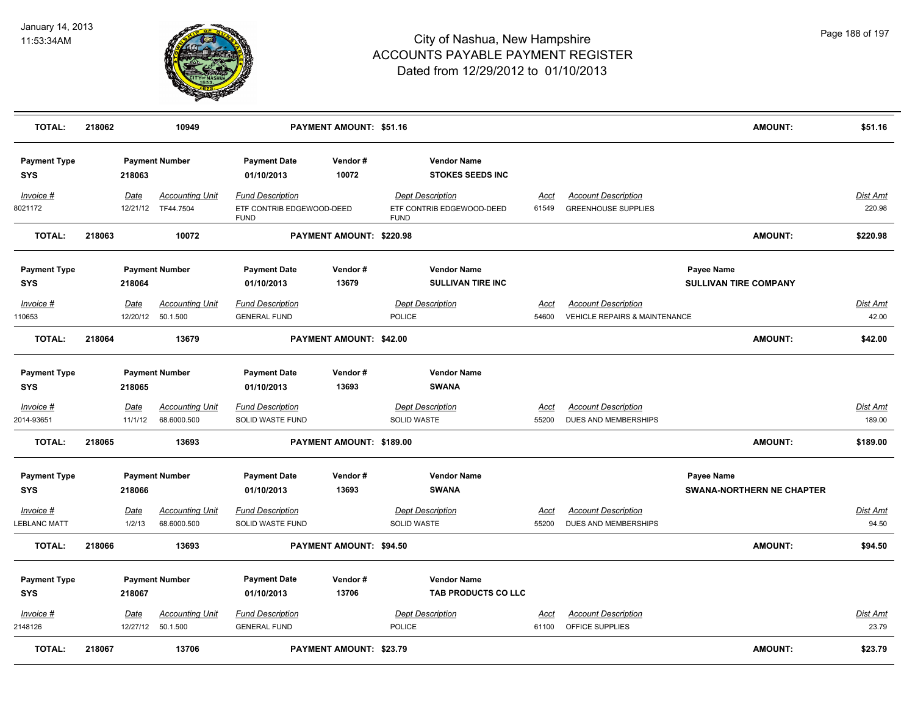# City of Nashua, New Hampshire
## ACCOUNTS PAYABLE PAYMENT REGISTER
### Dated from 12/29/2012 to 01/10/2013

January 14, 2013
11:53:34AM

| | | | | | | | | | |
|---|---|---|---|---|---|---|---|---|---|
| **TOTAL:** | **218062** | **10949** | **PAYMENT AMOUNT: $51.16** | | | | | **AMOUNT:** | **$51.16** |

| Payment Type | Payment Number | | Payment Date | Vendor # | Vendor Name | | | | |
|---|---|---|---|---|---|---|---|---|---|
| **SYS** | **218063** | | **01/10/2013** | **10072** | **STOKES SEEDS INC** | | | | |
| *Invoice #* | *Date* | *Accounting Unit* | *Fund Description* | | *Dept Description* | *Acct* | *Account Description* | | *Dist Amt* |
| 8021172 | 12/21/12 | TF44.7504 | ETF CONTRIB EDGEWOOD-DEED FUND | | ETF CONTRIB EDGEWOOD-DEED FUND | 61549 | GREENHOUSE SUPPLIES | | 220.98 |
| **TOTAL:** | **218063** | **10072** | **PAYMENT AMOUNT: $220.98** | | | | | **AMOUNT:** | **$220.98** |

| Payment Type | Payment Number | | Payment Date | Vendor # | Vendor Name | | | Payee Name | |
|---|---|---|---|---|---|---|---|---|---|
| **SYS** | **218064** | | **01/10/2013** | **13679** | **SULLIVAN TIRE INC** | | | **SULLIVAN TIRE COMPANY** | |
| *Invoice #* | *Date* | *Accounting Unit* | *Fund Description* | | *Dept Description* | *Acct* | *Account Description* | | *Dist Amt* |
| 110653 | 12/20/12 | 50.1.500 | GENERAL FUND | | POLICE | 54600 | VEHICLE REPAIRS & MAINTENANCE | | 42.00 |
| **TOTAL:** | **218064** | **13679** | **PAYMENT AMOUNT: $42.00** | | | | | **AMOUNT:** | **$42.00** |

| Payment Type | Payment Number | | Payment Date | Vendor # | Vendor Name | | | | |
|---|---|---|---|---|---|---|---|---|---|
| **SYS** | **218065** | | **01/10/2013** | **13693** | **SWANA** | | | | |
| *Invoice #* | *Date* | *Accounting Unit* | *Fund Description* | | *Dept Description* | *Acct* | *Account Description* | | *Dist Amt* |
| 2014-93651 | 11/1/12 | 68.6000.500 | SOLID WASTE FUND | | SOLID WASTE | 55200 | DUES AND MEMBERSHIPS | | 189.00 |
| **TOTAL:** | **218065** | **13693** | **PAYMENT AMOUNT: $189.00** | | | | | **AMOUNT:** | **$189.00** |

| Payment Type | Payment Number | | Payment Date | Vendor # | Vendor Name | | | Payee Name | |
|---|---|---|---|---|---|---|---|---|---|
| **SYS** | **218066** | | **01/10/2013** | **13693** | **SWANA** | | | **SWANA-NORTHERN NE CHAPTER** | |
| *Invoice #* | *Date* | *Accounting Unit* | *Fund Description* | | *Dept Description* | *Acct* | *Account Description* | | *Dist Amt* |
| LEBLANC MATT | 1/2/13 | 68.6000.500 | SOLID WASTE FUND | | SOLID WASTE | 55200 | DUES AND MEMBERSHIPS | | 94.50 |
| **TOTAL:** | **218066** | **13693** | **PAYMENT AMOUNT: $94.50** | | | | | **AMOUNT:** | **$94.50** |

| Payment Type | Payment Number | | Payment Date | Vendor # | Vendor Name | | | | |
|---|---|---|---|---|---|---|---|---|---|
| **SYS** | **218067** | | **01/10/2013** | **13706** | **TAB PRODUCTS CO LLC** | | | | |
| *Invoice #* | *Date* | *Accounting Unit* | *Fund Description* | | *Dept Description* | *Acct* | *Account Description* | | *Dist Amt* |
| 2148126 | 12/27/12 | 50.1.500 | GENERAL FUND | | POLICE | 61100 | OFFICE SUPPLIES | | 23.79 |
| **TOTAL:** | **218067** | **13706** | **PAYMENT AMOUNT: $23.79** | | | | | **AMOUNT:** | **$23.79** |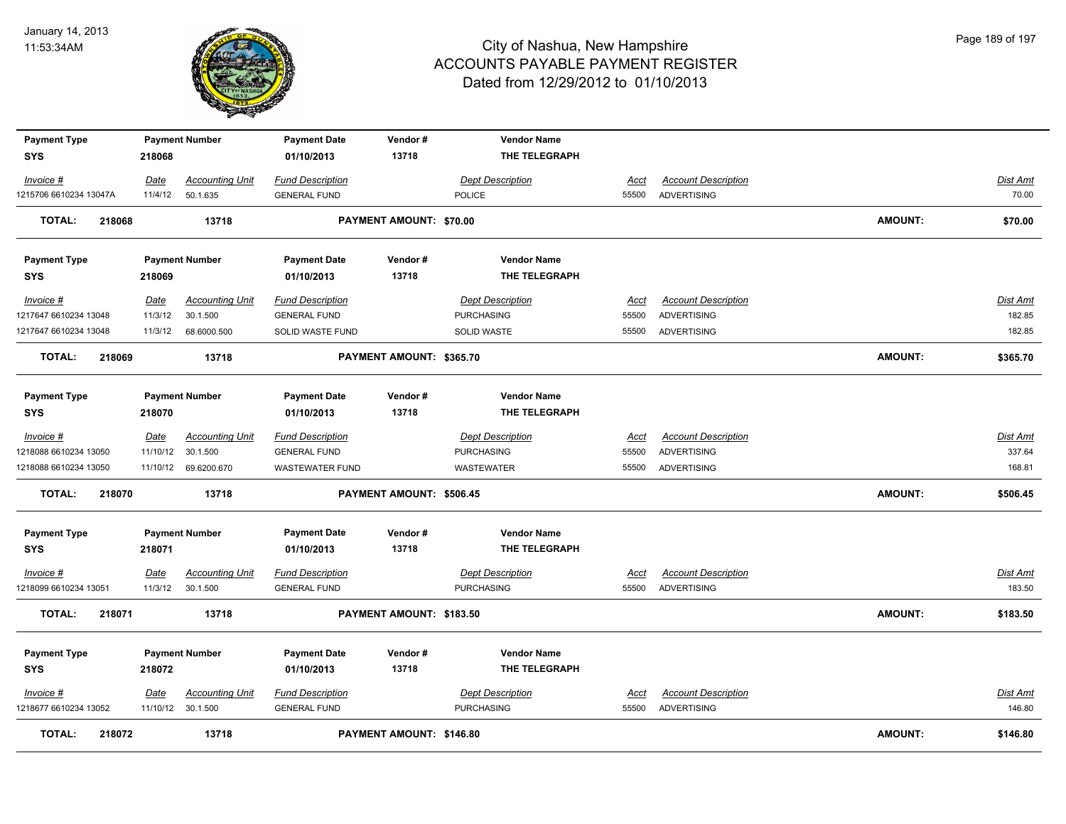# City of Nashua, New Hampshire
## ACCOUNTS PAYABLE PAYMENT REGISTER
### Dated from 12/29/2012 to 01/10/2013

January 14, 2013
11:53:34AM

| Payment Type | Payment Number | Payment Date | Vendor # | Vendor Name |
|---|---|---|---|---|
| SYS | 218068 | 01/10/2013 | 13718 | THE TELEGRAPH |

| Invoice # | Date | Accounting Unit | Fund Description | Dept Description | Acct | Account Description | Dist Amt |
|---|---|---|---|---|---|---|---|
| 1215706 6610234 13047A | 11/4/12 | 50.1.635 | GENERAL FUND | POLICE | 55500 | ADVERTISING | 70.00 |

**TOTAL: 218068 13718 PAYMENT AMOUNT: $70.00 AMOUNT: $70.00**

| Payment Type | Payment Number | Payment Date | Vendor # | Vendor Name |
|---|---|---|---|---|
| SYS | 218069 | 01/10/2013 | 13718 | THE TELEGRAPH |

| Invoice # | Date | Accounting Unit | Fund Description | Dept Description | Acct | Account Description | Dist Amt |
|---|---|---|---|---|---|---|---|
| 1217647 6610234 13048 | 11/3/12 | 30.1.500 | GENERAL FUND | PURCHASING | 55500 | ADVERTISING | 182.85 |
| 1217647 6610234 13048 | 11/3/12 | 68.6000.500 | SOLID WASTE FUND | SOLID WASTE | 55500 | ADVERTISING | 182.85 |

**TOTAL: 218069 13718 PAYMENT AMOUNT: $365.70 AMOUNT: $365.70**

| Payment Type | Payment Number | Payment Date | Vendor # | Vendor Name |
|---|---|---|---|---|
| SYS | 218070 | 01/10/2013 | 13718 | THE TELEGRAPH |

| Invoice # | Date | Accounting Unit | Fund Description | Dept Description | Acct | Account Description | Dist Amt |
|---|---|---|---|---|---|---|---|
| 1218088 6610234 13050 | 11/10/12 | 30.1.500 | GENERAL FUND | PURCHASING | 55500 | ADVERTISING | 337.64 |
| 1218088 6610234 13050 | 11/10/12 | 69.6200.670 | WASTEWATER FUND | WASTEWATER | 55500 | ADVERTISING | 168.81 |

**TOTAL: 218070 13718 PAYMENT AMOUNT: $506.45 AMOUNT: $506.45**

| Payment Type | Payment Number | Payment Date | Vendor # | Vendor Name |
|---|---|---|---|---|
| SYS | 218071 | 01/10/2013 | 13718 | THE TELEGRAPH |

| Invoice # | Date | Accounting Unit | Fund Description | Dept Description | Acct | Account Description | Dist Amt |
|---|---|---|---|---|---|---|---|
| 1218099 6610234 13051 | 11/3/12 | 30.1.500 | GENERAL FUND | PURCHASING | 55500 | ADVERTISING | 183.50 |

**TOTAL: 218071 13718 PAYMENT AMOUNT: $183.50 AMOUNT: $183.50**

| Payment Type | Payment Number | Payment Date | Vendor # | Vendor Name |
|---|---|---|---|---|
| SYS | 218072 | 01/10/2013 | 13718 | THE TELEGRAPH |

| Invoice # | Date | Accounting Unit | Fund Description | Dept Description | Acct | Account Description | Dist Amt |
|---|---|---|---|---|---|---|---|
| 1218677 6610234 13052 | 11/10/12 | 30.1.500 | GENERAL FUND | PURCHASING | 55500 | ADVERTISING | 146.80 |

**TOTAL: 218072 13718 PAYMENT AMOUNT: $146.80 AMOUNT: $146.80**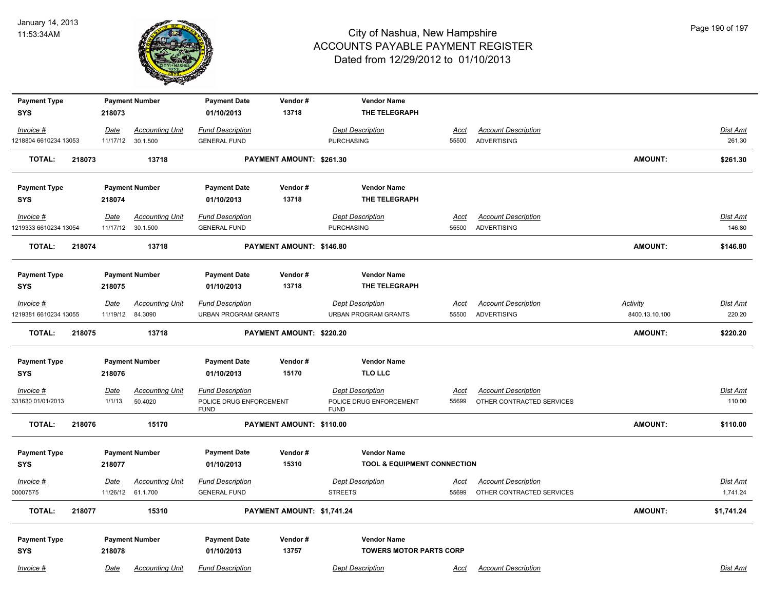# City of Nashua, New Hampshire
## ACCOUNTS PAYABLE PAYMENT REGISTER
### Dated from 12/29/2012 to 01/10/2013

January 14, 2013
11:53:34AM

| Payment Type | Payment Number | Payment Date | Vendor # | Vendor Name |
|---|---|---|---|---|
| SYS | 218073 | 01/10/2013 | 13718 | THE TELEGRAPH |

| Invoice # | Date | Accounting Unit | Fund Description | Dept Description | Acct | Account Description | Dist Amt |
|---|---|---|---|---|---|---|---|
| 1218804 6610234 13053 | 11/17/12 | 30.1.500 | GENERAL FUND | PURCHASING | 55500 | ADVERTISING | 261.30 |

**TOTAL: 218073 13718 PAYMENT AMOUNT: $261.30 AMOUNT: $261.30**

| Payment Type | Payment Number | Payment Date | Vendor # | Vendor Name |
|---|---|---|---|---|
| SYS | 218074 | 01/10/2013 | 13718 | THE TELEGRAPH |

| Invoice # | Date | Accounting Unit | Fund Description | Dept Description | Acct | Account Description | Dist Amt |
|---|---|---|---|---|---|---|---|
| 1219333 6610234 13054 | 11/17/12 | 30.1.500 | GENERAL FUND | PURCHASING | 55500 | ADVERTISING | 146.80 |

**TOTAL: 218074 13718 PAYMENT AMOUNT: $146.80 AMOUNT: $146.80**

| Payment Type | Payment Number | Payment Date | Vendor # | Vendor Name |
|---|---|---|---|---|
| SYS | 218075 | 01/10/2013 | 13718 | THE TELEGRAPH |

| Invoice # | Date | Accounting Unit | Fund Description | Dept Description | Acct | Account Description | Activity | Dist Amt |
|---|---|---|---|---|---|---|---|---|
| 1219381 6610234 13055 | 11/19/12 | 84.3090 | URBAN PROGRAM GRANTS | URBAN PROGRAM GRANTS | 55500 | ADVERTISING | 8400.13.10.100 | 220.20 |

**TOTAL: 218075 13718 PAYMENT AMOUNT: $220.20 AMOUNT: $220.20**

| Payment Type | Payment Number | Payment Date | Vendor # | Vendor Name |
|---|---|---|---|---|
| SYS | 218076 | 01/10/2013 | 15170 | TLO LLC |

| Invoice # | Date | Accounting Unit | Fund Description | Dept Description | Acct | Account Description | Dist Amt |
|---|---|---|---|---|---|---|---|
| 331630 01/01/2013 | 1/1/13 | 50.4020 | POLICE DRUG ENFORCEMENT FUND | POLICE DRUG ENFORCEMENT FUND | 55699 | OTHER CONTRACTED SERVICES | 110.00 |

**TOTAL: 218076 15170 PAYMENT AMOUNT: $110.00 AMOUNT: $110.00**

| Payment Type | Payment Number | Payment Date | Vendor # | Vendor Name |
|---|---|---|---|---|
| SYS | 218077 | 01/10/2013 | 15310 | TOOL & EQUIPMENT CONNECTION |

| Invoice # | Date | Accounting Unit | Fund Description | Dept Description | Acct | Account Description | Dist Amt |
|---|---|---|---|---|---|---|---|
| 00007575 | 11/26/12 | 61.1.700 | GENERAL FUND | STREETS | 55699 | OTHER CONTRACTED SERVICES | 1,741.24 |

**TOTAL: 218077 15310 PAYMENT AMOUNT: $1,741.24 AMOUNT: $1,741.24**

| Payment Type | Payment Number | Payment Date | Vendor # | Vendor Name |
|---|---|---|---|---|
| SYS | 218078 | 01/10/2013 | 13757 | TOWERS MOTOR PARTS CORP |

| Invoice # | Date | Accounting Unit | Fund Description | Dept Description | Acct | Account Description | Dist Amt |
|---|---|---|---|---|---|---|---|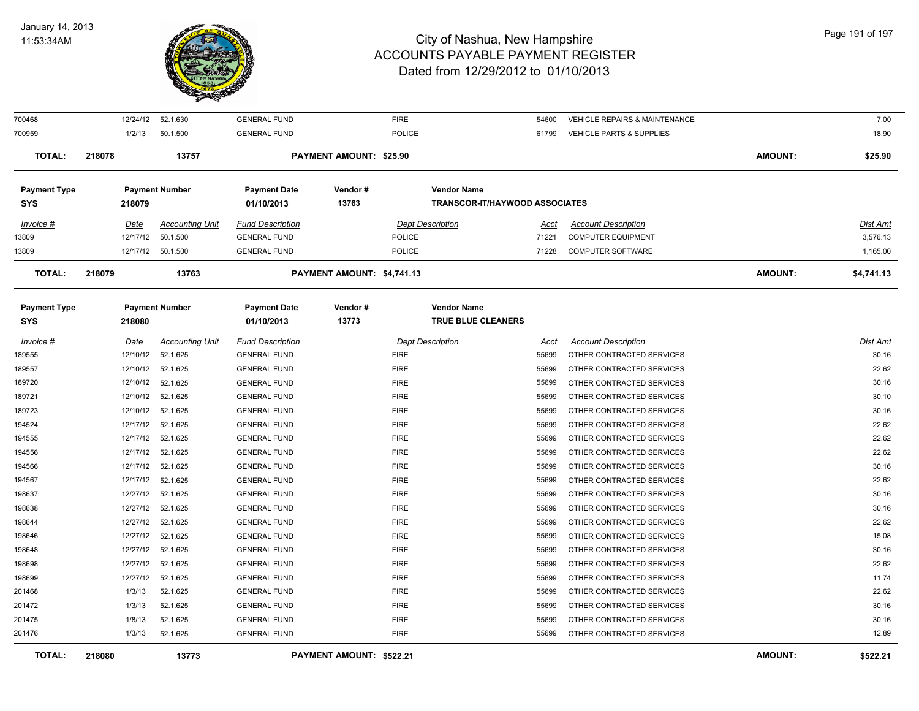# City of Nashua, New Hampshire
## ACCOUNTS PAYABLE PAYMENT REGISTER
### Dated from 12/29/2012 to 01/10/2013

January 14, 2013
11:53:34AM

| Invoice # | Date | Accounting Unit | Fund Description | Dept Description | Acct | Account Description | Dist Amt |
|---|---|---|---|---|---|---|---|
| 700468 | 12/24/12 | 52.1.630 | GENERAL FUND | FIRE | 54600 | VEHICLE REPAIRS & MAINTENANCE | 7.00 |
| 700959 | 1/2/13 | 50.1.500 | GENERAL FUND | POLICE | 61799 | VEHICLE PARTS & SUPPLIES | 18.90 |

**TOTAL: 218078 13757 PAYMENT AMOUNT: $25.90 AMOUNT: $25.90**

| Payment Type | Payment Number | Payment Date | Vendor # | Vendor Name |
|---|---|---|---|---|
| SYS | 218079 | 01/10/2013 | 13763 | TRANSCOR-IT/HAYWOOD ASSOCIATES |

| Invoice # | Date | Accounting Unit | Fund Description | Dept Description | Acct | Account Description | Dist Amt |
|---|---|---|---|---|---|---|---|
| 13809 | 12/17/12 | 50.1.500 | GENERAL FUND | POLICE | 71221 | COMPUTER EQUIPMENT | 3,576.13 |
| 13809 | 12/17/12 | 50.1.500 | GENERAL FUND | POLICE | 71228 | COMPUTER SOFTWARE | 1,165.00 |

**TOTAL: 218079 13763 PAYMENT AMOUNT: $4,741.13 AMOUNT: $4,741.13**

| Payment Type | Payment Number | Payment Date | Vendor # | Vendor Name |
|---|---|---|---|---|
| SYS | 218080 | 01/10/2013 | 13773 | TRUE BLUE CLEANERS |

| Invoice # | Date | Accounting Unit | Fund Description | Dept Description | Acct | Account Description | Dist Amt |
|---|---|---|---|---|---|---|---|
| 189555 | 12/10/12 | 52.1.625 | GENERAL FUND | FIRE | 55699 | OTHER CONTRACTED SERVICES | 30.16 |
| 189557 | 12/10/12 | 52.1.625 | GENERAL FUND | FIRE | 55699 | OTHER CONTRACTED SERVICES | 22.62 |
| 189720 | 12/10/12 | 52.1.625 | GENERAL FUND | FIRE | 55699 | OTHER CONTRACTED SERVICES | 30.16 |
| 189721 | 12/10/12 | 52.1.625 | GENERAL FUND | FIRE | 55699 | OTHER CONTRACTED SERVICES | 30.10 |
| 189723 | 12/10/12 | 52.1.625 | GENERAL FUND | FIRE | 55699 | OTHER CONTRACTED SERVICES | 30.16 |
| 194524 | 12/17/12 | 52.1.625 | GENERAL FUND | FIRE | 55699 | OTHER CONTRACTED SERVICES | 22.62 |
| 194555 | 12/17/12 | 52.1.625 | GENERAL FUND | FIRE | 55699 | OTHER CONTRACTED SERVICES | 22.62 |
| 194556 | 12/17/12 | 52.1.625 | GENERAL FUND | FIRE | 55699 | OTHER CONTRACTED SERVICES | 22.62 |
| 194566 | 12/17/12 | 52.1.625 | GENERAL FUND | FIRE | 55699 | OTHER CONTRACTED SERVICES | 30.16 |
| 194567 | 12/17/12 | 52.1.625 | GENERAL FUND | FIRE | 55699 | OTHER CONTRACTED SERVICES | 22.62 |
| 198637 | 12/27/12 | 52.1.625 | GENERAL FUND | FIRE | 55699 | OTHER CONTRACTED SERVICES | 30.16 |
| 198638 | 12/27/12 | 52.1.625 | GENERAL FUND | FIRE | 55699 | OTHER CONTRACTED SERVICES | 30.16 |
| 198644 | 12/27/12 | 52.1.625 | GENERAL FUND | FIRE | 55699 | OTHER CONTRACTED SERVICES | 22.62 |
| 198646 | 12/27/12 | 52.1.625 | GENERAL FUND | FIRE | 55699 | OTHER CONTRACTED SERVICES | 15.08 |
| 198648 | 12/27/12 | 52.1.625 | GENERAL FUND | FIRE | 55699 | OTHER CONTRACTED SERVICES | 30.16 |
| 198698 | 12/27/12 | 52.1.625 | GENERAL FUND | FIRE | 55699 | OTHER CONTRACTED SERVICES | 22.62 |
| 198699 | 12/27/12 | 52.1.625 | GENERAL FUND | FIRE | 55699 | OTHER CONTRACTED SERVICES | 11.74 |
| 201468 | 1/3/13 | 52.1.625 | GENERAL FUND | FIRE | 55699 | OTHER CONTRACTED SERVICES | 22.62 |
| 201472 | 1/3/13 | 52.1.625 | GENERAL FUND | FIRE | 55699 | OTHER CONTRACTED SERVICES | 30.16 |
| 201475 | 1/8/13 | 52.1.625 | GENERAL FUND | FIRE | 55699 | OTHER CONTRACTED SERVICES | 30.16 |
| 201476 | 1/3/13 | 52.1.625 | GENERAL FUND | FIRE | 55699 | OTHER CONTRACTED SERVICES | 12.89 |

**TOTAL: 218080 13773 PAYMENT AMOUNT: $522.21 AMOUNT: $522.21**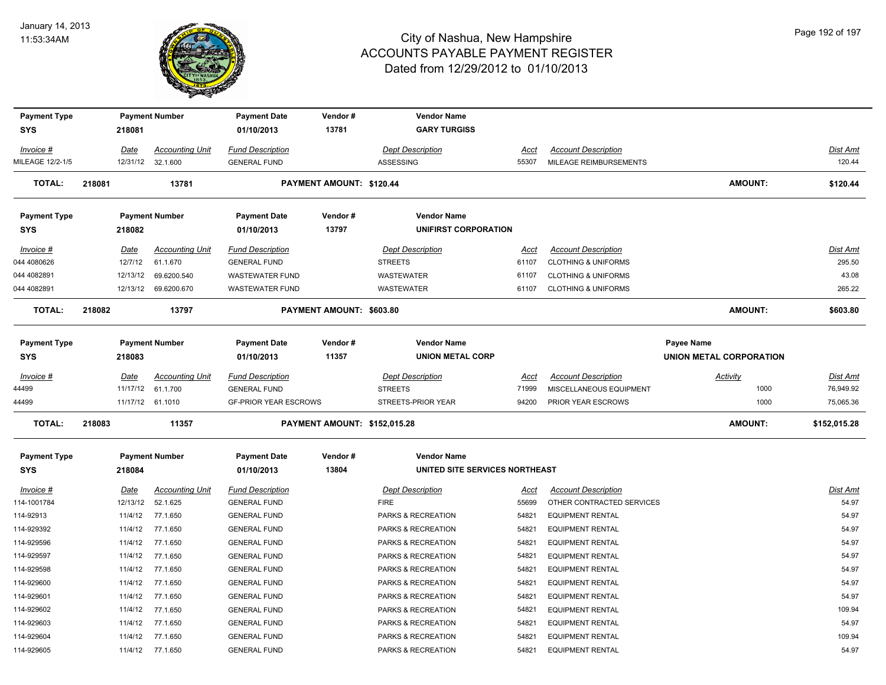# City of Nashua, New Hampshire
## ACCOUNTS PAYABLE PAYMENT REGISTER
### Dated from 12/29/2012 to 01/10/2013

January 14, 2013
11:53:34AM

| Payment Type | Payment Number | Payment Date | Vendor # | Vendor Name |
|---|---|---|---|---|
| SYS | 218081 | 01/10/2013 | 13781 | GARY TURGISS |

| Invoice # | Date | Accounting Unit | Fund Description | Dept Description | Acct | Account Description | Dist Amt |
|---|---|---|---|---|---|---|---|
| MILEAGE 12/2-1/5 | 12/31/12 | 32.1.600 | GENERAL FUND | ASSESSING | 55307 | MILEAGE REIMBURSEMENTS | 120.44 |

**TOTAL: 218081 13781 PAYMENT AMOUNT: $120.44 AMOUNT: $120.44**

| Payment Type | Payment Number | Payment Date | Vendor # | Vendor Name |
|---|---|---|---|---|
| SYS | 218082 | 01/10/2013 | 13797 | UNIFIRST CORPORATION |

| Invoice # | Date | Accounting Unit | Fund Description | Dept Description | Acct | Account Description | Dist Amt |
|---|---|---|---|---|---|---|---|
| 044 4080626 | 12/7/12 | 61.1.670 | GENERAL FUND | STREETS | 61107 | CLOTHING & UNIFORMS | 295.50 |
| 044 4082891 | 12/13/12 | 69.6200.540 | WASTEWATER FUND | WASTEWATER | 61107 | CLOTHING & UNIFORMS | 43.08 |
| 044 4082891 | 12/13/12 | 69.6200.670 | WASTEWATER FUND | WASTEWATER | 61107 | CLOTHING & UNIFORMS | 265.22 |

**TOTAL: 218082 13797 PAYMENT AMOUNT: $603.80 AMOUNT: $603.80**

| Payment Type | Payment Number | Payment Date | Vendor # | Vendor Name | Payee Name |
|---|---|---|---|---|---|
| SYS | 218083 | 01/10/2013 | 11357 | UNION METAL CORP | UNION METAL CORPORATION |

| Invoice # | Date | Accounting Unit | Fund Description | Dept Description | Acct | Account Description | Activity | Dist Amt |
|---|---|---|---|---|---|---|---|---|
| 44499 | 11/17/12 | 61.1.700 | GENERAL FUND | STREETS | 71999 | MISCELLANEOUS EQUIPMENT | 1000 | 76,949.92 |
| 44499 | 11/17/12 | 61.1010 | GF-PRIOR YEAR ESCROWS | STREETS-PRIOR YEAR | 94200 | PRIOR YEAR ESCROWS | 1000 | 75,065.36 |

**TOTAL: 218083 11357 PAYMENT AMOUNT: $152,015.28 AMOUNT: $152,015.28**

| Payment Type | Payment Number | Payment Date | Vendor # | Vendor Name |
|---|---|---|---|---|
| SYS | 218084 | 01/10/2013 | 13804 | UNITED SITE SERVICES NORTHEAST |

| Invoice # | Date | Accounting Unit | Fund Description | Dept Description | Acct | Account Description | Dist Amt |
|---|---|---|---|---|---|---|---|
| 114-1001784 | 12/13/12 | 52.1.625 | GENERAL FUND | FIRE | 55699 | OTHER CONTRACTED SERVICES | 54.97 |
| 114-92913 | 11/4/12 | 77.1.650 | GENERAL FUND | PARKS & RECREATION | 54821 | EQUIPMENT RENTAL | 54.97 |
| 114-929392 | 11/4/12 | 77.1.650 | GENERAL FUND | PARKS & RECREATION | 54821 | EQUIPMENT RENTAL | 54.97 |
| 114-929596 | 11/4/12 | 77.1.650 | GENERAL FUND | PARKS & RECREATION | 54821 | EQUIPMENT RENTAL | 54.97 |
| 114-929597 | 11/4/12 | 77.1.650 | GENERAL FUND | PARKS & RECREATION | 54821 | EQUIPMENT RENTAL | 54.97 |
| 114-929598 | 11/4/12 | 77.1.650 | GENERAL FUND | PARKS & RECREATION | 54821 | EQUIPMENT RENTAL | 54.97 |
| 114-929600 | 11/4/12 | 77.1.650 | GENERAL FUND | PARKS & RECREATION | 54821 | EQUIPMENT RENTAL | 54.97 |
| 114-929601 | 11/4/12 | 77.1.650 | GENERAL FUND | PARKS & RECREATION | 54821 | EQUIPMENT RENTAL | 54.97 |
| 114-929602 | 11/4/12 | 77.1.650 | GENERAL FUND | PARKS & RECREATION | 54821 | EQUIPMENT RENTAL | 109.94 |
| 114-929603 | 11/4/12 | 77.1.650 | GENERAL FUND | PARKS & RECREATION | 54821 | EQUIPMENT RENTAL | 54.97 |
| 114-929604 | 11/4/12 | 77.1.650 | GENERAL FUND | PARKS & RECREATION | 54821 | EQUIPMENT RENTAL | 109.94 |
| 114-929605 | 11/4/12 | 77.1.650 | GENERAL FUND | PARKS & RECREATION | 54821 | EQUIPMENT RENTAL | 54.97 |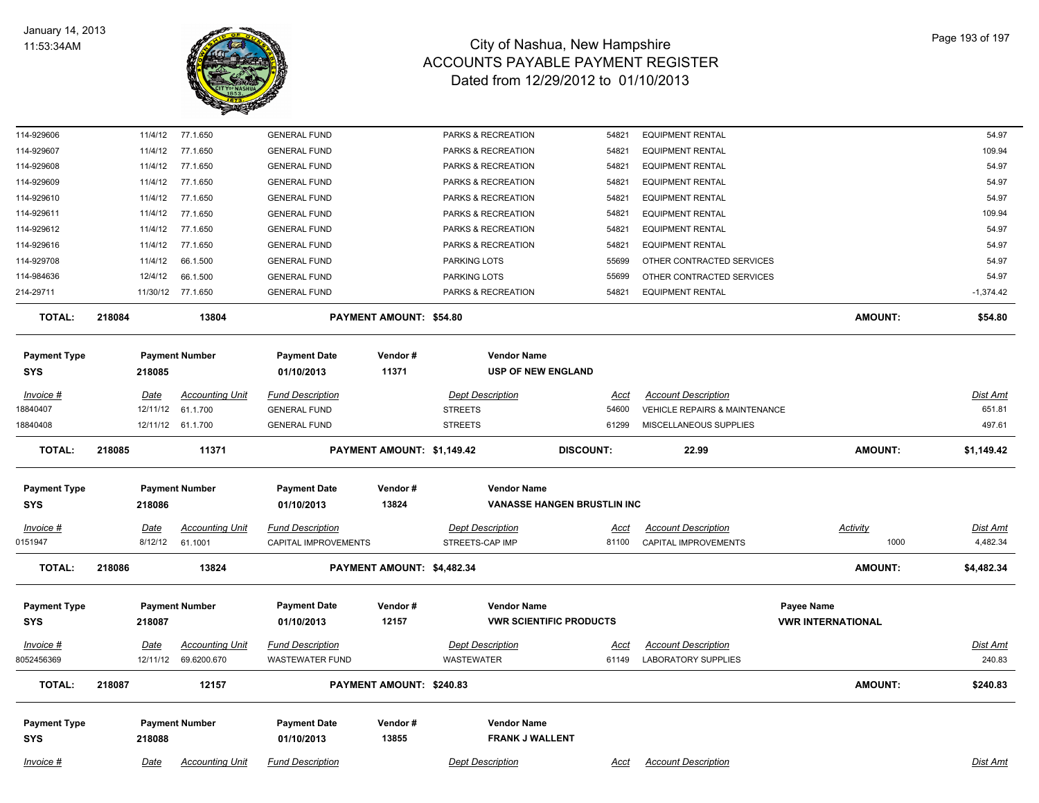| Invoice # | Date | Accounting Unit | Fund Description | Dept Description | Acct | Account Description | Dist Amt |
|---|---|---|---|---|---|---|---|
| 114-929606 | 11/4/12 | 77.1.650 | GENERAL FUND | PARKS & RECREATION | 54821 | EQUIPMENT RENTAL | 54.97 |
| 114-929607 | 11/4/12 | 77.1.650 | GENERAL FUND | PARKS & RECREATION | 54821 | EQUIPMENT RENTAL | 109.94 |
| 114-929608 | 11/4/12 | 77.1.650 | GENERAL FUND | PARKS & RECREATION | 54821 | EQUIPMENT RENTAL | 54.97 |
| 114-929609 | 11/4/12 | 77.1.650 | GENERAL FUND | PARKS & RECREATION | 54821 | EQUIPMENT RENTAL | 54.97 |
| 114-929610 | 11/4/12 | 77.1.650 | GENERAL FUND | PARKS & RECREATION | 54821 | EQUIPMENT RENTAL | 54.97 |
| 114-929611 | 11/4/12 | 77.1.650 | GENERAL FUND | PARKS & RECREATION | 54821 | EQUIPMENT RENTAL | 109.94 |
| 114-929612 | 11/4/12 | 77.1.650 | GENERAL FUND | PARKS & RECREATION | 54821 | EQUIPMENT RENTAL | 54.97 |
| 114-929616 | 11/4/12 | 77.1.650 | GENERAL FUND | PARKS & RECREATION | 54821 | EQUIPMENT RENTAL | 54.97 |
| 114-929708 | 11/4/12 | 66.1.500 | GENERAL FUND | PARKING LOTS | 55699 | OTHER CONTRACTED SERVICES | 54.97 |
| 114-984636 | 12/4/12 | 66.1.500 | GENERAL FUND | PARKING LOTS | 55699 | OTHER CONTRACTED SERVICES | 54.97 |
| 214-29711 | 11/30/12 | 77.1.650 | GENERAL FUND | PARKS & RECREATION | 54821 | EQUIPMENT RENTAL | -1,374.42 |

**TOTAL:** 218084 13804 **PAYMENT AMOUNT: $54.80** **AMOUNT: $54.80**

| Payment Type | Payment Number | Payment Date | Vendor # | Vendor Name |
|---|---|---|---|---|
| SYS | 218085 | 01/10/2013 | 11371 | USP OF NEW ENGLAND |

| Invoice # | Date | Accounting Unit | Fund Description | Dept Description | Acct | Account Description | Dist Amt |
|---|---|---|---|---|---|---|---|
| 18840407 | 12/11/12 | 61.1.700 | GENERAL FUND | STREETS | 54600 | VEHICLE REPAIRS & MAINTENANCE | 651.81 |
| 18840408 | 12/11/12 | 61.1.700 | GENERAL FUND | STREETS | 61299 | MISCELLANEOUS SUPPLIES | 497.61 |

**TOTAL:** 218085 11371 **PAYMENT AMOUNT: $1,149.42** **DISCOUNT: 22.99** **AMOUNT: $1,149.42**

| Payment Type | Payment Number | Payment Date | Vendor # | Vendor Name |
|---|---|---|---|---|
| SYS | 218086 | 01/10/2013 | 13824 | VANASSE HANGEN BRUSTLIN INC |

| Invoice # | Date | Accounting Unit | Fund Description | Dept Description | Acct | Account Description | Activity | Dist Amt |
|---|---|---|---|---|---|---|---|---|
| 0151947 | 8/12/12 | 61.1001 | CAPITAL IMPROVEMENTS | STREETS-CAP IMP | 81100 | CAPITAL IMPROVEMENTS | 1000 | 4,482.34 |

**TOTAL:** 218086 13824 **PAYMENT AMOUNT: $4,482.34** **AMOUNT: $4,482.34**

| Payment Type | Payment Number | Payment Date | Vendor # | Vendor Name | Payee Name |
|---|---|---|---|---|---|
| SYS | 218087 | 01/10/2013 | 12157 | VWR SCIENTIFIC PRODUCTS | VWR INTERNATIONAL |

| Invoice # | Date | Accounting Unit | Fund Description | Dept Description | Acct | Account Description | Dist Amt |
|---|---|---|---|---|---|---|---|
| 8052456369 | 12/11/12 | 69.6200.670 | WASTEWATER FUND | WASTEWATER | 61149 | LABORATORY SUPPLIES | 240.83 |

**TOTAL:** 218087 12157 **PAYMENT AMOUNT: $240.83** **AMOUNT: $240.83**

| Payment Type | Payment Number | Payment Date | Vendor # | Vendor Name |
|---|---|---|---|---|
| SYS | 218088 | 01/10/2013 | 13855 | FRANK J WALLENT |

| Invoice # | Date | Accounting Unit | Fund Description | Dept Description | Acct | Account Description | Dist Amt |
|---|---|---|---|---|---|---|---|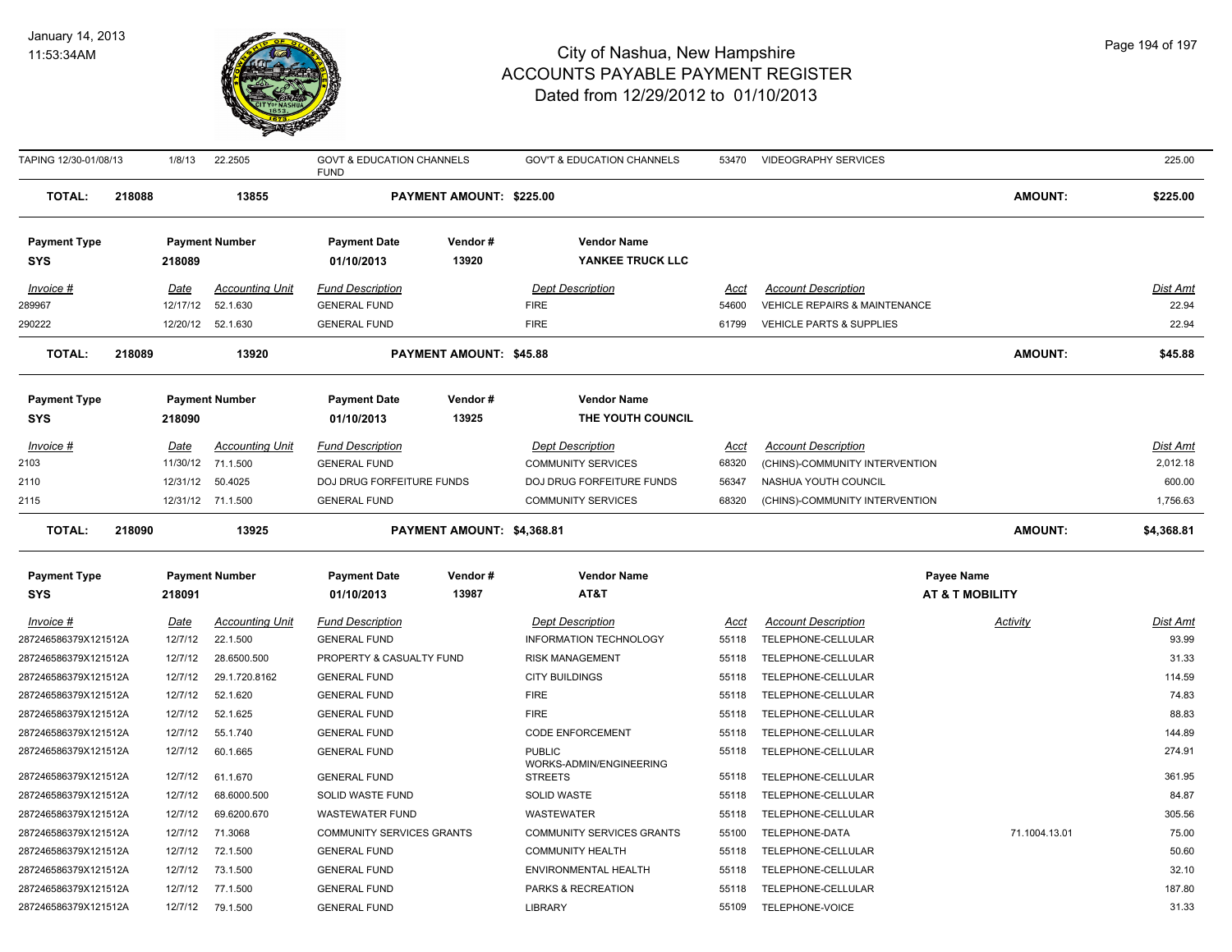January 14, 2013
11:53:34AM

# City of Nashua, New Hampshire
## ACCOUNTS PAYABLE PAYMENT REGISTER
### Dated from 12/29/2012 to 01/10/2013

| Invoice # | Date | Accounting Unit | Fund Description | Dept Description | Acct | Account Description | Dist Amt |
|---|---|---|---|---|---|---|---|
| TAPING 12/30-01/08/13 | 1/8/13 | 22.2505 | GOVT & EDUCATION CHANNELS FUND | GOV'T & EDUCATION CHANNELS | 53470 | VIDEOGRAPHY SERVICES | 225.00 |

**TOTAL: 218088 13855 PAYMENT AMOUNT: $225.00 AMOUNT: $225.00**

| Payment Type | Payment Number | Payment Date | Vendor # | Vendor Name |
|---|---|---|---|---|
| SYS | 218089 | 01/10/2013 | 13920 | YANKEE TRUCK LLC |

| Invoice # | Date | Accounting Unit | Fund Description | Dept Description | Acct | Account Description | Dist Amt |
|---|---|---|---|---|---|---|---|
| 289967 | 12/17/12 | 52.1.630 | GENERAL FUND | FIRE | 54600 | VEHICLE REPAIRS & MAINTENANCE | 22.94 |
| 290222 | 12/20/12 | 52.1.630 | GENERAL FUND | FIRE | 61799 | VEHICLE PARTS & SUPPLIES | 22.94 |

**TOTAL: 218089 13920 PAYMENT AMOUNT: $45.88 AMOUNT: $45.88**

| Payment Type | Payment Number | Payment Date | Vendor # | Vendor Name |
|---|---|---|---|---|
| SYS | 218090 | 01/10/2013 | 13925 | THE YOUTH COUNCIL |

| Invoice # | Date | Accounting Unit | Fund Description | Dept Description | Acct | Account Description | Dist Amt |
|---|---|---|---|---|---|---|---|
| 2103 | 11/30/12 | 71.1.500 | GENERAL FUND | COMMUNITY SERVICES | 68320 | (CHINS)-COMMUNITY INTERVENTION | 2,012.18 |
| 2110 | 12/31/12 | 50.4025 | DOJ DRUG FORFEITURE FUNDS | DOJ DRUG FORFEITURE FUNDS | 56347 | NASHUA YOUTH COUNCIL | 600.00 |
| 2115 | 12/31/12 | 71.1.500 | GENERAL FUND | COMMUNITY SERVICES | 68320 | (CHINS)-COMMUNITY INTERVENTION | 1,756.63 |

**TOTAL: 218090 13925 PAYMENT AMOUNT: $4,368.81 AMOUNT: $4,368.81**

| Payment Type | Payment Number | Payment Date | Vendor # | Vendor Name | Payee Name |
|---|---|---|---|---|---|
| SYS | 218091 | 01/10/2013 | 13987 | AT&T | AT & T MOBILITY |

| Invoice # | Date | Accounting Unit | Fund Description | Dept Description | Acct | Account Description | Activity | Dist Amt |
|---|---|---|---|---|---|---|---|---|
| 287246586379X121512A | 12/7/12 | 22.1.500 | GENERAL FUND | INFORMATION TECHNOLOGY | 55118 | TELEPHONE-CELLULAR | | 93.99 |
| 287246586379X121512A | 12/7/12 | 28.6500.500 | PROPERTY & CASUALTY FUND | RISK MANAGEMENT | 55118 | TELEPHONE-CELLULAR | | 31.33 |
| 287246586379X121512A | 12/7/12 | 29.1.720.8162 | GENERAL FUND | CITY BUILDINGS | 55118 | TELEPHONE-CELLULAR | | 114.59 |
| 287246586379X121512A | 12/7/12 | 52.1.620 | GENERAL FUND | FIRE | 55118 | TELEPHONE-CELLULAR | | 74.83 |
| 287246586379X121512A | 12/7/12 | 52.1.625 | GENERAL FUND | FIRE | 55118 | TELEPHONE-CELLULAR | | 88.83 |
| 287246586379X121512A | 12/7/12 | 55.1.740 | GENERAL FUND | CODE ENFORCEMENT | 55118 | TELEPHONE-CELLULAR | | 144.89 |
| 287246586379X121512A | 12/7/12 | 60.1.665 | GENERAL FUND | PUBLIC WORKS-ADMIN/ENGINEERING | 55118 | TELEPHONE-CELLULAR | | 274.91 |
| 287246586379X121512A | 12/7/12 | 61.1.670 | GENERAL FUND | STREETS | 55118 | TELEPHONE-CELLULAR | | 361.95 |
| 287246586379X121512A | 12/7/12 | 68.6000.500 | SOLID WASTE FUND | SOLID WASTE | 55118 | TELEPHONE-CELLULAR | | 84.87 |
| 287246586379X121512A | 12/7/12 | 69.6200.670 | WASTEWATER FUND | WASTEWATER | 55118 | TELEPHONE-CELLULAR | | 305.56 |
| 287246586379X121512A | 12/7/12 | 71.3068 | COMMUNITY SERVICES GRANTS | COMMUNITY SERVICES GRANTS | 55100 | TELEPHONE-DATA | 71.1004.13.01 | 75.00 |
| 287246586379X121512A | 12/7/12 | 72.1.500 | GENERAL FUND | COMMUNITY HEALTH | 55118 | TELEPHONE-CELLULAR | | 50.60 |
| 287246586379X121512A | 12/7/12 | 73.1.500 | GENERAL FUND | ENVIRONMENTAL HEALTH | 55118 | TELEPHONE-CELLULAR | | 32.10 |
| 287246586379X121512A | 12/7/12 | 77.1.500 | GENERAL FUND | PARKS & RECREATION | 55118 | TELEPHONE-CELLULAR | | 187.80 |
| 287246586379X121512A | 12/7/12 | 79.1.500 | GENERAL FUND | LIBRARY | 55109 | TELEPHONE-VOICE | | 31.33 |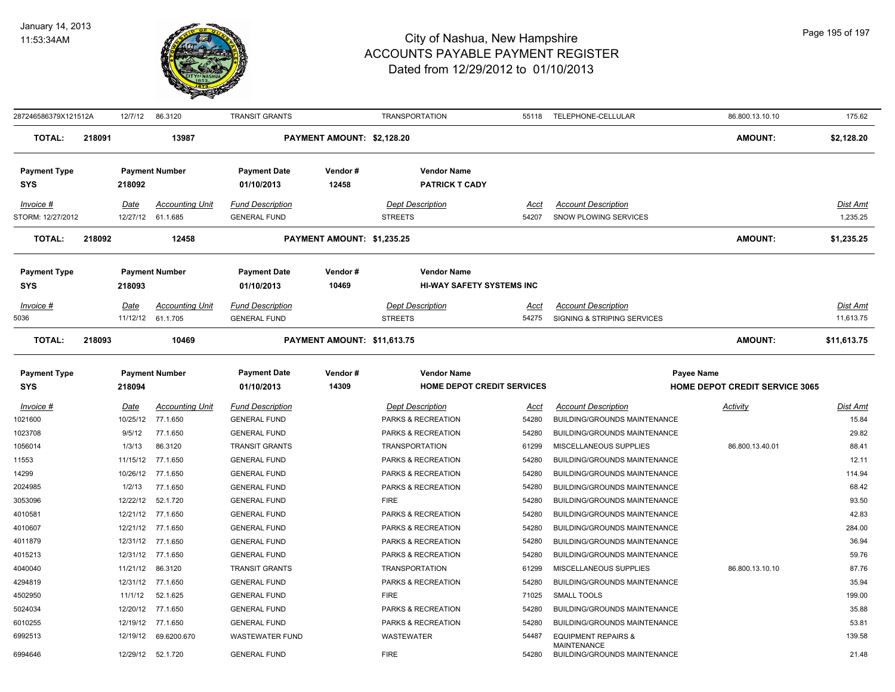# City of Nashua, New Hampshire
# ACCOUNTS PAYABLE PAYMENT REGISTER
## Dated from 12/29/2012 to 01/10/2013

January 14, 2013
11:53:34AM

| Invoice # | Date | Accounting Unit | Fund Description | Dept Description | Acct | Account Description | Activity | Dist Amt |
|---|---|---|---|---|---|---|---|---|
| 287246586379X121512A | 12/7/12 | 86.3120 | TRANSIT GRANTS | TRANSPORTATION | 55118 | TELEPHONE-CELLULAR | 86.800.13.10.10 | 175.62 |

**TOTAL: 218091 — 13987 — PAYMENT AMOUNT: $2,128.20 — AMOUNT: $2,128.20**

| Payment Type | Payment Number | Payment Date | Vendor # | Vendor Name |
|---|---|---|---|---|
| SYS | 218092 | 01/10/2013 | 12458 | PATRICK T CADY |

| Invoice # | Date | Accounting Unit | Fund Description | Dept Description | Acct | Account Description | Dist Amt |
|---|---|---|---|---|---|---|---|
| STORM: 12/27/2012 | 12/27/12 | 61.1.685 | GENERAL FUND | STREETS | 54207 | SNOW PLOWING SERVICES | 1,235.25 |

**TOTAL: 218092 — 12458 — PAYMENT AMOUNT: $1,235.25 — AMOUNT: $1,235.25**

| Payment Type | Payment Number | Payment Date | Vendor # | Vendor Name |
|---|---|---|---|---|
| SYS | 218093 | 01/10/2013 | 10469 | HI-WAY SAFETY SYSTEMS INC |

| Invoice # | Date | Accounting Unit | Fund Description | Dept Description | Acct | Account Description | Dist Amt |
|---|---|---|---|---|---|---|---|
| 5036 | 11/12/12 | 61.1.705 | GENERAL FUND | STREETS | 54275 | SIGNING & STRIPING SERVICES | 11,613.75 |

**TOTAL: 218093 — 10469 — PAYMENT AMOUNT: $11,613.75 — AMOUNT: $11,613.75**

| Payment Type | Payment Number | Payment Date | Vendor # | Vendor Name | Payee Name |
|---|---|---|---|---|---|
| SYS | 218094 | 01/10/2013 | 14309 | HOME DEPOT CREDIT SERVICES | HOME DEPOT CREDIT SERVICE 3065 |

| Invoice # | Date | Accounting Unit | Fund Description | Dept Description | Acct | Account Description | Activity | Dist Amt |
|---|---|---|---|---|---|---|---|---|
| 1021600 | 10/25/12 | 77.1.650 | GENERAL FUND | PARKS & RECREATION | 54280 | BUILDING/GROUNDS MAINTENANCE | | 15.84 |
| 1023708 | 9/5/12 | 77.1.650 | GENERAL FUND | PARKS & RECREATION | 54280 | BUILDING/GROUNDS MAINTENANCE | | 29.82 |
| 1056014 | 1/3/13 | 86.3120 | TRANSIT GRANTS | TRANSPORTATION | 61299 | MISCELLANEOUS SUPPLIES | 86.800.13.40.01 | 88.41 |
| 11553 | 11/15/12 | 77.1.650 | GENERAL FUND | PARKS & RECREATION | 54280 | BUILDING/GROUNDS MAINTENANCE | | 12.11 |
| 14299 | 10/26/12 | 77.1.650 | GENERAL FUND | PARKS & RECREATION | 54280 | BUILDING/GROUNDS MAINTENANCE | | 114.94 |
| 2024985 | 1/2/13 | 77.1.650 | GENERAL FUND | PARKS & RECREATION | 54280 | BUILDING/GROUNDS MAINTENANCE | | 68.42 |
| 3053096 | 12/22/12 | 52.1.720 | GENERAL FUND | FIRE | 54280 | BUILDING/GROUNDS MAINTENANCE | | 93.50 |
| 4010581 | 12/21/12 | 77.1.650 | GENERAL FUND | PARKS & RECREATION | 54280 | BUILDING/GROUNDS MAINTENANCE | | 42.83 |
| 4010607 | 12/21/12 | 77.1.650 | GENERAL FUND | PARKS & RECREATION | 54280 | BUILDING/GROUNDS MAINTENANCE | | 284.00 |
| 4011879 | 12/31/12 | 77.1.650 | GENERAL FUND | PARKS & RECREATION | 54280 | BUILDING/GROUNDS MAINTENANCE | | 36.94 |
| 4015213 | 12/31/12 | 77.1.650 | GENERAL FUND | PARKS & RECREATION | 54280 | BUILDING/GROUNDS MAINTENANCE | | 59.76 |
| 4040040 | 11/21/12 | 86.3120 | TRANSIT GRANTS | TRANSPORTATION | 61299 | MISCELLANEOUS SUPPLIES | 86.800.13.10.10 | 87.76 |
| 4294819 | 12/31/12 | 77.1.650 | GENERAL FUND | PARKS & RECREATION | 54280 | BUILDING/GROUNDS MAINTENANCE | | 35.94 |
| 4502950 | 11/1/12 | 52.1.625 | GENERAL FUND | FIRE | 71025 | SMALL TOOLS | | 199.00 |
| 5024034 | 12/20/12 | 77.1.650 | GENERAL FUND | PARKS & RECREATION | 54280 | BUILDING/GROUNDS MAINTENANCE | | 35.88 |
| 6010255 | 12/19/12 | 77.1.650 | GENERAL FUND | PARKS & RECREATION | 54280 | BUILDING/GROUNDS MAINTENANCE | | 53.81 |
| 6992513 | 12/19/12 | 69.6200.670 | WASTEWATER FUND | WASTEWATER | 54487 | EQUIPMENT REPAIRS & MAINTENANCE | | 139.58 |
| 6994646 | 12/29/12 | 52.1.720 | GENERAL FUND | FIRE | 54280 | BUILDING/GROUNDS MAINTENANCE | | 21.48 |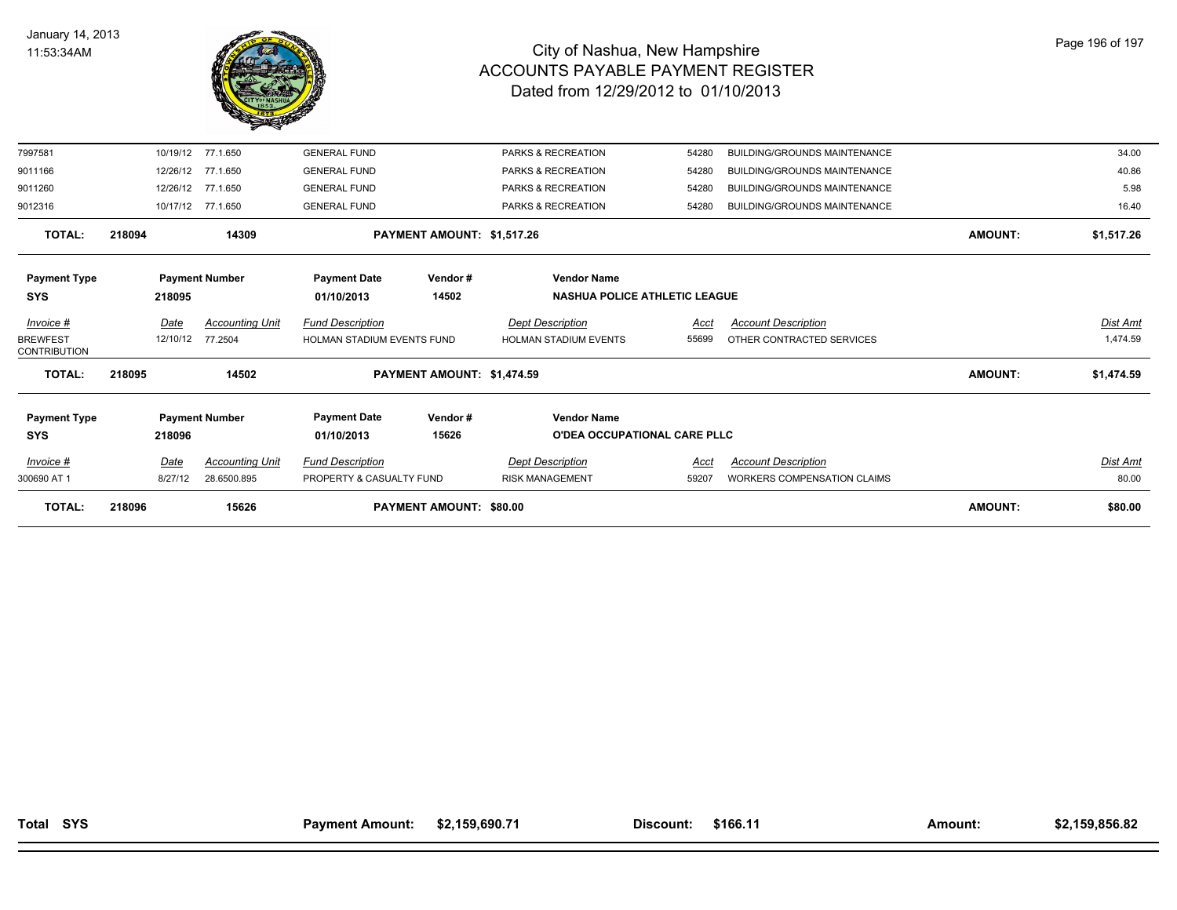| Invoice # | Date | Accounting Unit | Fund Description | Dept Description | Acct | Account Description | Dist Amt |
|---|---|---|---|---|---|---|---|
| 7997581 | 10/19/12 | 77.1.650 | GENERAL FUND | PARKS & RECREATION | 54280 | BUILDING/GROUNDS MAINTENANCE | 34.00 |
| 9011166 | 12/26/12 | 77.1.650 | GENERAL FUND | PARKS & RECREATION | 54280 | BUILDING/GROUNDS MAINTENANCE | 40.86 |
| 9011260 | 12/26/12 | 77.1.650 | GENERAL FUND | PARKS & RECREATION | 54280 | BUILDING/GROUNDS MAINTENANCE | 5.98 |
| 9012316 | 10/17/12 | 77.1.650 | GENERAL FUND | PARKS & RECREATION | 54280 | BUILDING/GROUNDS MAINTENANCE | 16.40 |

**TOTAL:** 218094 | 14309 | **PAYMENT AMOUNT: $1,517.26** | **AMOUNT: $1,517.26**

| Payment Type | Payment Number | Payment Date | Vendor # | Vendor Name |
|---|---|---|---|---|
| SYS | 218095 | 01/10/2013 | 14502 | NASHUA POLICE ATHLETIC LEAGUE |

| Invoice # | Date | Accounting Unit | Fund Description | Dept Description | Acct | Account Description | Dist Amt |
|---|---|---|---|---|---|---|---|
| BREWFEST CONTRIBUTION | 12/10/12 | 77.2504 | HOLMAN STADIUM EVENTS FUND | HOLMAN STADIUM EVENTS | 55699 | OTHER CONTRACTED SERVICES | 1,474.59 |

**TOTAL:** 218095 | 14502 | **PAYMENT AMOUNT: $1,474.59** | **AMOUNT: $1,474.59**

| Payment Type | Payment Number | Payment Date | Vendor # | Vendor Name |
|---|---|---|---|---|
| SYS | 218096 | 01/10/2013 | 15626 | O'DEA OCCUPATIONAL CARE PLLC |

| Invoice # | Date | Accounting Unit | Fund Description | Dept Description | Acct | Account Description | Dist Amt |
|---|---|---|---|---|---|---|---|
| 300690 AT 1 | 8/27/12 | 28.6500.895 | PROPERTY & CASUALTY FUND | RISK MANAGEMENT | 59207 | WORKERS COMPENSATION CLAIMS | 80.00 |

**TOTAL:** 218096 | 15626 | **PAYMENT AMOUNT: $80.00** | **AMOUNT: $80.00**

**Total SYS** | **Payment Amount: $2,159,690.71** | **Discount: $166.11** | **Amount: $2,159,856.82**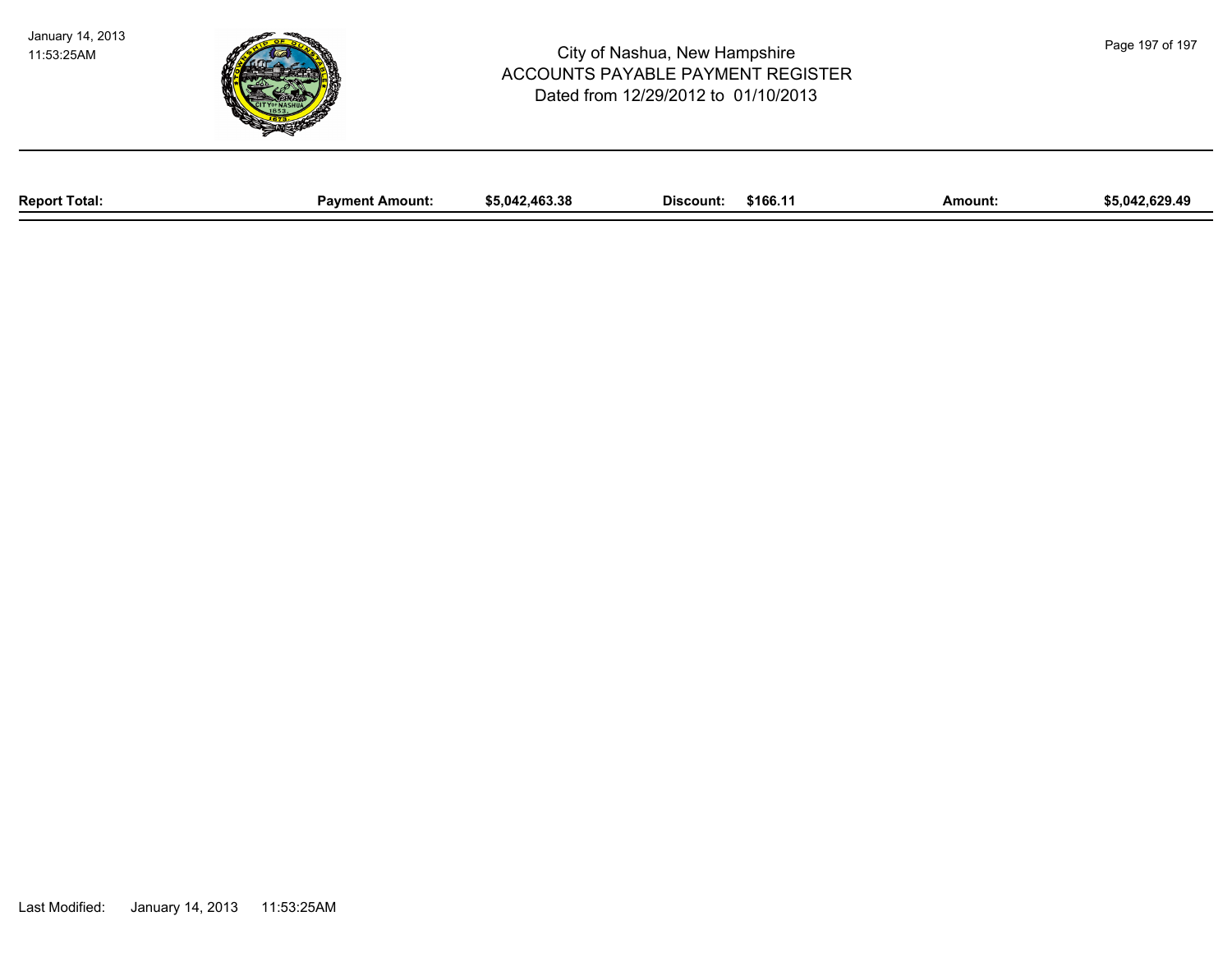City of Nashua, New Hampshire
ACCOUNTS PAYABLE PAYMENT REGISTER
Dated from 12/29/2012 to 01/10/2013

| | | | | | | |
|---|---|---|---|---|---|---|
| **Report Total:** | **Payment Amount:** | **$5,042,463.38** | **Discount:** | **$166.11** | **Amount:** | **$5,042,629.49** |